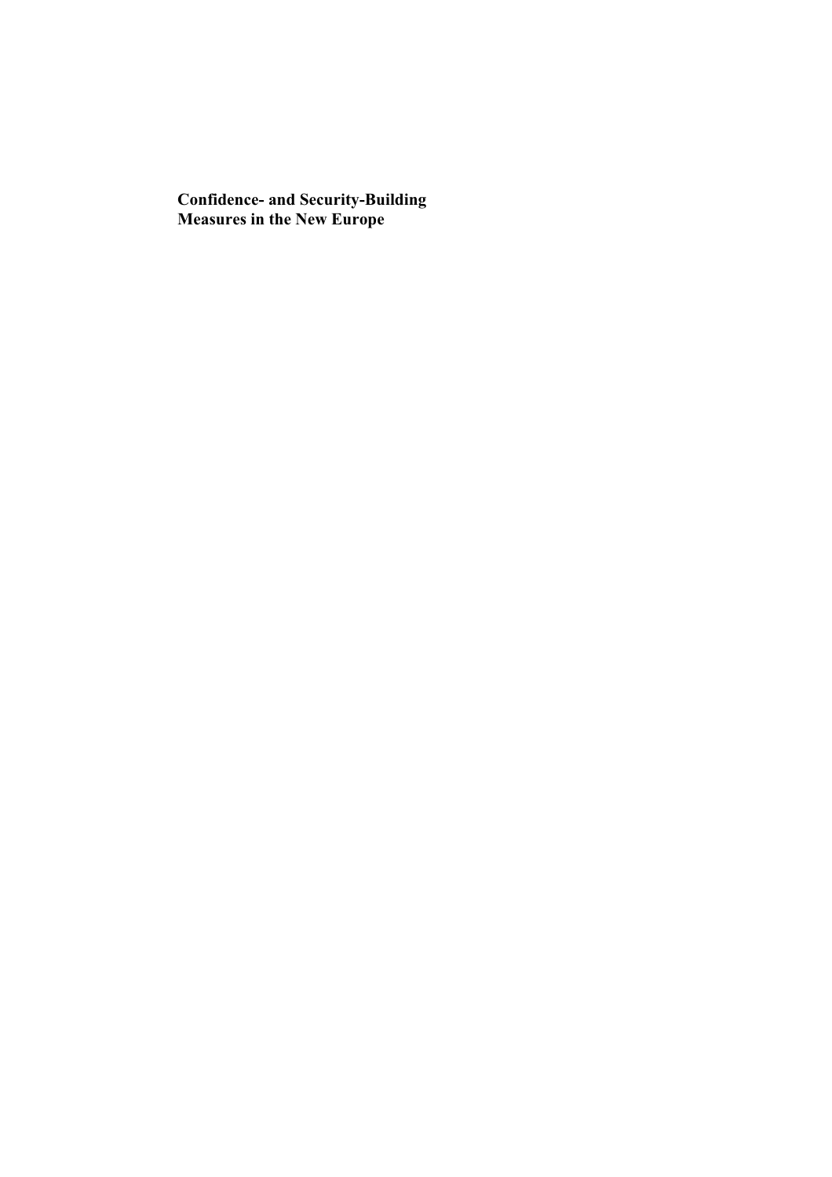**Confidence- and Security-Building Measures in the New Europe**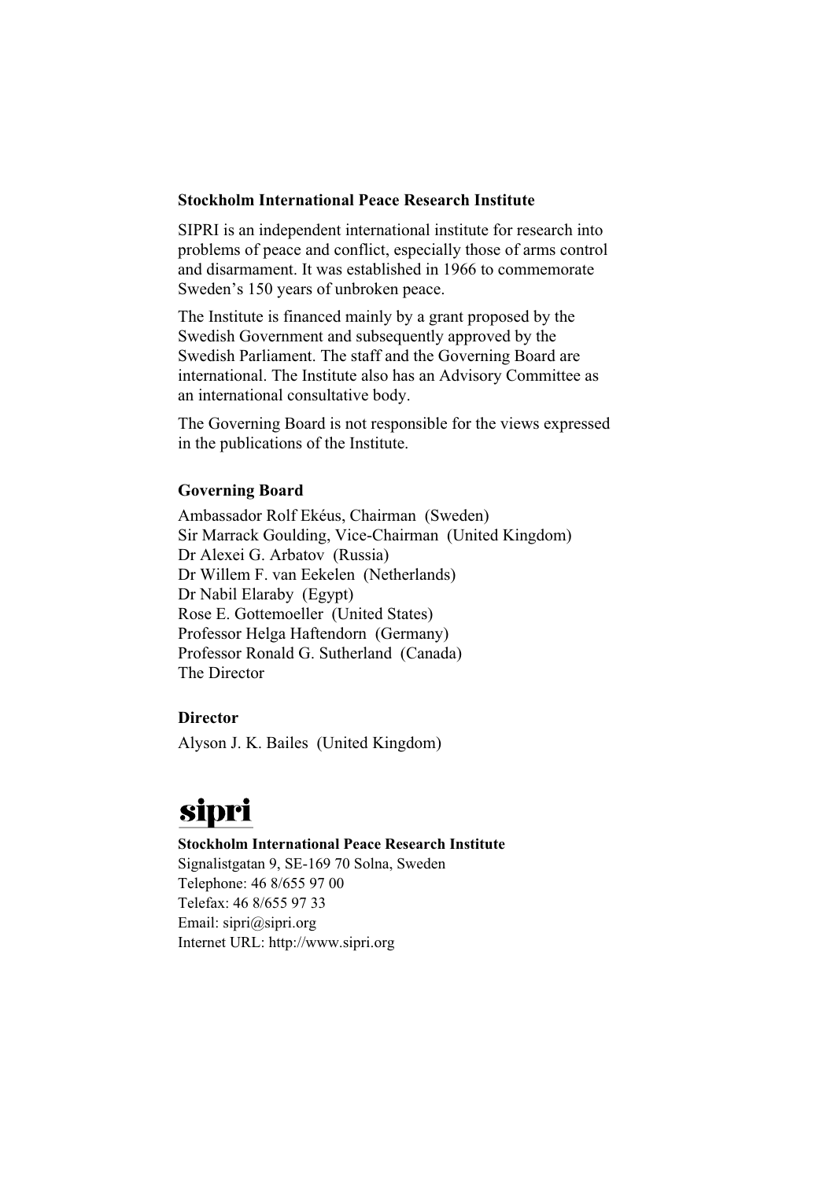**Stockholm International Peace Research Institute**

SIPRI is an independent international institute for research into problems of peace and conflict, especially those of arms control and disarmament. It was established in 1966 to commemorate Sweden's 150 years of unbroken peace.

The Institute is financed mainly by a grant proposed by the Swedish Government and subsequently approved by the Swedish Parliament. The staff and the Governing Board are international. The Institute also has an Advisory Committee as an international consultative body.

The Governing Board is not responsible for the views expressed in the publications of the Institute.

**Governing Board**

Ambassador Rolf Ekéus, Chairman (Sweden)
Sir Marrack Goulding, Vice-Chairman (United Kingdom)
Dr Alexei G. Arbatov (Russia)
Dr Willem F. van Eekelen (Netherlands)
Dr Nabil Elaraby (Egypt)
Rose E. Gottemoeller (United States)
Professor Helga Haftendorn (Germany)
Professor Ronald G. Sutherland (Canada)
The Director

**Director**

Alyson J. K. Bailes (United Kingdom)

sipri

**Stockholm International Peace Research Institute**
Signalistgatan 9, SE-169 70 Solna, Sweden
Telephone: 46 8/655 97 00
Telefax: 46 8/655 97 33
Email: sipri@sipri.org
Internet URL: http://www.sipri.org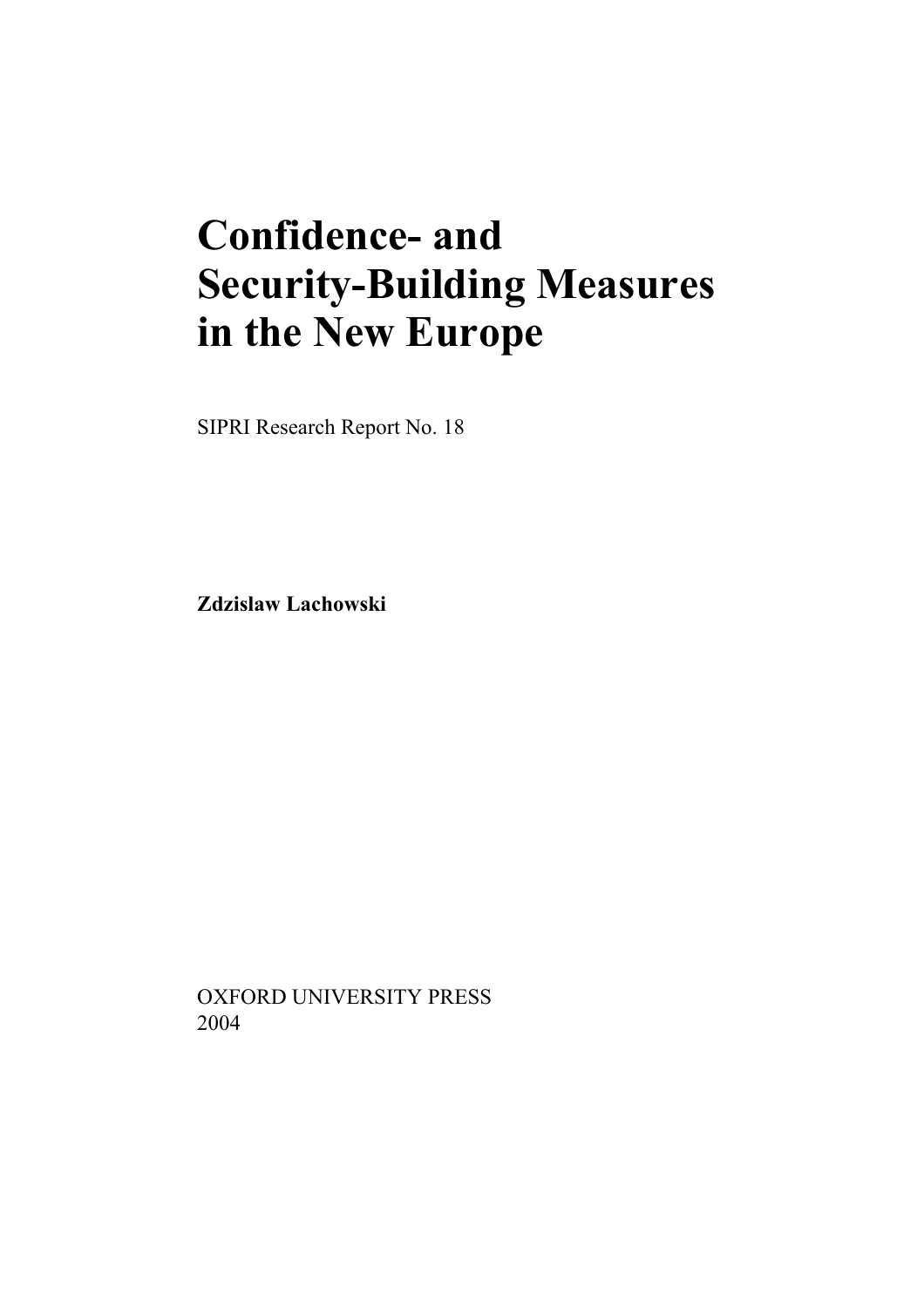# Confidence- and Security-Building Measures in the New Europe

SIPRI Research Report No. 18

**Zdzislaw Lachowski**

OXFORD UNIVERSITY PRESS
2004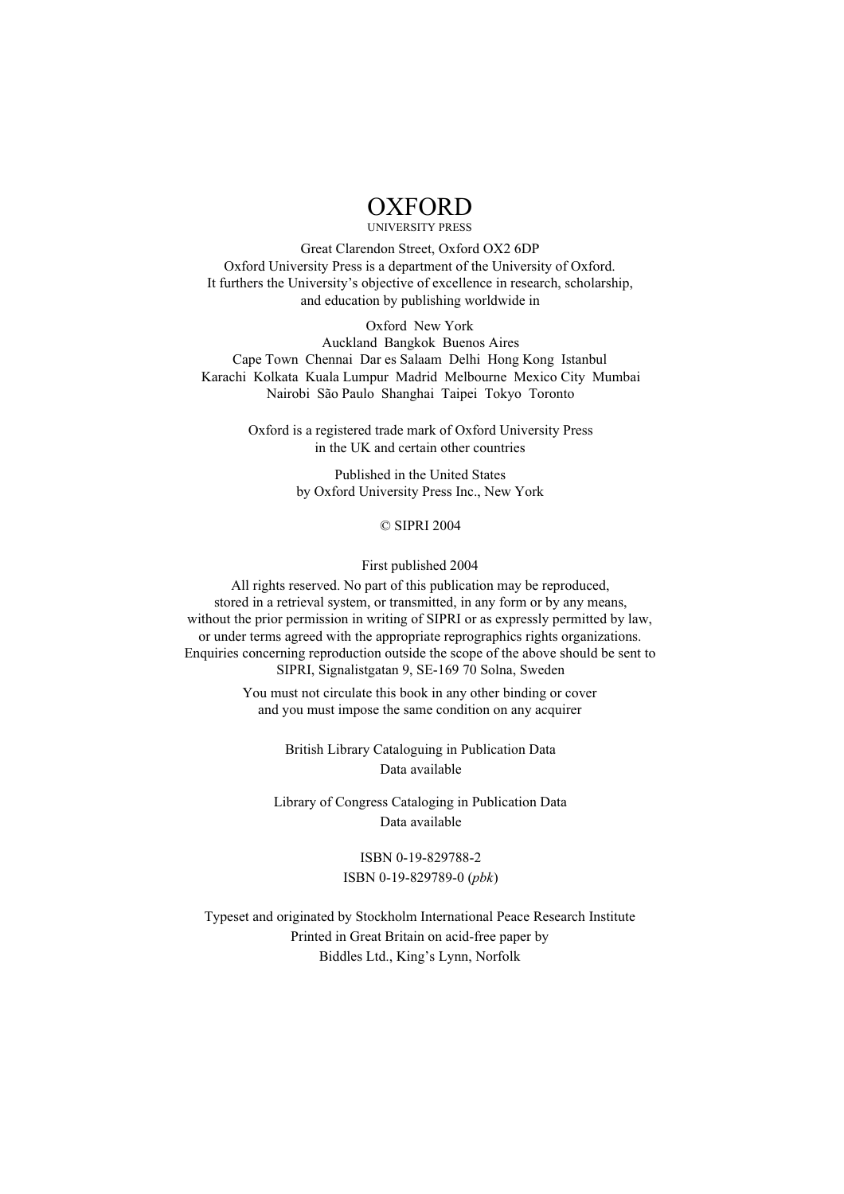OXFORD

UNIVERSITY PRESS

Great Clarendon Street, Oxford OX2 6DP
Oxford University Press is a department of the University of Oxford.
It furthers the University's objective of excellence in research, scholarship,
and education by publishing worldwide in

Oxford New York
Auckland Bangkok Buenos Aires
Cape Town Chennai Dar es Salaam Delhi Hong Kong Istanbul
Karachi Kolkata Kuala Lumpur Madrid Melbourne Mexico City Mumbai
Nairobi São Paulo Shanghai Taipei Tokyo Toronto

Oxford is a registered trade mark of Oxford University Press
in the UK and certain other countries

Published in the United States
by Oxford University Press Inc., New York

© SIPRI 2004

First published 2004

All rights reserved. No part of this publication may be reproduced,
stored in a retrieval system, or transmitted, in any form or by any means,
without the prior permission in writing of SIPRI or as expressly permitted by law,
or under terms agreed with the appropriate reprographics rights organizations.
Enquiries concerning reproduction outside the scope of the above should be sent to
SIPRI, Signalistgatan 9, SE-169 70 Solna, Sweden

You must not circulate this book in any other binding or cover
and you must impose the same condition on any acquirer

British Library Cataloguing in Publication Data
Data available

Library of Congress Cataloging in Publication Data
Data available

ISBN 0-19-829788-2
ISBN 0-19-829789-0 (*pbk*)

Typeset and originated by Stockholm International Peace Research Institute
Printed in Great Britain on acid-free paper by
Biddles Ltd., King's Lynn, Norfolk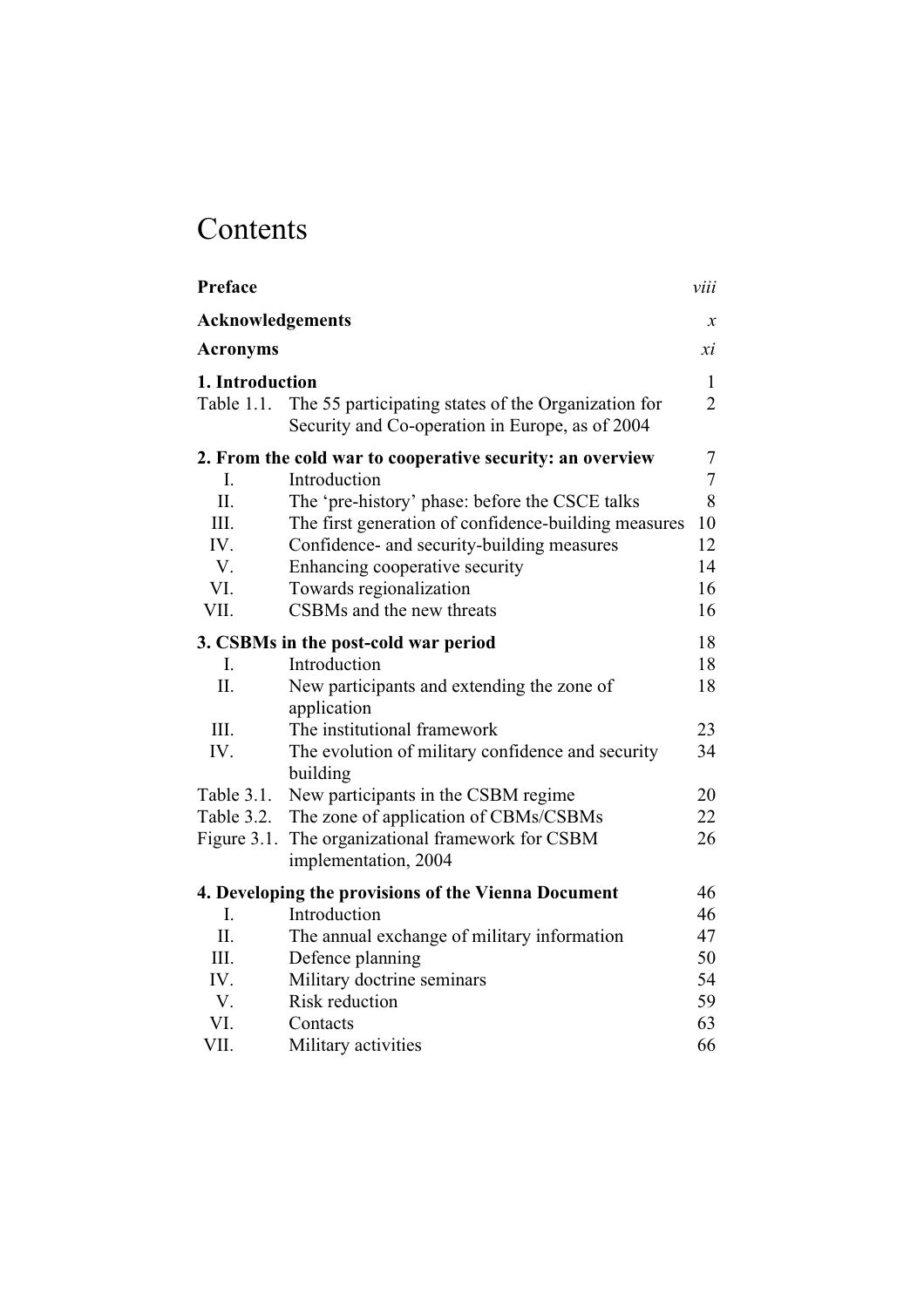# Contents

| | | |
|---|---|---|
| **Preface** | | *viii* |
| **Acknowledgements** | | *x* |
| **Acronyms** | | *xi* |
| **1. Introduction** | | 1 |
| Table 1.1. | The 55 participating states of the Organization for Security and Co-operation in Europe, as of 2004 | 2 |
| **2. From the cold war to cooperative security: an overview** | | 7 |
| I. | Introduction | 7 |
| II. | The 'pre-history' phase: before the CSCE talks | 8 |
| III. | The first generation of confidence-building measures | 10 |
| IV. | Confidence- and security-building measures | 12 |
| V. | Enhancing cooperative security | 14 |
| VI. | Towards regionalization | 16 |
| VII. | CSBMs and the new threats | 16 |
| **3. CSBMs in the post-cold war period** | | 18 |
| I. | Introduction | 18 |
| II. | New participants and extending the zone of application | 18 |
| III. | The institutional framework | 23 |
| IV. | The evolution of military confidence and security building | 34 |
| Table 3.1. | New participants in the CSBM regime | 20 |
| Table 3.2. | The zone of application of CBMs/CSBMs | 22 |
| Figure 3.1. | The organizational framework for CSBM implementation, 2004 | 26 |
| **4. Developing the provisions of the Vienna Document** | | 46 |
| I. | Introduction | 46 |
| II. | The annual exchange of military information | 47 |
| III. | Defence planning | 50 |
| IV. | Military doctrine seminars | 54 |
| V. | Risk reduction | 59 |
| VI. | Contacts | 63 |
| VII. | Military activities | 66 |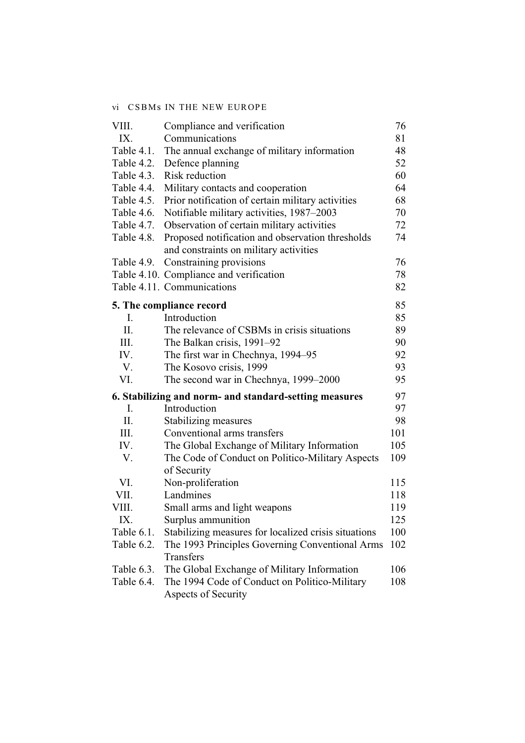| | | |
|---|---|---|
| VIII. | Compliance and verification | 76 |
| IX. | Communications | 81 |
| Table 4.1. | The annual exchange of military information | 48 |
| Table 4.2. | Defence planning | 52 |
| Table 4.3. | Risk reduction | 60 |
| Table 4.4. | Military contacts and cooperation | 64 |
| Table 4.5. | Prior notification of certain military activities | 68 |
| Table 4.6. | Notifiable military activities, 1987–2003 | 70 |
| Table 4.7. | Observation of certain military activities | 72 |
| Table 4.8. | Proposed notification and observation thresholds and constraints on military activities | 74 |
| Table 4.9. | Constraining provisions | 76 |
| Table 4.10. | Compliance and verification | 78 |
| Table 4.11. | Communications | 82 |

**5. The compliance record** 85

| | | |
|---|---|---|
| I. | Introduction | 85 |
| II. | The relevance of CSBMs in crisis situations | 89 |
| III. | The Balkan crisis, 1991–92 | 90 |
| IV. | The first war in Chechnya, 1994–95 | 92 |
| V. | The Kosovo crisis, 1999 | 93 |
| VI. | The second war in Chechnya, 1999–2000 | 95 |

**6. Stabilizing and norm- and standard-setting measures** 97

| | | |
|---|---|---|
| I. | Introduction | 97 |
| II. | Stabilizing measures | 98 |
| III. | Conventional arms transfers | 101 |
| IV. | The Global Exchange of Military Information | 105 |
| V. | The Code of Conduct on Politico-Military Aspects of Security | 109 |
| VI. | Non-proliferation | 115 |
| VII. | Landmines | 118 |
| VIII. | Small arms and light weapons | 119 |
| IX. | Surplus ammunition | 125 |
| Table 6.1. | Stabilizing measures for localized crisis situations | 100 |
| Table 6.2. | The 1993 Principles Governing Conventional Arms Transfers | 102 |
| Table 6.3. | The Global Exchange of Military Information | 106 |
| Table 6.4. | The 1994 Code of Conduct on Politico-Military Aspects of Security | 108 |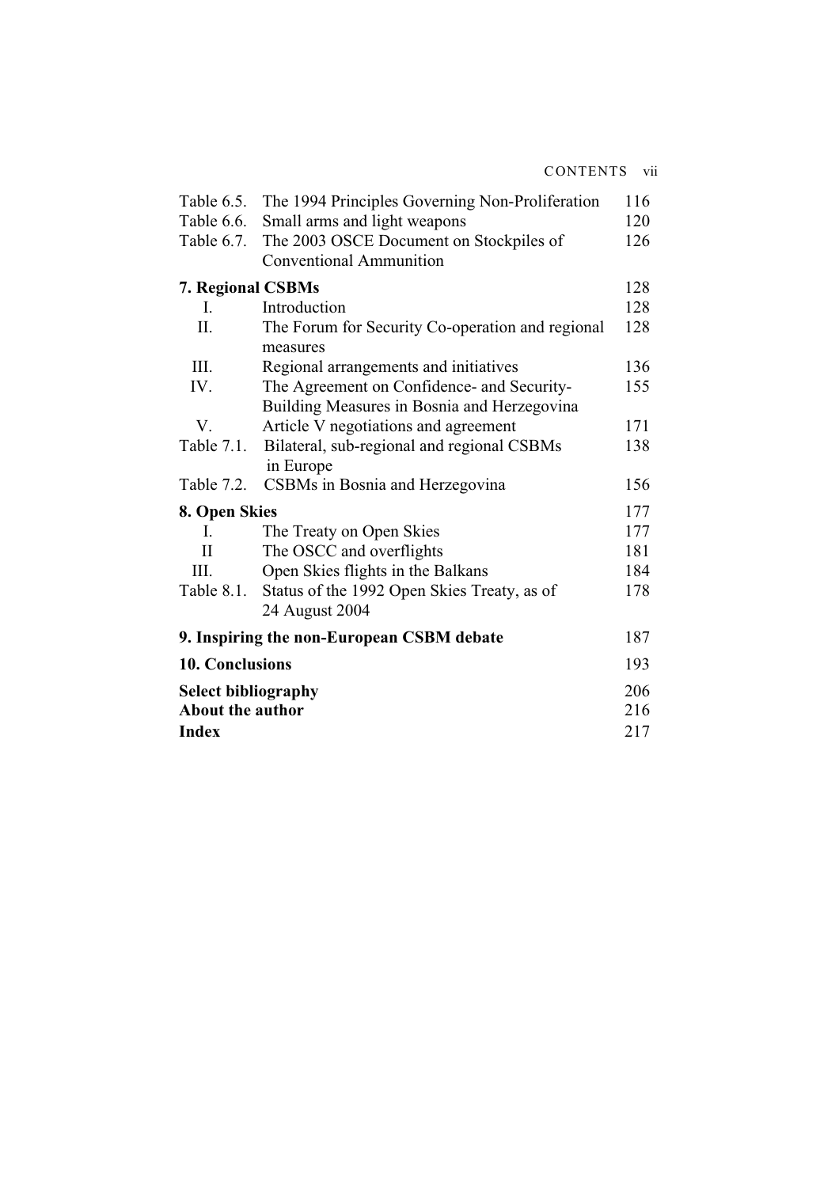| | | |
|---|---|---|
| Table 6.5. | The 1994 Principles Governing Non-Proliferation | 116 |
| Table 6.6. | Small arms and light weapons | 120 |
| Table 6.7. | The 2003 OSCE Document on Stockpiles of Conventional Ammunition | 126 |
| **7. Regional CSBMs** | | 128 |
| I. | Introduction | 128 |
| II. | The Forum for Security Co-operation and regional measures | 128 |
| III. | Regional arrangements and initiatives | 136 |
| IV. | The Agreement on Confidence- and Security-Building Measures in Bosnia and Herzegovina | 155 |
| V. | Article V negotiations and agreement | 171 |
| Table 7.1. | Bilateral, sub-regional and regional CSBMs in Europe | 138 |
| Table 7.2. | CSBMs in Bosnia and Herzegovina | 156 |
| **8. Open Skies** | | 177 |
| I. | The Treaty on Open Skies | 177 |
| II | The OSCC and overflights | 181 |
| III. | Open Skies flights in the Balkans | 184 |
| Table 8.1. | Status of the 1992 Open Skies Treaty, as of 24 August 2004 | 178 |
| **9. Inspiring the non-European CSBM debate** | | 187 |
| **10. Conclusions** | | 193 |
| **Select bibliography** | | 206 |
| **About the author** | | 216 |
| **Index** | | 217 |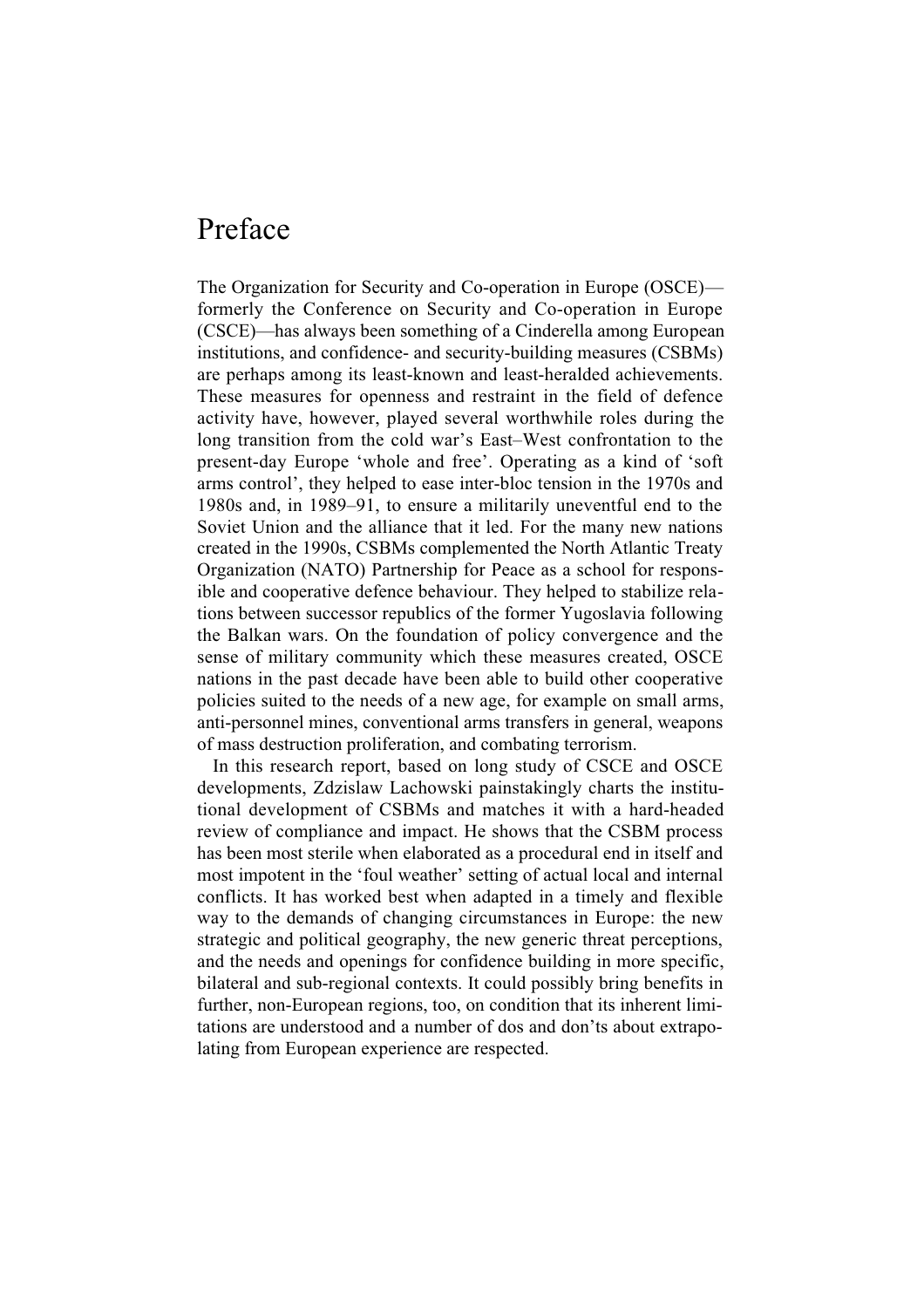# Preface

The Organization for Security and Co-operation in Europe (OSCE)—formerly the Conference on Security and Co-operation in Europe (CSCE)—has always been something of a Cinderella among European institutions, and confidence- and security-building measures (CSBMs) are perhaps among its least-known and least-heralded achievements. These measures for openness and restraint in the field of defence activity have, however, played several worthwhile roles during the long transition from the cold war's East–West confrontation to the present-day Europe 'whole and free'. Operating as a kind of 'soft arms control', they helped to ease inter-bloc tension in the 1970s and 1980s and, in 1989–91, to ensure a militarily uneventful end to the Soviet Union and the alliance that it led. For the many new nations created in the 1990s, CSBMs complemented the North Atlantic Treaty Organization (NATO) Partnership for Peace as a school for responsible and cooperative defence behaviour. They helped to stabilize relations between successor republics of the former Yugoslavia following the Balkan wars. On the foundation of policy convergence and the sense of military community which these measures created, OSCE nations in the past decade have been able to build other cooperative policies suited to the needs of a new age, for example on small arms, anti-personnel mines, conventional arms transfers in general, weapons of mass destruction proliferation, and combating terrorism.

In this research report, based on long study of CSCE and OSCE developments, Zdzislaw Lachowski painstakingly charts the institutional development of CSBMs and matches it with a hard-headed review of compliance and impact. He shows that the CSBM process has been most sterile when elaborated as a procedural end in itself and most impotent in the 'foul weather' setting of actual local and internal conflicts. It has worked best when adapted in a timely and flexible way to the demands of changing circumstances in Europe: the new strategic and political geography, the new generic threat perceptions, and the needs and openings for confidence building in more specific, bilateral and sub-regional contexts. It could possibly bring benefits in further, non-European regions, too, on condition that its inherent limitations are understood and a number of dos and don'ts about extrapolating from European experience are respected.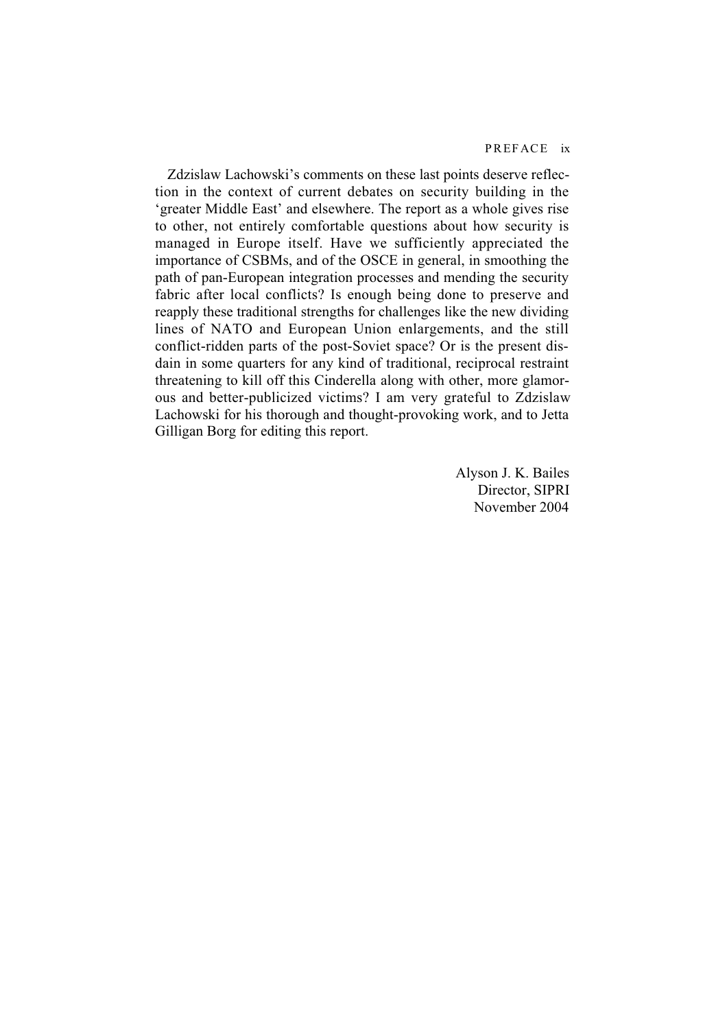Zdzislaw Lachowski's comments on these last points deserve reflection in the context of current debates on security building in the 'greater Middle East' and elsewhere. The report as a whole gives rise to other, not entirely comfortable questions about how security is managed in Europe itself. Have we sufficiently appreciated the importance of CSBMs, and of the OSCE in general, in smoothing the path of pan-European integration processes and mending the security fabric after local conflicts? Is enough being done to preserve and reapply these traditional strengths for challenges like the new dividing lines of NATO and European Union enlargements, and the still conflict-ridden parts of the post-Soviet space? Or is the present disdain in some quarters for any kind of traditional, reciprocal restraint threatening to kill off this Cinderella along with other, more glamorous and better-publicized victims? I am very grateful to Zdzislaw Lachowski for his thorough and thought-provoking work, and to Jetta Gilligan Borg for editing this report.

Alyson J. K. Bailes
Director, SIPRI
November 2004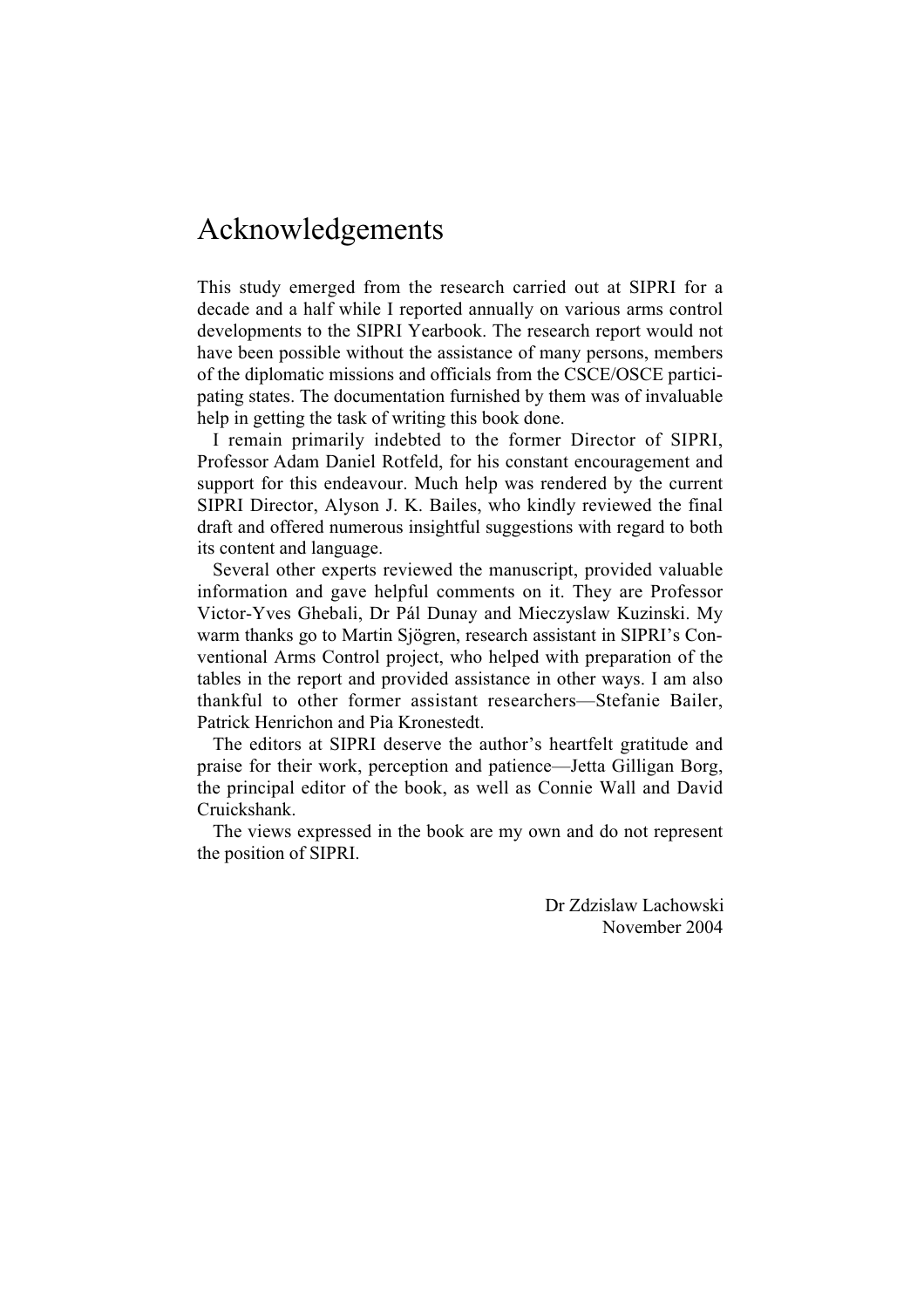# Acknowledgements

This study emerged from the research carried out at SIPRI for a decade and a half while I reported annually on various arms control developments to the SIPRI Yearbook. The research report would not have been possible without the assistance of many persons, members of the diplomatic missions and officials from the CSCE/OSCE participating states. The documentation furnished by them was of invaluable help in getting the task of writing this book done.

I remain primarily indebted to the former Director of SIPRI, Professor Adam Daniel Rotfeld, for his constant encouragement and support for this endeavour. Much help was rendered by the current SIPRI Director, Alyson J. K. Bailes, who kindly reviewed the final draft and offered numerous insightful suggestions with regard to both its content and language.

Several other experts reviewed the manuscript, provided valuable information and gave helpful comments on it. They are Professor Victor-Yves Ghebali, Dr Pál Dunay and Mieczyslaw Kuzinski. My warm thanks go to Martin Sjögren, research assistant in SIPRI's Conventional Arms Control project, who helped with preparation of the tables in the report and provided assistance in other ways. I am also thankful to other former assistant researchers—Stefanie Bailer, Patrick Henrichon and Pia Kronestedt.

The editors at SIPRI deserve the author's heartfelt gratitude and praise for their work, perception and patience—Jetta Gilligan Borg, the principal editor of the book, as well as Connie Wall and David Cruickshank.

The views expressed in the book are my own and do not represent the position of SIPRI.

Dr Zdzislaw Lachowski
November 2004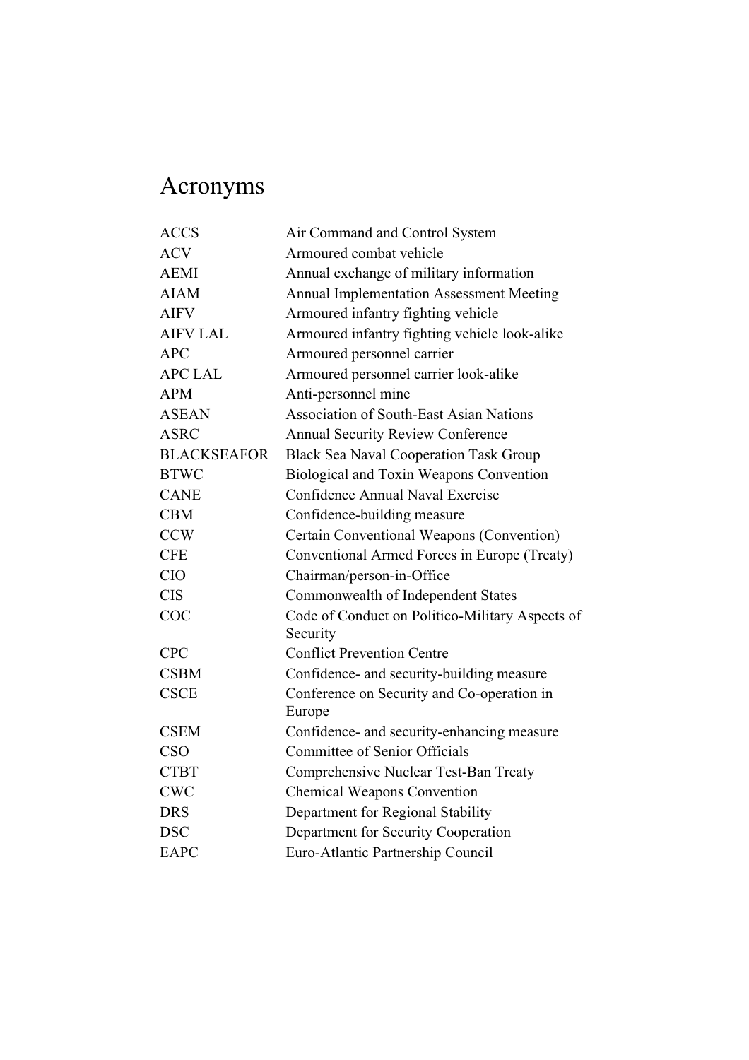# Acronyms

| | |
|---|---|
| ACCS | Air Command and Control System |
| ACV | Armoured combat vehicle |
| AEMI | Annual exchange of military information |
| AIAM | Annual Implementation Assessment Meeting |
| AIFV | Armoured infantry fighting vehicle |
| AIFV LAL | Armoured infantry fighting vehicle look-alike |
| APC | Armoured personnel carrier |
| APC LAL | Armoured personnel carrier look-alike |
| APM | Anti-personnel mine |
| ASEAN | Association of South-East Asian Nations |
| ASRC | Annual Security Review Conference |
| BLACKSEAFOR | Black Sea Naval Cooperation Task Group |
| BTWC | Biological and Toxin Weapons Convention |
| CANE | Confidence Annual Naval Exercise |
| CBM | Confidence-building measure |
| CCW | Certain Conventional Weapons (Convention) |
| CFE | Conventional Armed Forces in Europe (Treaty) |
| CIO | Chairman/person-in-Office |
| CIS | Commonwealth of Independent States |
| COC | Code of Conduct on Politico-Military Aspects of Security |
| CPC | Conflict Prevention Centre |
| CSBM | Confidence- and security-building measure |
| CSCE | Conference on Security and Co-operation in Europe |
| CSEM | Confidence- and security-enhancing measure |
| CSO | Committee of Senior Officials |
| CTBT | Comprehensive Nuclear Test-Ban Treaty |
| CWC | Chemical Weapons Convention |
| DRS | Department for Regional Stability |
| DSC | Department for Security Cooperation |
| EAPC | Euro-Atlantic Partnership Council |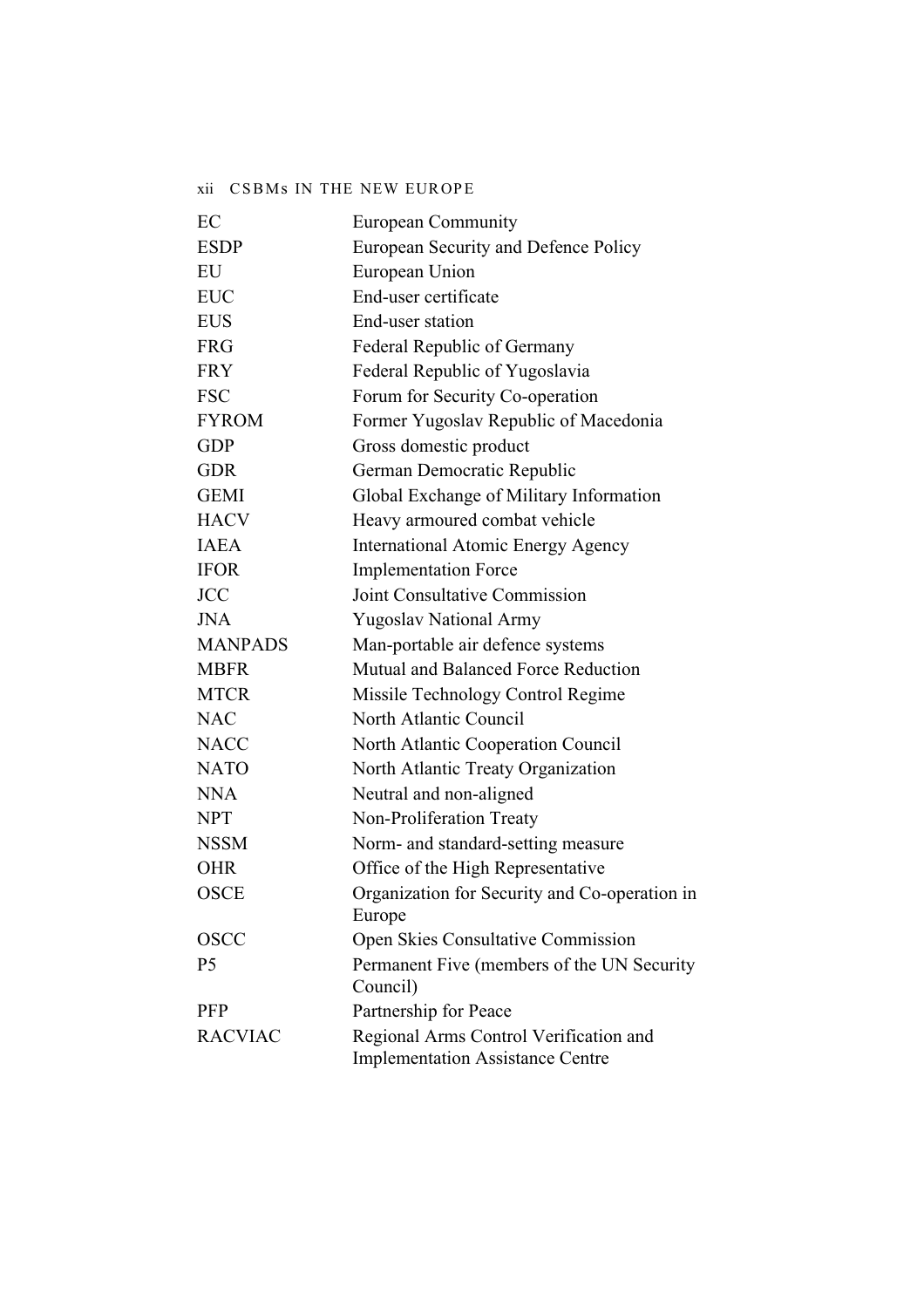| | |
|---|---|
| EC | European Community |
| ESDP | European Security and Defence Policy |
| EU | European Union |
| EUC | End-user certificate |
| EUS | End-user station |
| FRG | Federal Republic of Germany |
| FRY | Federal Republic of Yugoslavia |
| FSC | Forum for Security Co-operation |
| FYROM | Former Yugoslav Republic of Macedonia |
| GDP | Gross domestic product |
| GDR | German Democratic Republic |
| GEMI | Global Exchange of Military Information |
| HACV | Heavy armoured combat vehicle |
| IAEA | International Atomic Energy Agency |
| IFOR | Implementation Force |
| JCC | Joint Consultative Commission |
| JNA | Yugoslav National Army |
| MANPADS | Man-portable air defence systems |
| MBFR | Mutual and Balanced Force Reduction |
| MTCR | Missile Technology Control Regime |
| NAC | North Atlantic Council |
| NACC | North Atlantic Cooperation Council |
| NATO | North Atlantic Treaty Organization |
| NNA | Neutral and non-aligned |
| NPT | Non-Proliferation Treaty |
| NSSM | Norm- and standard-setting measure |
| OHR | Office of the High Representative |
| OSCE | Organization for Security and Co-operation in Europe |
| OSCC | Open Skies Consultative Commission |
| P5 | Permanent Five (members of the UN Security Council) |
| PFP | Partnership for Peace |
| RACVIAC | Regional Arms Control Verification and Implementation Assistance Centre |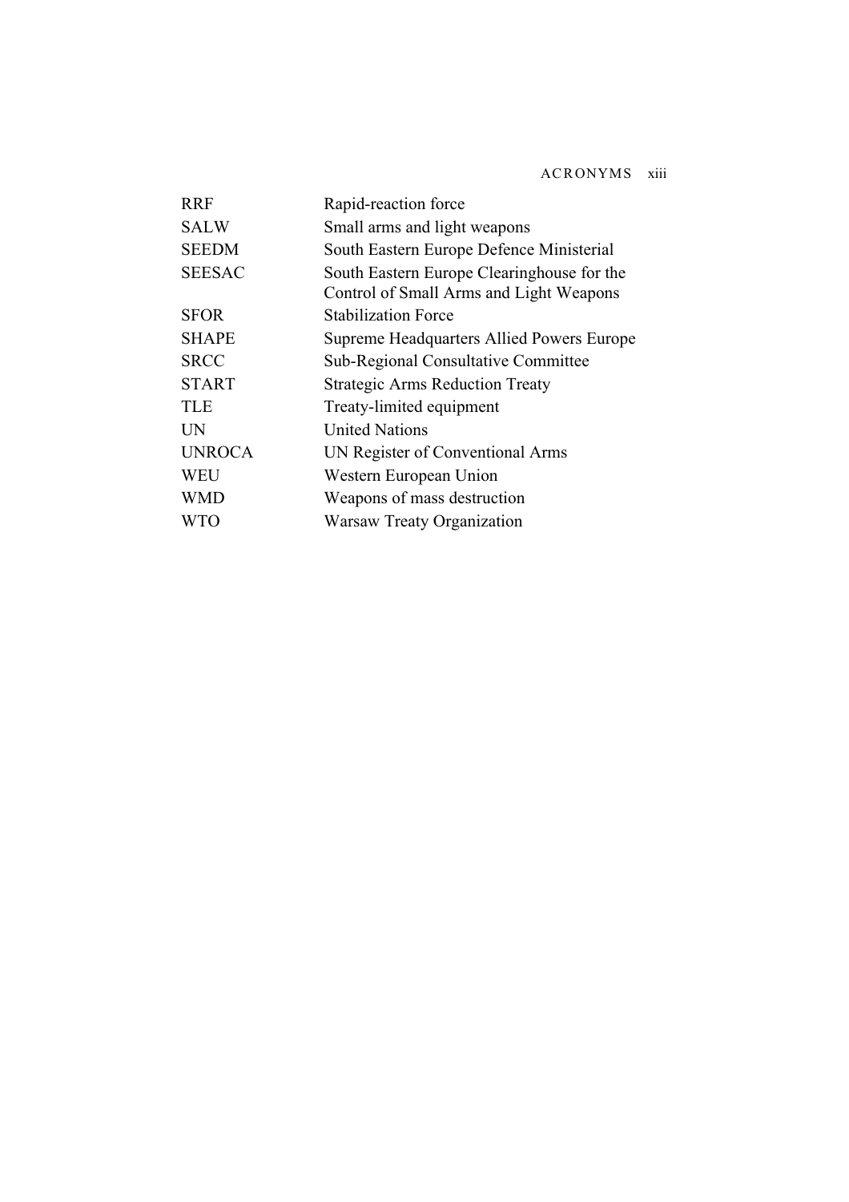| | |
|---|---|
| RRF | Rapid-reaction force |
| SALW | Small arms and light weapons |
| SEEDM | South Eastern Europe Defence Ministerial |
| SEESAC | South Eastern Europe Clearinghouse for the Control of Small Arms and Light Weapons |
| SFOR | Stabilization Force |
| SHAPE | Supreme Headquarters Allied Powers Europe |
| SRCC | Sub-Regional Consultative Committee |
| START | Strategic Arms Reduction Treaty |
| TLE | Treaty-limited equipment |
| UN | United Nations |
| UNROCA | UN Register of Conventional Arms |
| WEU | Western European Union |
| WMD | Weapons of mass destruction |
| WTO | Warsaw Treaty Organization |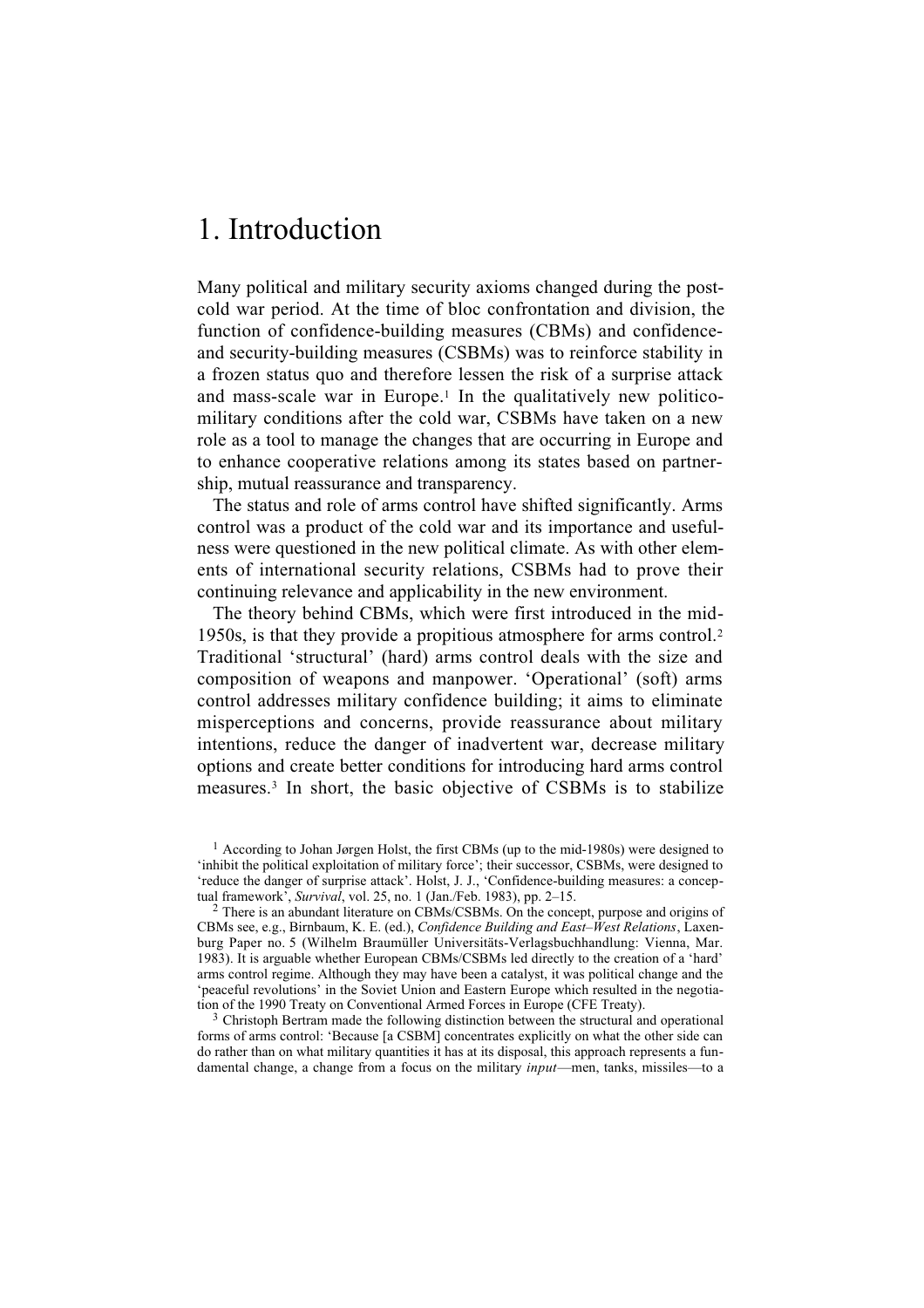# 1. Introduction

Many political and military security axioms changed during the post-cold war period. At the time of bloc confrontation and division, the function of confidence-building measures (CBMs) and confidence- and security-building measures (CSBMs) was to reinforce stability in a frozen status quo and therefore lessen the risk of a surprise attack and mass-scale war in Europe.[1] In the qualitatively new politico-military conditions after the cold war, CSBMs have taken on a new role as a tool to manage the changes that are occurring in Europe and to enhance cooperative relations among its states based on partnership, mutual reassurance and transparency.

The status and role of arms control have shifted significantly. Arms control was a product of the cold war and its importance and usefulness were questioned in the new political climate. As with other elements of international security relations, CSBMs had to prove their continuing relevance and applicability in the new environment.

The theory behind CBMs, which were first introduced in the mid-1950s, is that they provide a propitious atmosphere for arms control.[2] Traditional 'structural' (hard) arms control deals with the size and composition of weapons and manpower. 'Operational' (soft) arms control addresses military confidence building; it aims to eliminate misperceptions and concerns, provide reassurance about military intentions, reduce the danger of inadvertent war, decrease military options and create better conditions for introducing hard arms control measures.[3] In short, the basic objective of CSBMs is to stabilize

[1] According to Johan Jørgen Holst, the first CBMs (up to the mid-1980s) were designed to 'inhibit the political exploitation of military force'; their successor, CSBMs, were designed to 'reduce the danger of surprise attack'. Holst, J. J., 'Confidence-building measures: a conceptual framework', *Survival*, vol. 25, no. 1 (Jan./Feb. 1983), pp. 2–15.

[2] There is an abundant literature on CBMs/CSBMs. On the concept, purpose and origins of CBMs see, e.g., Birnbaum, K. E. (ed.), *Confidence Building and East–West Relations*, Laxenburg Paper no. 5 (Wilhelm Braumüller Universitäts-Verlagsbuchhandlung: Vienna, Mar. 1983). It is arguable whether European CBMs/CSBMs led directly to the creation of a 'hard' arms control regime. Although they may have been a catalyst, it was political change and the 'peaceful revolutions' in the Soviet Union and Eastern Europe which resulted in the negotiation of the 1990 Treaty on Conventional Armed Forces in Europe (CFE Treaty).

[3] Christoph Bertram made the following distinction between the structural and operational forms of arms control: 'Because [a CSBM] concentrates explicitly on what the other side can do rather than on what military quantities it has at its disposal, this approach represents a fundamental change, a change from a focus on the military *input*—men, tanks, missiles—to a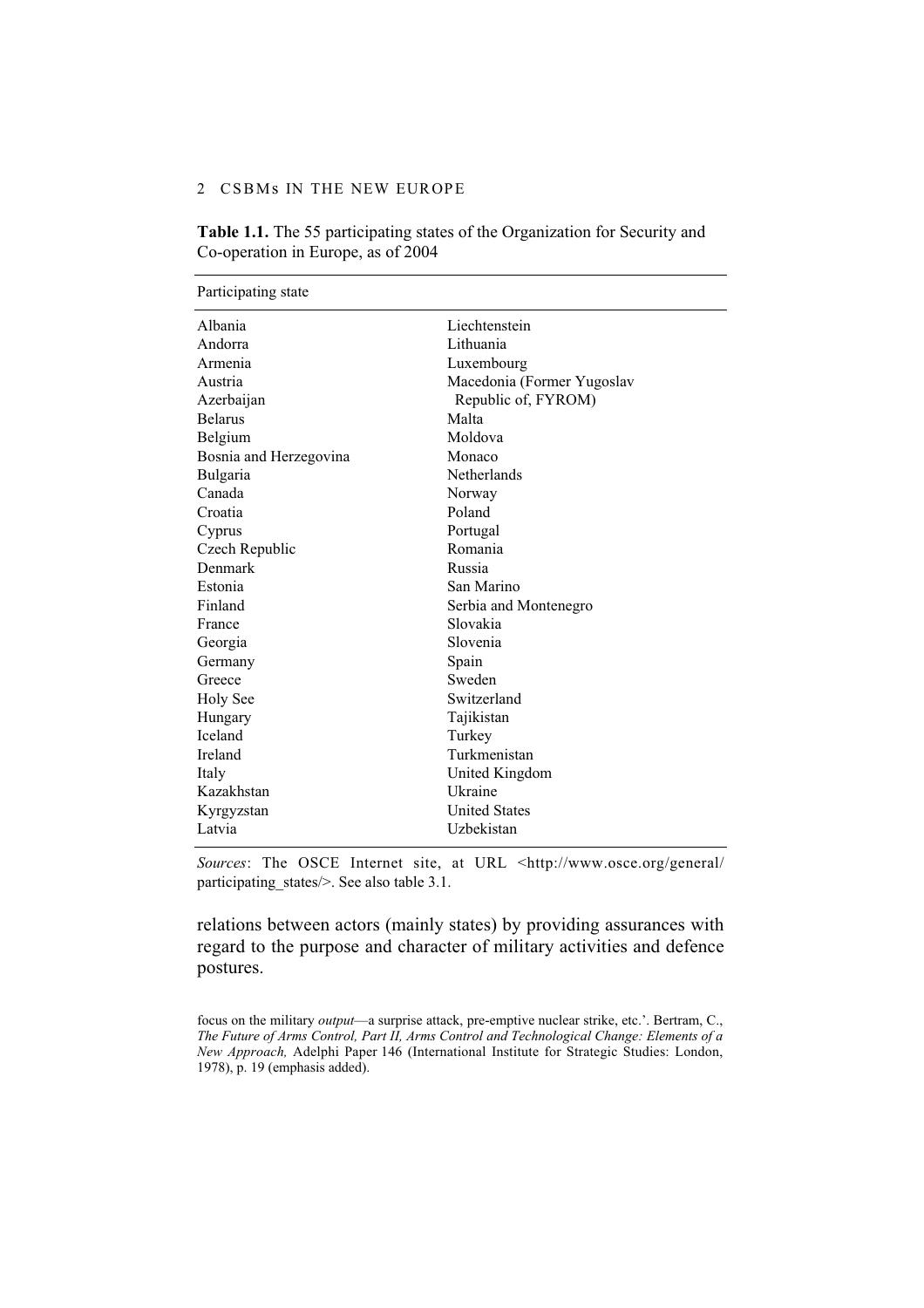**Table 1.1.** The 55 participating states of the Organization for Security and Co-operation in Europe, as of 2004

| Participating state | |
|---|---|
| Albania | Liechtenstein |
| Andorra | Lithuania |
| Armenia | Luxembourg |
| Austria | Macedonia (Former Yugoslav Republic of, FYROM) |
| Azerbaijan | Malta |
| Belarus | Moldova |
| Belgium | Monaco |
| Bosnia and Herzegovina | Netherlands |
| Bulgaria | Norway |
| Canada | Poland |
| Croatia | Portugal |
| Cyprus | Romania |
| Czech Republic | Russia |
| Denmark | San Marino |
| Estonia | Serbia and Montenegro |
| Finland | Slovakia |
| France | Slovenia |
| Georgia | Spain |
| Germany | Sweden |
| Greece | Switzerland |
| Holy See | Tajikistan |
| Hungary | Turkey |
| Iceland | Turkmenistan |
| Ireland | United Kingdom |
| Italy | Ukraine |
| Kazakhstan | United States |
| Kyrgyzstan | Uzbekistan |
| Latvia | |

*Sources*: The OSCE Internet site, at URL <http://www.osce.org/general/participating_states/>. See also table 3.1.

relations between actors (mainly states) by providing assurances with regard to the purpose and character of military activities and defence postures.

focus on the military *output*—a surprise attack, pre-emptive nuclear strike, etc.'. Bertram, C., *The Future of Arms Control, Part II, Arms Control and Technological Change: Elements of a New Approach,* Adelphi Paper 146 (International Institute for Strategic Studies: London, 1978), p. 19 (emphasis added).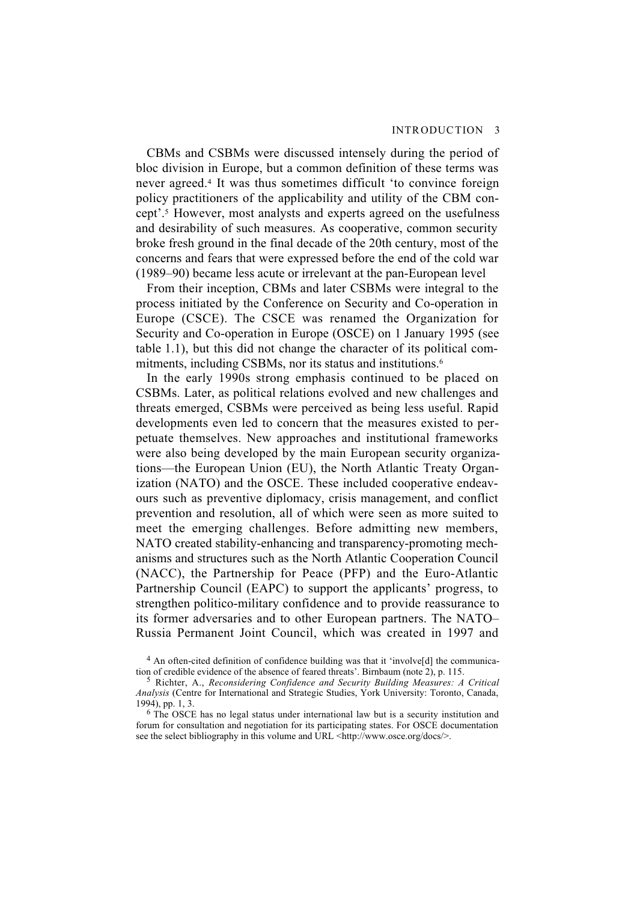CBMs and CSBMs were discussed intensely during the period of bloc division in Europe, but a common definition of these terms was never agreed.[4] It was thus sometimes difficult 'to convince foreign policy practitioners of the applicability and utility of the CBM concept'.[5] However, most analysts and experts agreed on the usefulness and desirability of such measures. As cooperative, common security broke fresh ground in the final decade of the 20th century, most of the concerns and fears that were expressed before the end of the cold war (1989–90) became less acute or irrelevant at the pan-European level

From their inception, CBMs and later CSBMs were integral to the process initiated by the Conference on Security and Co-operation in Europe (CSCE). The CSCE was renamed the Organization for Security and Co-operation in Europe (OSCE) on 1 January 1995 (see table 1.1), but this did not change the character of its political commitments, including CSBMs, nor its status and institutions.[6]

In the early 1990s strong emphasis continued to be placed on CSBMs. Later, as political relations evolved and new challenges and threats emerged, CSBMs were perceived as being less useful. Rapid developments even led to concern that the measures existed to perpetuate themselves. New approaches and institutional frameworks were also being developed by the main European security organizations—the European Union (EU), the North Atlantic Treaty Organization (NATO) and the OSCE. These included cooperative endeavours such as preventive diplomacy, crisis management, and conflict prevention and resolution, all of which were seen as more suited to meet the emerging challenges. Before admitting new members, NATO created stability-enhancing and transparency-promoting mechanisms and structures such as the North Atlantic Cooperation Council (NACC), the Partnership for Peace (PFP) and the Euro-Atlantic Partnership Council (EAPC) to support the applicants' progress, to strengthen politico-military confidence and to provide reassurance to its former adversaries and to other European partners. The NATO–Russia Permanent Joint Council, which was created in 1997 and

[4] An often-cited definition of confidence building was that it 'involve[d] the communication of credible evidence of the absence of feared threats'. Birnbaum (note 2), p. 115.

[5] Richter, A., *Reconsidering Confidence and Security Building Measures: A Critical Analysis* (Centre for International and Strategic Studies, York University: Toronto, Canada, 1994), pp. 1, 3.

[6] The OSCE has no legal status under international law but is a security institution and forum for consultation and negotiation for its participating states. For OSCE documentation see the select bibliography in this volume and URL <http://www.osce.org/docs/>.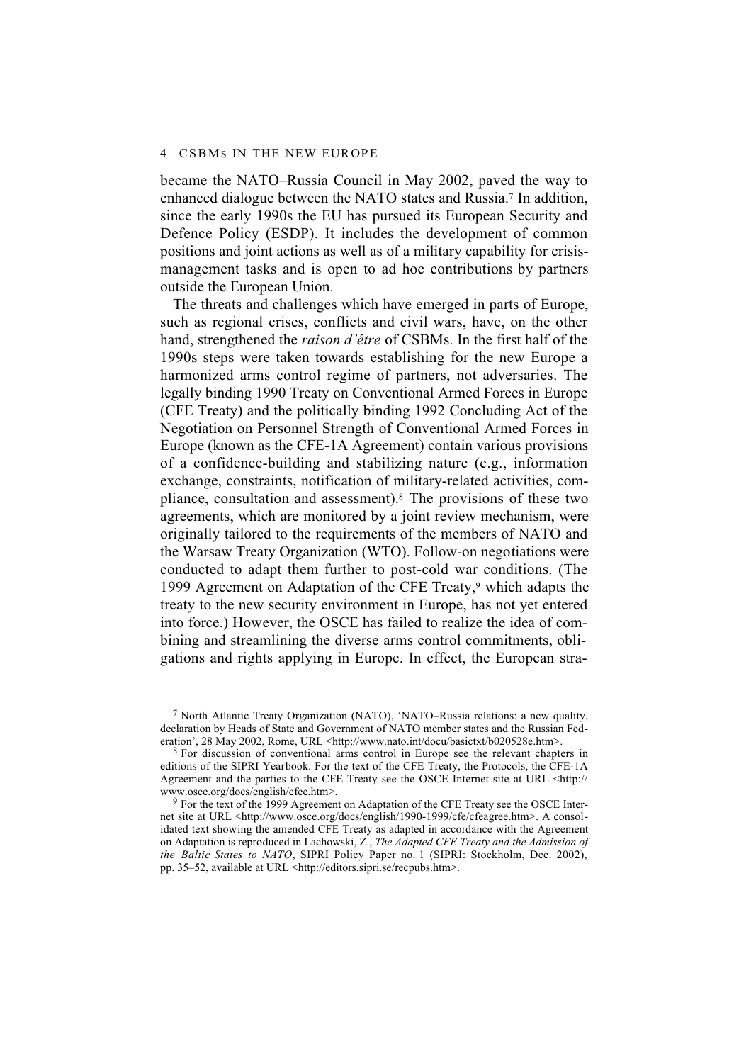became the NATO–Russia Council in May 2002, paved the way to enhanced dialogue between the NATO states and Russia.[7] In addition, since the early 1990s the EU has pursued its European Security and Defence Policy (ESDP). It includes the development of common positions and joint actions as well as of a military capability for crisis-management tasks and is open to ad hoc contributions by partners outside the European Union.

The threats and challenges which have emerged in parts of Europe, such as regional crises, conflicts and civil wars, have, on the other hand, strengthened the *raison d'être* of CSBMs. In the first half of the 1990s steps were taken towards establishing for the new Europe a harmonized arms control regime of partners, not adversaries. The legally binding 1990 Treaty on Conventional Armed Forces in Europe (CFE Treaty) and the politically binding 1992 Concluding Act of the Negotiation on Personnel Strength of Conventional Armed Forces in Europe (known as the CFE-1A Agreement) contain various provisions of a confidence-building and stabilizing nature (e.g., information exchange, constraints, notification of military-related activities, compliance, consultation and assessment).[8] The provisions of these two agreements, which are monitored by a joint review mechanism, were originally tailored to the requirements of the members of NATO and the Warsaw Treaty Organization (WTO). Follow-on negotiations were conducted to adapt them further to post-cold war conditions. (The 1999 Agreement on Adaptation of the CFE Treaty,[9] which adapts the treaty to the new security environment in Europe, has not yet entered into force.) However, the OSCE has failed to realize the idea of combining and streamlining the diverse arms control commitments, obligations and rights applying in Europe. In effect, the European stra-

[7] North Atlantic Treaty Organization (NATO), 'NATO–Russia relations: a new quality, declaration by Heads of State and Government of NATO member states and the Russian Federation', 28 May 2002, Rome, URL <http://www.nato.int/docu/basictxt/b020528e.htm>.

[8] For discussion of conventional arms control in Europe see the relevant chapters in editions of the SIPRI Yearbook. For the text of the CFE Treaty, the Protocols, the CFE-1A Agreement and the parties to the CFE Treaty see the OSCE Internet site at URL <http://www.osce.org/docs/english/cfee.htm>.

[9] For the text of the 1999 Agreement on Adaptation of the CFE Treaty see the OSCE Internet site at URL <http://www.osce.org/docs/english/1990-1999/cfe/cfeagree.htm>. A consolidated text showing the amended CFE Treaty as adapted in accordance with the Agreement on Adaptation is reproduced in Lachowski, Z., *The Adapted CFE Treaty and the Admission of the Baltic States to NATO*, SIPRI Policy Paper no. 1 (SIPRI: Stockholm, Dec. 2002), pp. 35–52, available at URL <http://editors.sipri.se/recpubs.htm>.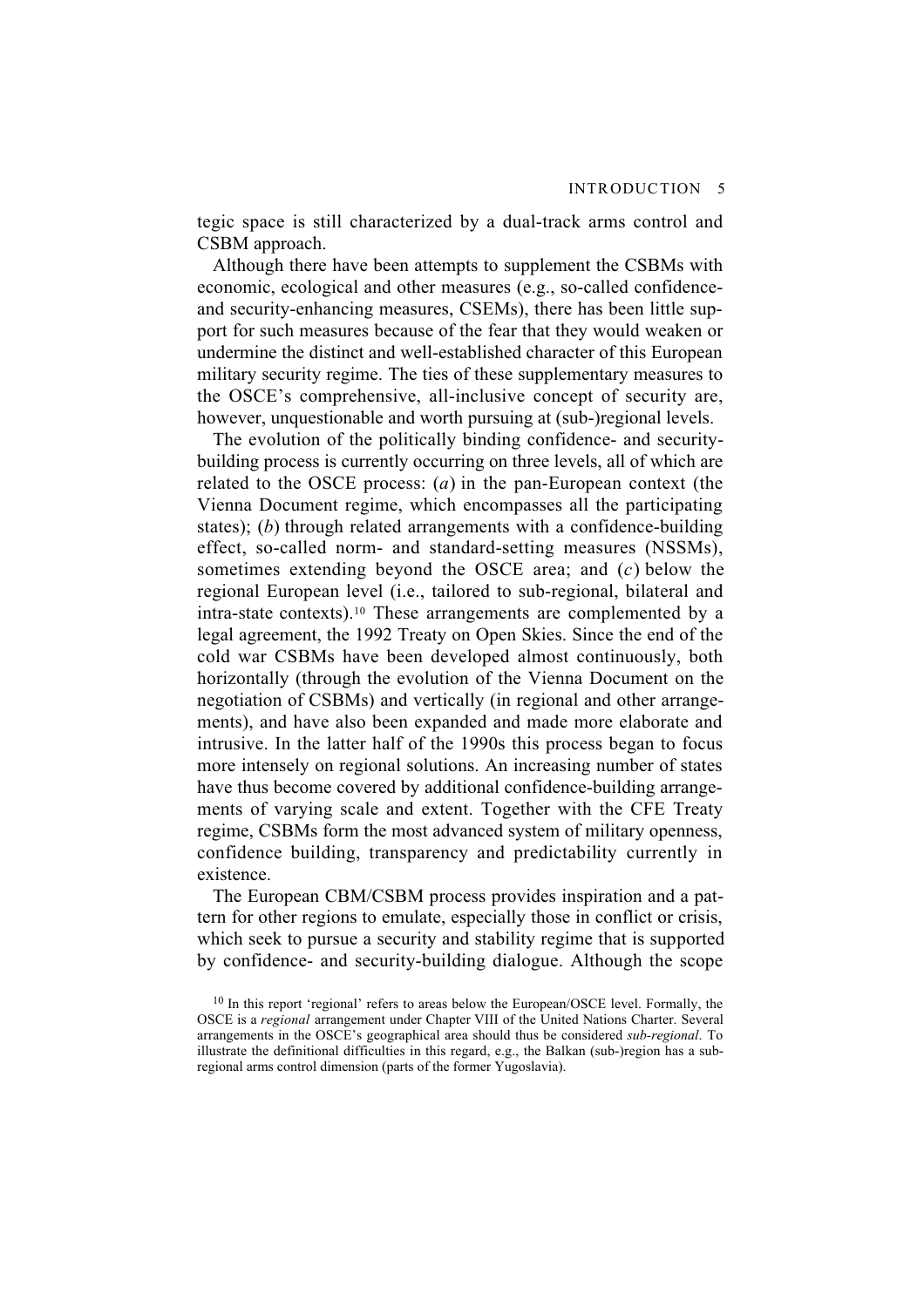tegic space is still characterized by a dual-track arms control and CSBM approach.

Although there have been attempts to supplement the CSBMs with economic, ecological and other measures (e.g., so-called confidence- and security-enhancing measures, CSEMs), there has been little support for such measures because of the fear that they would weaken or undermine the distinct and well-established character of this European military security regime. The ties of these supplementary measures to the OSCE's comprehensive, all-inclusive concept of security are, however, unquestionable and worth pursuing at (sub-)regional levels.

The evolution of the politically binding confidence- and security-building process is currently occurring on three levels, all of which are related to the OSCE process: (*a*) in the pan-European context (the Vienna Document regime, which encompasses all the participating states); (*b*) through related arrangements with a confidence-building effect, so-called norm- and standard-setting measures (NSSMs), sometimes extending beyond the OSCE area; and (*c*) below the regional European level (i.e., tailored to sub-regional, bilateral and intra-state contexts).[10] These arrangements are complemented by a legal agreement, the 1992 Treaty on Open Skies. Since the end of the cold war CSBMs have been developed almost continuously, both horizontally (through the evolution of the Vienna Document on the negotiation of CSBMs) and vertically (in regional and other arrangements), and have also been expanded and made more elaborate and intrusive. In the latter half of the 1990s this process began to focus more intensely on regional solutions. An increasing number of states have thus become covered by additional confidence-building arrangements of varying scale and extent. Together with the CFE Treaty regime, CSBMs form the most advanced system of military openness, confidence building, transparency and predictability currently in existence.

The European CBM/CSBM process provides inspiration and a pattern for other regions to emulate, especially those in conflict or crisis, which seek to pursue a security and stability regime that is supported by confidence- and security-building dialogue. Although the scope

[10] In this report 'regional' refers to areas below the European/OSCE level. Formally, the OSCE is a *regional* arrangement under Chapter VIII of the United Nations Charter. Several arrangements in the OSCE's geographical area should thus be considered *sub-regional*. To illustrate the definitional difficulties in this regard, e.g., the Balkan (sub-)region has a sub-regional arms control dimension (parts of the former Yugoslavia).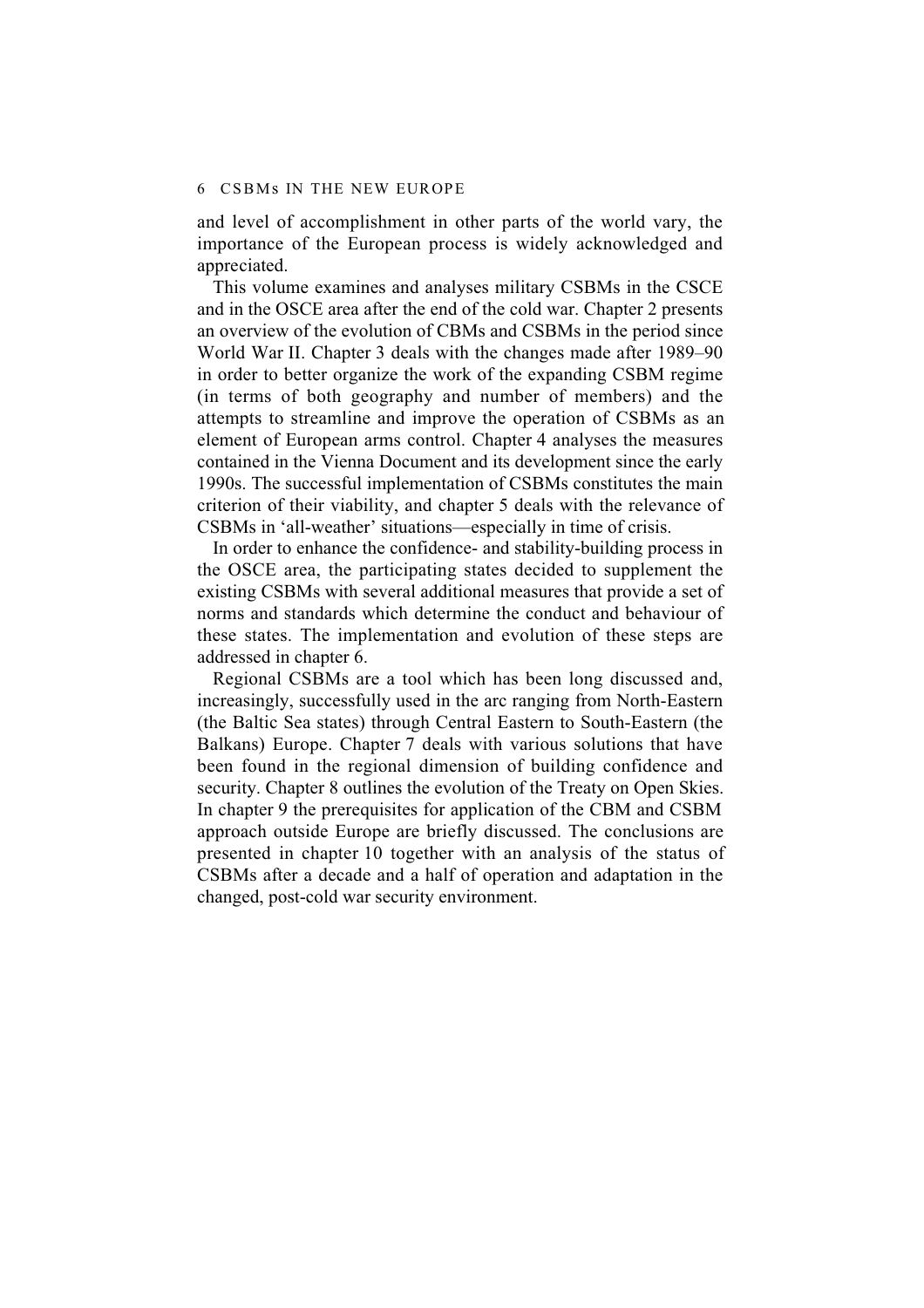and level of accomplishment in other parts of the world vary, the importance of the European process is widely acknowledged and appreciated.

This volume examines and analyses military CSBMs in the CSCE and in the OSCE area after the end of the cold war. Chapter 2 presents an overview of the evolution of CBMs and CSBMs in the period since World War II. Chapter 3 deals with the changes made after 1989–90 in order to better organize the work of the expanding CSBM regime (in terms of both geography and number of members) and the attempts to streamline and improve the operation of CSBMs as an element of European arms control. Chapter 4 analyses the measures contained in the Vienna Document and its development since the early 1990s. The successful implementation of CSBMs constitutes the main criterion of their viability, and chapter 5 deals with the relevance of CSBMs in 'all-weather' situations—especially in time of crisis.

In order to enhance the confidence- and stability-building process in the OSCE area, the participating states decided to supplement the existing CSBMs with several additional measures that provide a set of norms and standards which determine the conduct and behaviour of these states. The implementation and evolution of these steps are addressed in chapter 6.

Regional CSBMs are a tool which has been long discussed and, increasingly, successfully used in the arc ranging from North-Eastern (the Baltic Sea states) through Central Eastern to South-Eastern (the Balkans) Europe. Chapter 7 deals with various solutions that have been found in the regional dimension of building confidence and security. Chapter 8 outlines the evolution of the Treaty on Open Skies. In chapter 9 the prerequisites for application of the CBM and CSBM approach outside Europe are briefly discussed. The conclusions are presented in chapter 10 together with an analysis of the status of CSBMs after a decade and a half of operation and adaptation in the changed, post-cold war security environment.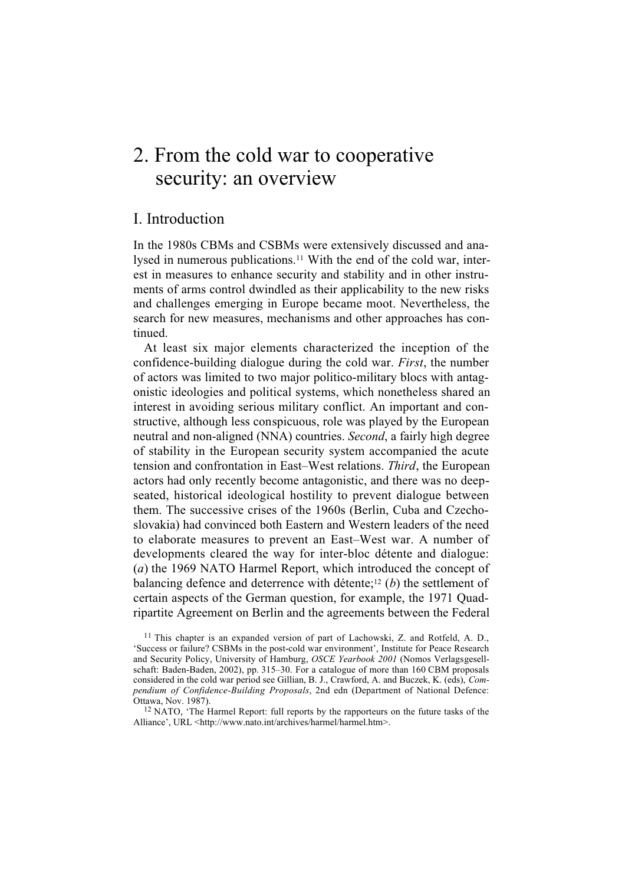# 2. From the cold war to cooperative security: an overview

## I. Introduction

In the 1980s CBMs and CSBMs were extensively discussed and analysed in numerous publications.[11] With the end of the cold war, interest in measures to enhance security and stability and in other instruments of arms control dwindled as their applicability to the new risks and challenges emerging in Europe became moot. Nevertheless, the search for new measures, mechanisms and other approaches has continued.

At least six major elements characterized the inception of the confidence-building dialogue during the cold war. *First*, the number of actors was limited to two major politico-military blocs with antagonistic ideologies and political systems, which nonetheless shared an interest in avoiding serious military conflict. An important and constructive, although less conspicuous, role was played by the European neutral and non-aligned (NNA) countries. *Second*, a fairly high degree of stability in the European security system accompanied the acute tension and confrontation in East–West relations. *Third*, the European actors had only recently become antagonistic, and there was no deep-seated, historical ideological hostility to prevent dialogue between them. The successive crises of the 1960s (Berlin, Cuba and Czechoslovakia) had convinced both Eastern and Western leaders of the need to elaborate measures to prevent an East–West war. A number of developments cleared the way for inter-bloc détente and dialogue: (*a*) the 1969 NATO Harmel Report, which introduced the concept of balancing defence and deterrence with détente;[12] (*b*) the settlement of certain aspects of the German question, for example, the 1971 Quadripartite Agreement on Berlin and the agreements between the Federal

[11] This chapter is an expanded version of part of Lachowski, Z. and Rotfeld, A. D., 'Success or failure? CSBMs in the post-cold war environment', Institute for Peace Research and Security Policy, University of Hamburg, *OSCE Yearbook 2001* (Nomos Verlagsgesellschaft: Baden-Baden, 2002), pp. 315–30. For a catalogue of more than 160 CBM proposals considered in the cold war period see Gillian, B. J., Crawford, A. and Buczek, K. (eds), *Compendium of Confidence-Building Proposals*, 2nd edn (Department of National Defence: Ottawa, Nov. 1987).

[12] NATO, 'The Harmel Report: full reports by the rapporteurs on the future tasks of the Alliance', URL <http://www.nato.int/archives/harmel/harmel.htm>.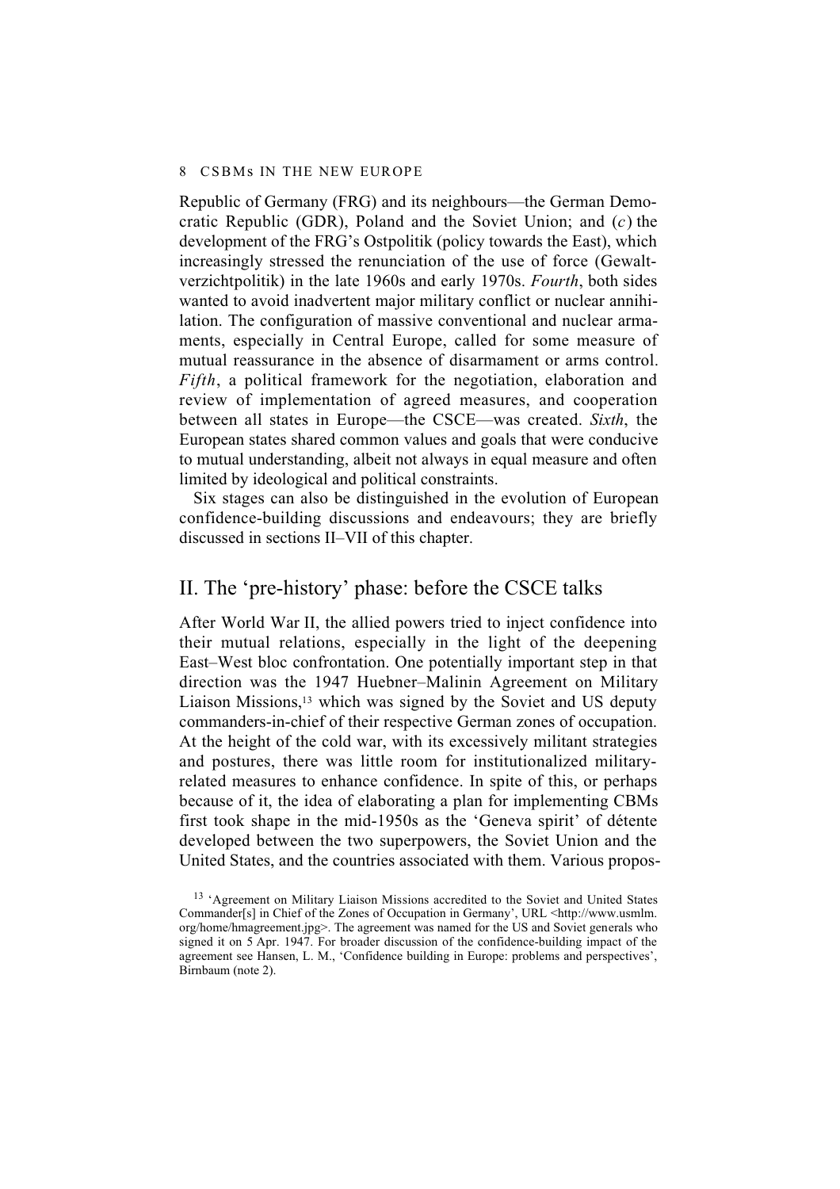Republic of Germany (FRG) and its neighbours—the German Democratic Republic (GDR), Poland and the Soviet Union; and (*c*) the development of the FRG's Ostpolitik (policy towards the East), which increasingly stressed the renunciation of the use of force (Gewaltverzichtpolitik) in the late 1960s and early 1970s. *Fourth*, both sides wanted to avoid inadvertent major military conflict or nuclear annihilation. The configuration of massive conventional and nuclear armaments, especially in Central Europe, called for some measure of mutual reassurance in the absence of disarmament or arms control. *Fifth*, a political framework for the negotiation, elaboration and review of implementation of agreed measures, and cooperation between all states in Europe—the CSCE—was created. *Sixth*, the European states shared common values and goals that were conducive to mutual understanding, albeit not always in equal measure and often limited by ideological and political constraints.

Six stages can also be distinguished in the evolution of European confidence-building discussions and endeavours; they are briefly discussed in sections II–VII of this chapter.

## II. The 'pre-history' phase: before the CSCE talks

After World War II, the allied powers tried to inject confidence into their mutual relations, especially in the light of the deepening East–West bloc confrontation. One potentially important step in that direction was the 1947 Huebner–Malinin Agreement on Military Liaison Missions,[13] which was signed by the Soviet and US deputy commanders-in-chief of their respective German zones of occupation. At the height of the cold war, with its excessively militant strategies and postures, there was little room for institutionalized military-related measures to enhance confidence. In spite of this, or perhaps because of it, the idea of elaborating a plan for implementing CBMs first took shape in the mid-1950s as the 'Geneva spirit' of détente developed between the two superpowers, the Soviet Union and the United States, and the countries associated with them. Various propos-

[13] 'Agreement on Military Liaison Missions accredited to the Soviet and United States Commander[s] in Chief of the Zones of Occupation in Germany', URL <http://www.usmlm.org/home/hmagreement.jpg>. The agreement was named for the US and Soviet generals who signed it on 5 Apr. 1947. For broader discussion of the confidence-building impact of the agreement see Hansen, L. M., 'Confidence building in Europe: problems and perspectives', Birnbaum (note 2).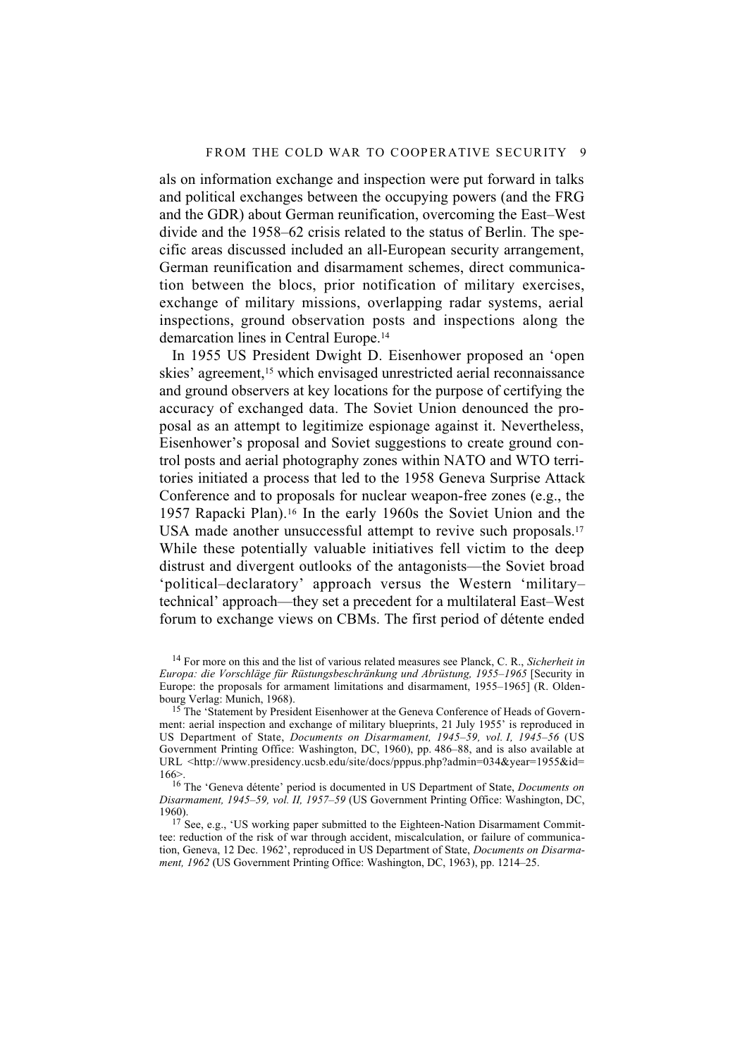als on information exchange and inspection were put forward in talks and political exchanges between the occupying powers (and the FRG and the GDR) about German reunification, overcoming the East–West divide and the 1958–62 crisis related to the status of Berlin. The specific areas discussed included an all-European security arrangement, German reunification and disarmament schemes, direct communication between the blocs, prior notification of military exercises, exchange of military missions, overlapping radar systems, aerial inspections, ground observation posts and inspections along the demarcation lines in Central Europe.[14]

In 1955 US President Dwight D. Eisenhower proposed an 'open skies' agreement,[15] which envisaged unrestricted aerial reconnaissance and ground observers at key locations for the purpose of certifying the accuracy of exchanged data. The Soviet Union denounced the proposal as an attempt to legitimize espionage against it. Nevertheless, Eisenhower's proposal and Soviet suggestions to create ground control posts and aerial photography zones within NATO and WTO territories initiated a process that led to the 1958 Geneva Surprise Attack Conference and to proposals for nuclear weapon-free zones (e.g., the 1957 Rapacki Plan).[16] In the early 1960s the Soviet Union and the USA made another unsuccessful attempt to revive such proposals.[17] While these potentially valuable initiatives fell victim to the deep distrust and divergent outlooks of the antagonists—the Soviet broad 'political–declaratory' approach versus the Western 'military–technical' approach—they set a precedent for a multilateral East–West forum to exchange views on CBMs. The first period of détente ended

---

[14] For more on this and the list of various related measures see Planck, C. R., *Sicherheit in Europa: die Vorschläge für Rüstungsbeschränkung und Abrüstung, 1955–1965* [Security in Europe: the proposals for armament limitations and disarmament, 1955–1965] (R. Oldenbourg Verlag: Munich, 1968).

[15] The 'Statement by President Eisenhower at the Geneva Conference of Heads of Government: aerial inspection and exchange of military blueprints, 21 July 1955' is reproduced in US Department of State, *Documents on Disarmament, 1945–59, vol. I, 1945–56* (US Government Printing Office: Washington, DC, 1960), pp. 486–88, and is also available at URL <http://www.presidency.ucsb.edu/site/docs/pppus.php?admin=034&year=1955&id=166>.

[16] The 'Geneva détente' period is documented in US Department of State, *Documents on Disarmament, 1945–59, vol. II, 1957–59* (US Government Printing Office: Washington, DC, 1960).

[17] See, e.g., 'US working paper submitted to the Eighteen-Nation Disarmament Committee: reduction of the risk of war through accident, miscalculation, or failure of communication, Geneva, 12 Dec. 1962', reproduced in US Department of State, *Documents on Disarmament, 1962* (US Government Printing Office: Washington, DC, 1963), pp. 1214–25.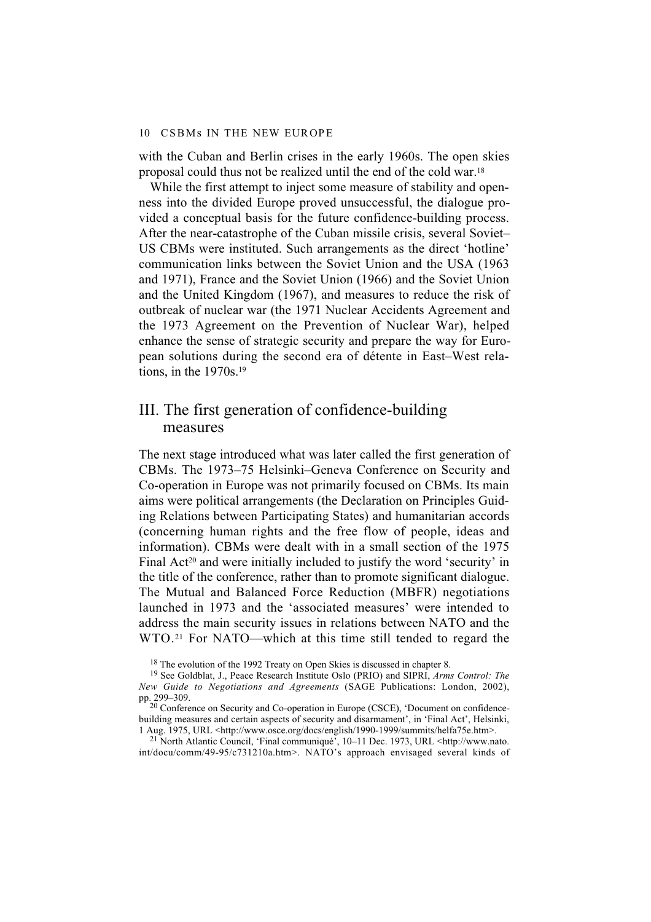with the Cuban and Berlin crises in the early 1960s. The open skies proposal could thus not be realized until the end of the cold war.[18]

While the first attempt to inject some measure of stability and openness into the divided Europe proved unsuccessful, the dialogue provided a conceptual basis for the future confidence-building process. After the near-catastrophe of the Cuban missile crisis, several Soviet–US CBMs were instituted. Such arrangements as the direct 'hotline' communication links between the Soviet Union and the USA (1963 and 1971), France and the Soviet Union (1966) and the Soviet Union and the United Kingdom (1967), and measures to reduce the risk of outbreak of nuclear war (the 1971 Nuclear Accidents Agreement and the 1973 Agreement on the Prevention of Nuclear War), helped enhance the sense of strategic security and prepare the way for European solutions during the second era of détente in East–West relations, in the 1970s.[19]

## III. The first generation of confidence-building measures

The next stage introduced what was later called the first generation of CBMs. The 1973–75 Helsinki–Geneva Conference on Security and Co-operation in Europe was not primarily focused on CBMs. Its main aims were political arrangements (the Declaration on Principles Guiding Relations between Participating States) and humanitarian accords (concerning human rights and the free flow of people, ideas and information). CBMs were dealt with in a small section of the 1975 Final Act[20] and were initially included to justify the word 'security' in the title of the conference, rather than to promote significant dialogue. The Mutual and Balanced Force Reduction (MBFR) negotiations launched in 1973 and the 'associated measures' were intended to address the main security issues in relations between NATO and the WTO.[21] For NATO—which at this time still tended to regard the

[18] The evolution of the 1992 Treaty on Open Skies is discussed in chapter 8.

[19] See Goldblat, J., Peace Research Institute Oslo (PRIO) and SIPRI, *Arms Control: The New Guide to Negotiations and Agreements* (SAGE Publications: London, 2002), pp. 299–309.

[20] Conference on Security and Co-operation in Europe (CSCE), 'Document on confidence-building measures and certain aspects of security and disarmament', in 'Final Act', Helsinki, 1 Aug. 1975, URL <http://www.osce.org/docs/english/1990-1999/summits/helfa75e.htm>.

[21] North Atlantic Council, 'Final communiqué', 10–11 Dec. 1973, URL <http://www.nato.int/docu/comm/49-95/c731210a.htm>. NATO's approach envisaged several kinds of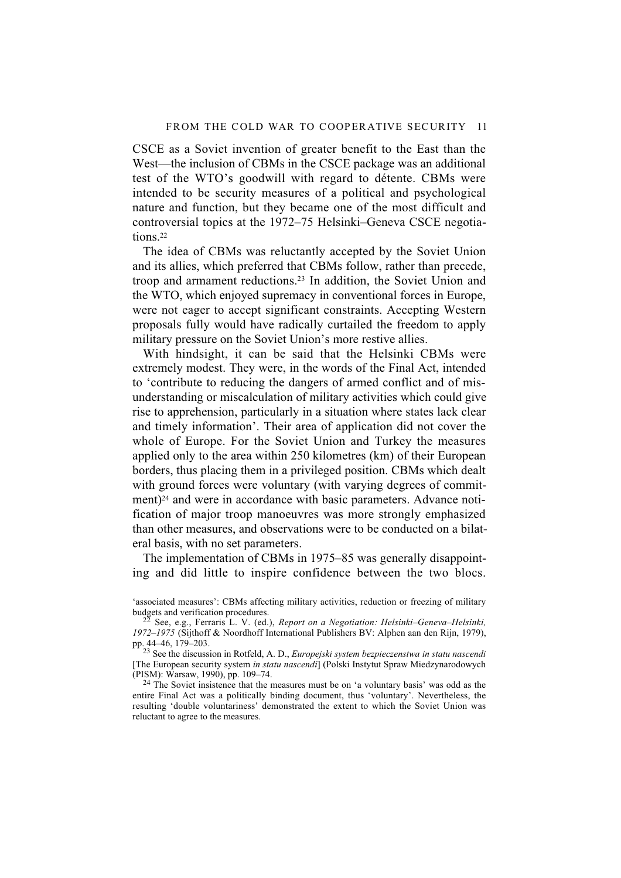CSCE as a Soviet invention of greater benefit to the East than the West—the inclusion of CBMs in the CSCE package was an additional test of the WTO's goodwill with regard to détente. CBMs were intended to be security measures of a political and psychological nature and function, but they became one of the most difficult and controversial topics at the 1972–75 Helsinki–Geneva CSCE negotiations.[22]

The idea of CBMs was reluctantly accepted by the Soviet Union and its allies, which preferred that CBMs follow, rather than precede, troop and armament reductions.[23] In addition, the Soviet Union and the WTO, which enjoyed supremacy in conventional forces in Europe, were not eager to accept significant constraints. Accepting Western proposals fully would have radically curtailed the freedom to apply military pressure on the Soviet Union's more restive allies.

With hindsight, it can be said that the Helsinki CBMs were extremely modest. They were, in the words of the Final Act, intended to 'contribute to reducing the dangers of armed conflict and of misunderstanding or miscalculation of military activities which could give rise to apprehension, particularly in a situation where states lack clear and timely information'. Their area of application did not cover the whole of Europe. For the Soviet Union and Turkey the measures applied only to the area within 250 kilometres (km) of their European borders, thus placing them in a privileged position. CBMs which dealt with ground forces were voluntary (with varying degrees of commitment)[24] and were in accordance with basic parameters. Advance notification of major troop manoeuvres was more strongly emphasized than other measures, and observations were to be conducted on a bilateral basis, with no set parameters.

The implementation of CBMs in 1975–85 was generally disappointing and did little to inspire confidence between the two blocs.

---

'associated measures': CBMs affecting military activities, reduction or freezing of military budgets and verification procedures.

[22] See, e.g., Ferraris L. V. (ed.), *Report on a Negotiation: Helsinki–Geneva–Helsinki, 1972–1975* (Sijthoff & Noordhoff International Publishers BV: Alphen aan den Rijn, 1979), pp. 44–46, 179–203.

[23] See the discussion in Rotfeld, A. D., *Europejski system bezpieczenstwa in statu nascendi* [The European security system *in statu nascendi*] (Polski Instytut Spraw Miedzynarodowych (PISM): Warsaw, 1990), pp. 109–74.

[24] The Soviet insistence that the measures must be on 'a voluntary basis' was odd as the entire Final Act was a politically binding document, thus 'voluntary'. Nevertheless, the resulting 'double voluntariness' demonstrated the extent to which the Soviet Union was reluctant to agree to the measures.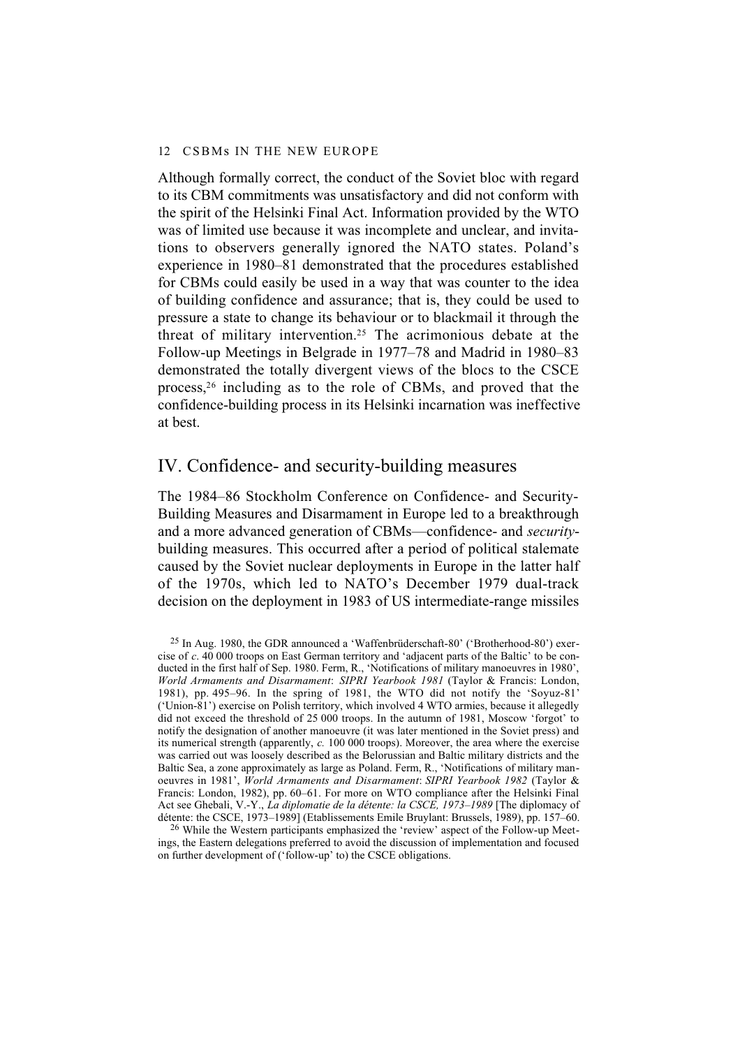Although formally correct, the conduct of the Soviet bloc with regard to its CBM commitments was unsatisfactory and did not conform with the spirit of the Helsinki Final Act. Information provided by the WTO was of limited use because it was incomplete and unclear, and invitations to observers generally ignored the NATO states. Poland's experience in 1980–81 demonstrated that the procedures established for CBMs could easily be used in a way that was counter to the idea of building confidence and assurance; that is, they could be used to pressure a state to change its behaviour or to blackmail it through the threat of military intervention.[25] The acrimonious debate at the Follow-up Meetings in Belgrade in 1977–78 and Madrid in 1980–83 demonstrated the totally divergent views of the blocs to the CSCE process,[26] including as to the role of CBMs, and proved that the confidence-building process in its Helsinki incarnation was ineffective at best.

## IV. Confidence- and security-building measures

The 1984–86 Stockholm Conference on Confidence- and Security-Building Measures and Disarmament in Europe led to a breakthrough and a more advanced generation of CBMs—confidence- and *security*-building measures. This occurred after a period of political stalemate caused by the Soviet nuclear deployments in Europe in the latter half of the 1970s, which led to NATO's December 1979 dual-track decision on the deployment in 1983 of US intermediate-range missiles

[25] In Aug. 1980, the GDR announced a 'Waffenbrüderschaft-80' ('Brotherhood-80') exercise of *c*. 40 000 troops on East German territory and 'adjacent parts of the Baltic' to be conducted in the first half of Sep. 1980. Ferm, R., 'Notifications of military manoeuvres in 1980', *World Armaments and Disarmament*: *SIPRI Yearbook 1981* (Taylor & Francis: London, 1981), pp. 495–96. In the spring of 1981, the WTO did not notify the 'Soyuz-81' ('Union-81') exercise on Polish territory, which involved 4 WTO armies, because it allegedly did not exceed the threshold of 25 000 troops. In the autumn of 1981, Moscow 'forgot' to notify the designation of another manoeuvre (it was later mentioned in the Soviet press) and its numerical strength (apparently, *c.* 100 000 troops). Moreover, the area where the exercise was carried out was loosely described as the Belorussian and Baltic military districts and the Baltic Sea, a zone approximately as large as Poland. Ferm, R., 'Notifications of military manoeuvres in 1981', *World Armaments and Disarmament*: *SIPRI Yearbook 1982* (Taylor & Francis: London, 1982), pp. 60–61. For more on WTO compliance after the Helsinki Final Act see Ghebali, V.-Y., *La diplomatie de la détente: la CSCE, 1973–1989* [The diplomacy of détente: the CSCE, 1973–1989] (Etablissements Emile Bruylant: Brussels, 1989), pp. 157–60.

[26] While the Western participants emphasized the 'review' aspect of the Follow-up Meetings, the Eastern delegations preferred to avoid the discussion of implementation and focused on further development of ('follow-up' to) the CSCE obligations.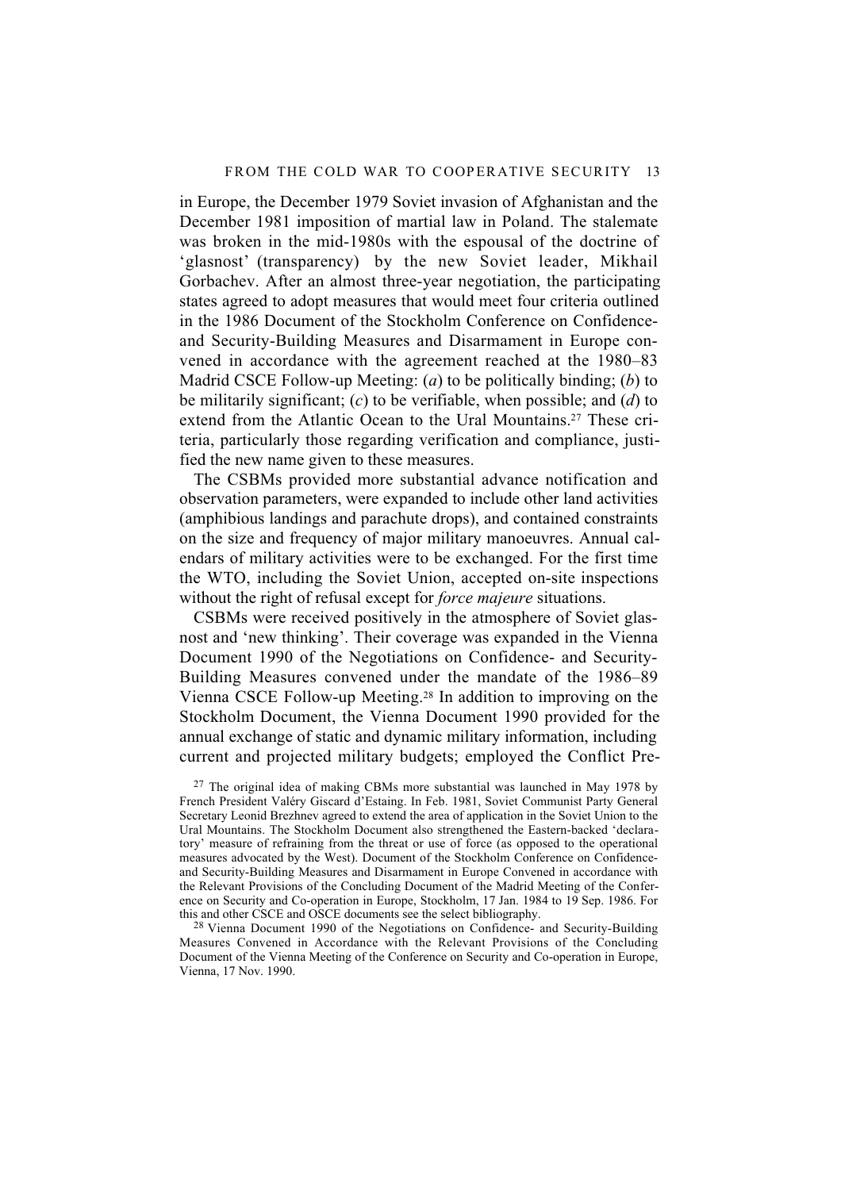in Europe, the December 1979 Soviet invasion of Afghanistan and the December 1981 imposition of martial law in Poland. The stalemate was broken in the mid-1980s with the espousal of the doctrine of 'glasnost' (transparency) by the new Soviet leader, Mikhail Gorbachev. After an almost three-year negotiation, the participating states agreed to adopt measures that would meet four criteria outlined in the 1986 Document of the Stockholm Conference on Confidence- and Security-Building Measures and Disarmament in Europe convened in accordance with the agreement reached at the 1980–83 Madrid CSCE Follow-up Meeting: (*a*) to be politically binding; (*b*) to be militarily significant; (*c*) to be verifiable, when possible; and (*d*) to extend from the Atlantic Ocean to the Ural Mountains.[27] These criteria, particularly those regarding verification and compliance, justified the new name given to these measures.

The CSBMs provided more substantial advance notification and observation parameters, were expanded to include other land activities (amphibious landings and parachute drops), and contained constraints on the size and frequency of major military manoeuvres. Annual calendars of military activities were to be exchanged. For the first time the WTO, including the Soviet Union, accepted on-site inspections without the right of refusal except for *force majeure* situations.

CSBMs were received positively in the atmosphere of Soviet glasnost and 'new thinking'. Their coverage was expanded in the Vienna Document 1990 of the Negotiations on Confidence- and Security-Building Measures convened under the mandate of the 1986–89 Vienna CSCE Follow-up Meeting.[28] In addition to improving on the Stockholm Document, the Vienna Document 1990 provided for the annual exchange of static and dynamic military information, including current and projected military budgets; employed the Conflict Pre-

[27] The original idea of making CBMs more substantial was launched in May 1978 by French President Valéry Giscard d'Estaing. In Feb. 1981, Soviet Communist Party General Secretary Leonid Brezhnev agreed to extend the area of application in the Soviet Union to the Ural Mountains. The Stockholm Document also strengthened the Eastern-backed 'declaratory' measure of refraining from the threat or use of force (as opposed to the operational measures advocated by the West). Document of the Stockholm Conference on Confidence- and Security-Building Measures and Disarmament in Europe Convened in accordance with the Relevant Provisions of the Concluding Document of the Madrid Meeting of the Conference on Security and Co-operation in Europe, Stockholm, 17 Jan. 1984 to 19 Sep. 1986. For this and other CSCE and OSCE documents see the select bibliography.

[28] Vienna Document 1990 of the Negotiations on Confidence- and Security-Building Measures Convened in Accordance with the Relevant Provisions of the Concluding Document of the Vienna Meeting of the Conference on Security and Co-operation in Europe, Vienna, 17 Nov. 1990.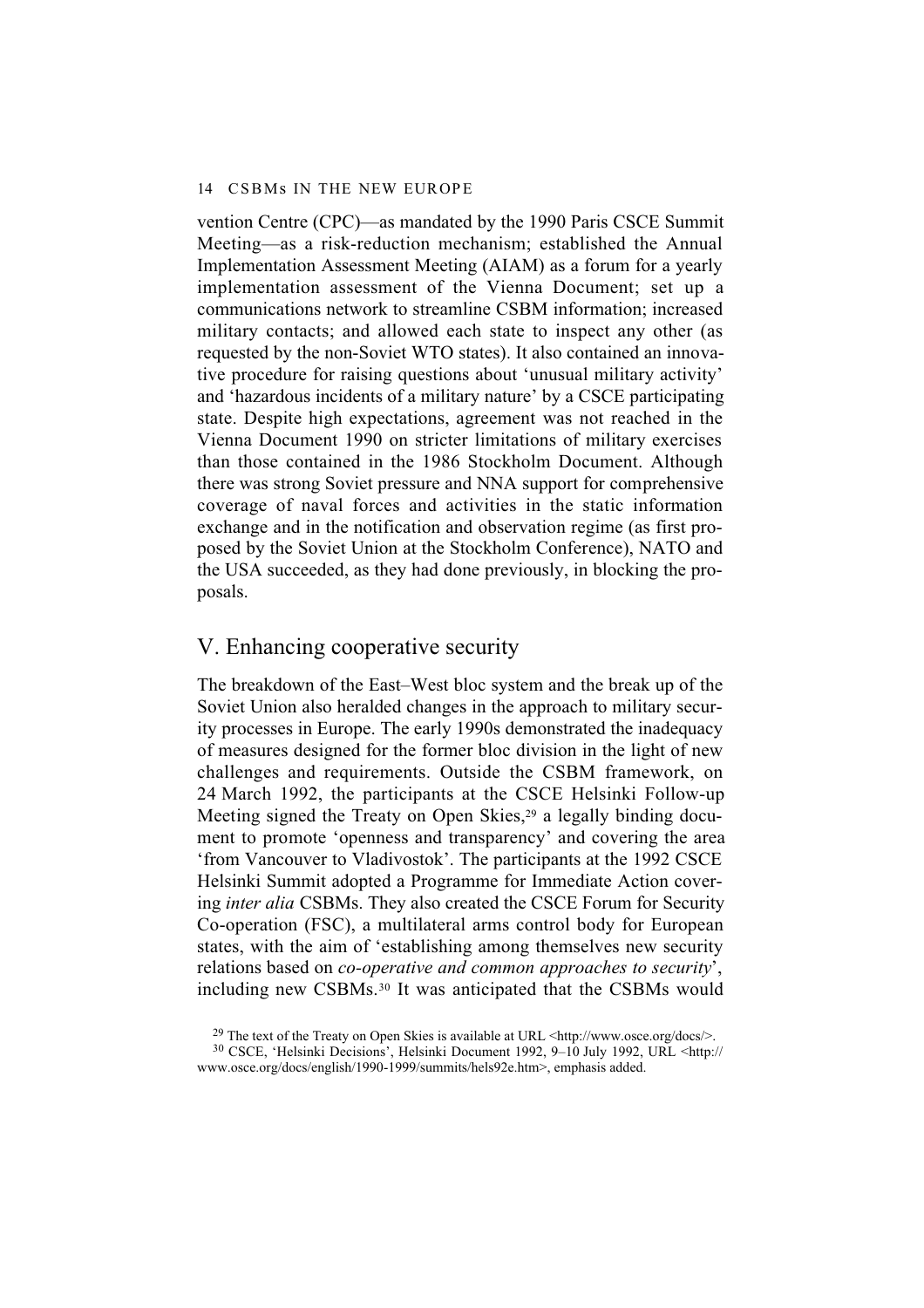vention Centre (CPC)—as mandated by the 1990 Paris CSCE Summit Meeting—as a risk-reduction mechanism; established the Annual Implementation Assessment Meeting (AIAM) as a forum for a yearly implementation assessment of the Vienna Document; set up a communications network to streamline CSBM information; increased military contacts; and allowed each state to inspect any other (as requested by the non-Soviet WTO states). It also contained an innovative procedure for raising questions about 'unusual military activity' and 'hazardous incidents of a military nature' by a CSCE participating state. Despite high expectations, agreement was not reached in the Vienna Document 1990 on stricter limitations of military exercises than those contained in the 1986 Stockholm Document. Although there was strong Soviet pressure and NNA support for comprehensive coverage of naval forces and activities in the static information exchange and in the notification and observation regime (as first proposed by the Soviet Union at the Stockholm Conference), NATO and the USA succeeded, as they had done previously, in blocking the proposals.

## V. Enhancing cooperative security

The breakdown of the East–West bloc system and the break up of the Soviet Union also heralded changes in the approach to military security processes in Europe. The early 1990s demonstrated the inadequacy of measures designed for the former bloc division in the light of new challenges and requirements. Outside the CSBM framework, on 24 March 1992, the participants at the CSCE Helsinki Follow-up Meeting signed the Treaty on Open Skies,[29] a legally binding document to promote 'openness and transparency' and covering the area 'from Vancouver to Vladivostok'. The participants at the 1992 CSCE Helsinki Summit adopted a Programme for Immediate Action covering *inter alia* CSBMs. They also created the CSCE Forum for Security Co-operation (FSC), a multilateral arms control body for European states, with the aim of 'establishing among themselves new security relations based on *co-operative and common approaches to security*', including new CSBMs.[30] It was anticipated that the CSBMs would

[29] The text of the Treaty on Open Skies is available at URL <http://www.osce.org/docs/>.

[30] CSCE, 'Helsinki Decisions', Helsinki Document 1992, 9–10 July 1992, URL <http://www.osce.org/docs/english/1990-1999/summits/hels92e.htm>, emphasis added.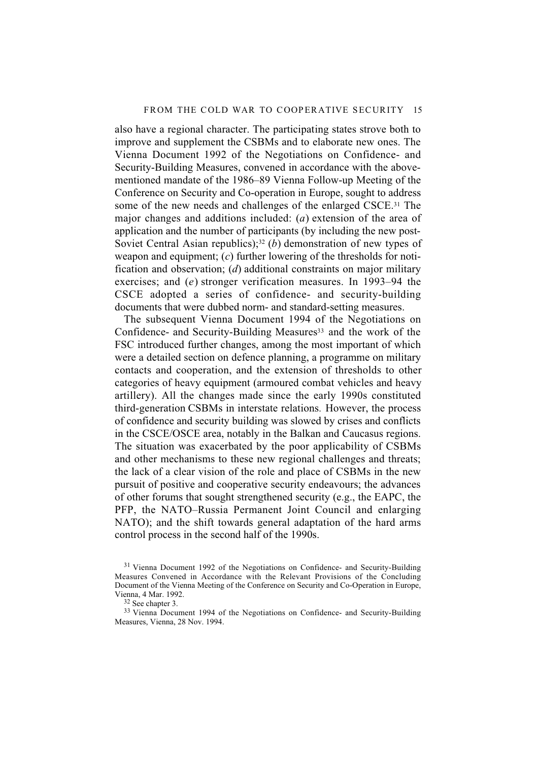also have a regional character. The participating states strove both to improve and supplement the CSBMs and to elaborate new ones. The Vienna Document 1992 of the Negotiations on Confidence- and Security-Building Measures, convened in accordance with the above-mentioned mandate of the 1986–89 Vienna Follow-up Meeting of the Conference on Security and Co-operation in Europe, sought to address some of the new needs and challenges of the enlarged CSCE.[31] The major changes and additions included: (*a*) extension of the area of application and the number of participants (by including the new post-Soviet Central Asian republics);[32] (*b*) demonstration of new types of weapon and equipment; (*c*) further lowering of the thresholds for notification and observation; (*d*) additional constraints on major military exercises; and (*e*) stronger verification measures. In 1993–94 the CSCE adopted a series of confidence- and security-building documents that were dubbed norm- and standard-setting measures.

The subsequent Vienna Document 1994 of the Negotiations on Confidence- and Security-Building Measures[33] and the work of the FSC introduced further changes, among the most important of which were a detailed section on defence planning, a programme on military contacts and cooperation, and the extension of thresholds to other categories of heavy equipment (armoured combat vehicles and heavy artillery). All the changes made since the early 1990s constituted third-generation CSBMs in interstate relations. However, the process of confidence and security building was slowed by crises and conflicts in the CSCE/OSCE area, notably in the Balkan and Caucasus regions. The situation was exacerbated by the poor applicability of CSBMs and other mechanisms to these new regional challenges and threats; the lack of a clear vision of the role and place of CSBMs in the new pursuit of positive and cooperative security endeavours; the advances of other forums that sought strengthened security (e.g., the EAPC, the PFP, the NATO–Russia Permanent Joint Council and enlarging NATO); and the shift towards general adaptation of the hard arms control process in the second half of the 1990s.

[31] Vienna Document 1992 of the Negotiations on Confidence- and Security-Building Measures Convened in Accordance with the Relevant Provisions of the Concluding Document of the Vienna Meeting of the Conference on Security and Co-Operation in Europe, Vienna, 4 Mar. 1992.

[32] See chapter 3.

[33] Vienna Document 1994 of the Negotiations on Confidence- and Security-Building Measures, Vienna, 28 Nov. 1994.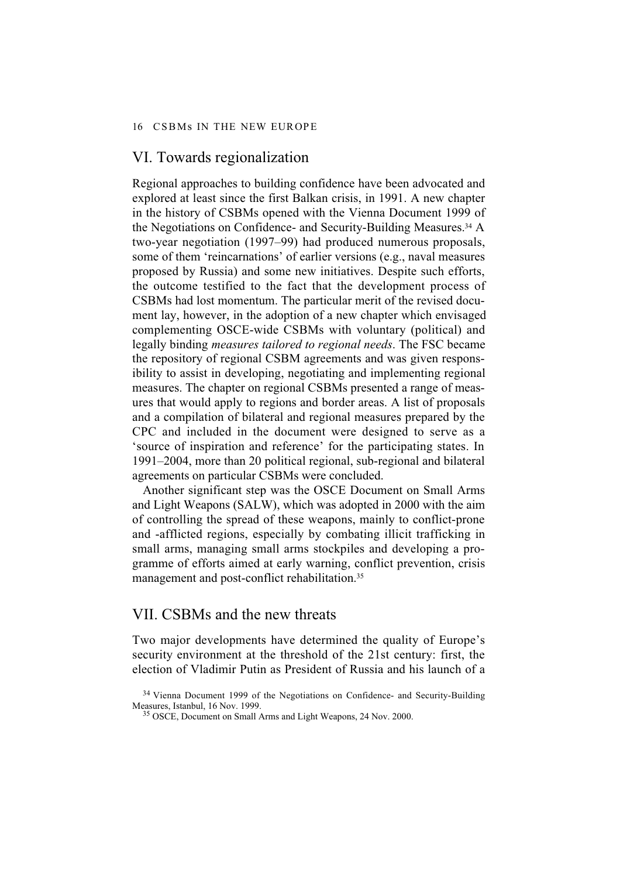## VI. Towards regionalization

Regional approaches to building confidence have been advocated and explored at least since the first Balkan crisis, in 1991. A new chapter in the history of CSBMs opened with the Vienna Document 1999 of the Negotiations on Confidence- and Security-Building Measures.[34] A two-year negotiation (1997–99) had produced numerous proposals, some of them 'reincarnations' of earlier versions (e.g., naval measures proposed by Russia) and some new initiatives. Despite such efforts, the outcome testified to the fact that the development process of CSBMs had lost momentum. The particular merit of the revised document lay, however, in the adoption of a new chapter which envisaged complementing OSCE-wide CSBMs with voluntary (political) and legally binding *measures tailored to regional needs*. The FSC became the repository of regional CSBM agreements and was given responsibility to assist in developing, negotiating and implementing regional measures. The chapter on regional CSBMs presented a range of measures that would apply to regions and border areas. A list of proposals and a compilation of bilateral and regional measures prepared by the CPC and included in the document were designed to serve as a 'source of inspiration and reference' for the participating states. In 1991–2004, more than 20 political regional, sub-regional and bilateral agreements on particular CSBMs were concluded.

Another significant step was the OSCE Document on Small Arms and Light Weapons (SALW), which was adopted in 2000 with the aim of controlling the spread of these weapons, mainly to conflict-prone and -afflicted regions, especially by combating illicit trafficking in small arms, managing small arms stockpiles and developing a programme of efforts aimed at early warning, conflict prevention, crisis management and post-conflict rehabilitation.[35]

## VII. CSBMs and the new threats

Two major developments have determined the quality of Europe's security environment at the threshold of the 21st century: first, the election of Vladimir Putin as President of Russia and his launch of a

[34] Vienna Document 1999 of the Negotiations on Confidence- and Security-Building Measures, Istanbul, 16 Nov. 1999.

[35] OSCE, Document on Small Arms and Light Weapons, 24 Nov. 2000.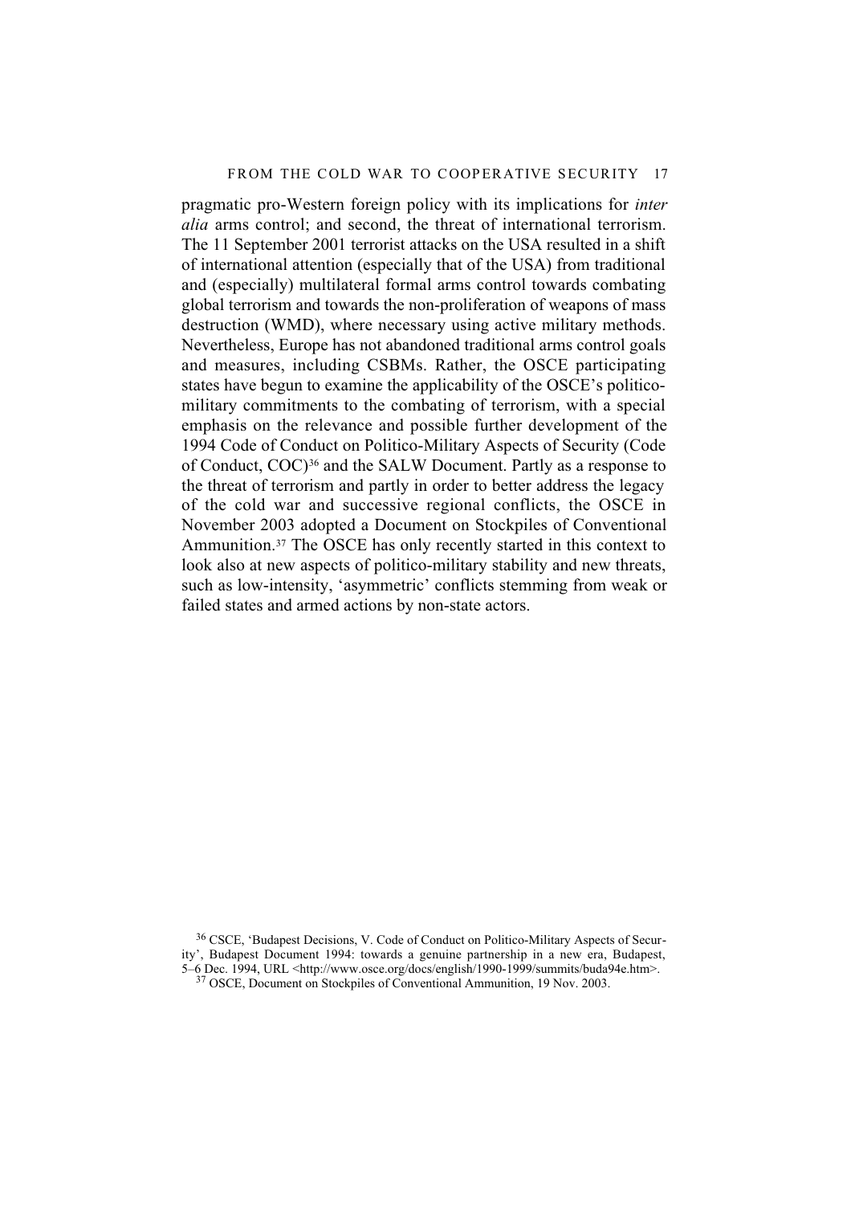pragmatic pro-Western foreign policy with its implications for *inter alia* arms control; and second, the threat of international terrorism. The 11 September 2001 terrorist attacks on the USA resulted in a shift of international attention (especially that of the USA) from traditional and (especially) multilateral formal arms control towards combating global terrorism and towards the non-proliferation of weapons of mass destruction (WMD), where necessary using active military methods. Nevertheless, Europe has not abandoned traditional arms control goals and measures, including CSBMs. Rather, the OSCE participating states have begun to examine the applicability of the OSCE's politico-military commitments to the combating of terrorism, with a special emphasis on the relevance and possible further development of the 1994 Code of Conduct on Politico-Military Aspects of Security (Code of Conduct, COC)[36] and the SALW Document. Partly as a response to the threat of terrorism and partly in order to better address the legacy of the cold war and successive regional conflicts, the OSCE in November 2003 adopted a Document on Stockpiles of Conventional Ammunition.[37] The OSCE has only recently started in this context to look also at new aspects of politico-military stability and new threats, such as low-intensity, 'asymmetric' conflicts stemming from weak or failed states and armed actions by non-state actors.

[36] CSCE, 'Budapest Decisions, V. Code of Conduct on Politico-Military Aspects of Security', Budapest Document 1994: towards a genuine partnership in a new era, Budapest, 5–6 Dec. 1994, URL <http://www.osce.org/docs/english/1990-1999/summits/buda94e.htm>.

[37] OSCE, Document on Stockpiles of Conventional Ammunition, 19 Nov. 2003.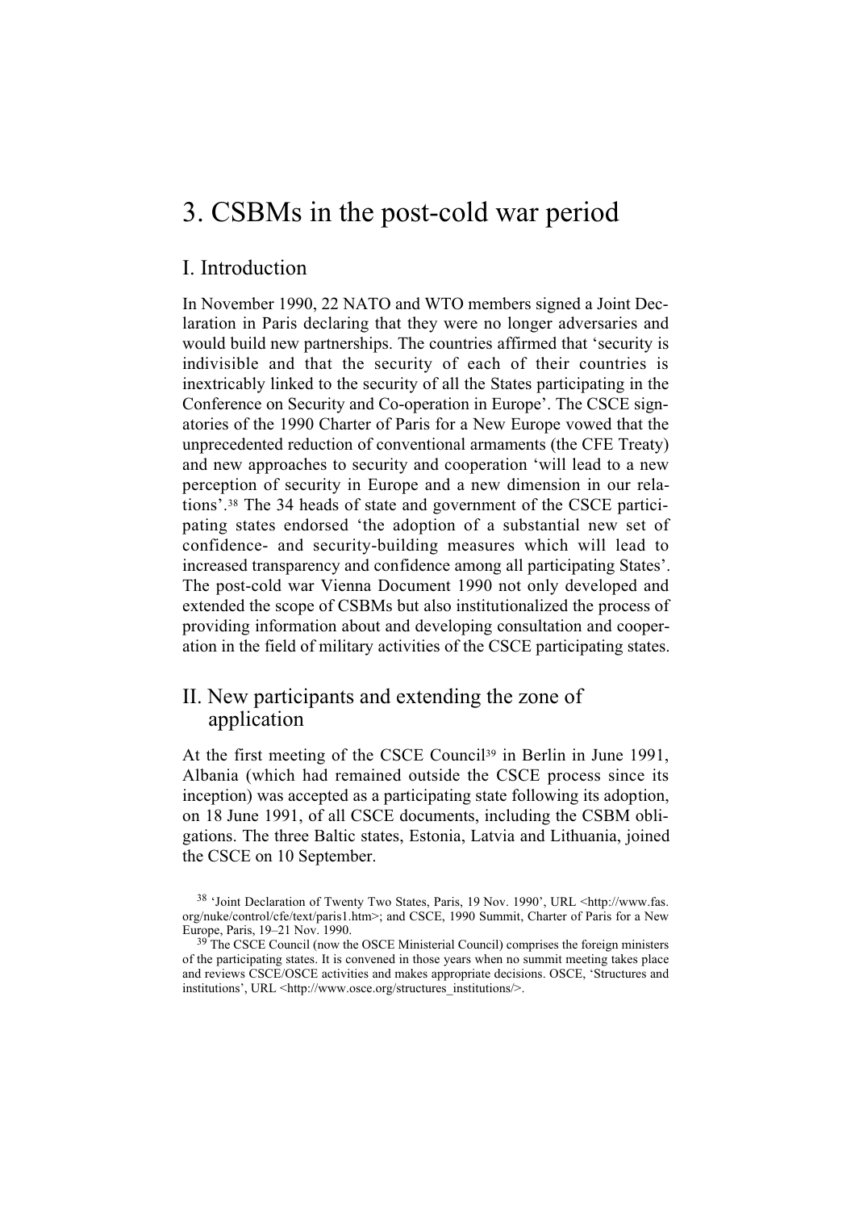# 3. CSBMs in the post-cold war period

## I. Introduction

In November 1990, 22 NATO and WTO members signed a Joint Declaration in Paris declaring that they were no longer adversaries and would build new partnerships. The countries affirmed that 'security is indivisible and that the security of each of their countries is inextricably linked to the security of all the States participating in the Conference on Security and Co-operation in Europe'. The CSCE signatories of the 1990 Charter of Paris for a New Europe vowed that the unprecedented reduction of conventional armaments (the CFE Treaty) and new approaches to security and cooperation 'will lead to a new perception of security in Europe and a new dimension in our relations'.[38] The 34 heads of state and government of the CSCE participating states endorsed 'the adoption of a substantial new set of confidence- and security-building measures which will lead to increased transparency and confidence among all participating States'. The post-cold war Vienna Document 1990 not only developed and extended the scope of CSBMs but also institutionalized the process of providing information about and developing consultation and cooperation in the field of military activities of the CSCE participating states.

## II. New participants and extending the zone of application

At the first meeting of the CSCE Council[39] in Berlin in June 1991, Albania (which had remained outside the CSCE process since its inception) was accepted as a participating state following its adoption, on 18 June 1991, of all CSCE documents, including the CSBM obligations. The three Baltic states, Estonia, Latvia and Lithuania, joined the CSCE on 10 September.

[38] 'Joint Declaration of Twenty Two States, Paris, 19 Nov. 1990', URL <http://www.fas.org/nuke/control/cfe/text/paris1.htm>; and CSCE, 1990 Summit, Charter of Paris for a New Europe, Paris, 19–21 Nov. 1990.

[39] The CSCE Council (now the OSCE Ministerial Council) comprises the foreign ministers of the participating states. It is convened in those years when no summit meeting takes place and reviews CSCE/OSCE activities and makes appropriate decisions. OSCE, 'Structures and institutions', URL <http://www.osce.org/structures_institutions/>.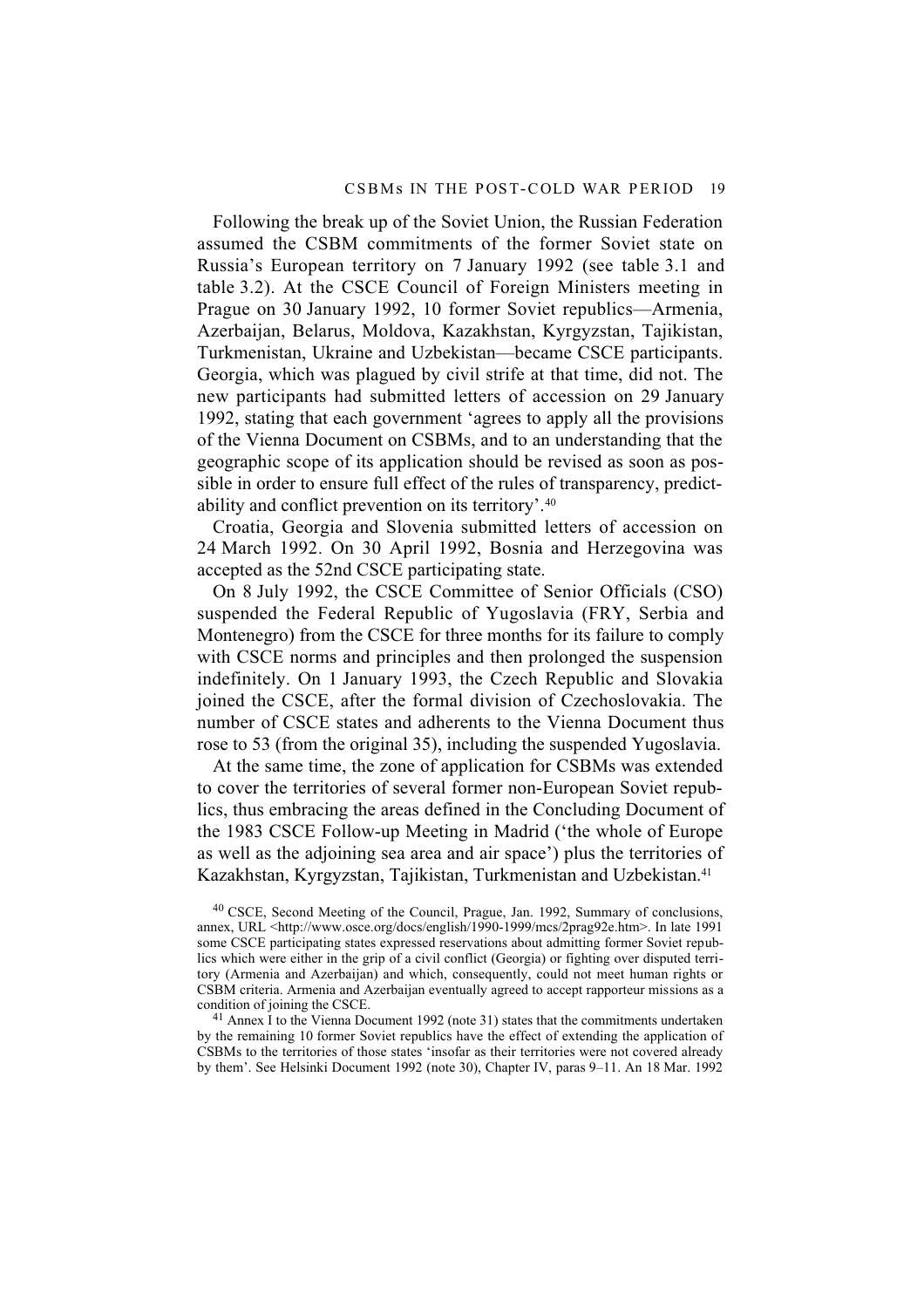Following the break up of the Soviet Union, the Russian Federation assumed the CSBM commitments of the former Soviet state on Russia's European territory on 7 January 1992 (see table 3.1 and table 3.2). At the CSCE Council of Foreign Ministers meeting in Prague on 30 January 1992, 10 former Soviet republics—Armenia, Azerbaijan, Belarus, Moldova, Kazakhstan, Kyrgyzstan, Tajikistan, Turkmenistan, Ukraine and Uzbekistan—became CSCE participants. Georgia, which was plagued by civil strife at that time, did not. The new participants had submitted letters of accession on 29 January 1992, stating that each government 'agrees to apply all the provisions of the Vienna Document on CSBMs, and to an understanding that the geographic scope of its application should be revised as soon as possible in order to ensure full effect of the rules of transparency, predictability and conflict prevention on its territory'.[40]

Croatia, Georgia and Slovenia submitted letters of accession on 24 March 1992. On 30 April 1992, Bosnia and Herzegovina was accepted as the 52nd CSCE participating state.

On 8 July 1992, the CSCE Committee of Senior Officials (CSO) suspended the Federal Republic of Yugoslavia (FRY, Serbia and Montenegro) from the CSCE for three months for its failure to comply with CSCE norms and principles and then prolonged the suspension indefinitely. On 1 January 1993, the Czech Republic and Slovakia joined the CSCE, after the formal division of Czechoslovakia. The number of CSCE states and adherents to the Vienna Document thus rose to 53 (from the original 35), including the suspended Yugoslavia.

At the same time, the zone of application for CSBMs was extended to cover the territories of several former non-European Soviet republics, thus embracing the areas defined in the Concluding Document of the 1983 CSCE Follow-up Meeting in Madrid ('the whole of Europe as well as the adjoining sea area and air space') plus the territories of Kazakhstan, Kyrgyzstan, Tajikistan, Turkmenistan and Uzbekistan.[41]

[40] CSCE, Second Meeting of the Council, Prague, Jan. 1992, Summary of conclusions, annex, URL <http://www.osce.org/docs/english/1990-1999/mcs/2prag92e.htm>. In late 1991 some CSCE participating states expressed reservations about admitting former Soviet republics which were either in the grip of a civil conflict (Georgia) or fighting over disputed territory (Armenia and Azerbaijan) and which, consequently, could not meet human rights or CSBM criteria. Armenia and Azerbaijan eventually agreed to accept rapporteur missions as a condition of joining the CSCE.

[41] Annex I to the Vienna Document 1992 (note 31) states that the commitments undertaken by the remaining 10 former Soviet republics have the effect of extending the application of CSBMs to the territories of those states 'insofar as their territories were not covered already by them'. See Helsinki Document 1992 (note 30), Chapter IV, paras 9–11. An 18 Mar. 1992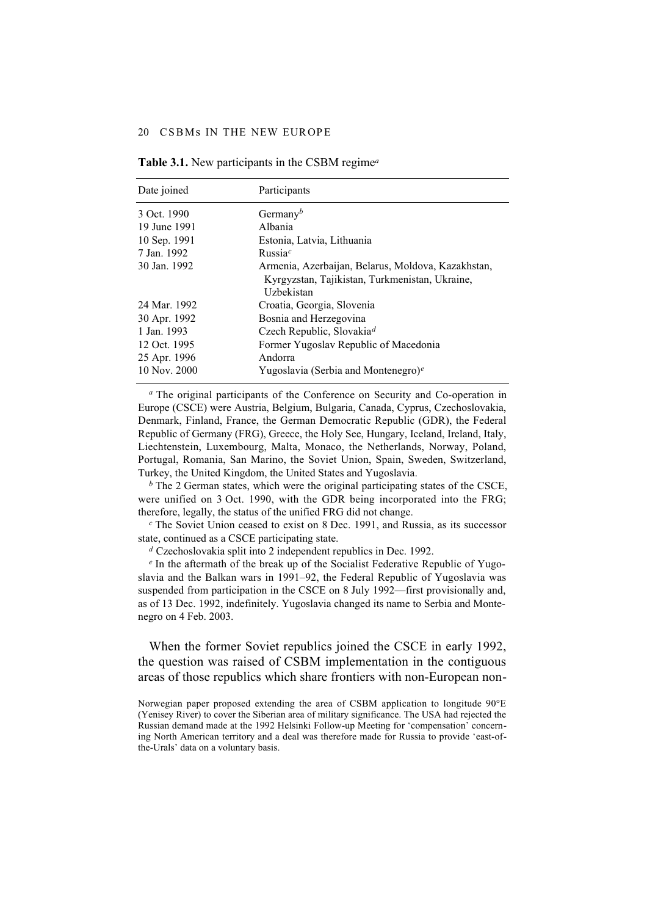**Table 3.1.** New participants in the CSBM regime[a]

| Date joined | Participants |
|---|---|
| 3 Oct. 1990 | Germany[b] |
| 19 June 1991 | Albania |
| 10 Sep. 1991 | Estonia, Latvia, Lithuania |
| 7 Jan. 1992 | Russia[c] |
| 30 Jan. 1992 | Armenia, Azerbaijan, Belarus, Moldova, Kazakhstan, Kyrgyzstan, Tajikistan, Turkmenistan, Ukraine, Uzbekistan |
| 24 Mar. 1992 | Croatia, Georgia, Slovenia |
| 30 Apr. 1992 | Bosnia and Herzegovina |
| 1 Jan. 1993 | Czech Republic, Slovakia[d] |
| 12 Oct. 1995 | Former Yugoslav Republic of Macedonia |
| 25 Apr. 1996 | Andorra |
| 10 Nov. 2000 | Yugoslavia (Serbia and Montenegro)[e] |

[a] The original participants of the Conference on Security and Co-operation in Europe (CSCE) were Austria, Belgium, Bulgaria, Canada, Cyprus, Czechoslovakia, Denmark, Finland, France, the German Democratic Republic (GDR), the Federal Republic of Germany (FRG), Greece, the Holy See, Hungary, Iceland, Ireland, Italy, Liechtenstein, Luxembourg, Malta, Monaco, the Netherlands, Norway, Poland, Portugal, Romania, San Marino, the Soviet Union, Spain, Sweden, Switzerland, Turkey, the United Kingdom, the United States and Yugoslavia.

[b] The 2 German states, which were the original participating states of the CSCE, were unified on 3 Oct. 1990, with the GDR being incorporated into the FRG; therefore, legally, the status of the unified FRG did not change.

[c] The Soviet Union ceased to exist on 8 Dec. 1991, and Russia, as its successor state, continued as a CSCE participating state.

[d] Czechoslovakia split into 2 independent republics in Dec. 1992.

[e] In the aftermath of the break up of the Socialist Federative Republic of Yugoslavia and the Balkan wars in 1991–92, the Federal Republic of Yugoslavia was suspended from participation in the CSCE on 8 July 1992—first provisionally and, as of 13 Dec. 1992, indefinitely. Yugoslavia changed its name to Serbia and Montenegro on 4 Feb. 2003.

When the former Soviet republics joined the CSCE in early 1992, the question was raised of CSBM implementation in the contiguous areas of those republics which share frontiers with non-European non-

Norwegian paper proposed extending the area of CSBM application to longitude 90°E (Yenisey River) to cover the Siberian area of military significance. The USA had rejected the Russian demand made at the 1992 Helsinki Follow-up Meeting for 'compensation' concerning North American territory and a deal was therefore made for Russia to provide 'east-of-the-Urals' data on a voluntary basis.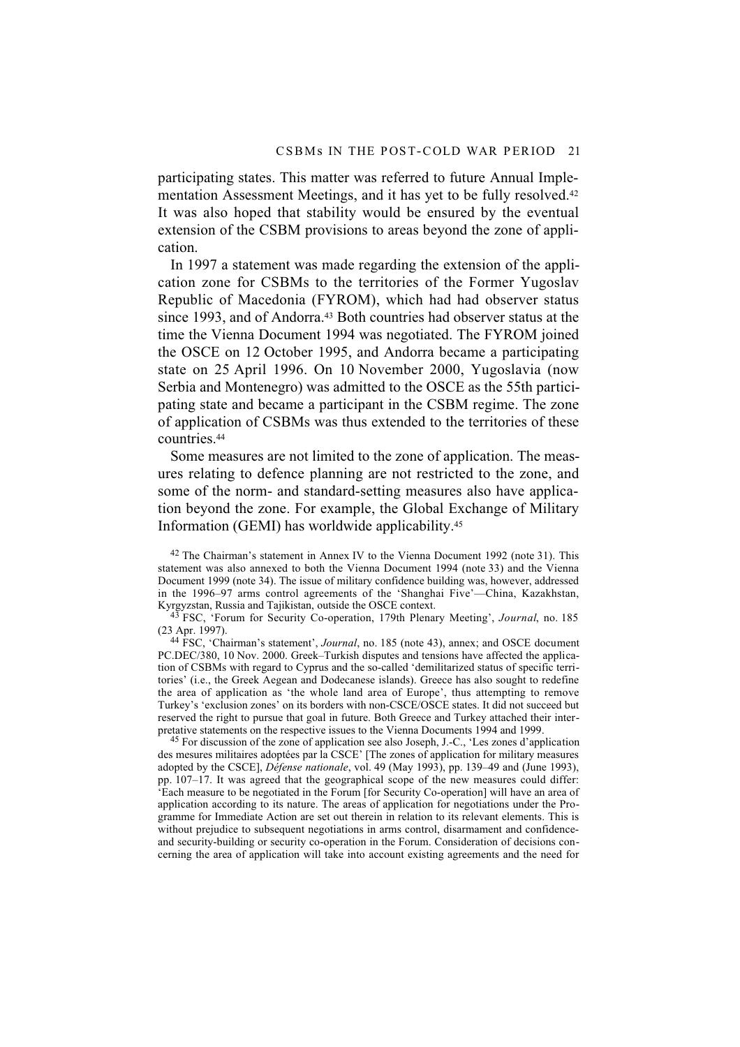participating states. This matter was referred to future Annual Implementation Assessment Meetings, and it has yet to be fully resolved.[42] It was also hoped that stability would be ensured by the eventual extension of the CSBM provisions to areas beyond the zone of application.

In 1997 a statement was made regarding the extension of the application zone for CSBMs to the territories of the Former Yugoslav Republic of Macedonia (FYROM), which had had observer status since 1993, and of Andorra.[43] Both countries had observer status at the time the Vienna Document 1994 was negotiated. The FYROM joined the OSCE on 12 October 1995, and Andorra became a participating state on 25 April 1996. On 10 November 2000, Yugoslavia (now Serbia and Montenegro) was admitted to the OSCE as the 55th participating state and became a participant in the CSBM regime. The zone of application of CSBMs was thus extended to the territories of these countries.[44]

Some measures are not limited to the zone of application. The measures relating to defence planning are not restricted to the zone, and some of the norm- and standard-setting measures also have application beyond the zone. For example, the Global Exchange of Military Information (GEMI) has worldwide applicability.[45]

[42] The Chairman's statement in Annex IV to the Vienna Document 1992 (note 31). This statement was also annexed to both the Vienna Document 1994 (note 33) and the Vienna Document 1999 (note 34). The issue of military confidence building was, however, addressed in the 1996–97 arms control agreements of the 'Shanghai Five'—China, Kazakhstan, Kyrgyzstan, Russia and Tajikistan, outside the OSCE context.

[43] FSC, 'Forum for Security Co-operation, 179th Plenary Meeting', *Journal*, no. 185 (23 Apr. 1997).

[44] FSC, 'Chairman's statement', *Journal*, no. 185 (note 43), annex; and OSCE document PC.DEC/380, 10 Nov. 2000. Greek–Turkish disputes and tensions have affected the application of CSBMs with regard to Cyprus and the so-called 'demilitarized status of specific territories' (i.e., the Greek Aegean and Dodecanese islands). Greece has also sought to redefine the area of application as 'the whole land area of Europe', thus attempting to remove Turkey's 'exclusion zones' on its borders with non-CSCE/OSCE states. It did not succeed but reserved the right to pursue that goal in future. Both Greece and Turkey attached their interpretative statements on the respective issues to the Vienna Documents 1994 and 1999.

[45] For discussion of the zone of application see also Joseph, J.-C., 'Les zones d'application des mesures militaires adoptées par la CSCE' [The zones of application for military measures adopted by the CSCE], *Défense nationale*, vol. 49 (May 1993), pp. 139–49 and (June 1993), pp. 107–17. It was agreed that the geographical scope of the new measures could differ: 'Each measure to be negotiated in the Forum [for Security Co-operation] will have an area of application according to its nature. The areas of application for negotiations under the Programme for Immediate Action are set out therein in relation to its relevant elements. This is without prejudice to subsequent negotiations in arms control, disarmament and confidence- and security-building or security co-operation in the Forum. Consideration of decisions concerning the area of application will take into account existing agreements and the need for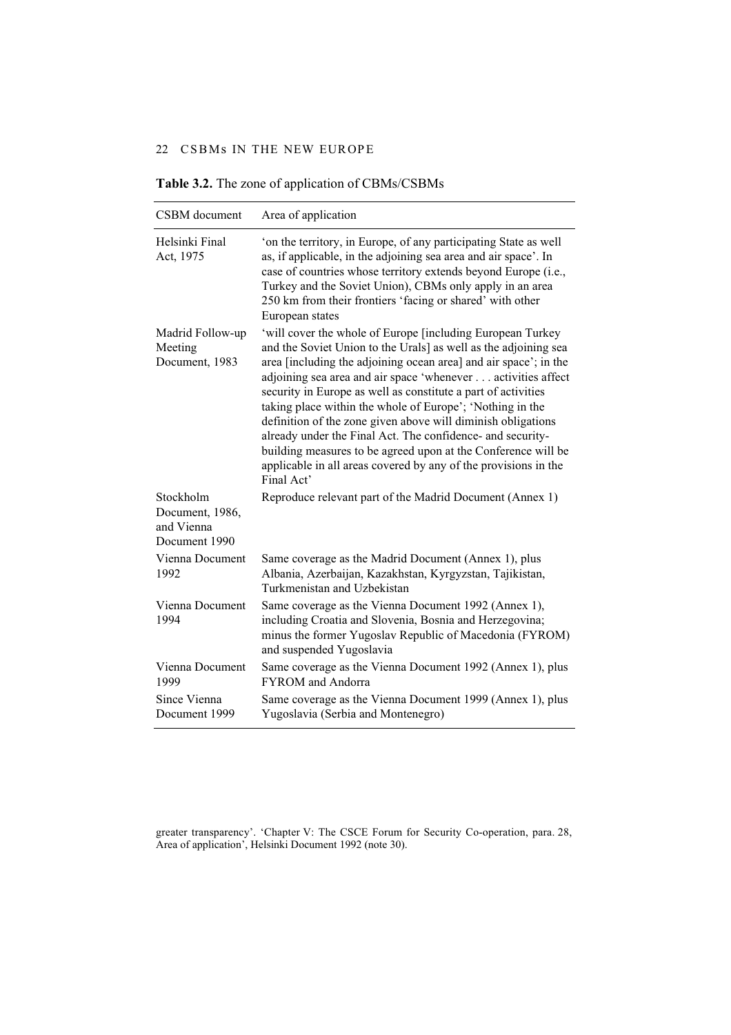**Table 3.2.** The zone of application of CBMs/CSBMs

| CSBM document | Area of application |
|---|---|
| Helsinki Final Act, 1975 | 'on the territory, in Europe, of any participating State as well as, if applicable, in the adjoining sea area and air space'. In case of countries whose territory extends beyond Europe (i.e., Turkey and the Soviet Union), CBMs only apply in an area 250 km from their frontiers 'facing or shared' with other European states |
| Madrid Follow-up Meeting Document, 1983 | 'will cover the whole of Europe [including European Turkey and the Soviet Union to the Urals] as well as the adjoining sea area [including the adjoining ocean area] and air space'; in the adjoining sea area and air space 'whenever . . . activities affect security in Europe as well as constitute a part of activities taking place within the whole of Europe'; 'Nothing in the definition of the zone given above will diminish obligations already under the Final Act. The confidence- and security-building measures to be agreed upon at the Conference will be applicable in all areas covered by any of the provisions in the Final Act' |
| Stockholm Document, 1986, and Vienna Document 1990 | Reproduce relevant part of the Madrid Document (Annex 1) |
| Vienna Document 1992 | Same coverage as the Madrid Document (Annex 1), plus Albania, Azerbaijan, Kazakhstan, Kyrgyzstan, Tajikistan, Turkmenistan and Uzbekistan |
| Vienna Document 1994 | Same coverage as the Vienna Document 1992 (Annex 1), including Croatia and Slovenia, Bosnia and Herzegovina; minus the former Yugoslav Republic of Macedonia (FYROM) and suspended Yugoslavia |
| Vienna Document 1999 | Same coverage as the Vienna Document 1992 (Annex 1), plus FYROM and Andorra |
| Since Vienna Document 1999 | Same coverage as the Vienna Document 1999 (Annex 1), plus Yugoslavia (Serbia and Montenegro) |

greater transparency'. 'Chapter V: The CSCE Forum for Security Co-operation, para. 28, Area of application', Helsinki Document 1992 (note 30).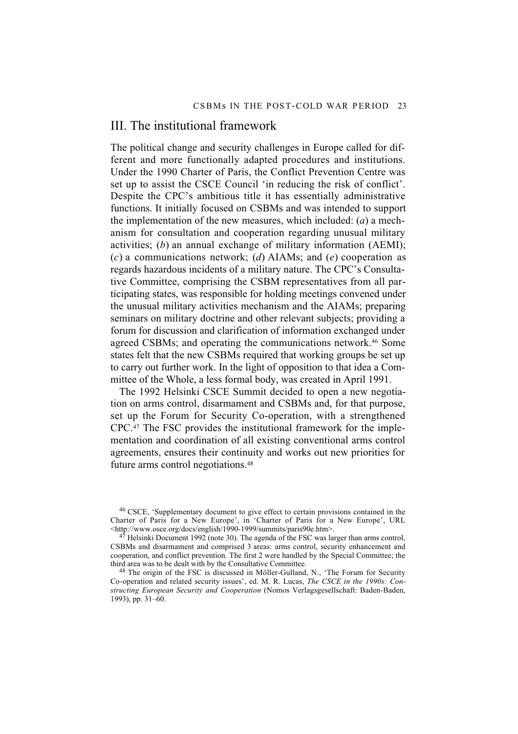## III. The institutional framework

The political change and security challenges in Europe called for different and more functionally adapted procedures and institutions. Under the 1990 Charter of Paris, the Conflict Prevention Centre was set up to assist the CSCE Council 'in reducing the risk of conflict'. Despite the CPC's ambitious title it has essentially administrative functions. It initially focused on CSBMs and was intended to support the implementation of the new measures, which included: (*a*) a mechanism for consultation and cooperation regarding unusual military activities; (*b*) an annual exchange of military information (AEMI); (*c*) a communications network; (*d*) AIAMs; and (*e*) cooperation as regards hazardous incidents of a military nature. The CPC's Consultative Committee, comprising the CSBM representatives from all participating states, was responsible for holding meetings convened under the unusual military activities mechanism and the AIAMs; preparing seminars on military doctrine and other relevant subjects; providing a forum for discussion and clarification of information exchanged under agreed CSBMs; and operating the communications network.[46] Some states felt that the new CSBMs required that working groups be set up to carry out further work. In the light of opposition to that idea a Committee of the Whole, a less formal body, was created in April 1991.

The 1992 Helsinki CSCE Summit decided to open a new negotiation on arms control, disarmament and CSBMs and, for that purpose, set up the Forum for Security Co-operation, with a strengthened CPC.[47] The FSC provides the institutional framework for the implementation and coordination of all existing conventional arms control agreements, ensures their continuity and works out new priorities for future arms control negotiations.[48]

[46] CSCE, 'Supplementary document to give effect to certain provisions contained in the Charter of Paris for a New Europe', in 'Charter of Paris for a New Europe', URL <http://www.osce.org/docs/english/1990-1999/summits/paris90e.htm>.

[47] Helsinki Document 1992 (note 30). The agenda of the FSC was larger than arms control, CSBMs and disarmament and comprised 3 areas: arms control, security enhancement and cooperation, and conflict prevention. The first 2 were handled by the Special Committee; the third area was to be dealt with by the Consultative Committee.

[48] The origin of the FSC is discussed in Möller-Gulland, N., 'The Forum for Security Co-operation and related security issues', ed. M. R. Lucas, *The CSCE in the 1990s: Constructing European Security and Cooperation* (Nomos Verlagsgesellschaft: Baden-Baden, 1993), pp. 31–60.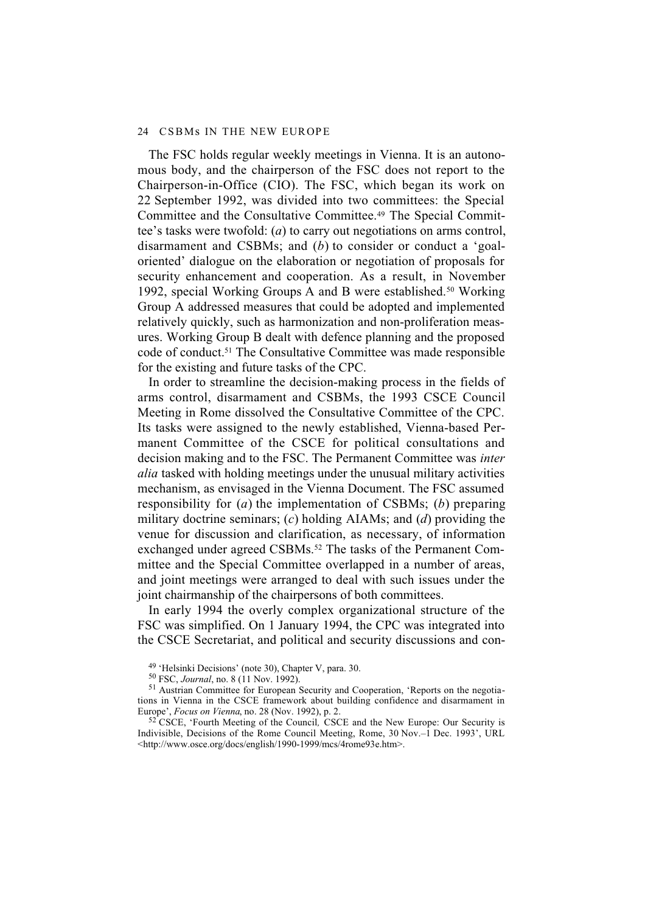The FSC holds regular weekly meetings in Vienna. It is an autonomous body, and the chairperson of the FSC does not report to the Chairperson-in-Office (CIO). The FSC, which began its work on 22 September 1992, was divided into two committees: the Special Committee and the Consultative Committee.[49] The Special Committee's tasks were twofold: (*a*) to carry out negotiations on arms control, disarmament and CSBMs; and (*b*) to consider or conduct a 'goal-oriented' dialogue on the elaboration or negotiation of proposals for security enhancement and cooperation. As a result, in November 1992, special Working Groups A and B were established.[50] Working Group A addressed measures that could be adopted and implemented relatively quickly, such as harmonization and non-proliferation measures. Working Group B dealt with defence planning and the proposed code of conduct.[51] The Consultative Committee was made responsible for the existing and future tasks of the CPC.

In order to streamline the decision-making process in the fields of arms control, disarmament and CSBMs, the 1993 CSCE Council Meeting in Rome dissolved the Consultative Committee of the CPC. Its tasks were assigned to the newly established, Vienna-based Permanent Committee of the CSCE for political consultations and decision making and to the FSC. The Permanent Committee was *inter alia* tasked with holding meetings under the unusual military activities mechanism, as envisaged in the Vienna Document. The FSC assumed responsibility for (*a*) the implementation of CSBMs; (*b*) preparing military doctrine seminars; (*c*) holding AIAMs; and (*d*) providing the venue for discussion and clarification, as necessary, of information exchanged under agreed CSBMs.[52] The tasks of the Permanent Committee and the Special Committee overlapped in a number of areas, and joint meetings were arranged to deal with such issues under the joint chairmanship of the chairpersons of both committees.

In early 1994 the overly complex organizational structure of the FSC was simplified. On 1 January 1994, the CPC was integrated into the CSCE Secretariat, and political and security discussions and con-

[49] 'Helsinki Decisions' (note 30), Chapter V, para. 30.

[50] FSC, *Journal*, no. 8 (11 Nov. 1992).

[51] Austrian Committee for European Security and Cooperation, 'Reports on the negotiations in Vienna in the CSCE framework about building confidence and disarmament in Europe', *Focus on Vienna*, no. 28 (Nov. 1992), p. 2.

[52] CSCE, 'Fourth Meeting of the Council, CSCE and the New Europe: Our Security is Indivisible, Decisions of the Rome Council Meeting, Rome, 30 Nov.–1 Dec. 1993', URL <http://www.osce.org/docs/english/1990-1999/mcs/4rome93e.htm>.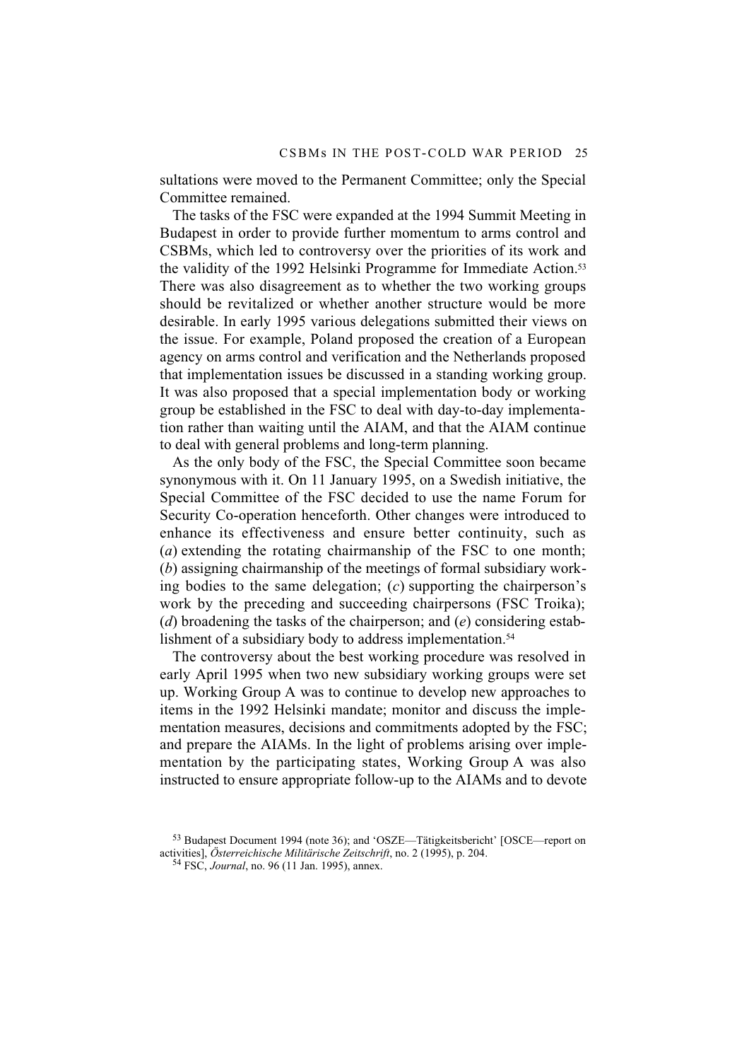sultations were moved to the Permanent Committee; only the Special Committee remained.

The tasks of the FSC were expanded at the 1994 Summit Meeting in Budapest in order to provide further momentum to arms control and CSBMs, which led to controversy over the priorities of its work and the validity of the 1992 Helsinki Programme for Immediate Action.[53] There was also disagreement as to whether the two working groups should be revitalized or whether another structure would be more desirable. In early 1995 various delegations submitted their views on the issue. For example, Poland proposed the creation of a European agency on arms control and verification and the Netherlands proposed that implementation issues be discussed in a standing working group. It was also proposed that a special implementation body or working group be established in the FSC to deal with day-to-day implementation rather than waiting until the AIAM, and that the AIAM continue to deal with general problems and long-term planning.

As the only body of the FSC, the Special Committee soon became synonymous with it. On 11 January 1995, on a Swedish initiative, the Special Committee of the FSC decided to use the name Forum for Security Co-operation henceforth. Other changes were introduced to enhance its effectiveness and ensure better continuity, such as (*a*) extending the rotating chairmanship of the FSC to one month; (*b*) assigning chairmanship of the meetings of formal subsidiary working bodies to the same delegation; (*c*) supporting the chairperson's work by the preceding and succeeding chairpersons (FSC Troika); (*d*) broadening the tasks of the chairperson; and (*e*) considering establishment of a subsidiary body to address implementation.[54]

The controversy about the best working procedure was resolved in early April 1995 when two new subsidiary working groups were set up. Working Group A was to continue to develop new approaches to items in the 1992 Helsinki mandate; monitor and discuss the implementation measures, decisions and commitments adopted by the FSC; and prepare the AIAMs. In the light of problems arising over implementation by the participating states, Working Group A was also instructed to ensure appropriate follow-up to the AIAMs and to devote

[53] Budapest Document 1994 (note 36); and 'OSZE—Tätigkeitsbericht' [OSCE—report on activities], *Österreichische Militärische Zeitschrift*, no. 2 (1995), p. 204.

[54] FSC, *Journal*, no. 96 (11 Jan. 1995), annex.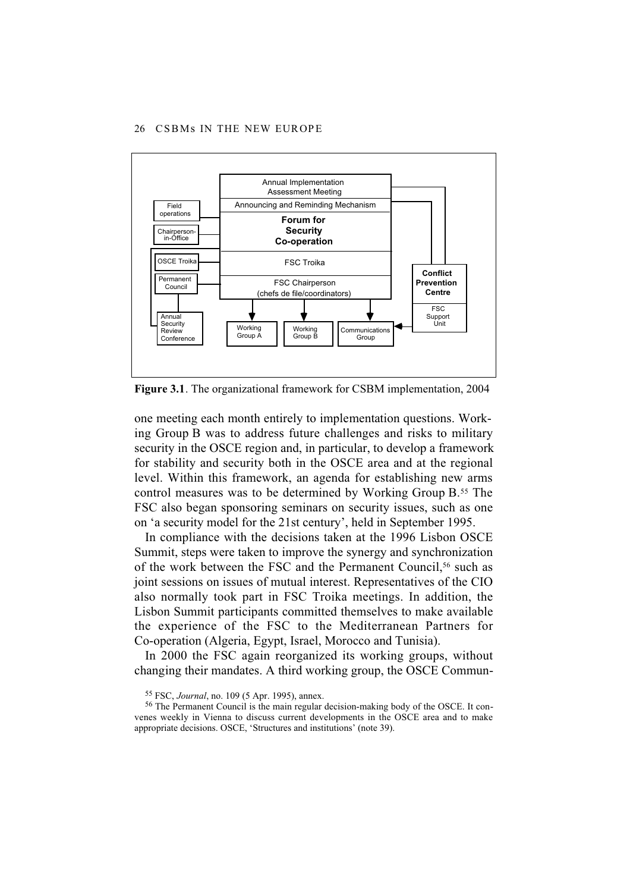Annual Implementation Assessment Meeting

Announcing and Reminding Mechanism

Field operations

Chairperson-in-Office

**Forum for Security Co-operation**

OSCE Troika

FSC Troika

Permanent Council

FSC Chairperson (chefs de file/coordinators)

**Conflict Prevention Centre**

FSC Support Unit

Annual Security Review Conference

Working Group A

Working Group B

Communications Group

**Figure 3.1**. The organizational framework for CSBM implementation, 2004

one meeting each month entirely to implementation questions. Working Group B was to address future challenges and risks to military security in the OSCE region and, in particular, to develop a framework for stability and security both in the OSCE area and at the regional level. Within this framework, an agenda for establishing new arms control measures was to be determined by Working Group B.[55] The FSC also began sponsoring seminars on security issues, such as one on 'a security model for the 21st century', held in September 1995.

In compliance with the decisions taken at the 1996 Lisbon OSCE Summit, steps were taken to improve the synergy and synchronization of the work between the FSC and the Permanent Council,[56] such as joint sessions on issues of mutual interest. Representatives of the CIO also normally took part in FSC Troika meetings. In addition, the Lisbon Summit participants committed themselves to make available the experience of the FSC to the Mediterranean Partners for Co-operation (Algeria, Egypt, Israel, Morocco and Tunisia).

In 2000 the FSC again reorganized its working groups, without changing their mandates. A third working group, the OSCE Commun-

[55] FSC, *Journal*, no. 109 (5 Apr. 1995), annex.

[56] The Permanent Council is the main regular decision-making body of the OSCE. It convenes weekly in Vienna to discuss current developments in the OSCE area and to make appropriate decisions. OSCE, 'Structures and institutions' (note 39).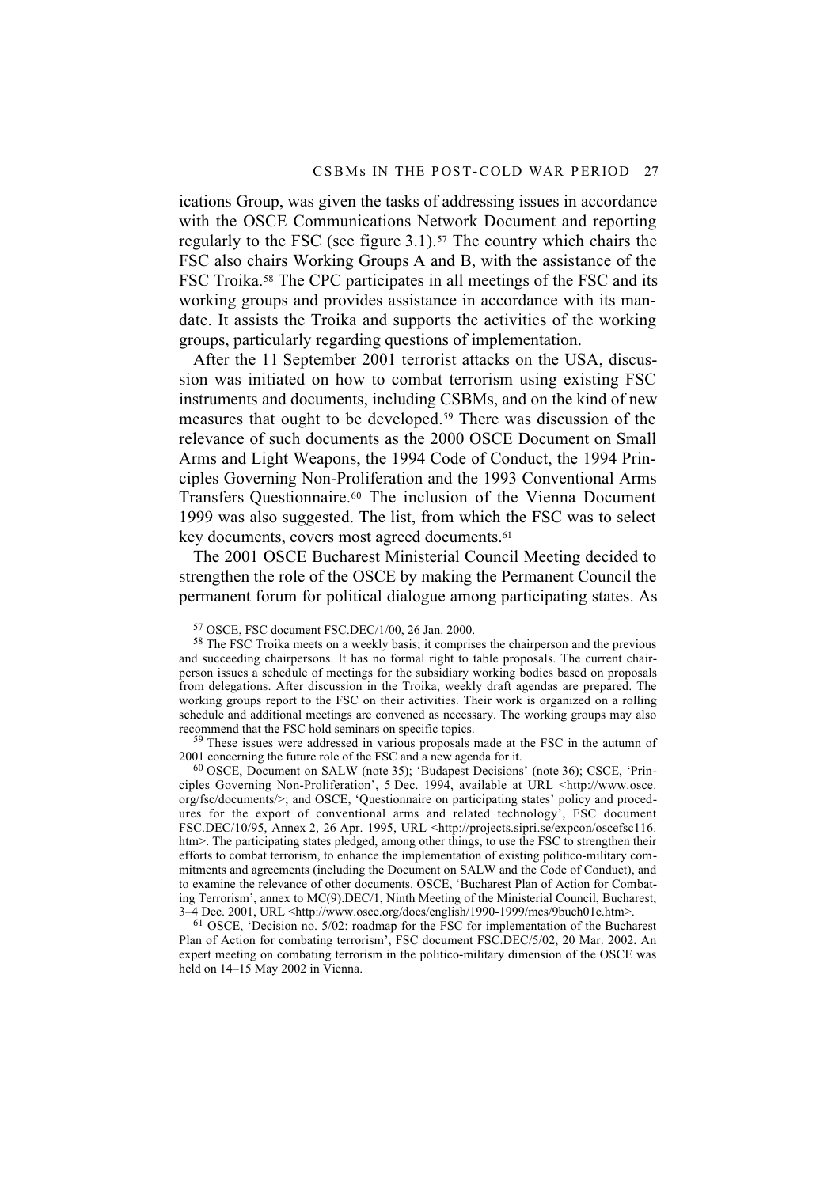ications Group, was given the tasks of addressing issues in accordance with the OSCE Communications Network Document and reporting regularly to the FSC (see figure 3.1).[57] The country which chairs the FSC also chairs Working Groups A and B, with the assistance of the FSC Troika.[58] The CPC participates in all meetings of the FSC and its working groups and provides assistance in accordance with its mandate. It assists the Troika and supports the activities of the working groups, particularly regarding questions of implementation.

After the 11 September 2001 terrorist attacks on the USA, discussion was initiated on how to combat terrorism using existing FSC instruments and documents, including CSBMs, and on the kind of new measures that ought to be developed.[59] There was discussion of the relevance of such documents as the 2000 OSCE Document on Small Arms and Light Weapons, the 1994 Code of Conduct, the 1994 Principles Governing Non-Proliferation and the 1993 Conventional Arms Transfers Questionnaire.[60] The inclusion of the Vienna Document 1999 was also suggested. The list, from which the FSC was to select key documents, covers most agreed documents.[61]

The 2001 OSCE Bucharest Ministerial Council Meeting decided to strengthen the role of the OSCE by making the Permanent Council the permanent forum for political dialogue among participating states. As

[57] OSCE, FSC document FSC.DEC/1/00, 26 Jan. 2000.

[58] The FSC Troika meets on a weekly basis; it comprises the chairperson and the previous and succeeding chairpersons. It has no formal right to table proposals. The current chairperson issues a schedule of meetings for the subsidiary working bodies based on proposals from delegations. After discussion in the Troika, weekly draft agendas are prepared. The working groups report to the FSC on their activities. Their work is organized on a rolling schedule and additional meetings are convened as necessary. The working groups may also recommend that the FSC hold seminars on specific topics.

[59] These issues were addressed in various proposals made at the FSC in the autumn of 2001 concerning the future role of the FSC and a new agenda for it.

[60] OSCE, Document on SALW (note 35); 'Budapest Decisions' (note 36); CSCE, 'Principles Governing Non-Proliferation', 5 Dec. 1994, available at URL <http://www.osce.org/fsc/documents/>; and OSCE, 'Questionnaire on participating states' policy and procedures for the export of conventional arms and related technology', FSC document FSC.DEC/10/95, Annex 2, 26 Apr. 1995, URL <http://projects.sipri.se/expcon/oscefsc116.htm>. The participating states pledged, among other things, to use the FSC to strengthen their efforts to combat terrorism, to enhance the implementation of existing politico-military commitments and agreements (including the Document on SALW and the Code of Conduct), and to examine the relevance of other documents. OSCE, 'Bucharest Plan of Action for Combating Terrorism', annex to MC(9).DEC/1, Ninth Meeting of the Ministerial Council, Bucharest, 3–4 Dec. 2001, URL <http://www.osce.org/docs/english/1990-1999/mcs/9buch01e.htm>.

[61] OSCE, 'Decision no. 5/02: roadmap for the FSC for implementation of the Bucharest Plan of Action for combating terrorism', FSC document FSC.DEC/5/02, 20 Mar. 2002. An expert meeting on combating terrorism in the politico-military dimension of the OSCE was held on 14–15 May 2002 in Vienna.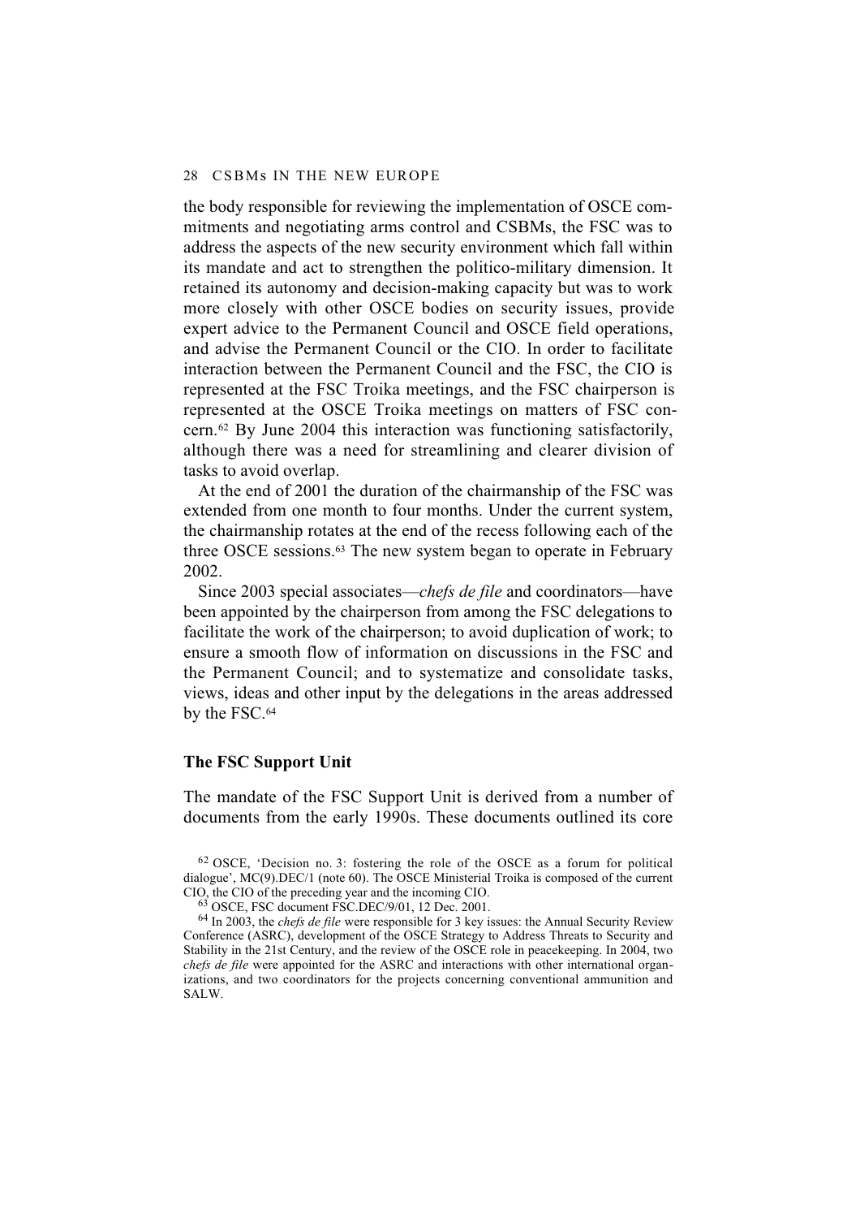the body responsible for reviewing the implementation of OSCE commitments and negotiating arms control and CSBMs, the FSC was to address the aspects of the new security environment which fall within its mandate and act to strengthen the politico-military dimension. It retained its autonomy and decision-making capacity but was to work more closely with other OSCE bodies on security issues, provide expert advice to the Permanent Council and OSCE field operations, and advise the Permanent Council or the CIO. In order to facilitate interaction between the Permanent Council and the FSC, the CIO is represented at the FSC Troika meetings, and the FSC chairperson is represented at the OSCE Troika meetings on matters of FSC concern.[62] By June 2004 this interaction was functioning satisfactorily, although there was a need for streamlining and clearer division of tasks to avoid overlap.

At the end of 2001 the duration of the chairmanship of the FSC was extended from one month to four months. Under the current system, the chairmanship rotates at the end of the recess following each of the three OSCE sessions.[63] The new system began to operate in February 2002.

Since 2003 special associates—*chefs de file* and coordinators—have been appointed by the chairperson from among the FSC delegations to facilitate the work of the chairperson; to avoid duplication of work; to ensure a smooth flow of information on discussions in the FSC and the Permanent Council; and to systematize and consolidate tasks, views, ideas and other input by the delegations in the areas addressed by the FSC.[64]

### The FSC Support Unit

The mandate of the FSC Support Unit is derived from a number of documents from the early 1990s. These documents outlined its core

[62] OSCE, 'Decision no. 3: fostering the role of the OSCE as a forum for political dialogue', MC(9).DEC/1 (note 60). The OSCE Ministerial Troika is composed of the current CIO, the CIO of the preceding year and the incoming CIO.

[63] OSCE, FSC document FSC.DEC/9/01, 12 Dec. 2001.

[64] In 2003, the *chefs de file* were responsible for 3 key issues: the Annual Security Review Conference (ASRC), development of the OSCE Strategy to Address Threats to Security and Stability in the 21st Century, and the review of the OSCE role in peacekeeping. In 2004, two *chefs de file* were appointed for the ASRC and interactions with other international organizations, and two coordinators for the projects concerning conventional ammunition and SALW.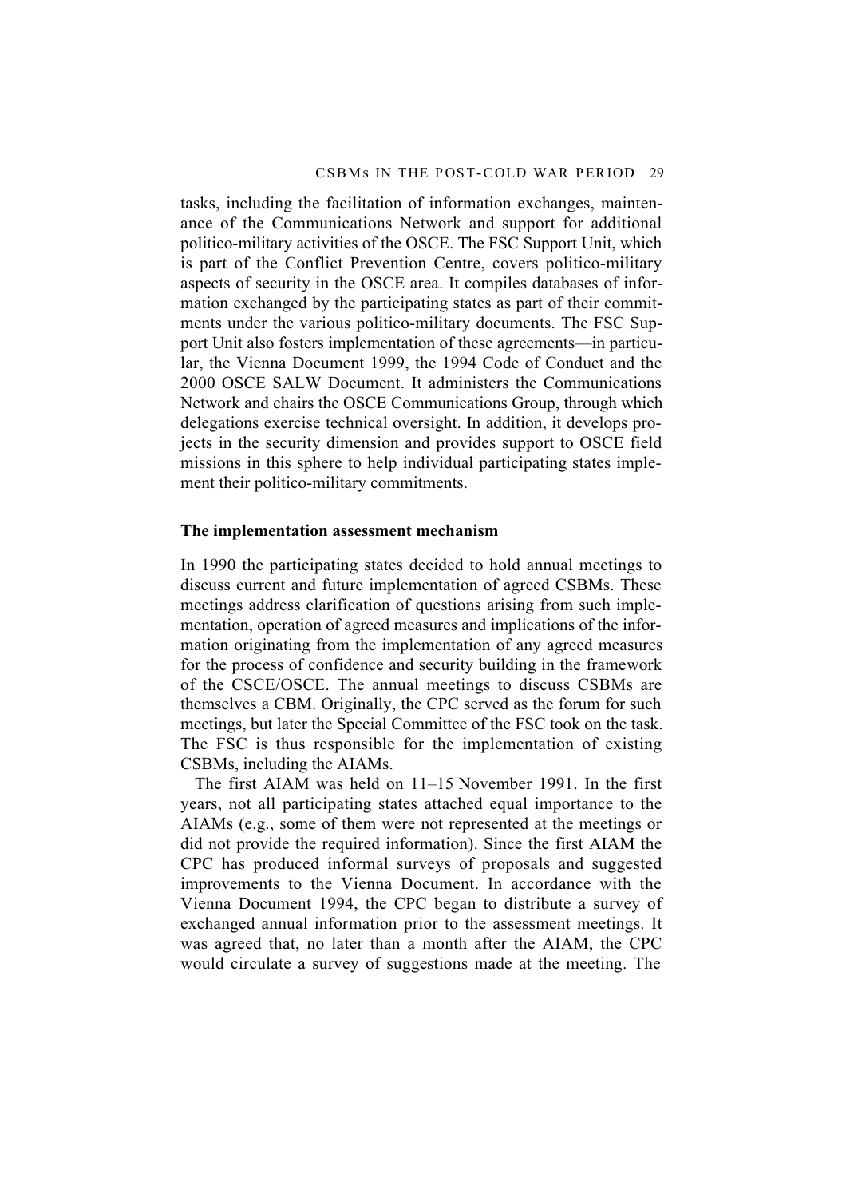tasks, including the facilitation of information exchanges, maintenance of the Communications Network and support for additional politico-military activities of the OSCE. The FSC Support Unit, which is part of the Conflict Prevention Centre, covers politico-military aspects of security in the OSCE area. It compiles databases of information exchanged by the participating states as part of their commitments under the various politico-military documents. The FSC Support Unit also fosters implementation of these agreements—in particular, the Vienna Document 1999, the 1994 Code of Conduct and the 2000 OSCE SALW Document. It administers the Communications Network and chairs the OSCE Communications Group, through which delegations exercise technical oversight. In addition, it develops projects in the security dimension and provides support to OSCE field missions in this sphere to help individual participating states implement their politico-military commitments.

### The implementation assessment mechanism

In 1990 the participating states decided to hold annual meetings to discuss current and future implementation of agreed CSBMs. These meetings address clarification of questions arising from such implementation, operation of agreed measures and implications of the information originating from the implementation of any agreed measures for the process of confidence and security building in the framework of the CSCE/OSCE. The annual meetings to discuss CSBMs are themselves a CBM. Originally, the CPC served as the forum for such meetings, but later the Special Committee of the FSC took on the task. The FSC is thus responsible for the implementation of existing CSBMs, including the AIAMs.

The first AIAM was held on 11–15 November 1991. In the first years, not all participating states attached equal importance to the AIAMs (e.g., some of them were not represented at the meetings or did not provide the required information). Since the first AIAM the CPC has produced informal surveys of proposals and suggested improvements to the Vienna Document. In accordance with the Vienna Document 1994, the CPC began to distribute a survey of exchanged annual information prior to the assessment meetings. It was agreed that, no later than a month after the AIAM, the CPC would circulate a survey of suggestions made at the meeting. The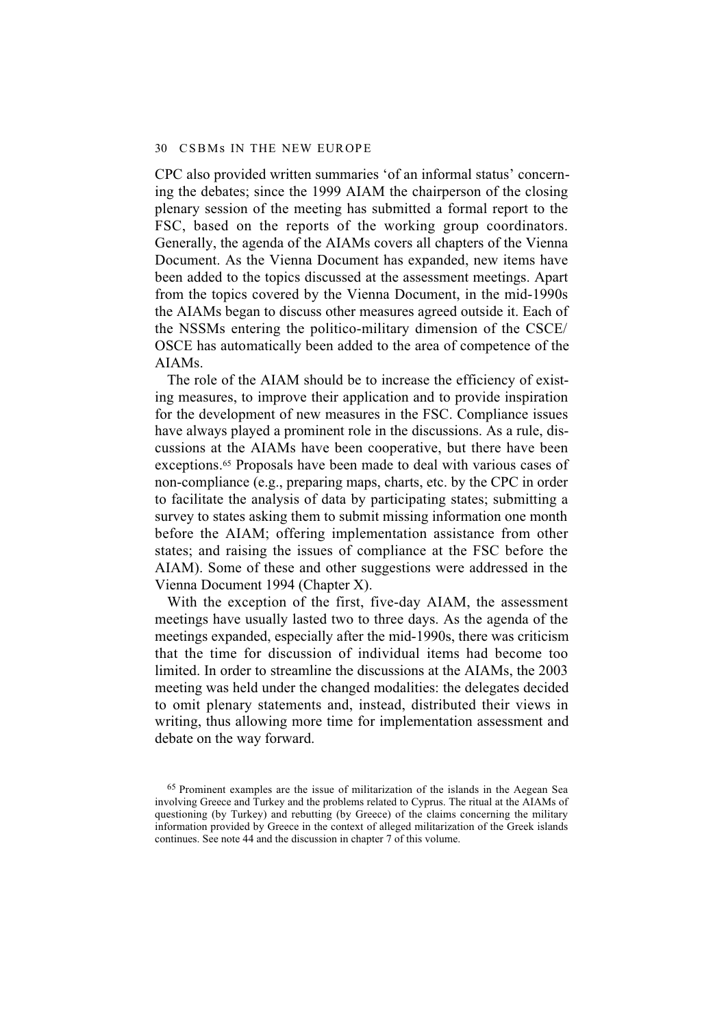CPC also provided written summaries 'of an informal status' concerning the debates; since the 1999 AIAM the chairperson of the closing plenary session of the meeting has submitted a formal report to the FSC, based on the reports of the working group coordinators. Generally, the agenda of the AIAMs covers all chapters of the Vienna Document. As the Vienna Document has expanded, new items have been added to the topics discussed at the assessment meetings. Apart from the topics covered by the Vienna Document, in the mid-1990s the AIAMs began to discuss other measures agreed outside it. Each of the NSSMs entering the politico-military dimension of the CSCE/OSCE has automatically been added to the area of competence of the AIAMs.

The role of the AIAM should be to increase the efficiency of existing measures, to improve their application and to provide inspiration for the development of new measures in the FSC. Compliance issues have always played a prominent role in the discussions. As a rule, discussions at the AIAMs have been cooperative, but there have been exceptions.[65] Proposals have been made to deal with various cases of non-compliance (e.g., preparing maps, charts, etc. by the CPC in order to facilitate the analysis of data by participating states; submitting a survey to states asking them to submit missing information one month before the AIAM; offering implementation assistance from other states; and raising the issues of compliance at the FSC before the AIAM). Some of these and other suggestions were addressed in the Vienna Document 1994 (Chapter X).

With the exception of the first, five-day AIAM, the assessment meetings have usually lasted two to three days. As the agenda of the meetings expanded, especially after the mid-1990s, there was criticism that the time for discussion of individual items had become too limited. In order to streamline the discussions at the AIAMs, the 2003 meeting was held under the changed modalities: the delegates decided to omit plenary statements and, instead, distributed their views in writing, thus allowing more time for implementation assessment and debate on the way forward.

[65] Prominent examples are the issue of militarization of the islands in the Aegean Sea involving Greece and Turkey and the problems related to Cyprus. The ritual at the AIAMs of questioning (by Turkey) and rebutting (by Greece) of the claims concerning the military information provided by Greece in the context of alleged militarization of the Greek islands continues. See note 44 and the discussion in chapter 7 of this volume.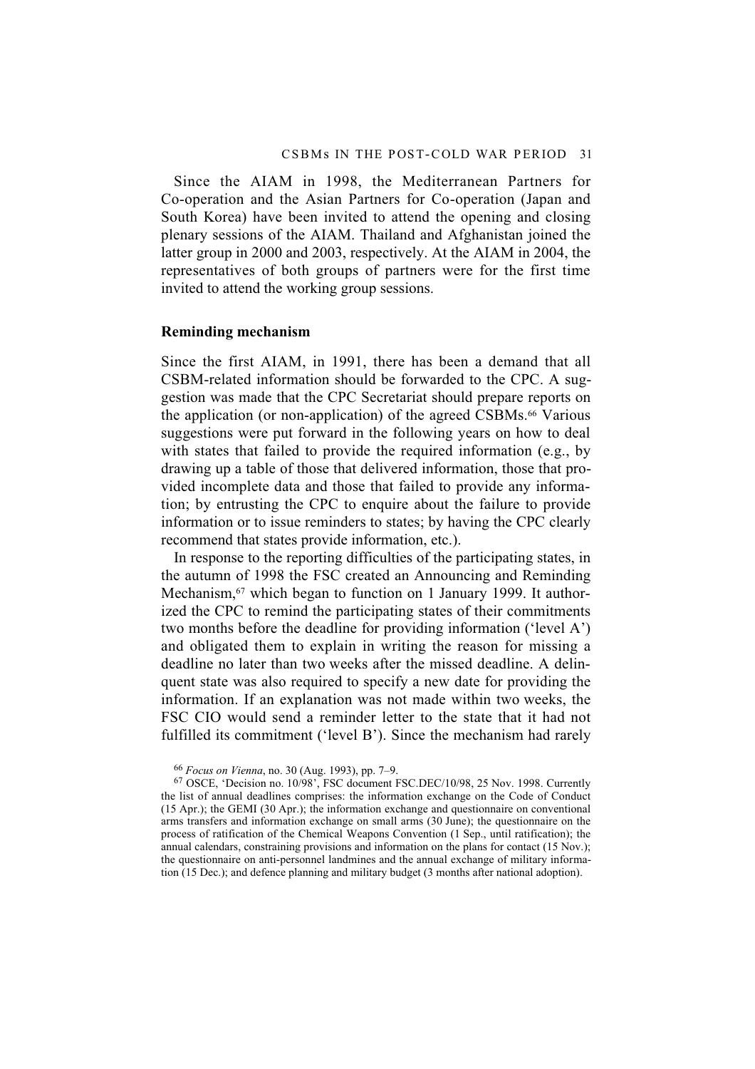Since the AIAM in 1998, the Mediterranean Partners for Co-operation and the Asian Partners for Co-operation (Japan and South Korea) have been invited to attend the opening and closing plenary sessions of the AIAM. Thailand and Afghanistan joined the latter group in 2000 and 2003, respectively. At the AIAM in 2004, the representatives of both groups of partners were for the first time invited to attend the working group sessions.

**Reminding mechanism**

Since the first AIAM, in 1991, there has been a demand that all CSBM-related information should be forwarded to the CPC. A suggestion was made that the CPC Secretariat should prepare reports on the application (or non-application) of the agreed CSBMs.[66] Various suggestions were put forward in the following years on how to deal with states that failed to provide the required information (e.g., by drawing up a table of those that delivered information, those that provided incomplete data and those that failed to provide any information; by entrusting the CPC to enquire about the failure to provide information or to issue reminders to states; by having the CPC clearly recommend that states provide information, etc.).

In response to the reporting difficulties of the participating states, in the autumn of 1998 the FSC created an Announcing and Reminding Mechanism,[67] which began to function on 1 January 1999. It authorized the CPC to remind the participating states of their commitments two months before the deadline for providing information ('level A') and obligated them to explain in writing the reason for missing a deadline no later than two weeks after the missed deadline. A delinquent state was also required to specify a new date for providing the information. If an explanation was not made within two weeks, the FSC CIO would send a reminder letter to the state that it had not fulfilled its commitment ('level B'). Since the mechanism had rarely

[66] *Focus on Vienna*, no. 30 (Aug. 1993), pp. 7–9.

[67] OSCE, 'Decision no. 10/98', FSC document FSC.DEC/10/98, 25 Nov. 1998. Currently the list of annual deadlines comprises: the information exchange on the Code of Conduct (15 Apr.); the GEMI (30 Apr.); the information exchange and questionnaire on conventional arms transfers and information exchange on small arms (30 June); the questionnaire on the process of ratification of the Chemical Weapons Convention (1 Sep., until ratification); the annual calendars, constraining provisions and information on the plans for contact (15 Nov.); the questionnaire on anti-personnel landmines and the annual exchange of military information (15 Dec.); and defence planning and military budget (3 months after national adoption).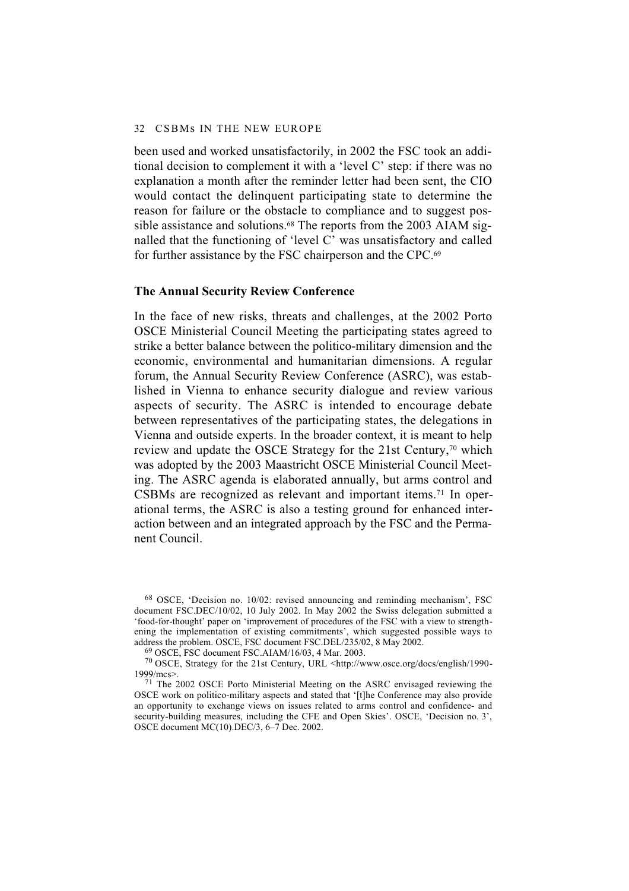been used and worked unsatisfactorily, in 2002 the FSC took an additional decision to complement it with a 'level C' step: if there was no explanation a month after the reminder letter had been sent, the CIO would contact the delinquent participating state to determine the reason for failure or the obstacle to compliance and to suggest possible assistance and solutions.[68] The reports from the 2003 AIAM signalled that the functioning of 'level C' was unsatisfactory and called for further assistance by the FSC chairperson and the CPC.[69]

### The Annual Security Review Conference

In the face of new risks, threats and challenges, at the 2002 Porto OSCE Ministerial Council Meeting the participating states agreed to strike a better balance between the politico-military dimension and the economic, environmental and humanitarian dimensions. A regular forum, the Annual Security Review Conference (ASRC), was established in Vienna to enhance security dialogue and review various aspects of security. The ASRC is intended to encourage debate between representatives of the participating states, the delegations in Vienna and outside experts. In the broader context, it is meant to help review and update the OSCE Strategy for the 21st Century,[70] which was adopted by the 2003 Maastricht OSCE Ministerial Council Meeting. The ASRC agenda is elaborated annually, but arms control and CSBMs are recognized as relevant and important items.[71] In operational terms, the ASRC is also a testing ground for enhanced interaction between and an integrated approach by the FSC and the Permanent Council.

---

[68] OSCE, 'Decision no. 10/02: revised announcing and reminding mechanism', FSC document FSC.DEC/10/02, 10 July 2002. In May 2002 the Swiss delegation submitted a 'food-for-thought' paper on 'improvement of procedures of the FSC with a view to strengthening the implementation of existing commitments', which suggested possible ways to address the problem. OSCE, FSC document FSC.DEL/235/02, 8 May 2002.

[69] OSCE, FSC document FSC.AIAM/16/03, 4 Mar. 2003.

[70] OSCE, Strategy for the 21st Century, URL <http://www.osce.org/docs/english/1990-1999/mcs>.

[71] The 2002 OSCE Porto Ministerial Meeting on the ASRC envisaged reviewing the OSCE work on politico-military aspects and stated that '[t]he Conference may also provide an opportunity to exchange views on issues related to arms control and confidence- and security-building measures, including the CFE and Open Skies'. OSCE, 'Decision no. 3', OSCE document MC(10).DEC/3, 6–7 Dec. 2002.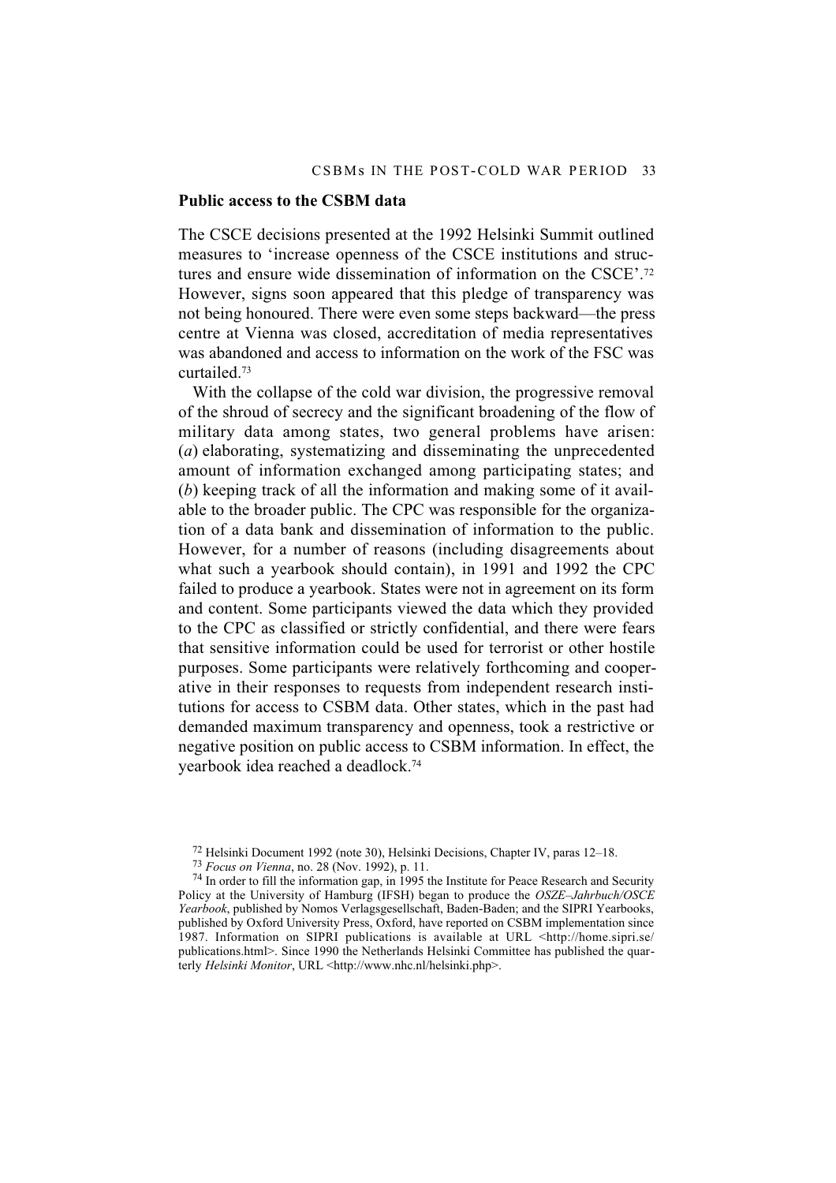## Public access to the CSBM data

The CSCE decisions presented at the 1992 Helsinki Summit outlined measures to 'increase openness of the CSCE institutions and structures and ensure wide dissemination of information on the CSCE'.[72] However, signs soon appeared that this pledge of transparency was not being honoured. There were even some steps backward—the press centre at Vienna was closed, accreditation of media representatives was abandoned and access to information on the work of the FSC was curtailed.[73]

With the collapse of the cold war division, the progressive removal of the shroud of secrecy and the significant broadening of the flow of military data among states, two general problems have arisen: (*a*) elaborating, systematizing and disseminating the unprecedented amount of information exchanged among participating states; and (*b*) keeping track of all the information and making some of it available to the broader public. The CPC was responsible for the organization of a data bank and dissemination of information to the public. However, for a number of reasons (including disagreements about what such a yearbook should contain), in 1991 and 1992 the CPC failed to produce a yearbook. States were not in agreement on its form and content. Some participants viewed the data which they provided to the CPC as classified or strictly confidential, and there were fears that sensitive information could be used for terrorist or other hostile purposes. Some participants were relatively forthcoming and cooperative in their responses to requests from independent research institutions for access to CSBM data. Other states, which in the past had demanded maximum transparency and openness, took a restrictive or negative position on public access to CSBM information. In effect, the yearbook idea reached a deadlock.[74]

[72] Helsinki Document 1992 (note 30), Helsinki Decisions, Chapter IV, paras 12–18.

[73] *Focus on Vienna*, no. 28 (Nov. 1992), p. 11.

[74] In order to fill the information gap, in 1995 the Institute for Peace Research and Security Policy at the University of Hamburg (IFSH) began to produce the *OSZE–Jahrbuch/OSCE Yearbook*, published by Nomos Verlagsgesellschaft, Baden-Baden; and the SIPRI Yearbooks, published by Oxford University Press, Oxford, have reported on CSBM implementation since 1987. Information on SIPRI publications is available at URL <http://home.sipri.se/publications.html>. Since 1990 the Netherlands Helsinki Committee has published the quarterly *Helsinki Monitor*, URL <http://www.nhc.nl/helsinki.php>.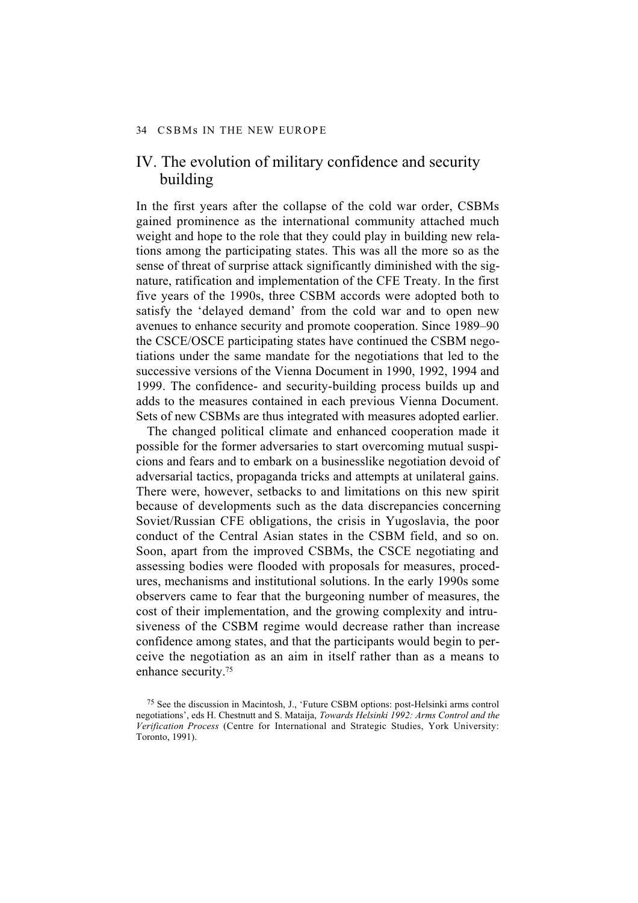# IV. The evolution of military confidence and security building

In the first years after the collapse of the cold war order, CSBMs gained prominence as the international community attached much weight and hope to the role that they could play in building new relations among the participating states. This was all the more so as the sense of threat of surprise attack significantly diminished with the signature, ratification and implementation of the CFE Treaty. In the first five years of the 1990s, three CSBM accords were adopted both to satisfy the 'delayed demand' from the cold war and to open new avenues to enhance security and promote cooperation. Since 1989–90 the CSCE/OSCE participating states have continued the CSBM negotiations under the same mandate for the negotiations that led to the successive versions of the Vienna Document in 1990, 1992, 1994 and 1999. The confidence- and security-building process builds up and adds to the measures contained in each previous Vienna Document. Sets of new CSBMs are thus integrated with measures adopted earlier.

The changed political climate and enhanced cooperation made it possible for the former adversaries to start overcoming mutual suspicions and fears and to embark on a businesslike negotiation devoid of adversarial tactics, propaganda tricks and attempts at unilateral gains. There were, however, setbacks to and limitations on this new spirit because of developments such as the data discrepancies concerning Soviet/Russian CFE obligations, the crisis in Yugoslavia, the poor conduct of the Central Asian states in the CSBM field, and so on. Soon, apart from the improved CSBMs, the CSCE negotiating and assessing bodies were flooded with proposals for measures, procedures, mechanisms and institutional solutions. In the early 1990s some observers came to fear that the burgeoning number of measures, the cost of their implementation, and the growing complexity and intrusiveness of the CSBM regime would decrease rather than increase confidence among states, and that the participants would begin to perceive the negotiation as an aim in itself rather than as a means to enhance security.[75]

[75] See the discussion in Macintosh, J., 'Future CSBM options: post-Helsinki arms control negotiations', eds H. Chestnutt and S. Mataija, *Towards Helsinki 1992: Arms Control and the Verification Process* (Centre for International and Strategic Studies, York University: Toronto, 1991).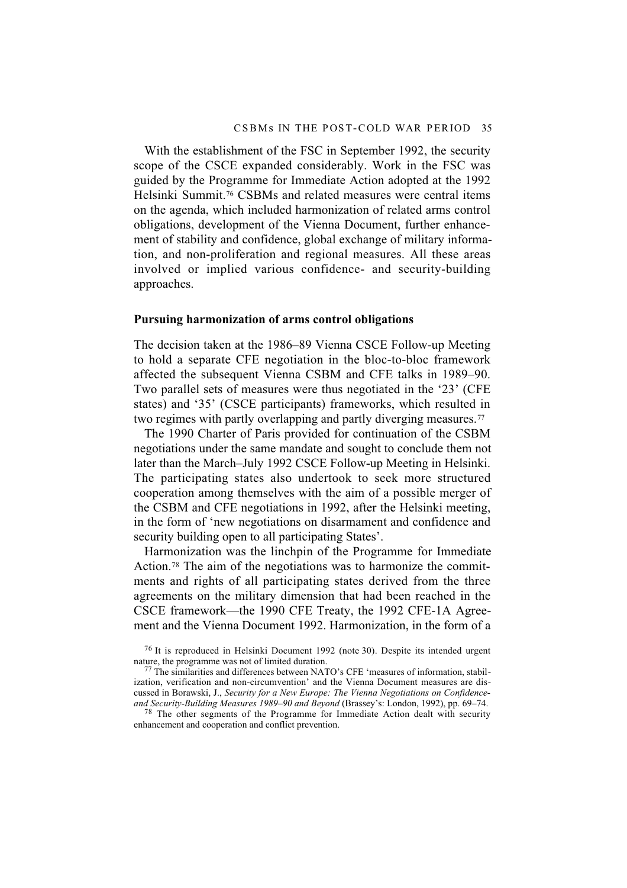With the establishment of the FSC in September 1992, the security scope of the CSCE expanded considerably. Work in the FSC was guided by the Programme for Immediate Action adopted at the 1992 Helsinki Summit.[76] CSBMs and related measures were central items on the agenda, which included harmonization of related arms control obligations, development of the Vienna Document, further enhancement of stability and confidence, global exchange of military information, and non-proliferation and regional measures. All these areas involved or implied various confidence- and security-building approaches.

### Pursuing harmonization of arms control obligations

The decision taken at the 1986–89 Vienna CSCE Follow-up Meeting to hold a separate CFE negotiation in the bloc-to-bloc framework affected the subsequent Vienna CSBM and CFE talks in 1989–90. Two parallel sets of measures were thus negotiated in the '23' (CFE states) and '35' (CSCE participants) frameworks, which resulted in two regimes with partly overlapping and partly diverging measures.[77]

The 1990 Charter of Paris provided for continuation of the CSBM negotiations under the same mandate and sought to conclude them not later than the March–July 1992 CSCE Follow-up Meeting in Helsinki. The participating states also undertook to seek more structured cooperation among themselves with the aim of a possible merger of the CSBM and CFE negotiations in 1992, after the Helsinki meeting, in the form of 'new negotiations on disarmament and confidence and security building open to all participating States'.

Harmonization was the linchpin of the Programme for Immediate Action.[78] The aim of the negotiations was to harmonize the commitments and rights of all participating states derived from the three agreements on the military dimension that had been reached in the CSCE framework—the 1990 CFE Treaty, the 1992 CFE-1A Agreement and the Vienna Document 1992. Harmonization, in the form of a

[76] It is reproduced in Helsinki Document 1992 (note 30). Despite its intended urgent nature, the programme was not of limited duration.

[77] The similarities and differences between NATO's CFE 'measures of information, stabilization, verification and non-circumvention' and the Vienna Document measures are discussed in Borawski, J., *Security for a New Europe: The Vienna Negotiations on Confidence- and Security-Building Measures 1989–90 and Beyond* (Brassey's: London, 1992), pp. 69–74.

[78] The other segments of the Programme for Immediate Action dealt with security enhancement and cooperation and conflict prevention.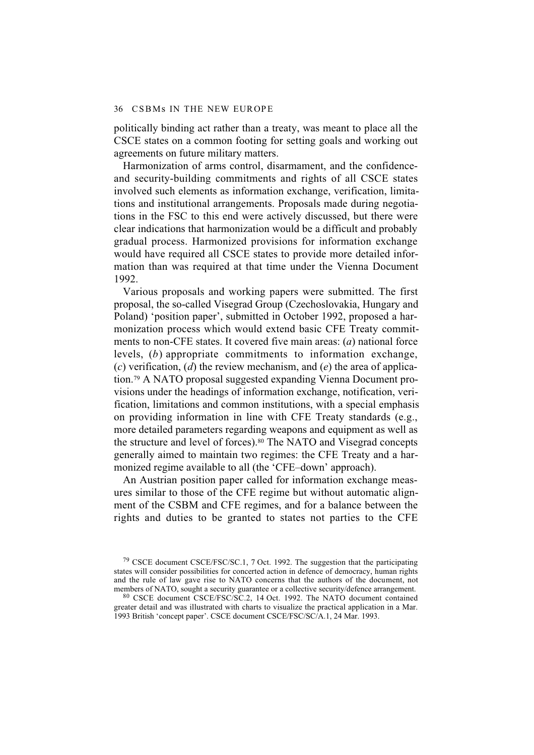politically binding act rather than a treaty, was meant to place all the CSCE states on a common footing for setting goals and working out agreements on future military matters.

Harmonization of arms control, disarmament, and the confidence- and security-building commitments and rights of all CSCE states involved such elements as information exchange, verification, limitations and institutional arrangements. Proposals made during negotiations in the FSC to this end were actively discussed, but there were clear indications that harmonization would be a difficult and probably gradual process. Harmonized provisions for information exchange would have required all CSCE states to provide more detailed information than was required at that time under the Vienna Document 1992.

Various proposals and working papers were submitted. The first proposal, the so-called Visegrad Group (Czechoslovakia, Hungary and Poland) 'position paper', submitted in October 1992, proposed a harmonization process which would extend basic CFE Treaty commitments to non-CFE states. It covered five main areas: (*a*) national force levels, (*b*) appropriate commitments to information exchange, (*c*) verification, (*d*) the review mechanism, and (*e*) the area of application.[79] A NATO proposal suggested expanding Vienna Document provisions under the headings of information exchange, notification, verification, limitations and common institutions, with a special emphasis on providing information in line with CFE Treaty standards (e.g., more detailed parameters regarding weapons and equipment as well as the structure and level of forces).[80] The NATO and Visegrad concepts generally aimed to maintain two regimes: the CFE Treaty and a harmonized regime available to all (the 'CFE–down' approach).

An Austrian position paper called for information exchange measures similar to those of the CFE regime but without automatic alignment of the CSBM and CFE regimes, and for a balance between the rights and duties to be granted to states not parties to the CFE

---

[79] CSCE document CSCE/FSC/SC.1, 7 Oct. 1992. The suggestion that the participating states will consider possibilities for concerted action in defence of democracy, human rights and the rule of law gave rise to NATO concerns that the authors of the document, not members of NATO, sought a security guarantee or a collective security/defence arrangement.

[80] CSCE document CSCE/FSC/SC.2, 14 Oct. 1992. The NATO document contained greater detail and was illustrated with charts to visualize the practical application in a Mar. 1993 British 'concept paper'. CSCE document CSCE/FSC/SC/A.1, 24 Mar. 1993.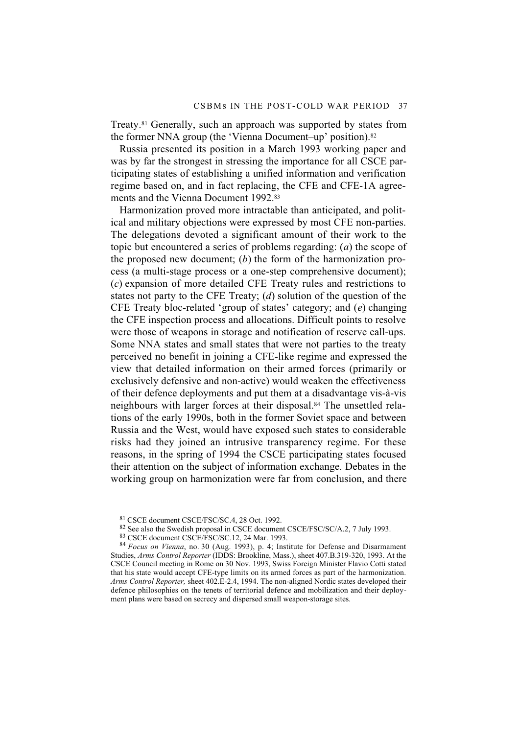Treaty.[81] Generally, such an approach was supported by states from the former NNA group (the 'Vienna Document–up' position).[82]

Russia presented its position in a March 1993 working paper and was by far the strongest in stressing the importance for all CSCE participating states of establishing a unified information and verification regime based on, and in fact replacing, the CFE and CFE-1A agreements and the Vienna Document 1992.[83]

Harmonization proved more intractable than anticipated, and political and military objections were expressed by most CFE non-parties. The delegations devoted a significant amount of their work to the topic but encountered a series of problems regarding: (*a*) the scope of the proposed new document; (*b*) the form of the harmonization process (a multi-stage process or a one-step comprehensive document); (*c*) expansion of more detailed CFE Treaty rules and restrictions to states not party to the CFE Treaty; (*d*) solution of the question of the CFE Treaty bloc-related 'group of states' category; and (*e*) changing the CFE inspection process and allocations. Difficult points to resolve were those of weapons in storage and notification of reserve call-ups. Some NNA states and small states that were not parties to the treaty perceived no benefit in joining a CFE-like regime and expressed the view that detailed information on their armed forces (primarily or exclusively defensive and non-active) would weaken the effectiveness of their defence deployments and put them at a disadvantage vis-à-vis neighbours with larger forces at their disposal.[84] The unsettled relations of the early 1990s, both in the former Soviet space and between Russia and the West, would have exposed such states to considerable risks had they joined an intrusive transparency regime. For these reasons, in the spring of 1994 the CSCE participating states focused their attention on the subject of information exchange. Debates in the working group on harmonization were far from conclusion, and there

[81] CSCE document CSCE/FSC/SC.4, 28 Oct. 1992.

[82] See also the Swedish proposal in CSCE document CSCE/FSC/SC/A.2, 7 July 1993.

[83] CSCE document CSCE/FSC/SC.12, 24 Mar. 1993.

[84] *Focus on Vienna*, no. 30 (Aug. 1993), p. 4; Institute for Defense and Disarmament Studies, *Arms Control Reporter* (IDDS: Brookline, Mass.), sheet 407.B.319-320, 1993. At the CSCE Council meeting in Rome on 30 Nov. 1993, Swiss Foreign Minister Flavio Cotti stated that his state would accept CFE-type limits on its armed forces as part of the harmonization. *Arms Control Reporter,* sheet 402.E-2.4, 1994. The non-aligned Nordic states developed their defence philosophies on the tenets of territorial defence and mobilization and their deployment plans were based on secrecy and dispersed small weapon-storage sites.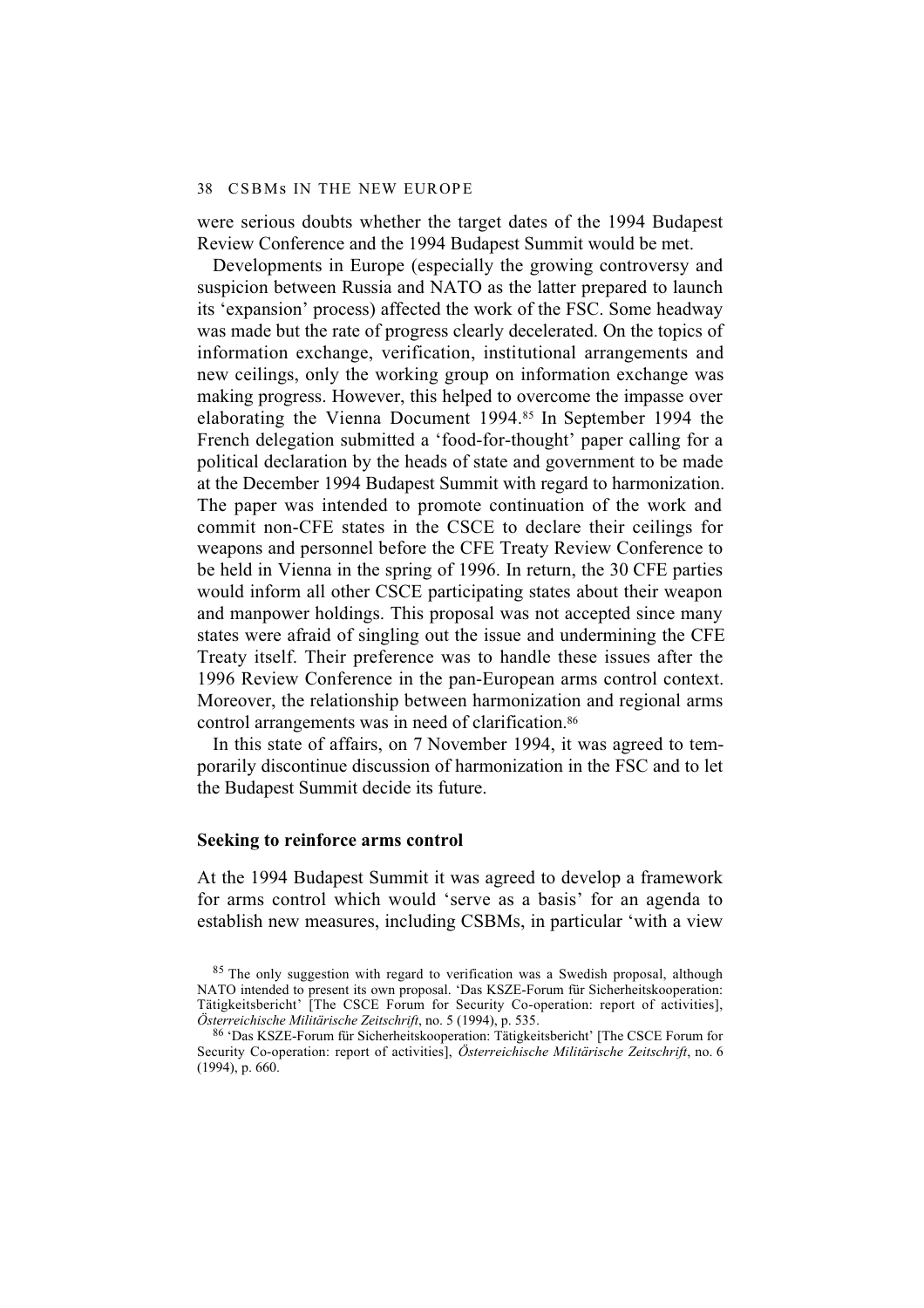were serious doubts whether the target dates of the 1994 Budapest Review Conference and the 1994 Budapest Summit would be met.

Developments in Europe (especially the growing controversy and suspicion between Russia and NATO as the latter prepared to launch its 'expansion' process) affected the work of the FSC. Some headway was made but the rate of progress clearly decelerated. On the topics of information exchange, verification, institutional arrangements and new ceilings, only the working group on information exchange was making progress. However, this helped to overcome the impasse over elaborating the Vienna Document 1994.[85] In September 1994 the French delegation submitted a 'food-for-thought' paper calling for a political declaration by the heads of state and government to be made at the December 1994 Budapest Summit with regard to harmonization. The paper was intended to promote continuation of the work and commit non-CFE states in the CSCE to declare their ceilings for weapons and personnel before the CFE Treaty Review Conference to be held in Vienna in the spring of 1996. In return, the 30 CFE parties would inform all other CSCE participating states about their weapon and manpower holdings. This proposal was not accepted since many states were afraid of singling out the issue and undermining the CFE Treaty itself. Their preference was to handle these issues after the 1996 Review Conference in the pan-European arms control context. Moreover, the relationship between harmonization and regional arms control arrangements was in need of clarification.[86]

In this state of affairs, on 7 November 1994, it was agreed to temporarily discontinue discussion of harmonization in the FSC and to let the Budapest Summit decide its future.

### Seeking to reinforce arms control

At the 1994 Budapest Summit it was agreed to develop a framework for arms control which would 'serve as a basis' for an agenda to establish new measures, including CSBMs, in particular 'with a view

[85] The only suggestion with regard to verification was a Swedish proposal, although NATO intended to present its own proposal. 'Das KSZE-Forum für Sicherheitskooperation: Tätigkeitsbericht' [The CSCE Forum for Security Co-operation: report of activities], *Österreichische Militärische Zeitschrift*, no. 5 (1994), p. 535.

[86] 'Das KSZE-Forum für Sicherheitskooperation: Tätigkeitsbericht' [The CSCE Forum for Security Co-operation: report of activities], *Österreichische Militärische Zeitschrift*, no. 6 (1994), p. 660.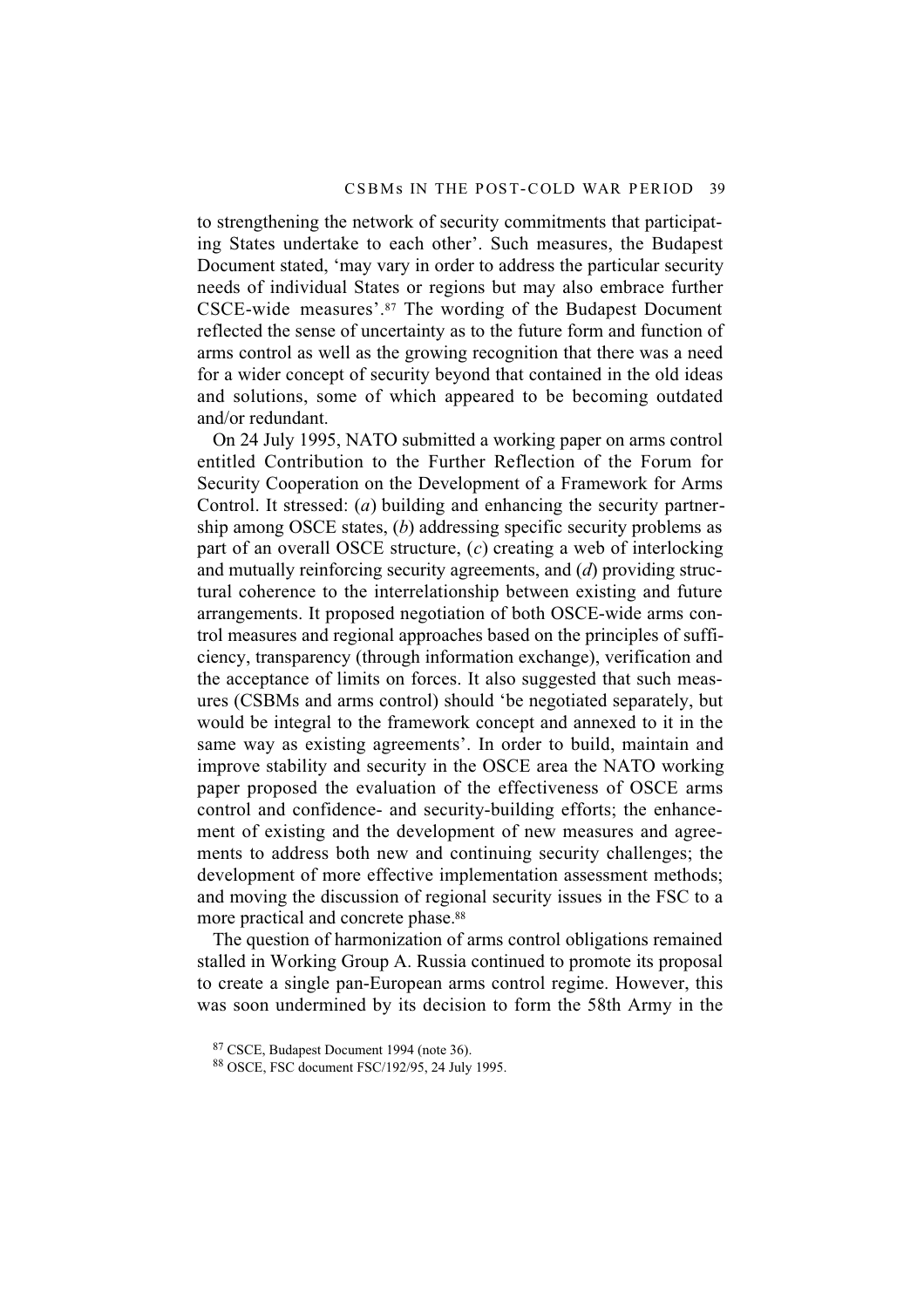to strengthening the network of security commitments that participating States undertake to each other'. Such measures, the Budapest Document stated, 'may vary in order to address the particular security needs of individual States or regions but may also embrace further CSCE-wide measures'.[87] The wording of the Budapest Document reflected the sense of uncertainty as to the future form and function of arms control as well as the growing recognition that there was a need for a wider concept of security beyond that contained in the old ideas and solutions, some of which appeared to be becoming outdated and/or redundant.

On 24 July 1995, NATO submitted a working paper on arms control entitled Contribution to the Further Reflection of the Forum for Security Cooperation on the Development of a Framework for Arms Control. It stressed: (*a*) building and enhancing the security partnership among OSCE states, (*b*) addressing specific security problems as part of an overall OSCE structure, (*c*) creating a web of interlocking and mutually reinforcing security agreements, and (*d*) providing structural coherence to the interrelationship between existing and future arrangements. It proposed negotiation of both OSCE-wide arms control measures and regional approaches based on the principles of sufficiency, transparency (through information exchange), verification and the acceptance of limits on forces. It also suggested that such measures (CSBMs and arms control) should 'be negotiated separately, but would be integral to the framework concept and annexed to it in the same way as existing agreements'. In order to build, maintain and improve stability and security in the OSCE area the NATO working paper proposed the evaluation of the effectiveness of OSCE arms control and confidence- and security-building efforts; the enhancement of existing and the development of new measures and agreements to address both new and continuing security challenges; the development of more effective implementation assessment methods; and moving the discussion of regional security issues in the FSC to a more practical and concrete phase.[88]

The question of harmonization of arms control obligations remained stalled in Working Group A. Russia continued to promote its proposal to create a single pan-European arms control regime. However, this was soon undermined by its decision to form the 58th Army in the

[87] CSCE, Budapest Document 1994 (note 36).

[88] OSCE, FSC document FSC/192/95, 24 July 1995.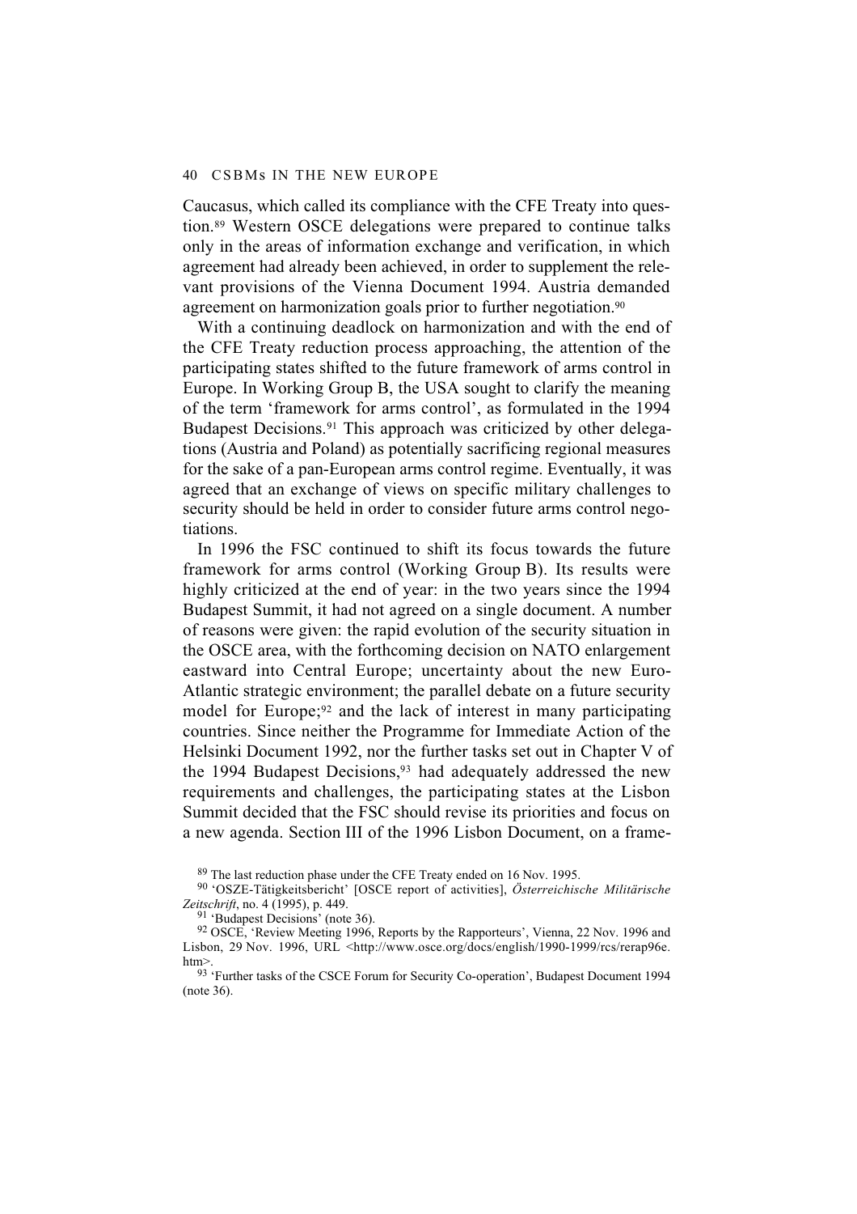Caucasus, which called its compliance with the CFE Treaty into question.[89] Western OSCE delegations were prepared to continue talks only in the areas of information exchange and verification, in which agreement had already been achieved, in order to supplement the relevant provisions of the Vienna Document 1994. Austria demanded agreement on harmonization goals prior to further negotiation.[90]

With a continuing deadlock on harmonization and with the end of the CFE Treaty reduction process approaching, the attention of the participating states shifted to the future framework of arms control in Europe. In Working Group B, the USA sought to clarify the meaning of the term 'framework for arms control', as formulated in the 1994 Budapest Decisions.[91] This approach was criticized by other delegations (Austria and Poland) as potentially sacrificing regional measures for the sake of a pan-European arms control regime. Eventually, it was agreed that an exchange of views on specific military challenges to security should be held in order to consider future arms control negotiations.

In 1996 the FSC continued to shift its focus towards the future framework for arms control (Working Group B). Its results were highly criticized at the end of year: in the two years since the 1994 Budapest Summit, it had not agreed on a single document. A number of reasons were given: the rapid evolution of the security situation in the OSCE area, with the forthcoming decision on NATO enlargement eastward into Central Europe; uncertainty about the new Euro-Atlantic strategic environment; the parallel debate on a future security model for Europe;[92] and the lack of interest in many participating countries. Since neither the Programme for Immediate Action of the Helsinki Document 1992, nor the further tasks set out in Chapter V of the 1994 Budapest Decisions,[93] had adequately addressed the new requirements and challenges, the participating states at the Lisbon Summit decided that the FSC should revise its priorities and focus on a new agenda. Section III of the 1996 Lisbon Document, on a frame-

[89] The last reduction phase under the CFE Treaty ended on 16 Nov. 1995.

[90] 'OSZE-Tätigkeitsbericht' [OSCE report of activities], *Österreichische Militärische Zeitschrift*, no. 4 (1995), p. 449.

[91] 'Budapest Decisions' (note 36).

[92] OSCE, 'Review Meeting 1996, Reports by the Rapporteurs', Vienna, 22 Nov. 1996 and Lisbon, 29 Nov. 1996, URL <http://www.osce.org/docs/english/1990-1999/rcs/rerap96e.htm>.

[93] 'Further tasks of the CSCE Forum for Security Co-operation', Budapest Document 1994 (note 36).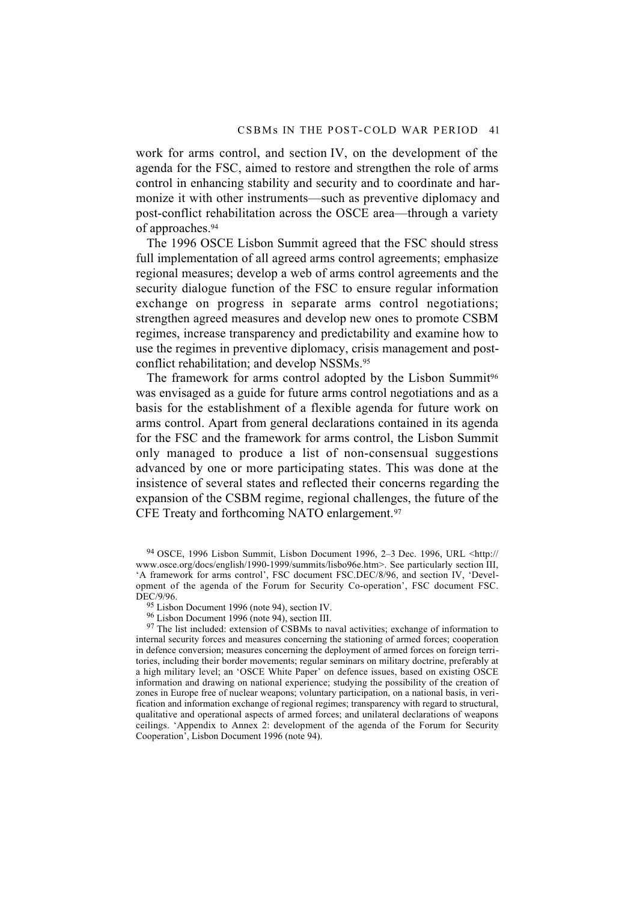work for arms control, and section IV, on the development of the agenda for the FSC, aimed to restore and strengthen the role of arms control in enhancing stability and security and to coordinate and harmonize it with other instruments—such as preventive diplomacy and post-conflict rehabilitation across the OSCE area—through a variety of approaches.[94]

The 1996 OSCE Lisbon Summit agreed that the FSC should stress full implementation of all agreed arms control agreements; emphasize regional measures; develop a web of arms control agreements and the security dialogue function of the FSC to ensure regular information exchange on progress in separate arms control negotiations; strengthen agreed measures and develop new ones to promote CSBM regimes, increase transparency and predictability and examine how to use the regimes in preventive diplomacy, crisis management and post-conflict rehabilitation; and develop NSSMs.[95]

The framework for arms control adopted by the Lisbon Summit[96] was envisaged as a guide for future arms control negotiations and as a basis for the establishment of a flexible agenda for future work on arms control. Apart from general declarations contained in its agenda for the FSC and the framework for arms control, the Lisbon Summit only managed to produce a list of non-consensual suggestions advanced by one or more participating states. This was done at the insistence of several states and reflected their concerns regarding the expansion of the CSBM regime, regional challenges, the future of the CFE Treaty and forthcoming NATO enlargement.[97]

[94] OSCE, 1996 Lisbon Summit, Lisbon Document 1996, 2–3 Dec. 1996, URL <http://www.osce.org/docs/english/1990-1999/summits/lisbo96e.htm>. See particularly section III, 'A framework for arms control', FSC document FSC.DEC/8/96, and section IV, 'Development of the agenda of the Forum for Security Co-operation', FSC document FSC.DEC/9/96.

[95] Lisbon Document 1996 (note 94), section IV.

[96] Lisbon Document 1996 (note 94), section III.

[97] The list included: extension of CSBMs to naval activities; exchange of information to internal security forces and measures concerning the stationing of armed forces; cooperation in defence conversion; measures concerning the deployment of armed forces on foreign territories, including their border movements; regular seminars on military doctrine, preferably at a high military level; an 'OSCE White Paper' on defence issues, based on existing OSCE information and drawing on national experience; studying the possibility of the creation of zones in Europe free of nuclear weapons; voluntary participation, on a national basis, in verification and information exchange of regional regimes; transparency with regard to structural, qualitative and operational aspects of armed forces; and unilateral declarations of weapons ceilings. 'Appendix to Annex 2: development of the agenda of the Forum for Security Cooperation', Lisbon Document 1996 (note 94).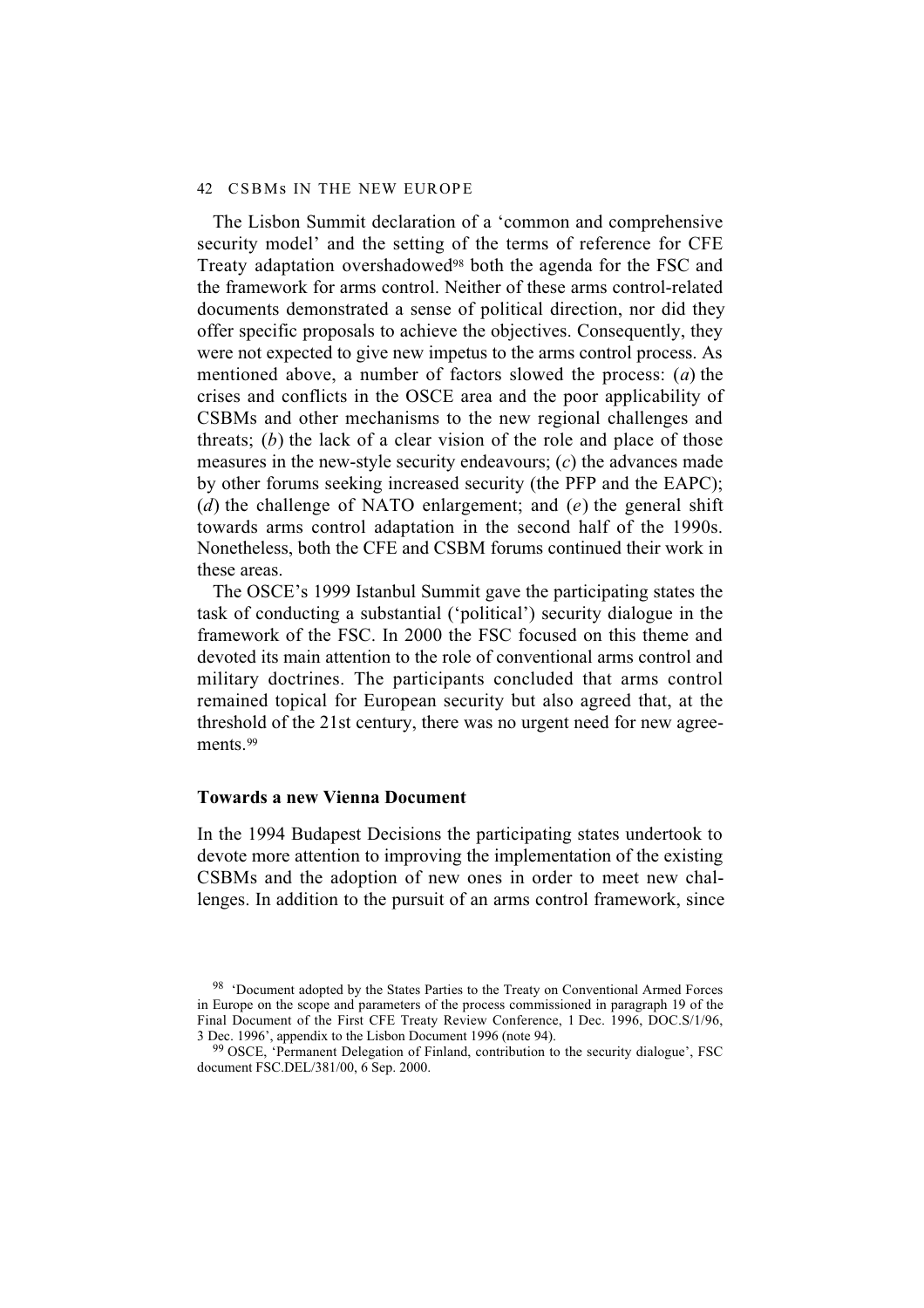The Lisbon Summit declaration of a 'common and comprehensive security model' and the setting of the terms of reference for CFE Treaty adaptation overshadowed[98] both the agenda for the FSC and the framework for arms control. Neither of these arms control-related documents demonstrated a sense of political direction, nor did they offer specific proposals to achieve the objectives. Consequently, they were not expected to give new impetus to the arms control process. As mentioned above, a number of factors slowed the process: (*a*) the crises and conflicts in the OSCE area and the poor applicability of CSBMs and other mechanisms to the new regional challenges and threats; (*b*) the lack of a clear vision of the role and place of those measures in the new-style security endeavours; (*c*) the advances made by other forums seeking increased security (the PFP and the EAPC); (*d*) the challenge of NATO enlargement; and (*e*) the general shift towards arms control adaptation in the second half of the 1990s. Nonetheless, both the CFE and CSBM forums continued their work in these areas.

The OSCE's 1999 Istanbul Summit gave the participating states the task of conducting a substantial ('political') security dialogue in the framework of the FSC. In 2000 the FSC focused on this theme and devoted its main attention to the role of conventional arms control and military doctrines. The participants concluded that arms control remained topical for European security but also agreed that, at the threshold of the 21st century, there was no urgent need for new agreements.[99]

### Towards a new Vienna Document

In the 1994 Budapest Decisions the participating states undertook to devote more attention to improving the implementation of the existing CSBMs and the adoption of new ones in order to meet new challenges. In addition to the pursuit of an arms control framework, since

---

[98] 'Document adopted by the States Parties to the Treaty on Conventional Armed Forces in Europe on the scope and parameters of the process commissioned in paragraph 19 of the Final Document of the First CFE Treaty Review Conference, 1 Dec. 1996, DOC.S/1/96, 3 Dec. 1996', appendix to the Lisbon Document 1996 (note 94).

[99] OSCE, 'Permanent Delegation of Finland, contribution to the security dialogue', FSC document FSC.DEL/381/00, 6 Sep. 2000.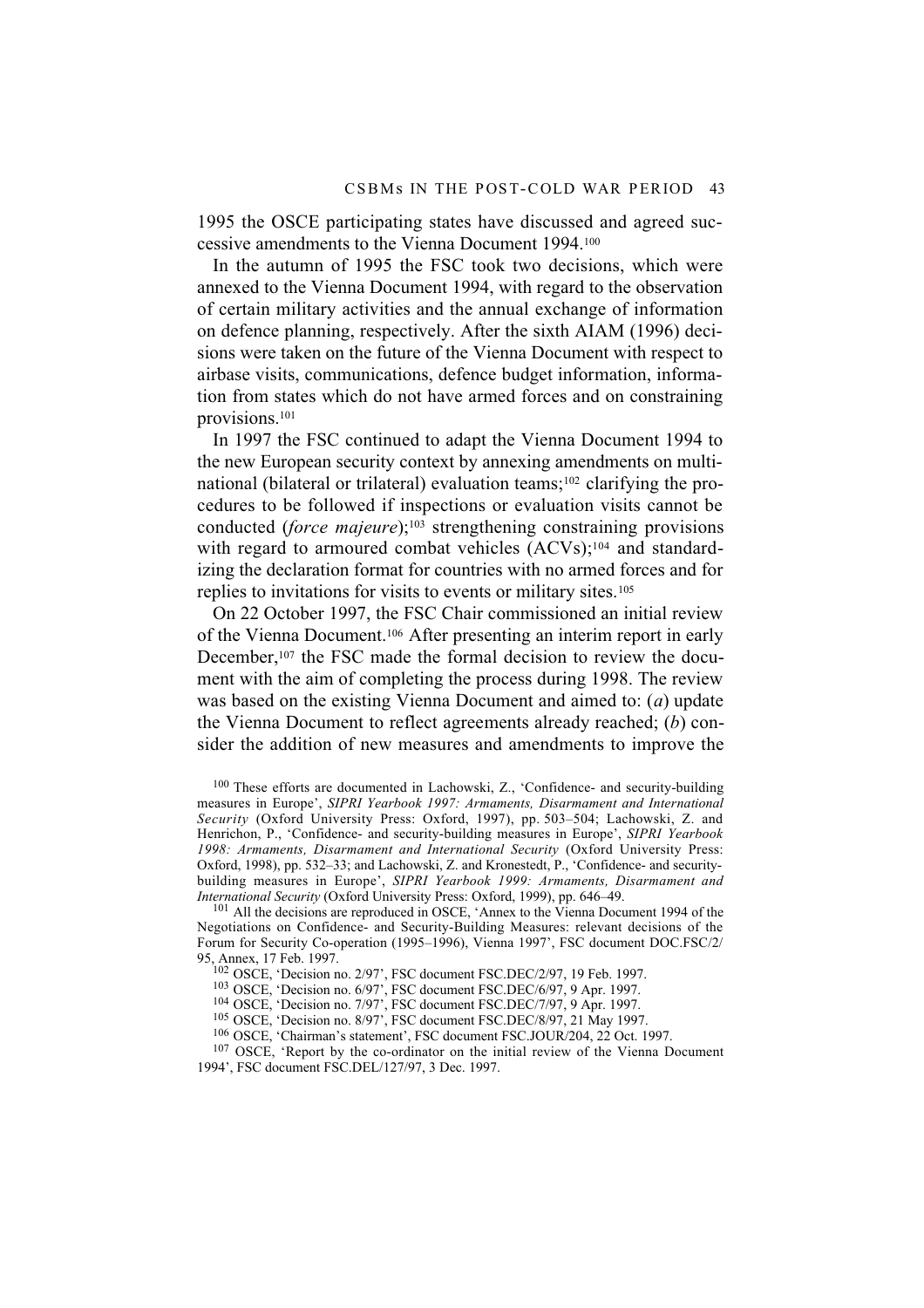1995 the OSCE participating states have discussed and agreed successive amendments to the Vienna Document 1994.[100]

In the autumn of 1995 the FSC took two decisions, which were annexed to the Vienna Document 1994, with regard to the observation of certain military activities and the annual exchange of information on defence planning, respectively. After the sixth AIAM (1996) decisions were taken on the future of the Vienna Document with respect to airbase visits, communications, defence budget information, information from states which do not have armed forces and on constraining provisions.[101]

In 1997 the FSC continued to adapt the Vienna Document 1994 to the new European security context by annexing amendments on multinational (bilateral or trilateral) evaluation teams;[102] clarifying the procedures to be followed if inspections or evaluation visits cannot be conducted (*force majeure*);[103] strengthening constraining provisions with regard to armoured combat vehicles (ACVs);[104] and standardizing the declaration format for countries with no armed forces and for replies to invitations for visits to events or military sites.[105]

On 22 October 1997, the FSC Chair commissioned an initial review of the Vienna Document.[106] After presenting an interim report in early December,[107] the FSC made the formal decision to review the document with the aim of completing the process during 1998. The review was based on the existing Vienna Document and aimed to: (*a*) update the Vienna Document to reflect agreements already reached; (*b*) consider the addition of new measures and amendments to improve the

---

[100] These efforts are documented in Lachowski, Z., 'Confidence- and security-building measures in Europe', *SIPRI Yearbook 1997: Armaments, Disarmament and International Security* (Oxford University Press: Oxford, 1997), pp. 503–504; Lachowski, Z. and Henrichon, P., 'Confidence- and security-building measures in Europe', *SIPRI Yearbook 1998: Armaments, Disarmament and International Security* (Oxford University Press: Oxford, 1998), pp. 532–33; and Lachowski, Z. and Kronestedt, P., 'Confidence- and security-building measures in Europe', *SIPRI Yearbook 1999: Armaments, Disarmament and International Security* (Oxford University Press: Oxford, 1999), pp. 646–49.

[101] All the decisions are reproduced in OSCE, 'Annex to the Vienna Document 1994 of the Negotiations on Confidence- and Security-Building Measures: relevant decisions of the Forum for Security Co-operation (1995–1996), Vienna 1997', FSC document DOC.FSC/2/95, Annex, 17 Feb. 1997.

[102] OSCE, 'Decision no. 2/97', FSC document FSC.DEC/2/97, 19 Feb. 1997.

[103] OSCE, 'Decision no. 6/97', FSC document FSC.DEC/6/97, 9 Apr. 1997.

[104] OSCE, 'Decision no. 7/97', FSC document FSC.DEC/7/97, 9 Apr. 1997.

[105] OSCE, 'Decision no. 8/97', FSC document FSC.DEC/8/97, 21 May 1997.

[106] OSCE, 'Chairman's statement', FSC document FSC.JOUR/204, 22 Oct. 1997.

[107] OSCE, 'Report by the co-ordinator on the initial review of the Vienna Document 1994', FSC document FSC.DEL/127/97, 3 Dec. 1997.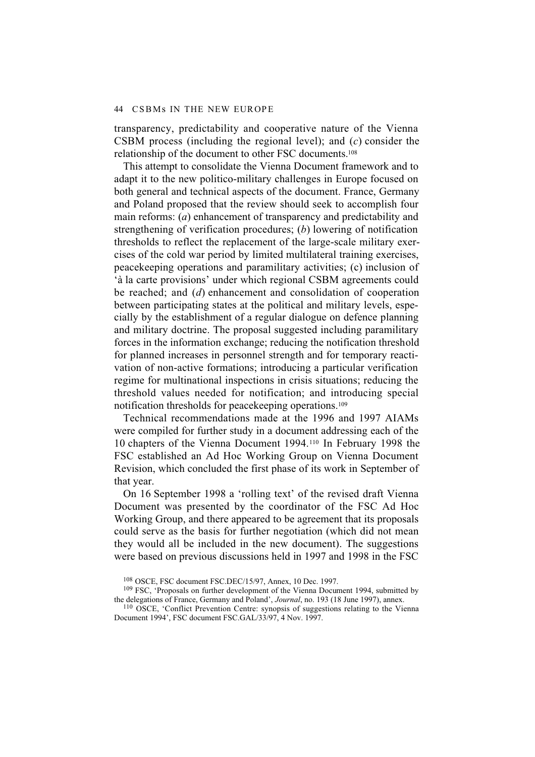transparency, predictability and cooperative nature of the Vienna CSBM process (including the regional level); and (*c*) consider the relationship of the document to other FSC documents.[108]

This attempt to consolidate the Vienna Document framework and to adapt it to the new politico-military challenges in Europe focused on both general and technical aspects of the document. France, Germany and Poland proposed that the review should seek to accomplish four main reforms: (*a*) enhancement of transparency and predictability and strengthening of verification procedures; (*b*) lowering of notification thresholds to reflect the replacement of the large-scale military exercises of the cold war period by limited multilateral training exercises, peacekeeping operations and paramilitary activities; (c) inclusion of 'à la carte provisions' under which regional CSBM agreements could be reached; and (*d*) enhancement and consolidation of cooperation between participating states at the political and military levels, especially by the establishment of a regular dialogue on defence planning and military doctrine. The proposal suggested including paramilitary forces in the information exchange; reducing the notification threshold for planned increases in personnel strength and for temporary reactivation of non-active formations; introducing a particular verification regime for multinational inspections in crisis situations; reducing the threshold values needed for notification; and introducing special notification thresholds for peacekeeping operations.[109]

Technical recommendations made at the 1996 and 1997 AIAMs were compiled for further study in a document addressing each of the 10 chapters of the Vienna Document 1994.[110] In February 1998 the FSC established an Ad Hoc Working Group on Vienna Document Revision, which concluded the first phase of its work in September of that year.

On 16 September 1998 a 'rolling text' of the revised draft Vienna Document was presented by the coordinator of the FSC Ad Hoc Working Group, and there appeared to be agreement that its proposals could serve as the basis for further negotiation (which did not mean they would all be included in the new document). The suggestions were based on previous discussions held in 1997 and 1998 in the FSC

[108] OSCE, FSC document FSC.DEC/15/97, Annex, 10 Dec. 1997.

[109] FSC, 'Proposals on further development of the Vienna Document 1994, submitted by the delegations of France, Germany and Poland', *Journal*, no. 193 (18 June 1997), annex.

[110] OSCE, 'Conflict Prevention Centre: synopsis of suggestions relating to the Vienna Document 1994', FSC document FSC.GAL/33/97, 4 Nov. 1997.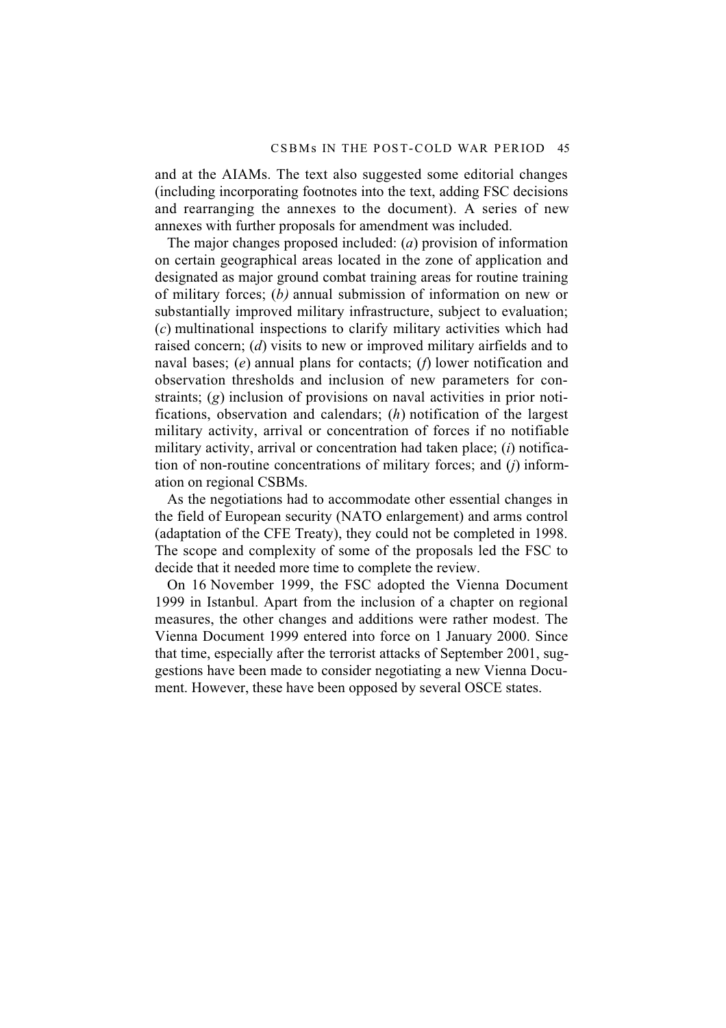and at the AIAMs. The text also suggested some editorial changes (including incorporating footnotes into the text, adding FSC decisions and rearranging the annexes to the document). A series of new annexes with further proposals for amendment was included.

The major changes proposed included: (*a*) provision of information on certain geographical areas located in the zone of application and designated as major ground combat training areas for routine training of military forces; (*b)* annual submission of information on new or substantially improved military infrastructure, subject to evaluation; (*c*) multinational inspections to clarify military activities which had raised concern; (*d*) visits to new or improved military airfields and to naval bases; (*e*) annual plans for contacts; (*f*) lower notification and observation thresholds and inclusion of new parameters for constraints; (*g*) inclusion of provisions on naval activities in prior notifications, observation and calendars; (*h*) notification of the largest military activity, arrival or concentration of forces if no notifiable military activity, arrival or concentration had taken place; (*i*) notification of non-routine concentrations of military forces; and (*j*) information on regional CSBMs.

As the negotiations had to accommodate other essential changes in the field of European security (NATO enlargement) and arms control (adaptation of the CFE Treaty), they could not be completed in 1998. The scope and complexity of some of the proposals led the FSC to decide that it needed more time to complete the review.

On 16 November 1999, the FSC adopted the Vienna Document 1999 in Istanbul. Apart from the inclusion of a chapter on regional measures, the other changes and additions were rather modest. The Vienna Document 1999 entered into force on 1 January 2000. Since that time, especially after the terrorist attacks of September 2001, suggestions have been made to consider negotiating a new Vienna Document. However, these have been opposed by several OSCE states.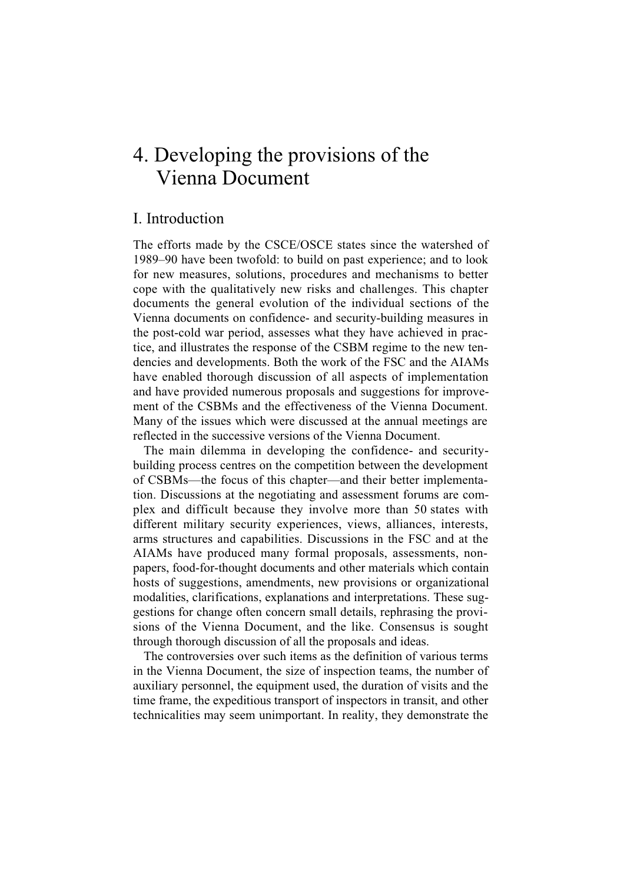# 4. Developing the provisions of the Vienna Document

## I. Introduction

The efforts made by the CSCE/OSCE states since the watershed of 1989–90 have been twofold: to build on past experience; and to look for new measures, solutions, procedures and mechanisms to better cope with the qualitatively new risks and challenges. This chapter documents the general evolution of the individual sections of the Vienna documents on confidence- and security-building measures in the post-cold war period, assesses what they have achieved in practice, and illustrates the response of the CSBM regime to the new tendencies and developments. Both the work of the FSC and the AIAMs have enabled thorough discussion of all aspects of implementation and have provided numerous proposals and suggestions for improvement of the CSBMs and the effectiveness of the Vienna Document. Many of the issues which were discussed at the annual meetings are reflected in the successive versions of the Vienna Document.

The main dilemma in developing the confidence- and security-building process centres on the competition between the development of CSBMs—the focus of this chapter—and their better implementation. Discussions at the negotiating and assessment forums are complex and difficult because they involve more than 50 states with different military security experiences, views, alliances, interests, arms structures and capabilities. Discussions in the FSC and at the AIAMs have produced many formal proposals, assessments, non-papers, food-for-thought documents and other materials which contain hosts of suggestions, amendments, new provisions or organizational modalities, clarifications, explanations and interpretations. These suggestions for change often concern small details, rephrasing the provisions of the Vienna Document, and the like. Consensus is sought through thorough discussion of all the proposals and ideas.

The controversies over such items as the definition of various terms in the Vienna Document, the size of inspection teams, the number of auxiliary personnel, the equipment used, the duration of visits and the time frame, the expeditious transport of inspectors in transit, and other technicalities may seem unimportant. In reality, they demonstrate the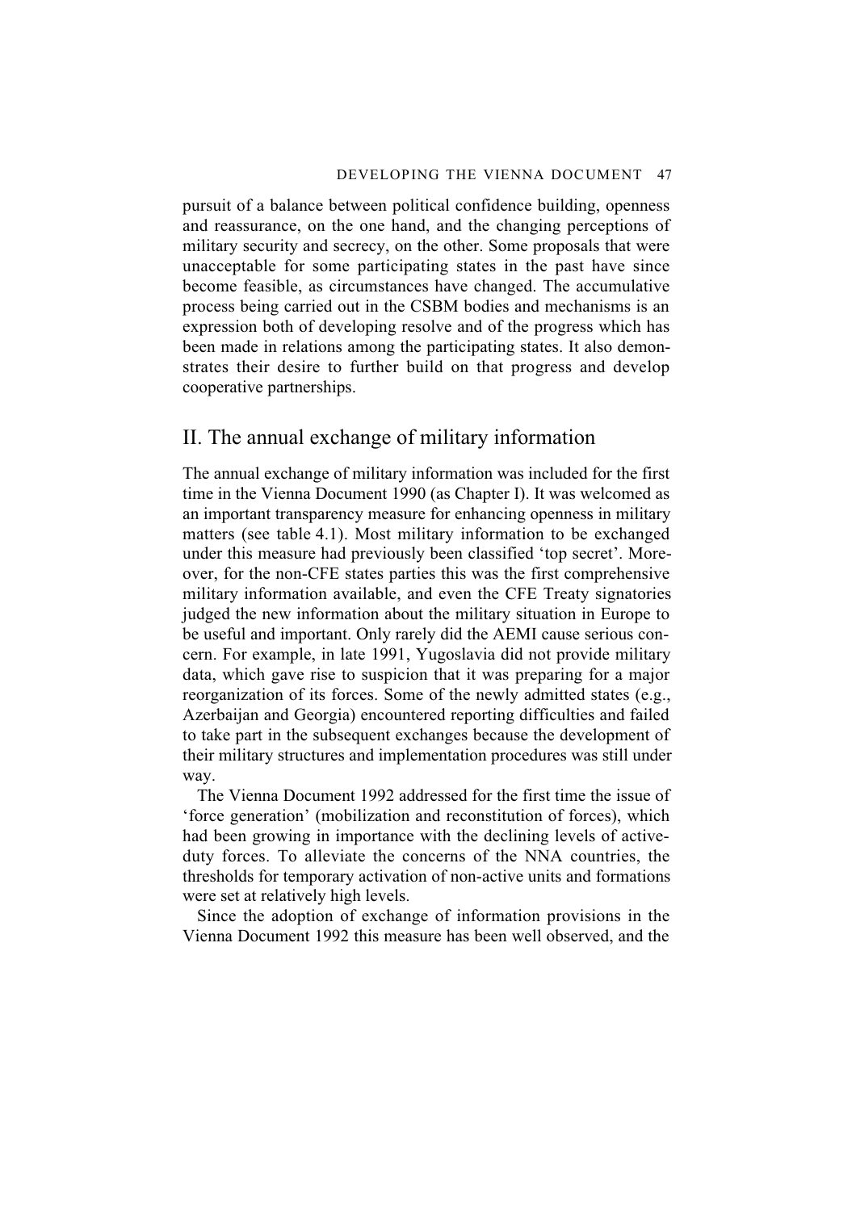pursuit of a balance between political confidence building, openness and reassurance, on the one hand, and the changing perceptions of military security and secrecy, on the other. Some proposals that were unacceptable for some participating states in the past have since become feasible, as circumstances have changed. The accumulative process being carried out in the CSBM bodies and mechanisms is an expression both of developing resolve and of the progress which has been made in relations among the participating states. It also demonstrates their desire to further build on that progress and develop cooperative partnerships.

## II. The annual exchange of military information

The annual exchange of military information was included for the first time in the Vienna Document 1990 (as Chapter I). It was welcomed as an important transparency measure for enhancing openness in military matters (see table 4.1). Most military information to be exchanged under this measure had previously been classified 'top secret'. Moreover, for the non-CFE states parties this was the first comprehensive military information available, and even the CFE Treaty signatories judged the new information about the military situation in Europe to be useful and important. Only rarely did the AEMI cause serious concern. For example, in late 1991, Yugoslavia did not provide military data, which gave rise to suspicion that it was preparing for a major reorganization of its forces. Some of the newly admitted states (e.g., Azerbaijan and Georgia) encountered reporting difficulties and failed to take part in the subsequent exchanges because the development of their military structures and implementation procedures was still under way.

The Vienna Document 1992 addressed for the first time the issue of 'force generation' (mobilization and reconstitution of forces), which had been growing in importance with the declining levels of active-duty forces. To alleviate the concerns of the NNA countries, the thresholds for temporary activation of non-active units and formations were set at relatively high levels.

Since the adoption of exchange of information provisions in the Vienna Document 1992 this measure has been well observed, and the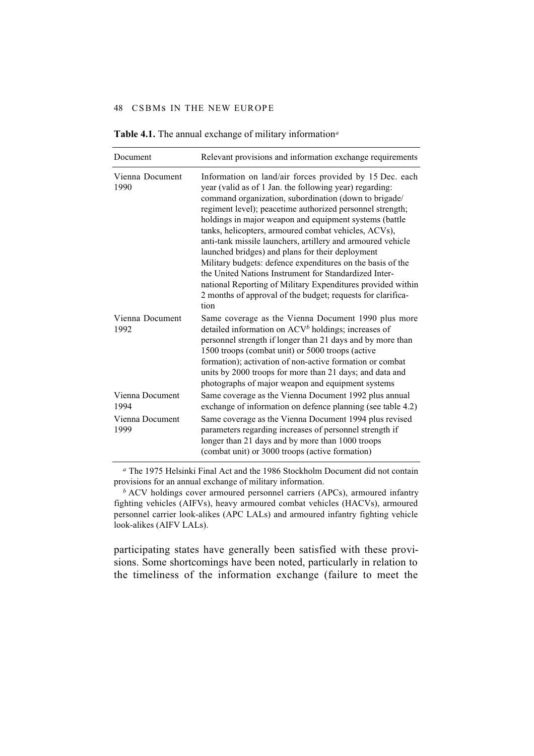**Table 4.1.** The annual exchange of military information[a]

| Document | Relevant provisions and information exchange requirements |
|---|---|
| Vienna Document 1990 | Information on land/air forces provided by 15 Dec. each year (valid as of 1 Jan. the following year) regarding: command organization, subordination (down to brigade/ regiment level); peacetime authorized personnel strength; holdings in major weapon and equipment systems (battle tanks, helicopters, armoured combat vehicles, ACVs), anti-tank missile launchers, artillery and armoured vehicle launched bridges) and plans for their deployment<br>Military budgets: defence expenditures on the basis of the the United Nations Instrument for Standardized International Reporting of Military Expenditures provided within 2 months of approval of the budget; requests for clarification |
| Vienna Document 1992 | Same coverage as the Vienna Document 1990 plus more detailed information on ACV[b] holdings; increases of personnel strength if longer than 21 days and by more than 1500 troops (combat unit) or 5000 troops (active formation); activation of non-active formation or combat units by 2000 troops for more than 21 days; and data and photographs of major weapon and equipment systems |
| Vienna Document 1994 | Same coverage as the Vienna Document 1992 plus annual exchange of information on defence planning (see table 4.2) |
| Vienna Document 1999 | Same coverage as the Vienna Document 1994 plus revised parameters regarding increases of personnel strength if longer than 21 days and by more than 1000 troops (combat unit) or 3000 troops (active formation) |

[a] The 1975 Helsinki Final Act and the 1986 Stockholm Document did not contain provisions for an annual exchange of military information.

[b] ACV holdings cover armoured personnel carriers (APCs), armoured infantry fighting vehicles (AIFVs), heavy armoured combat vehicles (HACVs), armoured personnel carrier look-alikes (APC LALs) and armoured infantry fighting vehicle look-alikes (AIFV LALs).

participating states have generally been satisfied with these provisions. Some shortcomings have been noted, particularly in relation to the timeliness of the information exchange (failure to meet the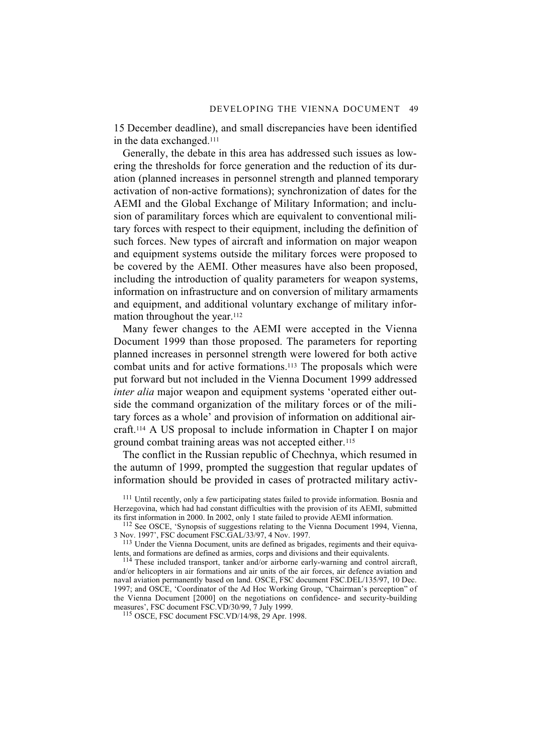15 December deadline), and small discrepancies have been identified in the data exchanged.[111]

Generally, the debate in this area has addressed such issues as lowering the thresholds for force generation and the reduction of its duration (planned increases in personnel strength and planned temporary activation of non-active formations); synchronization of dates for the AEMI and the Global Exchange of Military Information; and inclusion of paramilitary forces which are equivalent to conventional military forces with respect to their equipment, including the definition of such forces. New types of aircraft and information on major weapon and equipment systems outside the military forces were proposed to be covered by the AEMI. Other measures have also been proposed, including the introduction of quality parameters for weapon systems, information on infrastructure and on conversion of military armaments and equipment, and additional voluntary exchange of military information throughout the year.[112]

Many fewer changes to the AEMI were accepted in the Vienna Document 1999 than those proposed. The parameters for reporting planned increases in personnel strength were lowered for both active combat units and for active formations.[113] The proposals which were put forward but not included in the Vienna Document 1999 addressed *inter alia* major weapon and equipment systems 'operated either outside the command organization of the military forces or of the military forces as a whole' and provision of information on additional aircraft.[114] A US proposal to include information in Chapter I on major ground combat training areas was not accepted either.[115]

The conflict in the Russian republic of Chechnya, which resumed in the autumn of 1999, prompted the suggestion that regular updates of information should be provided in cases of protracted military activ-

[111] Until recently, only a few participating states failed to provide information. Bosnia and Herzegovina, which had had constant difficulties with the provision of its AEMI, submitted its first information in 2000. In 2002, only 1 state failed to provide AEMI information.

[112] See OSCE, 'Synopsis of suggestions relating to the Vienna Document 1994, Vienna, 3 Nov. 1997', FSC document FSC.GAL/33/97, 4 Nov. 1997.

[113] Under the Vienna Document, units are defined as brigades, regiments and their equivalents, and formations are defined as armies, corps and divisions and their equivalents.

[114] These included transport, tanker and/or airborne early-warning and control aircraft, and/or helicopters in air formations and air units of the air forces, air defence aviation and naval aviation permanently based on land. OSCE, FSC document FSC.DEL/135/97, 10 Dec. 1997; and OSCE, 'Coordinator of the Ad Hoc Working Group, "Chairman's perception" of the Vienna Document [2000] on the negotiations on confidence- and security-building measures', FSC document FSC.VD/30/99, 7 July 1999.

[115] OSCE, FSC document FSC.VD/14/98, 29 Apr. 1998.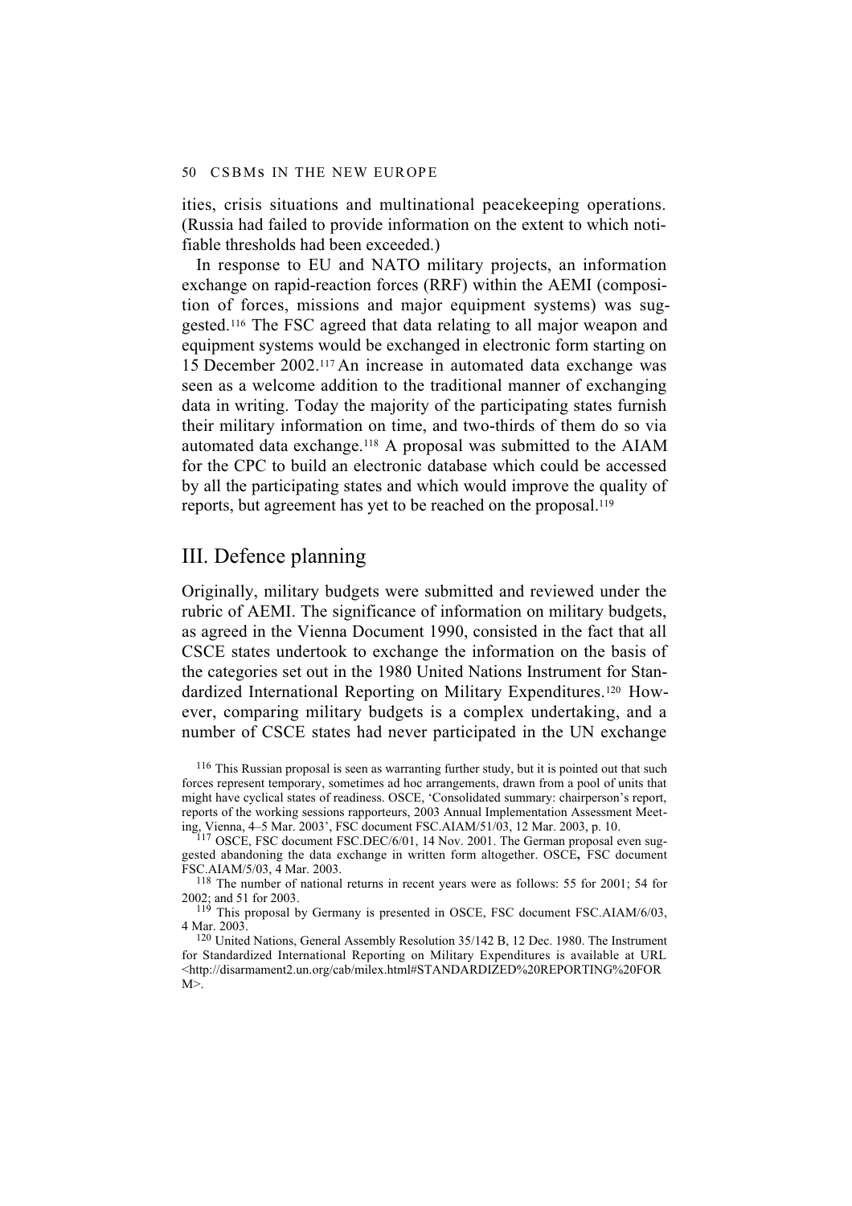ities, crisis situations and multinational peacekeeping operations. (Russia had failed to provide information on the extent to which notifiable thresholds had been exceeded.)

In response to EU and NATO military projects, an information exchange on rapid-reaction forces (RRF) within the AEMI (composition of forces, missions and major equipment systems) was suggested.[116] The FSC agreed that data relating to all major weapon and equipment systems would be exchanged in electronic form starting on 15 December 2002.[117] An increase in automated data exchange was seen as a welcome addition to the traditional manner of exchanging data in writing. Today the majority of the participating states furnish their military information on time, and two-thirds of them do so via automated data exchange.[118] A proposal was submitted to the AIAM for the CPC to build an electronic database which could be accessed by all the participating states and which would improve the quality of reports, but agreement has yet to be reached on the proposal.[119]

## III. Defence planning

Originally, military budgets were submitted and reviewed under the rubric of AEMI. The significance of information on military budgets, as agreed in the Vienna Document 1990, consisted in the fact that all CSCE states undertook to exchange the information on the basis of the categories set out in the 1980 United Nations Instrument for Standardized International Reporting on Military Expenditures.[120] However, comparing military budgets is a complex undertaking, and a number of CSCE states had never participated in the UN exchange

[116] This Russian proposal is seen as warranting further study, but it is pointed out that such forces represent temporary, sometimes ad hoc arrangements, drawn from a pool of units that might have cyclical states of readiness. OSCE, 'Consolidated summary: chairperson's report, reports of the working sessions rapporteurs, 2003 Annual Implementation Assessment Meeting, Vienna, 4–5 Mar. 2003', FSC document FSC.AIAM/51/03, 12 Mar. 2003, p. 10.

[117] OSCE, FSC document FSC.DEC/6/01, 14 Nov. 2001. The German proposal even suggested abandoning the data exchange in written form altogether. OSCE, FSC document FSC.AIAM/5/03, 4 Mar. 2003.

[118] The number of national returns in recent years were as follows: 55 for 2001; 54 for 2002; and 51 for 2003.

[119] This proposal by Germany is presented in OSCE, FSC document FSC.AIAM/6/03, 4 Mar. 2003.

[120] United Nations, General Assembly Resolution 35/142 B, 12 Dec. 1980. The Instrument for Standardized International Reporting on Military Expenditures is available at URL <http://disarmament2.un.org/cab/milex.html#STANDARDIZED%20REPORTING%20FORM>.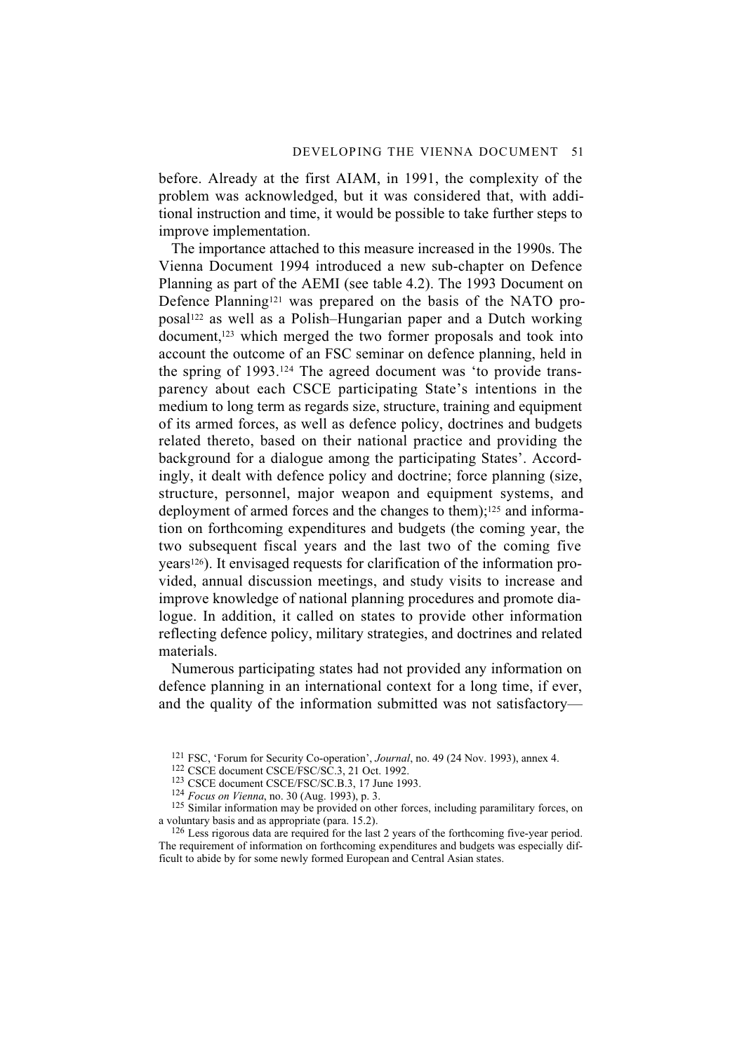before. Already at the first AIAM, in 1991, the complexity of the problem was acknowledged, but it was considered that, with additional instruction and time, it would be possible to take further steps to improve implementation.

The importance attached to this measure increased in the 1990s. The Vienna Document 1994 introduced a new sub-chapter on Defence Planning as part of the AEMI (see table 4.2). The 1993 Document on Defence Planning[121] was prepared on the basis of the NATO proposal[122] as well as a Polish–Hungarian paper and a Dutch working document,[123] which merged the two former proposals and took into account the outcome of an FSC seminar on defence planning, held in the spring of 1993.[124] The agreed document was 'to provide transparency about each CSCE participating State's intentions in the medium to long term as regards size, structure, training and equipment of its armed forces, as well as defence policy, doctrines and budgets related thereto, based on their national practice and providing the background for a dialogue among the participating States'. Accordingly, it dealt with defence policy and doctrine; force planning (size, structure, personnel, major weapon and equipment systems, and deployment of armed forces and the changes to them);[125] and information on forthcoming expenditures and budgets (the coming year, the two subsequent fiscal years and the last two of the coming five years[126]). It envisaged requests for clarification of the information provided, annual discussion meetings, and study visits to increase and improve knowledge of national planning procedures and promote dialogue. In addition, it called on states to provide other information reflecting defence policy, military strategies, and doctrines and related materials.

Numerous participating states had not provided any information on defence planning in an international context for a long time, if ever, and the quality of the information submitted was not satisfactory—

[121] FSC, 'Forum for Security Co-operation', *Journal*, no. 49 (24 Nov. 1993), annex 4.

[122] CSCE document CSCE/FSC/SC.3, 21 Oct. 1992.

[123] CSCE document CSCE/FSC/SC.B.3, 17 June 1993.

[124] *Focus on Vienna*, no. 30 (Aug. 1993), p. 3.

[125] Similar information may be provided on other forces, including paramilitary forces, on a voluntary basis and as appropriate (para. 15.2).

[126] Less rigorous data are required for the last 2 years of the forthcoming five-year period. The requirement of information on forthcoming expenditures and budgets was especially difficult to abide by for some newly formed European and Central Asian states.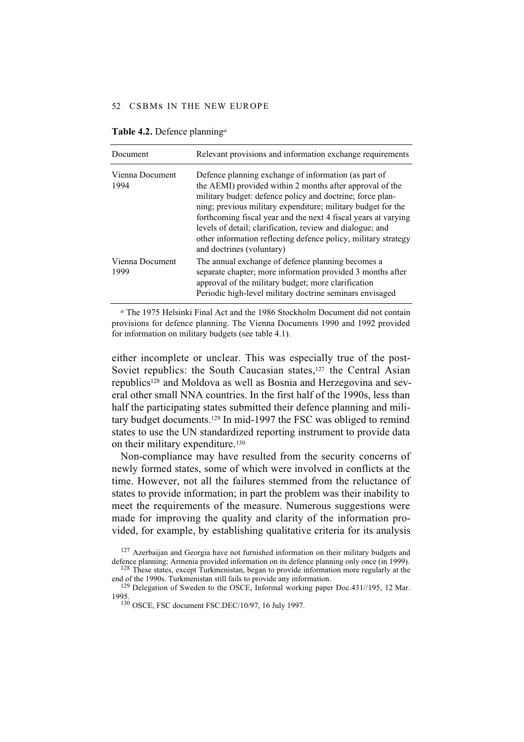**Table 4.2.** Defence planning[a]

| Document | Relevant provisions and information exchange requirements |
|---|---|
| Vienna Document 1994 | Defence planning exchange of information (as part of the AEMI) provided within 2 months after approval of the military budget: defence policy and doctrine; force planning; previous military expenditure; military budget for the forthcoming fiscal year and the next 4 fiscal years at varying levels of detail; clarification, review and dialogue; and other information reflecting defence policy, military strategy and doctrines (voluntary) |
| Vienna Document 1999 | The annual exchange of defence planning becomes a separate chapter; more information provided 3 months after approval of the military budget; more clarification Periodic high-level military doctrine seminars envisaged |

[a] The 1975 Helsinki Final Act and the 1986 Stockholm Document did not contain provisions for defence planning. The Vienna Documents 1990 and 1992 provided for information on military budgets (see table 4.1).

either incomplete or unclear. This was especially true of the post-Soviet republics: the South Caucasian states,[127] the Central Asian republics[128] and Moldova as well as Bosnia and Herzegovina and several other small NNA countries. In the first half of the 1990s, less than half the participating states submitted their defence planning and military budget documents.[129] In mid-1997 the FSC was obliged to remind states to use the UN standardized reporting instrument to provide data on their military expenditure.[130]

Non-compliance may have resulted from the security concerns of newly formed states, some of which were involved in conflicts at the time. However, not all the failures stemmed from the reluctance of states to provide information; in part the problem was their inability to meet the requirements of the measure. Numerous suggestions were made for improving the quality and clarity of the information provided, for example, by establishing qualitative criteria for its analysis

[127] Azerbaijan and Georgia have not furnished information on their military budgets and defence planning; Armenia provided information on its defence planning only once (in 1999).

[128] These states, except Turkmenistan, began to provide information more regularly at the end of the 1990s. Turkmenistan still fails to provide any information.

[129] Delegation of Sweden to the OSCE, Informal working paper Doc.431//195, 12 Mar. 1995.

[130] OSCE, FSC document FSC.DEC/10/97, 16 July 1997.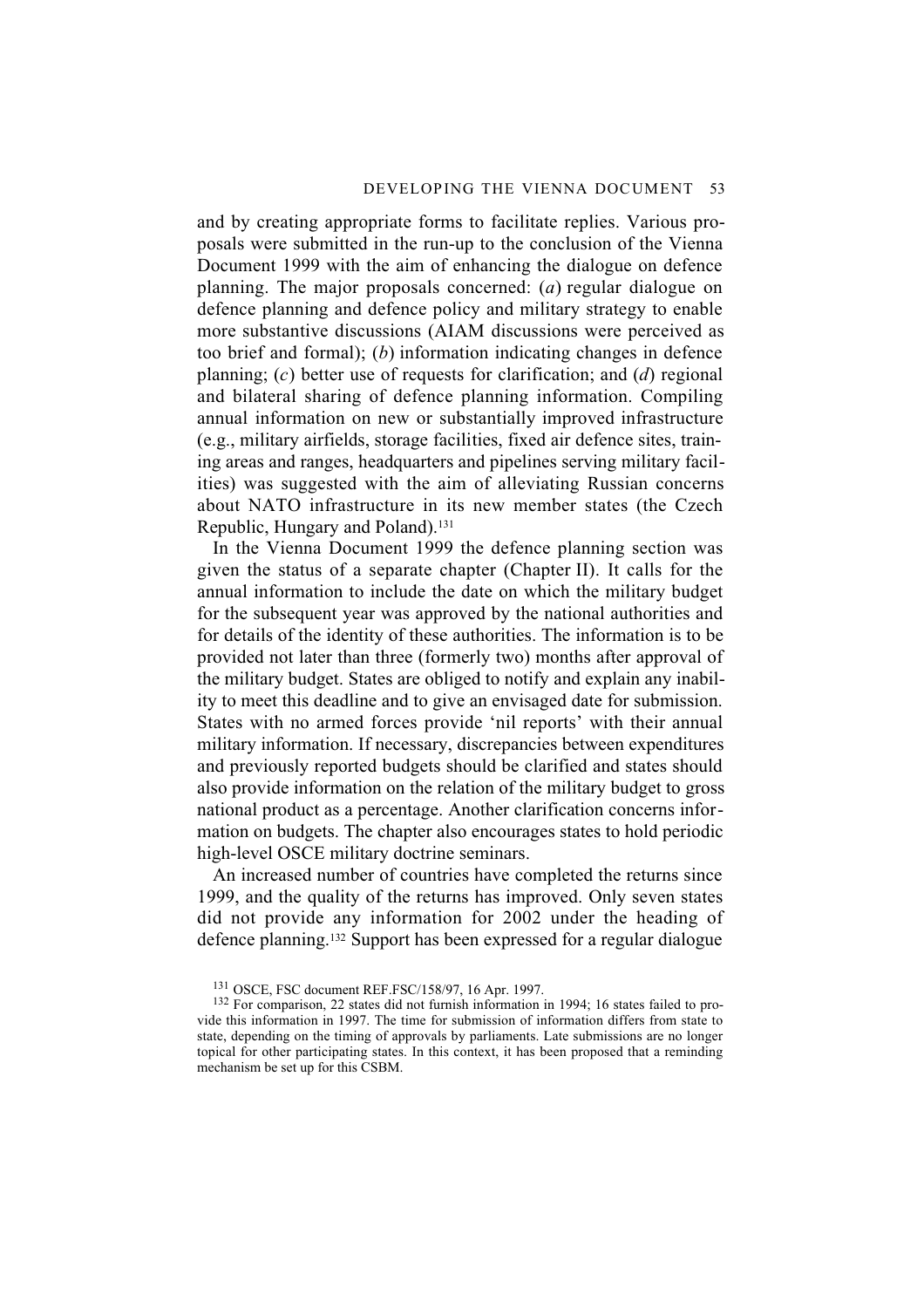and by creating appropriate forms to facilitate replies. Various proposals were submitted in the run-up to the conclusion of the Vienna Document 1999 with the aim of enhancing the dialogue on defence planning. The major proposals concerned: (*a*) regular dialogue on defence planning and defence policy and military strategy to enable more substantive discussions (AIAM discussions were perceived as too brief and formal); (*b*) information indicating changes in defence planning; (*c*) better use of requests for clarification; and (*d*) regional and bilateral sharing of defence planning information. Compiling annual information on new or substantially improved infrastructure (e.g., military airfields, storage facilities, fixed air defence sites, training areas and ranges, headquarters and pipelines serving military facilities) was suggested with the aim of alleviating Russian concerns about NATO infrastructure in its new member states (the Czech Republic, Hungary and Poland).[131]

In the Vienna Document 1999 the defence planning section was given the status of a separate chapter (Chapter II). It calls for the annual information to include the date on which the military budget for the subsequent year was approved by the national authorities and for details of the identity of these authorities. The information is to be provided not later than three (formerly two) months after approval of the military budget. States are obliged to notify and explain any inability to meet this deadline and to give an envisaged date for submission. States with no armed forces provide 'nil reports' with their annual military information. If necessary, discrepancies between expenditures and previously reported budgets should be clarified and states should also provide information on the relation of the military budget to gross national product as a percentage. Another clarification concerns information on budgets. The chapter also encourages states to hold periodic high-level OSCE military doctrine seminars.

An increased number of countries have completed the returns since 1999, and the quality of the returns has improved. Only seven states did not provide any information for 2002 under the heading of defence planning.[132] Support has been expressed for a regular dialogue

[131] OSCE, FSC document REF.FSC/158/97, 16 Apr. 1997.

[132] For comparison, 22 states did not furnish information in 1994; 16 states failed to provide this information in 1997. The time for submission of information differs from state to state, depending on the timing of approvals by parliaments. Late submissions are no longer topical for other participating states. In this context, it has been proposed that a reminding mechanism be set up for this CSBM.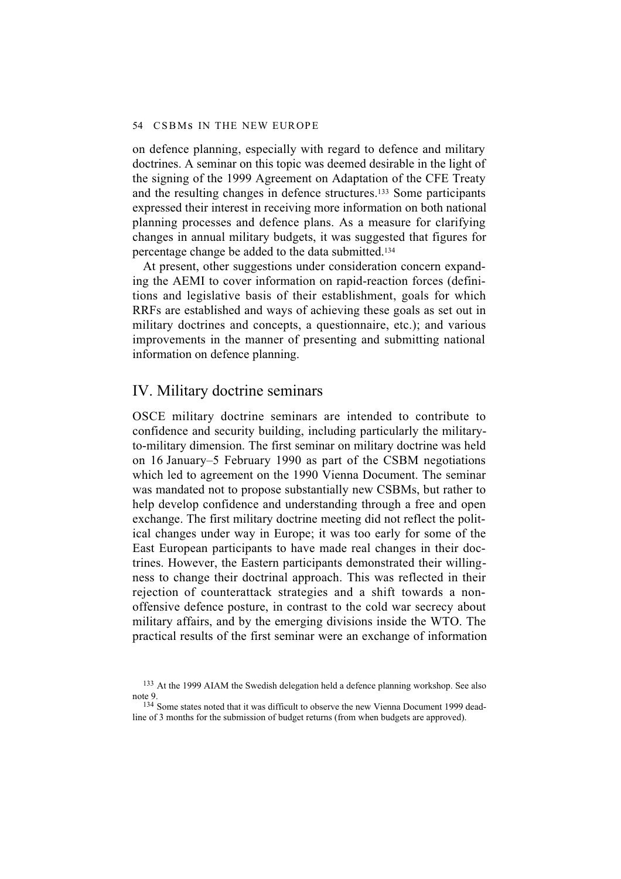on defence planning, especially with regard to defence and military doctrines. A seminar on this topic was deemed desirable in the light of the signing of the 1999 Agreement on Adaptation of the CFE Treaty and the resulting changes in defence structures.[133] Some participants expressed their interest in receiving more information on both national planning processes and defence plans. As a measure for clarifying changes in annual military budgets, it was suggested that figures for percentage change be added to the data submitted.[134]

At present, other suggestions under consideration concern expanding the AEMI to cover information on rapid-reaction forces (definitions and legislative basis of their establishment, goals for which RRFs are established and ways of achieving these goals as set out in military doctrines and concepts, a questionnaire, etc.); and various improvements in the manner of presenting and submitting national information on defence planning.

## IV. Military doctrine seminars

OSCE military doctrine seminars are intended to contribute to confidence and security building, including particularly the military-to-military dimension. The first seminar on military doctrine was held on 16 January–5 February 1990 as part of the CSBM negotiations which led to agreement on the 1990 Vienna Document. The seminar was mandated not to propose substantially new CSBMs, but rather to help develop confidence and understanding through a free and open exchange. The first military doctrine meeting did not reflect the political changes under way in Europe; it was too early for some of the East European participants to have made real changes in their doctrines. However, the Eastern participants demonstrated their willingness to change their doctrinal approach. This was reflected in their rejection of counterattack strategies and a shift towards a non-offensive defence posture, in contrast to the cold war secrecy about military affairs, and by the emerging divisions inside the WTO. The practical results of the first seminar were an exchange of information

[133] At the 1999 AIAM the Swedish delegation held a defence planning workshop. See also note 9.

[134] Some states noted that it was difficult to observe the new Vienna Document 1999 deadline of 3 months for the submission of budget returns (from when budgets are approved).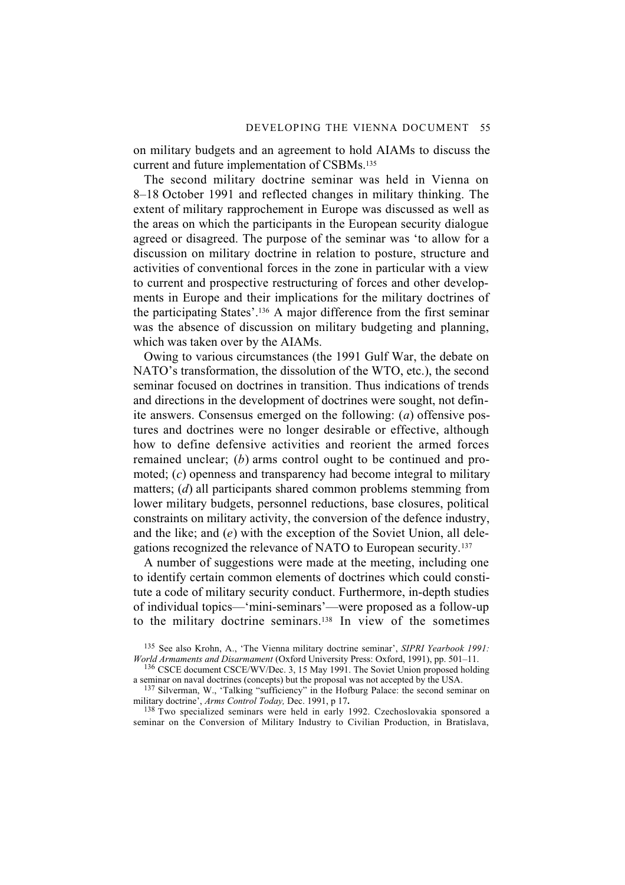on military budgets and an agreement to hold AIAMs to discuss the current and future implementation of CSBMs.[135]

The second military doctrine seminar was held in Vienna on 8–18 October 1991 and reflected changes in military thinking. The extent of military rapprochement in Europe was discussed as well as the areas on which the participants in the European security dialogue agreed or disagreed. The purpose of the seminar was 'to allow for a discussion on military doctrine in relation to posture, structure and activities of conventional forces in the zone in particular with a view to current and prospective restructuring of forces and other developments in Europe and their implications for the military doctrines of the participating States'.[136] A major difference from the first seminar was the absence of discussion on military budgeting and planning, which was taken over by the AIAMs.

Owing to various circumstances (the 1991 Gulf War, the debate on NATO's transformation, the dissolution of the WTO, etc.), the second seminar focused on doctrines in transition. Thus indications of trends and directions in the development of doctrines were sought, not definite answers. Consensus emerged on the following: (*a*) offensive postures and doctrines were no longer desirable or effective, although how to define defensive activities and reorient the armed forces remained unclear; (*b*) arms control ought to be continued and promoted; (*c*) openness and transparency had become integral to military matters; (*d*) all participants shared common problems stemming from lower military budgets, personnel reductions, base closures, political constraints on military activity, the conversion of the defence industry, and the like; and (*e*) with the exception of the Soviet Union, all delegations recognized the relevance of NATO to European security.[137]

A number of suggestions were made at the meeting, including one to identify certain common elements of doctrines which could constitute a code of military security conduct. Furthermore, in-depth studies of individual topics—'mini-seminars'—were proposed as a follow-up to the military doctrine seminars.[138] In view of the sometimes

[135] See also Krohn, A., 'The Vienna military doctrine seminar', *SIPRI Yearbook 1991: World Armaments and Disarmament* (Oxford University Press: Oxford, 1991), pp. 501–11.

[136] CSCE document CSCE/WV/Dec. 3, 15 May 1991. The Soviet Union proposed holding a seminar on naval doctrines (concepts) but the proposal was not accepted by the USA.

[137] Silverman, W., 'Talking "sufficiency" in the Hofburg Palace: the second seminar on military doctrine', *Arms Control Today,* Dec. 1991, p 17**.**

[138] Two specialized seminars were held in early 1992. Czechoslovakia sponsored a seminar on the Conversion of Military Industry to Civilian Production, in Bratislava,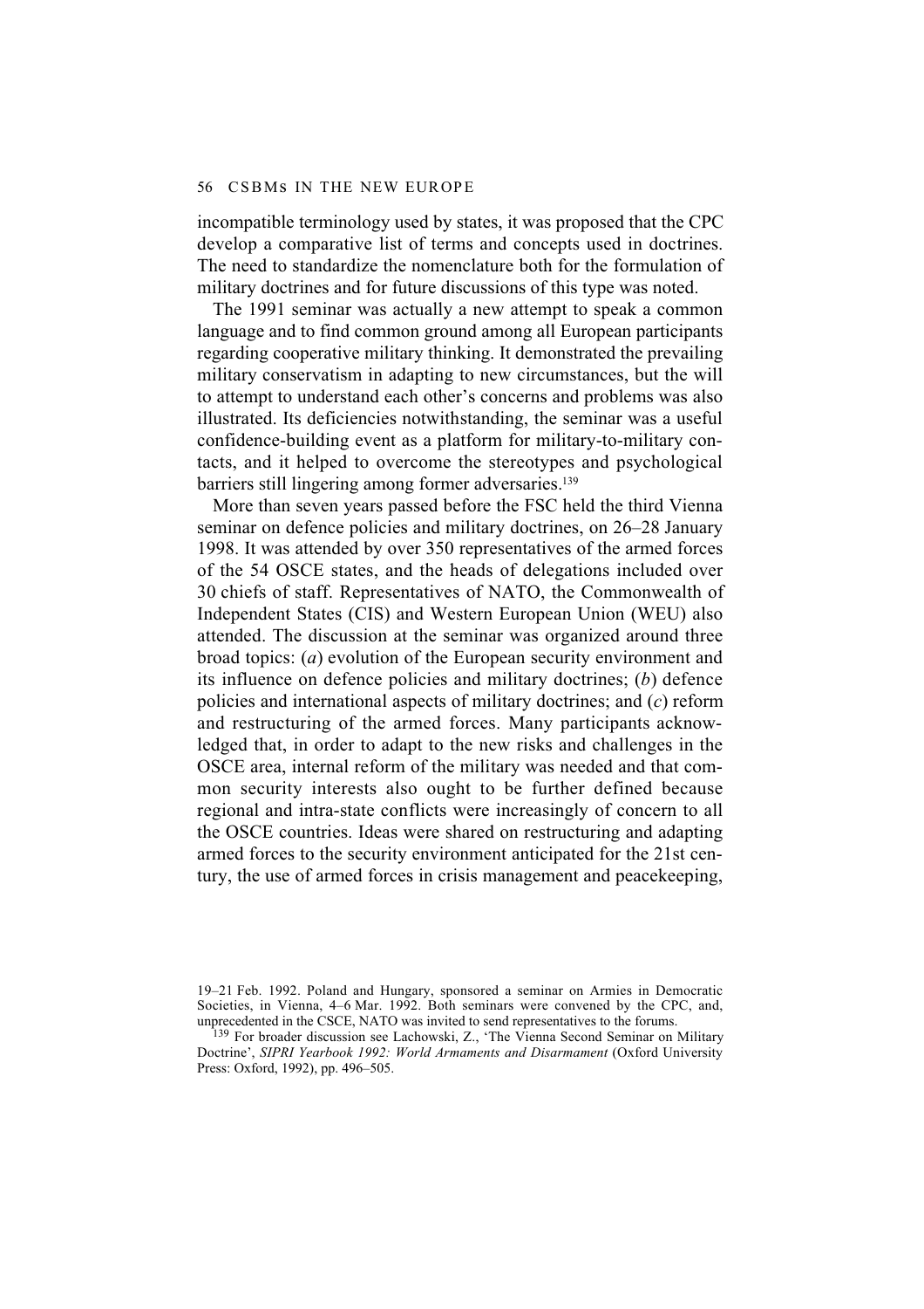incompatible terminology used by states, it was proposed that the CPC develop a comparative list of terms and concepts used in doctrines. The need to standardize the nomenclature both for the formulation of military doctrines and for future discussions of this type was noted.

The 1991 seminar was actually a new attempt to speak a common language and to find common ground among all European participants regarding cooperative military thinking. It demonstrated the prevailing military conservatism in adapting to new circumstances, but the will to attempt to understand each other's concerns and problems was also illustrated. Its deficiencies notwithstanding, the seminar was a useful confidence-building event as a platform for military-to-military contacts, and it helped to overcome the stereotypes and psychological barriers still lingering among former adversaries.[139]

More than seven years passed before the FSC held the third Vienna seminar on defence policies and military doctrines, on 26–28 January 1998. It was attended by over 350 representatives of the armed forces of the 54 OSCE states, and the heads of delegations included over 30 chiefs of staff. Representatives of NATO, the Commonwealth of Independent States (CIS) and Western European Union (WEU) also attended. The discussion at the seminar was organized around three broad topics: (*a*) evolution of the European security environment and its influence on defence policies and military doctrines; (*b*) defence policies and international aspects of military doctrines; and (*c*) reform and restructuring of the armed forces. Many participants acknowledged that, in order to adapt to the new risks and challenges in the OSCE area, internal reform of the military was needed and that common security interests also ought to be further defined because regional and intra-state conflicts were increasingly of concern to all the OSCE countries. Ideas were shared on restructuring and adapting armed forces to the security environment anticipated for the 21st century, the use of armed forces in crisis management and peacekeeping,

19–21 Feb. 1992. Poland and Hungary, sponsored a seminar on Armies in Democratic Societies, in Vienna, 4–6 Mar. 1992. Both seminars were convened by the CPC, and, unprecedented in the CSCE, NATO was invited to send representatives to the forums.

[139] For broader discussion see Lachowski, Z., 'The Vienna Second Seminar on Military Doctrine', *SIPRI Yearbook 1992: World Armaments and Disarmament* (Oxford University Press: Oxford, 1992), pp. 496–505.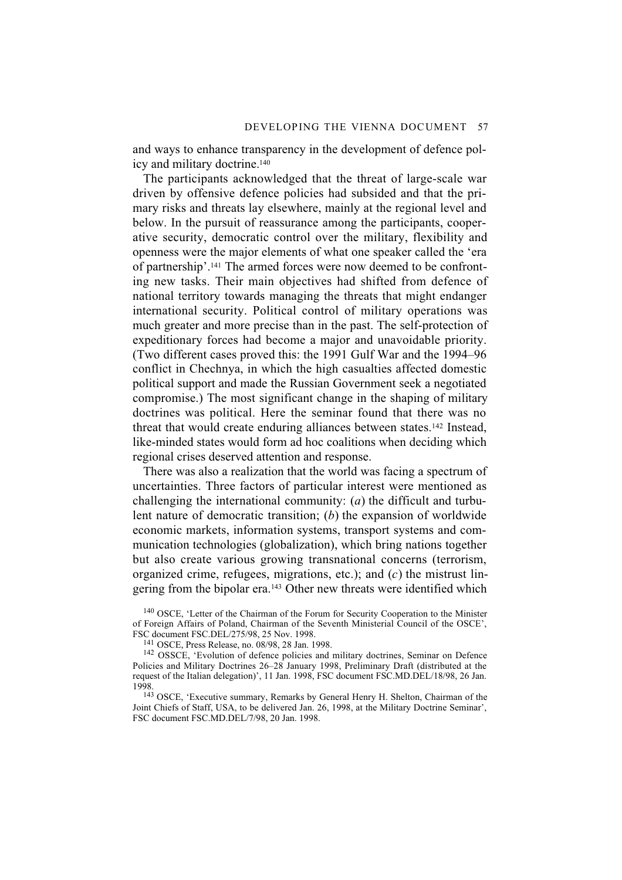and ways to enhance transparency in the development of defence policy and military doctrine.[140]

The participants acknowledged that the threat of large-scale war driven by offensive defence policies had subsided and that the primary risks and threats lay elsewhere, mainly at the regional level and below. In the pursuit of reassurance among the participants, cooperative security, democratic control over the military, flexibility and openness were the major elements of what one speaker called the 'era of partnership'.[141] The armed forces were now deemed to be confronting new tasks. Their main objectives had shifted from defence of national territory towards managing the threats that might endanger international security. Political control of military operations was much greater and more precise than in the past. The self-protection of expeditionary forces had become a major and unavoidable priority. (Two different cases proved this: the 1991 Gulf War and the 1994–96 conflict in Chechnya, in which the high casualties affected domestic political support and made the Russian Government seek a negotiated compromise.) The most significant change in the shaping of military doctrines was political. Here the seminar found that there was no threat that would create enduring alliances between states.[142] Instead, like-minded states would form ad hoc coalitions when deciding which regional crises deserved attention and response.

There was also a realization that the world was facing a spectrum of uncertainties. Three factors of particular interest were mentioned as challenging the international community: (*a*) the difficult and turbulent nature of democratic transition; (*b*) the expansion of worldwide economic markets, information systems, transport systems and communication technologies (globalization), which bring nations together but also create various growing transnational concerns (terrorism, organized crime, refugees, migrations, etc.); and (*c*) the mistrust lingering from the bipolar era.[143] Other new threats were identified which

[140] OSCE, 'Letter of the Chairman of the Forum for Security Cooperation to the Minister of Foreign Affairs of Poland, Chairman of the Seventh Ministerial Council of the OSCE', FSC document FSC.DEL/275/98, 25 Nov. 1998.

[141] OSCE, Press Release, no. 08/98, 28 Jan. 1998.

[142] OSSCE, 'Evolution of defence policies and military doctrines, Seminar on Defence Policies and Military Doctrines 26–28 January 1998, Preliminary Draft (distributed at the request of the Italian delegation)', 11 Jan. 1998, FSC document FSC.MD.DEL/18/98, 26 Jan. 1998.

[143] OSCE, 'Executive summary, Remarks by General Henry H. Shelton, Chairman of the Joint Chiefs of Staff, USA, to be delivered Jan. 26, 1998, at the Military Doctrine Seminar', FSC document FSC.MD.DEL/7/98, 20 Jan. 1998.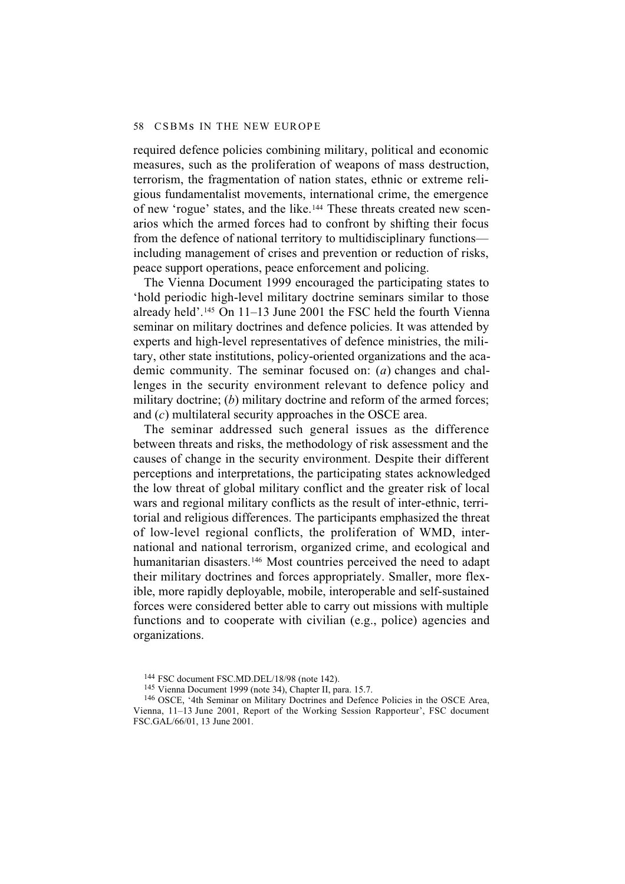required defence policies combining military, political and economic measures, such as the proliferation of weapons of mass destruction, terrorism, the fragmentation of nation states, ethnic or extreme religious fundamentalist movements, international crime, the emergence of new 'rogue' states, and the like.[144] These threats created new scenarios which the armed forces had to confront by shifting their focus from the defence of national territory to multidisciplinary functions—including management of crises and prevention or reduction of risks, peace support operations, peace enforcement and policing.

The Vienna Document 1999 encouraged the participating states to 'hold periodic high-level military doctrine seminars similar to those already held'.[145] On 11–13 June 2001 the FSC held the fourth Vienna seminar on military doctrines and defence policies. It was attended by experts and high-level representatives of defence ministries, the military, other state institutions, policy-oriented organizations and the academic community. The seminar focused on: (*a*) changes and challenges in the security environment relevant to defence policy and military doctrine; (*b*) military doctrine and reform of the armed forces; and (*c*) multilateral security approaches in the OSCE area.

The seminar addressed such general issues as the difference between threats and risks, the methodology of risk assessment and the causes of change in the security environment. Despite their different perceptions and interpretations, the participating states acknowledged the low threat of global military conflict and the greater risk of local wars and regional military conflicts as the result of inter-ethnic, territorial and religious differences. The participants emphasized the threat of low-level regional conflicts, the proliferation of WMD, international and national terrorism, organized crime, and ecological and humanitarian disasters.[146] Most countries perceived the need to adapt their military doctrines and forces appropriately. Smaller, more flexible, more rapidly deployable, mobile, interoperable and self-sustained forces were considered better able to carry out missions with multiple functions and to cooperate with civilian (e.g., police) agencies and organizations.

[144] FSC document FSC.MD.DEL/18/98 (note 142).

[145] Vienna Document 1999 (note 34), Chapter II, para. 15.7.

[146] OSCE, '4th Seminar on Military Doctrines and Defence Policies in the OSCE Area, Vienna, 11–13 June 2001, Report of the Working Session Rapporteur', FSC document FSC.GAL/66/01, 13 June 2001.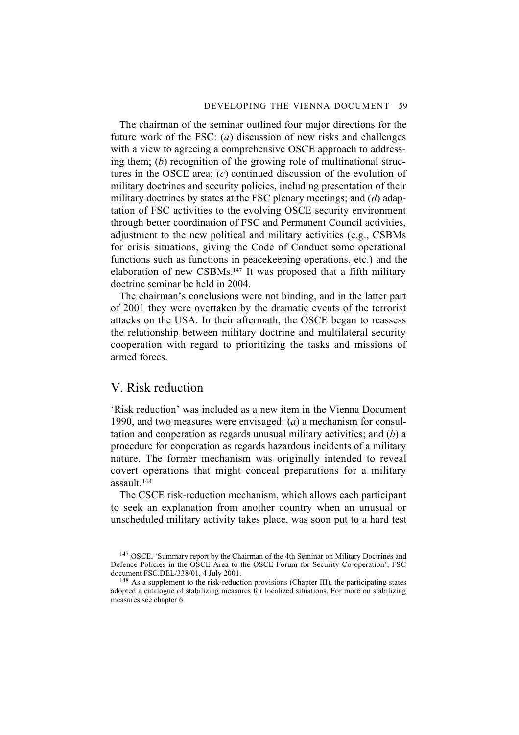The chairman of the seminar outlined four major directions for the future work of the FSC: (*a*) discussion of new risks and challenges with a view to agreeing a comprehensive OSCE approach to addressing them; (*b*) recognition of the growing role of multinational structures in the OSCE area; (*c*) continued discussion of the evolution of military doctrines and security policies, including presentation of their military doctrines by states at the FSC plenary meetings; and (*d*) adaptation of FSC activities to the evolving OSCE security environment through better coordination of FSC and Permanent Council activities, adjustment to the new political and military activities (e.g., CSBMs for crisis situations, giving the Code of Conduct some operational functions such as functions in peacekeeping operations, etc.) and the elaboration of new CSBMs.[147] It was proposed that a fifth military doctrine seminar be held in 2004.

The chairman's conclusions were not binding, and in the latter part of 2001 they were overtaken by the dramatic events of the terrorist attacks on the USA. In their aftermath, the OSCE began to reassess the relationship between military doctrine and multilateral security cooperation with regard to prioritizing the tasks and missions of armed forces.

## V. Risk reduction

'Risk reduction' was included as a new item in the Vienna Document 1990, and two measures were envisaged: (*a*) a mechanism for consultation and cooperation as regards unusual military activities; and (*b*) a procedure for cooperation as regards hazardous incidents of a military nature. The former mechanism was originally intended to reveal covert operations that might conceal preparations for a military assault.[148]

The CSCE risk-reduction mechanism, which allows each participant to seek an explanation from another country when an unusual or unscheduled military activity takes place, was soon put to a hard test

---

[147] OSCE, 'Summary report by the Chairman of the 4th Seminar on Military Doctrines and Defence Policies in the OSCE Area to the OSCE Forum for Security Co-operation', FSC document FSC.DEL/338/01, 4 July 2001.

[148] As a supplement to the risk-reduction provisions (Chapter III), the participating states adopted a catalogue of stabilizing measures for localized situations. For more on stabilizing measures see chapter 6.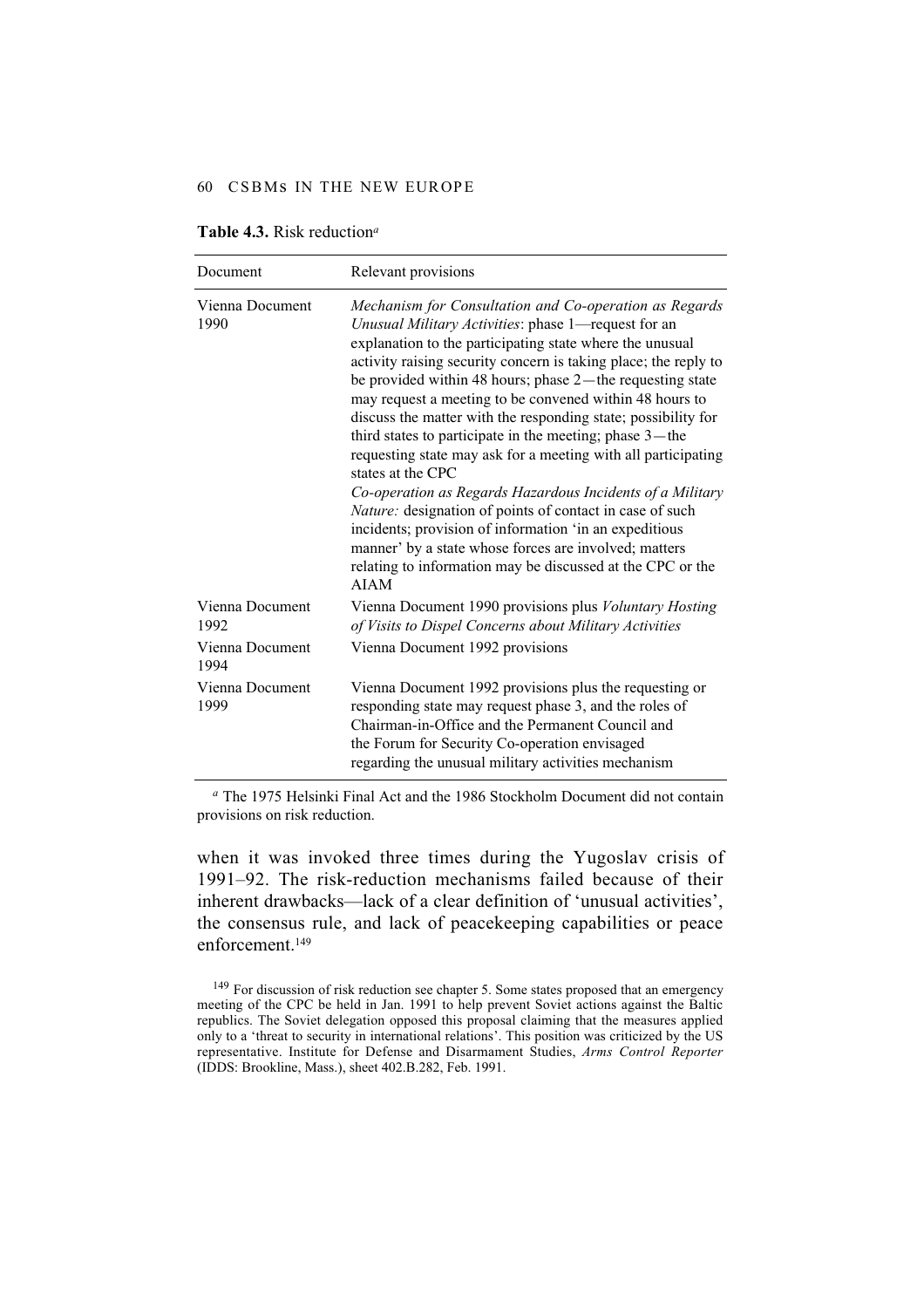**Table 4.3.** Risk reduction[a]

| Document | Relevant provisions |
|---|---|
| Vienna Document 1990 | *Mechanism for Consultation and Co-operation as Regards Unusual Military Activities*: phase 1—request for an explanation to the participating state where the unusual activity raising security concern is taking place; the reply to be provided within 48 hours; phase 2—the requesting state may request a meeting to be convened within 48 hours to discuss the matter with the responding state; possibility for third states to participate in the meeting; phase 3—the requesting state may ask for a meeting with all participating states at the CPC<br>*Co-operation as Regards Hazardous Incidents of a Military Nature:* designation of points of contact in case of such incidents; provision of information 'in an expeditious manner' by a state whose forces are involved; matters relating to information may be discussed at the CPC or the AIAM |
| Vienna Document 1992 | Vienna Document 1990 provisions plus *Voluntary Hosting of Visits to Dispel Concerns about Military Activities* |
| Vienna Document 1994 | Vienna Document 1992 provisions |
| Vienna Document 1999 | Vienna Document 1992 provisions plus the requesting or responding state may request phase 3, and the roles of Chairman-in-Office and the Permanent Council and the Forum for Security Co-operation envisaged regarding the unusual military activities mechanism |

[a] The 1975 Helsinki Final Act and the 1986 Stockholm Document did not contain provisions on risk reduction.

when it was invoked three times during the Yugoslav crisis of 1991–92. The risk-reduction mechanisms failed because of their inherent drawbacks—lack of a clear definition of 'unusual activities', the consensus rule, and lack of peacekeeping capabilities or peace enforcement.[149]

[149] For discussion of risk reduction see chapter 5. Some states proposed that an emergency meeting of the CPC be held in Jan. 1991 to help prevent Soviet actions against the Baltic republics. The Soviet delegation opposed this proposal claiming that the measures applied only to a 'threat to security in international relations'. This position was criticized by the US representative. Institute for Defense and Disarmament Studies, *Arms Control Reporter* (IDDS: Brookline, Mass.), sheet 402.B.282, Feb. 1991.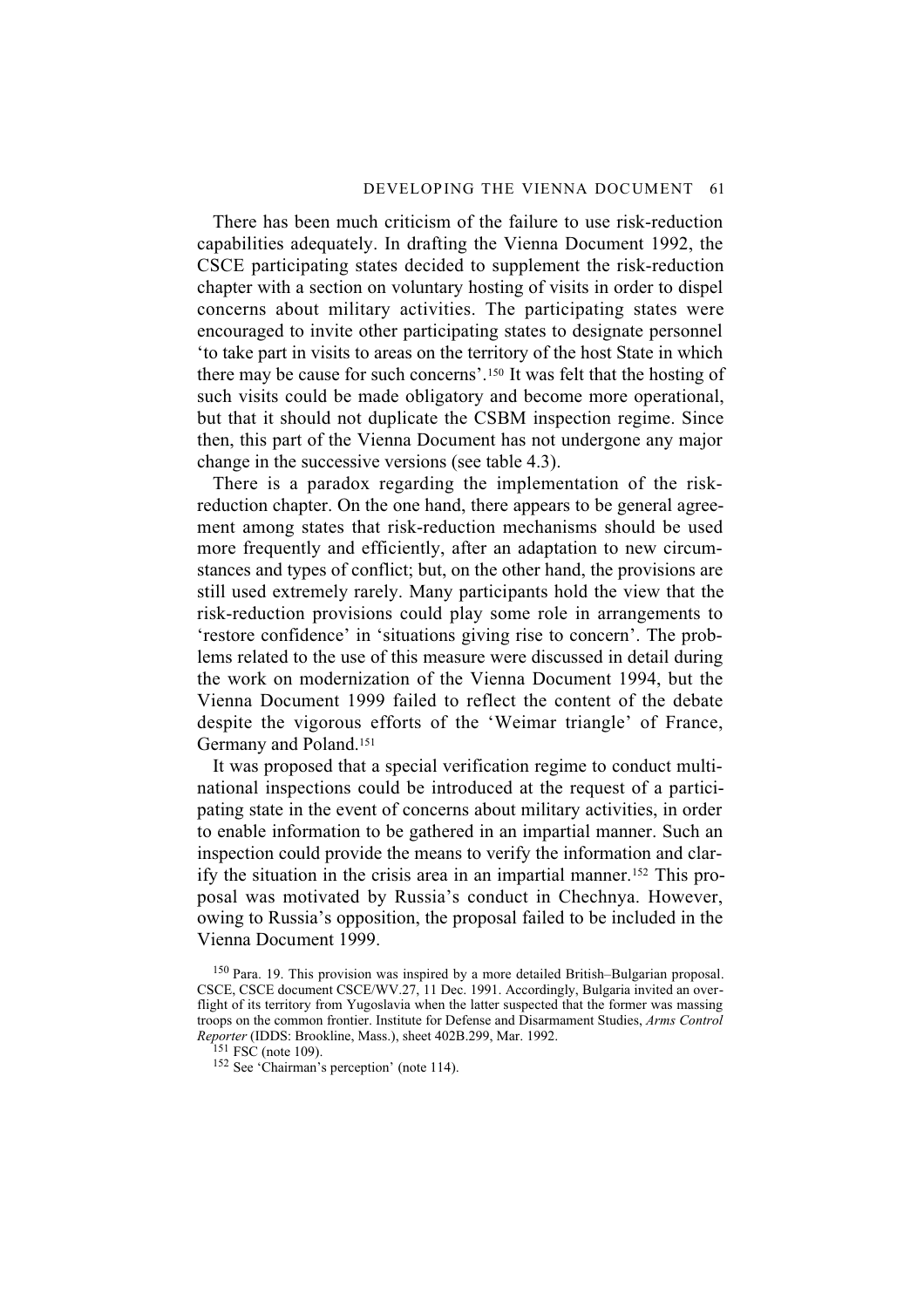There has been much criticism of the failure to use risk-reduction capabilities adequately. In drafting the Vienna Document 1992, the CSCE participating states decided to supplement the risk-reduction chapter with a section on voluntary hosting of visits in order to dispel concerns about military activities. The participating states were encouraged to invite other participating states to designate personnel 'to take part in visits to areas on the territory of the host State in which there may be cause for such concerns'.[150] It was felt that the hosting of such visits could be made obligatory and become more operational, but that it should not duplicate the CSBM inspection regime. Since then, this part of the Vienna Document has not undergone any major change in the successive versions (see table 4.3).

There is a paradox regarding the implementation of the risk-reduction chapter. On the one hand, there appears to be general agreement among states that risk-reduction mechanisms should be used more frequently and efficiently, after an adaptation to new circumstances and types of conflict; but, on the other hand, the provisions are still used extremely rarely. Many participants hold the view that the risk-reduction provisions could play some role in arrangements to 'restore confidence' in 'situations giving rise to concern'. The problems related to the use of this measure were discussed in detail during the work on modernization of the Vienna Document 1994, but the Vienna Document 1999 failed to reflect the content of the debate despite the vigorous efforts of the 'Weimar triangle' of France, Germany and Poland.[151]

It was proposed that a special verification regime to conduct multinational inspections could be introduced at the request of a participating state in the event of concerns about military activities, in order to enable information to be gathered in an impartial manner. Such an inspection could provide the means to verify the information and clarify the situation in the crisis area in an impartial manner.[152] This proposal was motivated by Russia's conduct in Chechnya. However, owing to Russia's opposition, the proposal failed to be included in the Vienna Document 1999.

[150] Para. 19. This provision was inspired by a more detailed British–Bulgarian proposal. CSCE, CSCE document CSCE/WV.27, 11 Dec. 1991. Accordingly, Bulgaria invited an overflight of its territory from Yugoslavia when the latter suspected that the former was massing troops on the common frontier. Institute for Defense and Disarmament Studies, *Arms Control Reporter* (IDDS: Brookline, Mass.), sheet 402B.299, Mar. 1992.

[151] FSC (note 109).

[152] See 'Chairman's perception' (note 114).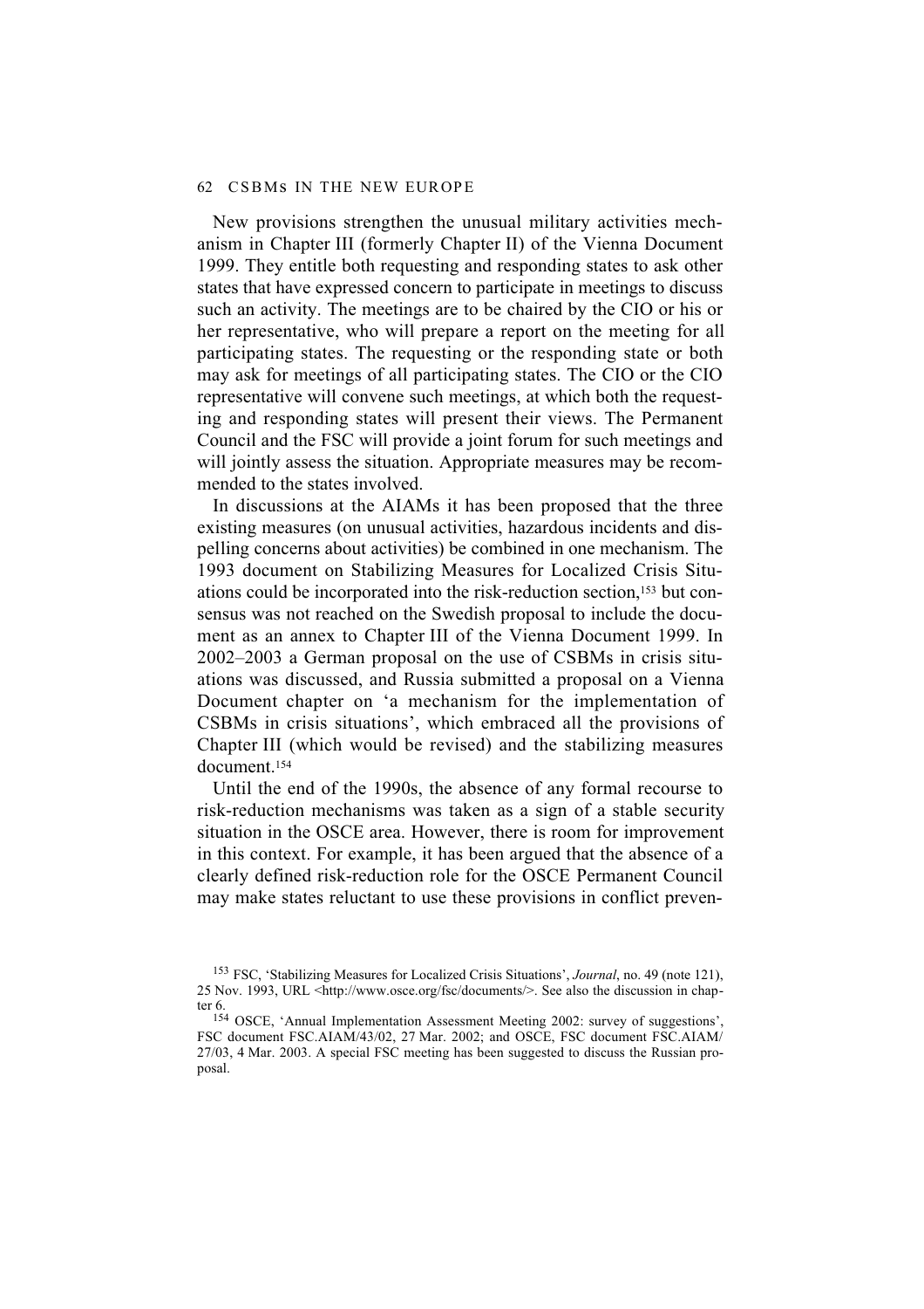New provisions strengthen the unusual military activities mechanism in Chapter III (formerly Chapter II) of the Vienna Document 1999. They entitle both requesting and responding states to ask other states that have expressed concern to participate in meetings to discuss such an activity. The meetings are to be chaired by the CIO or his or her representative, who will prepare a report on the meeting for all participating states. The requesting or the responding state or both may ask for meetings of all participating states. The CIO or the CIO representative will convene such meetings, at which both the requesting and responding states will present their views. The Permanent Council and the FSC will provide a joint forum for such meetings and will jointly assess the situation. Appropriate measures may be recommended to the states involved.

In discussions at the AIAMs it has been proposed that the three existing measures (on unusual activities, hazardous incidents and dispelling concerns about activities) be combined in one mechanism. The 1993 document on Stabilizing Measures for Localized Crisis Situations could be incorporated into the risk-reduction section,[153] but consensus was not reached on the Swedish proposal to include the document as an annex to Chapter III of the Vienna Document 1999. In 2002–2003 a German proposal on the use of CSBMs in crisis situations was discussed, and Russia submitted a proposal on a Vienna Document chapter on 'a mechanism for the implementation of CSBMs in crisis situations', which embraced all the provisions of Chapter III (which would be revised) and the stabilizing measures document.[154]

Until the end of the 1990s, the absence of any formal recourse to risk-reduction mechanisms was taken as a sign of a stable security situation in the OSCE area. However, there is room for improvement in this context. For example, it has been argued that the absence of a clearly defined risk-reduction role for the OSCE Permanent Council may make states reluctant to use these provisions in conflict preven-

[153] FSC, 'Stabilizing Measures for Localized Crisis Situations', *Journal*, no. 49 (note 121), 25 Nov. 1993, URL <http://www.osce.org/fsc/documents/>. See also the discussion in chapter 6.

[154] OSCE, 'Annual Implementation Assessment Meeting 2002: survey of suggestions', FSC document FSC.AIAM/43/02, 27 Mar. 2002; and OSCE, FSC document FSC.AIAM/27/03, 4 Mar. 2003. A special FSC meeting has been suggested to discuss the Russian proposal.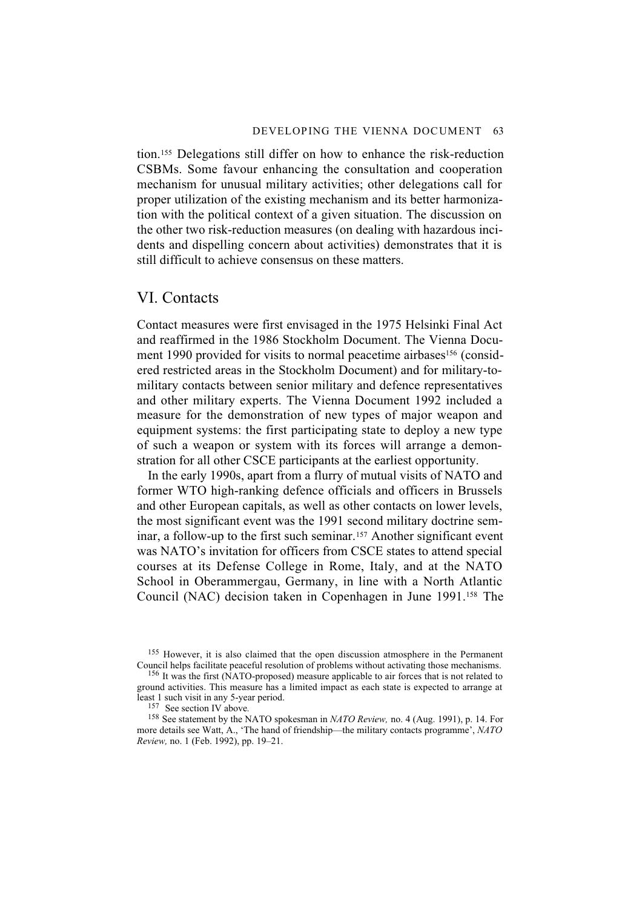tion.[155] Delegations still differ on how to enhance the risk-reduction CSBMs. Some favour enhancing the consultation and cooperation mechanism for unusual military activities; other delegations call for proper utilization of the existing mechanism and its better harmonization with the political context of a given situation. The discussion on the other two risk-reduction measures (on dealing with hazardous incidents and dispelling concern about activities) demonstrates that it is still difficult to achieve consensus on these matters.

## VI. Contacts

Contact measures were first envisaged in the 1975 Helsinki Final Act and reaffirmed in the 1986 Stockholm Document. The Vienna Document 1990 provided for visits to normal peacetime airbases[156] (considered restricted areas in the Stockholm Document) and for military-to-military contacts between senior military and defence representatives and other military experts. The Vienna Document 1992 included a measure for the demonstration of new types of major weapon and equipment systems: the first participating state to deploy a new type of such a weapon or system with its forces will arrange a demonstration for all other CSCE participants at the earliest opportunity.

In the early 1990s, apart from a flurry of mutual visits of NATO and former WTO high-ranking defence officials and officers in Brussels and other European capitals, as well as other contacts on lower levels, the most significant event was the 1991 second military doctrine seminar, a follow-up to the first such seminar.[157] Another significant event was NATO's invitation for officers from CSCE states to attend special courses at its Defense College in Rome, Italy, and at the NATO School in Oberammergau, Germany, in line with a North Atlantic Council (NAC) decision taken in Copenhagen in June 1991.[158] The

---

[155] However, it is also claimed that the open discussion atmosphere in the Permanent Council helps facilitate peaceful resolution of problems without activating those mechanisms.

[156] It was the first (NATO-proposed) measure applicable to air forces that is not related to ground activities. This measure has a limited impact as each state is expected to arrange at least 1 such visit in any 5-year period.

[157] See section IV above.

[158] See statement by the NATO spokesman in *NATO Review,* no. 4 (Aug. 1991), p. 14. For more details see Watt, A., 'The hand of friendship—the military contacts programme', *NATO Review,* no. 1 (Feb. 1992), pp. 19–21.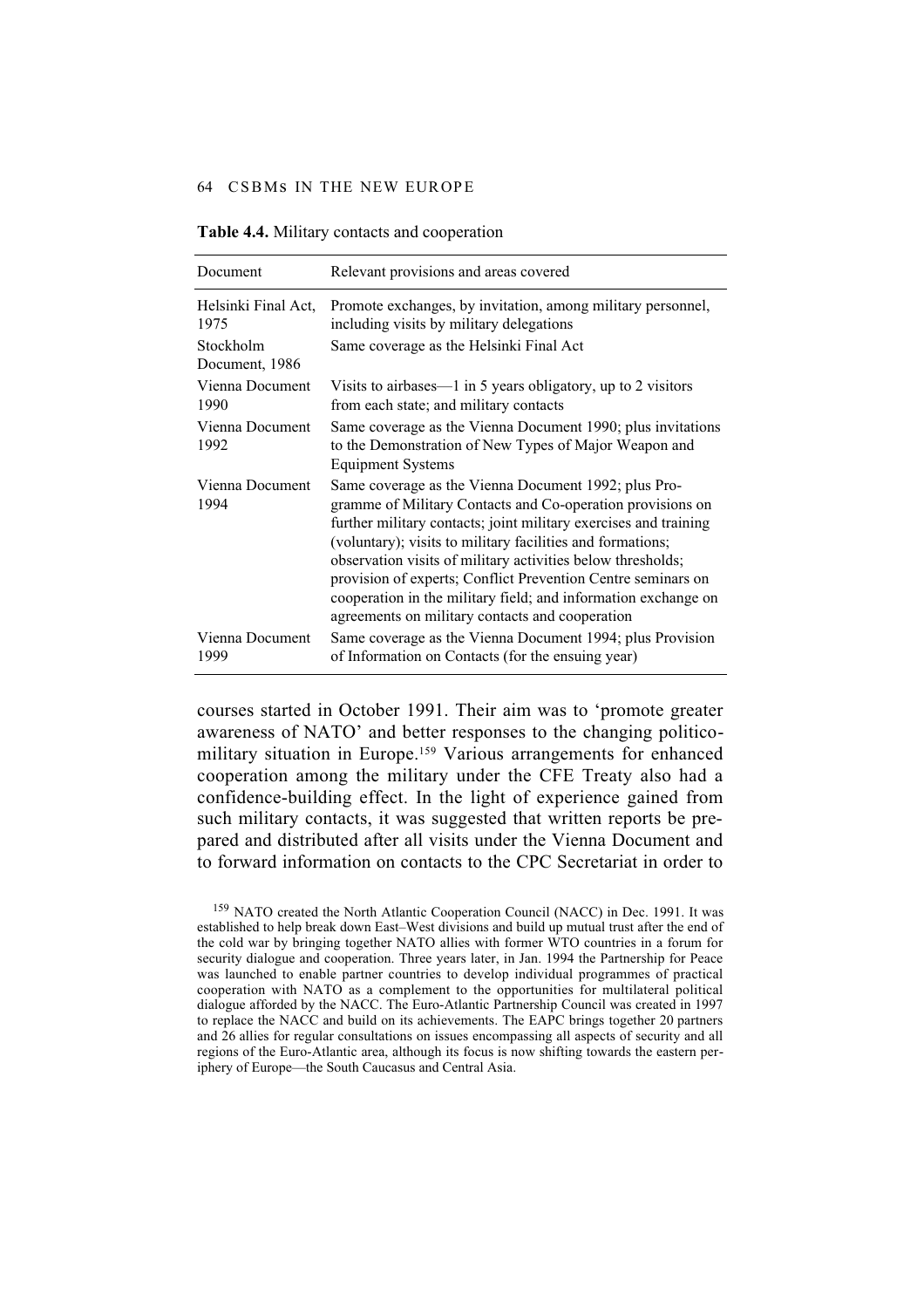**Table 4.4.** Military contacts and cooperation

| Document | Relevant provisions and areas covered |
| --- | --- |
| Helsinki Final Act, 1975 | Promote exchanges, by invitation, among military personnel, including visits by military delegations |
| Stockholm Document, 1986 | Same coverage as the Helsinki Final Act |
| Vienna Document 1990 | Visits to airbases—1 in 5 years obligatory, up to 2 visitors from each state; and military contacts |
| Vienna Document 1992 | Same coverage as the Vienna Document 1990; plus invitations to the Demonstration of New Types of Major Weapon and Equipment Systems |
| Vienna Document 1994 | Same coverage as the Vienna Document 1992; plus Programme of Military Contacts and Co-operation provisions on further military contacts; joint military exercises and training (voluntary); visits to military facilities and formations; observation visits of military activities below thresholds; provision of experts; Conflict Prevention Centre seminars on cooperation in the military field; and information exchange on agreements on military contacts and cooperation |
| Vienna Document 1999 | Same coverage as the Vienna Document 1994; plus Provision of Information on Contacts (for the ensuing year) |

courses started in October 1991. Their aim was to 'promote greater awareness of NATO' and better responses to the changing politico-military situation in Europe.[159] Various arrangements for enhanced cooperation among the military under the CFE Treaty also had a confidence-building effect. In the light of experience gained from such military contacts, it was suggested that written reports be prepared and distributed after all visits under the Vienna Document and to forward information on contacts to the CPC Secretariat in order to

[159] NATO created the North Atlantic Cooperation Council (NACC) in Dec. 1991. It was established to help break down East–West divisions and build up mutual trust after the end of the cold war by bringing together NATO allies with former WTO countries in a forum for security dialogue and cooperation. Three years later, in Jan. 1994 the Partnership for Peace was launched to enable partner countries to develop individual programmes of practical cooperation with NATO as a complement to the opportunities for multilateral political dialogue afforded by the NACC. The Euro-Atlantic Partnership Council was created in 1997 to replace the NACC and build on its achievements. The EAPC brings together 20 partners and 26 allies for regular consultations on issues encompassing all aspects of security and all regions of the Euro-Atlantic area, although its focus is now shifting towards the eastern periphery of Europe—the South Caucasus and Central Asia.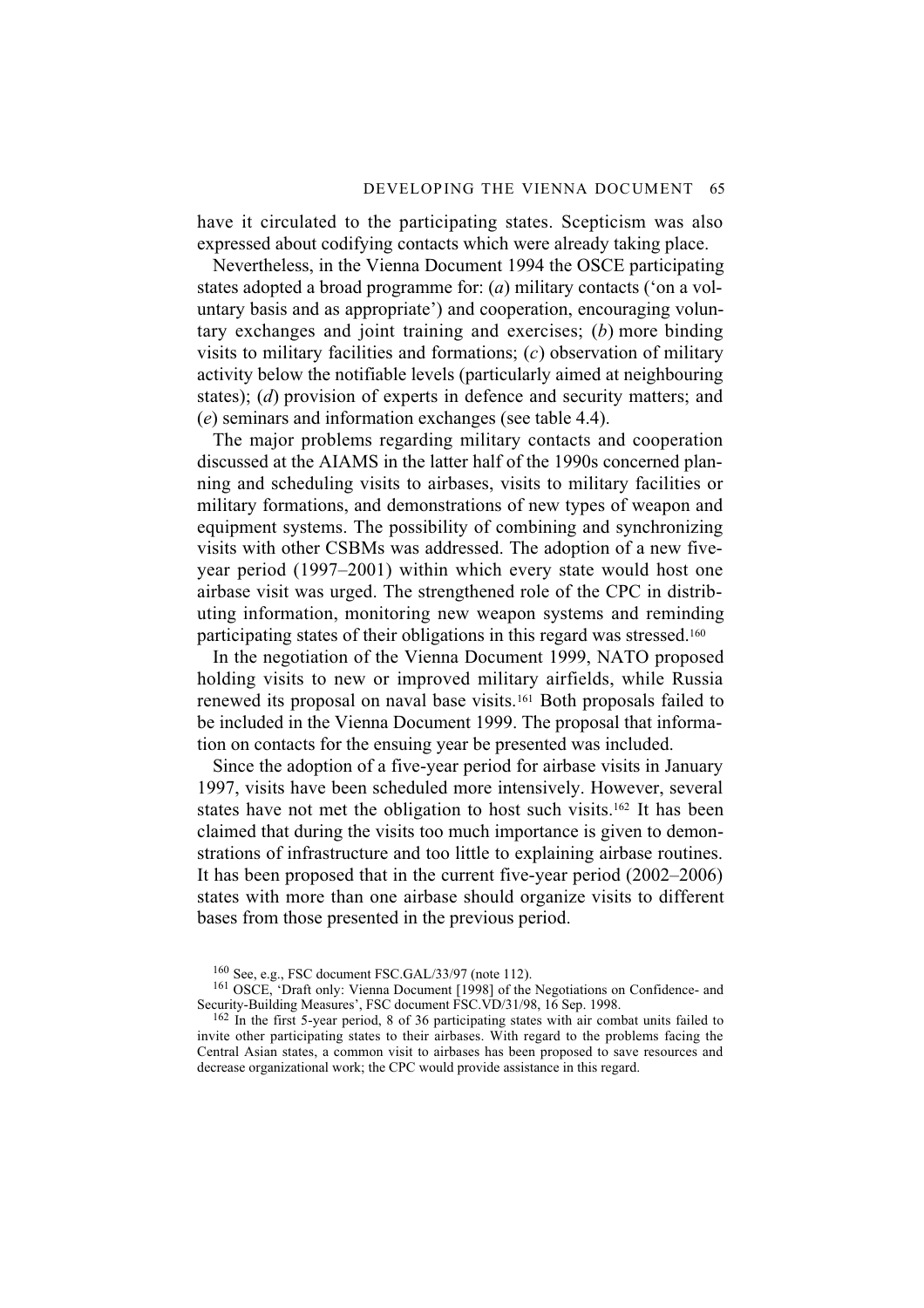have it circulated to the participating states. Scepticism was also expressed about codifying contacts which were already taking place.

Nevertheless, in the Vienna Document 1994 the OSCE participating states adopted a broad programme for: (*a*) military contacts ('on a voluntary basis and as appropriate') and cooperation, encouraging voluntary exchanges and joint training and exercises; (*b*) more binding visits to military facilities and formations; (*c*) observation of military activity below the notifiable levels (particularly aimed at neighbouring states); (*d*) provision of experts in defence and security matters; and (*e*) seminars and information exchanges (see table 4.4).

The major problems regarding military contacts and cooperation discussed at the AIAMS in the latter half of the 1990s concerned planning and scheduling visits to airbases, visits to military facilities or military formations, and demonstrations of new types of weapon and equipment systems. The possibility of combining and synchronizing visits with other CSBMs was addressed. The adoption of a new five-year period (1997–2001) within which every state would host one airbase visit was urged. The strengthened role of the CPC in distributing information, monitoring new weapon systems and reminding participating states of their obligations in this regard was stressed.[160]

In the negotiation of the Vienna Document 1999, NATO proposed holding visits to new or improved military airfields, while Russia renewed its proposal on naval base visits.[161] Both proposals failed to be included in the Vienna Document 1999. The proposal that information on contacts for the ensuing year be presented was included.

Since the adoption of a five-year period for airbase visits in January 1997, visits have been scheduled more intensively. However, several states have not met the obligation to host such visits.[162] It has been claimed that during the visits too much importance is given to demonstrations of infrastructure and too little to explaining airbase routines. It has been proposed that in the current five-year period (2002–2006) states with more than one airbase should organize visits to different bases from those presented in the previous period.

[160] See, e.g., FSC document FSC.GAL/33/97 (note 112).

[161] OSCE, 'Draft only: Vienna Document [1998] of the Negotiations on Confidence- and Security-Building Measures', FSC document FSC.VD/31/98, 16 Sep. 1998.

[162] In the first 5-year period, 8 of 36 participating states with air combat units failed to invite other participating states to their airbases. With regard to the problems facing the Central Asian states, a common visit to airbases has been proposed to save resources and decrease organizational work; the CPC would provide assistance in this regard.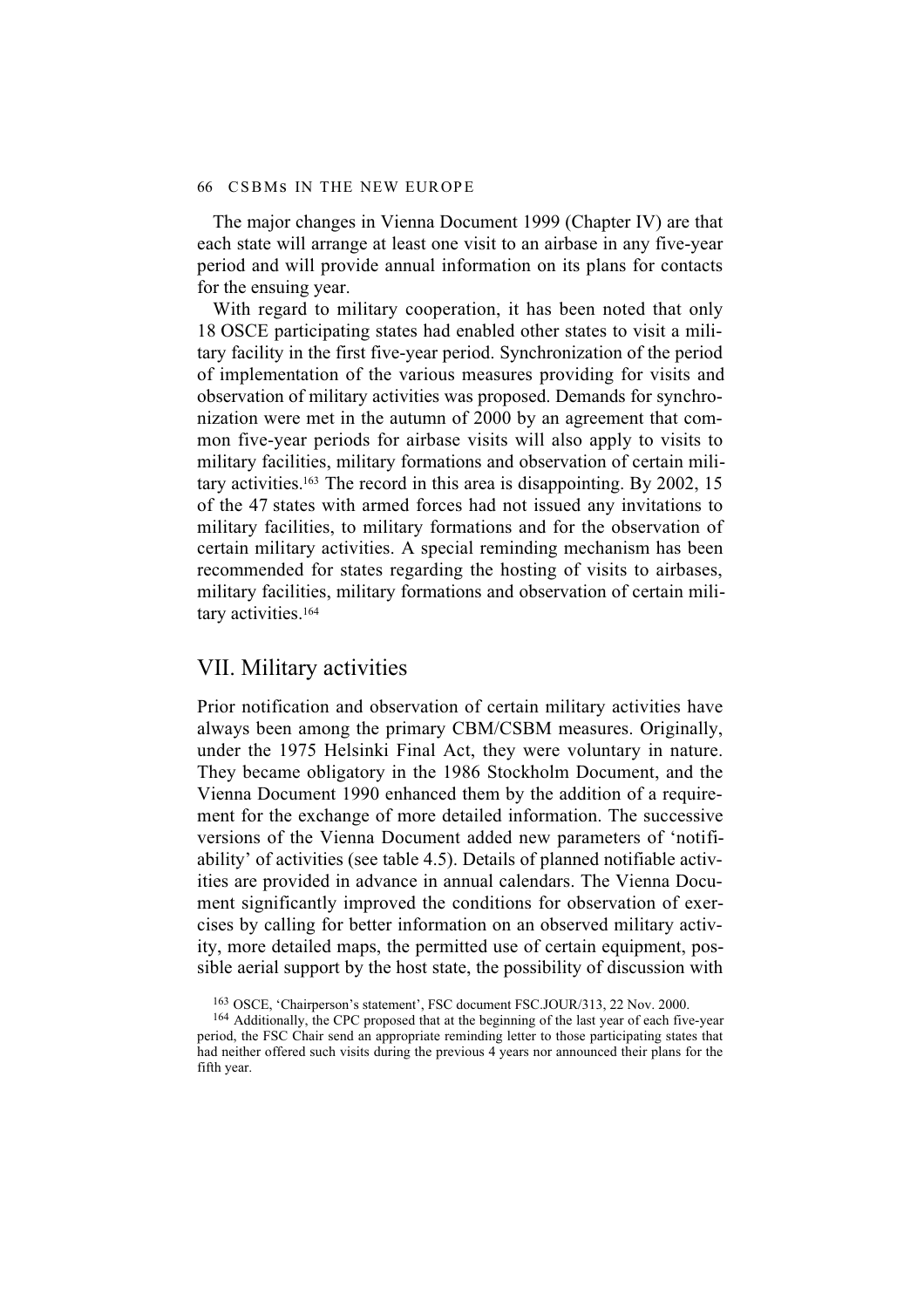The major changes in Vienna Document 1999 (Chapter IV) are that each state will arrange at least one visit to an airbase in any five-year period and will provide annual information on its plans for contacts for the ensuing year.

With regard to military cooperation, it has been noted that only 18 OSCE participating states had enabled other states to visit a military facility in the first five-year period. Synchronization of the period of implementation of the various measures providing for visits and observation of military activities was proposed. Demands for synchronization were met in the autumn of 2000 by an agreement that common five-year periods for airbase visits will also apply to visits to military facilities, military formations and observation of certain military activities.[163] The record in this area is disappointing. By 2002, 15 of the 47 states with armed forces had not issued any invitations to military facilities, to military formations and for the observation of certain military activities. A special reminding mechanism has been recommended for states regarding the hosting of visits to airbases, military facilities, military formations and observation of certain military activities.[164]

## VII. Military activities

Prior notification and observation of certain military activities have always been among the primary CBM/CSBM measures. Originally, under the 1975 Helsinki Final Act, they were voluntary in nature. They became obligatory in the 1986 Stockholm Document, and the Vienna Document 1990 enhanced them by the addition of a requirement for the exchange of more detailed information. The successive versions of the Vienna Document added new parameters of 'notifiability' of activities (see table 4.5). Details of planned notifiable activities are provided in advance in annual calendars. The Vienna Document significantly improved the conditions for observation of exercises by calling for better information on an observed military activity, more detailed maps, the permitted use of certain equipment, possible aerial support by the host state, the possibility of discussion with

[163] OSCE, 'Chairperson's statement', FSC document FSC.JOUR/313, 22 Nov. 2000.

[164] Additionally, the CPC proposed that at the beginning of the last year of each five-year period, the FSC Chair send an appropriate reminding letter to those participating states that had neither offered such visits during the previous 4 years nor announced their plans for the fifth year.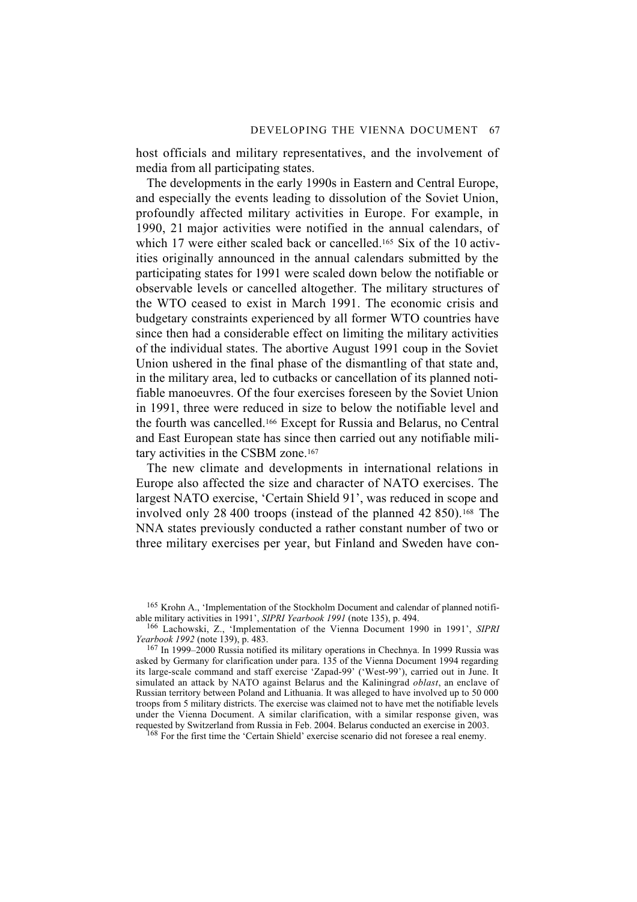host officials and military representatives, and the involvement of media from all participating states.

The developments in the early 1990s in Eastern and Central Europe, and especially the events leading to dissolution of the Soviet Union, profoundly affected military activities in Europe. For example, in 1990, 21 major activities were notified in the annual calendars, of which 17 were either scaled back or cancelled.[165] Six of the 10 activities originally announced in the annual calendars submitted by the participating states for 1991 were scaled down below the notifiable or observable levels or cancelled altogether. The military structures of the WTO ceased to exist in March 1991. The economic crisis and budgetary constraints experienced by all former WTO countries have since then had a considerable effect on limiting the military activities of the individual states. The abortive August 1991 coup in the Soviet Union ushered in the final phase of the dismantling of that state and, in the military area, led to cutbacks or cancellation of its planned notifiable manoeuvres. Of the four exercises foreseen by the Soviet Union in 1991, three were reduced in size to below the notifiable level and the fourth was cancelled.[166] Except for Russia and Belarus, no Central and East European state has since then carried out any notifiable military activities in the CSBM zone.[167]

The new climate and developments in international relations in Europe also affected the size and character of NATO exercises. The largest NATO exercise, 'Certain Shield 91', was reduced in scope and involved only 28 400 troops (instead of the planned 42 850).[168] The NNA states previously conducted a rather constant number of two or three military exercises per year, but Finland and Sweden have con-

[165] Krohn A., 'Implementation of the Stockholm Document and calendar of planned notifiable military activities in 1991', *SIPRI Yearbook 1991* (note 135), p. 494.

[166] Lachowski, Z., 'Implementation of the Vienna Document 1990 in 1991', *SIPRI Yearbook 1992* (note 139), p. 483.

[167] In 1999–2000 Russia notified its military operations in Chechnya. In 1999 Russia was asked by Germany for clarification under para. 135 of the Vienna Document 1994 regarding its large-scale command and staff exercise 'Zapad-99' ('West-99'), carried out in June. It simulated an attack by NATO against Belarus and the Kaliningrad *oblast*, an enclave of Russian territory between Poland and Lithuania. It was alleged to have involved up to 50 000 troops from 5 military districts. The exercise was claimed not to have met the notifiable levels under the Vienna Document. A similar clarification, with a similar response given, was requested by Switzerland from Russia in Feb. 2004. Belarus conducted an exercise in 2003.

[168] For the first time the 'Certain Shield' exercise scenario did not foresee a real enemy.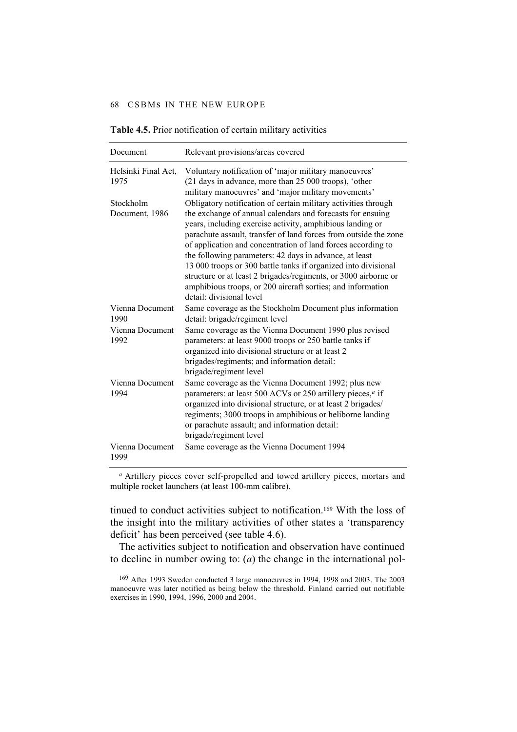**Table 4.5.** Prior notification of certain military activities

| Document | Relevant provisions/areas covered |
|---|---|
| Helsinki Final Act, 1975 | Voluntary notification of 'major military manoeuvres' (21 days in advance, more than 25 000 troops), 'other military manoeuvres' and 'major military movements' |
| Stockholm Document, 1986 | Obligatory notification of certain military activities through the exchange of annual calendars and forecasts for ensuing years, including exercise activity, amphibious landing or parachute assault, transfer of land forces from outside the zone of application and concentration of land forces according to the following parameters: 42 days in advance, at least 13 000 troops or 300 battle tanks if organized into divisional structure or at least 2 brigades/regiments, or 3000 airborne or amphibious troops, or 200 aircraft sorties; and information detail: divisional level |
| Vienna Document 1990 | Same coverage as the Stockholm Document plus information detail: brigade/regiment level |
| Vienna Document 1992 | Same coverage as the Vienna Document 1990 plus revised parameters: at least 9000 troops or 250 battle tanks if organized into divisional structure or at least 2 brigades/regiments; and information detail: brigade/regiment level |
| Vienna Document 1994 | Same coverage as the Vienna Document 1992; plus new parameters: at least 500 ACVs or 250 artillery pieces,[a] if organized into divisional structure, or at least 2 brigades/regiments; 3000 troops in amphibious or heliborne landing or parachute assault; and information detail: brigade/regiment level |
| Vienna Document 1999 | Same coverage as the Vienna Document 1994 |

[a] Artillery pieces cover self-propelled and towed artillery pieces, mortars and multiple rocket launchers (at least 100-mm calibre).

tinued to conduct activities subject to notification.[169] With the loss of the insight into the military activities of other states a 'transparency deficit' has been perceived (see table 4.6).

The activities subject to notification and observation have continued to decline in number owing to: (*a*) the change in the international pol-

[169] After 1993 Sweden conducted 3 large manoeuvres in 1994, 1998 and 2003. The 2003 manoeuvre was later notified as being below the threshold. Finland carried out notifiable exercises in 1990, 1994, 1996, 2000 and 2004.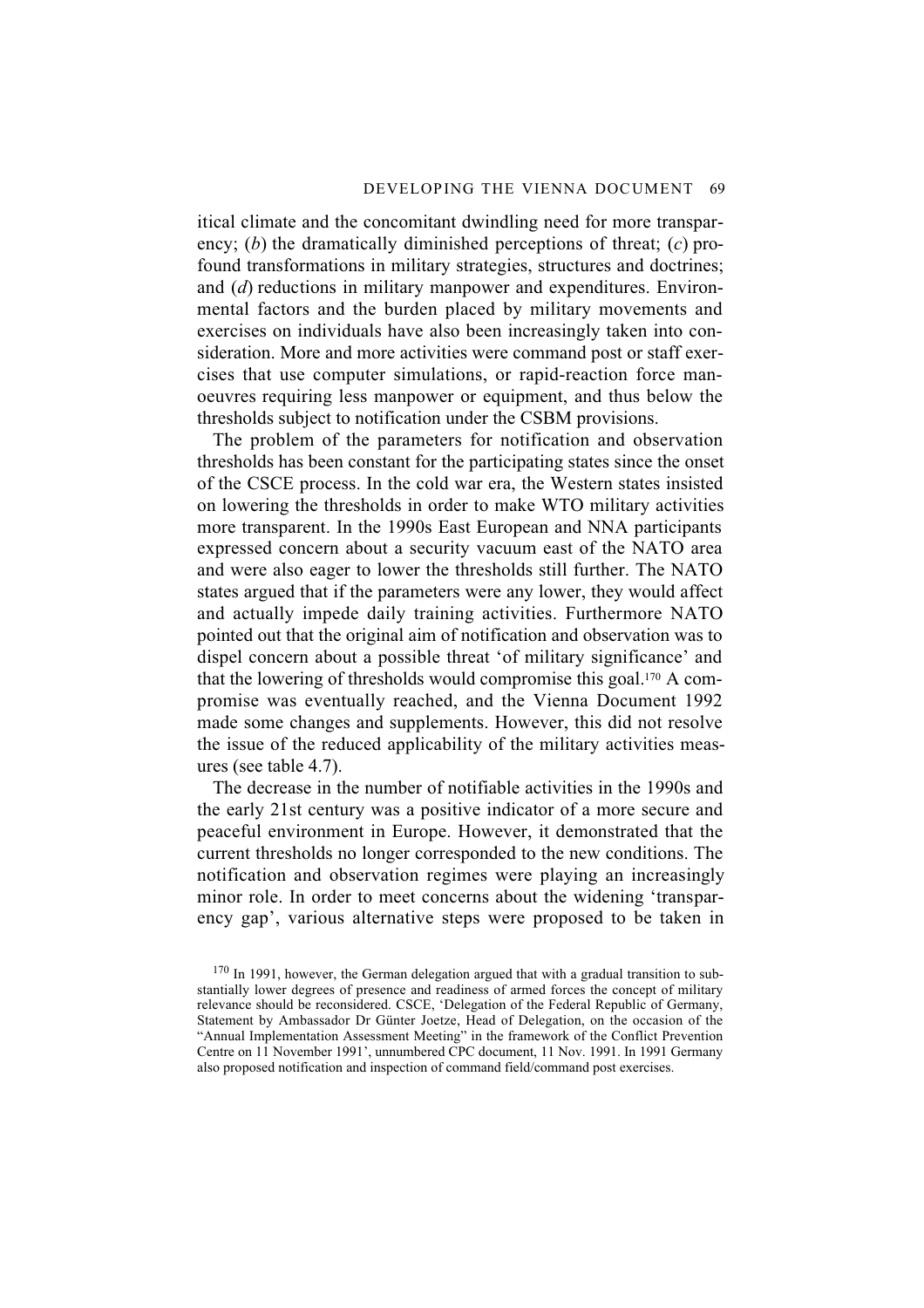itical climate and the concomitant dwindling need for more transparency; (*b*) the dramatically diminished perceptions of threat; (*c*) profound transformations in military strategies, structures and doctrines; and (*d*) reductions in military manpower and expenditures. Environmental factors and the burden placed by military movements and exercises on individuals have also been increasingly taken into consideration. More and more activities were command post or staff exercises that use computer simulations, or rapid-reaction force manoeuvres requiring less manpower or equipment, and thus below the thresholds subject to notification under the CSBM provisions.

The problem of the parameters for notification and observation thresholds has been constant for the participating states since the onset of the CSCE process. In the cold war era, the Western states insisted on lowering the thresholds in order to make WTO military activities more transparent. In the 1990s East European and NNA participants expressed concern about a security vacuum east of the NATO area and were also eager to lower the thresholds still further. The NATO states argued that if the parameters were any lower, they would affect and actually impede daily training activities. Furthermore NATO pointed out that the original aim of notification and observation was to dispel concern about a possible threat 'of military significance' and that the lowering of thresholds would compromise this goal.[170] A compromise was eventually reached, and the Vienna Document 1992 made some changes and supplements. However, this did not resolve the issue of the reduced applicability of the military activities measures (see table 4.7).

The decrease in the number of notifiable activities in the 1990s and the early 21st century was a positive indicator of a more secure and peaceful environment in Europe. However, it demonstrated that the current thresholds no longer corresponded to the new conditions. The notification and observation regimes were playing an increasingly minor role. In order to meet concerns about the widening 'transparency gap', various alternative steps were proposed to be taken in

[170] In 1991, however, the German delegation argued that with a gradual transition to substantially lower degrees of presence and readiness of armed forces the concept of military relevance should be reconsidered. CSCE, 'Delegation of the Federal Republic of Germany, Statement by Ambassador Dr Günter Joetze, Head of Delegation, on the occasion of the "Annual Implementation Assessment Meeting" in the framework of the Conflict Prevention Centre on 11 November 1991', unnumbered CPC document, 11 Nov. 1991. In 1991 Germany also proposed notification and inspection of command field/command post exercises.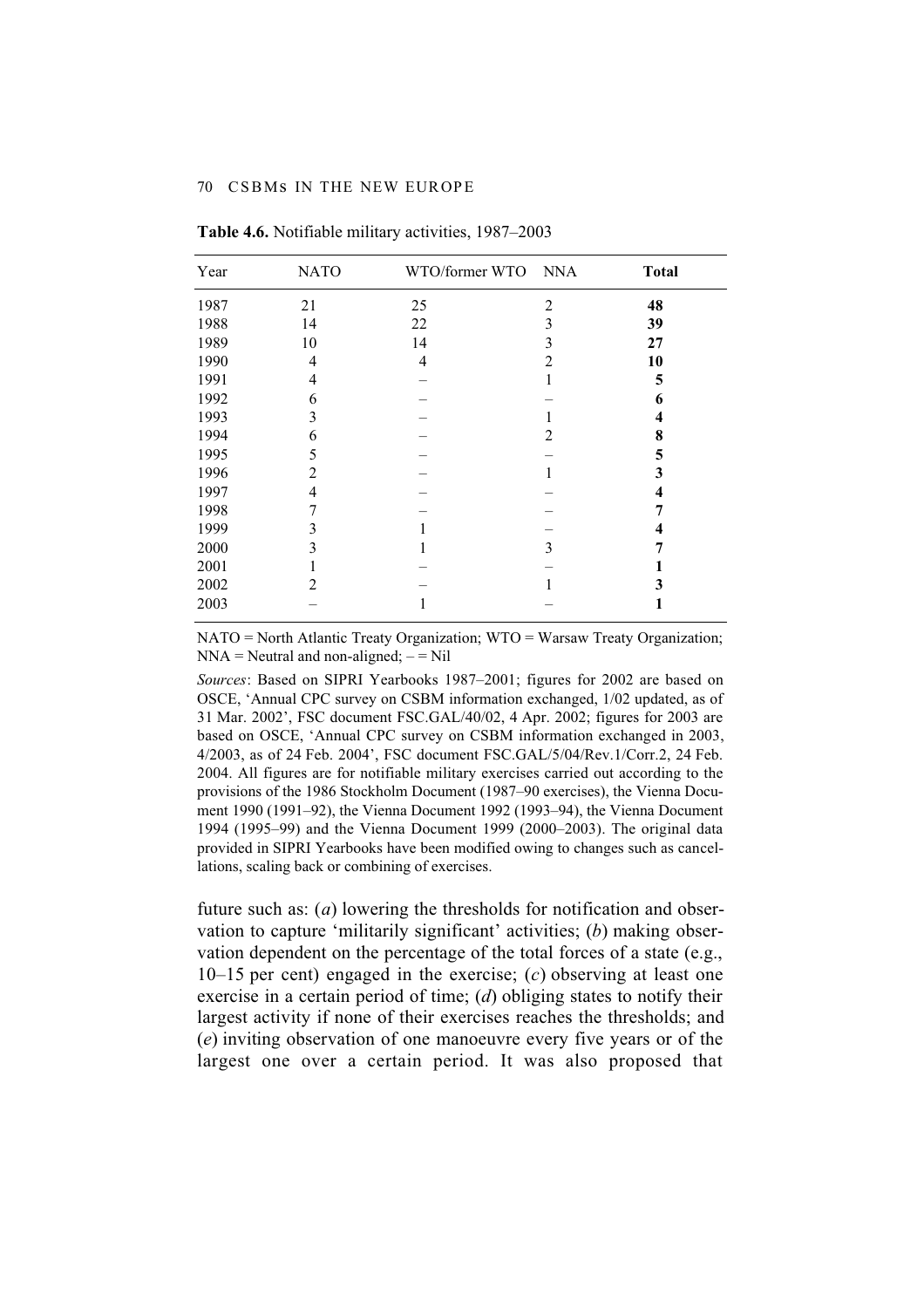**Table 4.6.** Notifiable military activities, 1987–2003

| Year | NATO | WTO/former WTO | NNA | **Total** |
|---|---|---|---|---|
| 1987 | 21 | 25 | 2 | **48** |
| 1988 | 14 | 22 | 3 | **39** |
| 1989 | 10 | 14 | 3 | **27** |
| 1990 | 4 | 4 | 2 | **10** |
| 1991 | 4 | – | 1 | **5** |
| 1992 | 6 | – | – | **6** |
| 1993 | 3 | – | 1 | **4** |
| 1994 | 6 | – | 2 | **8** |
| 1995 | 5 | – | – | **5** |
| 1996 | 2 | – | 1 | **3** |
| 1997 | 4 | – | – | **4** |
| 1998 | 7 | – | – | **7** |
| 1999 | 3 | 1 | – | **4** |
| 2000 | 3 | 1 | 3 | **7** |
| 2001 | 1 | – | – | **1** |
| 2002 | 2 | – | 1 | **3** |
| 2003 | – | 1 | – | **1** |

NATO = North Atlantic Treaty Organization; WTO = Warsaw Treaty Organization; NNA = Neutral and non-aligned; – = Nil

*Sources*: Based on SIPRI Yearbooks 1987–2001; figures for 2002 are based on OSCE, 'Annual CPC survey on CSBM information exchanged, 1/02 updated, as of 31 Mar. 2002', FSC document FSC.GAL/40/02, 4 Apr. 2002; figures for 2003 are based on OSCE, 'Annual CPC survey on CSBM information exchanged in 2003, 4/2003, as of 24 Feb. 2004', FSC document FSC.GAL/5/04/Rev.1/Corr.2, 24 Feb. 2004. All figures are for notifiable military exercises carried out according to the provisions of the 1986 Stockholm Document (1987–90 exercises), the Vienna Document 1990 (1991–92), the Vienna Document 1992 (1993–94), the Vienna Document 1994 (1995–99) and the Vienna Document 1999 (2000–2003). The original data provided in SIPRI Yearbooks have been modified owing to changes such as cancellations, scaling back or combining of exercises.

future such as: (*a*) lowering the thresholds for notification and observation to capture 'militarily significant' activities; (*b*) making observation dependent on the percentage of the total forces of a state (e.g., 10–15 per cent) engaged in the exercise; (*c*) observing at least one exercise in a certain period of time; (*d*) obliging states to notify their largest activity if none of their exercises reaches the thresholds; and (*e*) inviting observation of one manoeuvre every five years or of the largest one over a certain period. It was also proposed that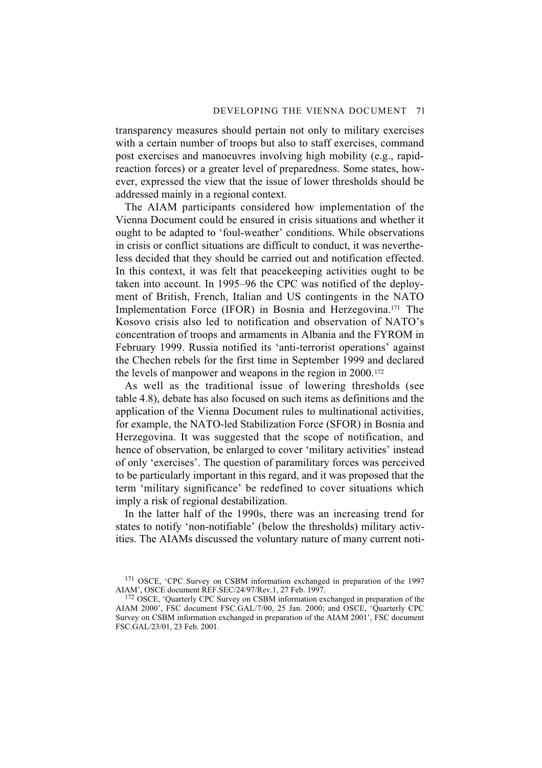transparency measures should pertain not only to military exercises with a certain number of troops but also to staff exercises, command post exercises and manoeuvres involving high mobility (e.g., rapid-reaction forces) or a greater level of preparedness. Some states, however, expressed the view that the issue of lower thresholds should be addressed mainly in a regional context.

The AIAM participants considered how implementation of the Vienna Document could be ensured in crisis situations and whether it ought to be adapted to 'foul-weather' conditions. While observations in crisis or conflict situations are difficult to conduct, it was nevertheless decided that they should be carried out and notification effected. In this context, it was felt that peacekeeping activities ought to be taken into account. In 1995–96 the CPC was notified of the deployment of British, French, Italian and US contingents in the NATO Implementation Force (IFOR) in Bosnia and Herzegovina.[171] The Kosovo crisis also led to notification and observation of NATO's concentration of troops and armaments in Albania and the FYROM in February 1999. Russia notified its 'anti-terrorist operations' against the Chechen rebels for the first time in September 1999 and declared the levels of manpower and weapons in the region in 2000.[172]

As well as the traditional issue of lowering thresholds (see table 4.8), debate has also focused on such items as definitions and the application of the Vienna Document rules to multinational activities, for example, the NATO-led Stabilization Force (SFOR) in Bosnia and Herzegovina. It was suggested that the scope of notification, and hence of observation, be enlarged to cover 'military activities' instead of only 'exercises'. The question of paramilitary forces was perceived to be particularly important in this regard, and it was proposed that the term 'military significance' be redefined to cover situations which imply a risk of regional destabilization.

In the latter half of the 1990s, there was an increasing trend for states to notify 'non-notifiable' (below the thresholds) military activities. The AIAMs discussed the voluntary nature of many current noti-

[171] OSCE, 'CPC Survey on CSBM information exchanged in preparation of the 1997 AIAM', OSCE document REF.SEC/24/97/Rev.1, 27 Feb. 1997.

[172] OSCE, 'Quarterly CPC Survey on CSBM information exchanged in preparation of the AIAM 2000', FSC document FSC.GAL/7/00, 25 Jan. 2000; and OSCE, 'Quarterly CPC Survey on CSBM information exchanged in preparation of the AIAM 2001', FSC document FSC.GAL/23/01, 23 Feb. 2001.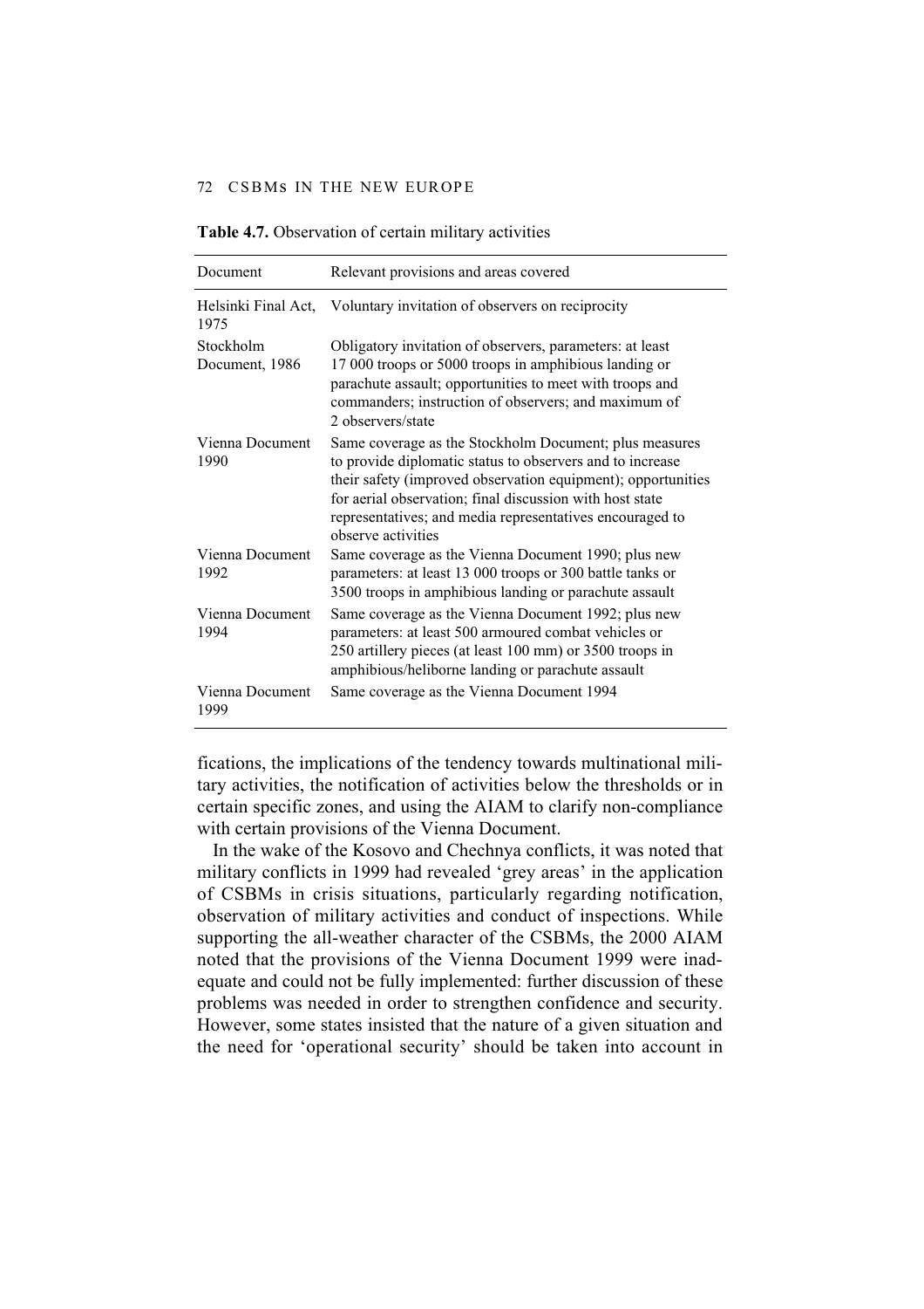**Table 4.7.** Observation of certain military activities

| Document | Relevant provisions and areas covered |
|---|---|
| Helsinki Final Act, 1975 | Voluntary invitation of observers on reciprocity |
| Stockholm Document, 1986 | Obligatory invitation of observers, parameters: at least 17 000 troops or 5000 troops in amphibious landing or parachute assault; opportunities to meet with troops and commanders; instruction of observers; and maximum of 2 observers/state |
| Vienna Document 1990 | Same coverage as the Stockholm Document; plus measures to provide diplomatic status to observers and to increase their safety (improved observation equipment); opportunities for aerial observation; final discussion with host state representatives; and media representatives encouraged to observe activities |
| Vienna Document 1992 | Same coverage as the Vienna Document 1990; plus new parameters: at least 13 000 troops or 300 battle tanks or 3500 troops in amphibious landing or parachute assault |
| Vienna Document 1994 | Same coverage as the Vienna Document 1992; plus new parameters: at least 500 armoured combat vehicles or 250 artillery pieces (at least 100 mm) or 3500 troops in amphibious/heliborne landing or parachute assault |
| Vienna Document 1999 | Same coverage as the Vienna Document 1994 |

fications, the implications of the tendency towards multinational military activities, the notification of activities below the thresholds or in certain specific zones, and using the AIAM to clarify non-compliance with certain provisions of the Vienna Document.

In the wake of the Kosovo and Chechnya conflicts, it was noted that military conflicts in 1999 had revealed 'grey areas' in the application of CSBMs in crisis situations, particularly regarding notification, observation of military activities and conduct of inspections. While supporting the all-weather character of the CSBMs, the 2000 AIAM noted that the provisions of the Vienna Document 1999 were inadequate and could not be fully implemented: further discussion of these problems was needed in order to strengthen confidence and security. However, some states insisted that the nature of a given situation and the need for 'operational security' should be taken into account in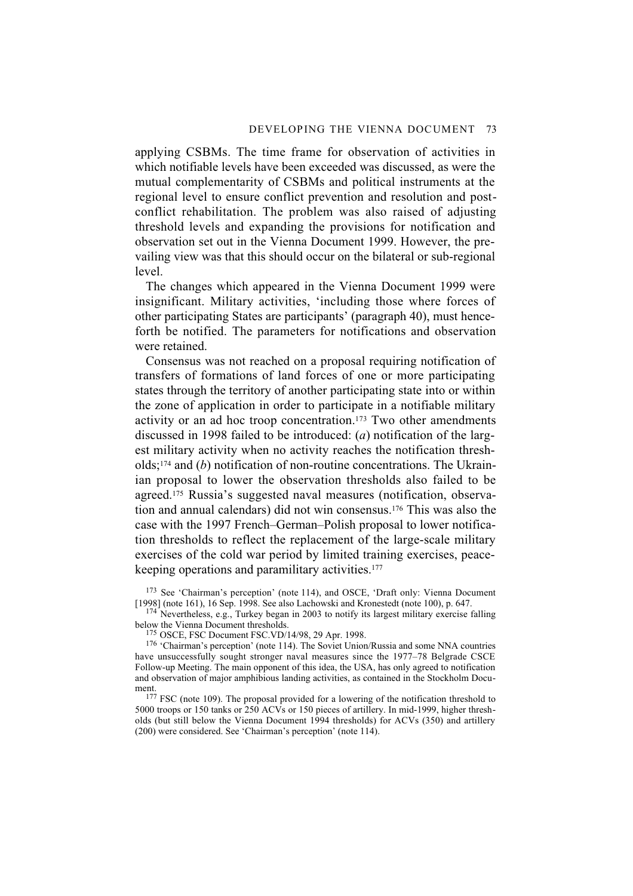applying CSBMs. The time frame for observation of activities in which notifiable levels have been exceeded was discussed, as were the mutual complementarity of CSBMs and political instruments at the regional level to ensure conflict prevention and resolution and post-conflict rehabilitation. The problem was also raised of adjusting threshold levels and expanding the provisions for notification and observation set out in the Vienna Document 1999. However, the prevailing view was that this should occur on the bilateral or sub-regional level.

The changes which appeared in the Vienna Document 1999 were insignificant. Military activities, 'including those where forces of other participating States are participants' (paragraph 40), must henceforth be notified. The parameters for notifications and observation were retained.

Consensus was not reached on a proposal requiring notification of transfers of formations of land forces of one or more participating states through the territory of another participating state into or within the zone of application in order to participate in a notifiable military activity or an ad hoc troop concentration.[173] Two other amendments discussed in 1998 failed to be introduced: (*a*) notification of the largest military activity when no activity reaches the notification thresholds;[174] and (*b*) notification of non-routine concentrations. The Ukrainian proposal to lower the observation thresholds also failed to be agreed.[175] Russia's suggested naval measures (notification, observation and annual calendars) did not win consensus.[176] This was also the case with the 1997 French–German–Polish proposal to lower notification thresholds to reflect the replacement of the large-scale military exercises of the cold war period by limited training exercises, peacekeeping operations and paramilitary activities.[177]

[173] See 'Chairman's perception' (note 114), and OSCE, 'Draft only: Vienna Document [1998] (note 161), 16 Sep. 1998. See also Lachowski and Kronestedt (note 100), p. 647.

[174] Nevertheless, e.g., Turkey began in 2003 to notify its largest military exercise falling below the Vienna Document thresholds.

[175] OSCE, FSC Document FSC.VD/14/98, 29 Apr. 1998.

[176] 'Chairman's perception' (note 114). The Soviet Union/Russia and some NNA countries have unsuccessfully sought stronger naval measures since the 1977–78 Belgrade CSCE Follow-up Meeting. The main opponent of this idea, the USA, has only agreed to notification and observation of major amphibious landing activities, as contained in the Stockholm Document.

[177] FSC (note 109). The proposal provided for a lowering of the notification threshold to 5000 troops or 150 tanks or 250 ACVs or 150 pieces of artillery. In mid-1999, higher thresholds (but still below the Vienna Document 1994 thresholds) for ACVs (350) and artillery (200) were considered. See 'Chairman's perception' (note 114).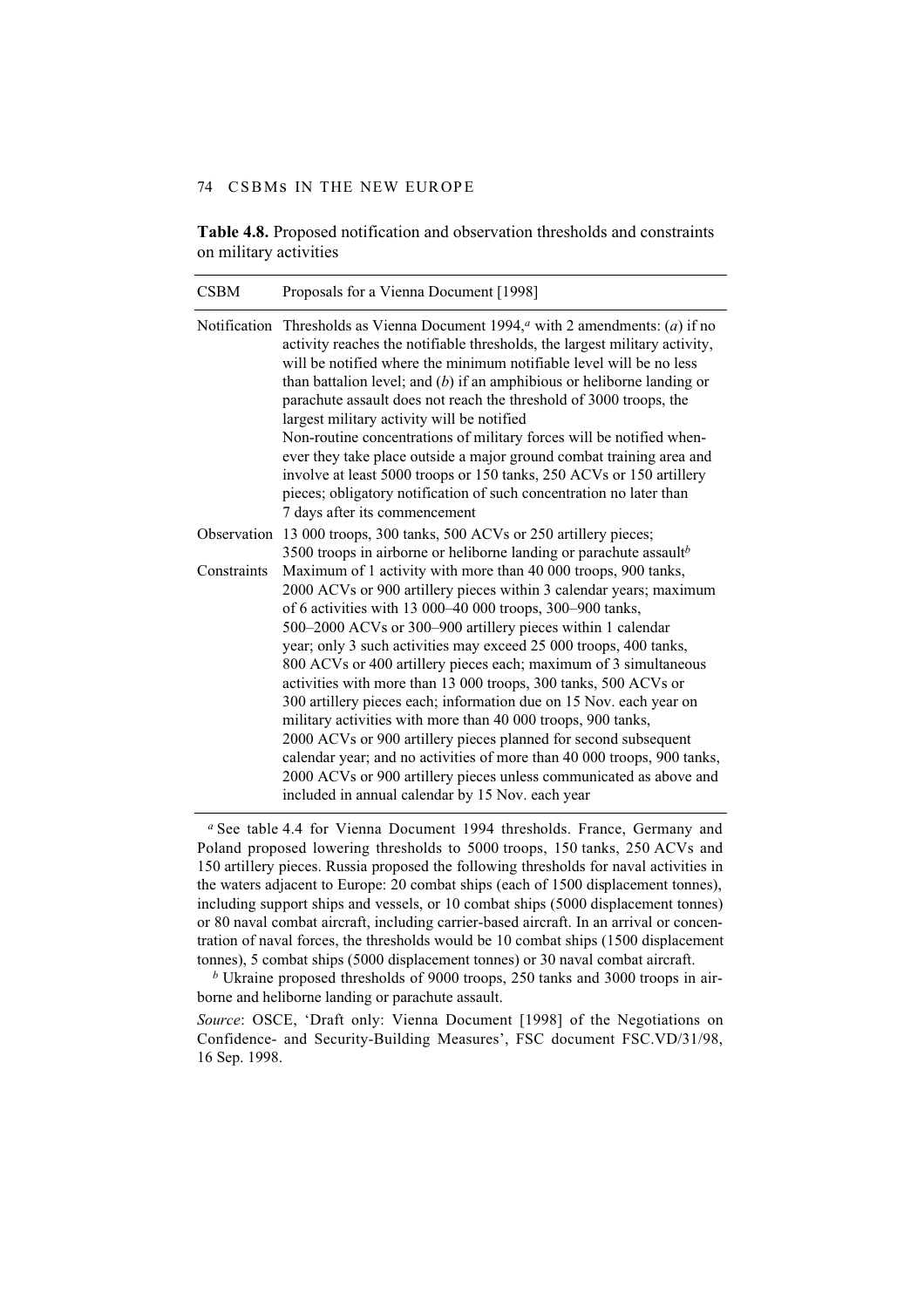**Table 4.8.** Proposed notification and observation thresholds and constraints on military activities

| CSBM | Proposals for a Vienna Document [1998] |
|---|---|
| Notification | Thresholds as Vienna Document 1994,[a] with 2 amendments: (*a*) if no activity reaches the notifiable thresholds, the largest military activity, will be notified where the minimum notifiable level will be no less than battalion level; and (*b*) if an amphibious or heliborne landing or parachute assault does not reach the threshold of 3000 troops, the largest military activity will be notified<br>Non-routine concentrations of military forces will be notified whenever they take place outside a major ground combat training area and involve at least 5000 troops or 150 tanks, 250 ACVs or 150 artillery pieces; obligatory notification of such concentration no later than 7 days after its commencement |
| Observation | 13 000 troops, 300 tanks, 500 ACVs or 250 artillery pieces; 3500 troops in airborne or heliborne landing or parachute assault[b] |
| Constraints | Maximum of 1 activity with more than 40 000 troops, 900 tanks, 2000 ACVs or 900 artillery pieces within 3 calendar years; maximum of 6 activities with 13 000–40 000 troops, 300–900 tanks, 500–2000 ACVs or 300–900 artillery pieces within 1 calendar year; only 3 such activities may exceed 25 000 troops, 400 tanks, 800 ACVs or 400 artillery pieces each; maximum of 3 simultaneous activities with more than 13 000 troops, 300 tanks, 500 ACVs or 300 artillery pieces each; information due on 15 Nov. each year on military activities with more than 40 000 troops, 900 tanks, 2000 ACVs or 900 artillery pieces planned for second subsequent calendar year; and no activities of more than 40 000 troops, 900 tanks, 2000 ACVs or 900 artillery pieces unless communicated as above and included in annual calendar by 15 Nov. each year |

[a] See table 4.4 for Vienna Document 1994 thresholds. France, Germany and Poland proposed lowering thresholds to 5000 troops, 150 tanks, 250 ACVs and 150 artillery pieces. Russia proposed the following thresholds for naval activities in the waters adjacent to Europe: 20 combat ships (each of 1500 displacement tonnes), including support ships and vessels, or 10 combat ships (5000 displacement tonnes) or 80 naval combat aircraft, including carrier-based aircraft. In an arrival or concentration of naval forces, the thresholds would be 10 combat ships (1500 displacement tonnes), 5 combat ships (5000 displacement tonnes) or 30 naval combat aircraft.

[b] Ukraine proposed thresholds of 9000 troops, 250 tanks and 3000 troops in airborne and heliborne landing or parachute assault.

*Source*: OSCE, 'Draft only: Vienna Document [1998] of the Negotiations on Confidence- and Security-Building Measures', FSC document FSC.VD/31/98, 16 Sep. 1998.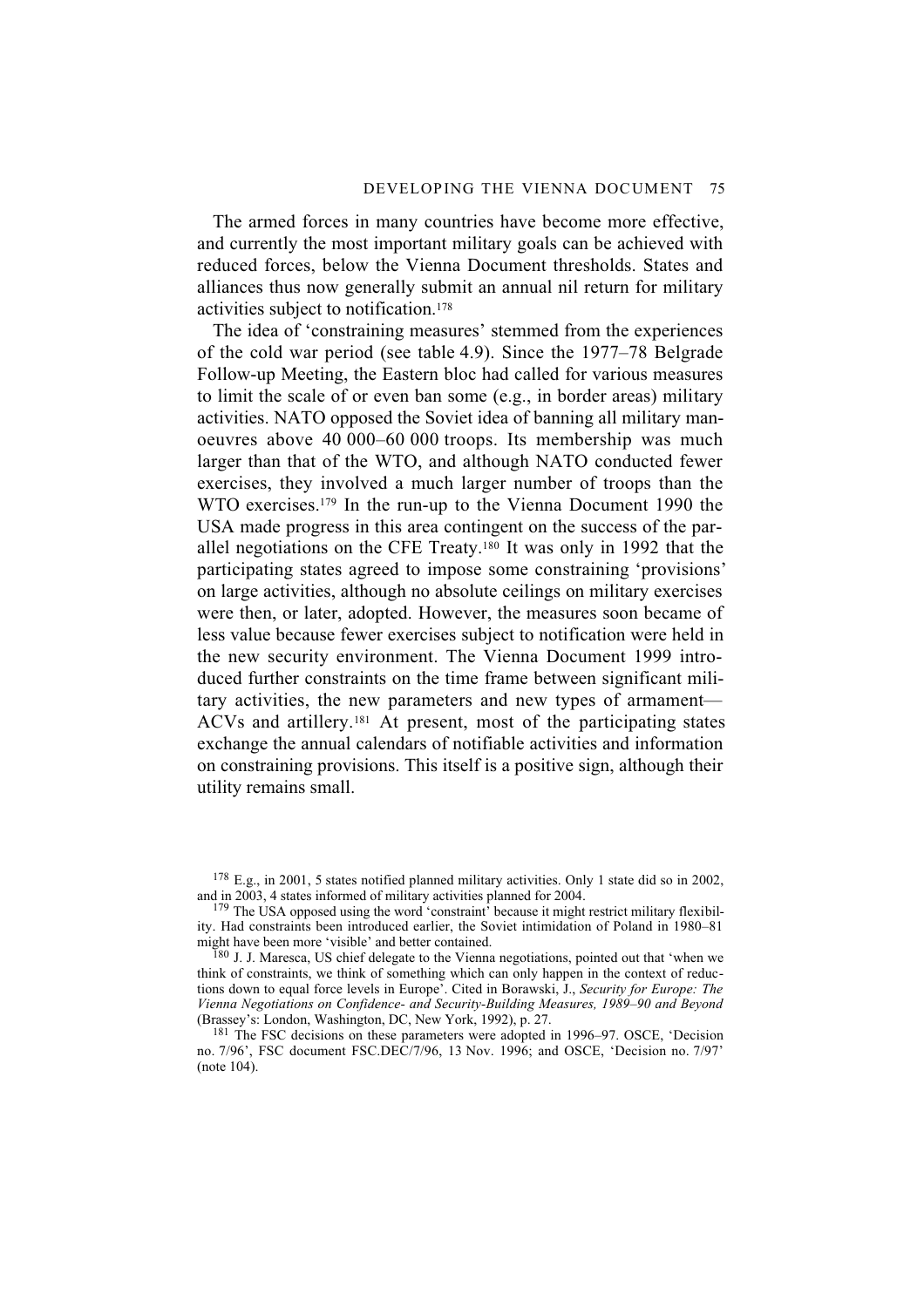The armed forces in many countries have become more effective, and currently the most important military goals can be achieved with reduced forces, below the Vienna Document thresholds. States and alliances thus now generally submit an annual nil return for military activities subject to notification.[178]

The idea of 'constraining measures' stemmed from the experiences of the cold war period (see table 4.9). Since the 1977–78 Belgrade Follow-up Meeting, the Eastern bloc had called for various measures to limit the scale of or even ban some (e.g., in border areas) military activities. NATO opposed the Soviet idea of banning all military manoeuvres above 40 000–60 000 troops. Its membership was much larger than that of the WTO, and although NATO conducted fewer exercises, they involved a much larger number of troops than the WTO exercises.[179] In the run-up to the Vienna Document 1990 the USA made progress in this area contingent on the success of the parallel negotiations on the CFE Treaty.[180] It was only in 1992 that the participating states agreed to impose some constraining 'provisions' on large activities, although no absolute ceilings on military exercises were then, or later, adopted. However, the measures soon became of less value because fewer exercises subject to notification were held in the new security environment. The Vienna Document 1999 introduced further constraints on the time frame between significant military activities, the new parameters and new types of armament—ACVs and artillery.[181] At present, most of the participating states exchange the annual calendars of notifiable activities and information on constraining provisions. This itself is a positive sign, although their utility remains small.

---

[178] E.g., in 2001, 5 states notified planned military activities. Only 1 state did so in 2002, and in 2003, 4 states informed of military activities planned for 2004.

[179] The USA opposed using the word 'constraint' because it might restrict military flexibility. Had constraints been introduced earlier, the Soviet intimidation of Poland in 1980–81 might have been more 'visible' and better contained.

[180] J. J. Maresca, US chief delegate to the Vienna negotiations, pointed out that 'when we think of constraints, we think of something which can only happen in the context of reductions down to equal force levels in Europe'. Cited in Borawski, J., *Security for Europe: The Vienna Negotiations on Confidence- and Security-Building Measures, 1989–90 and Beyond* (Brassey's: London, Washington, DC, New York, 1992), p. 27.

[181] The FSC decisions on these parameters were adopted in 1996–97. OSCE, 'Decision no. 7/96', FSC document FSC.DEC/7/96, 13 Nov. 1996; and OSCE, 'Decision no. 7/97' (note 104).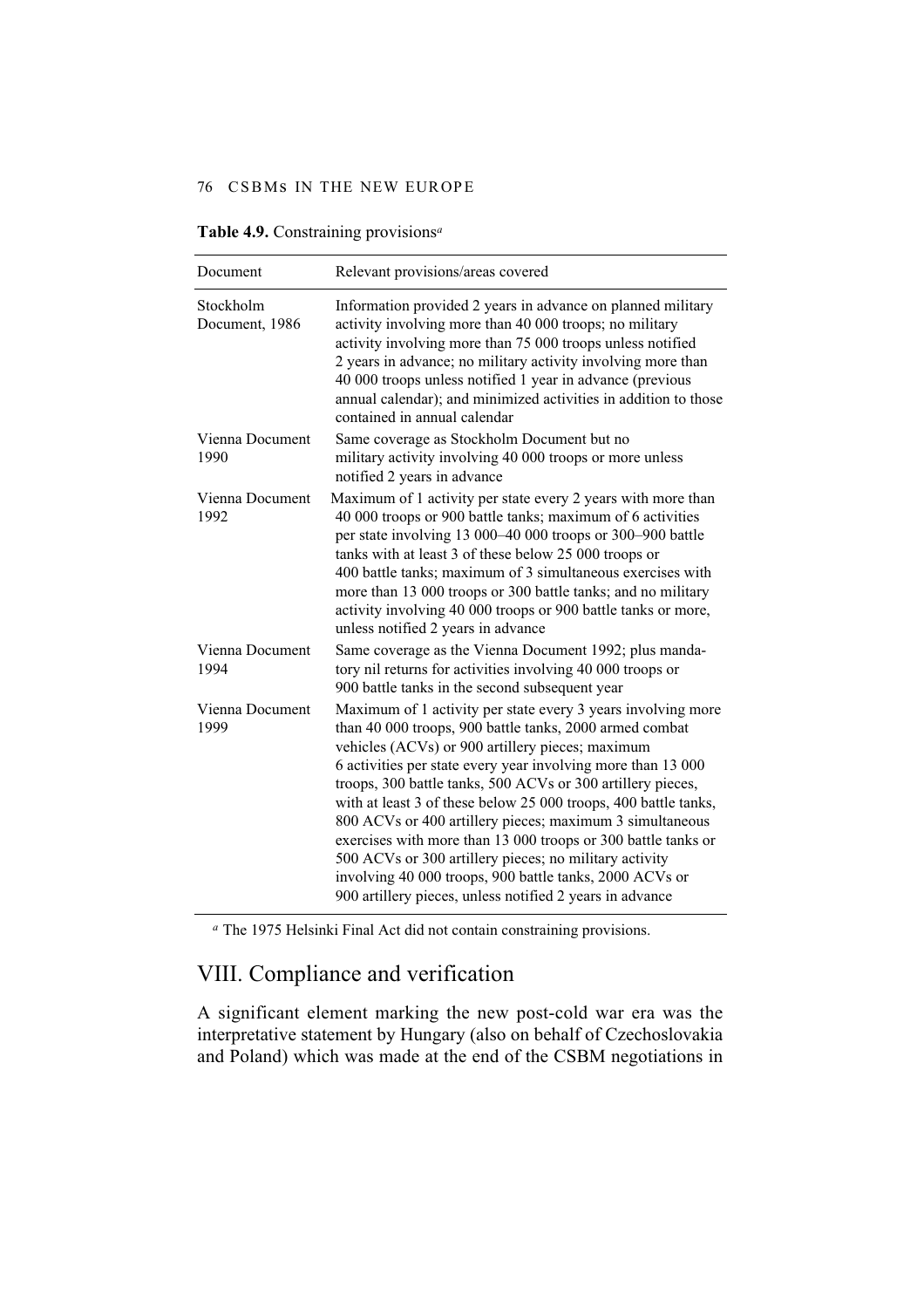**Table 4.9.** Constraining provisions[a]

| Document | Relevant provisions/areas covered |
|---|---|
| Stockholm Document, 1986 | Information provided 2 years in advance on planned military activity involving more than 40 000 troops; no military activity involving more than 75 000 troops unless notified 2 years in advance; no military activity involving more than 40 000 troops unless notified 1 year in advance (previous annual calendar); and minimized activities in addition to those contained in annual calendar |
| Vienna Document 1990 | Same coverage as Stockholm Document but no military activity involving 40 000 troops or more unless notified 2 years in advance |
| Vienna Document 1992 | Maximum of 1 activity per state every 2 years with more than 40 000 troops or 900 battle tanks; maximum of 6 activities per state involving 13 000–40 000 troops or 300–900 battle tanks with at least 3 of these below 25 000 troops or 400 battle tanks; maximum of 3 simultaneous exercises with more than 13 000 troops or 300 battle tanks; and no military activity involving 40 000 troops or 900 battle tanks or more, unless notified 2 years in advance |
| Vienna Document 1994 | Same coverage as the Vienna Document 1992; plus mandatory nil returns for activities involving 40 000 troops or 900 battle tanks in the second subsequent year |
| Vienna Document 1999 | Maximum of 1 activity per state every 3 years involving more than 40 000 troops, 900 battle tanks, 2000 armed combat vehicles (ACVs) or 900 artillery pieces; maximum 6 activities per state every year involving more than 13 000 troops, 300 battle tanks, 500 ACVs or 300 artillery pieces, with at least 3 of these below 25 000 troops, 400 battle tanks, 800 ACVs or 400 artillery pieces; maximum 3 simultaneous exercises with more than 13 000 troops or 300 battle tanks or 500 ACVs or 300 artillery pieces; no military activity involving 40 000 troops, 900 battle tanks, 2000 ACVs or 900 artillery pieces, unless notified 2 years in advance |

[a] The 1975 Helsinki Final Act did not contain constraining provisions.

## VIII. Compliance and verification

A significant element marking the new post-cold war era was the interpretative statement by Hungary (also on behalf of Czechoslovakia and Poland) which was made at the end of the CSBM negotiations in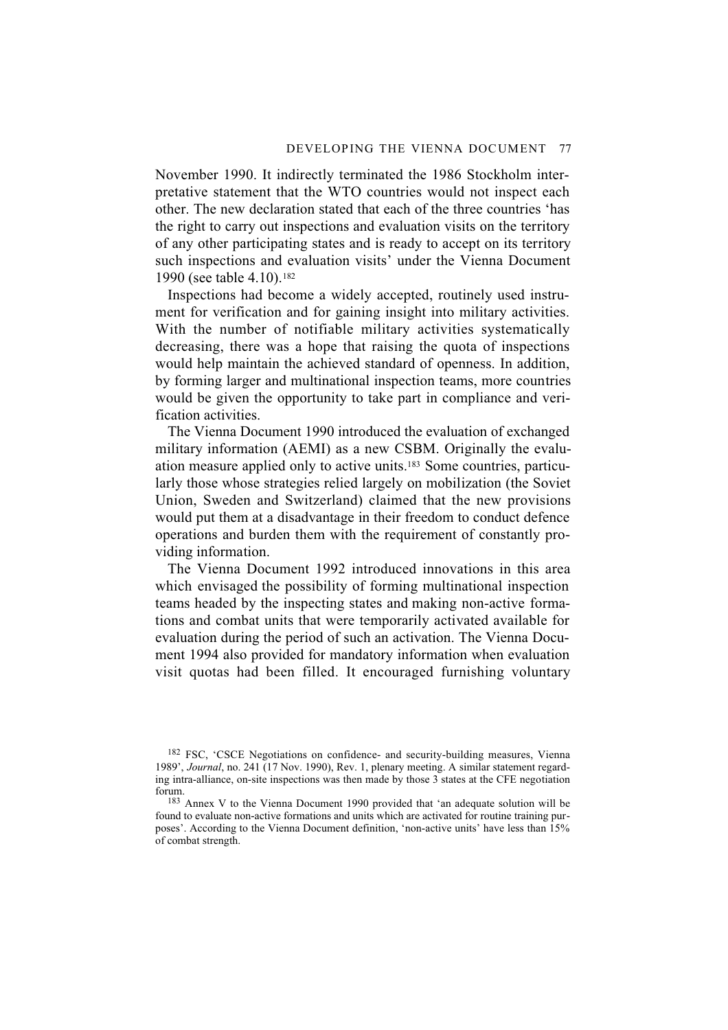November 1990. It indirectly terminated the 1986 Stockholm interpretative statement that the WTO countries would not inspect each other. The new declaration stated that each of the three countries 'has the right to carry out inspections and evaluation visits on the territory of any other participating states and is ready to accept on its territory such inspections and evaluation visits' under the Vienna Document 1990 (see table 4.10).[182]

Inspections had become a widely accepted, routinely used instrument for verification and for gaining insight into military activities. With the number of notifiable military activities systematically decreasing, there was a hope that raising the quota of inspections would help maintain the achieved standard of openness. In addition, by forming larger and multinational inspection teams, more countries would be given the opportunity to take part in compliance and verification activities.

The Vienna Document 1990 introduced the evaluation of exchanged military information (AEMI) as a new CSBM. Originally the evaluation measure applied only to active units.[183] Some countries, particularly those whose strategies relied largely on mobilization (the Soviet Union, Sweden and Switzerland) claimed that the new provisions would put them at a disadvantage in their freedom to conduct defence operations and burden them with the requirement of constantly providing information.

The Vienna Document 1992 introduced innovations in this area which envisaged the possibility of forming multinational inspection teams headed by the inspecting states and making non-active formations and combat units that were temporarily activated available for evaluation during the period of such an activation. The Vienna Document 1994 also provided for mandatory information when evaluation visit quotas had been filled. It encouraged furnishing voluntary

[182] FSC, 'CSCE Negotiations on confidence- and security-building measures, Vienna 1989', *Journal*, no. 241 (17 Nov. 1990), Rev. 1, plenary meeting. A similar statement regarding intra-alliance, on-site inspections was then made by those 3 states at the CFE negotiation forum.

[183] Annex V to the Vienna Document 1990 provided that 'an adequate solution will be found to evaluate non-active formations and units which are activated for routine training purposes'. According to the Vienna Document definition, 'non-active units' have less than 15% of combat strength.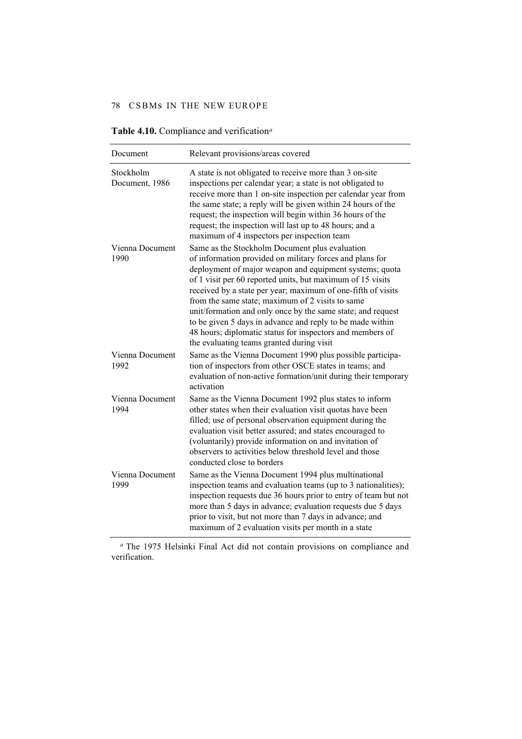**Table 4.10.** Compliance and verification[a]

| Document | Relevant provisions/areas covered |
|---|---|
| Stockholm Document, 1986 | A state is not obligated to receive more than 3 on-site inspections per calendar year; a state is not obligated to receive more than 1 on-site inspection per calendar year from the same state; a reply will be given within 24 hours of the request; the inspection will begin within 36 hours of the request; the inspection will last up to 48 hours; and a maximum of 4 inspectors per inspection team |
| Vienna Document 1990 | Same as the Stockholm Document plus evaluation of information provided on military forces and plans for deployment of major weapon and equipment systems; quota of 1 visit per 60 reported units, but maximum of 15 visits received by a state per year; maximum of one-fifth of visits from the same state; maximum of 2 visits to same unit/formation and only once by the same state; and request to be given 5 days in advance and reply to be made within 48 hours; diplomatic status for inspectors and members of the evaluating teams granted during visit |
| Vienna Document 1992 | Same as the Vienna Document 1990 plus possible participation of inspectors from other OSCE states in teams; and evaluation of non-active formation/unit during their temporary activation |
| Vienna Document 1994 | Same as the Vienna Document 1992 plus states to inform other states when their evaluation visit quotas have been filled; use of personal observation equipment during the evaluation visit better assured; and states encouraged to (voluntarily) provide information on and invitation of observers to activities below threshold level and those conducted close to borders |
| Vienna Document 1999 | Same as the Vienna Document 1994 plus multinational inspection teams and evaluation teams (up to 3 nationalities); inspection requests due 36 hours prior to entry of team but not more than 5 days in advance; evaluation requests due 5 days prior to visit, but not more than 7 days in advance; and maximum of 2 evaluation visits per month in a state |

[a] The 1975 Helsinki Final Act did not contain provisions on compliance and verification.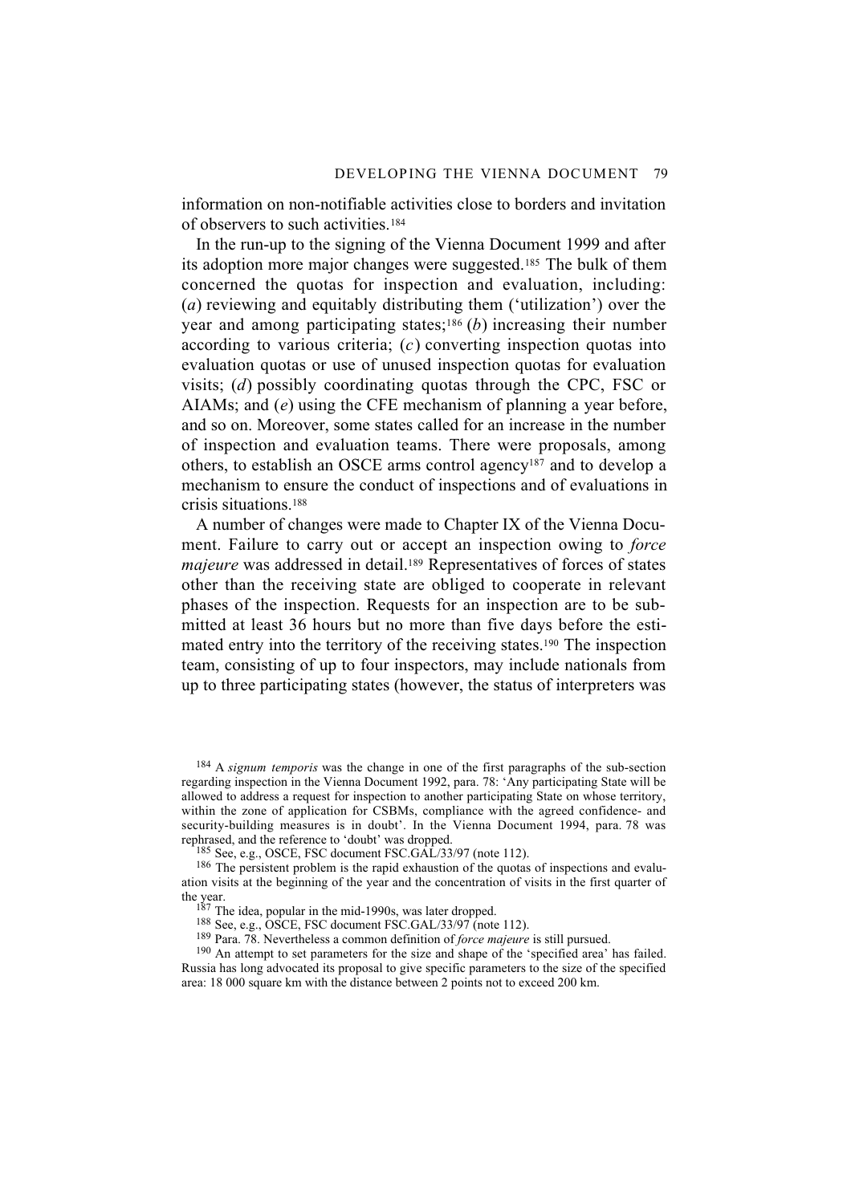information on non-notifiable activities close to borders and invitation of observers to such activities.[184]

In the run-up to the signing of the Vienna Document 1999 and after its adoption more major changes were suggested.[185] The bulk of them concerned the quotas for inspection and evaluation, including: (*a*) reviewing and equitably distributing them ('utilization') over the year and among participating states;[186] (*b*) increasing their number according to various criteria; (*c*) converting inspection quotas into evaluation quotas or use of unused inspection quotas for evaluation visits; (*d*) possibly coordinating quotas through the CPC, FSC or AIAMs; and (*e*) using the CFE mechanism of planning a year before, and so on. Moreover, some states called for an increase in the number of inspection and evaluation teams. There were proposals, among others, to establish an OSCE arms control agency[187] and to develop a mechanism to ensure the conduct of inspections and of evaluations in crisis situations.[188]

A number of changes were made to Chapter IX of the Vienna Document. Failure to carry out or accept an inspection owing to *force majeure* was addressed in detail.[189] Representatives of forces of states other than the receiving state are obliged to cooperate in relevant phases of the inspection. Requests for an inspection are to be submitted at least 36 hours but no more than five days before the estimated entry into the territory of the receiving states.[190] The inspection team, consisting of up to four inspectors, may include nationals from up to three participating states (however, the status of interpreters was

---

[184] A *signum temporis* was the change in one of the first paragraphs of the sub-section regarding inspection in the Vienna Document 1992, para. 78: 'Any participating State will be allowed to address a request for inspection to another participating State on whose territory, within the zone of application for CSBMs, compliance with the agreed confidence- and security-building measures is in doubt'. In the Vienna Document 1994, para. 78 was rephrased, and the reference to 'doubt' was dropped.

[185] See, e.g., OSCE, FSC document FSC.GAL/33/97 (note 112).

[186] The persistent problem is the rapid exhaustion of the quotas of inspections and evaluation visits at the beginning of the year and the concentration of visits in the first quarter of the year.

[187] The idea, popular in the mid-1990s, was later dropped.

[188] See, e.g., OSCE, FSC document FSC.GAL/33/97 (note 112).

[189] Para. 78. Nevertheless a common definition of *force majeure* is still pursued.

[190] An attempt to set parameters for the size and shape of the 'specified area' has failed. Russia has long advocated its proposal to give specific parameters to the size of the specified area: 18 000 square km with the distance between 2 points not to exceed 200 km.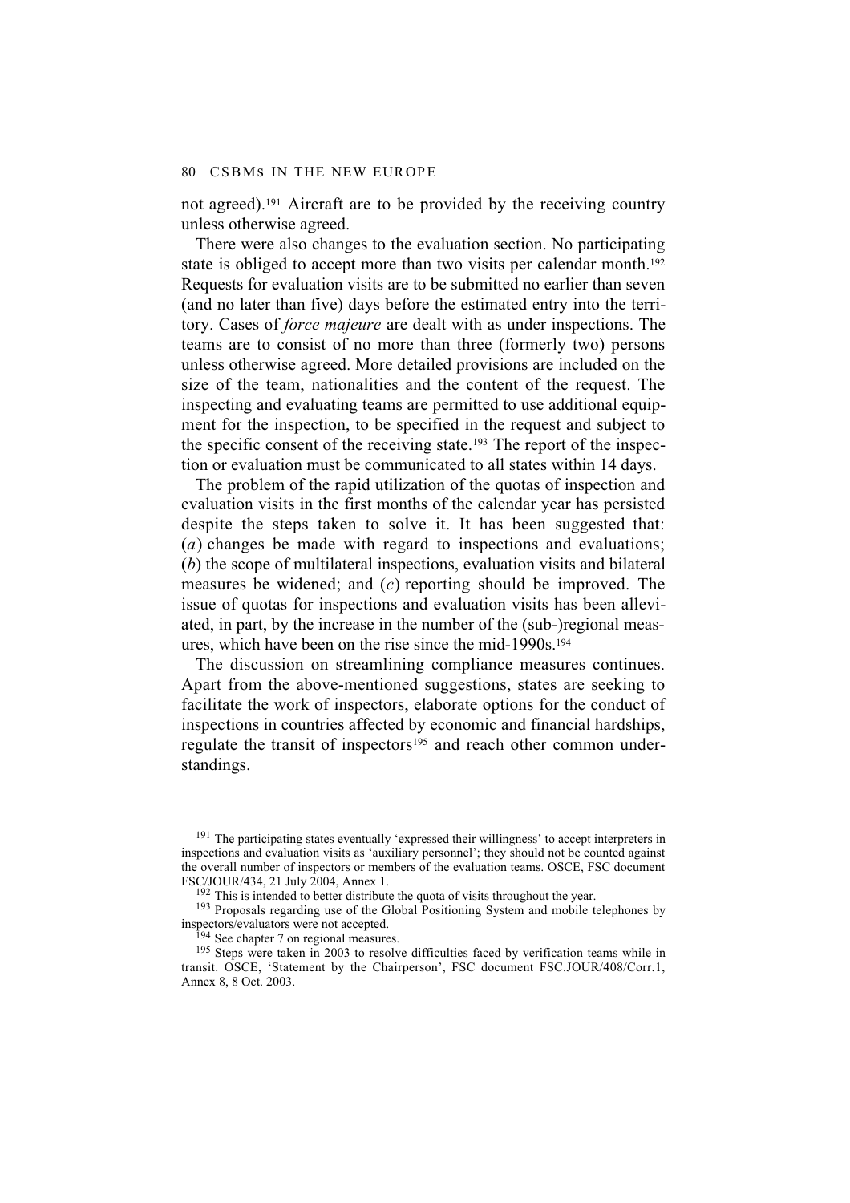not agreed).[191] Aircraft are to be provided by the receiving country unless otherwise agreed.

There were also changes to the evaluation section. No participating state is obliged to accept more than two visits per calendar month.[192] Requests for evaluation visits are to be submitted no earlier than seven (and no later than five) days before the estimated entry into the territory. Cases of *force majeure* are dealt with as under inspections. The teams are to consist of no more than three (formerly two) persons unless otherwise agreed. More detailed provisions are included on the size of the team, nationalities and the content of the request. The inspecting and evaluating teams are permitted to use additional equipment for the inspection, to be specified in the request and subject to the specific consent of the receiving state.[193] The report of the inspection or evaluation must be communicated to all states within 14 days.

The problem of the rapid utilization of the quotas of inspection and evaluation visits in the first months of the calendar year has persisted despite the steps taken to solve it. It has been suggested that: (*a*) changes be made with regard to inspections and evaluations; (*b*) the scope of multilateral inspections, evaluation visits and bilateral measures be widened; and (*c*) reporting should be improved. The issue of quotas for inspections and evaluation visits has been alleviated, in part, by the increase in the number of the (sub-)regional measures, which have been on the rise since the mid-1990s.[194]

The discussion on streamlining compliance measures continues. Apart from the above-mentioned suggestions, states are seeking to facilitate the work of inspectors, elaborate options for the conduct of inspections in countries affected by economic and financial hardships, regulate the transit of inspectors[195] and reach other common understandings.

---

[191] The participating states eventually 'expressed their willingness' to accept interpreters in inspections and evaluation visits as 'auxiliary personnel'; they should not be counted against the overall number of inspectors or members of the evaluation teams. OSCE, FSC document FSC/JOUR/434, 21 July 2004, Annex 1.

[192] This is intended to better distribute the quota of visits throughout the year.

[193] Proposals regarding use of the Global Positioning System and mobile telephones by inspectors/evaluators were not accepted.

[194] See chapter 7 on regional measures.

[195] Steps were taken in 2003 to resolve difficulties faced by verification teams while in transit. OSCE, 'Statement by the Chairperson', FSC document FSC.JOUR/408/Corr.1, Annex 8, 8 Oct. 2003.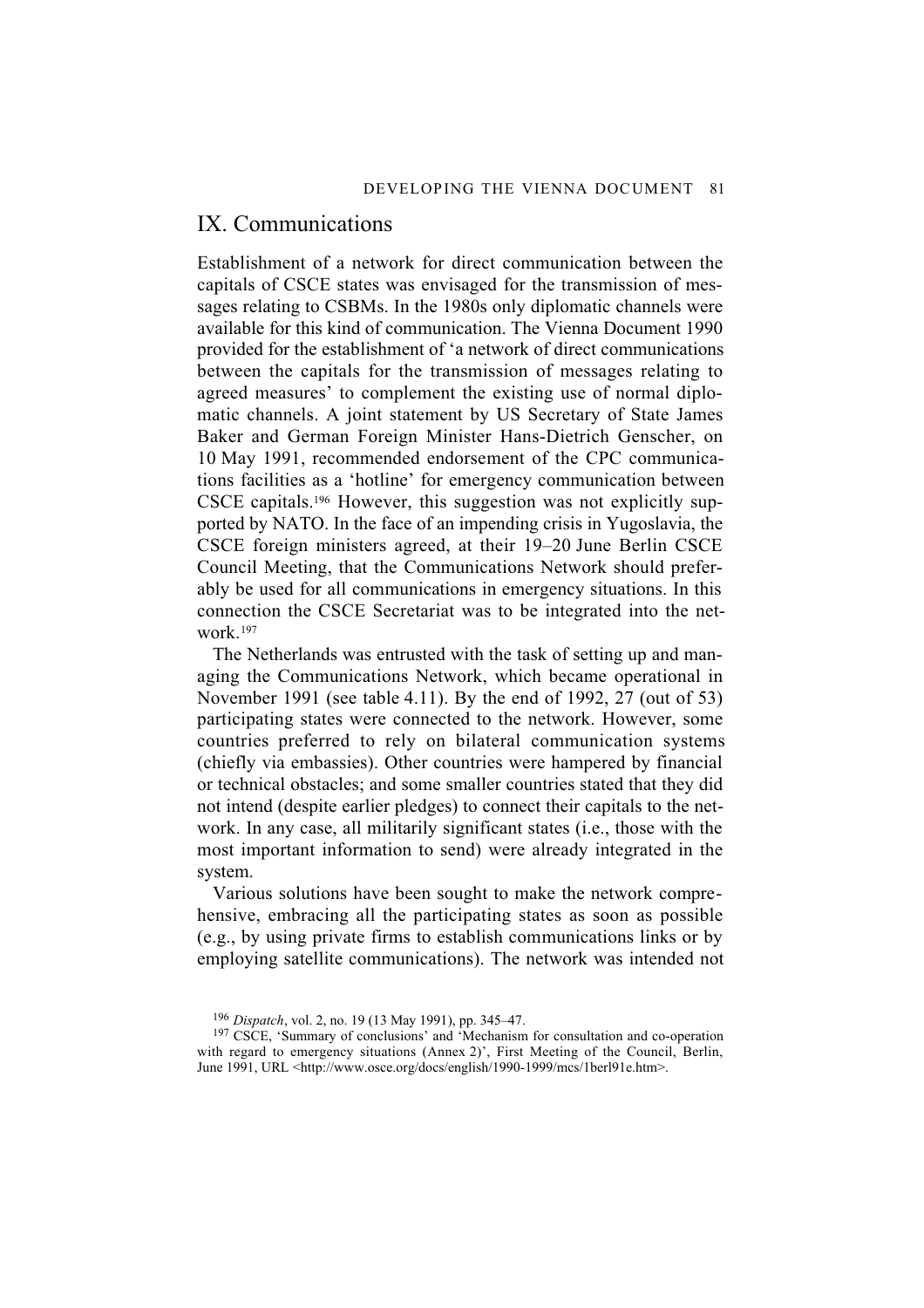## IX. Communications

Establishment of a network for direct communication between the capitals of CSCE states was envisaged for the transmission of messages relating to CSBMs. In the 1980s only diplomatic channels were available for this kind of communication. The Vienna Document 1990 provided for the establishment of 'a network of direct communications between the capitals for the transmission of messages relating to agreed measures' to complement the existing use of normal diplomatic channels. A joint statement by US Secretary of State James Baker and German Foreign Minister Hans-Dietrich Genscher, on 10 May 1991, recommended endorsement of the CPC communications facilities as a 'hotline' for emergency communication between CSCE capitals.[196] However, this suggestion was not explicitly supported by NATO. In the face of an impending crisis in Yugoslavia, the CSCE foreign ministers agreed, at their 19–20 June Berlin CSCE Council Meeting, that the Communications Network should preferably be used for all communications in emergency situations. In this connection the CSCE Secretariat was to be integrated into the network.[197]

The Netherlands was entrusted with the task of setting up and managing the Communications Network, which became operational in November 1991 (see table 4.11). By the end of 1992, 27 (out of 53) participating states were connected to the network. However, some countries preferred to rely on bilateral communication systems (chiefly via embassies). Other countries were hampered by financial or technical obstacles; and some smaller countries stated that they did not intend (despite earlier pledges) to connect their capitals to the network. In any case, all militarily significant states (i.e., those with the most important information to send) were already integrated in the system.

Various solutions have been sought to make the network comprehensive, embracing all the participating states as soon as possible (e.g., by using private firms to establish communications links or by employing satellite communications). The network was intended not

[196] *Dispatch*, vol. 2, no. 19 (13 May 1991), pp. 345–47.

[197] CSCE, 'Summary of conclusions' and 'Mechanism for consultation and co-operation with regard to emergency situations (Annex 2)', First Meeting of the Council, Berlin, June 1991, URL <http://www.osce.org/docs/english/1990-1999/mcs/1berl91e.htm>.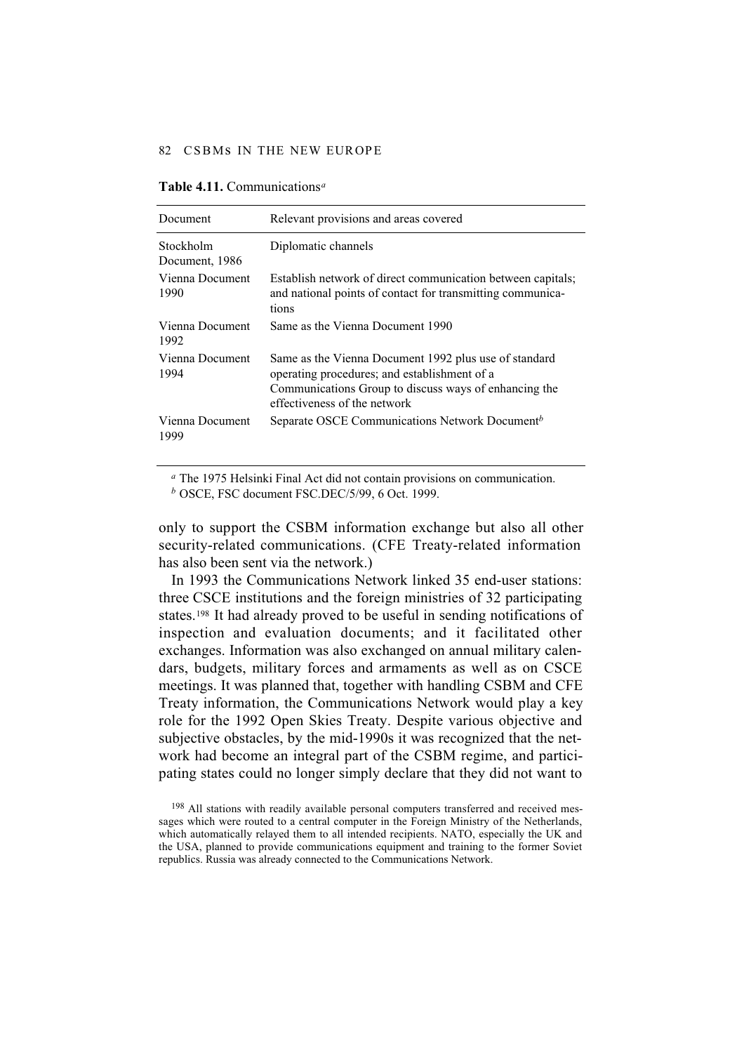**Table 4.11.** Communications[a]

| Document | Relevant provisions and areas covered |
|---|---|
| Stockholm Document, 1986 | Diplomatic channels |
| Vienna Document 1990 | Establish network of direct communication between capitals; and national points of contact for transmitting communications |
| Vienna Document 1992 | Same as the Vienna Document 1990 |
| Vienna Document 1994 | Same as the Vienna Document 1992 plus use of standard operating procedures; and establishment of a Communications Group to discuss ways of enhancing the effectiveness of the network |
| Vienna Document 1999 | Separate OSCE Communications Network Document[b] |

[a] The 1975 Helsinki Final Act did not contain provisions on communication.

[b] OSCE, FSC document FSC.DEC/5/99, 6 Oct. 1999.

only to support the CSBM information exchange but also all other security-related communications. (CFE Treaty-related information has also been sent via the network.)

In 1993 the Communications Network linked 35 end-user stations: three CSCE institutions and the foreign ministries of 32 participating states.[198] It had already proved to be useful in sending notifications of inspection and evaluation documents; and it facilitated other exchanges. Information was also exchanged on annual military calendars, budgets, military forces and armaments as well as on CSCE meetings. It was planned that, together with handling CSBM and CFE Treaty information, the Communications Network would play a key role for the 1992 Open Skies Treaty. Despite various objective and subjective obstacles, by the mid-1990s it was recognized that the network had become an integral part of the CSBM regime, and participating states could no longer simply declare that they did not want to

[198] All stations with readily available personal computers transferred and received messages which were routed to a central computer in the Foreign Ministry of the Netherlands, which automatically relayed them to all intended recipients. NATO, especially the UK and the USA, planned to provide communications equipment and training to the former Soviet republics. Russia was already connected to the Communications Network.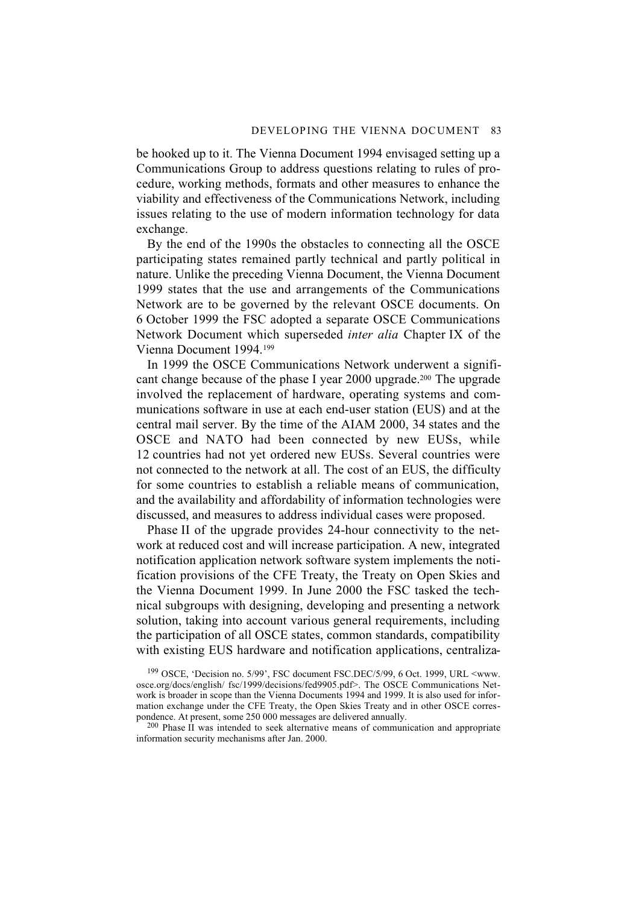be hooked up to it. The Vienna Document 1994 envisaged setting up a Communications Group to address questions relating to rules of procedure, working methods, formats and other measures to enhance the viability and effectiveness of the Communications Network, including issues relating to the use of modern information technology for data exchange.

By the end of the 1990s the obstacles to connecting all the OSCE participating states remained partly technical and partly political in nature. Unlike the preceding Vienna Document, the Vienna Document 1999 states that the use and arrangements of the Communications Network are to be governed by the relevant OSCE documents. On 6 October 1999 the FSC adopted a separate OSCE Communications Network Document which superseded *inter alia* Chapter IX of the Vienna Document 1994.[199]

In 1999 the OSCE Communications Network underwent a significant change because of the phase I year 2000 upgrade.[200] The upgrade involved the replacement of hardware, operating systems and communications software in use at each end-user station (EUS) and at the central mail server. By the time of the AIAM 2000, 34 states and the OSCE and NATO had been connected by new EUSs, while 12 countries had not yet ordered new EUSs. Several countries were not connected to the network at all. The cost of an EUS, the difficulty for some countries to establish a reliable means of communication, and the availability and affordability of information technologies were discussed, and measures to address individual cases were proposed.

Phase II of the upgrade provides 24-hour connectivity to the network at reduced cost and will increase participation. A new, integrated notification application network software system implements the notification provisions of the CFE Treaty, the Treaty on Open Skies and the Vienna Document 1999. In June 2000 the FSC tasked the technical subgroups with designing, developing and presenting a network solution, taking into account various general requirements, including the participation of all OSCE states, common standards, compatibility with existing EUS hardware and notification applications, centraliza-

[199] OSCE, 'Decision no. 5/99', FSC document FSC.DEC/5/99, 6 Oct. 1999, URL <www.osce.org/docs/english/ fsc/1999/decisions/fed9905.pdf>. The OSCE Communications Network is broader in scope than the Vienna Documents 1994 and 1999. It is also used for information exchange under the CFE Treaty, the Open Skies Treaty and in other OSCE correspondence. At present, some 250 000 messages are delivered annually.

[200] Phase II was intended to seek alternative means of communication and appropriate information security mechanisms after Jan. 2000.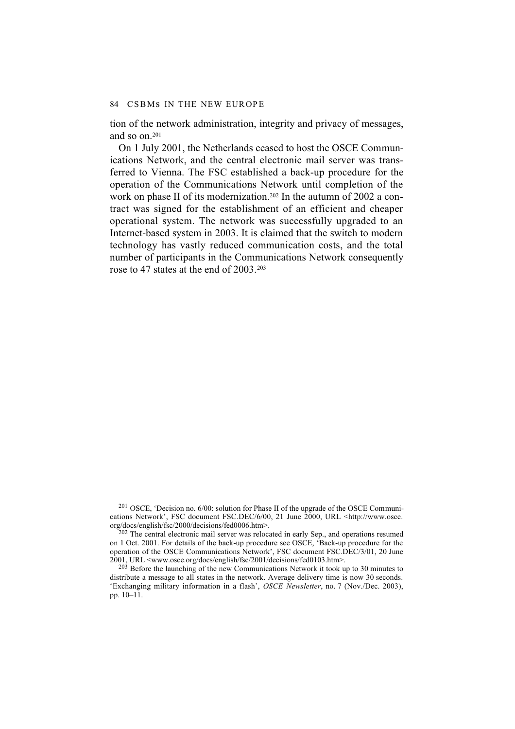tion of the network administration, integrity and privacy of messages, and so on.[201]

On 1 July 2001, the Netherlands ceased to host the OSCE Communications Network, and the central electronic mail server was transferred to Vienna. The FSC established a back-up procedure for the operation of the Communications Network until completion of the work on phase II of its modernization.[202] In the autumn of 2002 a contract was signed for the establishment of an efficient and cheaper operational system. The network was successfully upgraded to an Internet-based system in 2003. It is claimed that the switch to modern technology has vastly reduced communication costs, and the total number of participants in the Communications Network consequently rose to 47 states at the end of 2003.[203]

[201] OSCE, 'Decision no. 6/00: solution for Phase II of the upgrade of the OSCE Communications Network', FSC document FSC.DEC/6/00, 21 June 2000, URL <http://www.osce.org/docs/english/fsc/2000/decisions/fed0006.htm>.

[202] The central electronic mail server was relocated in early Sep., and operations resumed on 1 Oct. 2001. For details of the back-up procedure see OSCE, 'Back-up procedure for the operation of the OSCE Communications Network', FSC document FSC.DEC/3/01, 20 June 2001, URL <www.osce.org/docs/english/fsc/2001/decisions/fed0103.htm>.

[203] Before the launching of the new Communications Network it took up to 30 minutes to distribute a message to all states in the network. Average delivery time is now 30 seconds. 'Exchanging military information in a flash', *OSCE Newsletter*, no. 7 (Nov./Dec. 2003), pp. 10–11.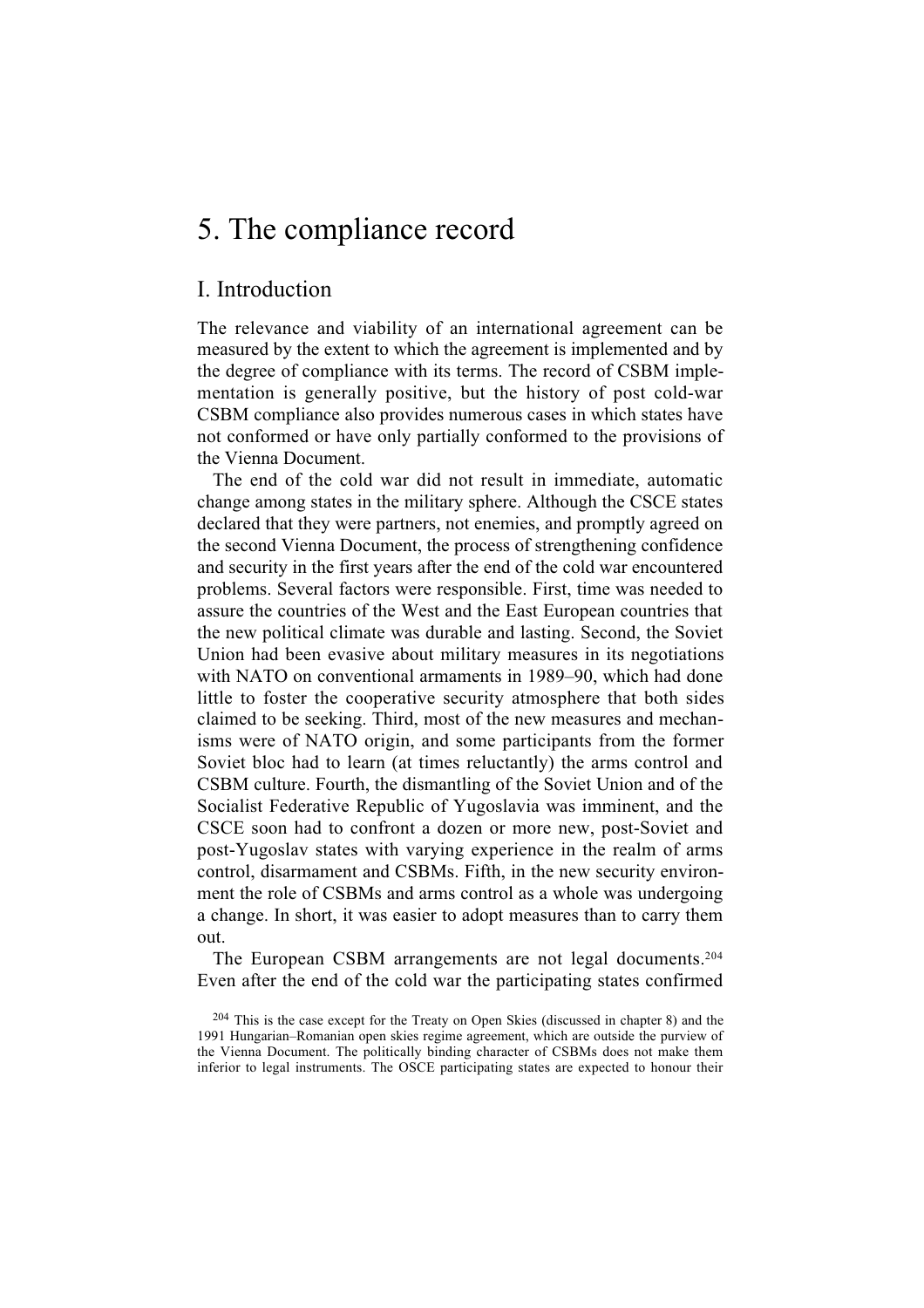# 5. The compliance record

## I. Introduction

The relevance and viability of an international agreement can be measured by the extent to which the agreement is implemented and by the degree of compliance with its terms. The record of CSBM implementation is generally positive, but the history of post cold-war CSBM compliance also provides numerous cases in which states have not conformed or have only partially conformed to the provisions of the Vienna Document.

The end of the cold war did not result in immediate, automatic change among states in the military sphere. Although the CSCE states declared that they were partners, not enemies, and promptly agreed on the second Vienna Document, the process of strengthening confidence and security in the first years after the end of the cold war encountered problems. Several factors were responsible. First, time was needed to assure the countries of the West and the East European countries that the new political climate was durable and lasting. Second, the Soviet Union had been evasive about military measures in its negotiations with NATO on conventional armaments in 1989–90, which had done little to foster the cooperative security atmosphere that both sides claimed to be seeking. Third, most of the new measures and mechanisms were of NATO origin, and some participants from the former Soviet bloc had to learn (at times reluctantly) the arms control and CSBM culture. Fourth, the dismantling of the Soviet Union and of the Socialist Federative Republic of Yugoslavia was imminent, and the CSCE soon had to confront a dozen or more new, post-Soviet and post-Yugoslav states with varying experience in the realm of arms control, disarmament and CSBMs. Fifth, in the new security environment the role of CSBMs and arms control as a whole was undergoing a change. In short, it was easier to adopt measures than to carry them out.

The European CSBM arrangements are not legal documents.[204] Even after the end of the cold war the participating states confirmed

[204] This is the case except for the Treaty on Open Skies (discussed in chapter 8) and the 1991 Hungarian–Romanian open skies regime agreement, which are outside the purview of the Vienna Document. The politically binding character of CSBMs does not make them inferior to legal instruments. The OSCE participating states are expected to honour their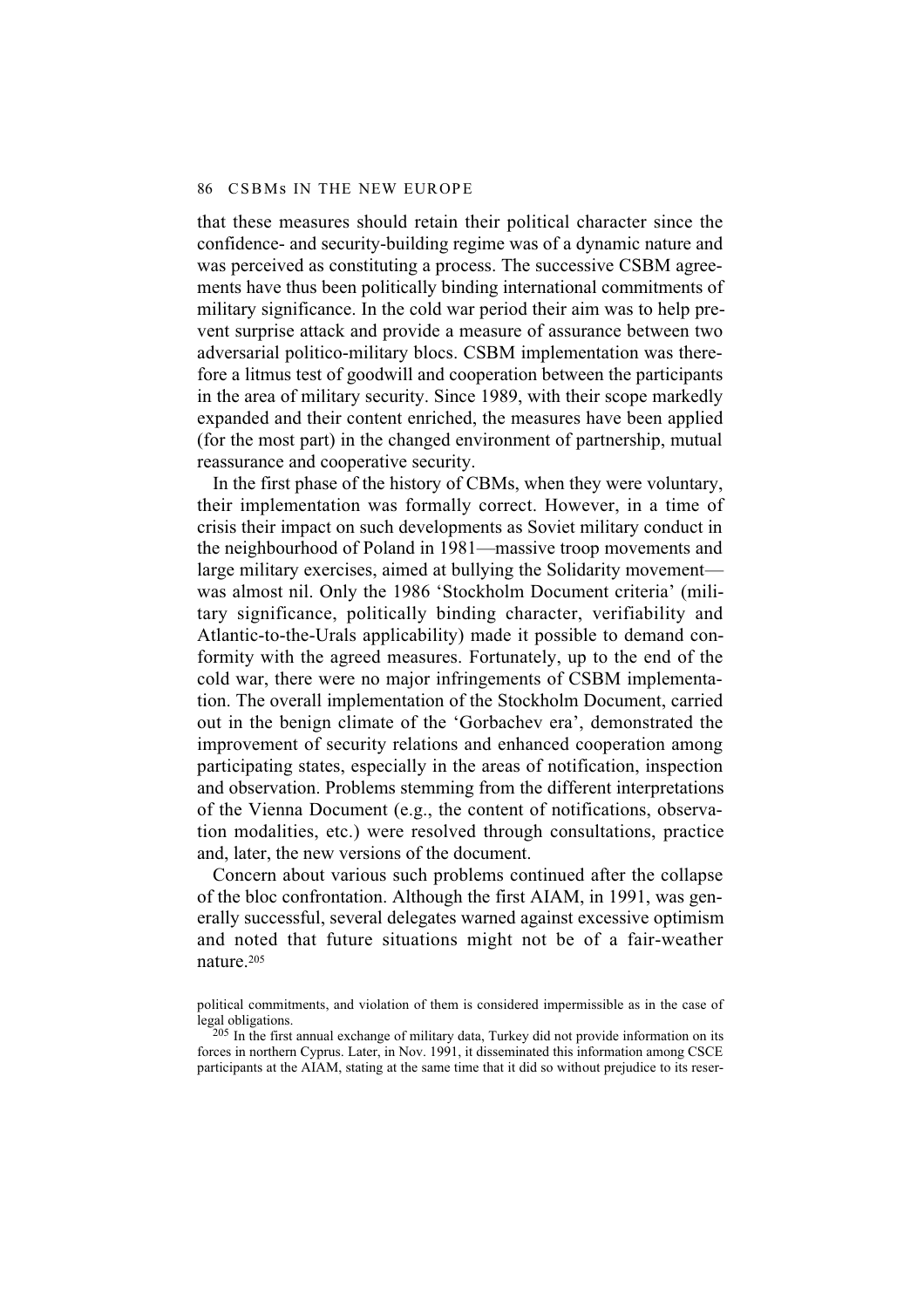that these measures should retain their political character since the confidence- and security-building regime was of a dynamic nature and was perceived as constituting a process. The successive CSBM agreements have thus been politically binding international commitments of military significance. In the cold war period their aim was to help prevent surprise attack and provide a measure of assurance between two adversarial politico-military blocs. CSBM implementation was therefore a litmus test of goodwill and cooperation between the participants in the area of military security. Since 1989, with their scope markedly expanded and their content enriched, the measures have been applied (for the most part) in the changed environment of partnership, mutual reassurance and cooperative security.

In the first phase of the history of CBMs, when they were voluntary, their implementation was formally correct. However, in a time of crisis their impact on such developments as Soviet military conduct in the neighbourhood of Poland in 1981—massive troop movements and large military exercises, aimed at bullying the Solidarity movement—was almost nil. Only the 1986 'Stockholm Document criteria' (military significance, politically binding character, verifiability and Atlantic-to-the-Urals applicability) made it possible to demand conformity with the agreed measures. Fortunately, up to the end of the cold war, there were no major infringements of CSBM implementation. The overall implementation of the Stockholm Document, carried out in the benign climate of the 'Gorbachev era', demonstrated the improvement of security relations and enhanced cooperation among participating states, especially in the areas of notification, inspection and observation. Problems stemming from the different interpretations of the Vienna Document (e.g., the content of notifications, observation modalities, etc.) were resolved through consultations, practice and, later, the new versions of the document.

Concern about various such problems continued after the collapse of the bloc confrontation. Although the first AIAM, in 1991, was generally successful, several delegates warned against excessive optimism and noted that future situations might not be of a fair-weather nature.[205]

political commitments, and violation of them is considered impermissible as in the case of legal obligations.

[205] In the first annual exchange of military data, Turkey did not provide information on its forces in northern Cyprus. Later, in Nov. 1991, it disseminated this information among CSCE participants at the AIAM, stating at the same time that it did so without prejudice to its reser-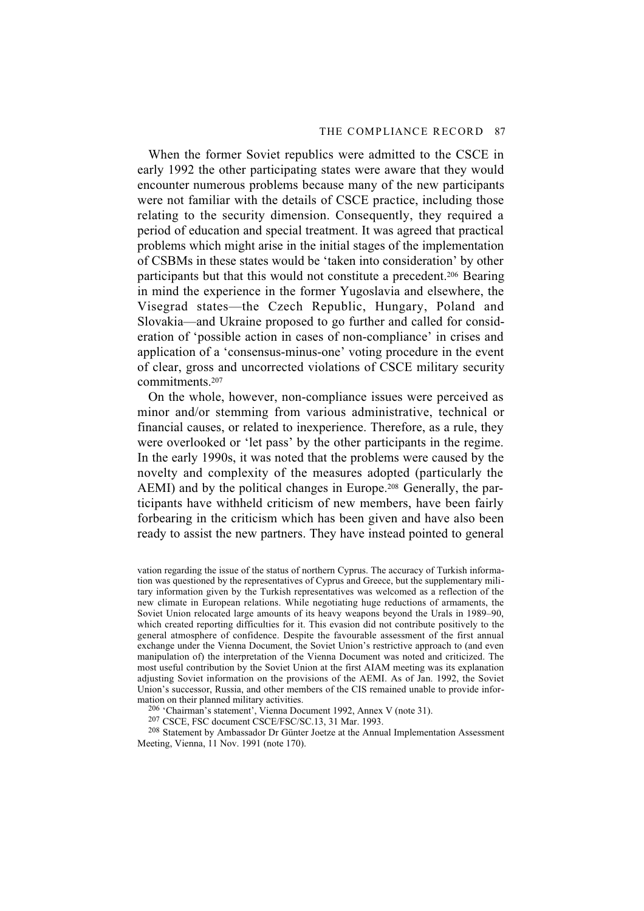When the former Soviet republics were admitted to the CSCE in early 1992 the other participating states were aware that they would encounter numerous problems because many of the new participants were not familiar with the details of CSCE practice, including those relating to the security dimension. Consequently, they required a period of education and special treatment. It was agreed that practical problems which might arise in the initial stages of the implementation of CSBMs in these states would be 'taken into consideration' by other participants but that this would not constitute a precedent.[206] Bearing in mind the experience in the former Yugoslavia and elsewhere, the Visegrad states—the Czech Republic, Hungary, Poland and Slovakia—and Ukraine proposed to go further and called for consideration of 'possible action in cases of non-compliance' in crises and application of a 'consensus-minus-one' voting procedure in the event of clear, gross and uncorrected violations of CSCE military security commitments.[207]

On the whole, however, non-compliance issues were perceived as minor and/or stemming from various administrative, technical or financial causes, or related to inexperience. Therefore, as a rule, they were overlooked or 'let pass' by the other participants in the regime. In the early 1990s, it was noted that the problems were caused by the novelty and complexity of the measures adopted (particularly the AEMI) and by the political changes in Europe.[208] Generally, the participants have withheld criticism of new members, have been fairly forbearing in the criticism which has been given and have also been ready to assist the new partners. They have instead pointed to general

vation regarding the issue of the status of northern Cyprus. The accuracy of Turkish information was questioned by the representatives of Cyprus and Greece, but the supplementary military information given by the Turkish representatives was welcomed as a reflection of the new climate in European relations. While negotiating huge reductions of armaments, the Soviet Union relocated large amounts of its heavy weapons beyond the Urals in 1989–90, which created reporting difficulties for it. This evasion did not contribute positively to the general atmosphere of confidence. Despite the favourable assessment of the first annual exchange under the Vienna Document, the Soviet Union's restrictive approach to (and even manipulation of) the interpretation of the Vienna Document was noted and criticized. The most useful contribution by the Soviet Union at the first AIAM meeting was its explanation adjusting Soviet information on the provisions of the AEMI. As of Jan. 1992, the Soviet Union's successor, Russia, and other members of the CIS remained unable to provide information on their planned military activities.

[206] 'Chairman's statement', Vienna Document 1992, Annex V (note 31).

[207] CSCE, FSC document CSCE/FSC/SC.13, 31 Mar. 1993.

[208] Statement by Ambassador Dr Günter Joetze at the Annual Implementation Assessment Meeting, Vienna, 11 Nov. 1991 (note 170).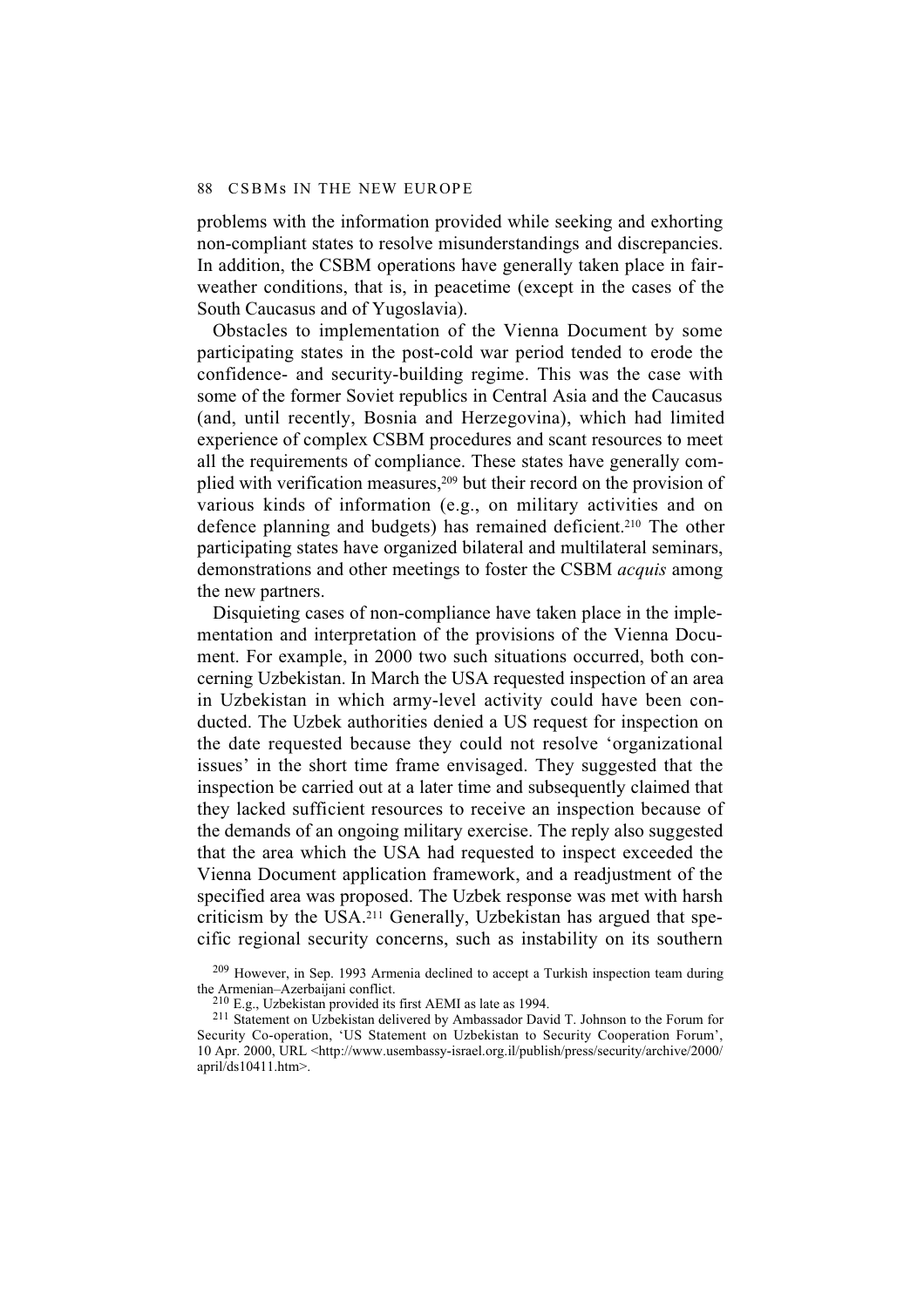problems with the information provided while seeking and exhorting non-compliant states to resolve misunderstandings and discrepancies. In addition, the CSBM operations have generally taken place in fair-weather conditions, that is, in peacetime (except in the cases of the South Caucasus and of Yugoslavia).

Obstacles to implementation of the Vienna Document by some participating states in the post-cold war period tended to erode the confidence- and security-building regime. This was the case with some of the former Soviet republics in Central Asia and the Caucasus (and, until recently, Bosnia and Herzegovina), which had limited experience of complex CSBM procedures and scant resources to meet all the requirements of compliance. These states have generally complied with verification measures,[209] but their record on the provision of various kinds of information (e.g., on military activities and on defence planning and budgets) has remained deficient.[210] The other participating states have organized bilateral and multilateral seminars, demonstrations and other meetings to foster the CSBM *acquis* among the new partners.

Disquieting cases of non-compliance have taken place in the implementation and interpretation of the provisions of the Vienna Document. For example, in 2000 two such situations occurred, both concerning Uzbekistan. In March the USA requested inspection of an area in Uzbekistan in which army-level activity could have been conducted. The Uzbek authorities denied a US request for inspection on the date requested because they could not resolve 'organizational issues' in the short time frame envisaged. They suggested that the inspection be carried out at a later time and subsequently claimed that they lacked sufficient resources to receive an inspection because of the demands of an ongoing military exercise. The reply also suggested that the area which the USA had requested to inspect exceeded the Vienna Document application framework, and a readjustment of the specified area was proposed. The Uzbek response was met with harsh criticism by the USA.[211] Generally, Uzbekistan has argued that specific regional security concerns, such as instability on its southern

[209] However, in Sep. 1993 Armenia declined to accept a Turkish inspection team during the Armenian–Azerbaijani conflict.

[210] E.g., Uzbekistan provided its first AEMI as late as 1994.

[211] Statement on Uzbekistan delivered by Ambassador David T. Johnson to the Forum for Security Co-operation, 'US Statement on Uzbekistan to Security Cooperation Forum', 10 Apr. 2000, URL <http://www.usembassy-israel.org.il/publish/press/security/archive/2000/april/ds10411.htm>.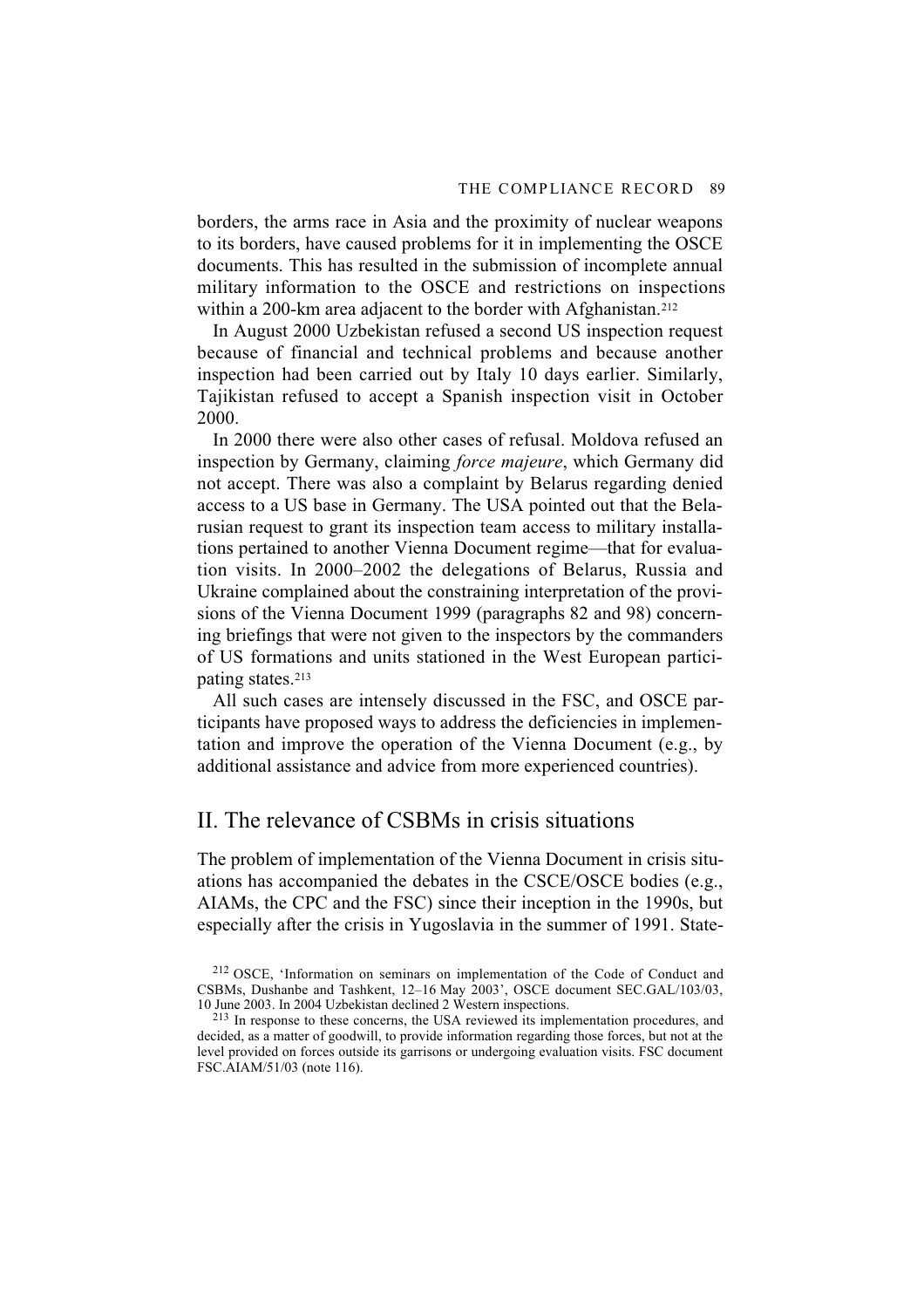borders, the arms race in Asia and the proximity of nuclear weapons to its borders, have caused problems for it in implementing the OSCE documents. This has resulted in the submission of incomplete annual military information to the OSCE and restrictions on inspections within a 200-km area adjacent to the border with Afghanistan.[212]

In August 2000 Uzbekistan refused a second US inspection request because of financial and technical problems and because another inspection had been carried out by Italy 10 days earlier. Similarly, Tajikistan refused to accept a Spanish inspection visit in October 2000.

In 2000 there were also other cases of refusal. Moldova refused an inspection by Germany, claiming *force majeure*, which Germany did not accept. There was also a complaint by Belarus regarding denied access to a US base in Germany. The USA pointed out that the Belarusian request to grant its inspection team access to military installations pertained to another Vienna Document regime—that for evaluation visits. In 2000–2002 the delegations of Belarus, Russia and Ukraine complained about the constraining interpretation of the provisions of the Vienna Document 1999 (paragraphs 82 and 98) concerning briefings that were not given to the inspectors by the commanders of US formations and units stationed in the West European participating states.[213]

All such cases are intensely discussed in the FSC, and OSCE participants have proposed ways to address the deficiencies in implementation and improve the operation of the Vienna Document (e.g., by additional assistance and advice from more experienced countries).

## II. The relevance of CSBMs in crisis situations

The problem of implementation of the Vienna Document in crisis situations has accompanied the debates in the CSCE/OSCE bodies (e.g., AIAMs, the CPC and the FSC) since their inception in the 1990s, but especially after the crisis in Yugoslavia in the summer of 1991. State-

[212] OSCE, 'Information on seminars on implementation of the Code of Conduct and CSBMs, Dushanbe and Tashkent, 12–16 May 2003', OSCE document SEC.GAL/103/03, 10 June 2003. In 2004 Uzbekistan declined 2 Western inspections.

[213] In response to these concerns, the USA reviewed its implementation procedures, and decided, as a matter of goodwill, to provide information regarding those forces, but not at the level provided on forces outside its garrisons or undergoing evaluation visits. FSC document FSC.AIAM/51/03 (note 116).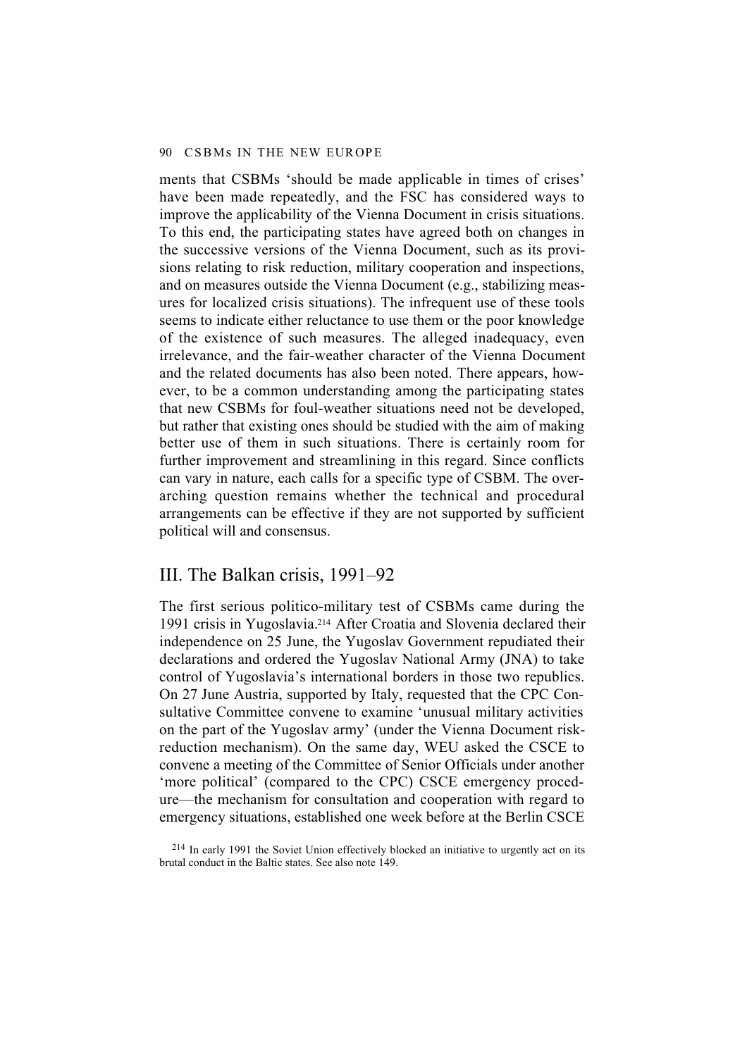ments that CSBMs 'should be made applicable in times of crises' have been made repeatedly, and the FSC has considered ways to improve the applicability of the Vienna Document in crisis situations. To this end, the participating states have agreed both on changes in the successive versions of the Vienna Document, such as its provisions relating to risk reduction, military cooperation and inspections, and on measures outside the Vienna Document (e.g., stabilizing measures for localized crisis situations). The infrequent use of these tools seems to indicate either reluctance to use them or the poor knowledge of the existence of such measures. The alleged inadequacy, even irrelevance, and the fair-weather character of the Vienna Document and the related documents has also been noted. There appears, however, to be a common understanding among the participating states that new CSBMs for foul-weather situations need not be developed, but rather that existing ones should be studied with the aim of making better use of them in such situations. There is certainly room for further improvement and streamlining in this regard. Since conflicts can vary in nature, each calls for a specific type of CSBM. The overarching question remains whether the technical and procedural arrangements can be effective if they are not supported by sufficient political will and consensus.

## III. The Balkan crisis, 1991–92

The first serious politico-military test of CSBMs came during the 1991 crisis in Yugoslavia.[214] After Croatia and Slovenia declared their independence on 25 June, the Yugoslav Government repudiated their declarations and ordered the Yugoslav National Army (JNA) to take control of Yugoslavia's international borders in those two republics. On 27 June Austria, supported by Italy, requested that the CPC Consultative Committee convene to examine 'unusual military activities on the part of the Yugoslav army' (under the Vienna Document risk-reduction mechanism). On the same day, WEU asked the CSCE to convene a meeting of the Committee of Senior Officials under another 'more political' (compared to the CPC) CSCE emergency procedure—the mechanism for consultation and cooperation with regard to emergency situations, established one week before at the Berlin CSCE

[214] In early 1991 the Soviet Union effectively blocked an initiative to urgently act on its brutal conduct in the Baltic states. See also note 149.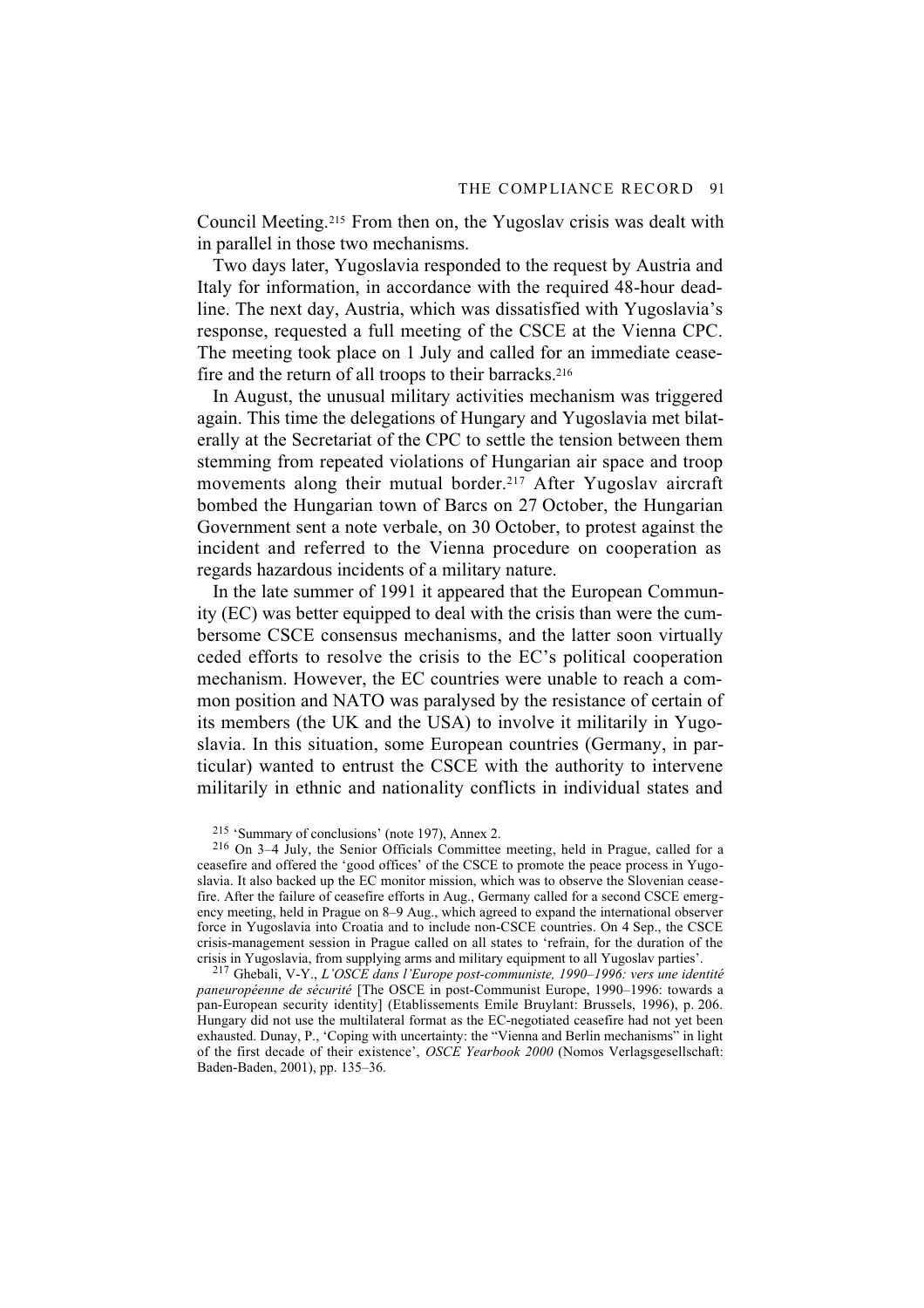Council Meeting.[215] From then on, the Yugoslav crisis was dealt with in parallel in those two mechanisms.

Two days later, Yugoslavia responded to the request by Austria and Italy for information, in accordance with the required 48-hour deadline. The next day, Austria, which was dissatisfied with Yugoslavia's response, requested a full meeting of the CSCE at the Vienna CPC. The meeting took place on 1 July and called for an immediate ceasefire and the return of all troops to their barracks.[216]

In August, the unusual military activities mechanism was triggered again. This time the delegations of Hungary and Yugoslavia met bilaterally at the Secretariat of the CPC to settle the tension between them stemming from repeated violations of Hungarian air space and troop movements along their mutual border.[217] After Yugoslav aircraft bombed the Hungarian town of Barcs on 27 October, the Hungarian Government sent a note verbale, on 30 October, to protest against the incident and referred to the Vienna procedure on cooperation as regards hazardous incidents of a military nature.

In the late summer of 1991 it appeared that the European Community (EC) was better equipped to deal with the crisis than were the cumbersome CSCE consensus mechanisms, and the latter soon virtually ceded efforts to resolve the crisis to the EC's political cooperation mechanism. However, the EC countries were unable to reach a common position and NATO was paralysed by the resistance of certain of its members (the UK and the USA) to involve it militarily in Yugoslavia. In this situation, some European countries (Germany, in particular) wanted to entrust the CSCE with the authority to intervene militarily in ethnic and nationality conflicts in individual states and

[215] 'Summary of conclusions' (note 197), Annex 2.

[216] On 3–4 July, the Senior Officials Committee meeting, held in Prague, called for a ceasefire and offered the 'good offices' of the CSCE to promote the peace process in Yugoslavia. It also backed up the EC monitor mission, which was to observe the Slovenian ceasefire. After the failure of ceasefire efforts in Aug., Germany called for a second CSCE emergency meeting, held in Prague on 8–9 Aug., which agreed to expand the international observer force in Yugoslavia into Croatia and to include non-CSCE countries. On 4 Sep., the CSCE crisis-management session in Prague called on all states to 'refrain, for the duration of the crisis in Yugoslavia, from supplying arms and military equipment to all Yugoslav parties'.

[217] Ghebali, V-Y., *L'OSCE dans l'Europe post-communiste, 1990–1996: vers une identité paneuropéenne de sécurité* [The OSCE in post-Communist Europe, 1990–1996: towards a pan-European security identity] (Etablissements Emile Bruylant: Brussels, 1996), p. 206. Hungary did not use the multilateral format as the EC-negotiated ceasefire had not yet been exhausted. Dunay, P., 'Coping with uncertainty: the "Vienna and Berlin mechanisms" in light of the first decade of their existence', *OSCE Yearbook 2000* (Nomos Verlagsgesellschaft: Baden-Baden, 2001), pp. 135–36.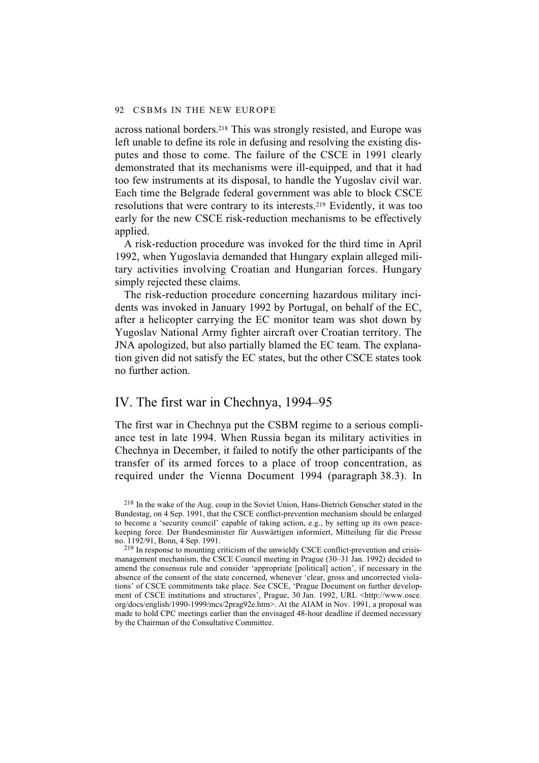across national borders.[218] This was strongly resisted, and Europe was left unable to define its role in defusing and resolving the existing disputes and those to come. The failure of the CSCE in 1991 clearly demonstrated that its mechanisms were ill-equipped, and that it had too few instruments at its disposal, to handle the Yugoslav civil war. Each time the Belgrade federal government was able to block CSCE resolutions that were contrary to its interests.[219] Evidently, it was too early for the new CSCE risk-reduction mechanisms to be effectively applied.

A risk-reduction procedure was invoked for the third time in April 1992, when Yugoslavia demanded that Hungary explain alleged military activities involving Croatian and Hungarian forces. Hungary simply rejected these claims.

The risk-reduction procedure concerning hazardous military incidents was invoked in January 1992 by Portugal, on behalf of the EC, after a helicopter carrying the EC monitor team was shot down by Yugoslav National Army fighter aircraft over Croatian territory. The JNA apologized, but also partially blamed the EC team. The explanation given did not satisfy the EC states, but the other CSCE states took no further action.

## IV. The first war in Chechnya, 1994–95

The first war in Chechnya put the CSBM regime to a serious compliance test in late 1994. When Russia began its military activities in Chechnya in December, it failed to notify the other participants of the transfer of its armed forces to a place of troop concentration, as required under the Vienna Document 1994 (paragraph 38.3). In

[218] In the wake of the Aug. coup in the Soviet Union, Hans-Dietrich Genscher stated in the Bundestag, on 4 Sep. 1991, that the CSCE conflict-prevention mechanism should be enlarged to become a 'security council' capable of taking action, e.g., by setting up its own peacekeeping force. Der Bundesminister für Auswärtigen informiert, Mitteilung für die Presse no. 1192/91, Bonn, 4 Sep. 1991.

[219] In response to mounting criticism of the unwieldy CSCE conflict-prevention and crisis-management mechanism, the CSCE Council meeting in Prague (30–31 Jan. 1992) decided to amend the consensus rule and consider 'appropriate [political] action', if necessary in the absence of the consent of the state concerned, whenever 'clear, gross and uncorrected violations' of CSCE commitments take place. See CSCE, 'Prague Document on further development of CSCE institutions and structures', Prague, 30 Jan. 1992, URL <http://www.osce.org/docs/english/1990-1999/mcs/2prag92e.htm>. At the AIAM in Nov. 1991, a proposal was made to hold CPC meetings earlier than the envisaged 48-hour deadline if deemed necessary by the Chairman of the Consultative Committee.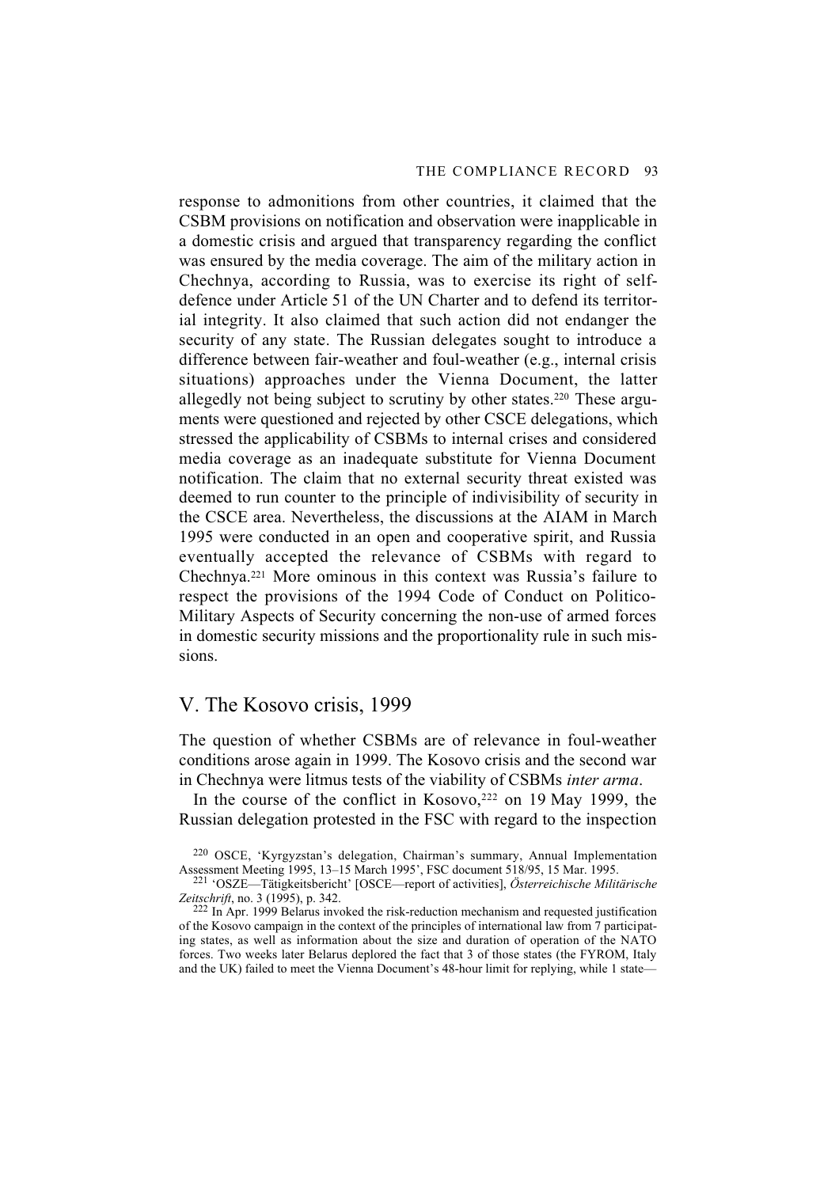response to admonitions from other countries, it claimed that the CSBM provisions on notification and observation were inapplicable in a domestic crisis and argued that transparency regarding the conflict was ensured by the media coverage. The aim of the military action in Chechnya, according to Russia, was to exercise its right of self-defence under Article 51 of the UN Charter and to defend its territorial integrity. It also claimed that such action did not endanger the security of any state. The Russian delegates sought to introduce a difference between fair-weather and foul-weather (e.g., internal crisis situations) approaches under the Vienna Document, the latter allegedly not being subject to scrutiny by other states.[220] These arguments were questioned and rejected by other CSCE delegations, which stressed the applicability of CSBMs to internal crises and considered media coverage as an inadequate substitute for Vienna Document notification. The claim that no external security threat existed was deemed to run counter to the principle of indivisibility of security in the CSCE area. Nevertheless, the discussions at the AIAM in March 1995 were conducted in an open and cooperative spirit, and Russia eventually accepted the relevance of CSBMs with regard to Chechnya.[221] More ominous in this context was Russia's failure to respect the provisions of the 1994 Code of Conduct on Politico-Military Aspects of Security concerning the non-use of armed forces in domestic security missions and the proportionality rule in such missions.

## V. The Kosovo crisis, 1999

The question of whether CSBMs are of relevance in foul-weather conditions arose again in 1999. The Kosovo crisis and the second war in Chechnya were litmus tests of the viability of CSBMs *inter arma*.

In the course of the conflict in Kosovo,[222] on 19 May 1999, the Russian delegation protested in the FSC with regard to the inspection

[220] OSCE, 'Kyrgyzstan's delegation, Chairman's summary, Annual Implementation Assessment Meeting 1995, 13–15 March 1995', FSC document 518/95, 15 Mar. 1995.

[221] 'OSZE—Tätigkeitsbericht' [OSCE—report of activities], *Österreichische Militärische Zeitschrift*, no. 3 (1995), p. 342.

[222] In Apr. 1999 Belarus invoked the risk-reduction mechanism and requested justification of the Kosovo campaign in the context of the principles of international law from 7 participating states, as well as information about the size and duration of operation of the NATO forces. Two weeks later Belarus deplored the fact that 3 of those states (the FYROM, Italy and the UK) failed to meet the Vienna Document's 48-hour limit for replying, while 1 state—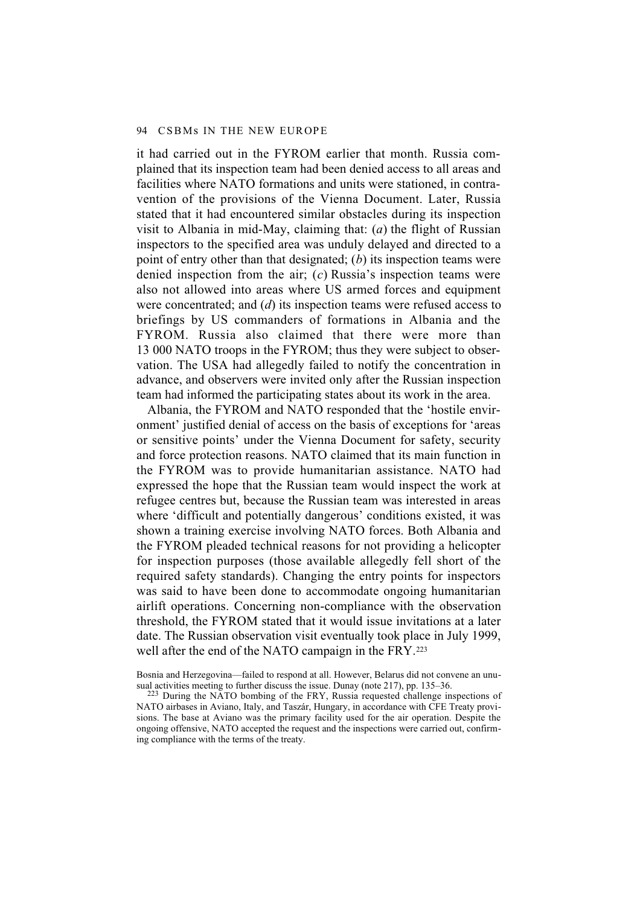it had carried out in the FYROM earlier that month. Russia complained that its inspection team had been denied access to all areas and facilities where NATO formations and units were stationed, in contravention of the provisions of the Vienna Document. Later, Russia stated that it had encountered similar obstacles during its inspection visit to Albania in mid-May, claiming that: (*a*) the flight of Russian inspectors to the specified area was unduly delayed and directed to a point of entry other than that designated; (*b*) its inspection teams were denied inspection from the air; (*c*) Russia's inspection teams were also not allowed into areas where US armed forces and equipment were concentrated; and (*d*) its inspection teams were refused access to briefings by US commanders of formations in Albania and the FYROM. Russia also claimed that there were more than 13 000 NATO troops in the FYROM; thus they were subject to observation. The USA had allegedly failed to notify the concentration in advance, and observers were invited only after the Russian inspection team had informed the participating states about its work in the area.

Albania, the FYROM and NATO responded that the 'hostile environment' justified denial of access on the basis of exceptions for 'areas or sensitive points' under the Vienna Document for safety, security and force protection reasons. NATO claimed that its main function in the FYROM was to provide humanitarian assistance. NATO had expressed the hope that the Russian team would inspect the work at refugee centres but, because the Russian team was interested in areas where 'difficult and potentially dangerous' conditions existed, it was shown a training exercise involving NATO forces. Both Albania and the FYROM pleaded technical reasons for not providing a helicopter for inspection purposes (those available allegedly fell short of the required safety standards). Changing the entry points for inspectors was said to have been done to accommodate ongoing humanitarian airlift operations. Concerning non-compliance with the observation threshold, the FYROM stated that it would issue invitations at a later date. The Russian observation visit eventually took place in July 1999, well after the end of the NATO campaign in the FRY.[223]

Bosnia and Herzegovina—failed to respond at all. However, Belarus did not convene an unusual activities meeting to further discuss the issue. Dunay (note 217), pp. 135–36.

[223] During the NATO bombing of the FRY, Russia requested challenge inspections of NATO airbases in Aviano, Italy, and Taszár, Hungary, in accordance with CFE Treaty provisions. The base at Aviano was the primary facility used for the air operation. Despite the ongoing offensive, NATO accepted the request and the inspections were carried out, confirming compliance with the terms of the treaty.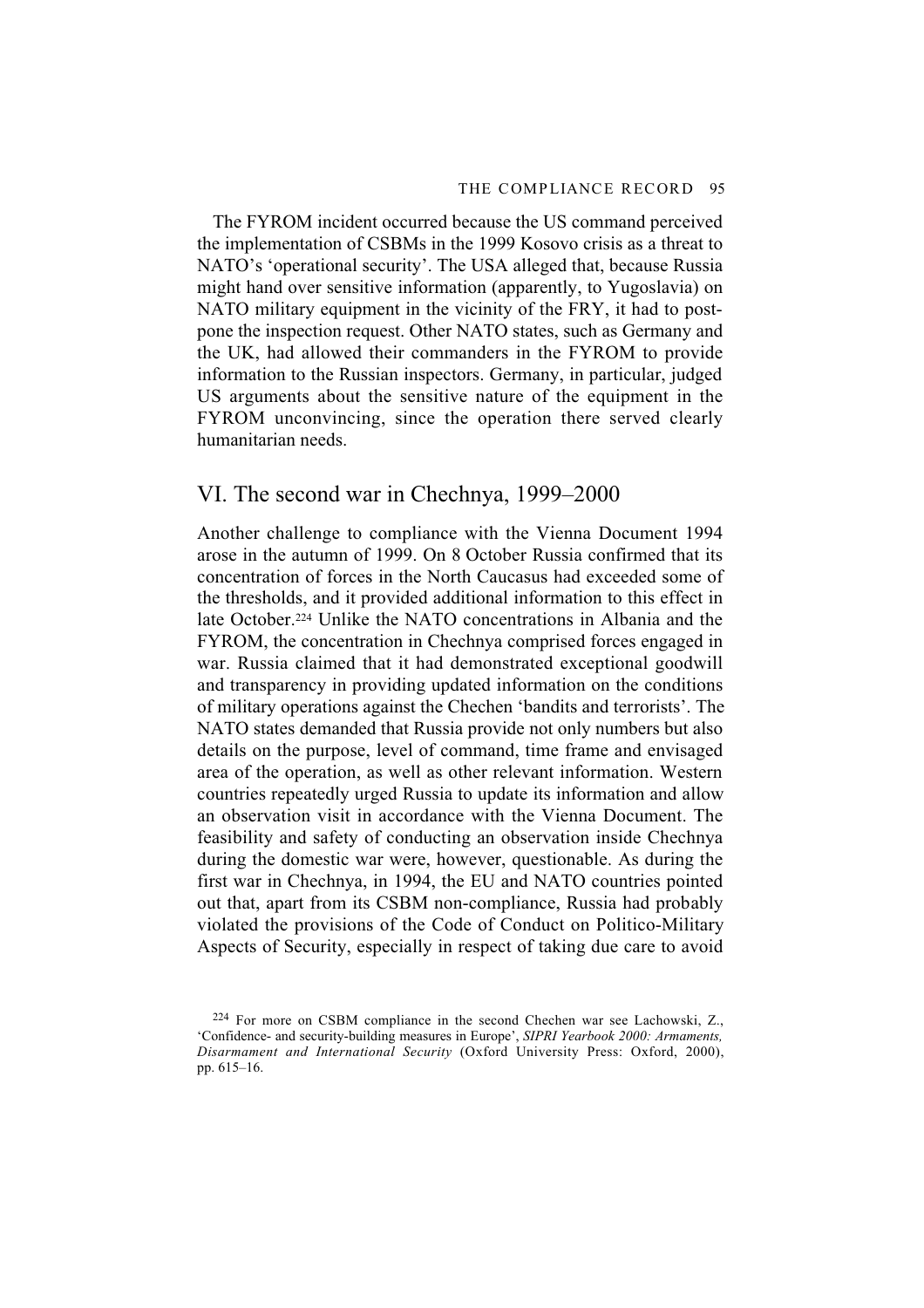The FYROM incident occurred because the US command perceived the implementation of CSBMs in the 1999 Kosovo crisis as a threat to NATO's 'operational security'. The USA alleged that, because Russia might hand over sensitive information (apparently, to Yugoslavia) on NATO military equipment in the vicinity of the FRY, it had to postpone the inspection request. Other NATO states, such as Germany and the UK, had allowed their commanders in the FYROM to provide information to the Russian inspectors. Germany, in particular, judged US arguments about the sensitive nature of the equipment in the FYROM unconvincing, since the operation there served clearly humanitarian needs.

## VI. The second war in Chechnya, 1999–2000

Another challenge to compliance with the Vienna Document 1994 arose in the autumn of 1999. On 8 October Russia confirmed that its concentration of forces in the North Caucasus had exceeded some of the thresholds, and it provided additional information to this effect in late October.[224] Unlike the NATO concentrations in Albania and the FYROM, the concentration in Chechnya comprised forces engaged in war. Russia claimed that it had demonstrated exceptional goodwill and transparency in providing updated information on the conditions of military operations against the Chechen 'bandits and terrorists'. The NATO states demanded that Russia provide not only numbers but also details on the purpose, level of command, time frame and envisaged area of the operation, as well as other relevant information. Western countries repeatedly urged Russia to update its information and allow an observation visit in accordance with the Vienna Document. The feasibility and safety of conducting an observation inside Chechnya during the domestic war were, however, questionable. As during the first war in Chechnya, in 1994, the EU and NATO countries pointed out that, apart from its CSBM non-compliance, Russia had probably violated the provisions of the Code of Conduct on Politico-Military Aspects of Security, especially in respect of taking due care to avoid

[224] For more on CSBM compliance in the second Chechen war see Lachowski, Z., 'Confidence- and security-building measures in Europe', *SIPRI Yearbook 2000: Armaments, Disarmament and International Security* (Oxford University Press: Oxford, 2000), pp. 615–16.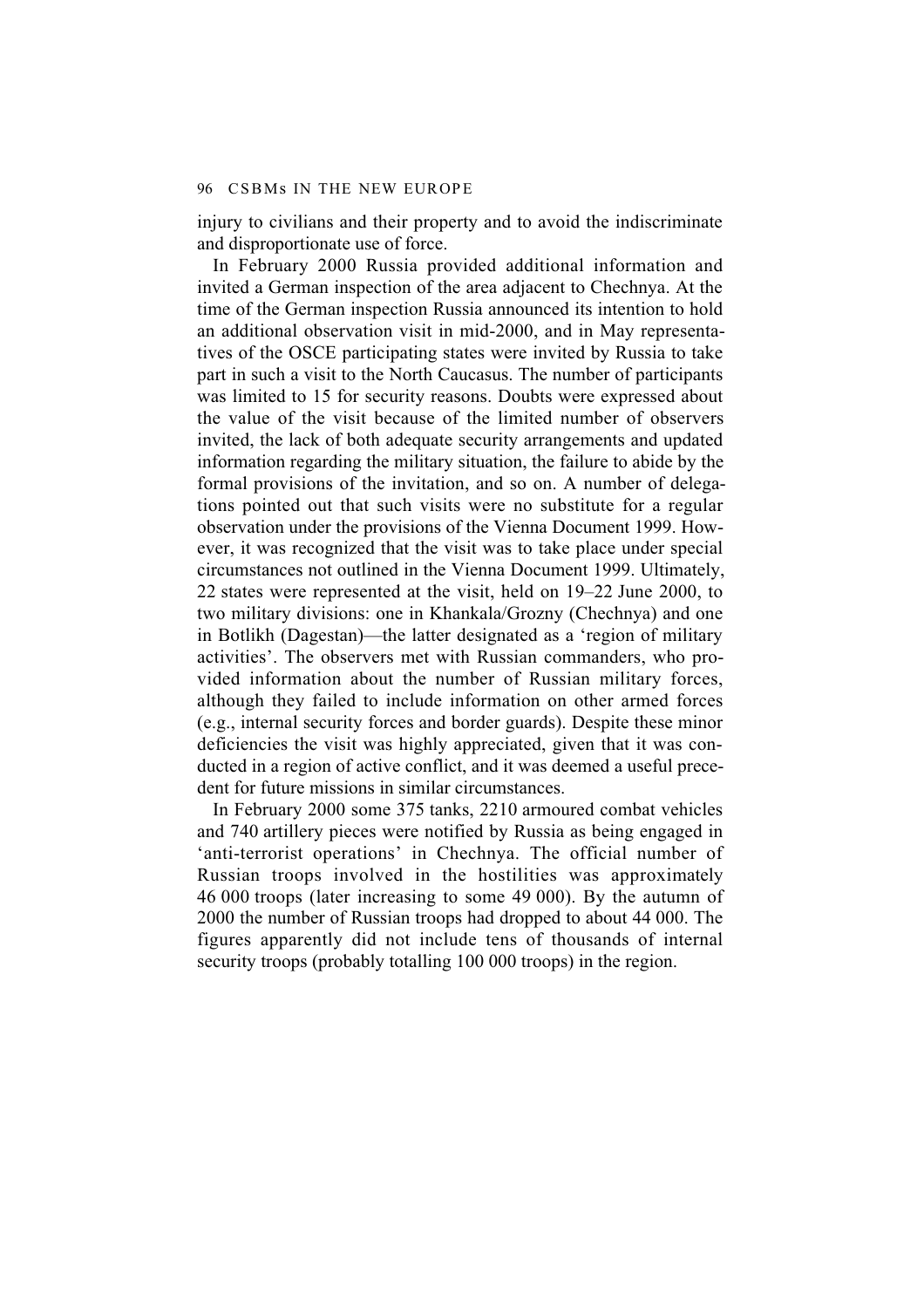injury to civilians and their property and to avoid the indiscriminate and disproportionate use of force.

In February 2000 Russia provided additional information and invited a German inspection of the area adjacent to Chechnya. At the time of the German inspection Russia announced its intention to hold an additional observation visit in mid-2000, and in May representatives of the OSCE participating states were invited by Russia to take part in such a visit to the North Caucasus. The number of participants was limited to 15 for security reasons. Doubts were expressed about the value of the visit because of the limited number of observers invited, the lack of both adequate security arrangements and updated information regarding the military situation, the failure to abide by the formal provisions of the invitation, and so on. A number of delegations pointed out that such visits were no substitute for a regular observation under the provisions of the Vienna Document 1999. However, it was recognized that the visit was to take place under special circumstances not outlined in the Vienna Document 1999. Ultimately, 22 states were represented at the visit, held on 19–22 June 2000, to two military divisions: one in Khankala/Grozny (Chechnya) and one in Botlikh (Dagestan)—the latter designated as a 'region of military activities'. The observers met with Russian commanders, who provided information about the number of Russian military forces, although they failed to include information on other armed forces (e.g., internal security forces and border guards). Despite these minor deficiencies the visit was highly appreciated, given that it was conducted in a region of active conflict, and it was deemed a useful precedent for future missions in similar circumstances.

In February 2000 some 375 tanks, 2210 armoured combat vehicles and 740 artillery pieces were notified by Russia as being engaged in 'anti-terrorist operations' in Chechnya. The official number of Russian troops involved in the hostilities was approximately 46 000 troops (later increasing to some 49 000). By the autumn of 2000 the number of Russian troops had dropped to about 44 000. The figures apparently did not include tens of thousands of internal security troops (probably totalling 100 000 troops) in the region.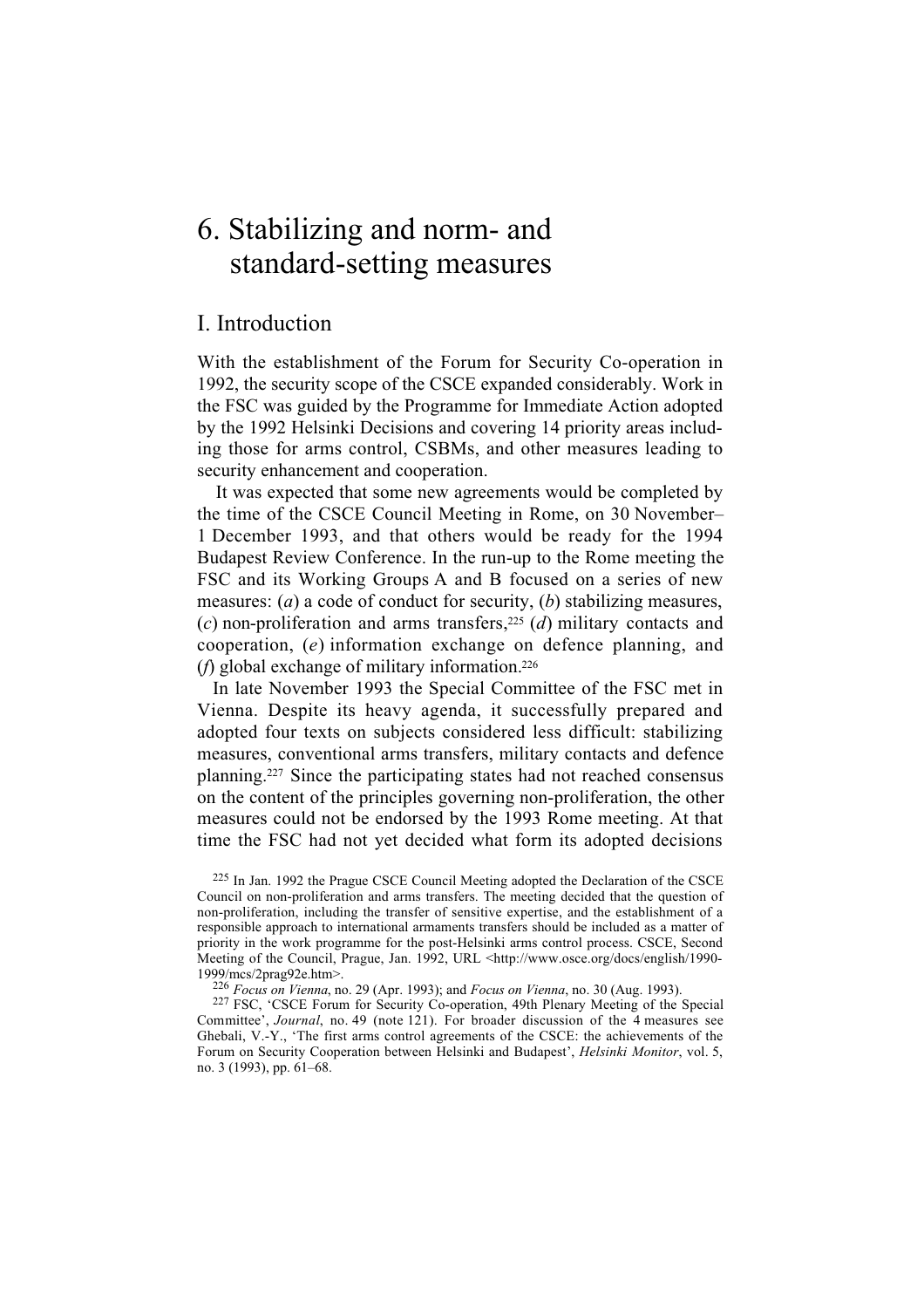# 6. Stabilizing and norm- and standard-setting measures

## I. Introduction

With the establishment of the Forum for Security Co-operation in 1992, the security scope of the CSCE expanded considerably. Work in the FSC was guided by the Programme for Immediate Action adopted by the 1992 Helsinki Decisions and covering 14 priority areas including those for arms control, CSBMs, and other measures leading to security enhancement and cooperation.

It was expected that some new agreements would be completed by the time of the CSCE Council Meeting in Rome, on 30 November–1 December 1993, and that others would be ready for the 1994 Budapest Review Conference. In the run-up to the Rome meeting the FSC and its Working Groups A and B focused on a series of new measures: (*a*) a code of conduct for security, (*b*) stabilizing measures, (*c*) non-proliferation and arms transfers,[225] (*d*) military contacts and cooperation, (*e*) information exchange on defence planning, and (*f*) global exchange of military information.[226]

In late November 1993 the Special Committee of the FSC met in Vienna. Despite its heavy agenda, it successfully prepared and adopted four texts on subjects considered less difficult: stabilizing measures, conventional arms transfers, military contacts and defence planning.[227] Since the participating states had not reached consensus on the content of the principles governing non-proliferation, the other measures could not be endorsed by the 1993 Rome meeting. At that time the FSC had not yet decided what form its adopted decisions

[225] In Jan. 1992 the Prague CSCE Council Meeting adopted the Declaration of the CSCE Council on non-proliferation and arms transfers. The meeting decided that the question of non-proliferation, including the transfer of sensitive expertise, and the establishment of a responsible approach to international armaments transfers should be included as a matter of priority in the work programme for the post-Helsinki arms control process. CSCE, Second Meeting of the Council, Prague, Jan. 1992, URL <http://www.osce.org/docs/english/1990-1999/mcs/2prag92e.htm>.

[226] *Focus on Vienna*, no. 29 (Apr. 1993); and *Focus on Vienna*, no. 30 (Aug. 1993).

[227] FSC, 'CSCE Forum for Security Co-operation, 49th Plenary Meeting of the Special Committee', *Journal*, no. 49 (note 121). For broader discussion of the 4 measures see Ghebali, V.-Y., 'The first arms control agreements of the CSCE: the achievements of the Forum on Security Cooperation between Helsinki and Budapest', *Helsinki Monitor*, vol. 5, no. 3 (1993), pp. 61–68.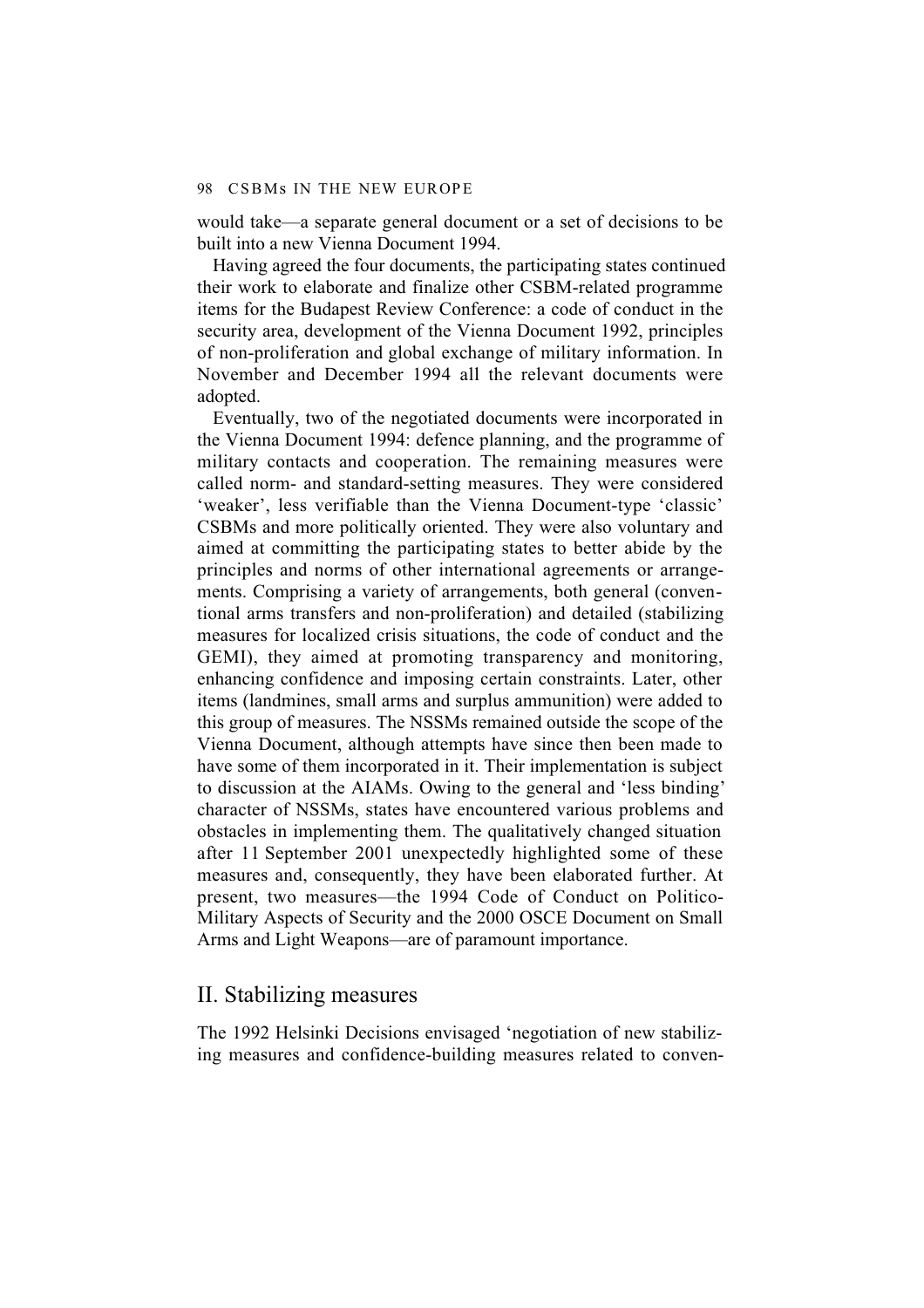would take—a separate general document or a set of decisions to be built into a new Vienna Document 1994.

Having agreed the four documents, the participating states continued their work to elaborate and finalize other CSBM-related programme items for the Budapest Review Conference: a code of conduct in the security area, development of the Vienna Document 1992, principles of non-proliferation and global exchange of military information. In November and December 1994 all the relevant documents were adopted.

Eventually, two of the negotiated documents were incorporated in the Vienna Document 1994: defence planning, and the programme of military contacts and cooperation. The remaining measures were called norm- and standard-setting measures. They were considered 'weaker', less verifiable than the Vienna Document-type 'classic' CSBMs and more politically oriented. They were also voluntary and aimed at committing the participating states to better abide by the principles and norms of other international agreements or arrangements. Comprising a variety of arrangements, both general (conventional arms transfers and non-proliferation) and detailed (stabilizing measures for localized crisis situations, the code of conduct and the GEMI), they aimed at promoting transparency and monitoring, enhancing confidence and imposing certain constraints. Later, other items (landmines, small arms and surplus ammunition) were added to this group of measures. The NSSMs remained outside the scope of the Vienna Document, although attempts have since then been made to have some of them incorporated in it. Their implementation is subject to discussion at the AIAMs. Owing to the general and 'less binding' character of NSSMs, states have encountered various problems and obstacles in implementing them. The qualitatively changed situation after 11 September 2001 unexpectedly highlighted some of these measures and, consequently, they have been elaborated further. At present, two measures—the 1994 Code of Conduct on Politico-Military Aspects of Security and the 2000 OSCE Document on Small Arms and Light Weapons—are of paramount importance.

## II. Stabilizing measures

The 1992 Helsinki Decisions envisaged 'negotiation of new stabilizing measures and confidence-building measures related to conven-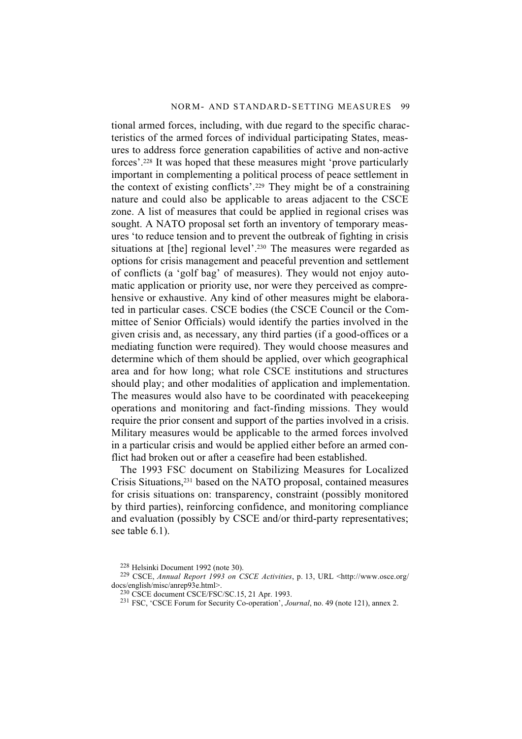tional armed forces, including, with due regard to the specific characteristics of the armed forces of individual participating States, measures to address force generation capabilities of active and non-active forces'.[228] It was hoped that these measures might 'prove particularly important in complementing a political process of peace settlement in the context of existing conflicts'.[229] They might be of a constraining nature and could also be applicable to areas adjacent to the CSCE zone. A list of measures that could be applied in regional crises was sought. A NATO proposal set forth an inventory of temporary measures 'to reduce tension and to prevent the outbreak of fighting in crisis situations at [the] regional level'.[230] The measures were regarded as options for crisis management and peaceful prevention and settlement of conflicts (a 'golf bag' of measures). They would not enjoy automatic application or priority use, nor were they perceived as comprehensive or exhaustive. Any kind of other measures might be elaborated in particular cases. CSCE bodies (the CSCE Council or the Committee of Senior Officials) would identify the parties involved in the given crisis and, as necessary, any third parties (if a good-offices or a mediating function were required). They would choose measures and determine which of them should be applied, over which geographical area and for how long; what role CSCE institutions and structures should play; and other modalities of application and implementation. The measures would also have to be coordinated with peacekeeping operations and monitoring and fact-finding missions. They would require the prior consent and support of the parties involved in a crisis. Military measures would be applicable to the armed forces involved in a particular crisis and would be applied either before an armed conflict had broken out or after a ceasefire had been established.

The 1993 FSC document on Stabilizing Measures for Localized Crisis Situations,[231] based on the NATO proposal, contained measures for crisis situations on: transparency, constraint (possibly monitored by third parties), reinforcing confidence, and monitoring compliance and evaluation (possibly by CSCE and/or third-party representatives; see table 6.1).

[228] Helsinki Document 1992 (note 30).

[229] CSCE, *Annual Report 1993 on CSCE Activities*, p. 13, URL <http://www.osce.org/docs/english/misc/anrep93e.html>.

[230] CSCE document CSCE/FSC/SC.15, 21 Apr. 1993.

[231] FSC, 'CSCE Forum for Security Co-operation', *Journal*, no. 49 (note 121), annex 2.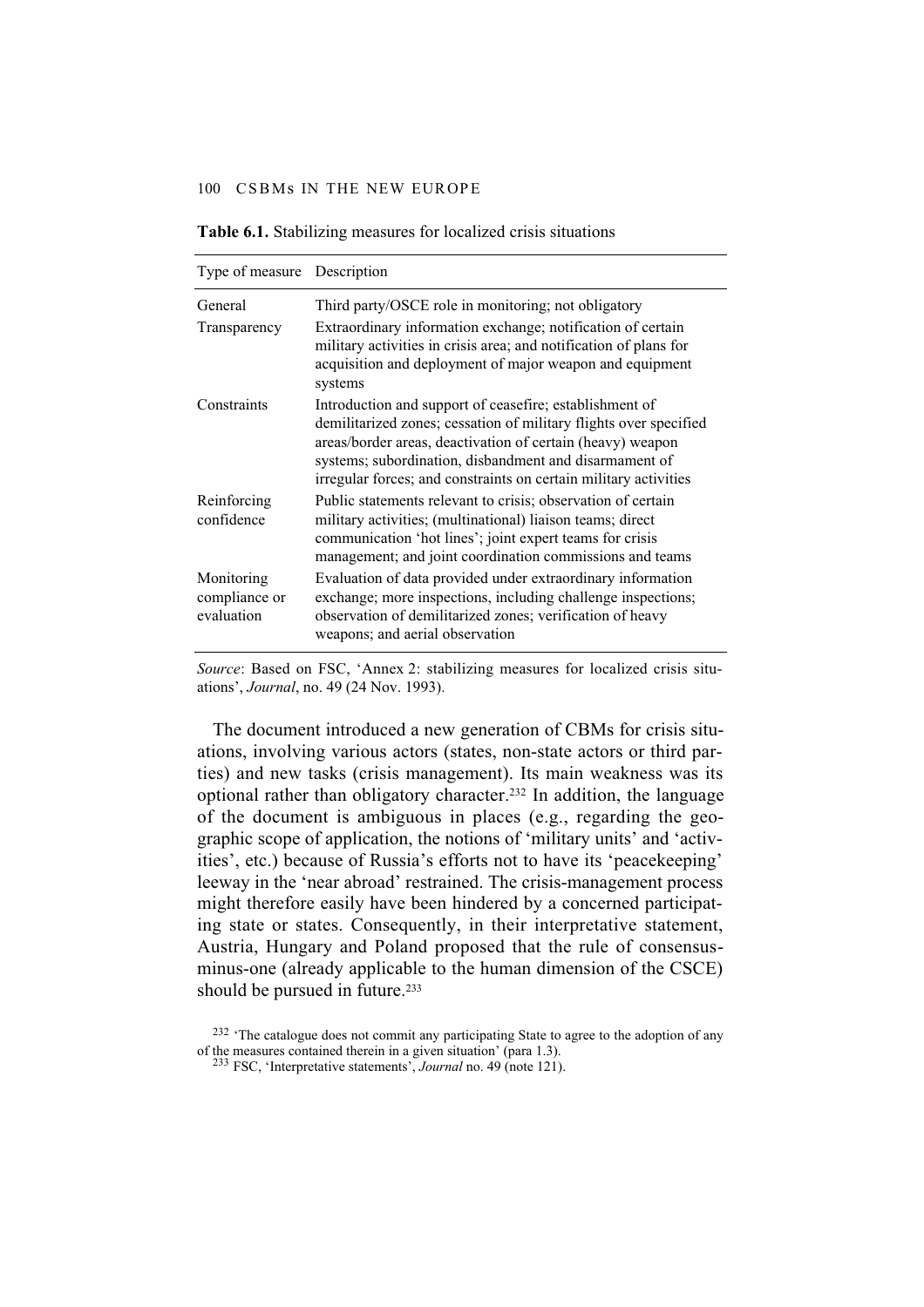**Table 6.1.** Stabilizing measures for localized crisis situations

| Type of measure | Description |
|---|---|
| General | Third party/OSCE role in monitoring; not obligatory |
| Transparency | Extraordinary information exchange; notification of certain military activities in crisis area; and notification of plans for acquisition and deployment of major weapon and equipment systems |
| Constraints | Introduction and support of ceasefire; establishment of demilitarized zones; cessation of military flights over specified areas/border areas, deactivation of certain (heavy) weapon systems; subordination, disbandment and disarmament of irregular forces; and constraints on certain military activities |
| Reinforcing confidence | Public statements relevant to crisis; observation of certain military activities; (multinational) liaison teams; direct communication 'hot lines'; joint expert teams for crisis management; and joint coordination commissions and teams |
| Monitoring compliance or evaluation | Evaluation of data provided under extraordinary information exchange; more inspections, including challenge inspections; observation of demilitarized zones; verification of heavy weapons; and aerial observation |

*Source*: Based on FSC, 'Annex 2: stabilizing measures for localized crisis situations', *Journal*, no. 49 (24 Nov. 1993).

The document introduced a new generation of CBMs for crisis situations, involving various actors (states, non-state actors or third parties) and new tasks (crisis management). Its main weakness was its optional rather than obligatory character.[232] In addition, the language of the document is ambiguous in places (e.g., regarding the geographic scope of application, the notions of 'military units' and 'activities', etc.) because of Russia's efforts not to have its 'peacekeeping' leeway in the 'near abroad' restrained. The crisis-management process might therefore easily have been hindered by a concerned participating state or states. Consequently, in their interpretative statement, Austria, Hungary and Poland proposed that the rule of consensus-minus-one (already applicable to the human dimension of the CSCE) should be pursued in future.[233]

[232] 'The catalogue does not commit any participating State to agree to the adoption of any of the measures contained therein in a given situation' (para 1.3).

[233] FSC, 'Interpretative statements', *Journal* no. 49 (note 121).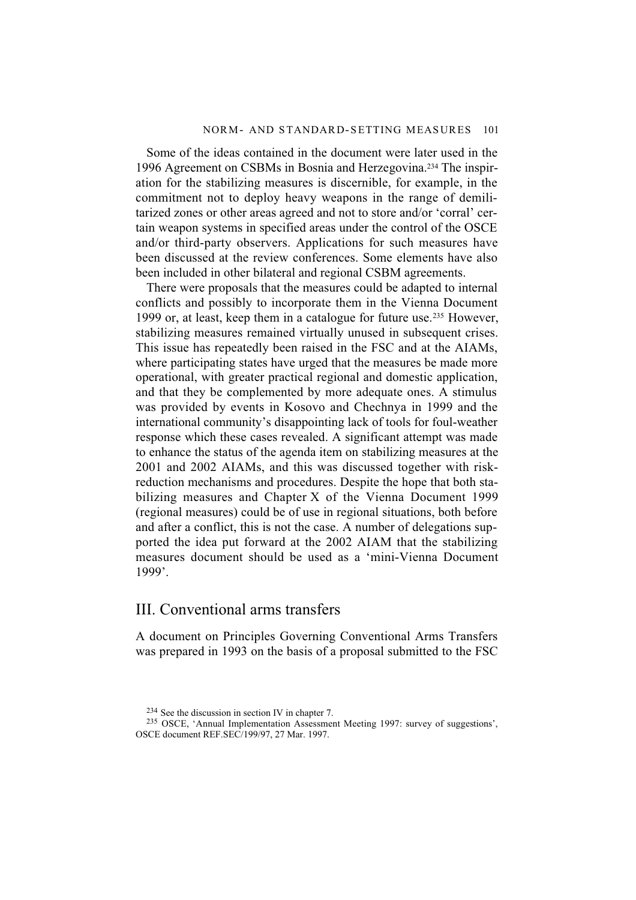Some of the ideas contained in the document were later used in the 1996 Agreement on CSBMs in Bosnia and Herzegovina.[234] The inspiration for the stabilizing measures is discernible, for example, in the commitment not to deploy heavy weapons in the range of demilitarized zones or other areas agreed and not to store and/or 'corral' certain weapon systems in specified areas under the control of the OSCE and/or third-party observers. Applications for such measures have been discussed at the review conferences. Some elements have also been included in other bilateral and regional CSBM agreements.

There were proposals that the measures could be adapted to internal conflicts and possibly to incorporate them in the Vienna Document 1999 or, at least, keep them in a catalogue for future use.[235] However, stabilizing measures remained virtually unused in subsequent crises. This issue has repeatedly been raised in the FSC and at the AIAMs, where participating states have urged that the measures be made more operational, with greater practical regional and domestic application, and that they be complemented by more adequate ones. A stimulus was provided by events in Kosovo and Chechnya in 1999 and the international community's disappointing lack of tools for foul-weather response which these cases revealed. A significant attempt was made to enhance the status of the agenda item on stabilizing measures at the 2001 and 2002 AIAMs, and this was discussed together with risk-reduction mechanisms and procedures. Despite the hope that both stabilizing measures and Chapter X of the Vienna Document 1999 (regional measures) could be of use in regional situations, both before and after a conflict, this is not the case. A number of delegations supported the idea put forward at the 2002 AIAM that the stabilizing measures document should be used as a 'mini-Vienna Document 1999'.

## III. Conventional arms transfers

A document on Principles Governing Conventional Arms Transfers was prepared in 1993 on the basis of a proposal submitted to the FSC

---

[234] See the discussion in section IV in chapter 7.

[235] OSCE, 'Annual Implementation Assessment Meeting 1997: survey of suggestions', OSCE document REF.SEC/199/97, 27 Mar. 1997.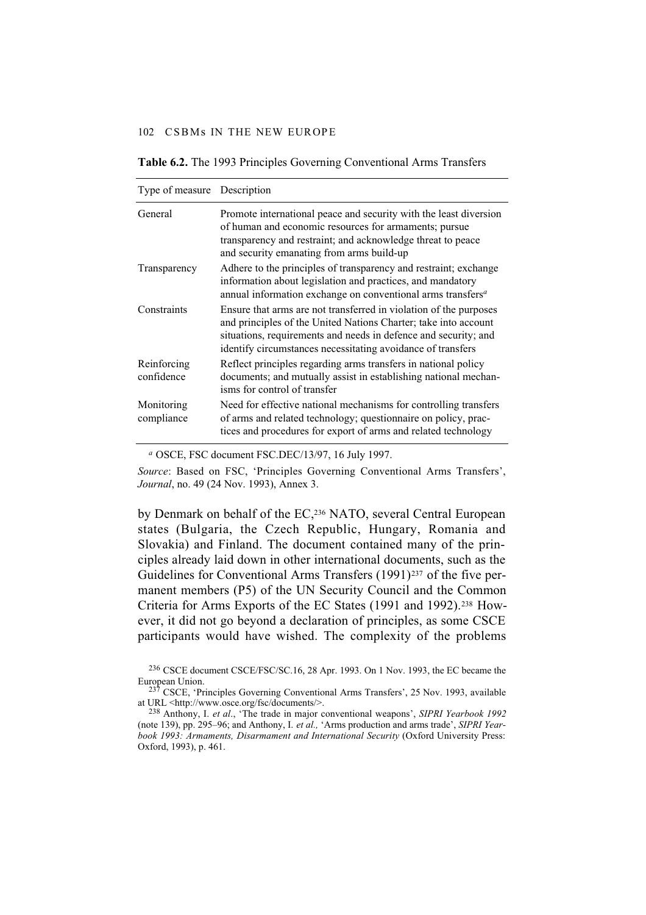**Table 6.2.** The 1993 Principles Governing Conventional Arms Transfers

| Type of measure | Description |
|---|---|
| General | Promote international peace and security with the least diversion of human and economic resources for armaments; pursue transparency and restraint; and acknowledge threat to peace and security emanating from arms build-up |
| Transparency | Adhere to the principles of transparency and restraint; exchange information about legislation and practices, and mandatory annual information exchange on conventional arms transfers[a] |
| Constraints | Ensure that arms are not transferred in violation of the purposes and principles of the United Nations Charter; take into account situations, requirements and needs in defence and security; and identify circumstances necessitating avoidance of transfers |
| Reinforcing confidence | Reflect principles regarding arms transfers in national policy documents; and mutually assist in establishing national mechanisms for control of transfer |
| Monitoring compliance | Need for effective national mechanisms for controlling transfers of arms and related technology; questionnaire on policy, practices and procedures for export of arms and related technology |

[a] OSCE, FSC document FSC.DEC/13/97, 16 July 1997.

*Source*: Based on FSC, 'Principles Governing Conventional Arms Transfers', *Journal*, no. 49 (24 Nov. 1993), Annex 3.

by Denmark on behalf of the EC,[236] NATO, several Central European states (Bulgaria, the Czech Republic, Hungary, Romania and Slovakia) and Finland. The document contained many of the principles already laid down in other international documents, such as the Guidelines for Conventional Arms Transfers (1991)[237] of the five permanent members (P5) of the UN Security Council and the Common Criteria for Arms Exports of the EC States (1991 and 1992).[238] However, it did not go beyond a declaration of principles, as some CSCE participants would have wished. The complexity of the problems

[236] CSCE document CSCE/FSC/SC.16, 28 Apr. 1993. On 1 Nov. 1993, the EC became the European Union.

[237] CSCE, 'Principles Governing Conventional Arms Transfers', 25 Nov. 1993, available at URL <http://www.osce.org/fsc/documents/>.

[238] Anthony, I. *et al*., 'The trade in major conventional weapons', *SIPRI Yearbook 1992* (note 139), pp. 295–96; and Anthony, I. *et al.,* 'Arms production and arms trade', *SIPRI Yearbook 1993: Armaments, Disarmament and International Security* (Oxford University Press: Oxford, 1993), p. 461.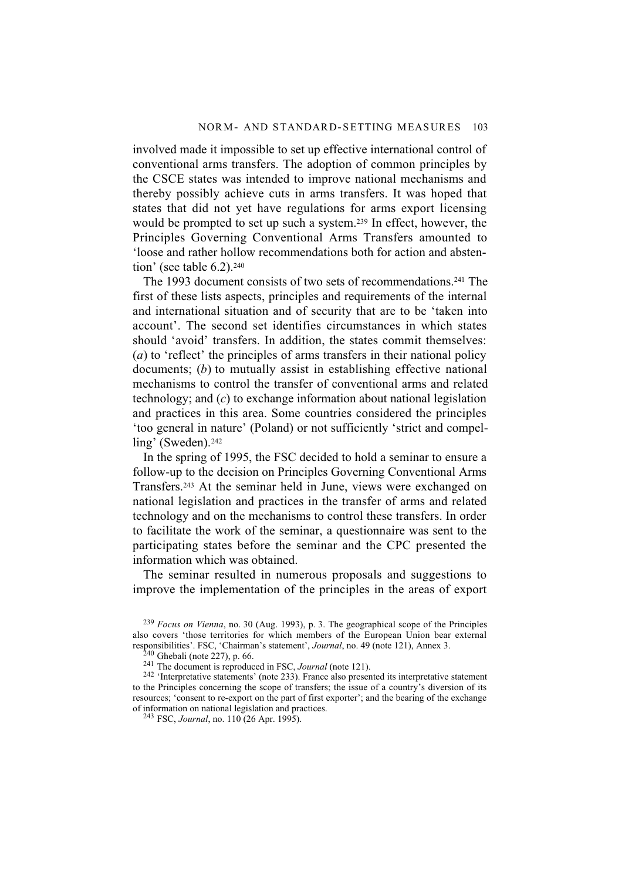involved made it impossible to set up effective international control of conventional arms transfers. The adoption of common principles by the CSCE states was intended to improve national mechanisms and thereby possibly achieve cuts in arms transfers. It was hoped that states that did not yet have regulations for arms export licensing would be prompted to set up such a system.[239] In effect, however, the Principles Governing Conventional Arms Transfers amounted to 'loose and rather hollow recommendations both for action and abstention' (see table 6.2).[240]

The 1993 document consists of two sets of recommendations.[241] The first of these lists aspects, principles and requirements of the internal and international situation and of security that are to be 'taken into account'. The second set identifies circumstances in which states should 'avoid' transfers. In addition, the states commit themselves: (*a*) to 'reflect' the principles of arms transfers in their national policy documents; (*b*) to mutually assist in establishing effective national mechanisms to control the transfer of conventional arms and related technology; and (*c*) to exchange information about national legislation and practices in this area. Some countries considered the principles 'too general in nature' (Poland) or not sufficiently 'strict and compelling' (Sweden).[242]

In the spring of 1995, the FSC decided to hold a seminar to ensure a follow-up to the decision on Principles Governing Conventional Arms Transfers.[243] At the seminar held in June, views were exchanged on national legislation and practices in the transfer of arms and related technology and on the mechanisms to control these transfers. In order to facilitate the work of the seminar, a questionnaire was sent to the participating states before the seminar and the CPC presented the information which was obtained.

The seminar resulted in numerous proposals and suggestions to improve the implementation of the principles in the areas of export

[239] *Focus on Vienna*, no. 30 (Aug. 1993), p. 3. The geographical scope of the Principles also covers 'those territories for which members of the European Union bear external responsibilities'. FSC, 'Chairman's statement', *Journal*, no. 49 (note 121), Annex 3.

[240] Ghebali (note 227), p. 66.

[241] The document is reproduced in FSC, *Journal* (note 121).

[242] 'Interpretative statements' (note 233). France also presented its interpretative statement to the Principles concerning the scope of transfers; the issue of a country's diversion of its resources; 'consent to re-export on the part of first exporter'; and the bearing of the exchange of information on national legislation and practices.

[243] FSC, *Journal*, no. 110 (26 Apr. 1995).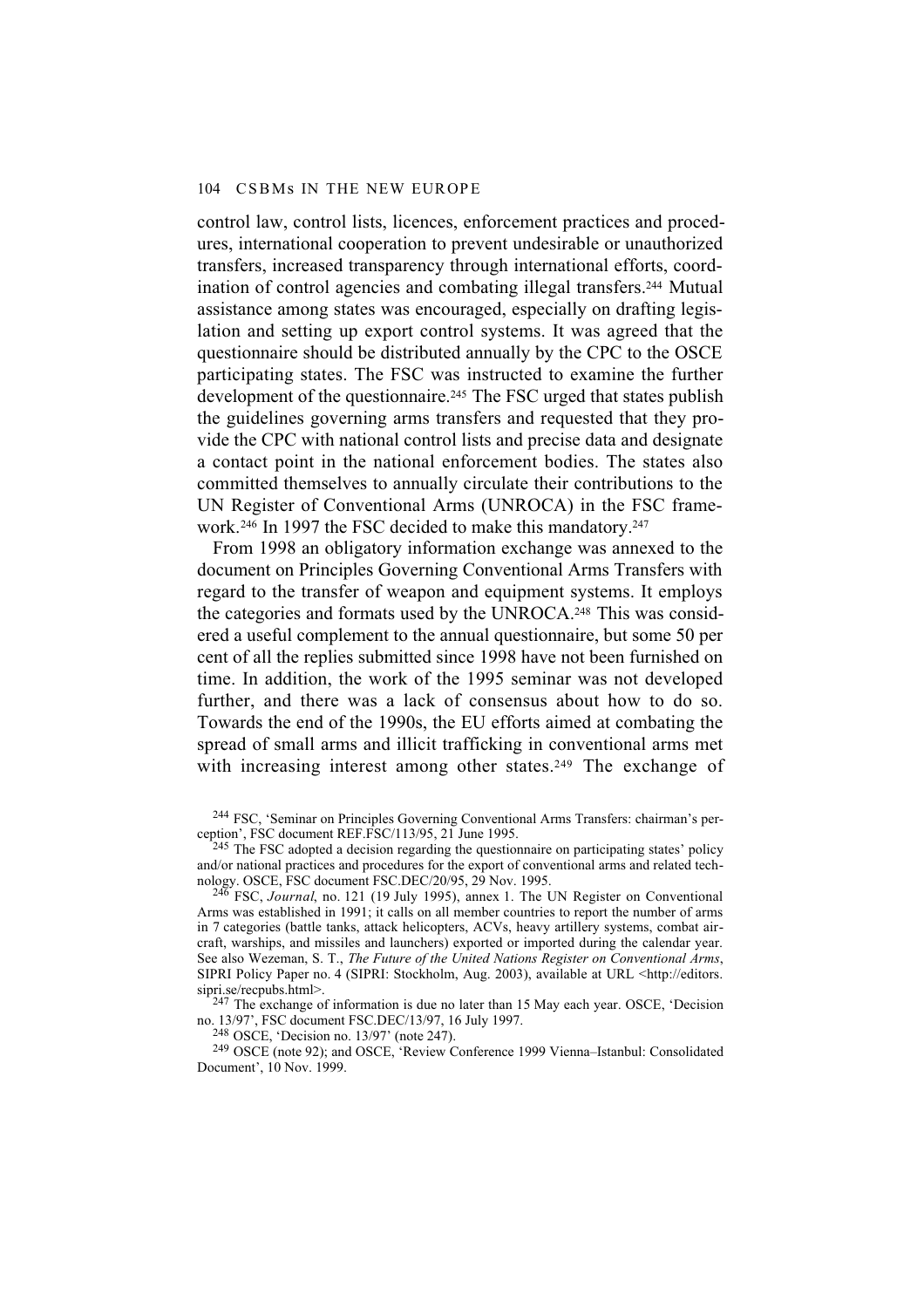control law, control lists, licences, enforcement practices and procedures, international cooperation to prevent undesirable or unauthorized transfers, increased transparency through international efforts, coordination of control agencies and combating illegal transfers.[244] Mutual assistance among states was encouraged, especially on drafting legislation and setting up export control systems. It was agreed that the questionnaire should be distributed annually by the CPC to the OSCE participating states. The FSC was instructed to examine the further development of the questionnaire.[245] The FSC urged that states publish the guidelines governing arms transfers and requested that they provide the CPC with national control lists and precise data and designate a contact point in the national enforcement bodies. The states also committed themselves to annually circulate their contributions to the UN Register of Conventional Arms (UNROCA) in the FSC framework.[246] In 1997 the FSC decided to make this mandatory.[247]

From 1998 an obligatory information exchange was annexed to the document on Principles Governing Conventional Arms Transfers with regard to the transfer of weapon and equipment systems. It employs the categories and formats used by the UNROCA.[248] This was considered a useful complement to the annual questionnaire, but some 50 per cent of all the replies submitted since 1998 have not been furnished on time. In addition, the work of the 1995 seminar was not developed further, and there was a lack of consensus about how to do so. Towards the end of the 1990s, the EU efforts aimed at combating the spread of small arms and illicit trafficking in conventional arms met with increasing interest among other states.[249] The exchange of

---

[244] FSC, 'Seminar on Principles Governing Conventional Arms Transfers: chairman's perception', FSC document REF.FSC/113/95, 21 June 1995.

[245] The FSC adopted a decision regarding the questionnaire on participating states' policy and/or national practices and procedures for the export of conventional arms and related technology. OSCE, FSC document FSC.DEC/20/95, 29 Nov. 1995.

[246] FSC, *Journal*, no. 121 (19 July 1995), annex 1. The UN Register on Conventional Arms was established in 1991; it calls on all member countries to report the number of arms in 7 categories (battle tanks, attack helicopters, ACVs, heavy artillery systems, combat aircraft, warships, and missiles and launchers) exported or imported during the calendar year. See also Wezeman, S. T., *The Future of the United Nations Register on Conventional Arms*, SIPRI Policy Paper no. 4 (SIPRI: Stockholm, Aug. 2003), available at URL <http://editors.sipri.se/recpubs.html>.

[247] The exchange of information is due no later than 15 May each year. OSCE, 'Decision no. 13/97', FSC document FSC.DEC/13/97, 16 July 1997.

[248] OSCE, 'Decision no. 13/97' (note 247).

[249] OSCE (note 92); and OSCE, 'Review Conference 1999 Vienna–Istanbul: Consolidated Document', 10 Nov. 1999.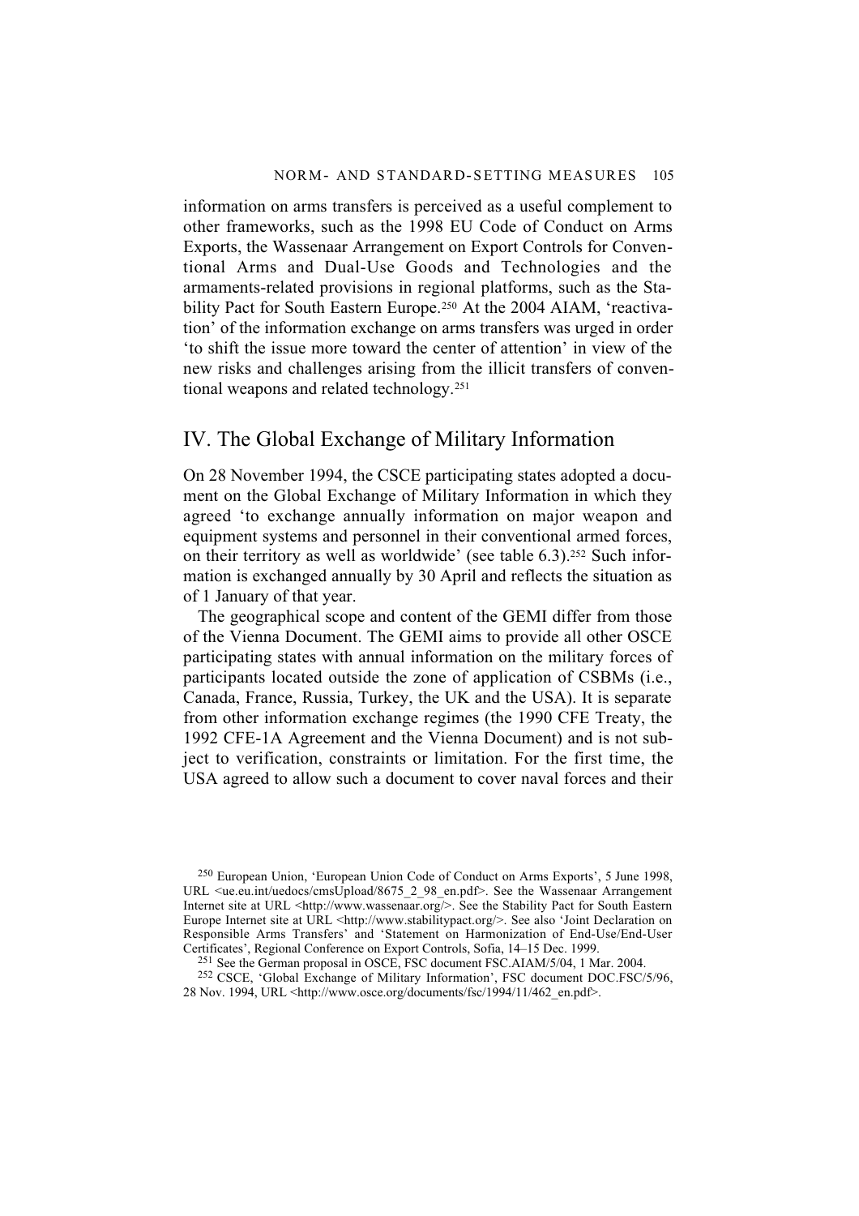information on arms transfers is perceived as a useful complement to other frameworks, such as the 1998 EU Code of Conduct on Arms Exports, the Wassenaar Arrangement on Export Controls for Conventional Arms and Dual-Use Goods and Technologies and the armaments-related provisions in regional platforms, such as the Stability Pact for South Eastern Europe.[250] At the 2004 AIAM, 'reactivation' of the information exchange on arms transfers was urged in order 'to shift the issue more toward the center of attention' in view of the new risks and challenges arising from the illicit transfers of conventional weapons and related technology.[251]

## IV. The Global Exchange of Military Information

On 28 November 1994, the CSCE participating states adopted a document on the Global Exchange of Military Information in which they agreed 'to exchange annually information on major weapon and equipment systems and personnel in their conventional armed forces, on their territory as well as worldwide' (see table 6.3).[252] Such information is exchanged annually by 30 April and reflects the situation as of 1 January of that year.

The geographical scope and content of the GEMI differ from those of the Vienna Document. The GEMI aims to provide all other OSCE participating states with annual information on the military forces of participants located outside the zone of application of CSBMs (i.e., Canada, France, Russia, Turkey, the UK and the USA). It is separate from other information exchange regimes (the 1990 CFE Treaty, the 1992 CFE-1A Agreement and the Vienna Document) and is not subject to verification, constraints or limitation. For the first time, the USA agreed to allow such a document to cover naval forces and their

[250] European Union, 'European Union Code of Conduct on Arms Exports', 5 June 1998, URL <ue.eu.int/uedocs/cmsUpload/8675_2_98_en.pdf>. See the Wassenaar Arrangement Internet site at URL <http://www.wassenaar.org/>. See the Stability Pact for South Eastern Europe Internet site at URL <http://www.stabilitypact.org/>. See also 'Joint Declaration on Responsible Arms Transfers' and 'Statement on Harmonization of End-Use/End-User Certificates', Regional Conference on Export Controls, Sofia, 14–15 Dec. 1999.

[251] See the German proposal in OSCE, FSC document FSC.AIAM/5/04, 1 Mar. 2004.

[252] CSCE, 'Global Exchange of Military Information', FSC document DOC.FSC/5/96, 28 Nov. 1994, URL <http://www.osce.org/documents/fsc/1994/11/462_en.pdf>.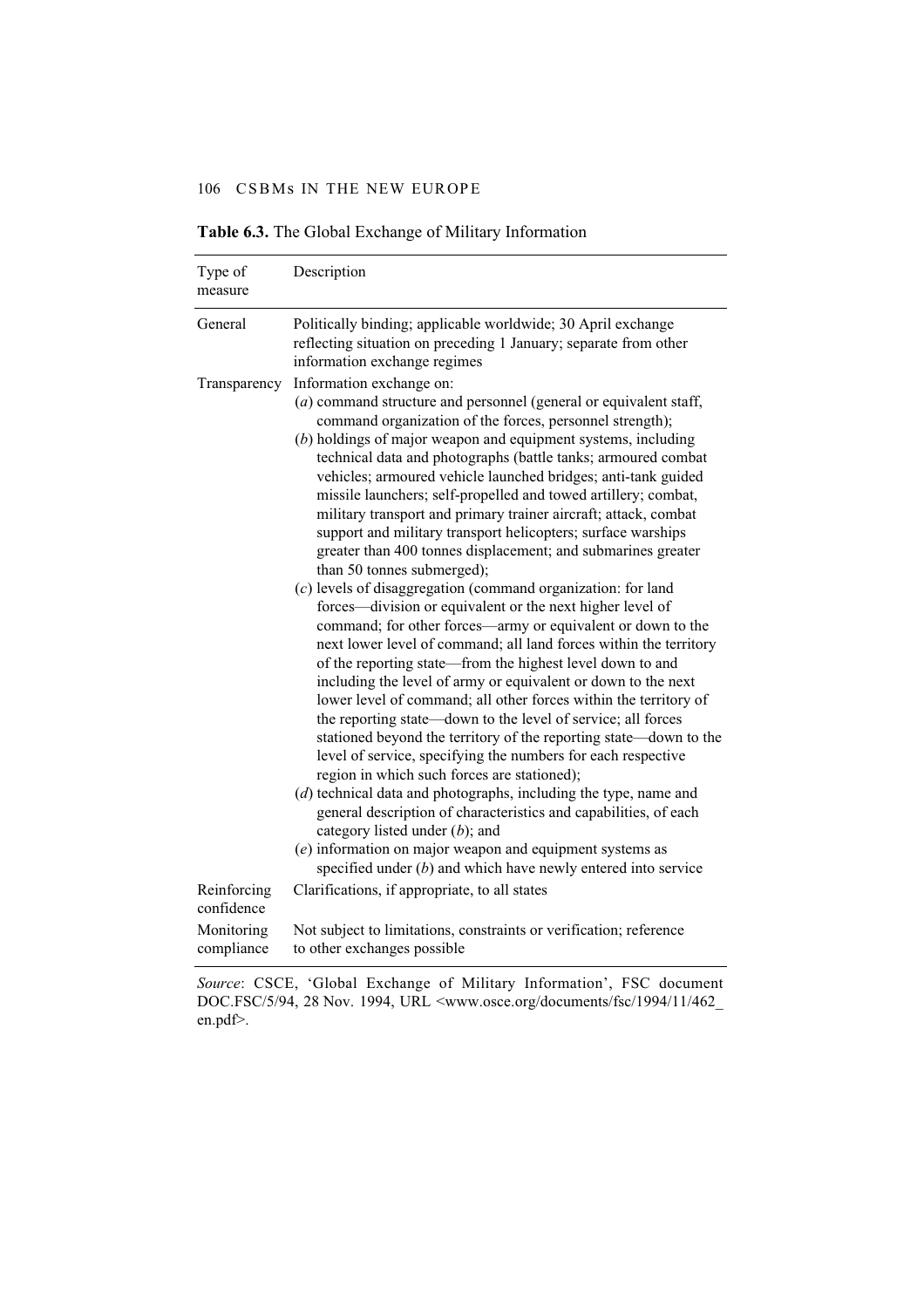**Table 6.3.** The Global Exchange of Military Information

| Type of measure | Description |
|---|---|
| General | Politically binding; applicable worldwide; 30 April exchange reflecting situation on preceding 1 January; separate from other information exchange regimes |
| Transparency | Information exchange on:<br>(*a*) command structure and personnel (general or equivalent staff, command organization of the forces, personnel strength);<br>(*b*) holdings of major weapon and equipment systems, including technical data and photographs (battle tanks; armoured combat vehicles; armoured vehicle launched bridges; anti-tank guided missile launchers; self-propelled and towed artillery; combat, military transport and primary trainer aircraft; attack, combat support and military transport helicopters; surface warships greater than 400 tonnes displacement; and submarines greater than 50 tonnes submerged);<br>(*c*) levels of disaggregation (command organization: for land forces—division or equivalent or the next higher level of command; for other forces—army or equivalent or down to the next lower level of command; all land forces within the territory of the reporting state—from the highest level down to and including the level of army or equivalent or down to the next lower level of command; all other forces within the territory of the reporting state—down to the level of service; all forces stationed beyond the territory of the reporting state—down to the level of service, specifying the numbers for each respective region in which such forces are stationed);<br>(*d*) technical data and photographs, including the type, name and general description of characteristics and capabilities, of each category listed under (*b*); and<br>(*e*) information on major weapon and equipment systems as specified under (*b*) and which have newly entered into service |
| Reinforcing confidence | Clarifications, if appropriate, to all states |
| Monitoring compliance | Not subject to limitations, constraints or verification; reference to other exchanges possible |

*Source*: CSCE, 'Global Exchange of Military Information', FSC document DOC.FSC/5/94, 28 Nov. 1994, URL <www.osce.org/documents/fsc/1994/11/462_en.pdf>.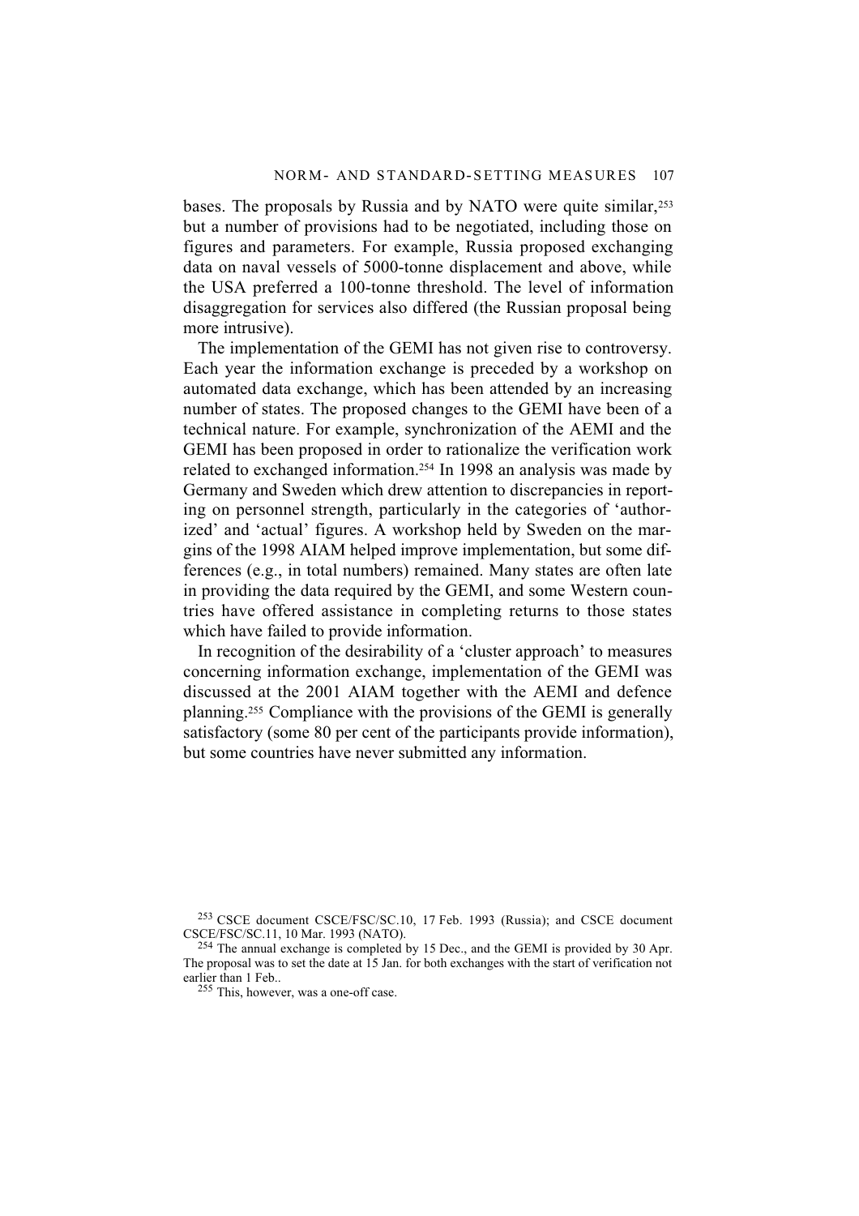bases. The proposals by Russia and by NATO were quite similar,[253] but a number of provisions had to be negotiated, including those on figures and parameters. For example, Russia proposed exchanging data on naval vessels of 5000-tonne displacement and above, while the USA preferred a 100-tonne threshold. The level of information disaggregation for services also differed (the Russian proposal being more intrusive).

The implementation of the GEMI has not given rise to controversy. Each year the information exchange is preceded by a workshop on automated data exchange, which has been attended by an increasing number of states. The proposed changes to the GEMI have been of a technical nature. For example, synchronization of the AEMI and the GEMI has been proposed in order to rationalize the verification work related to exchanged information.[254] In 1998 an analysis was made by Germany and Sweden which drew attention to discrepancies in reporting on personnel strength, particularly in the categories of 'authorized' and 'actual' figures. A workshop held by Sweden on the margins of the 1998 AIAM helped improve implementation, but some differences (e.g., in total numbers) remained. Many states are often late in providing the data required by the GEMI, and some Western countries have offered assistance in completing returns to those states which have failed to provide information.

In recognition of the desirability of a 'cluster approach' to measures concerning information exchange, implementation of the GEMI was discussed at the 2001 AIAM together with the AEMI and defence planning.[255] Compliance with the provisions of the GEMI is generally satisfactory (some 80 per cent of the participants provide information), but some countries have never submitted any information.

[253] CSCE document CSCE/FSC/SC.10, 17 Feb. 1993 (Russia); and CSCE document CSCE/FSC/SC.11, 10 Mar. 1993 (NATO).

[254] The annual exchange is completed by 15 Dec., and the GEMI is provided by 30 Apr. The proposal was to set the date at 15 Jan. for both exchanges with the start of verification not earlier than 1 Feb..

[255] This, however, was a one-off case.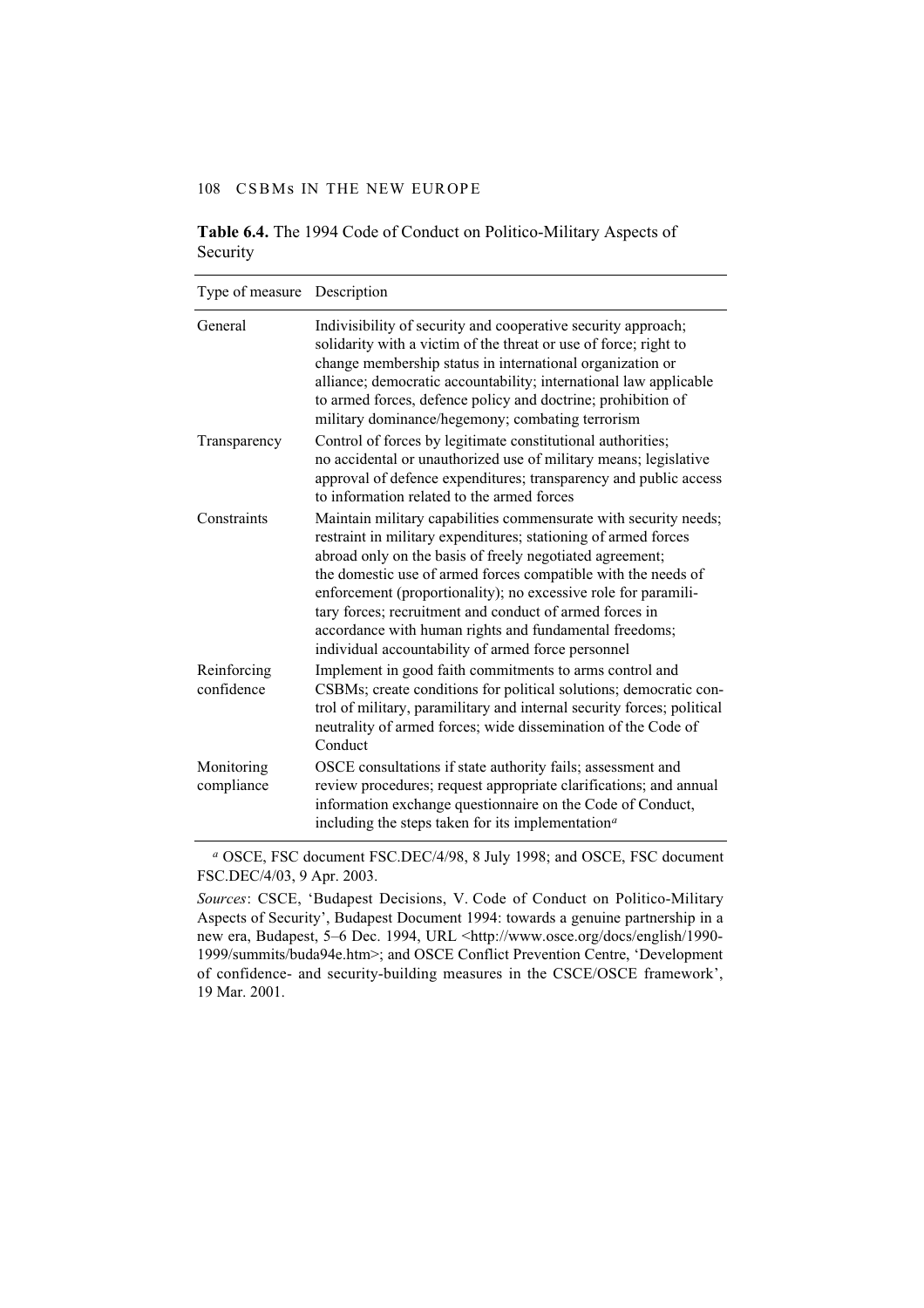**Table 6.4.** The 1994 Code of Conduct on Politico-Military Aspects of Security

| Type of measure | Description |
|---|---|
| General | Indivisibility of security and cooperative security approach; solidarity with a victim of the threat or use of force; right to change membership status in international organization or alliance; democratic accountability; international law applicable to armed forces, defence policy and doctrine; prohibition of military dominance/hegemony; combating terrorism |
| Transparency | Control of forces by legitimate constitutional authorities; no accidental or unauthorized use of military means; legislative approval of defence expenditures; transparency and public access to information related to the armed forces |
| Constraints | Maintain military capabilities commensurate with security needs; restraint in military expenditures; stationing of armed forces abroad only on the basis of freely negotiated agreement; the domestic use of armed forces compatible with the needs of enforcement (proportionality); no excessive role for paramilitary forces; recruitment and conduct of armed forces in accordance with human rights and fundamental freedoms; individual accountability of armed force personnel |
| Reinforcing confidence | Implement in good faith commitments to arms control and CSBMs; create conditions for political solutions; democratic control of military, paramilitary and internal security forces; political neutrality of armed forces; wide dissemination of the Code of Conduct |
| Monitoring compliance | OSCE consultations if state authority fails; assessment and review procedures; request appropriate clarifications; and annual information exchange questionnaire on the Code of Conduct, including the steps taken for its implementation[a] |

[a] OSCE, FSC document FSC.DEC/4/98, 8 July 1998; and OSCE, FSC document FSC.DEC/4/03, 9 Apr. 2003.

*Sources*: CSCE, 'Budapest Decisions, V. Code of Conduct on Politico-Military Aspects of Security', Budapest Document 1994: towards a genuine partnership in a new era, Budapest, 5–6 Dec. 1994, URL <http://www.osce.org/docs/english/1990-1999/summits/buda94e.htm>; and OSCE Conflict Prevention Centre, 'Development of confidence- and security-building measures in the CSCE/OSCE framework', 19 Mar. 2001.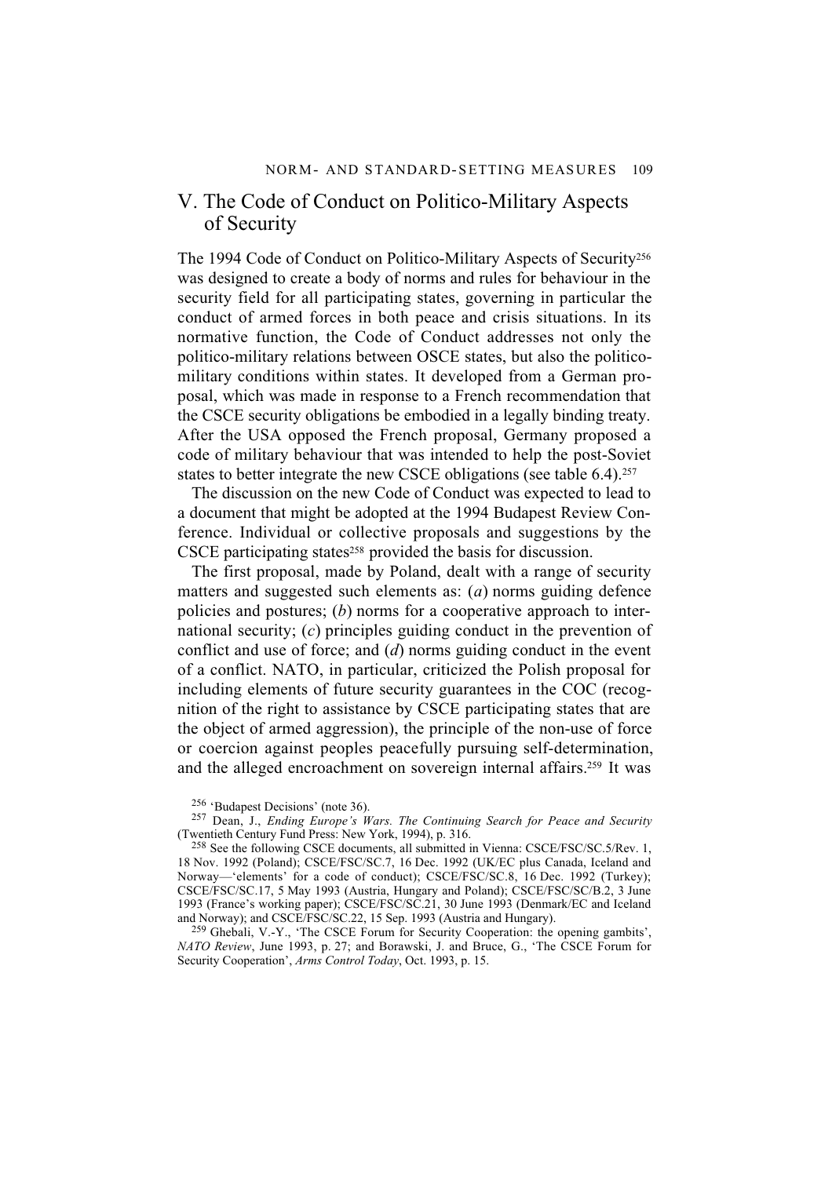## V. The Code of Conduct on Politico-Military Aspects of Security

The 1994 Code of Conduct on Politico-Military Aspects of Security[256] was designed to create a body of norms and rules for behaviour in the security field for all participating states, governing in particular the conduct of armed forces in both peace and crisis situations. In its normative function, the Code of Conduct addresses not only the politico-military relations between OSCE states, but also the politico-military conditions within states. It developed from a German proposal, which was made in response to a French recommendation that the CSCE security obligations be embodied in a legally binding treaty. After the USA opposed the French proposal, Germany proposed a code of military behaviour that was intended to help the post-Soviet states to better integrate the new CSCE obligations (see table 6.4).[257]

The discussion on the new Code of Conduct was expected to lead to a document that might be adopted at the 1994 Budapest Review Conference. Individual or collective proposals and suggestions by the CSCE participating states[258] provided the basis for discussion.

The first proposal, made by Poland, dealt with a range of security matters and suggested such elements as: (*a*) norms guiding defence policies and postures; (*b*) norms for a cooperative approach to international security; (*c*) principles guiding conduct in the prevention of conflict and use of force; and (*d*) norms guiding conduct in the event of a conflict. NATO, in particular, criticized the Polish proposal for including elements of future security guarantees in the COC (recognition of the right to assistance by CSCE participating states that are the object of armed aggression), the principle of the non-use of force or coercion against peoples peacefully pursuing self-determination, and the alleged encroachment on sovereign internal affairs.[259] It was

[256] 'Budapest Decisions' (note 36).

[257] Dean, J., *Ending Europe's Wars. The Continuing Search for Peace and Security* (Twentieth Century Fund Press: New York, 1994), p. 316.

[258] See the following CSCE documents, all submitted in Vienna: CSCE/FSC/SC.5/Rev. 1, 18 Nov. 1992 (Poland); CSCE/FSC/SC.7, 16 Dec. 1992 (UK/EC plus Canada, Iceland and Norway—'elements' for a code of conduct); CSCE/FSC/SC.8, 16 Dec. 1992 (Turkey); CSCE/FSC/SC.17, 5 May 1993 (Austria, Hungary and Poland); CSCE/FSC/SC/B.2, 3 June 1993 (France's working paper); CSCE/FSC/SC.21, 30 June 1993 (Denmark/EC and Iceland and Norway); and CSCE/FSC/SC.22, 15 Sep. 1993 (Austria and Hungary).

[259] Ghebali, V.-Y., 'The CSCE Forum for Security Cooperation: the opening gambits', *NATO Review*, June 1993, p. 27; and Borawski, J. and Bruce, G., 'The CSCE Forum for Security Cooperation', *Arms Control Today*, Oct. 1993, p. 15.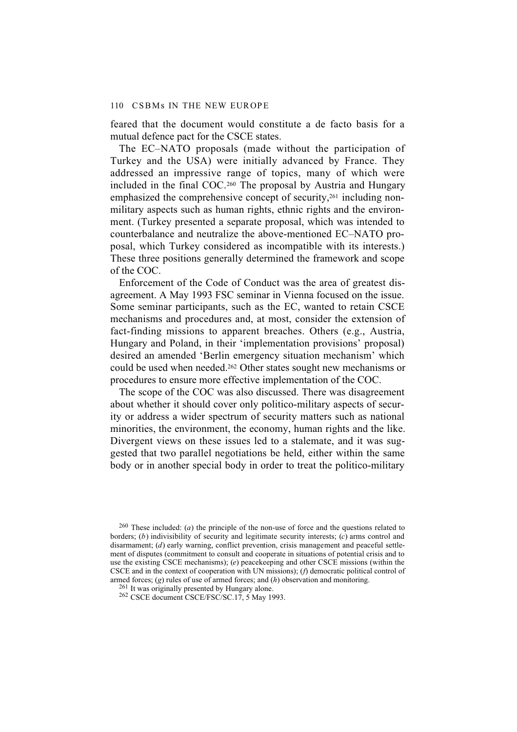feared that the document would constitute a de facto basis for a mutual defence pact for the CSCE states.

The EC–NATO proposals (made without the participation of Turkey and the USA) were initially advanced by France. They addressed an impressive range of topics, many of which were included in the final COC.[260] The proposal by Austria and Hungary emphasized the comprehensive concept of security,[261] including non-military aspects such as human rights, ethnic rights and the environment. (Turkey presented a separate proposal, which was intended to counterbalance and neutralize the above-mentioned EC–NATO proposal, which Turkey considered as incompatible with its interests.) These three positions generally determined the framework and scope of the COC.

Enforcement of the Code of Conduct was the area of greatest disagreement. A May 1993 FSC seminar in Vienna focused on the issue. Some seminar participants, such as the EC, wanted to retain CSCE mechanisms and procedures and, at most, consider the extension of fact-finding missions to apparent breaches. Others (e.g., Austria, Hungary and Poland, in their 'implementation provisions' proposal) desired an amended 'Berlin emergency situation mechanism' which could be used when needed.[262] Other states sought new mechanisms or procedures to ensure more effective implementation of the COC.

The scope of the COC was also discussed. There was disagreement about whether it should cover only politico-military aspects of security or address a wider spectrum of security matters such as national minorities, the environment, the economy, human rights and the like. Divergent views on these issues led to a stalemate, and it was suggested that two parallel negotiations be held, either within the same body or in another special body in order to treat the politico-military

---

[260] These included: (*a*) the principle of the non-use of force and the questions related to borders; (*b*) indivisibility of security and legitimate security interests; (*c*) arms control and disarmament; (*d*) early warning, conflict prevention, crisis management and peaceful settlement of disputes (commitment to consult and cooperate in situations of potential crisis and to use the existing CSCE mechanisms); (*e*) peacekeeping and other CSCE missions (within the CSCE and in the context of cooperation with UN missions); (*f*) democratic political control of armed forces; (*g*) rules of use of armed forces; and (*h*) observation and monitoring.

[261] It was originally presented by Hungary alone.

[262] CSCE document CSCE/FSC/SC.17, 5 May 1993.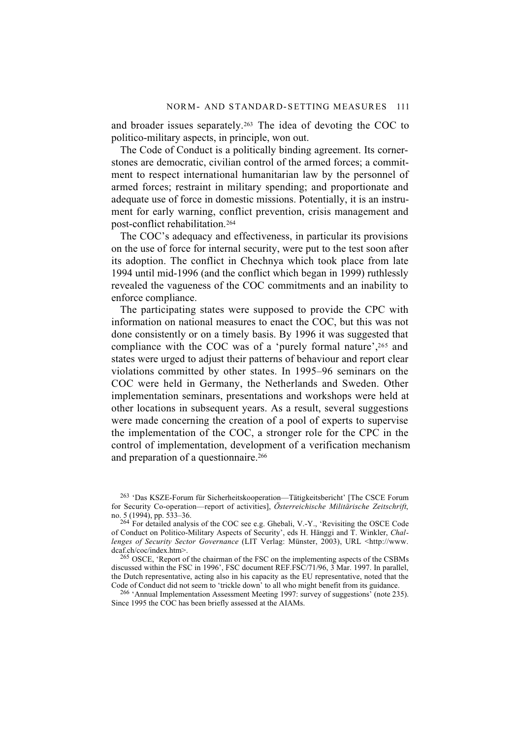and broader issues separately.[263] The idea of devoting the COC to politico-military aspects, in principle, won out.

The Code of Conduct is a politically binding agreement. Its cornerstones are democratic, civilian control of the armed forces; a commitment to respect international humanitarian law by the personnel of armed forces; restraint in military spending; and proportionate and adequate use of force in domestic missions. Potentially, it is an instrument for early warning, conflict prevention, crisis management and post-conflict rehabilitation.[264]

The COC's adequacy and effectiveness, in particular its provisions on the use of force for internal security, were put to the test soon after its adoption. The conflict in Chechnya which took place from late 1994 until mid-1996 (and the conflict which began in 1999) ruthlessly revealed the vagueness of the COC commitments and an inability to enforce compliance.

The participating states were supposed to provide the CPC with information on national measures to enact the COC, but this was not done consistently or on a timely basis. By 1996 it was suggested that compliance with the COC was of a 'purely formal nature',[265] and states were urged to adjust their patterns of behaviour and report clear violations committed by other states. In 1995–96 seminars on the COC were held in Germany, the Netherlands and Sweden. Other implementation seminars, presentations and workshops were held at other locations in subsequent years. As a result, several suggestions were made concerning the creation of a pool of experts to supervise the implementation of the COC, a stronger role for the CPC in the control of implementation, development of a verification mechanism and preparation of a questionnaire.[266]

---

[263] 'Das KSZE-Forum für Sicherheitskooperation—Tätigkeitsbericht' [The CSCE Forum for Security Co-operation—report of activities], *Österreichische Militärische Zeitschrift*, no. 5 (1994), pp. 533–36.

[264] For detailed analysis of the COC see e.g. Ghebali, V.-Y., 'Revisiting the OSCE Code of Conduct on Politico-Military Aspects of Security', eds H. Hänggi and T. Winkler, *Challenges of Security Sector Governance* (LIT Verlag: Münster, 2003), URL <http://www.dcaf.ch/coc/index.htm>.

[265] OSCE, 'Report of the chairman of the FSC on the implementing aspects of the CSBMs discussed within the FSC in 1996', FSC document REF.FSC/71/96, 3 Mar. 1997. In parallel, the Dutch representative, acting also in his capacity as the EU representative, noted that the Code of Conduct did not seem to 'trickle down' to all who might benefit from its guidance.

[266] 'Annual Implementation Assessment Meeting 1997: survey of suggestions' (note 235). Since 1995 the COC has been briefly assessed at the AIAMs.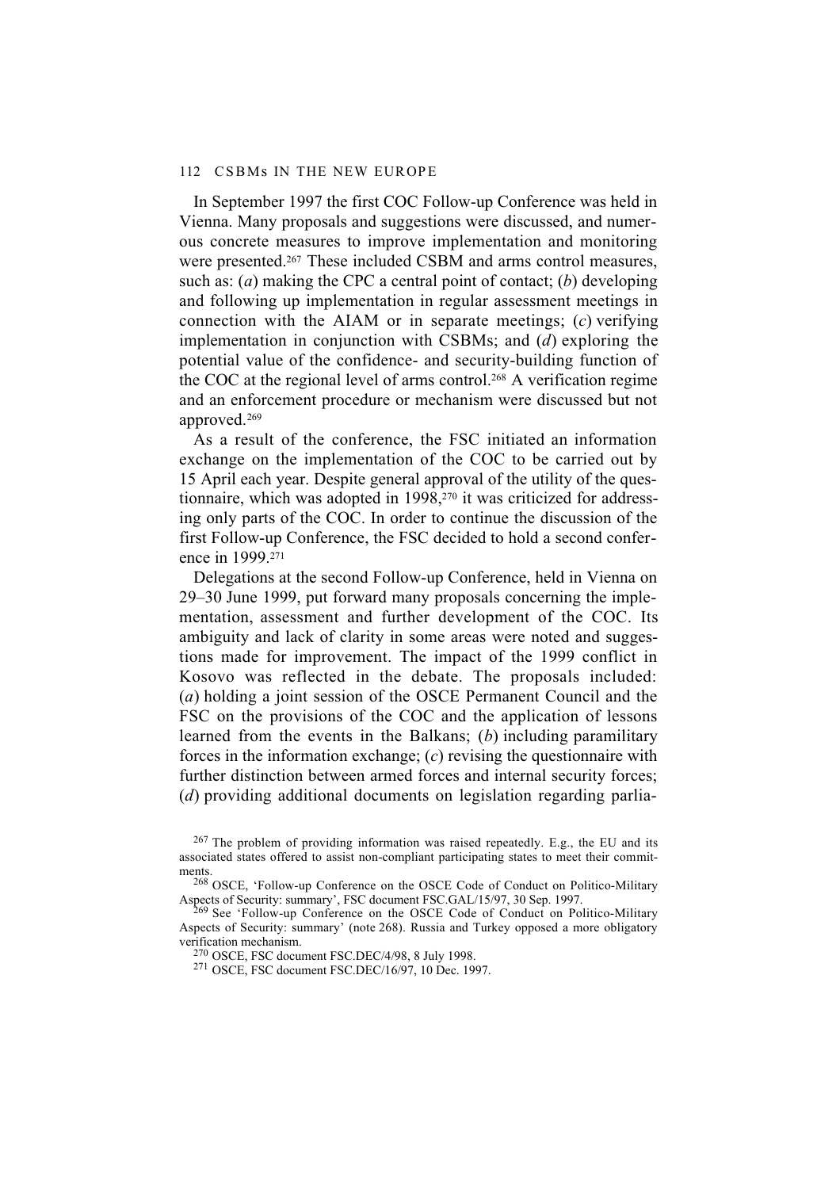In September 1997 the first COC Follow-up Conference was held in Vienna. Many proposals and suggestions were discussed, and numerous concrete measures to improve implementation and monitoring were presented.[267] These included CSBM and arms control measures, such as: (*a*) making the CPC a central point of contact; (*b*) developing and following up implementation in regular assessment meetings in connection with the AIAM or in separate meetings; (*c*) verifying implementation in conjunction with CSBMs; and (*d*) exploring the potential value of the confidence- and security-building function of the COC at the regional level of arms control.[268] A verification regime and an enforcement procedure or mechanism were discussed but not approved.[269]

As a result of the conference, the FSC initiated an information exchange on the implementation of the COC to be carried out by 15 April each year. Despite general approval of the utility of the questionnaire, which was adopted in 1998,[270] it was criticized for addressing only parts of the COC. In order to continue the discussion of the first Follow-up Conference, the FSC decided to hold a second conference in 1999.[271]

Delegations at the second Follow-up Conference, held in Vienna on 29–30 June 1999, put forward many proposals concerning the implementation, assessment and further development of the COC. Its ambiguity and lack of clarity in some areas were noted and suggestions made for improvement. The impact of the 1999 conflict in Kosovo was reflected in the debate. The proposals included: (*a*) holding a joint session of the OSCE Permanent Council and the FSC on the provisions of the COC and the application of lessons learned from the events in the Balkans; (*b*) including paramilitary forces in the information exchange; (*c*) revising the questionnaire with further distinction between armed forces and internal security forces; (*d*) providing additional documents on legislation regarding parlia-

[267] The problem of providing information was raised repeatedly. E.g., the EU and its associated states offered to assist non-compliant participating states to meet their commitments.

[268] OSCE, 'Follow-up Conference on the OSCE Code of Conduct on Politico-Military Aspects of Security: summary', FSC document FSC.GAL/15/97, 30 Sep. 1997.

[269] See 'Follow-up Conference on the OSCE Code of Conduct on Politico-Military Aspects of Security: summary' (note 268). Russia and Turkey opposed a more obligatory verification mechanism.

[270] OSCE, FSC document FSC.DEC/4/98, 8 July 1998.

[271] OSCE, FSC document FSC.DEC/16/97, 10 Dec. 1997.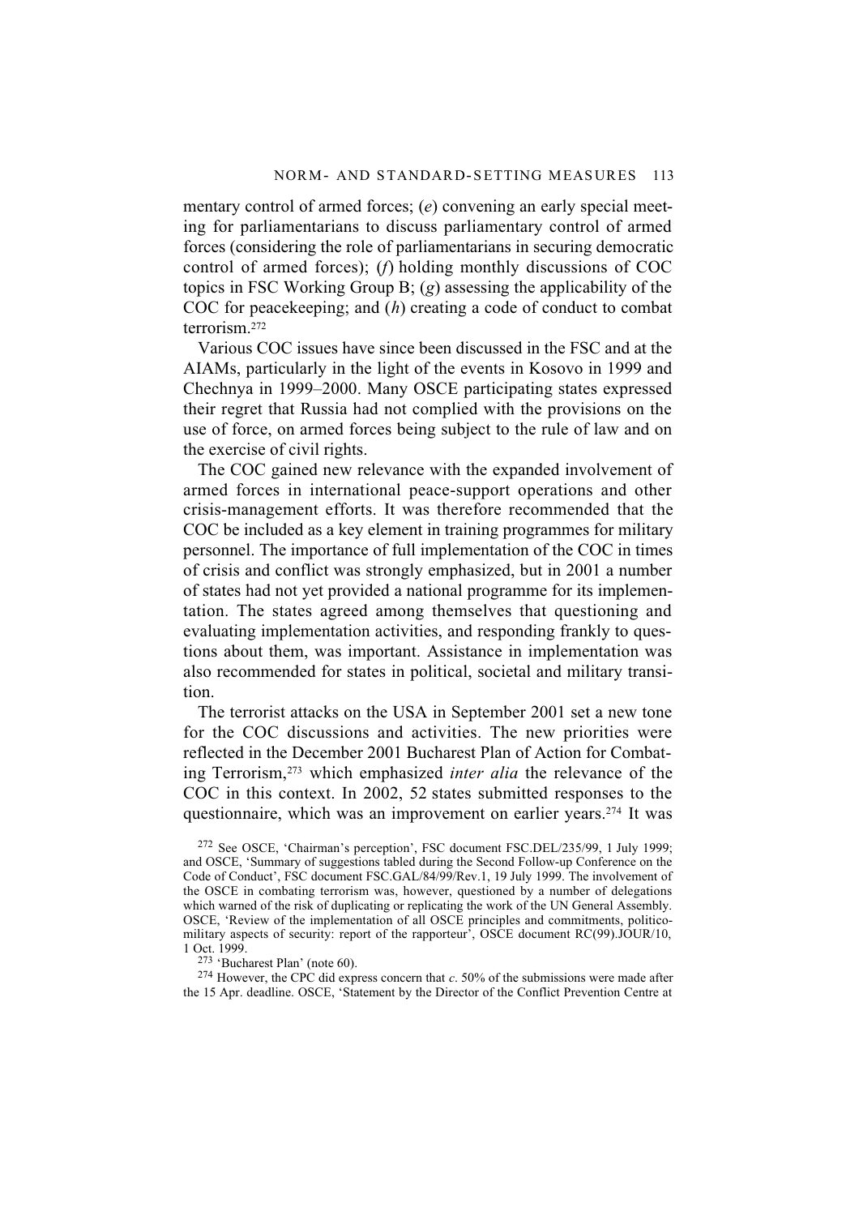mentary control of armed forces; (*e*) convening an early special meeting for parliamentarians to discuss parliamentary control of armed forces (considering the role of parliamentarians in securing democratic control of armed forces); (*f*) holding monthly discussions of COC topics in FSC Working Group B; (*g*) assessing the applicability of the COC for peacekeeping; and (*h*) creating a code of conduct to combat terrorism.[272]

Various COC issues have since been discussed in the FSC and at the AIAMs, particularly in the light of the events in Kosovo in 1999 and Chechnya in 1999–2000. Many OSCE participating states expressed their regret that Russia had not complied with the provisions on the use of force, on armed forces being subject to the rule of law and on the exercise of civil rights.

The COC gained new relevance with the expanded involvement of armed forces in international peace-support operations and other crisis-management efforts. It was therefore recommended that the COC be included as a key element in training programmes for military personnel. The importance of full implementation of the COC in times of crisis and conflict was strongly emphasized, but in 2001 a number of states had not yet provided a national programme for its implementation. The states agreed among themselves that questioning and evaluating implementation activities, and responding frankly to questions about them, was important. Assistance in implementation was also recommended for states in political, societal and military transition.

The terrorist attacks on the USA in September 2001 set a new tone for the COC discussions and activities. The new priorities were reflected in the December 2001 Bucharest Plan of Action for Combating Terrorism,[273] which emphasized *inter alia* the relevance of the COC in this context. In 2002, 52 states submitted responses to the questionnaire, which was an improvement on earlier years.[274] It was

[272] See OSCE, 'Chairman's perception', FSC document FSC.DEL/235/99, 1 July 1999; and OSCE, 'Summary of suggestions tabled during the Second Follow-up Conference on the Code of Conduct', FSC document FSC.GAL/84/99/Rev.1, 19 July 1999. The involvement of the OSCE in combating terrorism was, however, questioned by a number of delegations which warned of the risk of duplicating or replicating the work of the UN General Assembly. OSCE, 'Review of the implementation of all OSCE principles and commitments, politico-military aspects of security: report of the rapporteur', OSCE document RC(99).JOUR/10, 1 Oct. 1999.

[273] 'Bucharest Plan' (note 60).

[274] However, the CPC did express concern that *c.* 50% of the submissions were made after the 15 Apr. deadline. OSCE, 'Statement by the Director of the Conflict Prevention Centre at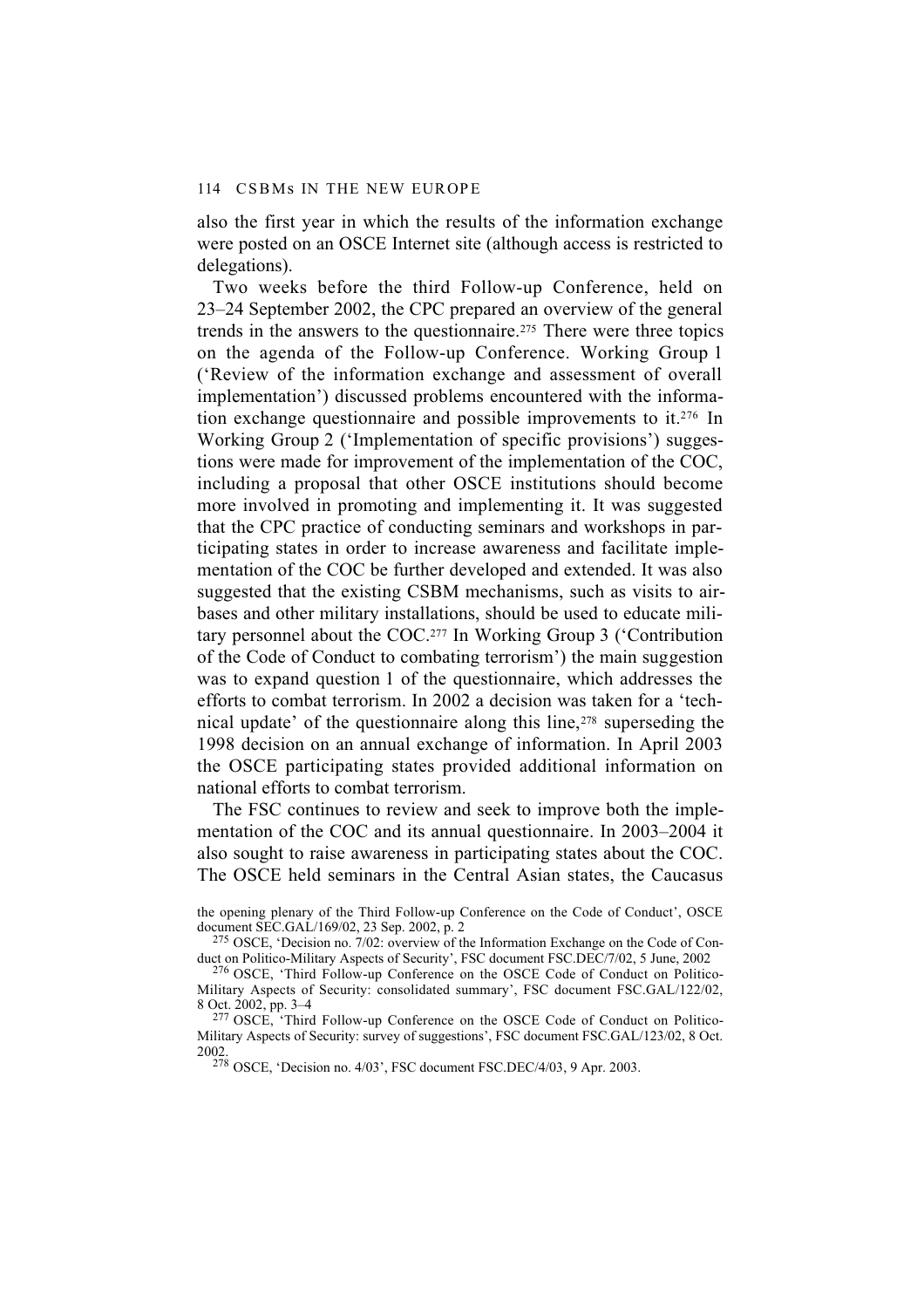also the first year in which the results of the information exchange were posted on an OSCE Internet site (although access is restricted to delegations).

Two weeks before the third Follow-up Conference, held on 23–24 September 2002, the CPC prepared an overview of the general trends in the answers to the questionnaire.[275] There were three topics on the agenda of the Follow-up Conference. Working Group 1 ('Review of the information exchange and assessment of overall implementation') discussed problems encountered with the information exchange questionnaire and possible improvements to it.[276] In Working Group 2 ('Implementation of specific provisions') suggestions were made for improvement of the implementation of the COC, including a proposal that other OSCE institutions should become more involved in promoting and implementing it. It was suggested that the CPC practice of conducting seminars and workshops in participating states in order to increase awareness and facilitate implementation of the COC be further developed and extended. It was also suggested that the existing CSBM mechanisms, such as visits to airbases and other military installations, should be used to educate military personnel about the COC.[277] In Working Group 3 ('Contribution of the Code of Conduct to combating terrorism') the main suggestion was to expand question 1 of the questionnaire, which addresses the efforts to combat terrorism. In 2002 a decision was taken for a 'technical update' of the questionnaire along this line,[278] superseding the 1998 decision on an annual exchange of information. In April 2003 the OSCE participating states provided additional information on national efforts to combat terrorism.

The FSC continues to review and seek to improve both the implementation of the COC and its annual questionnaire. In 2003–2004 it also sought to raise awareness in participating states about the COC. The OSCE held seminars in the Central Asian states, the Caucasus

the opening plenary of the Third Follow-up Conference on the Code of Conduct', OSCE document SEC.GAL/169/02, 23 Sep. 2002, p. 2

[275] OSCE, 'Decision no. 7/02: overview of the Information Exchange on the Code of Conduct on Politico-Military Aspects of Security', FSC document FSC.DEC/7/02, 5 June, 2002

[276] OSCE, 'Third Follow-up Conference on the OSCE Code of Conduct on Politico-Military Aspects of Security: consolidated summary', FSC document FSC.GAL/122/02, 8 Oct. 2002, pp. 3–4

[277] OSCE, 'Third Follow-up Conference on the OSCE Code of Conduct on Politico-Military Aspects of Security: survey of suggestions', FSC document FSC.GAL/123/02, 8 Oct. 2002.

[278] OSCE, 'Decision no. 4/03', FSC document FSC.DEC/4/03, 9 Apr. 2003.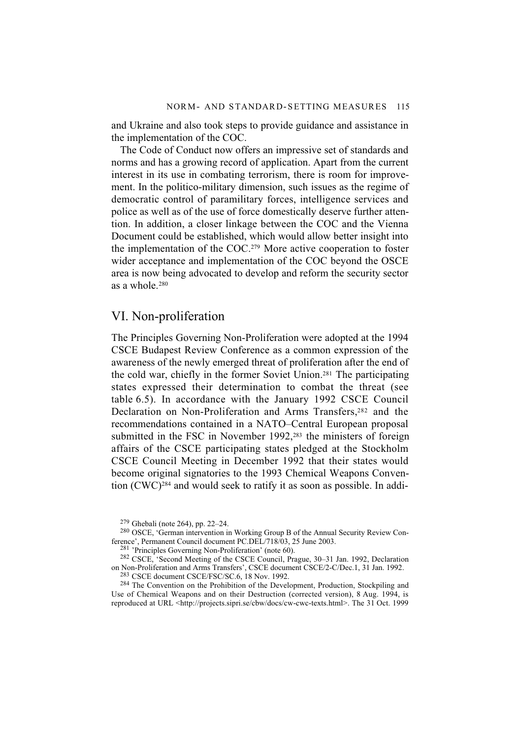and Ukraine and also took steps to provide guidance and assistance in the implementation of the COC.

The Code of Conduct now offers an impressive set of standards and norms and has a growing record of application. Apart from the current interest in its use in combating terrorism, there is room for improvement. In the politico-military dimension, such issues as the regime of democratic control of paramilitary forces, intelligence services and police as well as of the use of force domestically deserve further attention. In addition, a closer linkage between the COC and the Vienna Document could be established, which would allow better insight into the implementation of the COC.[279] More active cooperation to foster wider acceptance and implementation of the COC beyond the OSCE area is now being advocated to develop and reform the security sector as a whole.[280]

## VI. Non-proliferation

The Principles Governing Non-Proliferation were adopted at the 1994 CSCE Budapest Review Conference as a common expression of the awareness of the newly emerged threat of proliferation after the end of the cold war, chiefly in the former Soviet Union.[281] The participating states expressed their determination to combat the threat (see table 6.5). In accordance with the January 1992 CSCE Council Declaration on Non-Proliferation and Arms Transfers,[282] and the recommendations contained in a NATO–Central European proposal submitted in the FSC in November 1992,[283] the ministers of foreign affairs of the CSCE participating states pledged at the Stockholm CSCE Council Meeting in December 1992 that their states would become original signatories to the 1993 Chemical Weapons Convention (CWC)[284] and would seek to ratify it as soon as possible. In addi-

[279] Ghebali (note 264), pp. 22–24.

[280] OSCE, 'German intervention in Working Group B of the Annual Security Review Conference', Permanent Council document PC.DEL/718/03, 25 June 2003.

[281] 'Principles Governing Non-Proliferation' (note 60).

[282] CSCE, 'Second Meeting of the CSCE Council, Prague, 30–31 Jan. 1992, Declaration on Non-Proliferation and Arms Transfers', CSCE document CSCE/2-C/Dec.1, 31 Jan. 1992.

[283] CSCE document CSCE/FSC/SC.6, 18 Nov. 1992.

[284] The Convention on the Prohibition of the Development, Production, Stockpiling and Use of Chemical Weapons and on their Destruction (corrected version), 8 Aug. 1994, is reproduced at URL <http://projects.sipri.se/cbw/docs/cw-cwc-texts.html>. The 31 Oct. 1999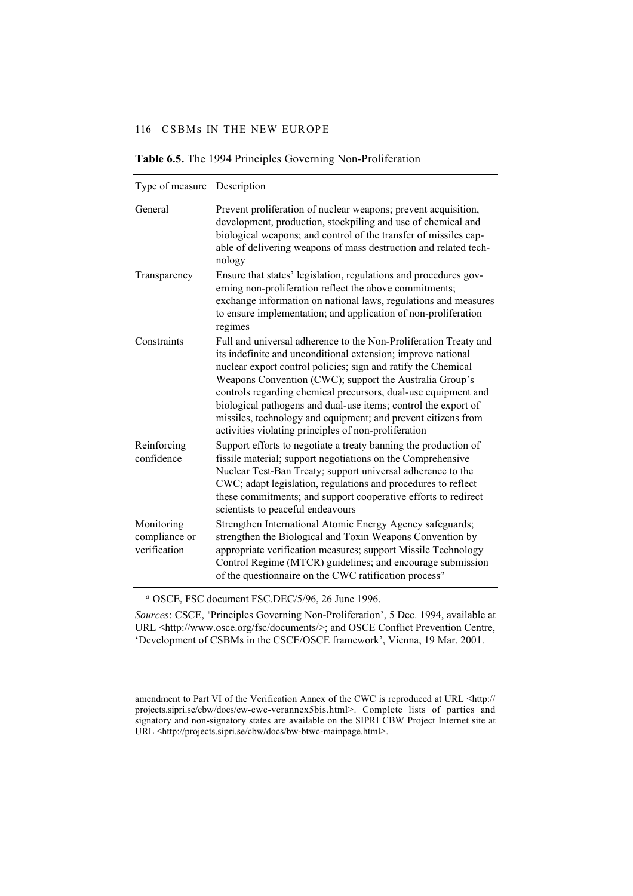**Table 6.5.** The 1994 Principles Governing Non-Proliferation

| Type of measure | Description |
| --- | --- |
| General | Prevent proliferation of nuclear weapons; prevent acquisition, development, production, stockpiling and use of chemical and biological weapons; and control of the transfer of missiles capable of delivering weapons of mass destruction and related technology |
| Transparency | Ensure that states' legislation, regulations and procedures governing non-proliferation reflect the above commitments; exchange information on national laws, regulations and measures to ensure implementation; and application of non-proliferation regimes |
| Constraints | Full and universal adherence to the Non-Proliferation Treaty and its indefinite and unconditional extension; improve national nuclear export control policies; sign and ratify the Chemical Weapons Convention (CWC); support the Australia Group's controls regarding chemical precursors, dual-use equipment and biological pathogens and dual-use items; control the export of missiles, technology and equipment; and prevent citizens from activities violating principles of non-proliferation |
| Reinforcing confidence | Support efforts to negotiate a treaty banning the production of fissile material; support negotiations on the Comprehensive Nuclear Test-Ban Treaty; support universal adherence to the CWC; adapt legislation, regulations and procedures to reflect these commitments; and support cooperative efforts to redirect scientists to peaceful endeavours |
| Monitoring compliance or verification | Strengthen International Atomic Energy Agency safeguards; strengthen the Biological and Toxin Weapons Convention by appropriate verification measures; support Missile Technology Control Regime (MTCR) guidelines; and encourage submission of the questionnaire on the CWC ratification process[a] |

[a] OSCE, FSC document FSC.DEC/5/96, 26 June 1996.

*Sources*: CSCE, 'Principles Governing Non-Proliferation', 5 Dec. 1994, available at URL <http://www.osce.org/fsc/documents/>; and OSCE Conflict Prevention Centre, 'Development of CSBMs in the CSCE/OSCE framework', Vienna, 19 Mar. 2001.

amendment to Part VI of the Verification Annex of the CWC is reproduced at URL <http://projects.sipri.se/cbw/docs/cw-cwc-verannex5bis.html>. Complete lists of parties and signatory and non-signatory states are available on the SIPRI CBW Project Internet site at URL <http://projects.sipri.se/cbw/docs/bw-btwc-mainpage.html>.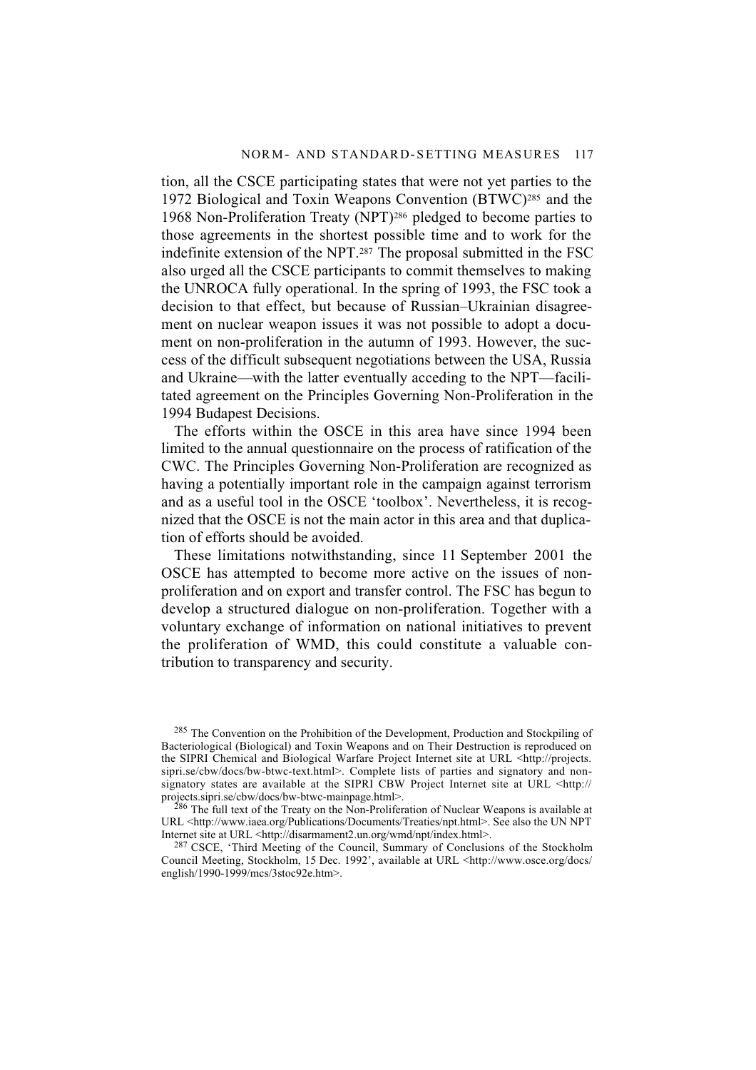tion, all the CSCE participating states that were not yet parties to the 1972 Biological and Toxin Weapons Convention (BTWC)[285] and the 1968 Non-Proliferation Treaty (NPT)[286] pledged to become parties to those agreements in the shortest possible time and to work for the indefinite extension of the NPT.[287] The proposal submitted in the FSC also urged all the CSCE participants to commit themselves to making the UNROCA fully operational. In the spring of 1993, the FSC took a decision to that effect, but because of Russian–Ukrainian disagreement on nuclear weapon issues it was not possible to adopt a document on non-proliferation in the autumn of 1993. However, the success of the difficult subsequent negotiations between the USA, Russia and Ukraine—with the latter eventually acceding to the NPT—facilitated agreement on the Principles Governing Non-Proliferation in the 1994 Budapest Decisions.

The efforts within the OSCE in this area have since 1994 been limited to the annual questionnaire on the process of ratification of the CWC. The Principles Governing Non-Proliferation are recognized as having a potentially important role in the campaign against terrorism and as a useful tool in the OSCE 'toolbox'. Nevertheless, it is recognized that the OSCE is not the main actor in this area and that duplication of efforts should be avoided.

These limitations notwithstanding, since 11 September 2001 the OSCE has attempted to become more active on the issues of non-proliferation and on export and transfer control. The FSC has begun to develop a structured dialogue on non-proliferation. Together with a voluntary exchange of information on national initiatives to prevent the proliferation of WMD, this could constitute a valuable contribution to transparency and security.

[285] The Convention on the Prohibition of the Development, Production and Stockpiling of Bacteriological (Biological) and Toxin Weapons and on Their Destruction is reproduced on the SIPRI Chemical and Biological Warfare Project Internet site at URL <http://projects.sipri.se/cbw/docs/bw-btwc-text.html>. Complete lists of parties and signatory and non-signatory states are available at the SIPRI CBW Project Internet site at URL <http://projects.sipri.se/cbw/docs/bw-btwc-mainpage.html>.

[286] The full text of the Treaty on the Non-Proliferation of Nuclear Weapons is available at URL <http://www.iaea.org/Publications/Documents/Treaties/npt.html>. See also the UN NPT Internet site at URL <http://disarmament2.un.org/wmd/npt/index.html>.

[287] CSCE, 'Third Meeting of the Council, Summary of Conclusions of the Stockholm Council Meeting, Stockholm, 15 Dec. 1992', available at URL <http://www.osce.org/docs/english/1990-1999/mcs/3stoc92e.htm>.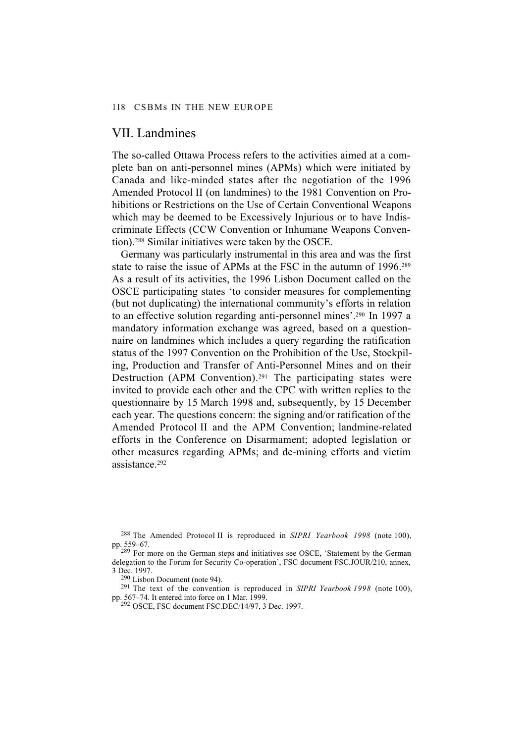## VII. Landmines

The so-called Ottawa Process refers to the activities aimed at a complete ban on anti-personnel mines (APMs) which were initiated by Canada and like-minded states after the negotiation of the 1996 Amended Protocol II (on landmines) to the 1981 Convention on Prohibitions or Restrictions on the Use of Certain Conventional Weapons which may be deemed to be Excessively Injurious or to have Indiscriminate Effects (CCW Convention or Inhumane Weapons Convention).[288] Similar initiatives were taken by the OSCE.

Germany was particularly instrumental in this area and was the first state to raise the issue of APMs at the FSC in the autumn of 1996.[289] As a result of its activities, the 1996 Lisbon Document called on the OSCE participating states 'to consider measures for complementing (but not duplicating) the international community's efforts in relation to an effective solution regarding anti-personnel mines'.[290] In 1997 a mandatory information exchange was agreed, based on a questionnaire on landmines which includes a query regarding the ratification status of the 1997 Convention on the Prohibition of the Use, Stockpiling, Production and Transfer of Anti-Personnel Mines and on their Destruction (APM Convention).[291] The participating states were invited to provide each other and the CPC with written replies to the questionnaire by 15 March 1998 and, subsequently, by 15 December each year. The questions concern: the signing and/or ratification of the Amended Protocol II and the APM Convention; landmine-related efforts in the Conference on Disarmament; adopted legislation or other measures regarding APMs; and de-mining efforts and victim assistance.[292]

---

[288] The Amended Protocol II is reproduced in *SIPRI Yearbook 1998* (note 100), pp. 559–67.

[289] For more on the German steps and initiatives see OSCE, 'Statement by the German delegation to the Forum for Security Co-operation', FSC document FSC.JOUR/210, annex, 3 Dec. 1997.

[290] Lisbon Document (note 94).

[291] The text of the convention is reproduced in *SIPRI Yearbook 1998* (note 100), pp. 567–74. It entered into force on 1 Mar. 1999.

[292] OSCE, FSC document FSC.DEC/14/97, 3 Dec. 1997.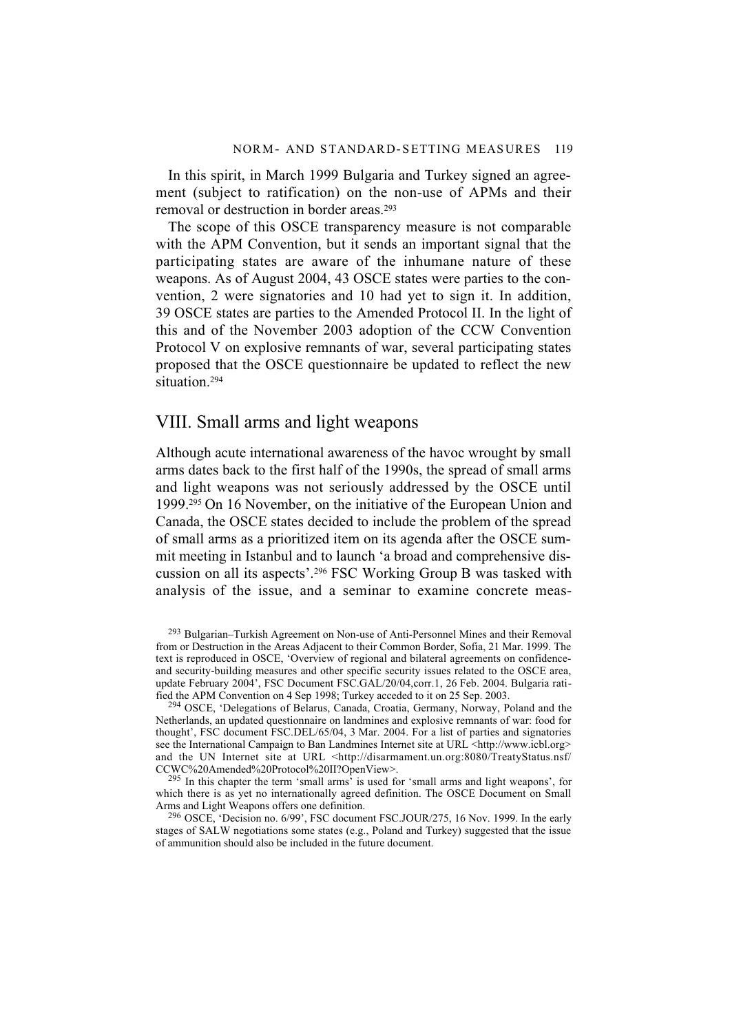In this spirit, in March 1999 Bulgaria and Turkey signed an agreement (subject to ratification) on the non-use of APMs and their removal or destruction in border areas.[293]

The scope of this OSCE transparency measure is not comparable with the APM Convention, but it sends an important signal that the participating states are aware of the inhumane nature of these weapons. As of August 2004, 43 OSCE states were parties to the convention, 2 were signatories and 10 had yet to sign it. In addition, 39 OSCE states are parties to the Amended Protocol II. In the light of this and of the November 2003 adoption of the CCW Convention Protocol V on explosive remnants of war, several participating states proposed that the OSCE questionnaire be updated to reflect the new situation.[294]

## VIII. Small arms and light weapons

Although acute international awareness of the havoc wrought by small arms dates back to the first half of the 1990s, the spread of small arms and light weapons was not seriously addressed by the OSCE until 1999.[295] On 16 November, on the initiative of the European Union and Canada, the OSCE states decided to include the problem of the spread of small arms as a prioritized item on its agenda after the OSCE summit meeting in Istanbul and to launch 'a broad and comprehensive discussion on all its aspects'.[296] FSC Working Group B was tasked with analysis of the issue, and a seminar to examine concrete meas-

---

[293] Bulgarian–Turkish Agreement on Non-use of Anti-Personnel Mines and their Removal from or Destruction in the Areas Adjacent to their Common Border, Sofia, 21 Mar. 1999. The text is reproduced in OSCE, 'Overview of regional and bilateral agreements on confidence- and security-building measures and other specific security issues related to the OSCE area, update February 2004', FSC Document FSC.GAL/20/04,corr.1, 26 Feb. 2004. Bulgaria ratified the APM Convention on 4 Sep 1998; Turkey acceded to it on 25 Sep. 2003.

[294] OSCE, 'Delegations of Belarus, Canada, Croatia, Germany, Norway, Poland and the Netherlands, an updated questionnaire on landmines and explosive remnants of war: food for thought', FSC document FSC.DEL/65/04, 3 Mar. 2004. For a list of parties and signatories see the International Campaign to Ban Landmines Internet site at URL <http://www.icbl.org> and the UN Internet site at URL <http://disarmament.un.org:8080/TreatyStatus.nsf/CCWC%20Amended%20Protocol%20II?OpenView>.

[295] In this chapter the term 'small arms' is used for 'small arms and light weapons', for which there is as yet no internationally agreed definition. The OSCE Document on Small Arms and Light Weapons offers one definition.

[296] OSCE, 'Decision no. 6/99', FSC document FSC.JOUR/275, 16 Nov. 1999. In the early stages of SALW negotiations some states (e.g., Poland and Turkey) suggested that the issue of ammunition should also be included in the future document.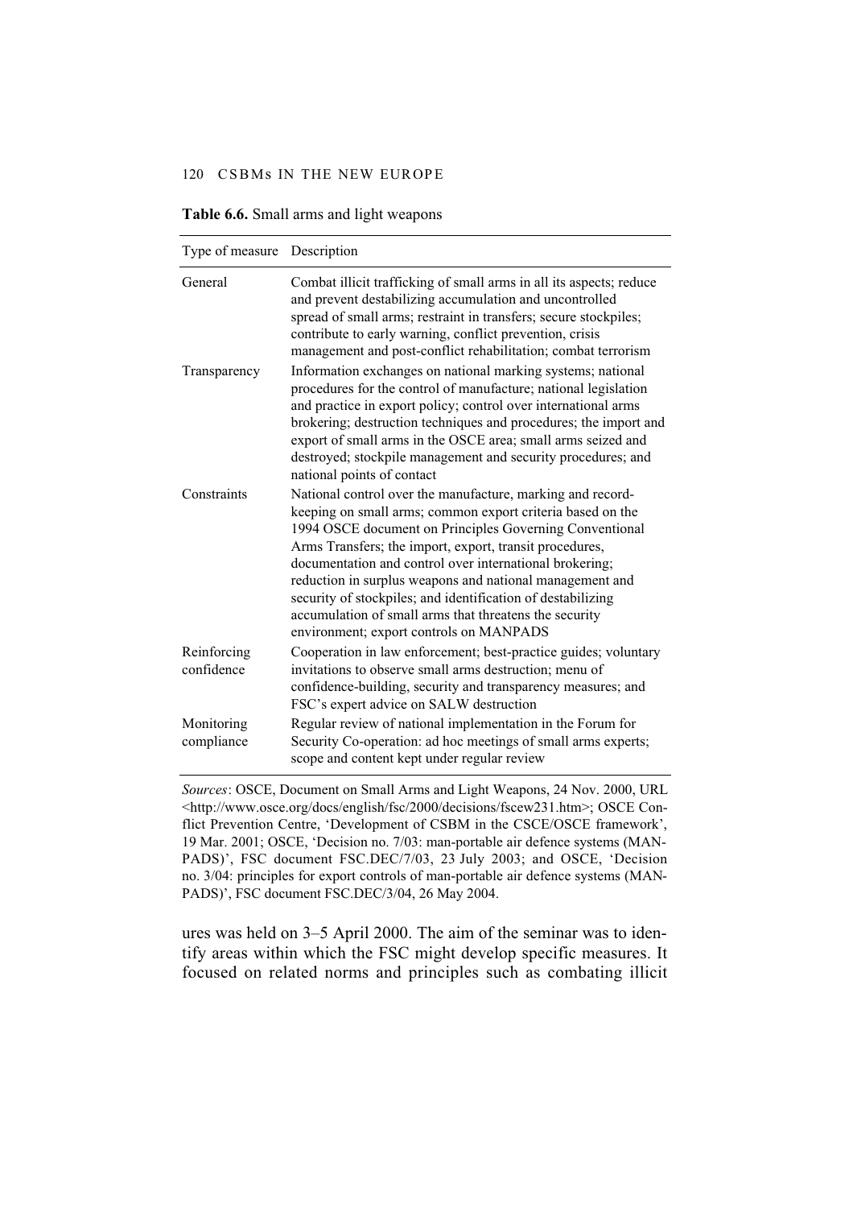**Table 6.6.** Small arms and light weapons

| Type of measure | Description |
|---|---|
| General | Combat illicit trafficking of small arms in all its aspects; reduce and prevent destabilizing accumulation and uncontrolled spread of small arms; restraint in transfers; secure stockpiles; contribute to early warning, conflict prevention, crisis management and post-conflict rehabilitation; combat terrorism |
| Transparency | Information exchanges on national marking systems; national procedures for the control of manufacture; national legislation and practice in export policy; control over international arms brokering; destruction techniques and procedures; the import and export of small arms in the OSCE area; small arms seized and destroyed; stockpile management and security procedures; and national points of contact |
| Constraints | National control over the manufacture, marking and record-keeping on small arms; common export criteria based on the 1994 OSCE document on Principles Governing Conventional Arms Transfers; the import, export, transit procedures, documentation and control over international brokering; reduction in surplus weapons and national management and security of stockpiles; and identification of destabilizing accumulation of small arms that threatens the security environment; export controls on MANPADS |
| Reinforcing confidence | Cooperation in law enforcement; best-practice guides; voluntary invitations to observe small arms destruction; menu of confidence-building, security and transparency measures; and FSC's expert advice on SALW destruction |
| Monitoring compliance | Regular review of national implementation in the Forum for Security Co-operation: ad hoc meetings of small arms experts; scope and content kept under regular review |

*Sources*: OSCE, Document on Small Arms and Light Weapons, 24 Nov. 2000, URL <http://www.osce.org/docs/english/fsc/2000/decisions/fscew231.htm>; OSCE Conflict Prevention Centre, 'Development of CSBM in the CSCE/OSCE framework', 19 Mar. 2001; OSCE, 'Decision no. 7/03: man-portable air defence systems (MANPADS)', FSC document FSC.DEC/7/03, 23 July 2003; and OSCE, 'Decision no. 3/04: principles for export controls of man-portable air defence systems (MANPADS)', FSC document FSC.DEC/3/04, 26 May 2004.

ures was held on 3–5 April 2000. The aim of the seminar was to identify areas within which the FSC might develop specific measures. It focused on related norms and principles such as combating illicit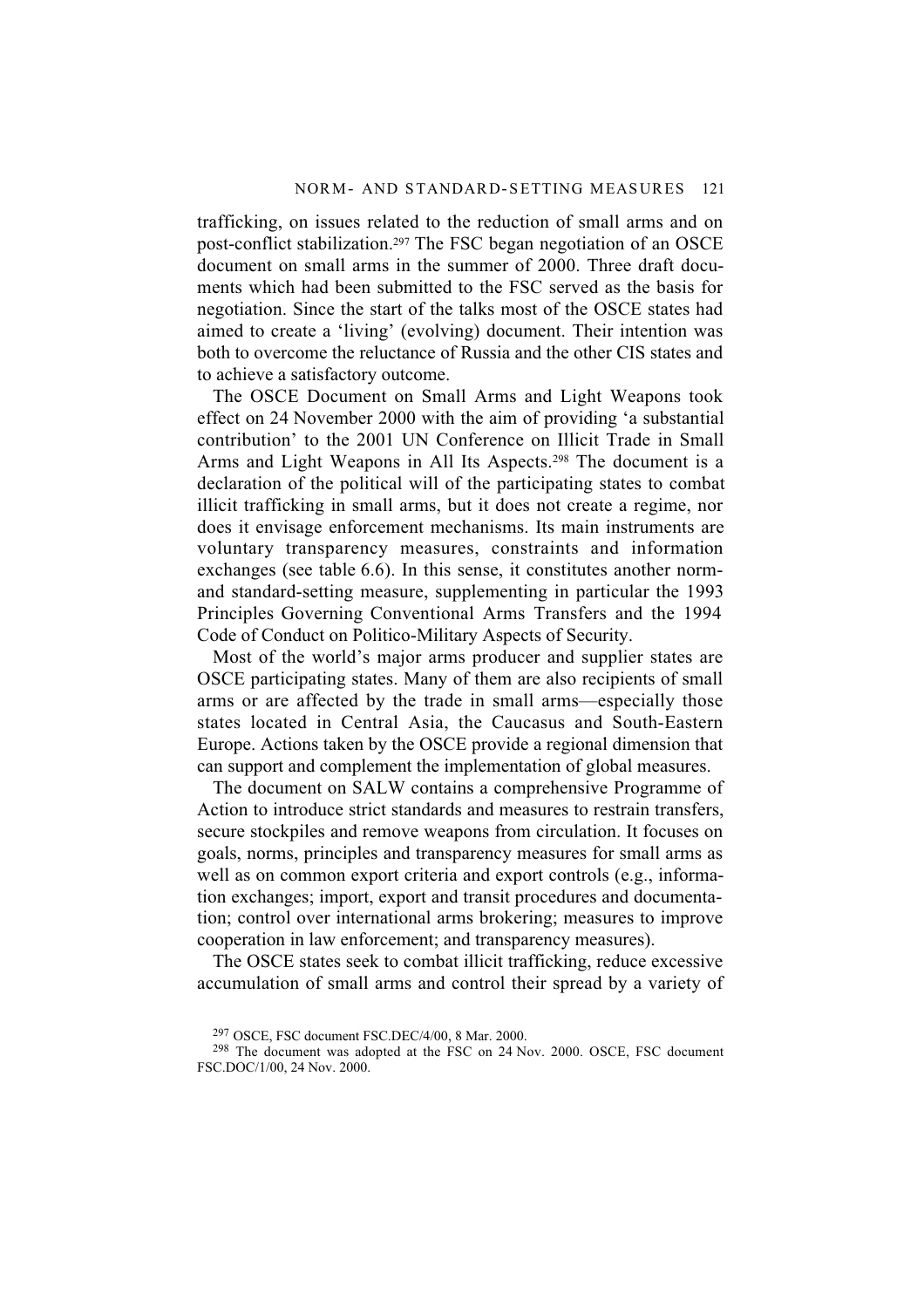trafficking, on issues related to the reduction of small arms and on post-conflict stabilization.[297] The FSC began negotiation of an OSCE document on small arms in the summer of 2000. Three draft documents which had been submitted to the FSC served as the basis for negotiation. Since the start of the talks most of the OSCE states had aimed to create a 'living' (evolving) document. Their intention was both to overcome the reluctance of Russia and the other CIS states and to achieve a satisfactory outcome.

The OSCE Document on Small Arms and Light Weapons took effect on 24 November 2000 with the aim of providing 'a substantial contribution' to the 2001 UN Conference on Illicit Trade in Small Arms and Light Weapons in All Its Aspects.[298] The document is a declaration of the political will of the participating states to combat illicit trafficking in small arms, but it does not create a regime, nor does it envisage enforcement mechanisms. Its main instruments are voluntary transparency measures, constraints and information exchanges (see table 6.6). In this sense, it constitutes another norm- and standard-setting measure, supplementing in particular the 1993 Principles Governing Conventional Arms Transfers and the 1994 Code of Conduct on Politico-Military Aspects of Security.

Most of the world's major arms producer and supplier states are OSCE participating states. Many of them are also recipients of small arms or are affected by the trade in small arms—especially those states located in Central Asia, the Caucasus and South-Eastern Europe. Actions taken by the OSCE provide a regional dimension that can support and complement the implementation of global measures.

The document on SALW contains a comprehensive Programme of Action to introduce strict standards and measures to restrain transfers, secure stockpiles and remove weapons from circulation. It focuses on goals, norms, principles and transparency measures for small arms as well as on common export criteria and export controls (e.g., information exchanges; import, export and transit procedures and documentation; control over international arms brokering; measures to improve cooperation in law enforcement; and transparency measures).

The OSCE states seek to combat illicit trafficking, reduce excessive accumulation of small arms and control their spread by a variety of

[297] OSCE, FSC document FSC.DEC/4/00, 8 Mar. 2000.

[298] The document was adopted at the FSC on 24 Nov. 2000. OSCE, FSC document FSC.DOC/1/00, 24 Nov. 2000.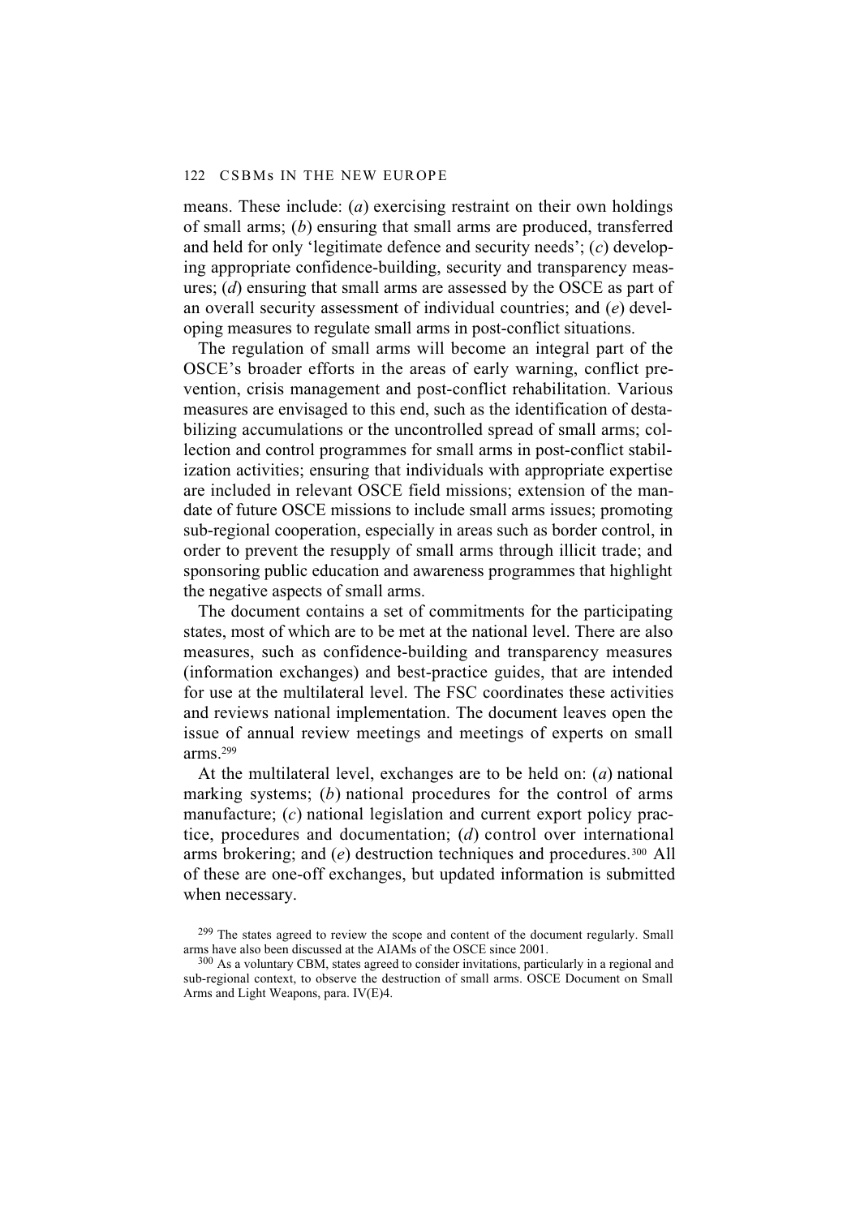means. These include: (*a*) exercising restraint on their own holdings of small arms; (*b*) ensuring that small arms are produced, transferred and held for only 'legitimate defence and security needs'; (*c*) developing appropriate confidence-building, security and transparency measures; (*d*) ensuring that small arms are assessed by the OSCE as part of an overall security assessment of individual countries; and (*e*) developing measures to regulate small arms in post-conflict situations.

The regulation of small arms will become an integral part of the OSCE's broader efforts in the areas of early warning, conflict prevention, crisis management and post-conflict rehabilitation. Various measures are envisaged to this end, such as the identification of destabilizing accumulations or the uncontrolled spread of small arms; collection and control programmes for small arms in post-conflict stabilization activities; ensuring that individuals with appropriate expertise are included in relevant OSCE field missions; extension of the mandate of future OSCE missions to include small arms issues; promoting sub-regional cooperation, especially in areas such as border control, in order to prevent the resupply of small arms through illicit trade; and sponsoring public education and awareness programmes that highlight the negative aspects of small arms.

The document contains a set of commitments for the participating states, most of which are to be met at the national level. There are also measures, such as confidence-building and transparency measures (information exchanges) and best-practice guides, that are intended for use at the multilateral level. The FSC coordinates these activities and reviews national implementation. The document leaves open the issue of annual review meetings and meetings of experts on small arms.[299]

At the multilateral level, exchanges are to be held on: (*a*) national marking systems; (*b*) national procedures for the control of arms manufacture; (*c*) national legislation and current export policy practice, procedures and documentation; (*d*) control over international arms brokering; and (*e*) destruction techniques and procedures.[300] All of these are one-off exchanges, but updated information is submitted when necessary.

[299] The states agreed to review the scope and content of the document regularly. Small arms have also been discussed at the AIAMs of the OSCE since 2001.

[300] As a voluntary CBM, states agreed to consider invitations, particularly in a regional and sub-regional context, to observe the destruction of small arms. OSCE Document on Small Arms and Light Weapons, para. IV(E)4.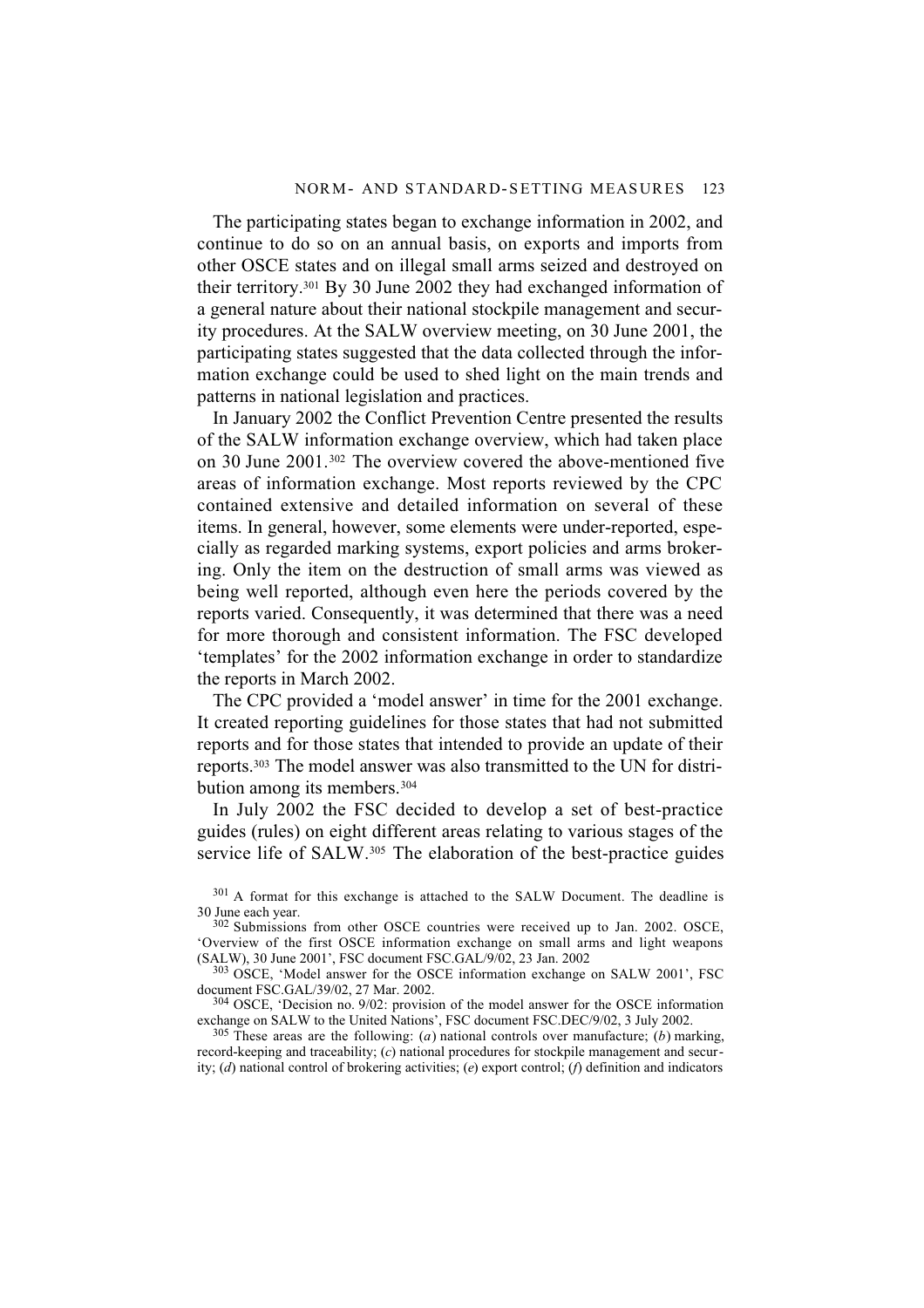The participating states began to exchange information in 2002, and continue to do so on an annual basis, on exports and imports from other OSCE states and on illegal small arms seized and destroyed on their territory.[301] By 30 June 2002 they had exchanged information of a general nature about their national stockpile management and security procedures. At the SALW overview meeting, on 30 June 2001, the participating states suggested that the data collected through the information exchange could be used to shed light on the main trends and patterns in national legislation and practices.

In January 2002 the Conflict Prevention Centre presented the results of the SALW information exchange overview, which had taken place on 30 June 2001.[302] The overview covered the above-mentioned five areas of information exchange. Most reports reviewed by the CPC contained extensive and detailed information on several of these items. In general, however, some elements were under-reported, especially as regarded marking systems, export policies and arms brokering. Only the item on the destruction of small arms was viewed as being well reported, although even here the periods covered by the reports varied. Consequently, it was determined that there was a need for more thorough and consistent information. The FSC developed 'templates' for the 2002 information exchange in order to standardize the reports in March 2002.

The CPC provided a 'model answer' in time for the 2001 exchange. It created reporting guidelines for those states that had not submitted reports and for those states that intended to provide an update of their reports.[303] The model answer was also transmitted to the UN for distribution among its members.[304]

In July 2002 the FSC decided to develop a set of best-practice guides (rules) on eight different areas relating to various stages of the service life of SALW.[305] The elaboration of the best-practice guides

[301] A format for this exchange is attached to the SALW Document. The deadline is 30 June each year.

[302] Submissions from other OSCE countries were received up to Jan. 2002. OSCE, 'Overview of the first OSCE information exchange on small arms and light weapons (SALW), 30 June 2001', FSC document FSC.GAL/9/02, 23 Jan. 2002

[303] OSCE, 'Model answer for the OSCE information exchange on SALW 2001', FSC document FSC.GAL/39/02, 27 Mar. 2002.

[304] OSCE, 'Decision no. 9/02: provision of the model answer for the OSCE information exchange on SALW to the United Nations', FSC document FSC.DEC/9/02, 3 July 2002.

[305] These areas are the following: (*a*) national controls over manufacture; (*b*) marking, record-keeping and traceability; (*c*) national procedures for stockpile management and security; (*d*) national control of brokering activities; (*e*) export control; (*f*) definition and indicators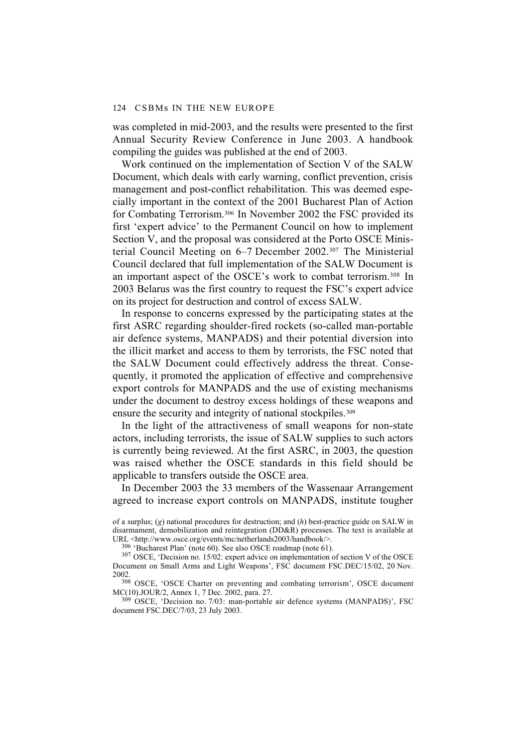was completed in mid-2003, and the results were presented to the first Annual Security Review Conference in June 2003. A handbook compiling the guides was published at the end of 2003.

Work continued on the implementation of Section V of the SALW Document, which deals with early warning, conflict prevention, crisis management and post-conflict rehabilitation. This was deemed especially important in the context of the 2001 Bucharest Plan of Action for Combating Terrorism.[306] In November 2002 the FSC provided its first 'expert advice' to the Permanent Council on how to implement Section V, and the proposal was considered at the Porto OSCE Ministerial Council Meeting on 6–7 December 2002.[307] The Ministerial Council declared that full implementation of the SALW Document is an important aspect of the OSCE's work to combat terrorism.[308] In 2003 Belarus was the first country to request the FSC's expert advice on its project for destruction and control of excess SALW.

In response to concerns expressed by the participating states at the first ASRC regarding shoulder-fired rockets (so-called man-portable air defence systems, MANPADS) and their potential diversion into the illicit market and access to them by terrorists, the FSC noted that the SALW Document could effectively address the threat. Consequently, it promoted the application of effective and comprehensive export controls for MANPADS and the use of existing mechanisms under the document to destroy excess holdings of these weapons and ensure the security and integrity of national stockpiles.[309]

In the light of the attractiveness of small weapons for non-state actors, including terrorists, the issue of SALW supplies to such actors is currently being reviewed. At the first ASRC, in 2003, the question was raised whether the OSCE standards in this field should be applicable to transfers outside the OSCE area.

In December 2003 the 33 members of the Wassenaar Arrangement agreed to increase export controls on MANPADS, institute tougher

of a surplus; (*g*) national procedures for destruction; and (*h*) best-practice guide on SALW in disarmament, demobilization and reintegration (DD&R) processes. The text is available at URL <http://www.osce.org/events/mc/netherlands2003/handbook/>.

[306] 'Bucharest Plan' (note 60). See also OSCE roadmap (note 61).

[307] OSCE, 'Decision no. 15/02: expert advice on implementation of section V of the OSCE Document on Small Arms and Light Weapons', FSC document FSC.DEC/15/02, 20 Nov. 2002.

[308] OSCE, 'OSCE Charter on preventing and combating terrorism', OSCE document MC(10).JOUR/2, Annex 1, 7 Dec. 2002, para. 27.

[309] OSCE, 'Decision no. 7/03: man-portable air defence systems (MANPADS)', FSC document FSC.DEC/7/03, 23 July 2003.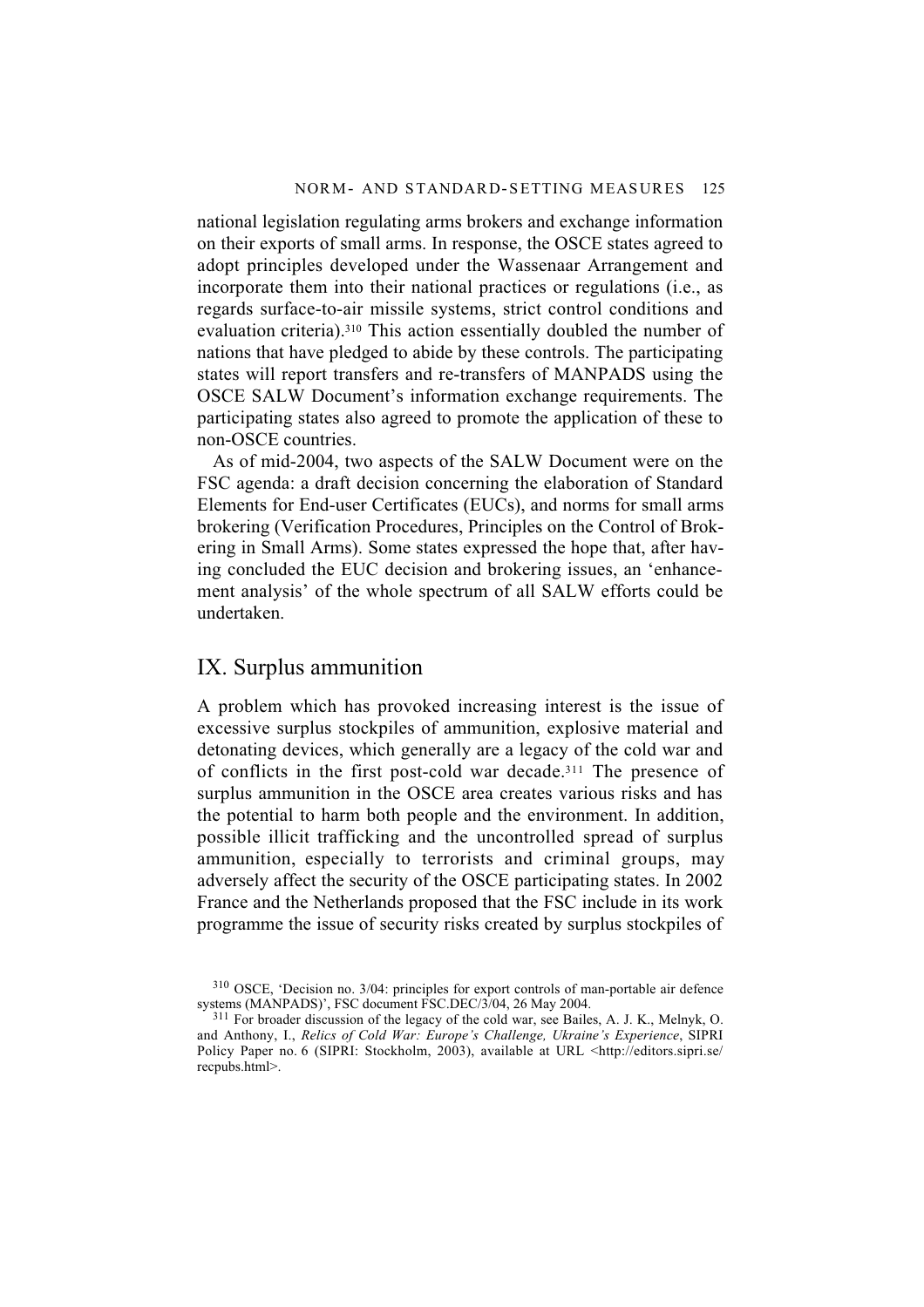national legislation regulating arms brokers and exchange information on their exports of small arms. In response, the OSCE states agreed to adopt principles developed under the Wassenaar Arrangement and incorporate them into their national practices or regulations (i.e., as regards surface-to-air missile systems, strict control conditions and evaluation criteria).[310] This action essentially doubled the number of nations that have pledged to abide by these controls. The participating states will report transfers and re-transfers of MANPADS using the OSCE SALW Document's information exchange requirements. The participating states also agreed to promote the application of these to non-OSCE countries.

As of mid-2004, two aspects of the SALW Document were on the FSC agenda: a draft decision concerning the elaboration of Standard Elements for End-user Certificates (EUCs), and norms for small arms brokering (Verification Procedures, Principles on the Control of Brokering in Small Arms). Some states expressed the hope that, after having concluded the EUC decision and brokering issues, an 'enhancement analysis' of the whole spectrum of all SALW efforts could be undertaken.

## IX. Surplus ammunition

A problem which has provoked increasing interest is the issue of excessive surplus stockpiles of ammunition, explosive material and detonating devices, which generally are a legacy of the cold war and of conflicts in the first post-cold war decade.[311] The presence of surplus ammunition in the OSCE area creates various risks and has the potential to harm both people and the environment. In addition, possible illicit trafficking and the uncontrolled spread of surplus ammunition, especially to terrorists and criminal groups, may adversely affect the security of the OSCE participating states. In 2002 France and the Netherlands proposed that the FSC include in its work programme the issue of security risks created by surplus stockpiles of

[310] OSCE, 'Decision no. 3/04: principles for export controls of man-portable air defence systems (MANPADS)', FSC document FSC.DEC/3/04, 26 May 2004.

[311] For broader discussion of the legacy of the cold war, see Bailes, A. J. K., Melnyk, O. and Anthony, I., *Relics of Cold War: Europe's Challenge, Ukraine's Experience*, SIPRI Policy Paper no. 6 (SIPRI: Stockholm, 2003), available at URL <http://editors.sipri.se/recpubs.html>.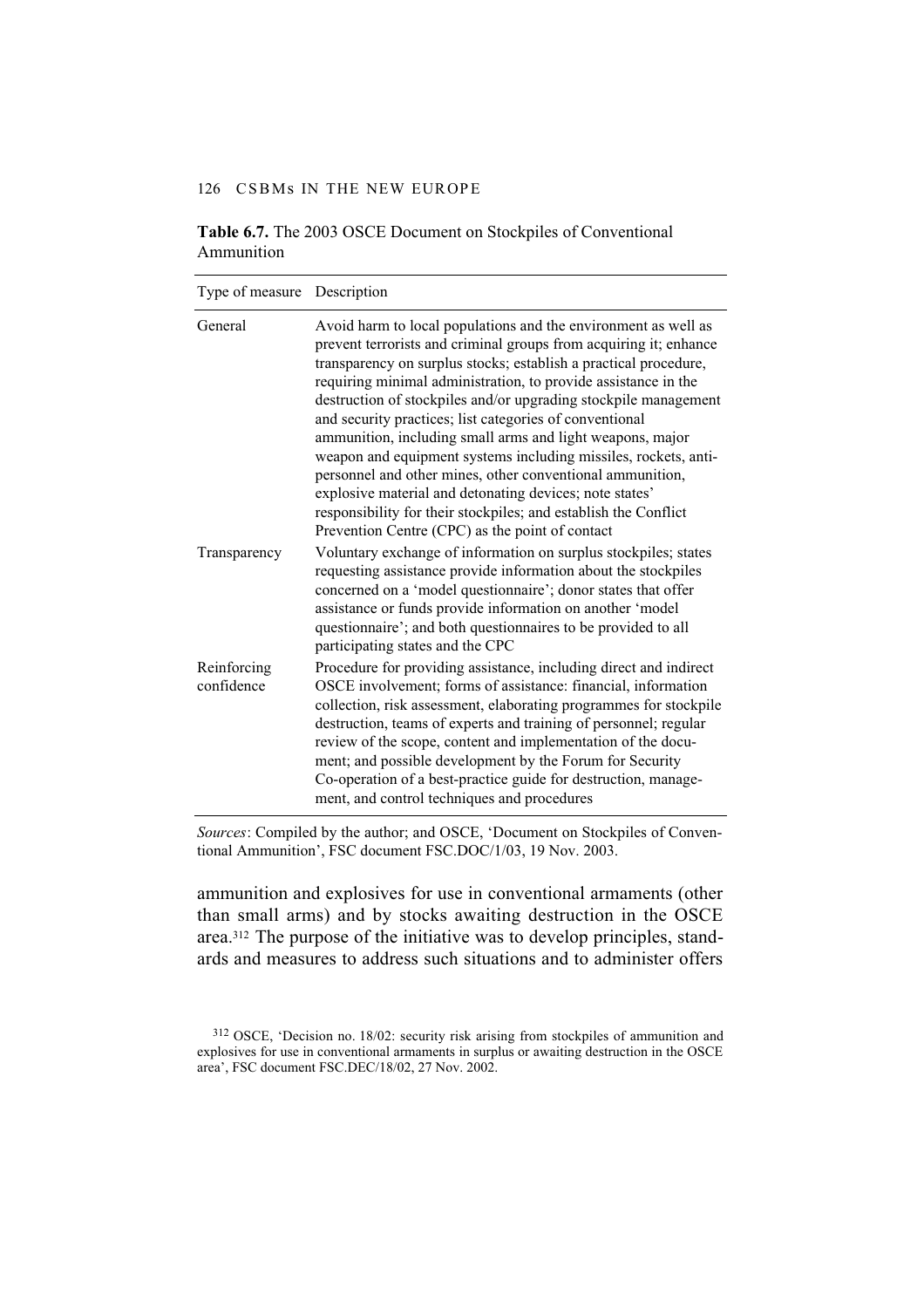**Table 6.7.** The 2003 OSCE Document on Stockpiles of Conventional Ammunition

| Type of measure | Description |
|---|---|
| General | Avoid harm to local populations and the environment as well as prevent terrorists and criminal groups from acquiring it; enhance transparency on surplus stocks; establish a practical procedure, requiring minimal administration, to provide assistance in the destruction of stockpiles and/or upgrading stockpile management and security practices; list categories of conventional ammunition, including small arms and light weapons, major weapon and equipment systems including missiles, rockets, anti-personnel and other mines, other conventional ammunition, explosive material and detonating devices; note states' responsibility for their stockpiles; and establish the Conflict Prevention Centre (CPC) as the point of contact |
| Transparency | Voluntary exchange of information on surplus stockpiles; states requesting assistance provide information about the stockpiles concerned on a 'model questionnaire'; donor states that offer assistance or funds provide information on another 'model questionnaire'; and both questionnaires to be provided to all participating states and the CPC |
| Reinforcing confidence | Procedure for providing assistance, including direct and indirect OSCE involvement; forms of assistance: financial, information collection, risk assessment, elaborating programmes for stockpile destruction, teams of experts and training of personnel; regular review of the scope, content and implementation of the document; and possible development by the Forum for Security Co-operation of a best-practice guide for destruction, management, and control techniques and procedures |

*Sources*: Compiled by the author; and OSCE, 'Document on Stockpiles of Conventional Ammunition', FSC document FSC.DOC/1/03, 19 Nov. 2003.

ammunition and explosives for use in conventional armaments (other than small arms) and by stocks awaiting destruction in the OSCE area.[312] The purpose of the initiative was to develop principles, standards and measures to address such situations and to administer offers

[312] OSCE, 'Decision no. 18/02: security risk arising from stockpiles of ammunition and explosives for use in conventional armaments in surplus or awaiting destruction in the OSCE area', FSC document FSC.DEC/18/02, 27 Nov. 2002.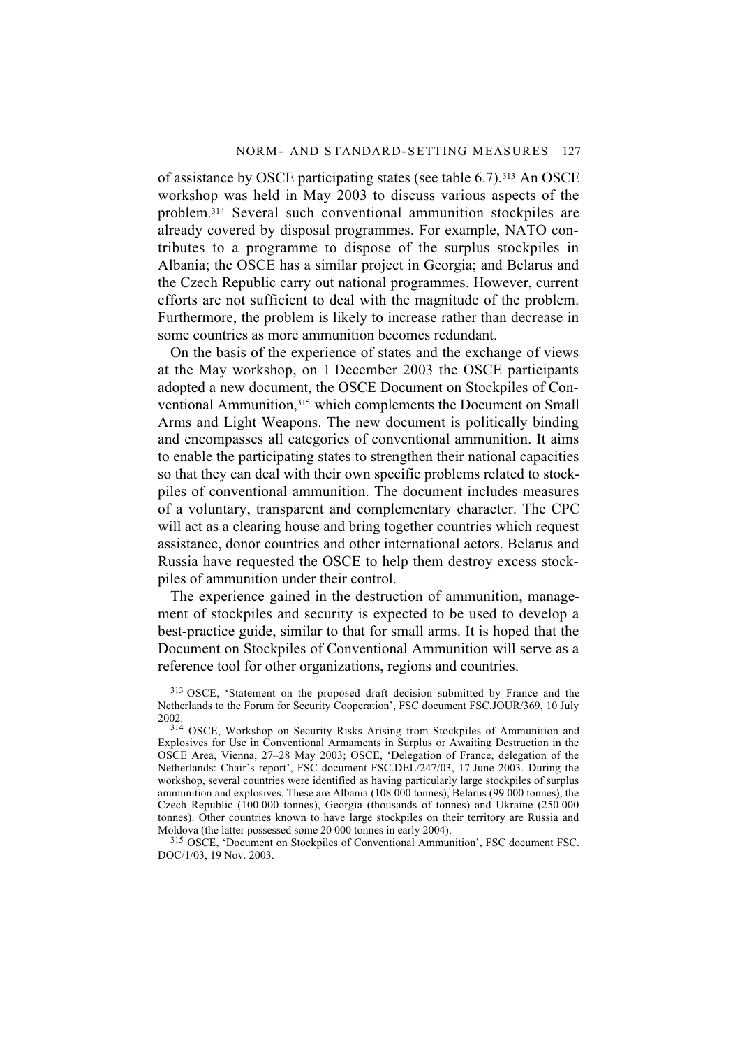of assistance by OSCE participating states (see table 6.7).[313] An OSCE workshop was held in May 2003 to discuss various aspects of the problem.[314] Several such conventional ammunition stockpiles are already covered by disposal programmes. For example, NATO contributes to a programme to dispose of the surplus stockpiles in Albania; the OSCE has a similar project in Georgia; and Belarus and the Czech Republic carry out national programmes. However, current efforts are not sufficient to deal with the magnitude of the problem. Furthermore, the problem is likely to increase rather than decrease in some countries as more ammunition becomes redundant.

On the basis of the experience of states and the exchange of views at the May workshop, on 1 December 2003 the OSCE participants adopted a new document, the OSCE Document on Stockpiles of Conventional Ammunition,[315] which complements the Document on Small Arms and Light Weapons. The new document is politically binding and encompasses all categories of conventional ammunition. It aims to enable the participating states to strengthen their national capacities so that they can deal with their own specific problems related to stockpiles of conventional ammunition. The document includes measures of a voluntary, transparent and complementary character. The CPC will act as a clearing house and bring together countries which request assistance, donor countries and other international actors. Belarus and Russia have requested the OSCE to help them destroy excess stockpiles of ammunition under their control.

The experience gained in the destruction of ammunition, management of stockpiles and security is expected to be used to develop a best-practice guide, similar to that for small arms. It is hoped that the Document on Stockpiles of Conventional Ammunition will serve as a reference tool for other organizations, regions and countries.

[313] OSCE, 'Statement on the proposed draft decision submitted by France and the Netherlands to the Forum for Security Cooperation', FSC document FSC.JOUR/369, 10 July 2002.

[314] OSCE, Workshop on Security Risks Arising from Stockpiles of Ammunition and Explosives for Use in Conventional Armaments in Surplus or Awaiting Destruction in the OSCE Area, Vienna, 27–28 May 2003; OSCE, 'Delegation of France, delegation of the Netherlands: Chair's report', FSC document FSC.DEL/247/03, 17 June 2003. During the workshop, several countries were identified as having particularly large stockpiles of surplus ammunition and explosives. These are Albania (108 000 tonnes), Belarus (99 000 tonnes), the Czech Republic (100 000 tonnes), Georgia (thousands of tonnes) and Ukraine (250 000 tonnes). Other countries known to have large stockpiles on their territory are Russia and Moldova (the latter possessed some 20 000 tonnes in early 2004).

[315] OSCE, 'Document on Stockpiles of Conventional Ammunition', FSC document FSC.DOC/1/03, 19 Nov. 2003.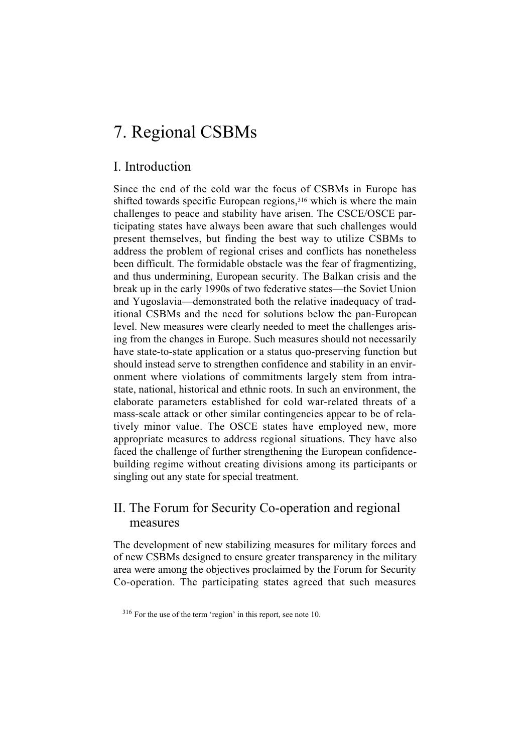# 7. Regional CSBMs

## I. Introduction

Since the end of the cold war the focus of CSBMs in Europe has shifted towards specific European regions,[316] which is where the main challenges to peace and stability have arisen. The CSCE/OSCE participating states have always been aware that such challenges would present themselves, but finding the best way to utilize CSBMs to address the problem of regional crises and conflicts has nonetheless been difficult. The formidable obstacle was the fear of fragmentizing, and thus undermining, European security. The Balkan crisis and the break up in the early 1990s of two federative states—the Soviet Union and Yugoslavia—demonstrated both the relative inadequacy of traditional CSBMs and the need for solutions below the pan-European level. New measures were clearly needed to meet the challenges arising from the changes in Europe. Such measures should not necessarily have state-to-state application or a status quo-preserving function but should instead serve to strengthen confidence and stability in an environment where violations of commitments largely stem from intra-state, national, historical and ethnic roots. In such an environment, the elaborate parameters established for cold war-related threats of a mass-scale attack or other similar contingencies appear to be of relatively minor value. The OSCE states have employed new, more appropriate measures to address regional situations. They have also faced the challenge of further strengthening the European confidence-building regime without creating divisions among its participants or singling out any state for special treatment.

## II. The Forum for Security Co-operation and regional measures

The development of new stabilizing measures for military forces and of new CSBMs designed to ensure greater transparency in the military area were among the objectives proclaimed by the Forum for Security Co-operation. The participating states agreed that such measures

[316] For the use of the term 'region' in this report, see note 10.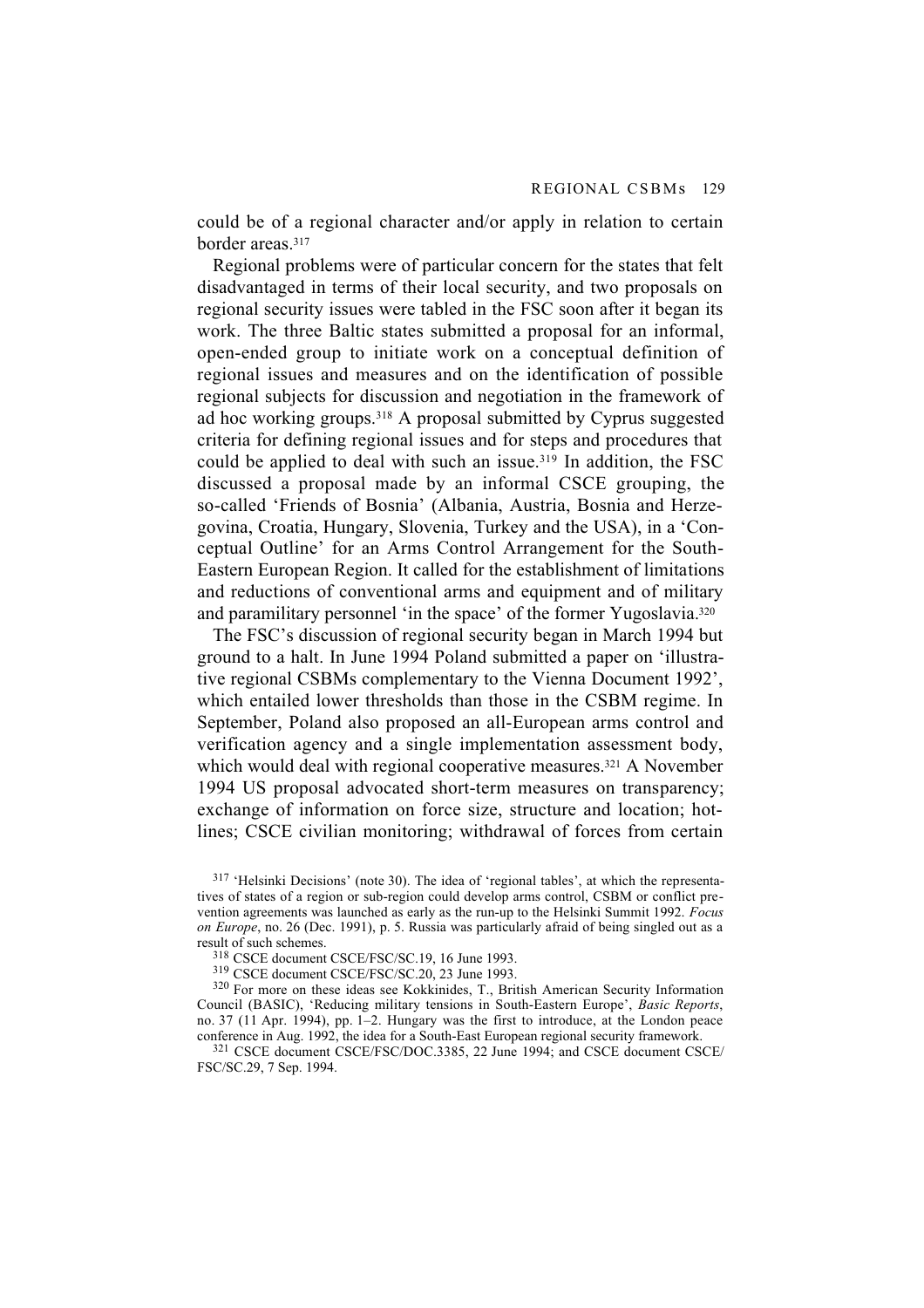could be of a regional character and/or apply in relation to certain border areas.[317]

Regional problems were of particular concern for the states that felt disadvantaged in terms of their local security, and two proposals on regional security issues were tabled in the FSC soon after it began its work. The three Baltic states submitted a proposal for an informal, open-ended group to initiate work on a conceptual definition of regional issues and measures and on the identification of possible regional subjects for discussion and negotiation in the framework of ad hoc working groups.[318] A proposal submitted by Cyprus suggested criteria for defining regional issues and for steps and procedures that could be applied to deal with such an issue.[319] In addition, the FSC discussed a proposal made by an informal CSCE grouping, the so-called 'Friends of Bosnia' (Albania, Austria, Bosnia and Herzegovina, Croatia, Hungary, Slovenia, Turkey and the USA), in a 'Conceptual Outline' for an Arms Control Arrangement for the South-Eastern European Region. It called for the establishment of limitations and reductions of conventional arms and equipment and of military and paramilitary personnel 'in the space' of the former Yugoslavia.[320]

The FSC's discussion of regional security began in March 1994 but ground to a halt. In June 1994 Poland submitted a paper on 'illustrative regional CSBMs complementary to the Vienna Document 1992', which entailed lower thresholds than those in the CSBM regime. In September, Poland also proposed an all-European arms control and verification agency and a single implementation assessment body, which would deal with regional cooperative measures.[321] A November 1994 US proposal advocated short-term measures on transparency; exchange of information on force size, structure and location; hotlines; CSCE civilian monitoring; withdrawal of forces from certain

[317] 'Helsinki Decisions' (note 30). The idea of 'regional tables', at which the representatives of states of a region or sub-region could develop arms control, CSBM or conflict prevention agreements was launched as early as the run-up to the Helsinki Summit 1992. *Focus on Europe*, no. 26 (Dec. 1991), p. 5. Russia was particularly afraid of being singled out as a result of such schemes.

[318] CSCE document CSCE/FSC/SC.19, 16 June 1993.

[319] CSCE document CSCE/FSC/SC.20, 23 June 1993.

[320] For more on these ideas see Kokkinides, T., British American Security Information Council (BASIC), 'Reducing military tensions in South-Eastern Europe', *Basic Reports*, no. 37 (11 Apr. 1994), pp. 1–2. Hungary was the first to introduce, at the London peace conference in Aug. 1992, the idea for a South-East European regional security framework.

[321] CSCE document CSCE/FSC/DOC.3385, 22 June 1994; and CSCE document CSCE/FSC/SC.29, 7 Sep. 1994.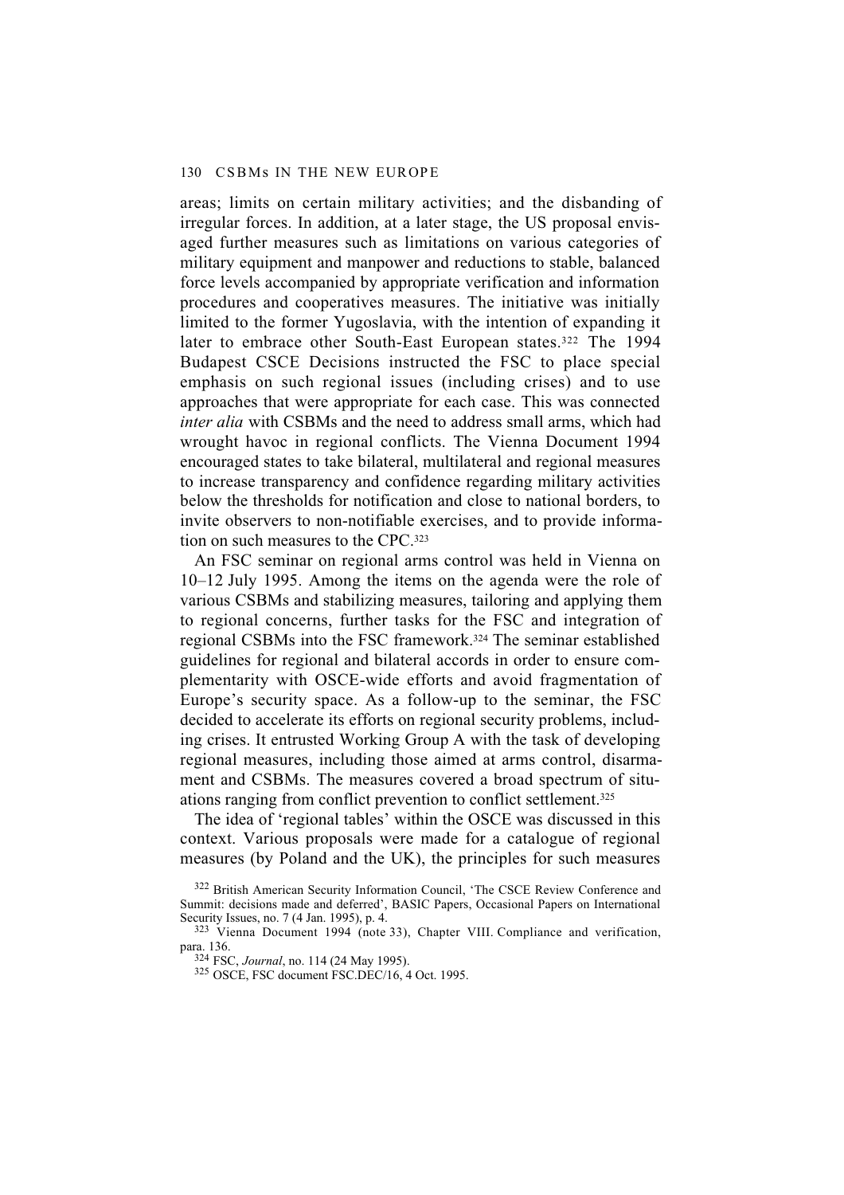areas; limits on certain military activities; and the disbanding of irregular forces. In addition, at a later stage, the US proposal envisaged further measures such as limitations on various categories of military equipment and manpower and reductions to stable, balanced force levels accompanied by appropriate verification and information procedures and cooperatives measures. The initiative was initially limited to the former Yugoslavia, with the intention of expanding it later to embrace other South-East European states.[322] The 1994 Budapest CSCE Decisions instructed the FSC to place special emphasis on such regional issues (including crises) and to use approaches that were appropriate for each case. This was connected *inter alia* with CSBMs and the need to address small arms, which had wrought havoc in regional conflicts. The Vienna Document 1994 encouraged states to take bilateral, multilateral and regional measures to increase transparency and confidence regarding military activities below the thresholds for notification and close to national borders, to invite observers to non-notifiable exercises, and to provide information on such measures to the CPC.[323]

An FSC seminar on regional arms control was held in Vienna on 10–12 July 1995. Among the items on the agenda were the role of various CSBMs and stabilizing measures, tailoring and applying them to regional concerns, further tasks for the FSC and integration of regional CSBMs into the FSC framework.[324] The seminar established guidelines for regional and bilateral accords in order to ensure complementarity with OSCE-wide efforts and avoid fragmentation of Europe's security space. As a follow-up to the seminar, the FSC decided to accelerate its efforts on regional security problems, including crises. It entrusted Working Group A with the task of developing regional measures, including those aimed at arms control, disarmament and CSBMs. The measures covered a broad spectrum of situations ranging from conflict prevention to conflict settlement.[325]

The idea of 'regional tables' within the OSCE was discussed in this context. Various proposals were made for a catalogue of regional measures (by Poland and the UK), the principles for such measures

[322] British American Security Information Council, 'The CSCE Review Conference and Summit: decisions made and deferred', BASIC Papers, Occasional Papers on International Security Issues, no. 7 (4 Jan. 1995), p. 4.

[323] Vienna Document 1994 (note 33), Chapter VIII. Compliance and verification, para. 136.

[324] FSC, *Journal*, no. 114 (24 May 1995).

[325] OSCE, FSC document FSC.DEC/16, 4 Oct. 1995.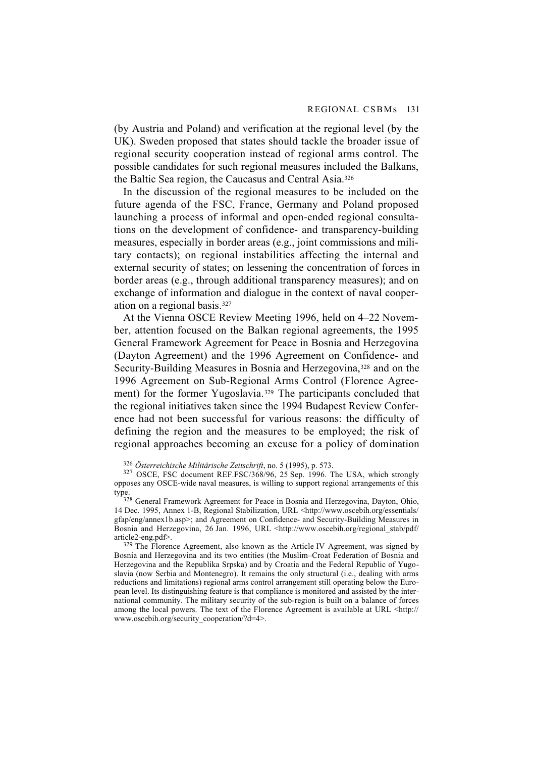(by Austria and Poland) and verification at the regional level (by the UK). Sweden proposed that states should tackle the broader issue of regional security cooperation instead of regional arms control. The possible candidates for such regional measures included the Balkans, the Baltic Sea region, the Caucasus and Central Asia.[326]

In the discussion of the regional measures to be included on the future agenda of the FSC, France, Germany and Poland proposed launching a process of informal and open-ended regional consultations on the development of confidence- and transparency-building measures, especially in border areas (e.g., joint commissions and military contacts); on regional instabilities affecting the internal and external security of states; on lessening the concentration of forces in border areas (e.g., through additional transparency measures); and on exchange of information and dialogue in the context of naval cooperation on a regional basis.[327]

At the Vienna OSCE Review Meeting 1996, held on 4–22 November, attention focused on the Balkan regional agreements, the 1995 General Framework Agreement for Peace in Bosnia and Herzegovina (Dayton Agreement) and the 1996 Agreement on Confidence- and Security-Building Measures in Bosnia and Herzegovina,[328] and on the 1996 Agreement on Sub-Regional Arms Control (Florence Agreement) for the former Yugoslavia.[329] The participants concluded that the regional initiatives taken since the 1994 Budapest Review Conference had not been successful for various reasons: the difficulty of defining the region and the measures to be employed; the risk of regional approaches becoming an excuse for a policy of domination

[326] *Österreichische Militärische Zeitschrift*, no. 5 (1995), p. 573.

[327] OSCE, FSC document REF.FSC/368/96, 25 Sep. 1996. The USA, which strongly opposes any OSCE-wide naval measures, is willing to support regional arrangements of this type.

[328] General Framework Agreement for Peace in Bosnia and Herzegovina, Dayton, Ohio, 14 Dec. 1995, Annex 1-B, Regional Stabilization, URL <http://www.oscebih.org/essentials/gfap/eng/annex1b.asp>; and Agreement on Confidence- and Security-Building Measures in Bosnia and Herzegovina, 26 Jan. 1996, URL <http://www.oscebih.org/regional_stab/pdf/article2-eng.pdf>.

[329] The Florence Agreement, also known as the Article IV Agreement, was signed by Bosnia and Herzegovina and its two entities (the Muslim–Croat Federation of Bosnia and Herzegovina and the Republika Srpska) and by Croatia and the Federal Republic of Yugoslavia (now Serbia and Montenegro). It remains the only structural (i.e., dealing with arms reductions and limitations) regional arms control arrangement still operating below the European level. Its distinguishing feature is that compliance is monitored and assisted by the international community. The military security of the sub-region is built on a balance of forces among the local powers. The text of the Florence Agreement is available at URL <http://www.oscebih.org/security_cooperation/?d=4>.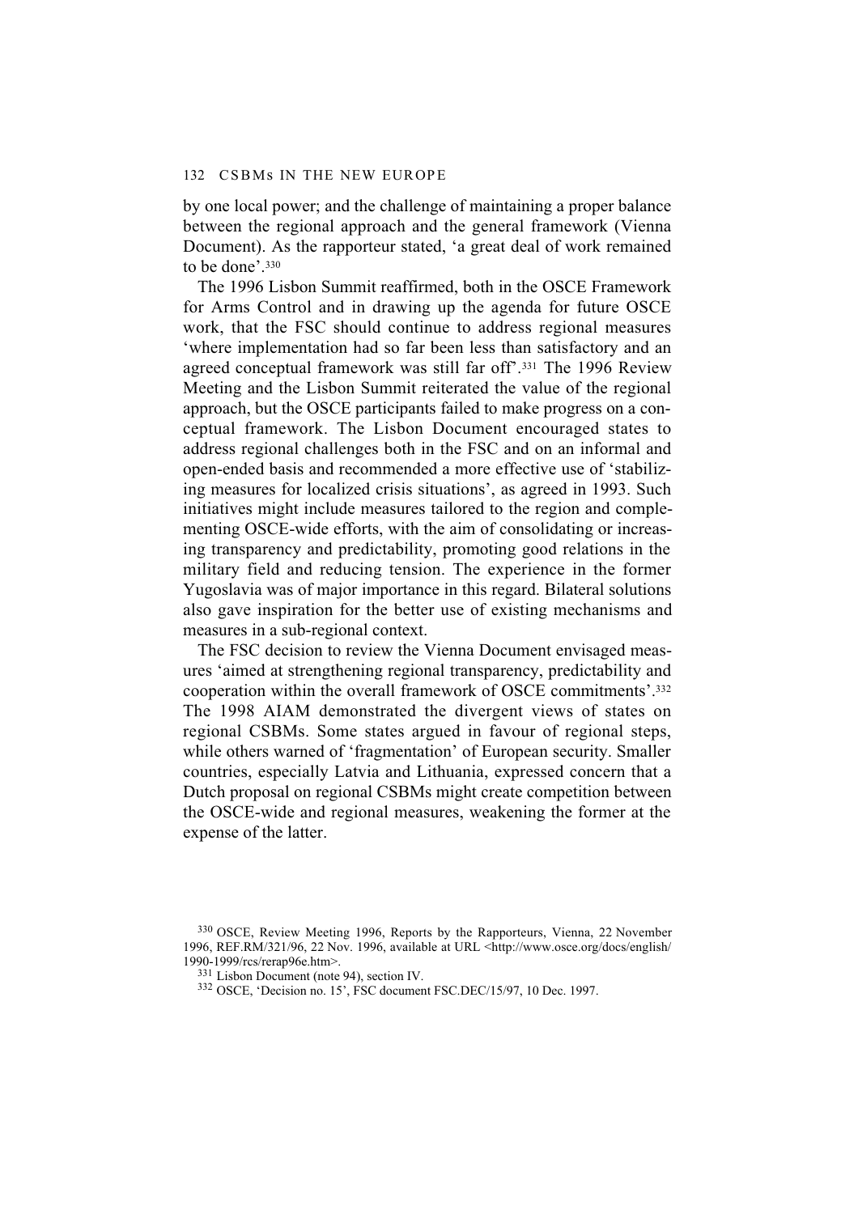by one local power; and the challenge of maintaining a proper balance between the regional approach and the general framework (Vienna Document). As the rapporteur stated, 'a great deal of work remained to be done'.[330]

The 1996 Lisbon Summit reaffirmed, both in the OSCE Framework for Arms Control and in drawing up the agenda for future OSCE work, that the FSC should continue to address regional measures 'where implementation had so far been less than satisfactory and an agreed conceptual framework was still far off'.[331] The 1996 Review Meeting and the Lisbon Summit reiterated the value of the regional approach, but the OSCE participants failed to make progress on a conceptual framework. The Lisbon Document encouraged states to address regional challenges both in the FSC and on an informal and open-ended basis and recommended a more effective use of 'stabilizing measures for localized crisis situations', as agreed in 1993. Such initiatives might include measures tailored to the region and complementing OSCE-wide efforts, with the aim of consolidating or increasing transparency and predictability, promoting good relations in the military field and reducing tension. The experience in the former Yugoslavia was of major importance in this regard. Bilateral solutions also gave inspiration for the better use of existing mechanisms and measures in a sub-regional context.

The FSC decision to review the Vienna Document envisaged measures 'aimed at strengthening regional transparency, predictability and cooperation within the overall framework of OSCE commitments'.[332] The 1998 AIAM demonstrated the divergent views of states on regional CSBMs. Some states argued in favour of regional steps, while others warned of 'fragmentation' of European security. Smaller countries, especially Latvia and Lithuania, expressed concern that a Dutch proposal on regional CSBMs might create competition between the OSCE-wide and regional measures, weakening the former at the expense of the latter.

[330] OSCE, Review Meeting 1996, Reports by the Rapporteurs, Vienna, 22 November 1996, REF.RM/321/96, 22 Nov. 1996, available at URL <http://www.osce.org/docs/english/1990-1999/rcs/rerap96e.htm>.

[331] Lisbon Document (note 94), section IV.

[332] OSCE, 'Decision no. 15', FSC document FSC.DEC/15/97, 10 Dec. 1997.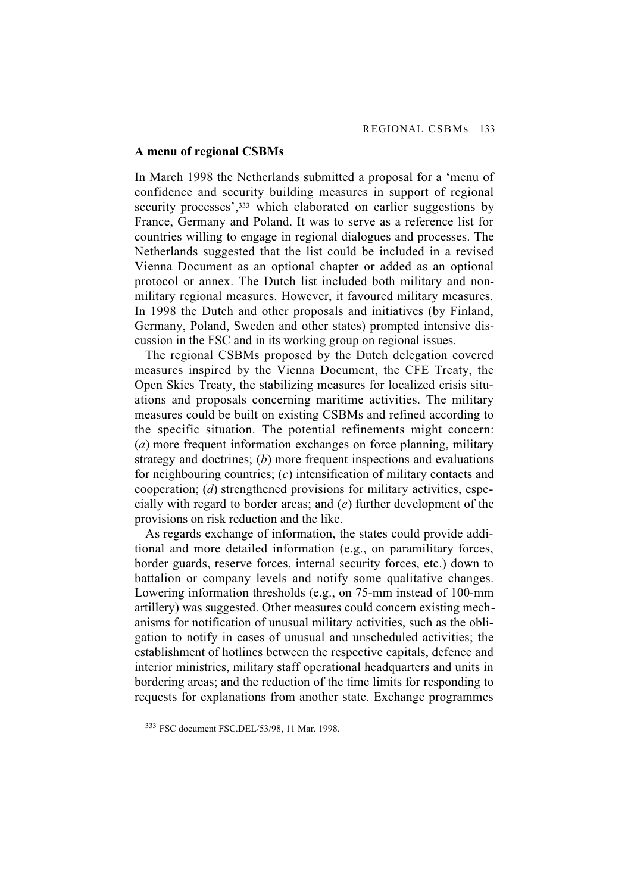## A menu of regional CSBMs

In March 1998 the Netherlands submitted a proposal for a 'menu of confidence and security building measures in support of regional security processes',[333] which elaborated on earlier suggestions by France, Germany and Poland. It was to serve as a reference list for countries willing to engage in regional dialogues and processes. The Netherlands suggested that the list could be included in a revised Vienna Document as an optional chapter or added as an optional protocol or annex. The Dutch list included both military and non-military regional measures. However, it favoured military measures. In 1998 the Dutch and other proposals and initiatives (by Finland, Germany, Poland, Sweden and other states) prompted intensive discussion in the FSC and in its working group on regional issues.

The regional CSBMs proposed by the Dutch delegation covered measures inspired by the Vienna Document, the CFE Treaty, the Open Skies Treaty, the stabilizing measures for localized crisis situations and proposals concerning maritime activities. The military measures could be built on existing CSBMs and refined according to the specific situation. The potential refinements might concern: (*a*) more frequent information exchanges on force planning, military strategy and doctrines; (*b*) more frequent inspections and evaluations for neighbouring countries; (*c*) intensification of military contacts and cooperation; (*d*) strengthened provisions for military activities, especially with regard to border areas; and (*e*) further development of the provisions on risk reduction and the like.

As regards exchange of information, the states could provide additional and more detailed information (e.g., on paramilitary forces, border guards, reserve forces, internal security forces, etc.) down to battalion or company levels and notify some qualitative changes. Lowering information thresholds (e.g., on 75-mm instead of 100-mm artillery) was suggested. Other measures could concern existing mechanisms for notification of unusual military activities, such as the obligation to notify in cases of unusual and unscheduled activities; the establishment of hotlines between the respective capitals, defence and interior ministries, military staff operational headquarters and units in bordering areas; and the reduction of the time limits for responding to requests for explanations from another state. Exchange programmes

[333] FSC document FSC.DEL/53/98, 11 Mar. 1998.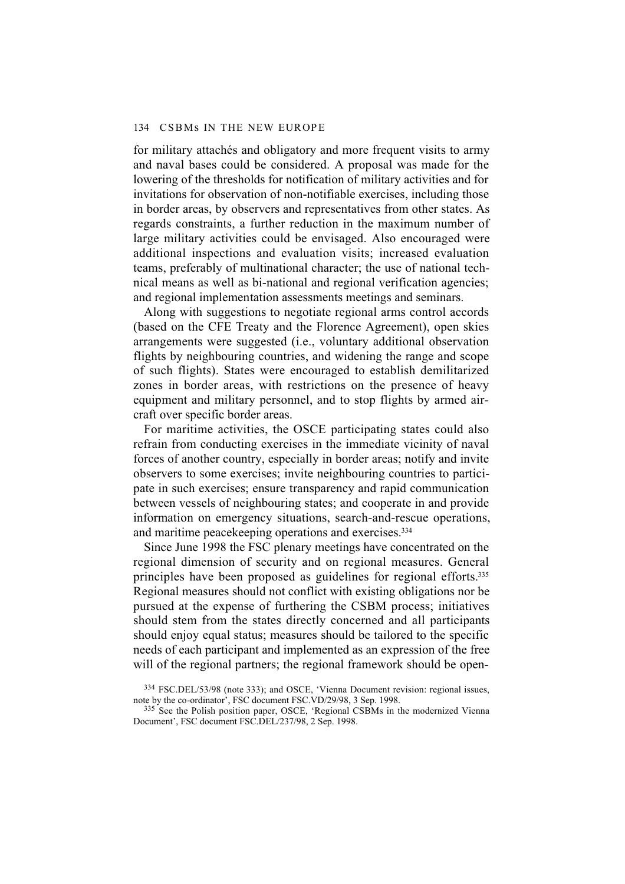for military attachés and obligatory and more frequent visits to army and naval bases could be considered. A proposal was made for the lowering of the thresholds for notification of military activities and for invitations for observation of non-notifiable exercises, including those in border areas, by observers and representatives from other states. As regards constraints, a further reduction in the maximum number of large military activities could be envisaged. Also encouraged were additional inspections and evaluation visits; increased evaluation teams, preferably of multinational character; the use of national technical means as well as bi-national and regional verification agencies; and regional implementation assessments meetings and seminars.

Along with suggestions to negotiate regional arms control accords (based on the CFE Treaty and the Florence Agreement), open skies arrangements were suggested (i.e., voluntary additional observation flights by neighbouring countries, and widening the range and scope of such flights). States were encouraged to establish demilitarized zones in border areas, with restrictions on the presence of heavy equipment and military personnel, and to stop flights by armed aircraft over specific border areas.

For maritime activities, the OSCE participating states could also refrain from conducting exercises in the immediate vicinity of naval forces of another country, especially in border areas; notify and invite observers to some exercises; invite neighbouring countries to participate in such exercises; ensure transparency and rapid communication between vessels of neighbouring states; and cooperate in and provide information on emergency situations, search-and-rescue operations, and maritime peacekeeping operations and exercises.[334]

Since June 1998 the FSC plenary meetings have concentrated on the regional dimension of security and on regional measures. General principles have been proposed as guidelines for regional efforts.[335] Regional measures should not conflict with existing obligations nor be pursued at the expense of furthering the CSBM process; initiatives should stem from the states directly concerned and all participants should enjoy equal status; measures should be tailored to the specific needs of each participant and implemented as an expression of the free will of the regional partners; the regional framework should be open-

[334] FSC.DEL/53/98 (note 333); and OSCE, 'Vienna Document revision: regional issues, note by the co-ordinator', FSC document FSC.VD/29/98, 3 Sep. 1998.

[335] See the Polish position paper, OSCE, 'Regional CSBMs in the modernized Vienna Document', FSC document FSC.DEL/237/98, 2 Sep. 1998.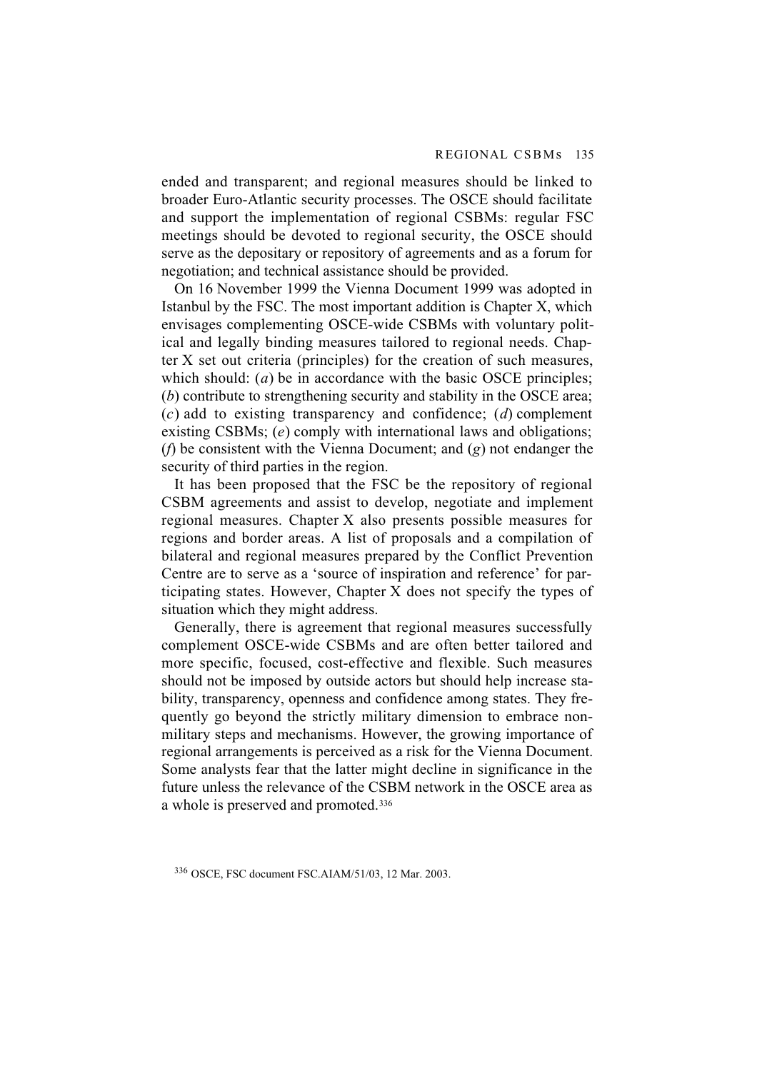ended and transparent; and regional measures should be linked to broader Euro-Atlantic security processes. The OSCE should facilitate and support the implementation of regional CSBMs: regular FSC meetings should be devoted to regional security, the OSCE should serve as the depositary or repository of agreements and as a forum for negotiation; and technical assistance should be provided.

On 16 November 1999 the Vienna Document 1999 was adopted in Istanbul by the FSC. The most important addition is Chapter X, which envisages complementing OSCE-wide CSBMs with voluntary political and legally binding measures tailored to regional needs. Chapter X set out criteria (principles) for the creation of such measures, which should: (*a*) be in accordance with the basic OSCE principles; (*b*) contribute to strengthening security and stability in the OSCE area; (*c*) add to existing transparency and confidence; (*d*) complement existing CSBMs; (*e*) comply with international laws and obligations; (*f*) be consistent with the Vienna Document; and (*g*) not endanger the security of third parties in the region.

It has been proposed that the FSC be the repository of regional CSBM agreements and assist to develop, negotiate and implement regional measures. Chapter X also presents possible measures for regions and border areas. A list of proposals and a compilation of bilateral and regional measures prepared by the Conflict Prevention Centre are to serve as a 'source of inspiration and reference' for participating states. However, Chapter X does not specify the types of situation which they might address.

Generally, there is agreement that regional measures successfully complement OSCE-wide CSBMs and are often better tailored and more specific, focused, cost-effective and flexible. Such measures should not be imposed by outside actors but should help increase stability, transparency, openness and confidence among states. They frequently go beyond the strictly military dimension to embrace non-military steps and mechanisms. However, the growing importance of regional arrangements is perceived as a risk for the Vienna Document. Some analysts fear that the latter might decline in significance in the future unless the relevance of the CSBM network in the OSCE area as a whole is preserved and promoted.[336]

[336] OSCE, FSC document FSC.AIAM/51/03, 12 Mar. 2003.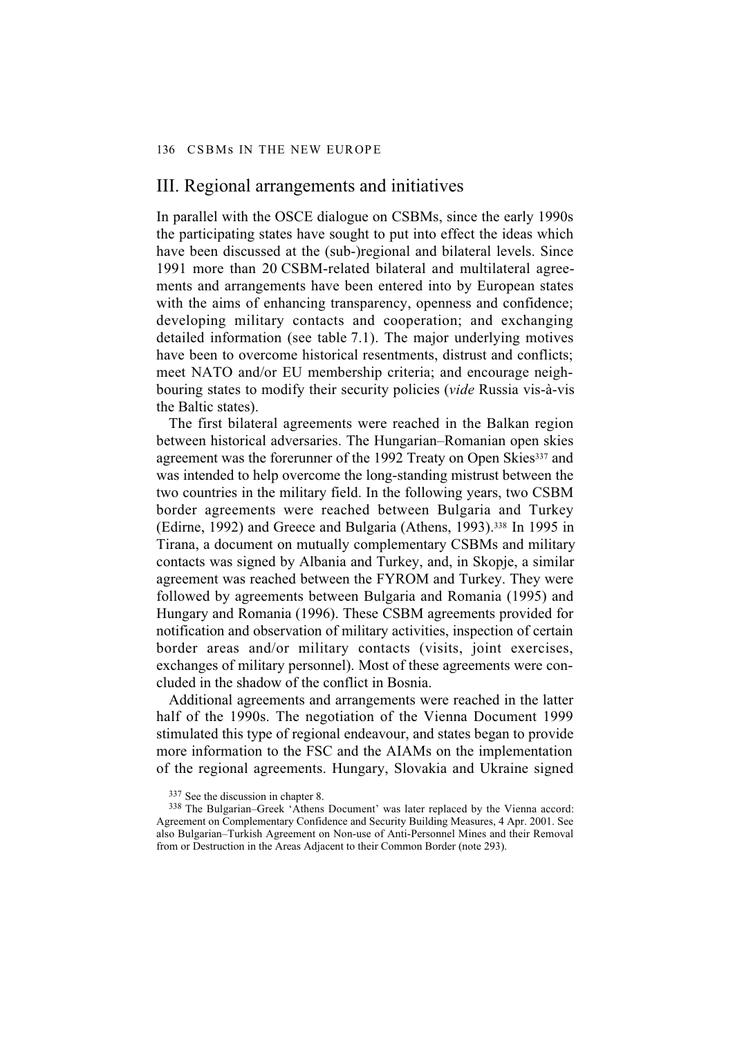## III. Regional arrangements and initiatives

In parallel with the OSCE dialogue on CSBMs, since the early 1990s the participating states have sought to put into effect the ideas which have been discussed at the (sub-)regional and bilateral levels. Since 1991 more than 20 CSBM-related bilateral and multilateral agreements and arrangements have been entered into by European states with the aims of enhancing transparency, openness and confidence; developing military contacts and cooperation; and exchanging detailed information (see table 7.1). The major underlying motives have been to overcome historical resentments, distrust and conflicts; meet NATO and/or EU membership criteria; and encourage neighbouring states to modify their security policies (*vide* Russia vis-à-vis the Baltic states).

The first bilateral agreements were reached in the Balkan region between historical adversaries. The Hungarian–Romanian open skies agreement was the forerunner of the 1992 Treaty on Open Skies[337] and was intended to help overcome the long-standing mistrust between the two countries in the military field. In the following years, two CSBM border agreements were reached between Bulgaria and Turkey (Edirne, 1992) and Greece and Bulgaria (Athens, 1993).[338] In 1995 in Tirana, a document on mutually complementary CSBMs and military contacts was signed by Albania and Turkey, and, in Skopje, a similar agreement was reached between the FYROM and Turkey. They were followed by agreements between Bulgaria and Romania (1995) and Hungary and Romania (1996). These CSBM agreements provided for notification and observation of military activities, inspection of certain border areas and/or military contacts (visits, joint exercises, exchanges of military personnel). Most of these agreements were concluded in the shadow of the conflict in Bosnia.

Additional agreements and arrangements were reached in the latter half of the 1990s. The negotiation of the Vienna Document 1999 stimulated this type of regional endeavour, and states began to provide more information to the FSC and the AIAMs on the implementation of the regional agreements. Hungary, Slovakia and Ukraine signed

[337] See the discussion in chapter 8.

[338] The Bulgarian–Greek 'Athens Document' was later replaced by the Vienna accord: Agreement on Complementary Confidence and Security Building Measures, 4 Apr. 2001. See also Bulgarian–Turkish Agreement on Non-use of Anti-Personnel Mines and their Removal from or Destruction in the Areas Adjacent to their Common Border (note 293).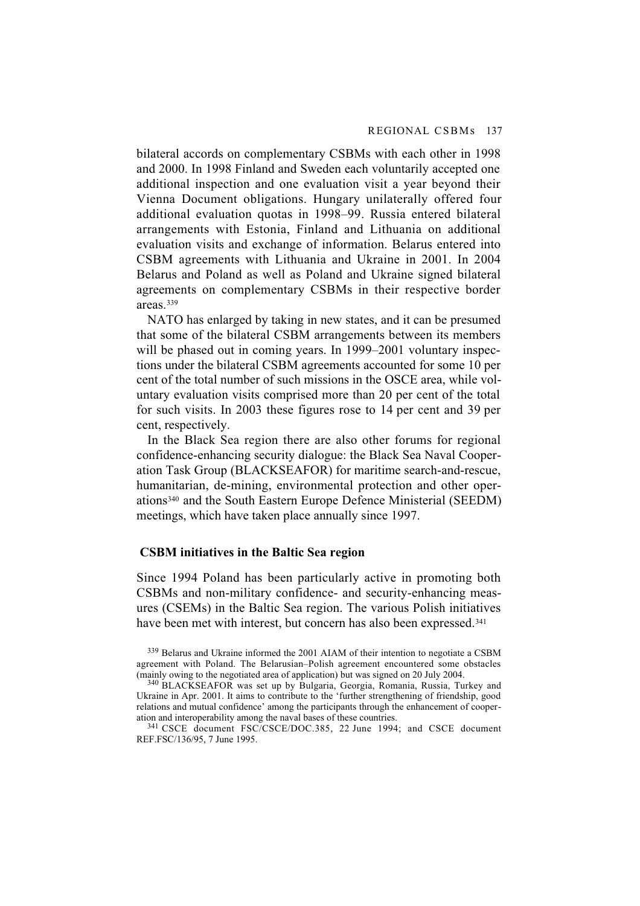bilateral accords on complementary CSBMs with each other in 1998 and 2000. In 1998 Finland and Sweden each voluntarily accepted one additional inspection and one evaluation visit a year beyond their Vienna Document obligations. Hungary unilaterally offered four additional evaluation quotas in 1998–99. Russia entered bilateral arrangements with Estonia, Finland and Lithuania on additional evaluation visits and exchange of information. Belarus entered into CSBM agreements with Lithuania and Ukraine in 2001. In 2004 Belarus and Poland as well as Poland and Ukraine signed bilateral agreements on complementary CSBMs in their respective border areas.[339]

NATO has enlarged by taking in new states, and it can be presumed that some of the bilateral CSBM arrangements between its members will be phased out in coming years. In 1999–2001 voluntary inspections under the bilateral CSBM agreements accounted for some 10 per cent of the total number of such missions in the OSCE area, while voluntary evaluation visits comprised more than 20 per cent of the total for such visits. In 2003 these figures rose to 14 per cent and 39 per cent, respectively.

In the Black Sea region there are also other forums for regional confidence-enhancing security dialogue: the Black Sea Naval Cooperation Task Group (BLACKSEAFOR) for maritime search-and-rescue, humanitarian, de-mining, environmental protection and other operations[340] and the South Eastern Europe Defence Ministerial (SEEDM) meetings, which have taken place annually since 1997.

### CSBM initiatives in the Baltic Sea region

Since 1994 Poland has been particularly active in promoting both CSBMs and non-military confidence- and security-enhancing measures (CSEMs) in the Baltic Sea region. The various Polish initiatives have been met with interest, but concern has also been expressed.[341]

[339] Belarus and Ukraine informed the 2001 AIAM of their intention to negotiate a CSBM agreement with Poland. The Belarusian–Polish agreement encountered some obstacles (mainly owing to the negotiated area of application) but was signed on 20 July 2004.

[340] BLACKSEAFOR was set up by Bulgaria, Georgia, Romania, Russia, Turkey and Ukraine in Apr. 2001. It aims to contribute to the 'further strengthening of friendship, good relations and mutual confidence' among the participants through the enhancement of cooperation and interoperability among the naval bases of these countries.

[341] CSCE document FSC/CSCE/DOC.385, 22 June 1994; and CSCE document REF.FSC/136/95, 7 June 1995.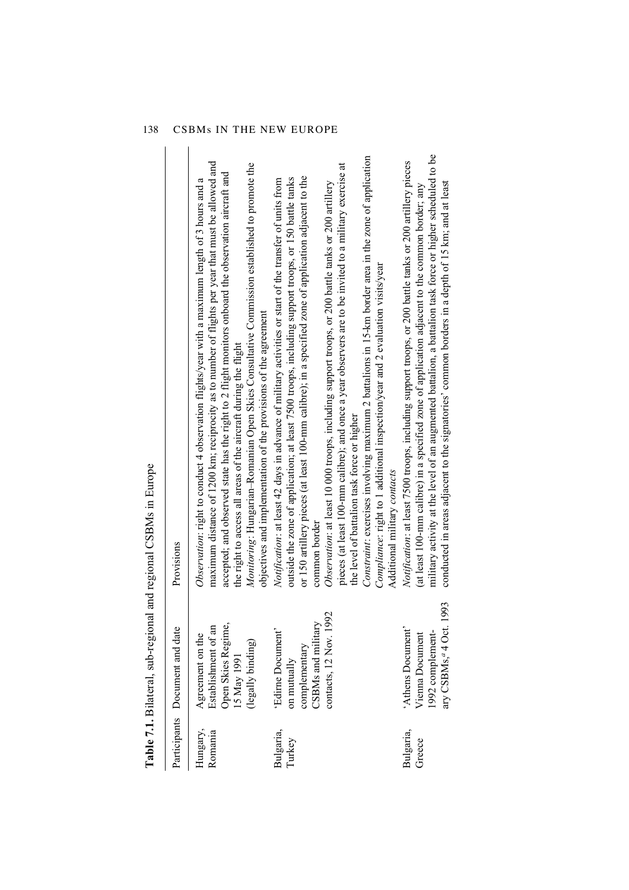**Table 7.1.** Bilateral, sub-regional and regional CSBMs in Europe

| Participants | Document and date | Provisions |
|---|---|---|
| Hungary, Romania | Agreement on the Establishment of an Open Skies Regime, 15 May 1991 (legally binding) | *Observation*: right to conduct 4 observation flights/year with a maximum length of 3 hours and a maximum distance of 1200 km; reciprocity as to number of flights per year that must be allowed and accepted; and observed state has the right to 2 flight monitors onboard the observation aircraft and the right to access all areas of the aircraft during the flight<br>*Monitoring*: Hungarian–Romanian Open Skies Consultative Commission established to promote the objectives and implementation of the provisions of the agreement |
| Bulgaria, Turkey | 'Edirne Document' on mutually complementary CSBMs and military contacts, 12 Nov. 1992 | *Notification*: at least 42 days in advance of military activities or start of the transfer of units from outside the zone of application; at least 7500 troops, including support troops, or 150 battle tanks or 150 artillery pieces (at least 100-mm calibre); in a specified zone of application adjacent to the common border<br>*Observation*: at least 10 000 troops, including support troops, or 200 battle tanks or 200 artillery pieces (at least 100-mm calibre); and once a year observers are to be invited to a military exercise at the level of battalion task force or higher<br>*Constraint*: exercises involving maximum 2 battalions in 15-km border area in the zone of application<br>*Compliance*: right to 1 additional inspection/year and 2 evaluation visits/year<br>Additional military *contacts* |
| Bulgaria, Greece | 'Athens Document' Vienna Document 1992 complementary CSBMs,[a] 4 Oct. 1993 | *Notification*: at least 7500 troops, including support troops, or 200 battle tanks or 200 artillery pieces (at least 100-mm calibre) in a specified zone of application adjacent to the common border; any military activity at the level of an augmented battalion, a battalion task force or higher scheduled to be conducted in areas adjacent to the signatories' common borders in a depth of 15 km; and at least |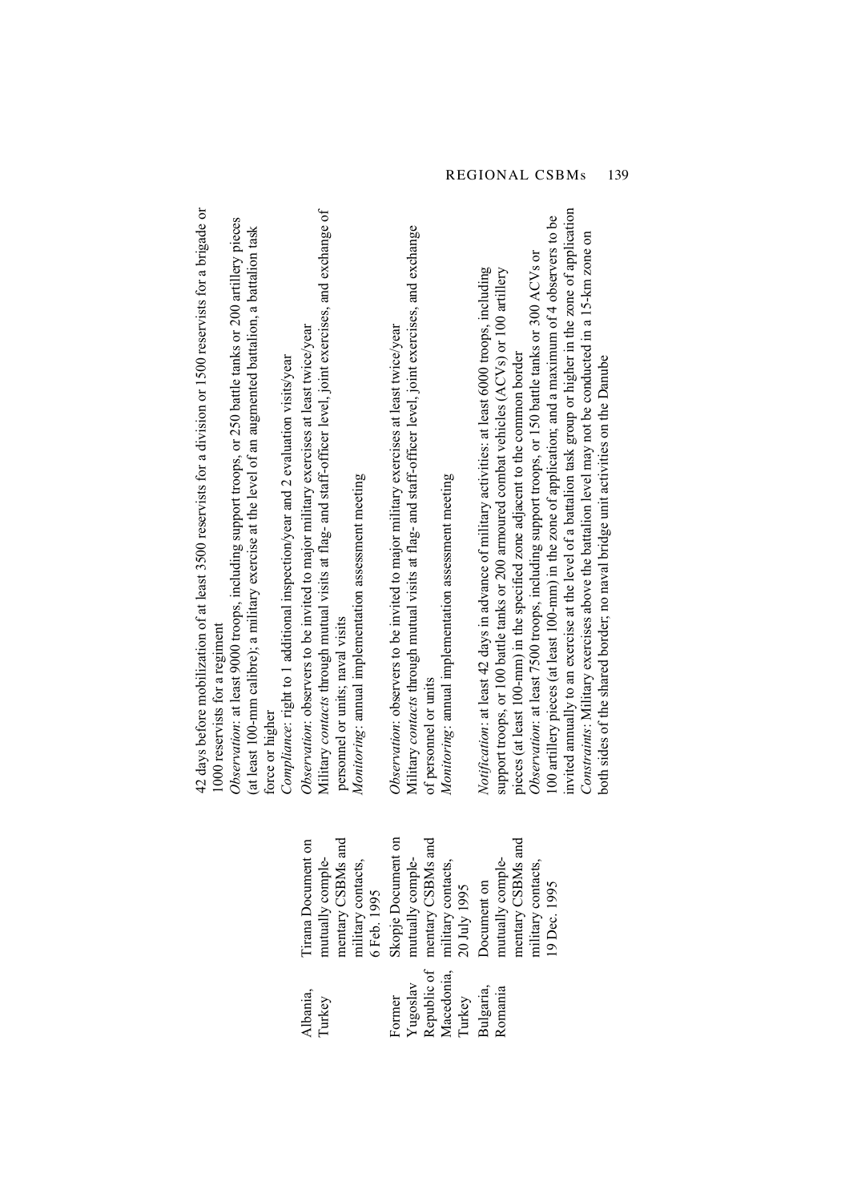| | | 42 days before mobilization of at least 3500 reservists for a division or 1500 reservists for a brigade or 1000 reservists for a regiment<br>*Observation*: at least 9000 troops, including support troops, or 250 battle tanks or 200 artillery pieces (at least 100-mm calibre); a military exercise at the level of an augmented battalion, a battalion task force or higher<br>*Compliance*: right to 1 additional inspection/year and 2 evaluation visits/year |
|---|---|---|
| Albania, Turkey | Tirana Document on mutually complementary CSBMs and military contacts, 6 Feb. 1995 | *Observation*: observers to be invited to major military exercises at least twice/year<br>Military *contacts* through mutual visits at flag- and staff-officer level, joint exercises, and exchange of personnel or units; naval visits<br>*Monitoring*: annual implementation assessment meeting |
| Former Yugoslav Republic of Macedonia, Turkey | Skopje Document on mutually complementary CSBMs and military contacts, 20 July 1995 | *Observation*: observers to be invited to major military exercises at least twice/year<br>Military *contacts* through mutual visits at flag- and staff-officer level, joint exercises, and exchange of personnel or units<br>*Monitoring*: annual implementation assessment meeting |
| Bulgaria, Romania | Document on mutually complementary CSBMs and military contacts, 19 Dec. 1995 | *Notification*: at least 42 days in advance of military activities: at least 6000 troops, including support troops, or 100 battle tanks or 200 armoured combat vehicles (ACVs) or 100 artillery pieces (at least 100-mm) in the specified zone adjacent to the common border<br>*Observation*: at least 7500 troops, including support troops, or 150 battle tanks or 300 ACVs or 100 artillery pieces (at least 100-mm) in the zone of application; and a maximum of 4 observers to be invited annually to an exercise at the level of a battalion task group or higher in the zone of application<br>*Constraints*: Military exercises above the battalion level may not be conducted in a 15-km zone on both sides of the shared border; no naval bridge unit activities on the Danube |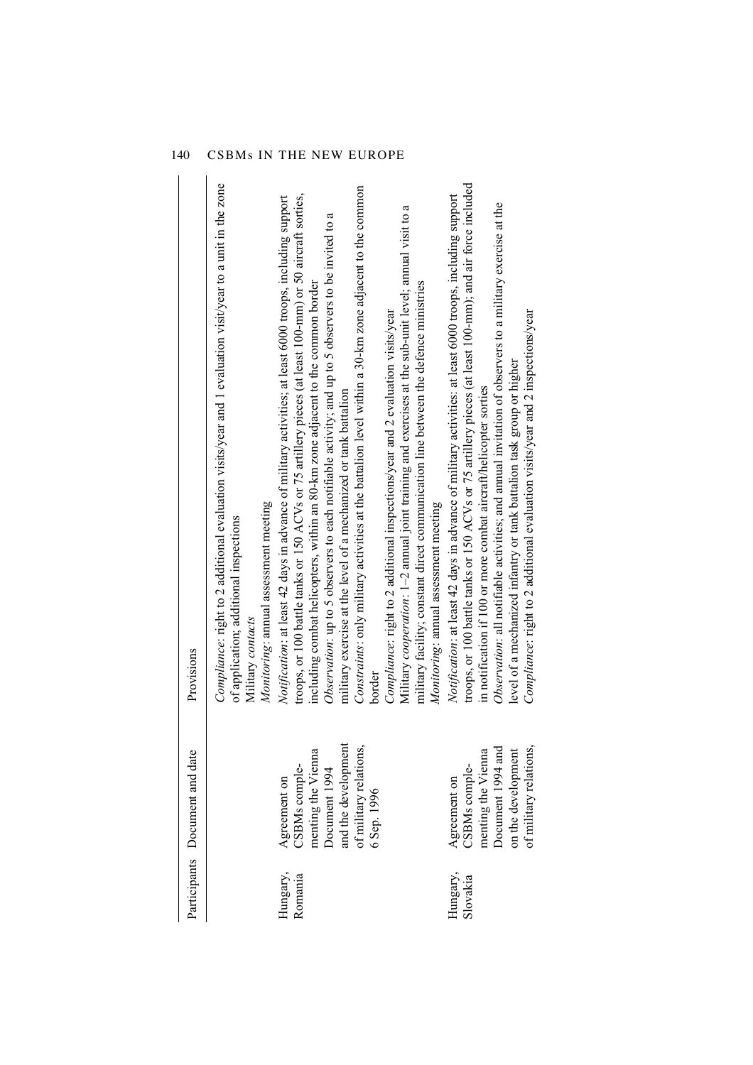| Participants | Document and date | Provisions |
|---|---|---|
| | | *Compliance*: right to 2 additional evaluation visits/year and 1 evaluation visit/year to a unit in the zone of application; additional inspections<br>Military *contacts*<br>*Monitoring*: annual assessment meeting |
| Hungary, Romania | Agreement on CSBMs complementing the Vienna Document 1994 and the development of military relations, 6 Sep. 1996 | *Notification*: at least 42 days in advance of military activities; at least 6000 troops, including support troops, or 100 battle tanks or 150 ACVs or 75 artillery pieces (at least 100-mm) or 50 aircraft sorties, including combat helicopters, within an 80-km zone adjacent to the common border<br>*Observation*: up to 5 observers to each notifiable activity; and up to 5 observers to be invited to a military exercise at the level of a mechanized or tank battalion<br>*Constraints*: only military activities at the battalion level within a 30-km zone adjacent to the common border<br>*Compliance*: right to 2 additional inspections/year and 2 evaluation visits/year<br>Military *cooperation*: 1–2 annual joint training and exercises at the sub-unit level; annual visit to a military facility; constant direct communication line between the defence ministries<br>*Monitoring*: annual assessment meeting |
| Hungary, Slovakia | Agreement on CSBMs complementing the Vienna Document 1994 and on the development of military relations, | *Notification*: at least 42 days in advance of military activities: at least 6000 troops, including support troops, or 100 battle tanks or 150 ACVs or 75 artillery pieces (at least 100-mm); and air force included in notification if 100 or more combat aircraft/helicopter sorties<br>*Observation*: all notifiable activities; and annual invitation of observers to a military exercise at the level of a mechanized infantry or tank battalion task group or higher<br>*Compliance*: right to 2 additional evaluation visits/year and 2 inspections/year |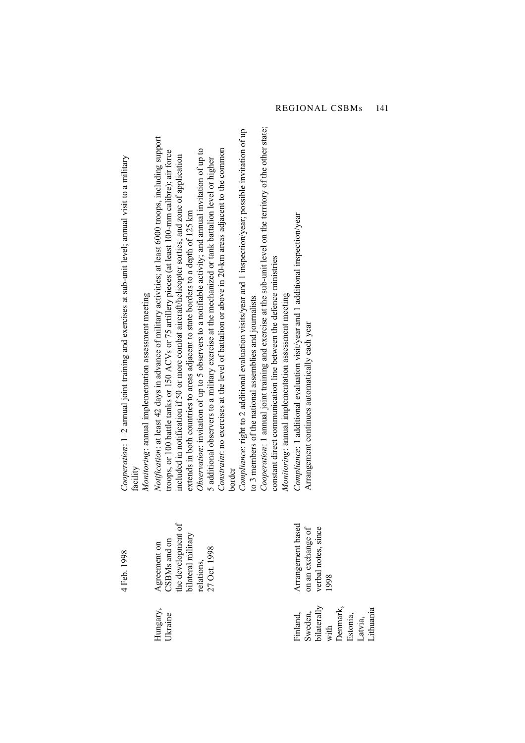| | | |
|---|---|---|
| | 4 Feb. 1998 | *Cooperation*: 1–2 annual joint training and exercises at sub-unit level; annual visit to a military facility<br>*Monitoring*: annual implementation assessment meeting |
| Hungary, Ukraine | Agreement on CSBMs and on the development of bilateral military relations, 27 Oct. 1998 | *Notification*: at least 42 days in advance of military activities; at least 6000 troops, including support troops, or 100 battle tanks or 150 ACVs or 75 artillery pieces (at least 100-mm calibre); air force included in notification if 50 or more combat aircraft/helicopter sorties; and zone of application extends in both countries to areas adjacent to state borders to a depth of 125 km<br>*Observation*: invitation of up to 5 observers to a notifiable activity; and annual invitation of up to 5 additional observers to a military exercise at the mechanized or tank battalion level or higher<br>*Constraint*: no exercises at the level of battalion or above in 20-km areas adjacent to the common border<br>*Compliance*: right to 2 additional evaluation visits/year and 1 inspection/year; possible invitation of up to 3 members of the national assemblies and journalists<br>*Cooperation*: 1 annual joint training and exercise at the sub-unit level on the territory of the other state; constant direct communication line between the defence ministries<br>*Monitoring*: annual implementation assessment meeting |
| Finland, Sweden, bilaterally with Denmark, Estonia, Latvia, Lithuania | Arrangement based on an exchange of verbal notes, since 1998 | *Compliance*: 1 additional evaluation visit/year and 1 additional inspection/year<br>Arrangement continues automatically each year |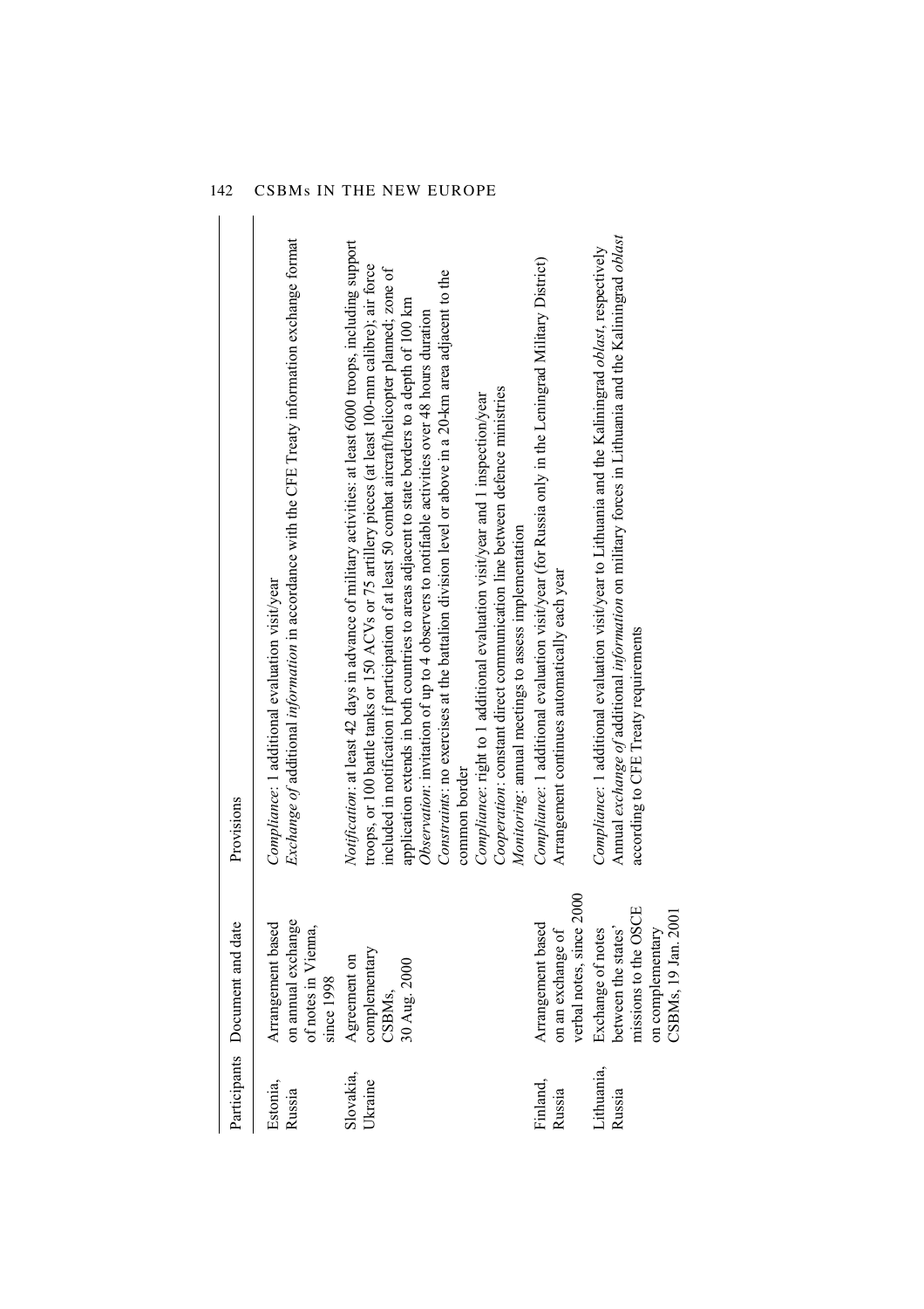| Participants | Document and date | Provisions |
|---|---|---|
| Estonia, Russia | Arrangement based on annual exchange of notes in Vienna, since 1998 | *Compliance*: 1 additional evaluation visit/year<br>*Exchange of* additional *information* in accordance with the CFE Treaty information exchange format |
| Slovakia, Ukraine | Agreement on complementary CSBMs, 30 Aug. 2000 | *Notification*: at least 42 days in advance of military activities: at least 6000 troops, including support troops, or 100 battle tanks or 150 ACVs or 75 artillery pieces (at least 100-mm calibre); air force included in notification if participation of at least 50 combat aircraft/helicopter planned; zone of application extends in both countries to areas adjacent to state borders to a depth of 100 km<br>*Observation*: invitation of up to 4 observers to notifiable activities over 48 hours duration<br>*Constraints*: no exercises at the battalion division level or above in a 20-km area adjacent to the common border<br>*Compliance*: right to 1 additional evaluation visit/year and 1 inspection/year<br>*Cooperation*: constant direct communication line between defence ministries<br>*Monitoring*: annual meetings to assess implementation |
| Finland, Russia | Arrangement based on an exchange of verbal notes, since 2000 | *Compliance*: 1 additional evaluation visit/year (for Russia only in the Leningrad Military District)<br>Arrangement continues automatically each year |
| Lithuania, Russia | Exchange of notes between the states' missions to the OSCE on complementary CSBMs, 19 Jan. 2001 | *Compliance*: 1 additional evaluation visit/year to Lithuania and the Kaliningrad *oblast*, respectively<br>Annual *exchange of* additional *information* on military forces in Lithuania and the Kaliningrad *oblast* according to CFE Treaty requirements |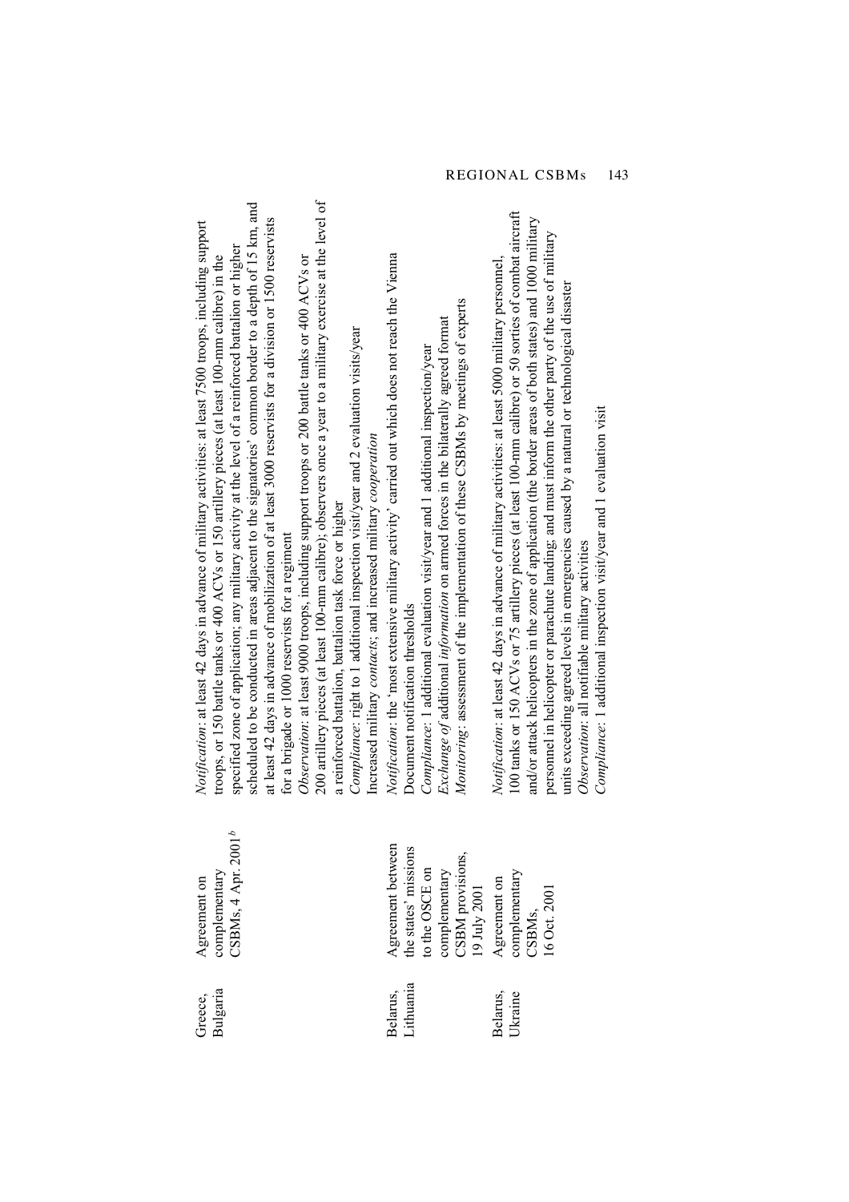| | | |
|---|---|---|
| Greece, Bulgaria | Agreement on complementary CSBMs, 4 Apr. 2001[b] | *Notification*: at least 42 days in advance of military activities: at least 7500 troops, including support troops, or 150 battle tanks or 400 ACVs or 150 artillery pieces (at least 100-mm calibre) in the specified zone of application; any military activity at the level of a reinforced battalion or higher scheduled to be conducted in areas adjacent to the signatories' common border to a depth of 15 km, and at least 42 days in advance of mobilization of at least 3000 reservists for a division or 1500 reservists for a brigade or 1000 reservists for a regiment<br>*Observation*: at least 9000 troops, including support troops or 200 battle tanks or 400 ACVs or 200 artillery pieces (at least 100-mm calibre); observers once a year to a military exercise at the level of a reinforced battalion, battalion task force or higher<br>*Compliance*: right to 1 additional inspection visit/year and 2 evaluation visits/year<br>Increased military *contacts*; and increased military *cooperation* |
| Belarus, Lithuania | Agreement between the states' missions to the OSCE on complementary CSBM provisions, 19 July 2001 | *Notification*: the 'most extensive military activity' carried out which does not reach the Vienna Document notification thresholds<br>*Compliance*: 1 additional evaluation visit/year and 1 additional inspection/year<br>*Exchange of* additional *information* on armed forces in the bilaterally agreed format<br>*Monitoring*: assessment of the implementation of these CSBMs by meetings of experts |
| Belarus, Ukraine | Agreement on complementary CSBMs, 16 Oct. 2001 | *Notification*: at least 42 days in advance of military activities: at least 5000 military personnel, 100 tanks or 150 ACVs or 75 artillery pieces (at least 100-mm calibre) or 50 sorties of combat aircraft and/or attack helicopters in the zone of application (the border areas of both states) and 1000 military personnel in helicopter or parachute landing; and must inform the other party of the use of military units exceeding agreed levels in emergencies caused by a natural or technological disaster<br>*Observation*: all notifiable military activities<br>*Compliance*: 1 additional inspection visit/year and 1 evaluation visit |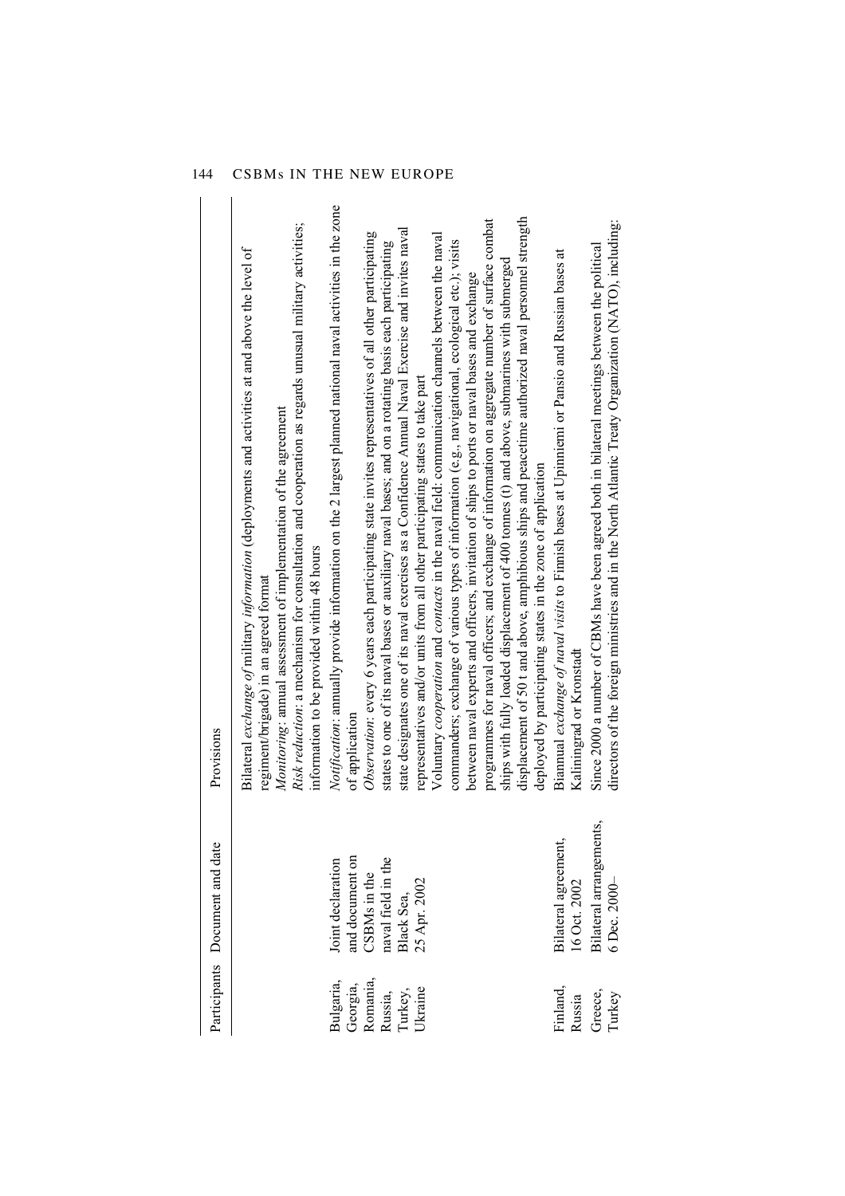| Participants | Document and date | Provisions |
| --- | --- | --- |
| | | Bilateral *exchange of* military *information* (deployments and activities at and above the level of regiment/brigade) in an agreed format<br>*Monitoring*: annual assessment of implementation of the agreement<br>*Risk reduction*: a mechanism for consultation and cooperation as regards unusual military activities; information to be provided within 48 hours |
| Bulgaria, Georgia, Romania, Russia, Turkey, Ukraine | Joint declaration and document on CSBMs in the naval field in the Black Sea, 25 Apr. 2002 | *Notification*: annually provide information on the 2 largest planned national naval activities in the zone of application<br>*Observation*: every 6 years each participating state invites representatives of all other participating states to one of its naval bases or auxiliary naval bases; and on a rotating basis each participating state designates one of its naval exercises as a Confidence Annual Naval Exercise and invites naval representatives and/or units from all other participating states to take part<br>Voluntary *cooperation* and *contacts* in the naval field: communication channels between the naval commanders; exchange of various types of information (e.g., navigational, ecological etc.); visits between naval experts and officers, invitation of ships to ports or naval bases and exchange programmes for naval officers; and exchange of information on aggregate number of surface combat ships with fully loaded displacement of 400 tonnes (t) and above, submarines with submerged displacement of 50 t and above, amphibious ships and peacetime authorized naval personnel strength deployed by participating states in the zone of application |
| Finland, Russia | Bilateral agreement, 16 Oct. 2002 | Biannual *exchange of naval visits* to Finnish bases at Upinniemi or Pansio and Russian bases at Kaliningrad or Kronstadt |
| Greece, Turkey | Bilateral arrangements, 6 Dec. 2000– | Since 2000 a number of CBMs have been agreed both in bilateral meetings between the political directors of the foreign ministries and in the North Atlantic Treaty Organization (NATO), including: |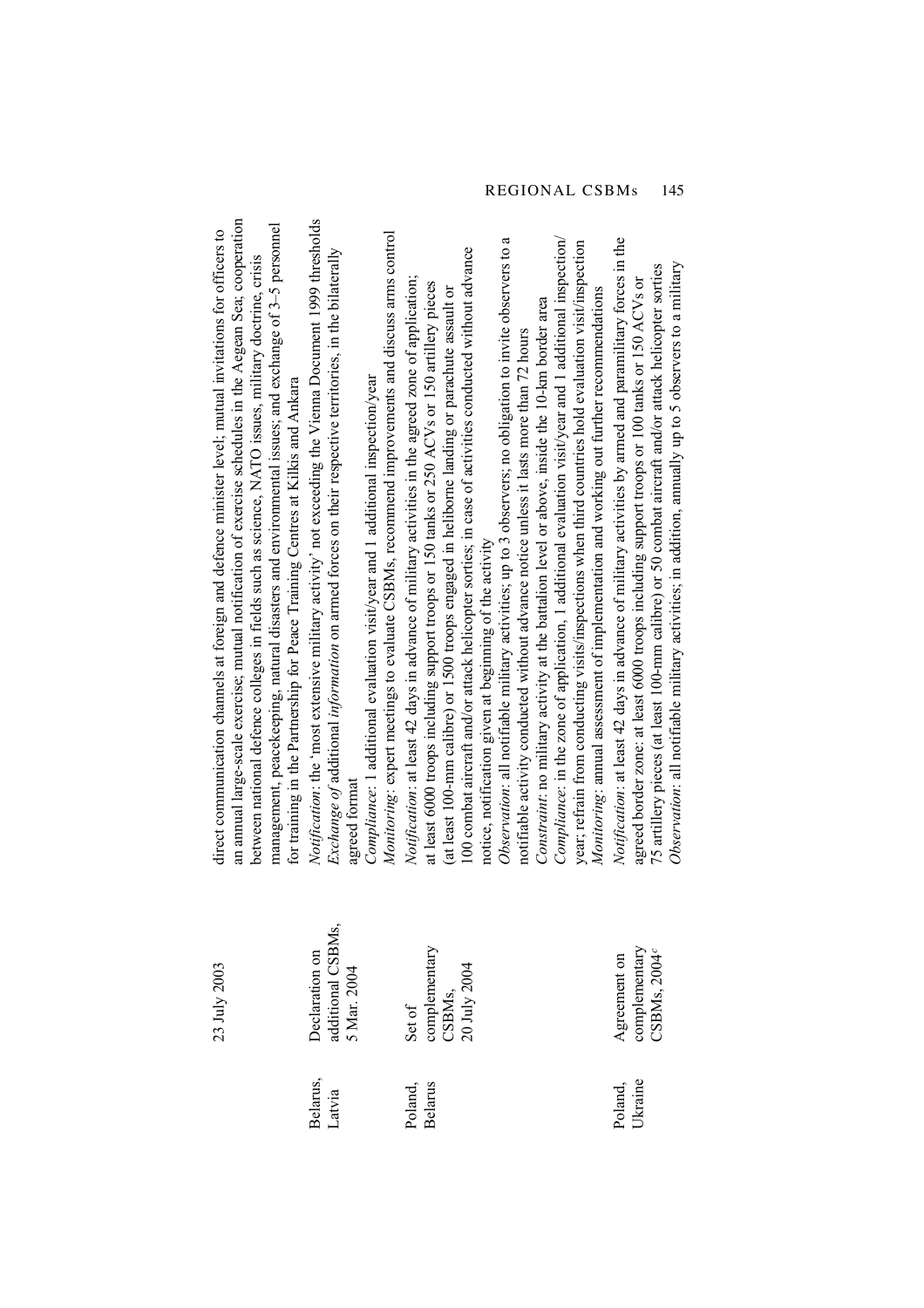| | 23 July 2003 | direct communication channels at foreign and defence minister level; mutual invitations for officers to an annual large-scale exercise; mutual notification of exercise schedules in the Aegean Sea; cooperation between national defence colleges in fields such as science, NATO issues, military doctrine, crisis management, peacekeeping, natural disasters and environmental issues; and exchange of 3–5 personnel for training in the Partnership for Peace Training Centres at Kilkis and Ankara |
|---|---|---|
| Belarus, Latvia | Declaration on additional CSBMs, 5 Mar. 2004 | *Notification*: the 'most extensive military activity' not exceeding the Vienna Document 1999 thresholds<br>*Exchange of* additional *information* on armed forces on their respective territories, in the bilaterally agreed format<br>*Compliance*: 1 additional evaluation visit/year and 1 additional inspection/year<br>*Monitoring*: expert meetings to evaluate CSBMs, recommend improvements and discuss arms control |
| Poland, Belarus | Set of complementary CSBMs, 20 July 2004 | *Notification*: at least 42 days in advance of military activities in the agreed zone of application; at least 6000 troops including support troops or 150 tanks or 250 ACVs or 150 artillery pieces (at least 100-mm calibre) or 1500 troops engaged in heliborne landing or parachute assault or 100 combat aircraft and/or attack helicopter sorties; in case of activities conducted without advance notice, notification given at beginning of the activity<br>*Observation*: all notifiable military activities; up to 3 observers; no obligation to invite observers to a notifiable activity conducted without advance notice unless it lasts more than 72 hours<br>*Constraint*: no military activity at the battalion level or above, inside the 10-km border area<br>*Compliance*: in the zone of application, 1 additional evaluation visit/year and 1 additional inspection/year; refrain from conducting visits/inspections when third countries hold evaluation visit/inspection<br>*Monitoring*: annual assessment of implementation and working out further recommendations |
| Poland, Ukraine | Agreement on complementary CSBMs, 2004[c] | *Notification*: at least 42 days in advance of military activities by armed and paramilitary forces in the agreed border zone: at least 6000 troops including support troops or 100 tanks or 150 ACVs or 75 artillery pieces (at least 100-mm calibre) or 50 combat aircraft and/or attack helicopter sorties<br>*Observation*: all notifiable military activities; in addition, annually up to 5 observers to a military |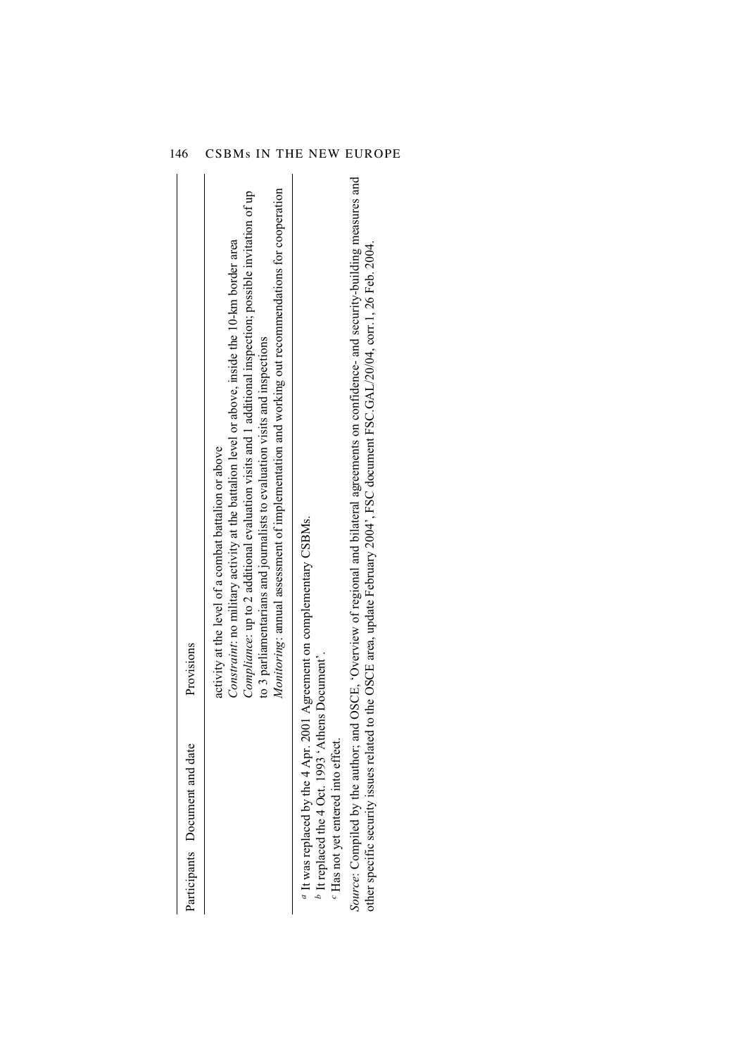| Participants | Document and date | Provisions |
|---|---|---|
| | | activity at the level of a combat battalion or above<br>*Constraint*: no military activity at the battalion level or above, inside the 10-km border area<br>*Compliance*: up to 2 additional evaluation visits and 1 additional inspection; possible invitation of up to 3 parliamentarians and journalists to evaluation visits and inspections<br>*Monitoring*: annual assessment of implementation and working out recommendations for cooperation |

[a] It was replaced by the 4 Apr. 2001 Agreement on complementary CSBMs.

[b] It replaced the 4 Oct. 1993 'Athens Document'.

[c] Has not yet entered into effect.

*Source*: Compiled by the author; and OSCE, 'Overview of regional and bilateral agreements on confidence- and security-building measures and other specific security issues related to the OSCE area, update February 2004', FSC document FSC.GAL/20/04, corr.1, 26 Feb. 2004.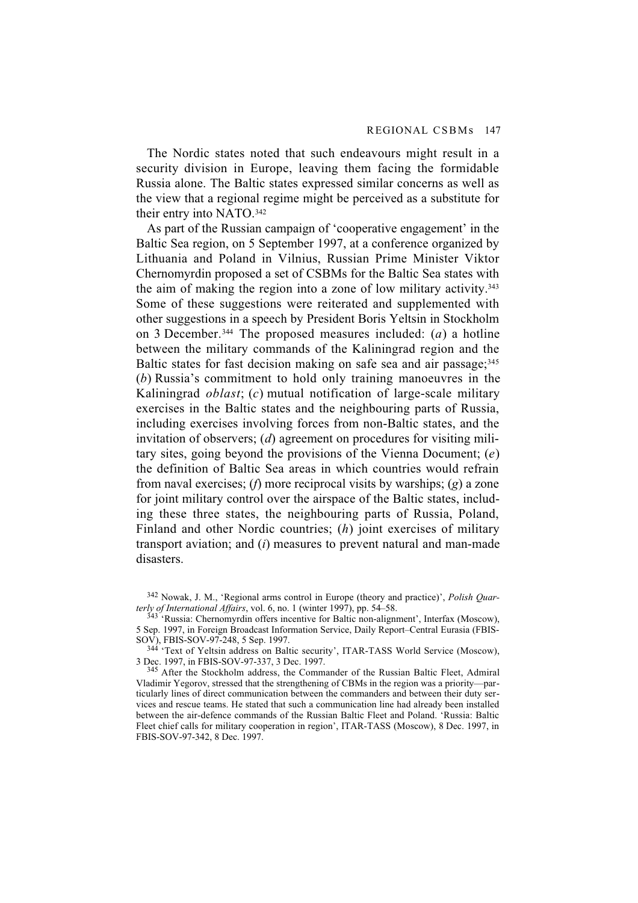The Nordic states noted that such endeavours might result in a security division in Europe, leaving them facing the formidable Russia alone. The Baltic states expressed similar concerns as well as the view that a regional regime might be perceived as a substitute for their entry into NATO.[342]

As part of the Russian campaign of 'cooperative engagement' in the Baltic Sea region, on 5 September 1997, at a conference organized by Lithuania and Poland in Vilnius, Russian Prime Minister Viktor Chernomyrdin proposed a set of CSBMs for the Baltic Sea states with the aim of making the region into a zone of low military activity.[343] Some of these suggestions were reiterated and supplemented with other suggestions in a speech by President Boris Yeltsin in Stockholm on 3 December.[344] The proposed measures included: (*a*) a hotline between the military commands of the Kaliningrad region and the Baltic states for fast decision making on safe sea and air passage;[345] (*b*) Russia's commitment to hold only training manoeuvres in the Kaliningrad *oblast*; (*c*) mutual notification of large-scale military exercises in the Baltic states and the neighbouring parts of Russia, including exercises involving forces from non-Baltic states, and the invitation of observers; (*d*) agreement on procedures for visiting military sites, going beyond the provisions of the Vienna Document; (*e*) the definition of Baltic Sea areas in which countries would refrain from naval exercises; (*f*) more reciprocal visits by warships; (*g*) a zone for joint military control over the airspace of the Baltic states, including these three states, the neighbouring parts of Russia, Poland, Finland and other Nordic countries; (*h*) joint exercises of military transport aviation; and (*i*) measures to prevent natural and man-made disasters.

[342] Nowak, J. M., 'Regional arms control in Europe (theory and practice)', *Polish Quarterly of International Affairs*, vol. 6, no. 1 (winter 1997), pp. 54–58.

[343] 'Russia: Chernomyrdin offers incentive for Baltic non-alignment', Interfax (Moscow), 5 Sep. 1997, in Foreign Broadcast Information Service, Daily Report–Central Eurasia (FBIS-SOV), FBIS-SOV-97-248, 5 Sep. 1997.

[344] 'Text of Yeltsin address on Baltic security', ITAR-TASS World Service (Moscow), 3 Dec. 1997, in FBIS-SOV-97-337, 3 Dec. 1997.

[345] After the Stockholm address, the Commander of the Russian Baltic Fleet, Admiral Vladimir Yegorov, stressed that the strengthening of CBMs in the region was a priority—particularly lines of direct communication between the commanders and between their duty services and rescue teams. He stated that such a communication line had already been installed between the air-defence commands of the Russian Baltic Fleet and Poland. 'Russia: Baltic Fleet chief calls for military cooperation in region', ITAR-TASS (Moscow), 8 Dec. 1997, in FBIS-SOV-97-342, 8 Dec. 1997.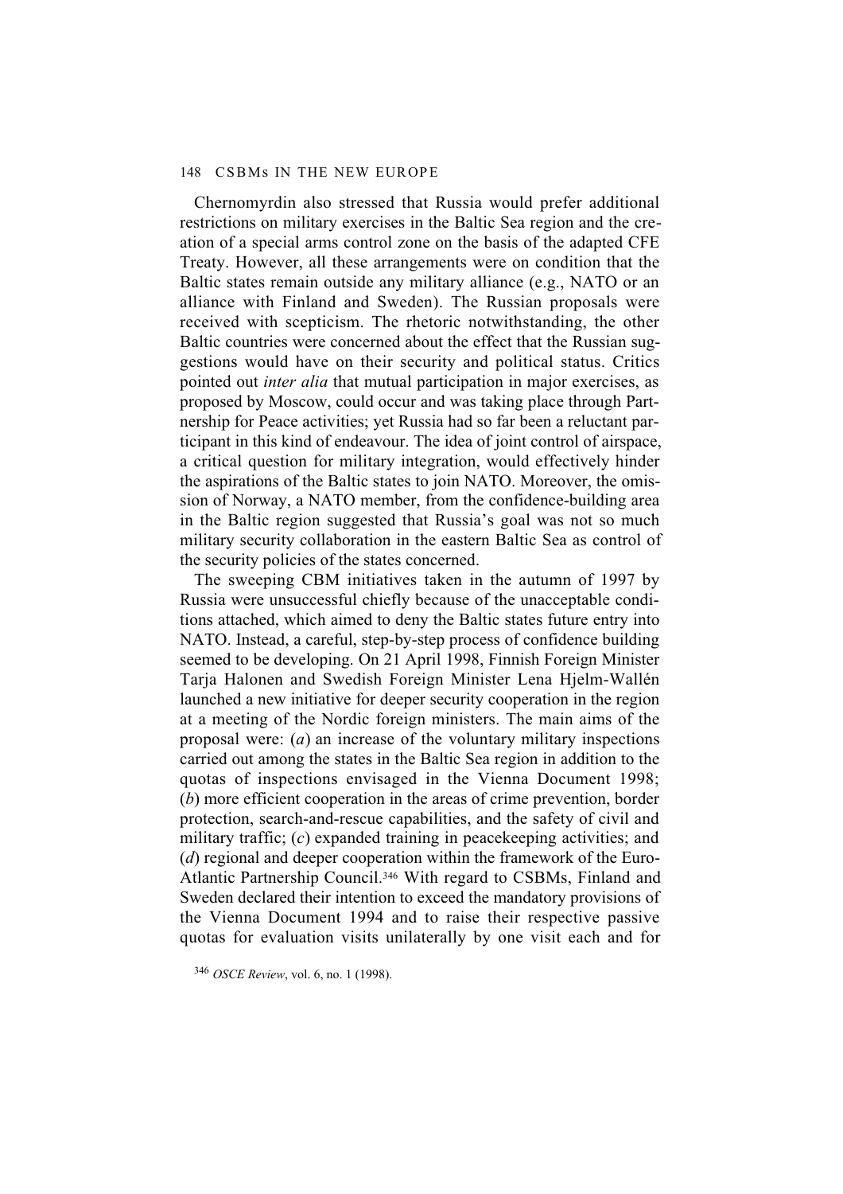Chernomyrdin also stressed that Russia would prefer additional restrictions on military exercises in the Baltic Sea region and the creation of a special arms control zone on the basis of the adapted CFE Treaty. However, all these arrangements were on condition that the Baltic states remain outside any military alliance (e.g., NATO or an alliance with Finland and Sweden). The Russian proposals were received with scepticism. The rhetoric notwithstanding, the other Baltic countries were concerned about the effect that the Russian suggestions would have on their security and political status. Critics pointed out *inter alia* that mutual participation in major exercises, as proposed by Moscow, could occur and was taking place through Partnership for Peace activities; yet Russia had so far been a reluctant participant in this kind of endeavour. The idea of joint control of airspace, a critical question for military integration, would effectively hinder the aspirations of the Baltic states to join NATO. Moreover, the omission of Norway, a NATO member, from the confidence-building area in the Baltic region suggested that Russia's goal was not so much military security collaboration in the eastern Baltic Sea as control of the security policies of the states concerned.

The sweeping CBM initiatives taken in the autumn of 1997 by Russia were unsuccessful chiefly because of the unacceptable conditions attached, which aimed to deny the Baltic states future entry into NATO. Instead, a careful, step-by-step process of confidence building seemed to be developing. On 21 April 1998, Finnish Foreign Minister Tarja Halonen and Swedish Foreign Minister Lena Hjelm-Wallén launched a new initiative for deeper security cooperation in the region at a meeting of the Nordic foreign ministers. The main aims of the proposal were: (*a*) an increase of the voluntary military inspections carried out among the states in the Baltic Sea region in addition to the quotas of inspections envisaged in the Vienna Document 1998; (*b*) more efficient cooperation in the areas of crime prevention, border protection, search-and-rescue capabilities, and the safety of civil and military traffic; (*c*) expanded training in peacekeeping activities; and (*d*) regional and deeper cooperation within the framework of the Euro-Atlantic Partnership Council.[346] With regard to CSBMs, Finland and Sweden declared their intention to exceed the mandatory provisions of the Vienna Document 1994 and to raise their respective passive quotas for evaluation visits unilaterally by one visit each and for

[346] *OSCE Review*, vol. 6, no. 1 (1998).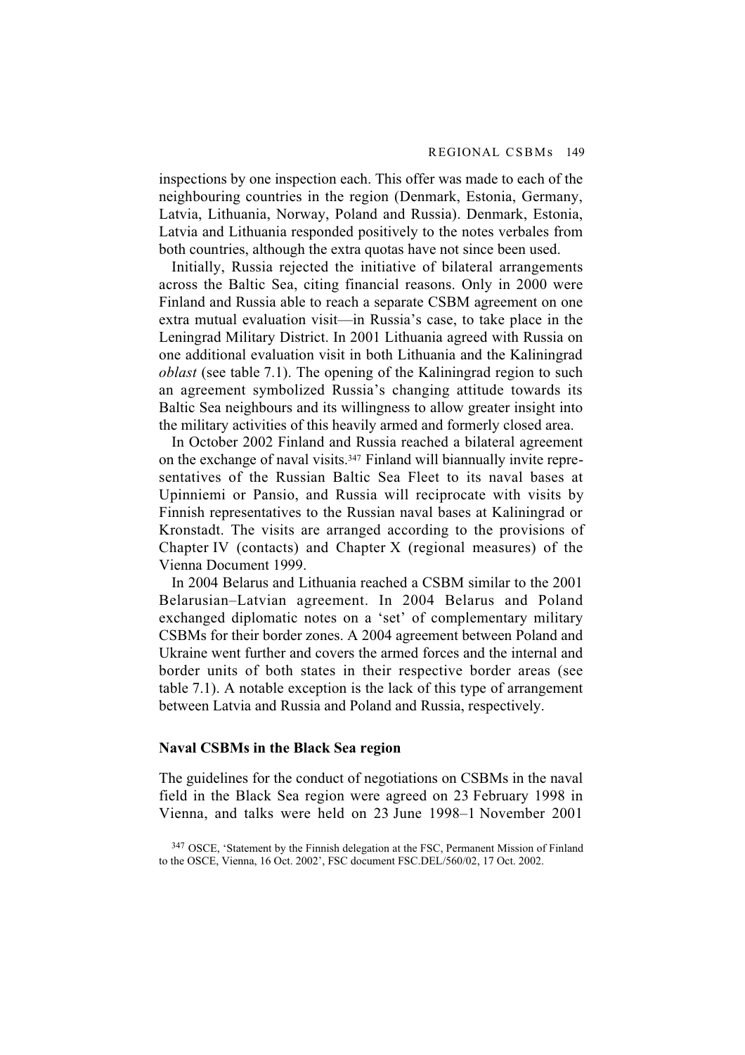inspections by one inspection each. This offer was made to each of the neighbouring countries in the region (Denmark, Estonia, Germany, Latvia, Lithuania, Norway, Poland and Russia). Denmark, Estonia, Latvia and Lithuania responded positively to the notes verbales from both countries, although the extra quotas have not since been used.

Initially, Russia rejected the initiative of bilateral arrangements across the Baltic Sea, citing financial reasons. Only in 2000 were Finland and Russia able to reach a separate CSBM agreement on one extra mutual evaluation visit—in Russia's case, to take place in the Leningrad Military District. In 2001 Lithuania agreed with Russia on one additional evaluation visit in both Lithuania and the Kaliningrad *oblast* (see table 7.1). The opening of the Kaliningrad region to such an agreement symbolized Russia's changing attitude towards its Baltic Sea neighbours and its willingness to allow greater insight into the military activities of this heavily armed and formerly closed area.

In October 2002 Finland and Russia reached a bilateral agreement on the exchange of naval visits.[347] Finland will biannually invite representatives of the Russian Baltic Sea Fleet to its naval bases at Upinniemi or Pansio, and Russia will reciprocate with visits by Finnish representatives to the Russian naval bases at Kaliningrad or Kronstadt. The visits are arranged according to the provisions of Chapter IV (contacts) and Chapter X (regional measures) of the Vienna Document 1999.

In 2004 Belarus and Lithuania reached a CSBM similar to the 2001 Belarusian–Latvian agreement. In 2004 Belarus and Poland exchanged diplomatic notes on a 'set' of complementary military CSBMs for their border zones. A 2004 agreement between Poland and Ukraine went further and covers the armed forces and the internal and border units of both states in their respective border areas (see table 7.1). A notable exception is the lack of this type of arrangement between Latvia and Russia and Poland and Russia, respectively.

### Naval CSBMs in the Black Sea region

The guidelines for the conduct of negotiations on CSBMs in the naval field in the Black Sea region were agreed on 23 February 1998 in Vienna, and talks were held on 23 June 1998–1 November 2001

[347] OSCE, 'Statement by the Finnish delegation at the FSC, Permanent Mission of Finland to the OSCE, Vienna, 16 Oct. 2002', FSC document FSC.DEL/560/02, 17 Oct. 2002.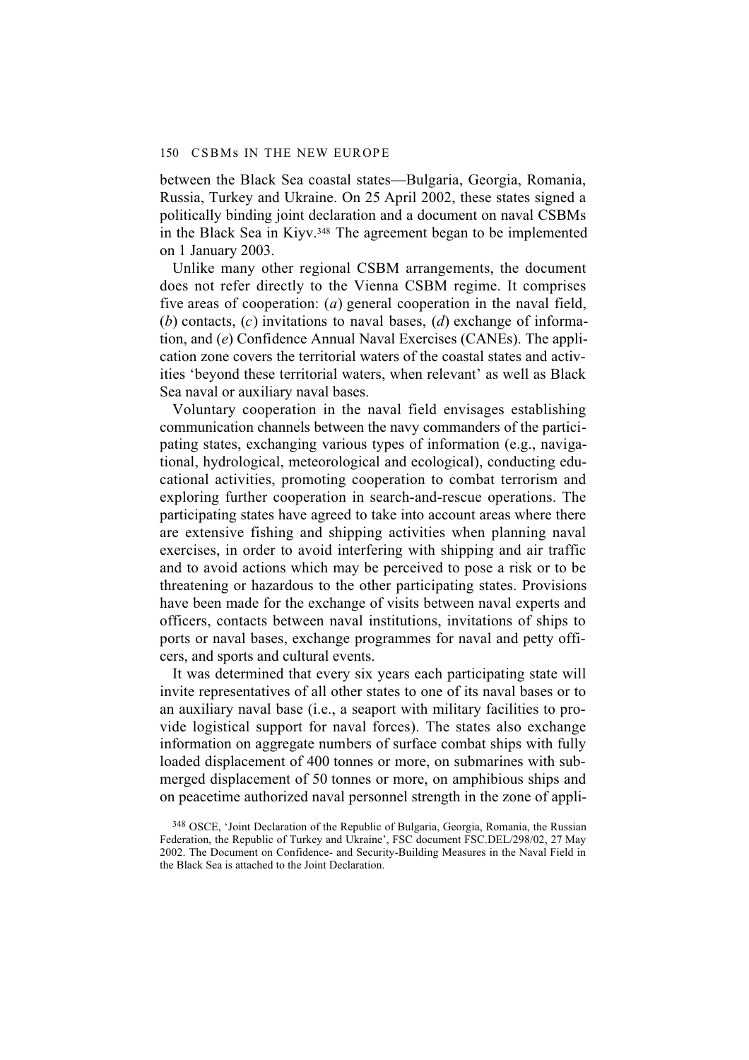between the Black Sea coastal states—Bulgaria, Georgia, Romania, Russia, Turkey and Ukraine. On 25 April 2002, these states signed a politically binding joint declaration and a document on naval CSBMs in the Black Sea in Kiyv.[348] The agreement began to be implemented on 1 January 2003.

Unlike many other regional CSBM arrangements, the document does not refer directly to the Vienna CSBM regime. It comprises five areas of cooperation: (*a*) general cooperation in the naval field, (*b*) contacts, (*c*) invitations to naval bases, (*d*) exchange of information, and (*e*) Confidence Annual Naval Exercises (CANEs). The application zone covers the territorial waters of the coastal states and activities 'beyond these territorial waters, when relevant' as well as Black Sea naval or auxiliary naval bases.

Voluntary cooperation in the naval field envisages establishing communication channels between the navy commanders of the participating states, exchanging various types of information (e.g., navigational, hydrological, meteorological and ecological), conducting educational activities, promoting cooperation to combat terrorism and exploring further cooperation in search-and-rescue operations. The participating states have agreed to take into account areas where there are extensive fishing and shipping activities when planning naval exercises, in order to avoid interfering with shipping and air traffic and to avoid actions which may be perceived to pose a risk or to be threatening or hazardous to the other participating states. Provisions have been made for the exchange of visits between naval experts and officers, contacts between naval institutions, invitations of ships to ports or naval bases, exchange programmes for naval and petty officers, and sports and cultural events.

It was determined that every six years each participating state will invite representatives of all other states to one of its naval bases or to an auxiliary naval base (i.e., a seaport with military facilities to provide logistical support for naval forces). The states also exchange information on aggregate numbers of surface combat ships with fully loaded displacement of 400 tonnes or more, on submarines with submerged displacement of 50 tonnes or more, on amphibious ships and on peacetime authorized naval personnel strength in the zone of appli-

[348] OSCE, 'Joint Declaration of the Republic of Bulgaria, Georgia, Romania, the Russian Federation, the Republic of Turkey and Ukraine', FSC document FSC.DEL/298/02, 27 May 2002. The Document on Confidence- and Security-Building Measures in the Naval Field in the Black Sea is attached to the Joint Declaration.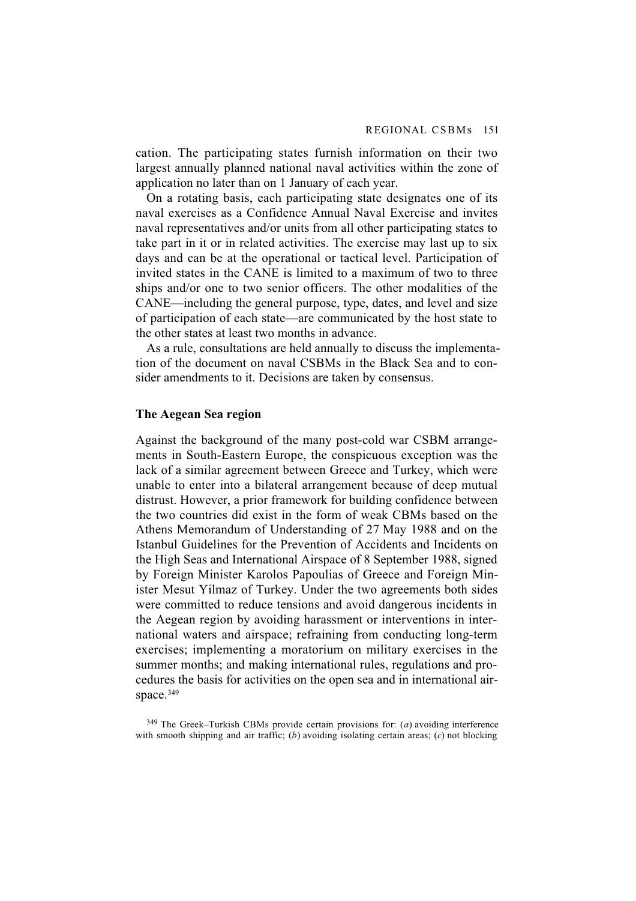cation. The participating states furnish information on their two largest annually planned national naval activities within the zone of application no later than on 1 January of each year.

On a rotating basis, each participating state designates one of its naval exercises as a Confidence Annual Naval Exercise and invites naval representatives and/or units from all other participating states to take part in it or in related activities. The exercise may last up to six days and can be at the operational or tactical level. Participation of invited states in the CANE is limited to a maximum of two to three ships and/or one to two senior officers. The other modalities of the CANE—including the general purpose, type, dates, and level and size of participation of each state—are communicated by the host state to the other states at least two months in advance.

As a rule, consultations are held annually to discuss the implementation of the document on naval CSBMs in the Black Sea and to consider amendments to it. Decisions are taken by consensus.

### The Aegean Sea region

Against the background of the many post-cold war CSBM arrangements in South-Eastern Europe, the conspicuous exception was the lack of a similar agreement between Greece and Turkey, which were unable to enter into a bilateral arrangement because of deep mutual distrust. However, a prior framework for building confidence between the two countries did exist in the form of weak CBMs based on the Athens Memorandum of Understanding of 27 May 1988 and on the Istanbul Guidelines for the Prevention of Accidents and Incidents on the High Seas and International Airspace of 8 September 1988, signed by Foreign Minister Karolos Papoulias of Greece and Foreign Minister Mesut Yilmaz of Turkey. Under the two agreements both sides were committed to reduce tensions and avoid dangerous incidents in the Aegean region by avoiding harassment or interventions in international waters and airspace; refraining from conducting long-term exercises; implementing a moratorium on military exercises in the summer months; and making international rules, regulations and procedures the basis for activities on the open sea and in international airspace.[349]

[349] The Greek–Turkish CBMs provide certain provisions for: (*a*) avoiding interference with smooth shipping and air traffic; (*b*) avoiding isolating certain areas; (*c*) not blocking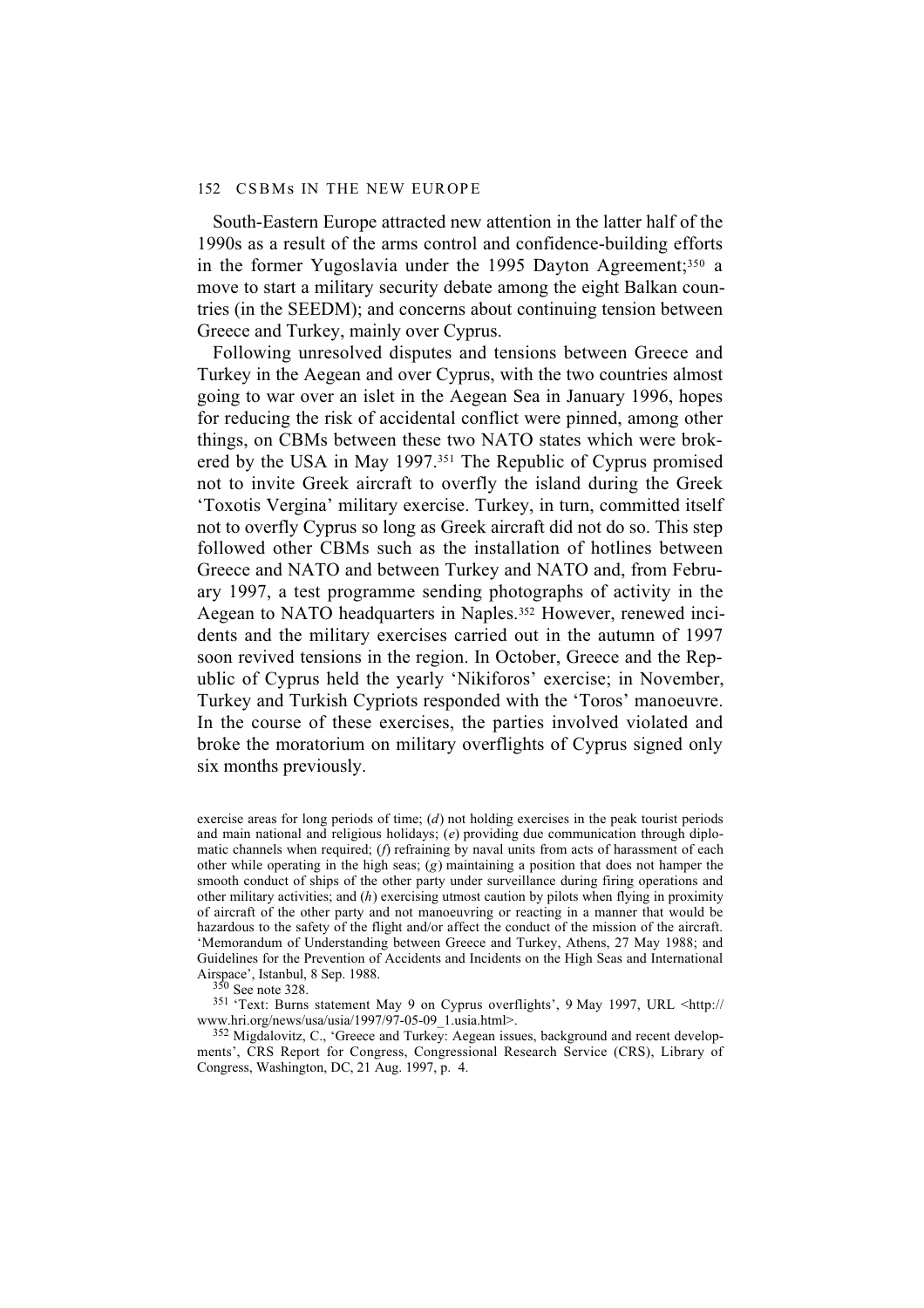South-Eastern Europe attracted new attention in the latter half of the 1990s as a result of the arms control and confidence-building efforts in the former Yugoslavia under the 1995 Dayton Agreement;[350] a move to start a military security debate among the eight Balkan countries (in the SEEDM); and concerns about continuing tension between Greece and Turkey, mainly over Cyprus.

Following unresolved disputes and tensions between Greece and Turkey in the Aegean and over Cyprus, with the two countries almost going to war over an islet in the Aegean Sea in January 1996, hopes for reducing the risk of accidental conflict were pinned, among other things, on CBMs between these two NATO states which were brokered by the USA in May 1997.[351] The Republic of Cyprus promised not to invite Greek aircraft to overfly the island during the Greek 'Toxotis Vergina' military exercise. Turkey, in turn, committed itself not to overfly Cyprus so long as Greek aircraft did not do so. This step followed other CBMs such as the installation of hotlines between Greece and NATO and between Turkey and NATO and, from February 1997, a test programme sending photographs of activity in the Aegean to NATO headquarters in Naples.[352] However, renewed incidents and the military exercises carried out in the autumn of 1997 soon revived tensions in the region. In October, Greece and the Republic of Cyprus held the yearly 'Nikiforos' exercise; in November, Turkey and Turkish Cypriots responded with the 'Toros' manoeuvre. In the course of these exercises, the parties involved violated and broke the moratorium on military overflights of Cyprus signed only six months previously.

---

exercise areas for long periods of time; (*d*) not holding exercises in the peak tourist periods and main national and religious holidays; (*e*) providing due communication through diplomatic channels when required; (*f*) refraining by naval units from acts of harassment of each other while operating in the high seas; (*g*) maintaining a position that does not hamper the smooth conduct of ships of the other party under surveillance during firing operations and other military activities; and (*h*) exercising utmost caution by pilots when flying in proximity of aircraft of the other party and not manoeuvring or reacting in a manner that would be hazardous to the safety of the flight and/or affect the conduct of the mission of the aircraft. 'Memorandum of Understanding between Greece and Turkey, Athens, 27 May 1988; and Guidelines for the Prevention of Accidents and Incidents on the High Seas and International Airspace', Istanbul, 8 Sep. 1988.

[350] See note 328.

[351] 'Text: Burns statement May 9 on Cyprus overflights', 9 May 1997, URL <http://www.hri.org/news/usa/usia/1997/97-05-09_1.usia.html>.

[352] Migdalovitz, C., 'Greece and Turkey: Aegean issues, background and recent developments', CRS Report for Congress, Congressional Research Service (CRS), Library of Congress, Washington, DC, 21 Aug. 1997, p. 4.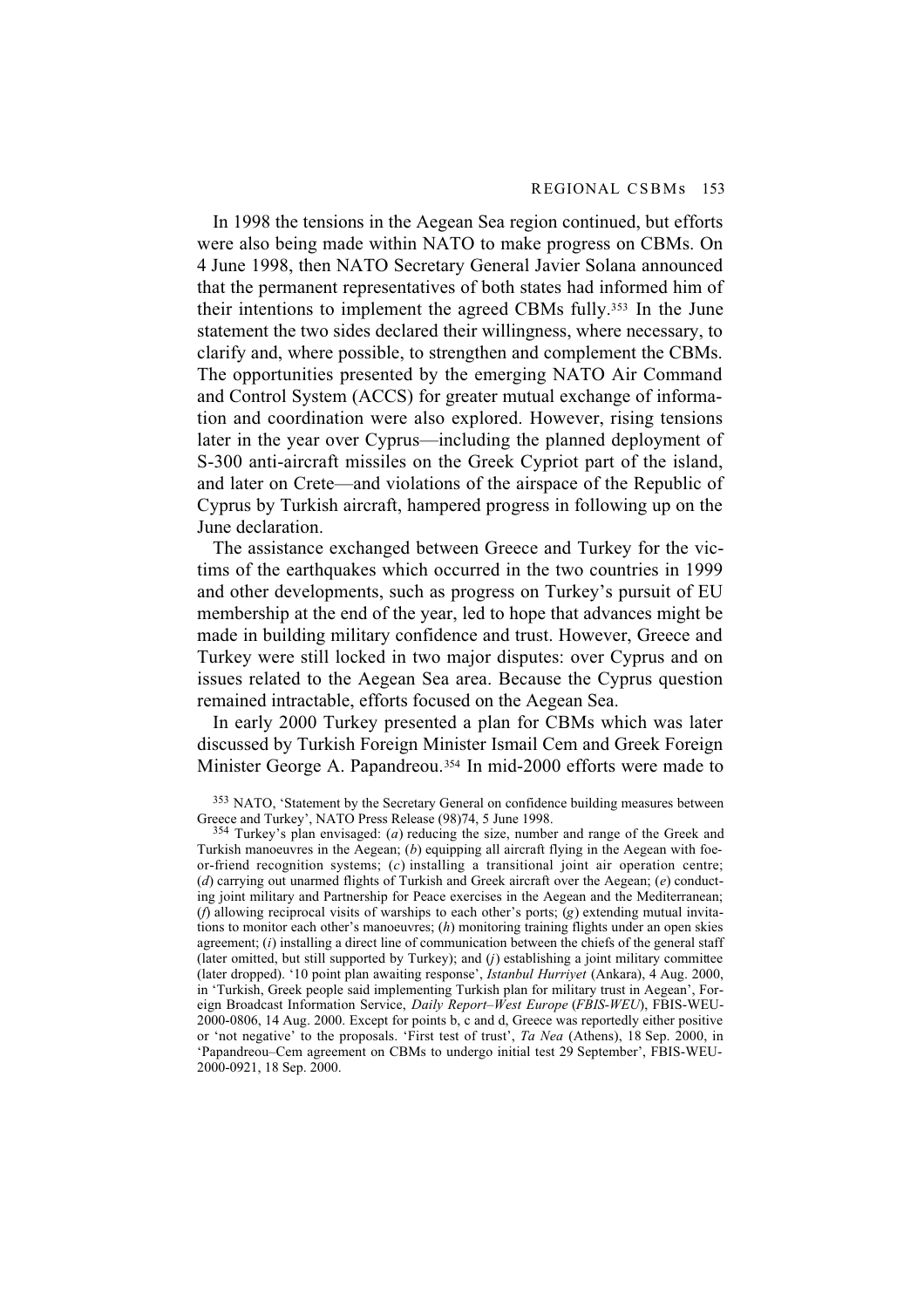In 1998 the tensions in the Aegean Sea region continued, but efforts were also being made within NATO to make progress on CBMs. On 4 June 1998, then NATO Secretary General Javier Solana announced that the permanent representatives of both states had informed him of their intentions to implement the agreed CBMs fully.[353] In the June statement the two sides declared their willingness, where necessary, to clarify and, where possible, to strengthen and complement the CBMs. The opportunities presented by the emerging NATO Air Command and Control System (ACCS) for greater mutual exchange of information and coordination were also explored. However, rising tensions later in the year over Cyprus—including the planned deployment of S-300 anti-aircraft missiles on the Greek Cypriot part of the island, and later on Crete—and violations of the airspace of the Republic of Cyprus by Turkish aircraft, hampered progress in following up on the June declaration.

The assistance exchanged between Greece and Turkey for the victims of the earthquakes which occurred in the two countries in 1999 and other developments, such as progress on Turkey's pursuit of EU membership at the end of the year, led to hope that advances might be made in building military confidence and trust. However, Greece and Turkey were still locked in two major disputes: over Cyprus and on issues related to the Aegean Sea area. Because the Cyprus question remained intractable, efforts focused on the Aegean Sea.

In early 2000 Turkey presented a plan for CBMs which was later discussed by Turkish Foreign Minister Ismail Cem and Greek Foreign Minister George A. Papandreou.[354] In mid-2000 efforts were made to

[353] NATO, 'Statement by the Secretary General on confidence building measures between Greece and Turkey', NATO Press Release (98)74, 5 June 1998.

[354] Turkey's plan envisaged: (*a*) reducing the size, number and range of the Greek and Turkish manoeuvres in the Aegean; (*b*) equipping all aircraft flying in the Aegean with foe-or-friend recognition systems; (*c*) installing a transitional joint air operation centre; (*d*) carrying out unarmed flights of Turkish and Greek aircraft over the Aegean; (*e*) conducting joint military and Partnership for Peace exercises in the Aegean and the Mediterranean; (*f*) allowing reciprocal visits of warships to each other's ports; (*g*) extending mutual invitations to monitor each other's manoeuvres; (*h*) monitoring training flights under an open skies agreement; (*i*) installing a direct line of communication between the chiefs of the general staff (later omitted, but still supported by Turkey); and (*j*) establishing a joint military committee (later dropped). '10 point plan awaiting response', *Istanbul Hurriyet* (Ankara), 4 Aug. 2000, in 'Turkish, Greek people said implementing Turkish plan for military trust in Aegean', Foreign Broadcast Information Service, *Daily Report–West Europe* (*FBIS-WEU*), FBIS-WEU-2000-0806, 14 Aug. 2000. Except for points b, c and d, Greece was reportedly either positive or 'not negative' to the proposals. 'First test of trust', *Ta Nea* (Athens), 18 Sep. 2000, in 'Papandreou–Cem agreement on CBMs to undergo initial test 29 September', FBIS-WEU-2000-0921, 18 Sep. 2000.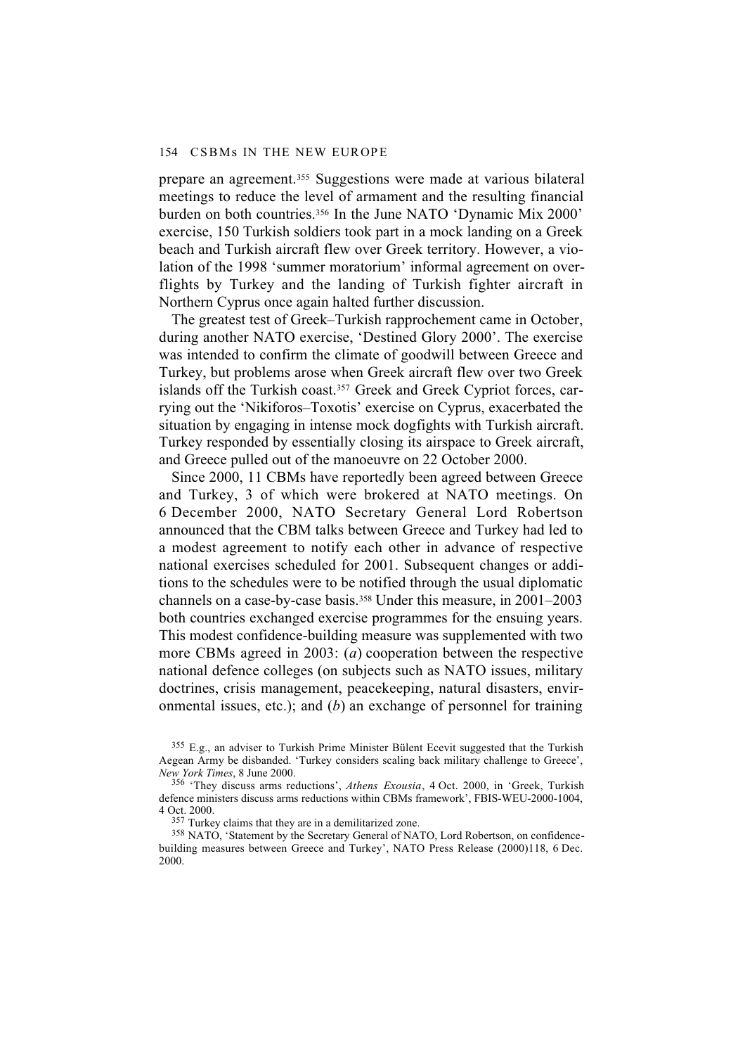prepare an agreement.[355] Suggestions were made at various bilateral meetings to reduce the level of armament and the resulting financial burden on both countries.[356] In the June NATO 'Dynamic Mix 2000' exercise, 150 Turkish soldiers took part in a mock landing on a Greek beach and Turkish aircraft flew over Greek territory. However, a violation of the 1998 'summer moratorium' informal agreement on overflights by Turkey and the landing of Turkish fighter aircraft in Northern Cyprus once again halted further discussion.

The greatest test of Greek–Turkish rapprochement came in October, during another NATO exercise, 'Destined Glory 2000'. The exercise was intended to confirm the climate of goodwill between Greece and Turkey, but problems arose when Greek aircraft flew over two Greek islands off the Turkish coast.[357] Greek and Greek Cypriot forces, carrying out the 'Nikiforos–Toxotis' exercise on Cyprus, exacerbated the situation by engaging in intense mock dogfights with Turkish aircraft. Turkey responded by essentially closing its airspace to Greek aircraft, and Greece pulled out of the manoeuvre on 22 October 2000.

Since 2000, 11 CBMs have reportedly been agreed between Greece and Turkey, 3 of which were brokered at NATO meetings. On 6 December 2000, NATO Secretary General Lord Robertson announced that the CBM talks between Greece and Turkey had led to a modest agreement to notify each other in advance of respective national exercises scheduled for 2001. Subsequent changes or additions to the schedules were to be notified through the usual diplomatic channels on a case-by-case basis.[358] Under this measure, in 2001–2003 both countries exchanged exercise programmes for the ensuing years. This modest confidence-building measure was supplemented with two more CBMs agreed in 2003: (*a*) cooperation between the respective national defence colleges (on subjects such as NATO issues, military doctrines, crisis management, peacekeeping, natural disasters, environmental issues, etc.); and (*b*) an exchange of personnel for training

[355] E.g., an adviser to Turkish Prime Minister Bülent Ecevit suggested that the Turkish Aegean Army be disbanded. 'Turkey considers scaling back military challenge to Greece', *New York Times*, 8 June 2000.

[356] 'They discuss arms reductions', *Athens Exousia*, 4 Oct. 2000, in 'Greek, Turkish defence ministers discuss arms reductions within CBMs framework', FBIS-WEU-2000-1004, 4 Oct. 2000.

[357] Turkey claims that they are in a demilitarized zone.

[358] NATO, 'Statement by the Secretary General of NATO, Lord Robertson, on confidence-building measures between Greece and Turkey', NATO Press Release (2000)118, 6 Dec. 2000.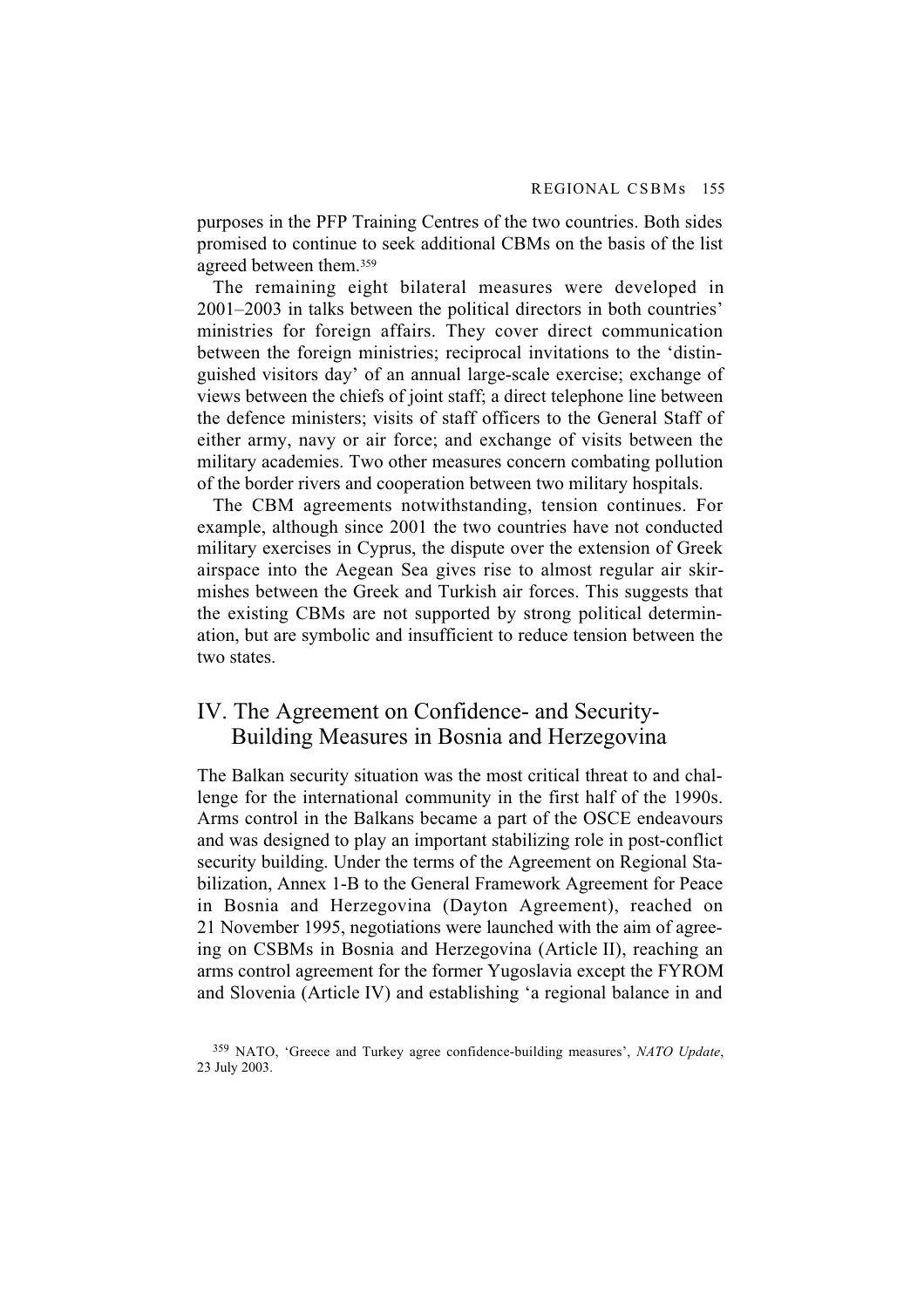purposes in the PFP Training Centres of the two countries. Both sides promised to continue to seek additional CBMs on the basis of the list agreed between them.[359]

The remaining eight bilateral measures were developed in 2001–2003 in talks between the political directors in both countries' ministries for foreign affairs. They cover direct communication between the foreign ministries; reciprocal invitations to the 'distinguished visitors day' of an annual large-scale exercise; exchange of views between the chiefs of joint staff; a direct telephone line between the defence ministers; visits of staff officers to the General Staff of either army, navy or air force; and exchange of visits between the military academies. Two other measures concern combating pollution of the border rivers and cooperation between two military hospitals.

The CBM agreements notwithstanding, tension continues. For example, although since 2001 the two countries have not conducted military exercises in Cyprus, the dispute over the extension of Greek airspace into the Aegean Sea gives rise to almost regular air skirmishes between the Greek and Turkish air forces. This suggests that the existing CBMs are not supported by strong political determination, but are symbolic and insufficient to reduce tension between the two states.

## IV. The Agreement on Confidence- and Security-Building Measures in Bosnia and Herzegovina

The Balkan security situation was the most critical threat to and challenge for the international community in the first half of the 1990s. Arms control in the Balkans became a part of the OSCE endeavours and was designed to play an important stabilizing role in post-conflict security building. Under the terms of the Agreement on Regional Stabilization, Annex 1-B to the General Framework Agreement for Peace in Bosnia and Herzegovina (Dayton Agreement), reached on 21 November 1995, negotiations were launched with the aim of agreeing on CSBMs in Bosnia and Herzegovina (Article II), reaching an arms control agreement for the former Yugoslavia except the FYROM and Slovenia (Article IV) and establishing 'a regional balance in and

[359] NATO, 'Greece and Turkey agree confidence-building measures', *NATO Update*, 23 July 2003.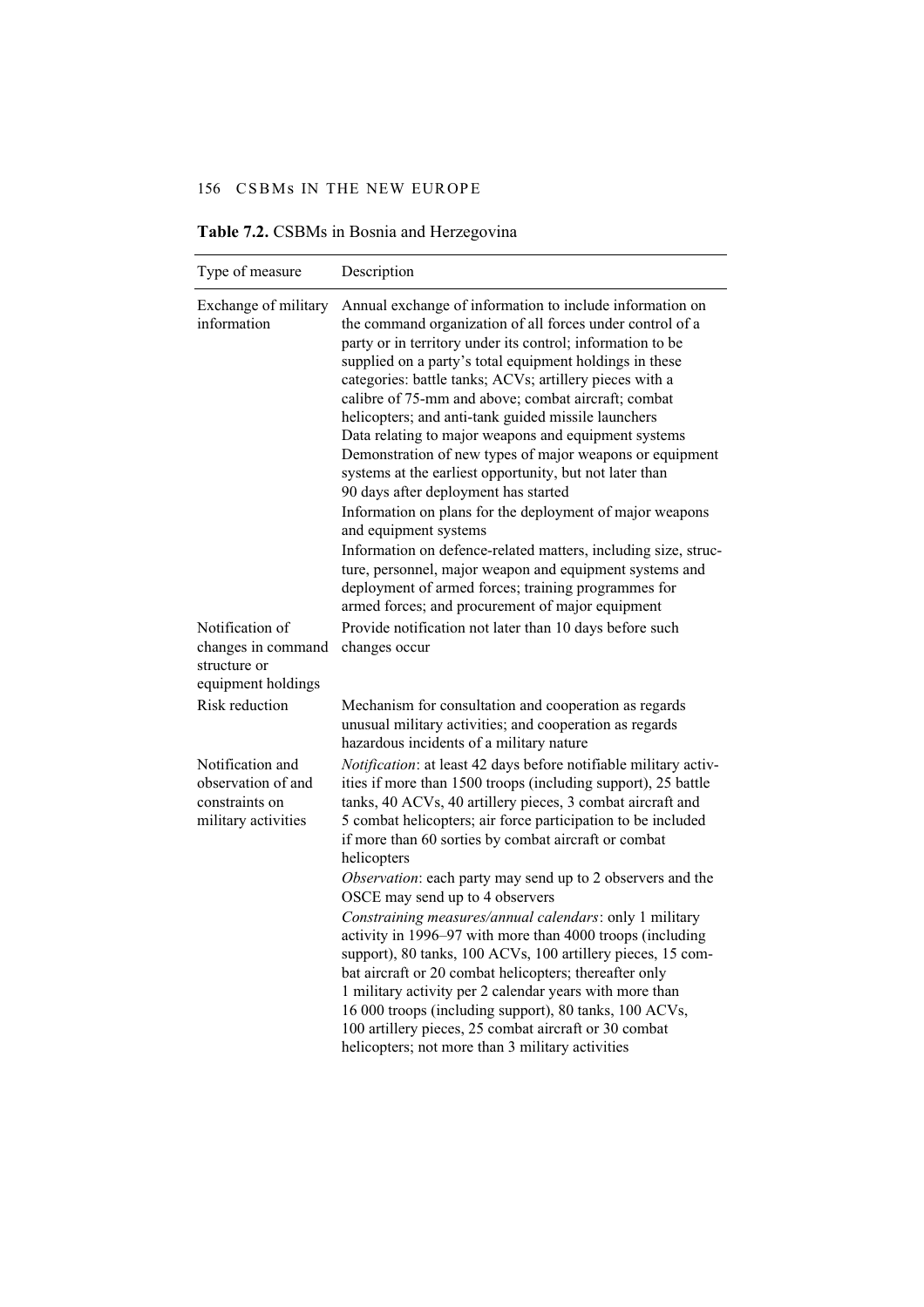**Table 7.2.** CSBMs in Bosnia and Herzegovina

| Type of measure | Description |
|---|---|
| Exchange of military information | Annual exchange of information to include information on the command organization of all forces under control of a party or in territory under its control; information to be supplied on a party's total equipment holdings in these categories: battle tanks; ACVs; artillery pieces with a calibre of 75-mm and above; combat aircraft; combat helicopters; and anti-tank guided missile launchers<br>Data relating to major weapons and equipment systems<br>Demonstration of new types of major weapons or equipment systems at the earliest opportunity, but not later than 90 days after deployment has started<br>Information on plans for the deployment of major weapons and equipment systems<br>Information on defence-related matters, including size, structure, personnel, major weapon and equipment systems and deployment of armed forces; training programmes for armed forces; and procurement of major equipment |
| Notification of changes in command structure or equipment holdings | Provide notification not later than 10 days before such changes occur |
| Risk reduction | Mechanism for consultation and cooperation as regards unusual military activities; and cooperation as regards hazardous incidents of a military nature |
| Notification and observation of and constraints on military activities | *Notification*: at least 42 days before notifiable military activities if more than 1500 troops (including support), 25 battle tanks, 40 ACVs, 40 artillery pieces, 3 combat aircraft and 5 combat helicopters; air force participation to be included if more than 60 sorties by combat aircraft or combat helicopters<br>*Observation*: each party may send up to 2 observers and the OSCE may send up to 4 observers<br>*Constraining measures/annual calendars*: only 1 military activity in 1996–97 with more than 4000 troops (including support), 80 tanks, 100 ACVs, 100 artillery pieces, 15 combat aircraft or 20 combat helicopters; thereafter only 1 military activity per 2 calendar years with more than 16 000 troops (including support), 80 tanks, 100 ACVs, 100 artillery pieces, 25 combat aircraft or 30 combat helicopters; not more than 3 military activities |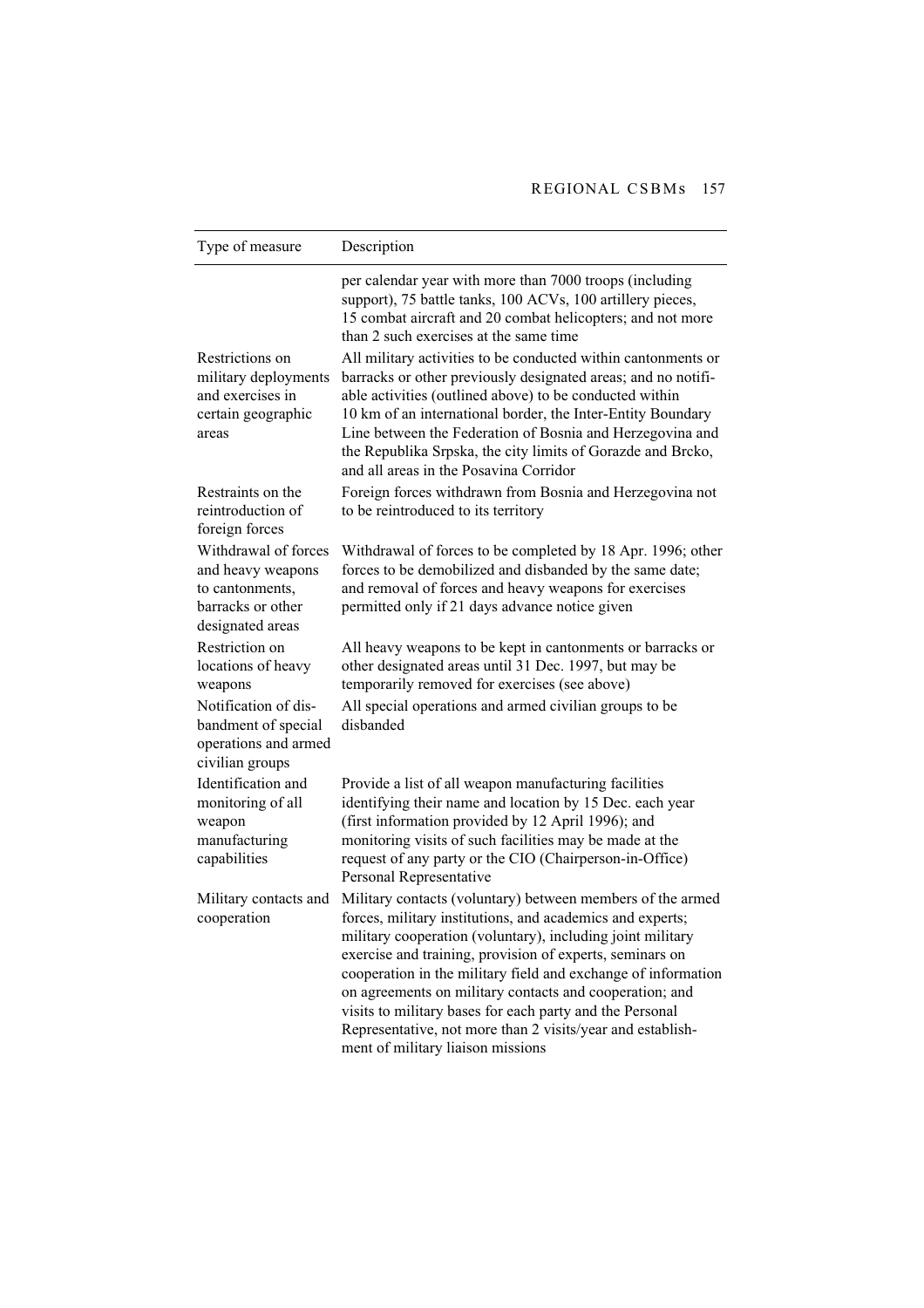| Type of measure | Description |
|---|---|
| | per calendar year with more than 7000 troops (including support), 75 battle tanks, 100 ACVs, 100 artillery pieces, 15 combat aircraft and 20 combat helicopters; and not more than 2 such exercises at the same time |
| Restrictions on military deployments and exercises in certain geographic areas | All military activities to be conducted within cantonments or barracks or other previously designated areas; and no notifiable activities (outlined above) to be conducted within 10 km of an international border, the Inter-Entity Boundary Line between the Federation of Bosnia and Herzegovina and the Republika Srpska, the city limits of Gorazde and Brcko, and all areas in the Posavina Corridor |
| Restraints on the reintroduction of foreign forces | Foreign forces withdrawn from Bosnia and Herzegovina not to be reintroduced to its territory |
| Withdrawal of forces and heavy weapons to cantonments, barracks or other designated areas | Withdrawal of forces to be completed by 18 Apr. 1996; other forces to be demobilized and disbanded by the same date; and removal of forces and heavy weapons for exercises permitted only if 21 days advance notice given |
| Restriction on locations of heavy weapons | All heavy weapons to be kept in cantonments or barracks or other designated areas until 31 Dec. 1997, but may be temporarily removed for exercises (see above) |
| Notification of disbandment of special operations and armed civilian groups | All special operations and armed civilian groups to be disbanded |
| Identification and monitoring of all weapon manufacturing capabilities | Provide a list of all weapon manufacturing facilities identifying their name and location by 15 Dec. each year (first information provided by 12 April 1996); and monitoring visits of such facilities may be made at the request of any party or the CIO (Chairperson-in-Office) Personal Representative |
| Military contacts and cooperation | Military contacts (voluntary) between members of the armed forces, military institutions, and academics and experts; military cooperation (voluntary), including joint military exercise and training, provision of experts, seminars on cooperation in the military field and exchange of information on agreements on military contacts and cooperation; and visits to military bases for each party and the Personal Representative, not more than 2 visits/year and establishment of military liaison missions |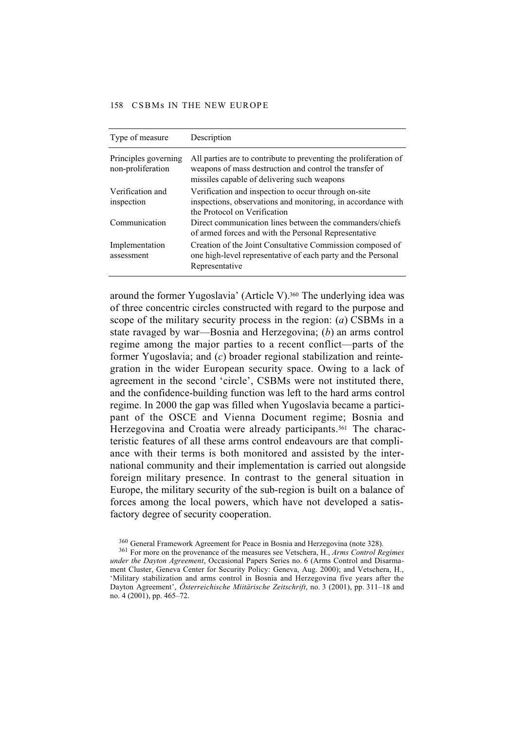| Type of measure | Description |
|---|---|
| Principles governing non-proliferation | All parties are to contribute to preventing the proliferation of weapons of mass destruction and control the transfer of missiles capable of delivering such weapons |
| Verification and inspection | Verification and inspection to occur through on-site inspections, observations and monitoring, in accordance with the Protocol on Verification |
| Communication | Direct communication lines between the commanders/chiefs of armed forces and with the Personal Representative |
| Implementation assessment | Creation of the Joint Consultative Commission composed of one high-level representative of each party and the Personal Representative |

around the former Yugoslavia' (Article V).[360] The underlying idea was of three concentric circles constructed with regard to the purpose and scope of the military security process in the region: (*a*) CSBMs in a state ravaged by war—Bosnia and Herzegovina; (*b*) an arms control regime among the major parties to a recent conflict—parts of the former Yugoslavia; and (*c*) broader regional stabilization and reintegration in the wider European security space. Owing to a lack of agreement in the second 'circle', CSBMs were not instituted there, and the confidence-building function was left to the hard arms control regime. In 2000 the gap was filled when Yugoslavia became a participant of the OSCE and Vienna Document regime; Bosnia and Herzegovina and Croatia were already participants.[361] The characteristic features of all these arms control endeavours are that compliance with their terms is both monitored and assisted by the international community and their implementation is carried out alongside foreign military presence. In contrast to the general situation in Europe, the military security of the sub-region is built on a balance of forces among the local powers, which have not developed a satisfactory degree of security cooperation.

[360] General Framework Agreement for Peace in Bosnia and Herzegovina (note 328).

[361] For more on the provenance of the measures see Vetschera, H., *Arms Control Regimes under the Dayton Agreement*, Occasional Papers Series no. 6 (Arms Control and Disarmament Cluster, Geneva Center for Security Policy: Geneva, Aug. 2000); and Vetschera, H., 'Military stabilization and arms control in Bosnia and Herzegovina five years after the Dayton Agreement', *Österreichische Miitärische Zeitschrift*, no. 3 (2001), pp. 311–18 and no. 4 (2001), pp. 465–72.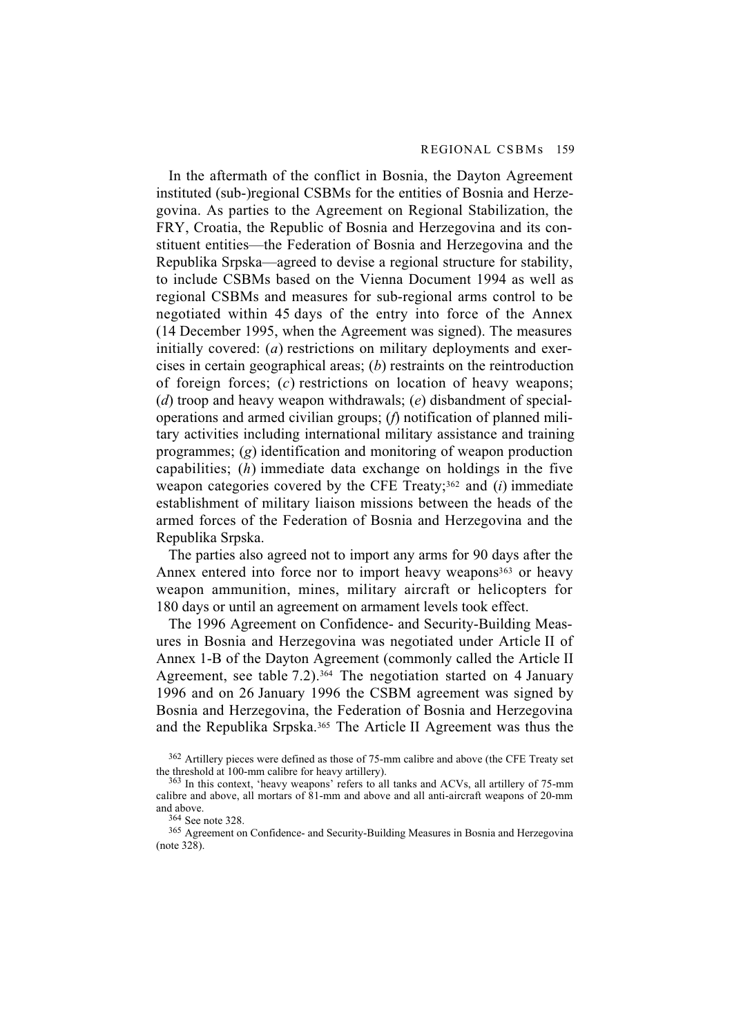In the aftermath of the conflict in Bosnia, the Dayton Agreement instituted (sub-)regional CSBMs for the entities of Bosnia and Herzegovina. As parties to the Agreement on Regional Stabilization, the FRY, Croatia, the Republic of Bosnia and Herzegovina and its constituent entities—the Federation of Bosnia and Herzegovina and the Republika Srpska—agreed to devise a regional structure for stability, to include CSBMs based on the Vienna Document 1994 as well as regional CSBMs and measures for sub-regional arms control to be negotiated within 45 days of the entry into force of the Annex (14 December 1995, when the Agreement was signed). The measures initially covered: (*a*) restrictions on military deployments and exercises in certain geographical areas; (*b*) restraints on the reintroduction of foreign forces; (*c*) restrictions on location of heavy weapons; (*d*) troop and heavy weapon withdrawals; (*e*) disbandment of special-operations and armed civilian groups; (*f*) notification of planned military activities including international military assistance and training programmes; (*g*) identification and monitoring of weapon production capabilities; (*h*) immediate data exchange on holdings in the five weapon categories covered by the CFE Treaty;[362] and (*i*) immediate establishment of military liaison missions between the heads of the armed forces of the Federation of Bosnia and Herzegovina and the Republika Srpska.

The parties also agreed not to import any arms for 90 days after the Annex entered into force nor to import heavy weapons[363] or heavy weapon ammunition, mines, military aircraft or helicopters for 180 days or until an agreement on armament levels took effect.

The 1996 Agreement on Confidence- and Security-Building Measures in Bosnia and Herzegovina was negotiated under Article II of Annex 1-B of the Dayton Agreement (commonly called the Article II Agreement, see table 7.2).[364] The negotiation started on 4 January 1996 and on 26 January 1996 the CSBM agreement was signed by Bosnia and Herzegovina, the Federation of Bosnia and Herzegovina and the Republika Srpska.[365] The Article II Agreement was thus the

---

[362] Artillery pieces were defined as those of 75-mm calibre and above (the CFE Treaty set the threshold at 100-mm calibre for heavy artillery).

[363] In this context, 'heavy weapons' refers to all tanks and ACVs, all artillery of 75-mm calibre and above, all mortars of 81-mm and above and all anti-aircraft weapons of 20-mm and above.

[364] See note 328.

[365] Agreement on Confidence- and Security-Building Measures in Bosnia and Herzegovina (note 328).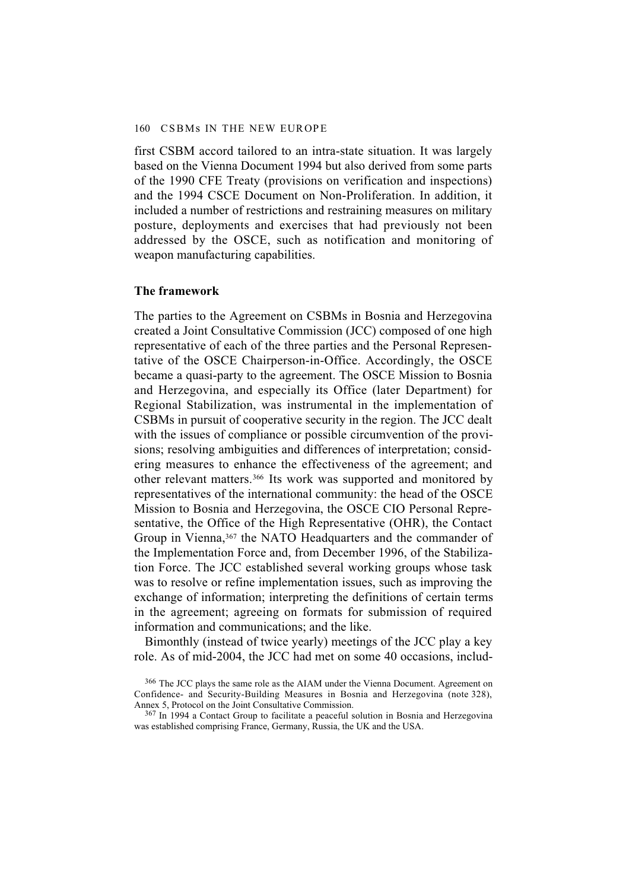first CSBM accord tailored to an intra-state situation. It was largely based on the Vienna Document 1994 but also derived from some parts of the 1990 CFE Treaty (provisions on verification and inspections) and the 1994 CSCE Document on Non-Proliferation. In addition, it included a number of restrictions and restraining measures on military posture, deployments and exercises that had previously not been addressed by the OSCE, such as notification and monitoring of weapon manufacturing capabilities.

### The framework

The parties to the Agreement on CSBMs in Bosnia and Herzegovina created a Joint Consultative Commission (JCC) composed of one high representative of each of the three parties and the Personal Representative of the OSCE Chairperson-in-Office. Accordingly, the OSCE became a quasi-party to the agreement. The OSCE Mission to Bosnia and Herzegovina, and especially its Office (later Department) for Regional Stabilization, was instrumental in the implementation of CSBMs in pursuit of cooperative security in the region. The JCC dealt with the issues of compliance or possible circumvention of the provisions; resolving ambiguities and differences of interpretation; considering measures to enhance the effectiveness of the agreement; and other relevant matters.[366] Its work was supported and monitored by representatives of the international community: the head of the OSCE Mission to Bosnia and Herzegovina, the OSCE CIO Personal Representative, the Office of the High Representative (OHR), the Contact Group in Vienna,[367] the NATO Headquarters and the commander of the Implementation Force and, from December 1996, of the Stabilization Force. The JCC established several working groups whose task was to resolve or refine implementation issues, such as improving the exchange of information; interpreting the definitions of certain terms in the agreement; agreeing on formats for submission of required information and communications; and the like.

Bimonthly (instead of twice yearly) meetings of the JCC play a key role. As of mid-2004, the JCC had met on some 40 occasions, includ-

[366] The JCC plays the same role as the AIAM under the Vienna Document. Agreement on Confidence- and Security-Building Measures in Bosnia and Herzegovina (note 328), Annex 5, Protocol on the Joint Consultative Commission.

[367] In 1994 a Contact Group to facilitate a peaceful solution in Bosnia and Herzegovina was established comprising France, Germany, Russia, the UK and the USA.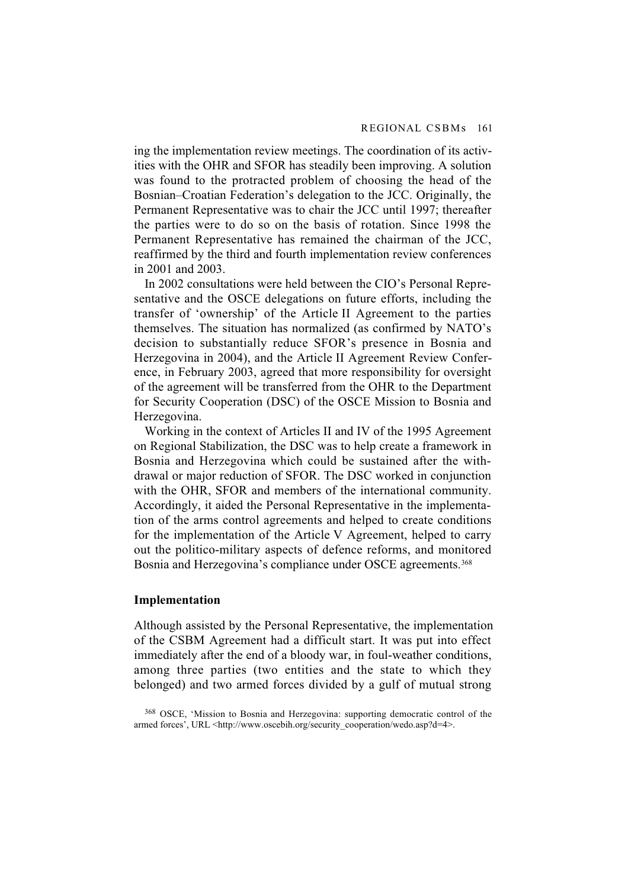ing the implementation review meetings. The coordination of its activities with the OHR and SFOR has steadily been improving. A solution was found to the protracted problem of choosing the head of the Bosnian–Croatian Federation's delegation to the JCC. Originally, the Permanent Representative was to chair the JCC until 1997; thereafter the parties were to do so on the basis of rotation. Since 1998 the Permanent Representative has remained the chairman of the JCC, reaffirmed by the third and fourth implementation review conferences in 2001 and 2003.

In 2002 consultations were held between the CIO's Personal Representative and the OSCE delegations on future efforts, including the transfer of 'ownership' of the Article II Agreement to the parties themselves. The situation has normalized (as confirmed by NATO's decision to substantially reduce SFOR's presence in Bosnia and Herzegovina in 2004), and the Article II Agreement Review Conference, in February 2003, agreed that more responsibility for oversight of the agreement will be transferred from the OHR to the Department for Security Cooperation (DSC) of the OSCE Mission to Bosnia and Herzegovina.

Working in the context of Articles II and IV of the 1995 Agreement on Regional Stabilization, the DSC was to help create a framework in Bosnia and Herzegovina which could be sustained after the withdrawal or major reduction of SFOR. The DSC worked in conjunction with the OHR, SFOR and members of the international community. Accordingly, it aided the Personal Representative in the implementation of the arms control agreements and helped to create conditions for the implementation of the Article V Agreement, helped to carry out the politico-military aspects of defence reforms, and monitored Bosnia and Herzegovina's compliance under OSCE agreements.[368]

### Implementation

Although assisted by the Personal Representative, the implementation of the CSBM Agreement had a difficult start. It was put into effect immediately after the end of a bloody war, in foul-weather conditions, among three parties (two entities and the state to which they belonged) and two armed forces divided by a gulf of mutual strong

[368] OSCE, 'Mission to Bosnia and Herzegovina: supporting democratic control of the armed forces', URL <http://www.oscebih.org/security_cooperation/wedo.asp?d=4>.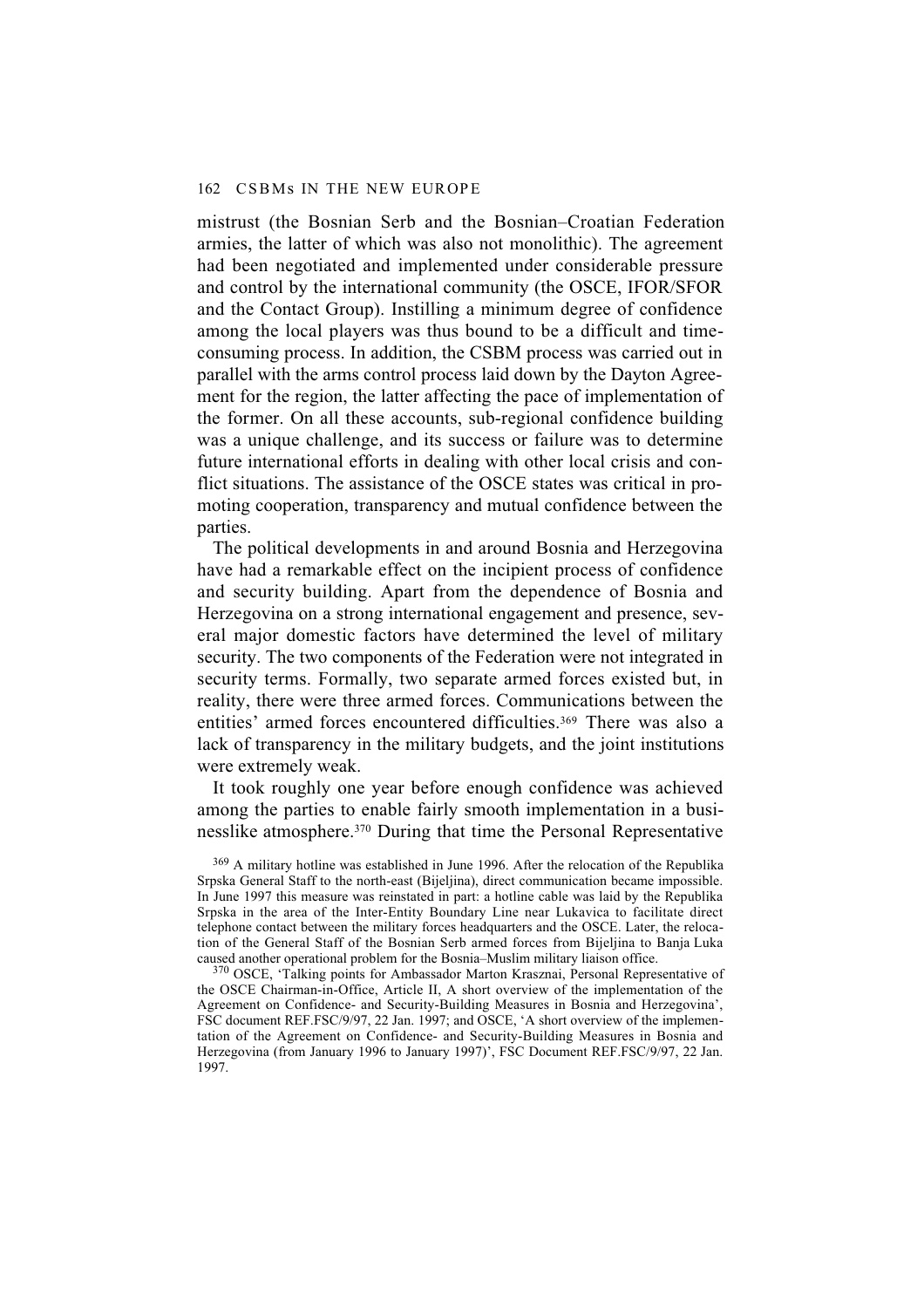mistrust (the Bosnian Serb and the Bosnian–Croatian Federation armies, the latter of which was also not monolithic). The agreement had been negotiated and implemented under considerable pressure and control by the international community (the OSCE, IFOR/SFOR and the Contact Group). Instilling a minimum degree of confidence among the local players was thus bound to be a difficult and time-consuming process. In addition, the CSBM process was carried out in parallel with the arms control process laid down by the Dayton Agreement for the region, the latter affecting the pace of implementation of the former. On all these accounts, sub-regional confidence building was a unique challenge, and its success or failure was to determine future international efforts in dealing with other local crisis and conflict situations. The assistance of the OSCE states was critical in promoting cooperation, transparency and mutual confidence between the parties.

The political developments in and around Bosnia and Herzegovina have had a remarkable effect on the incipient process of confidence and security building. Apart from the dependence of Bosnia and Herzegovina on a strong international engagement and presence, several major domestic factors have determined the level of military security. The two components of the Federation were not integrated in security terms. Formally, two separate armed forces existed but, in reality, there were three armed forces. Communications between the entities' armed forces encountered difficulties.[369] There was also a lack of transparency in the military budgets, and the joint institutions were extremely weak.

It took roughly one year before enough confidence was achieved among the parties to enable fairly smooth implementation in a businesslike atmosphere.[370] During that time the Personal Representative

[369] A military hotline was established in June 1996. After the relocation of the Republika Srpska General Staff to the north-east (Bijeljina), direct communication became impossible. In June 1997 this measure was reinstated in part: a hotline cable was laid by the Republika Srpska in the area of the Inter-Entity Boundary Line near Lukavica to facilitate direct telephone contact between the military forces headquarters and the OSCE. Later, the relocation of the General Staff of the Bosnian Serb armed forces from Bijeljina to Banja Luka caused another operational problem for the Bosnia–Muslim military liaison office.

[370] OSCE, 'Talking points for Ambassador Marton Krasznai, Personal Representative of the OSCE Chairman-in-Office, Article II, A short overview of the implementation of the Agreement on Confidence- and Security-Building Measures in Bosnia and Herzegovina', FSC document REF.FSC/9/97, 22 Jan. 1997; and OSCE, 'A short overview of the implementation of the Agreement on Confidence- and Security-Building Measures in Bosnia and Herzegovina (from January 1996 to January 1997)', FSC Document REF.FSC/9/97, 22 Jan. 1997.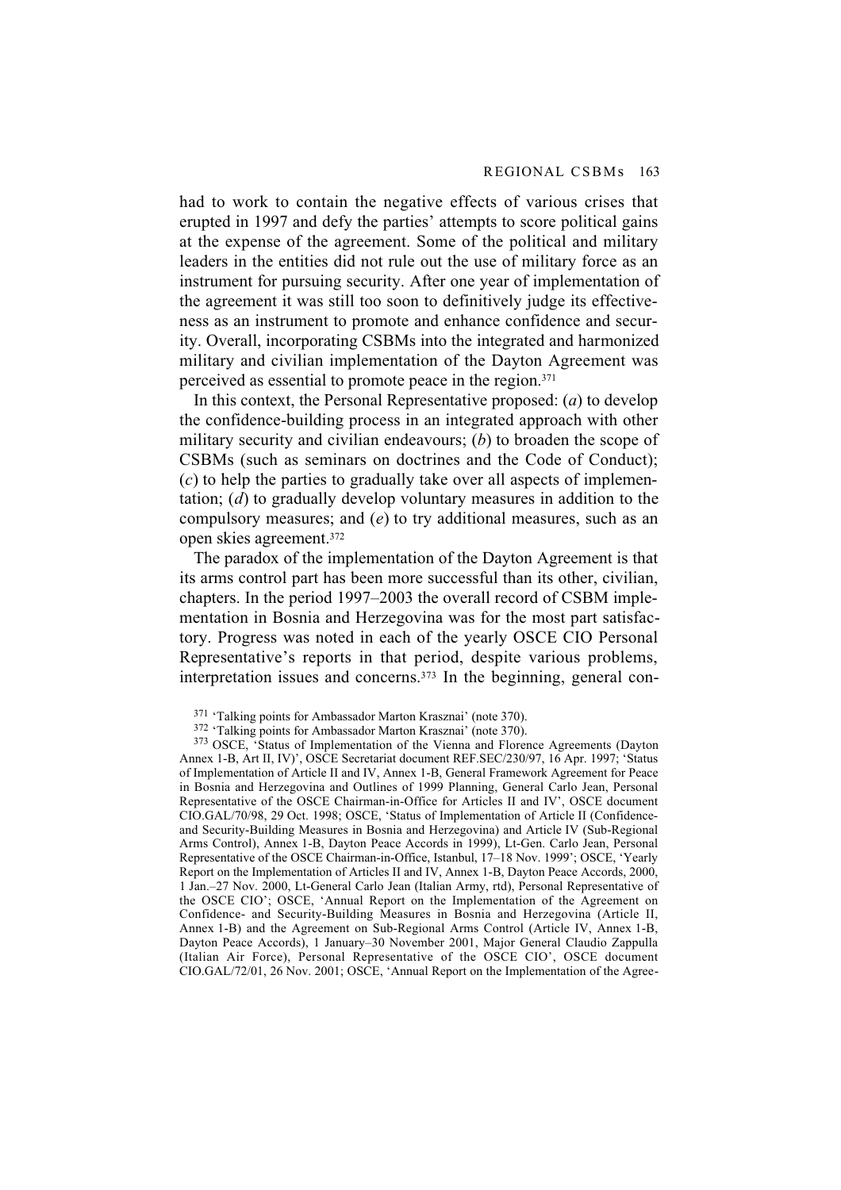had to work to contain the negative effects of various crises that erupted in 1997 and defy the parties' attempts to score political gains at the expense of the agreement. Some of the political and military leaders in the entities did not rule out the use of military force as an instrument for pursuing security. After one year of implementation of the agreement it was still too soon to definitively judge its effectiveness as an instrument to promote and enhance confidence and security. Overall, incorporating CSBMs into the integrated and harmonized military and civilian implementation of the Dayton Agreement was perceived as essential to promote peace in the region.[371]

In this context, the Personal Representative proposed: (*a*) to develop the confidence-building process in an integrated approach with other military security and civilian endeavours; (*b*) to broaden the scope of CSBMs (such as seminars on doctrines and the Code of Conduct); (*c*) to help the parties to gradually take over all aspects of implementation; (*d*) to gradually develop voluntary measures in addition to the compulsory measures; and (*e*) to try additional measures, such as an open skies agreement.[372]

The paradox of the implementation of the Dayton Agreement is that its arms control part has been more successful than its other, civilian, chapters. In the period 1997–2003 the overall record of CSBM implementation in Bosnia and Herzegovina was for the most part satisfactory. Progress was noted in each of the yearly OSCE CIO Personal Representative's reports in that period, despite various problems, interpretation issues and concerns.[373] In the beginning, general con-

[371] 'Talking points for Ambassador Marton Krasznai' (note 370).

[372] 'Talking points for Ambassador Marton Krasznai' (note 370).

[373] OSCE, 'Status of Implementation of the Vienna and Florence Agreements (Dayton Annex 1-B, Art II, IV)', OSCE Secretariat document REF.SEC/230/97, 16 Apr. 1997; 'Status of Implementation of Article II and IV, Annex 1-B, General Framework Agreement for Peace in Bosnia and Herzegovina and Outlines of 1999 Planning, General Carlo Jean, Personal Representative of the OSCE Chairman-in-Office for Articles II and IV', OSCE document CIO.GAL/70/98, 29 Oct. 1998; OSCE, 'Status of Implementation of Article II (Confidence- and Security-Building Measures in Bosnia and Herzegovina) and Article IV (Sub-Regional Arms Control), Annex 1-B, Dayton Peace Accords in 1999), Lt-Gen. Carlo Jean, Personal Representative of the OSCE Chairman-in-Office, Istanbul, 17–18 Nov. 1999'; OSCE, 'Yearly Report on the Implementation of Articles II and IV, Annex 1-B, Dayton Peace Accords, 2000, 1 Jan.–27 Nov. 2000, Lt-General Carlo Jean (Italian Army, rtd), Personal Representative of the OSCE CIO'; OSCE, 'Annual Report on the Implementation of the Agreement on Confidence- and Security-Building Measures in Bosnia and Herzegovina (Article II, Annex 1-B) and the Agreement on Sub-Regional Arms Control (Article IV, Annex 1-B, Dayton Peace Accords), 1 January–30 November 2001, Major General Claudio Zappulla (Italian Air Force), Personal Representative of the OSCE CIO', OSCE document CIO.GAL/72/01, 26 Nov. 2001; OSCE, 'Annual Report on the Implementation of the Agree-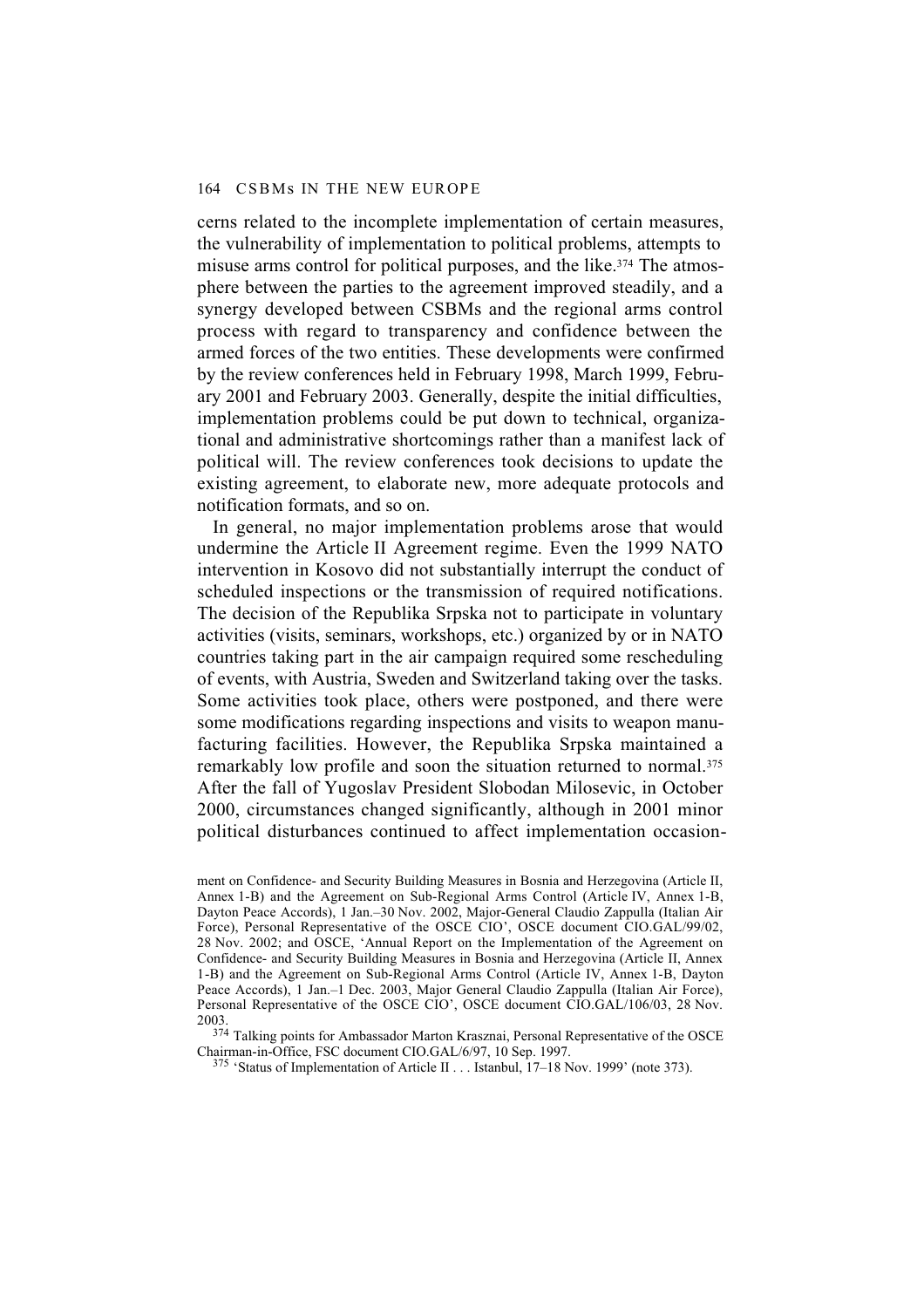cerns related to the incomplete implementation of certain measures, the vulnerability of implementation to political problems, attempts to misuse arms control for political purposes, and the like.[374] The atmosphere between the parties to the agreement improved steadily, and a synergy developed between CSBMs and the regional arms control process with regard to transparency and confidence between the armed forces of the two entities. These developments were confirmed by the review conferences held in February 1998, March 1999, February 2001 and February 2003. Generally, despite the initial difficulties, implementation problems could be put down to technical, organizational and administrative shortcomings rather than a manifest lack of political will. The review conferences took decisions to update the existing agreement, to elaborate new, more adequate protocols and notification formats, and so on.

In general, no major implementation problems arose that would undermine the Article II Agreement regime. Even the 1999 NATO intervention in Kosovo did not substantially interrupt the conduct of scheduled inspections or the transmission of required notifications. The decision of the Republika Srpska not to participate in voluntary activities (visits, seminars, workshops, etc.) organized by or in NATO countries taking part in the air campaign required some rescheduling of events, with Austria, Sweden and Switzerland taking over the tasks. Some activities took place, others were postponed, and there were some modifications regarding inspections and visits to weapon manufacturing facilities. However, the Republika Srpska maintained a remarkably low profile and soon the situation returned to normal.[375] After the fall of Yugoslav President Slobodan Milosevic, in October 2000, circumstances changed significantly, although in 2001 minor political disturbances continued to affect implementation occasion-

ment on Confidence- and Security Building Measures in Bosnia and Herzegovina (Article II, Annex 1-B) and the Agreement on Sub-Regional Arms Control (Article IV, Annex 1-B, Dayton Peace Accords), 1 Jan.–30 Nov. 2002, Major-General Claudio Zappulla (Italian Air Force), Personal Representative of the OSCE CIO', OSCE document CIO.GAL/99/02, 28 Nov. 2002; and OSCE, 'Annual Report on the Implementation of the Agreement on Confidence- and Security Building Measures in Bosnia and Herzegovina (Article II, Annex 1-B) and the Agreement on Sub-Regional Arms Control (Article IV, Annex 1-B, Dayton Peace Accords), 1 Jan.–1 Dec. 2003, Major General Claudio Zappulla (Italian Air Force), Personal Representative of the OSCE CIO', OSCE document CIO.GAL/106/03, 28 Nov. 2003.

[374] Talking points for Ambassador Marton Krasznai, Personal Representative of the OSCE Chairman-in-Office, FSC document CIO.GAL/6/97, 10 Sep. 1997.

[375] 'Status of Implementation of Article II . . . Istanbul, 17–18 Nov. 1999' (note 373).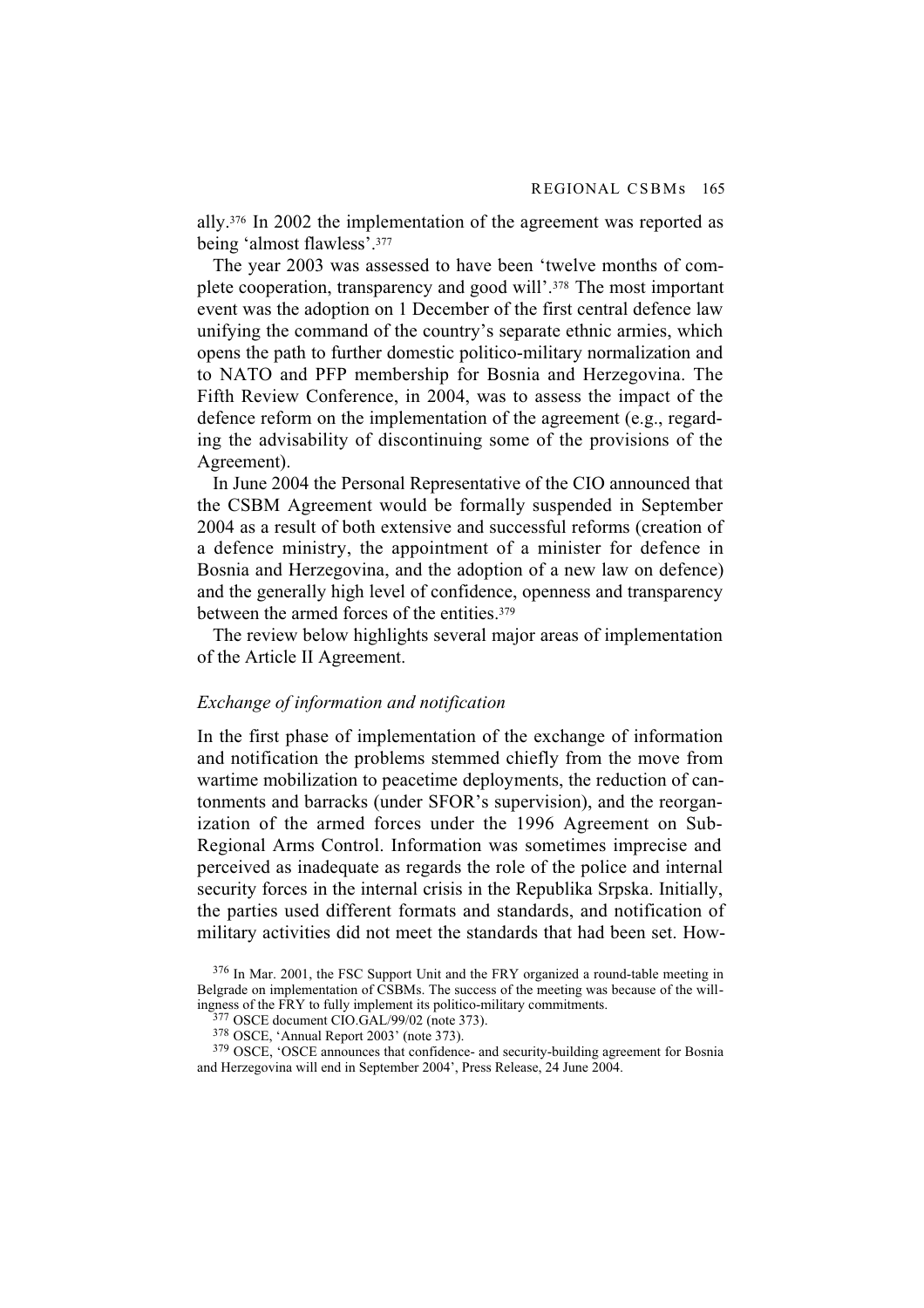ally.[376] In 2002 the implementation of the agreement was reported as being 'almost flawless'.[377]

The year 2003 was assessed to have been 'twelve months of complete cooperation, transparency and good will'.[378] The most important event was the adoption on 1 December of the first central defence law unifying the command of the country's separate ethnic armies, which opens the path to further domestic politico-military normalization and to NATO and PFP membership for Bosnia and Herzegovina. The Fifth Review Conference, in 2004, was to assess the impact of the defence reform on the implementation of the agreement (e.g., regarding the advisability of discontinuing some of the provisions of the Agreement).

In June 2004 the Personal Representative of the CIO announced that the CSBM Agreement would be formally suspended in September 2004 as a result of both extensive and successful reforms (creation of a defence ministry, the appointment of a minister for defence in Bosnia and Herzegovina, and the adoption of a new law on defence) and the generally high level of confidence, openness and transparency between the armed forces of the entities.[379]

The review below highlights several major areas of implementation of the Article II Agreement.

*Exchange of information and notification*

In the first phase of implementation of the exchange of information and notification the problems stemmed chiefly from the move from wartime mobilization to peacetime deployments, the reduction of cantonments and barracks (under SFOR's supervision), and the reorganization of the armed forces under the 1996 Agreement on Sub-Regional Arms Control. Information was sometimes imprecise and perceived as inadequate as regards the role of the police and internal security forces in the internal crisis in the Republika Srpska. Initially, the parties used different formats and standards, and notification of military activities did not meet the standards that had been set. How-

[376] In Mar. 2001, the FSC Support Unit and the FRY organized a round-table meeting in Belgrade on implementation of CSBMs. The success of the meeting was because of the willingness of the FRY to fully implement its politico-military commitments.

[377] OSCE document CIO.GAL/99/02 (note 373).

[378] OSCE, 'Annual Report 2003' (note 373).

[379] OSCE, 'OSCE announces that confidence- and security-building agreement for Bosnia and Herzegovina will end in September 2004', Press Release, 24 June 2004.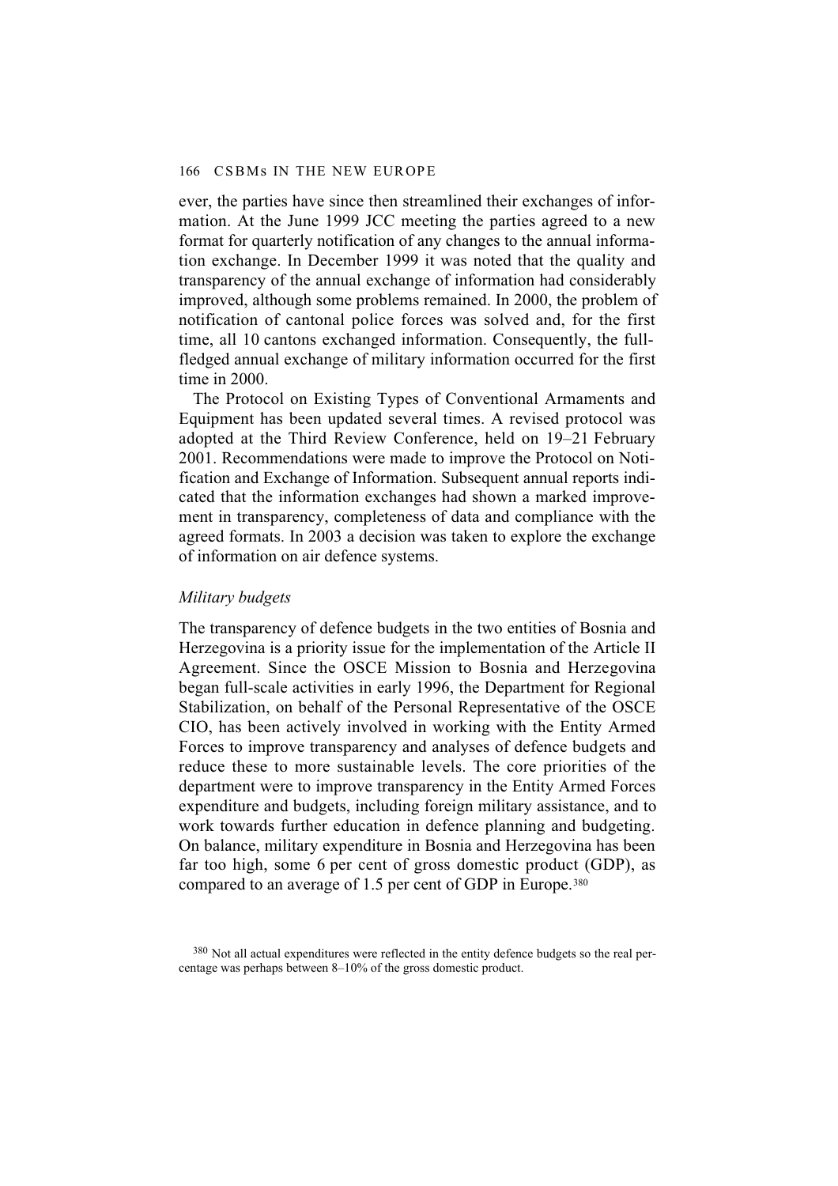ever, the parties have since then streamlined their exchanges of information. At the June 1999 JCC meeting the parties agreed to a new format for quarterly notification of any changes to the annual information exchange. In December 1999 it was noted that the quality and transparency of the annual exchange of information had considerably improved, although some problems remained. In 2000, the problem of notification of cantonal police forces was solved and, for the first time, all 10 cantons exchanged information. Consequently, the full-fledged annual exchange of military information occurred for the first time in 2000.

The Protocol on Existing Types of Conventional Armaments and Equipment has been updated several times. A revised protocol was adopted at the Third Review Conference, held on 19–21 February 2001. Recommendations were made to improve the Protocol on Notification and Exchange of Information. Subsequent annual reports indicated that the information exchanges had shown a marked improvement in transparency, completeness of data and compliance with the agreed formats. In 2003 a decision was taken to explore the exchange of information on air defence systems.

### *Military budgets*

The transparency of defence budgets in the two entities of Bosnia and Herzegovina is a priority issue for the implementation of the Article II Agreement. Since the OSCE Mission to Bosnia and Herzegovina began full-scale activities in early 1996, the Department for Regional Stabilization, on behalf of the Personal Representative of the OSCE CIO, has been actively involved in working with the Entity Armed Forces to improve transparency and analyses of defence budgets and reduce these to more sustainable levels. The core priorities of the department were to improve transparency in the Entity Armed Forces expenditure and budgets, including foreign military assistance, and to work towards further education in defence planning and budgeting. On balance, military expenditure in Bosnia and Herzegovina has been far too high, some 6 per cent of gross domestic product (GDP), as compared to an average of 1.5 per cent of GDP in Europe.[380]

[380] Not all actual expenditures were reflected in the entity defence budgets so the real percentage was perhaps between 8–10% of the gross domestic product.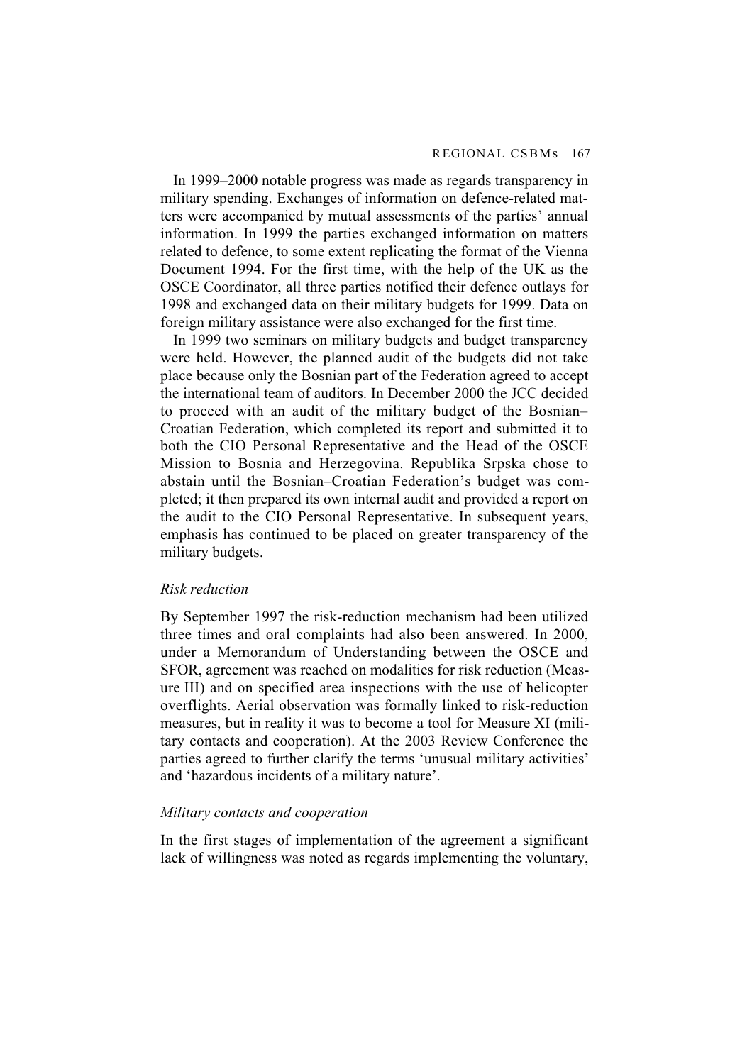In 1999–2000 notable progress was made as regards transparency in military spending. Exchanges of information on defence-related matters were accompanied by mutual assessments of the parties' annual information. In 1999 the parties exchanged information on matters related to defence, to some extent replicating the format of the Vienna Document 1994. For the first time, with the help of the UK as the OSCE Coordinator, all three parties notified their defence outlays for 1998 and exchanged data on their military budgets for 1999. Data on foreign military assistance were also exchanged for the first time.

In 1999 two seminars on military budgets and budget transparency were held. However, the planned audit of the budgets did not take place because only the Bosnian part of the Federation agreed to accept the international team of auditors. In December 2000 the JCC decided to proceed with an audit of the military budget of the Bosnian–Croatian Federation, which completed its report and submitted it to both the CIO Personal Representative and the Head of the OSCE Mission to Bosnia and Herzegovina. Republika Srpska chose to abstain until the Bosnian–Croatian Federation's budget was completed; it then prepared its own internal audit and provided a report on the audit to the CIO Personal Representative. In subsequent years, emphasis has continued to be placed on greater transparency of the military budgets.

*Risk reduction*

By September 1997 the risk-reduction mechanism had been utilized three times and oral complaints had also been answered. In 2000, under a Memorandum of Understanding between the OSCE and SFOR, agreement was reached on modalities for risk reduction (Measure III) and on specified area inspections with the use of helicopter overflights. Aerial observation was formally linked to risk-reduction measures, but in reality it was to become a tool for Measure XI (military contacts and cooperation). At the 2003 Review Conference the parties agreed to further clarify the terms 'unusual military activities' and 'hazardous incidents of a military nature'.

*Military contacts and cooperation*

In the first stages of implementation of the agreement a significant lack of willingness was noted as regards implementing the voluntary,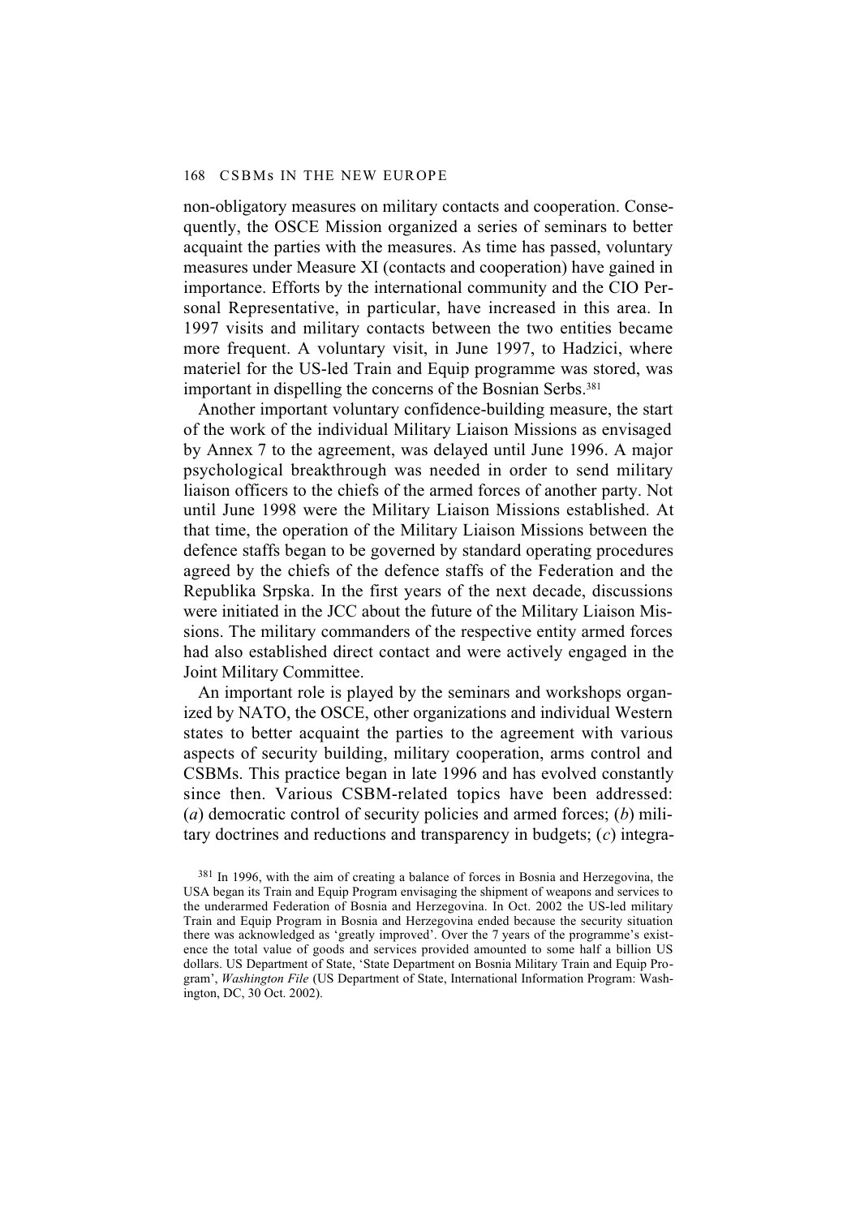non-obligatory measures on military contacts and cooperation. Consequently, the OSCE Mission organized a series of seminars to better acquaint the parties with the measures. As time has passed, voluntary measures under Measure XI (contacts and cooperation) have gained in importance. Efforts by the international community and the CIO Personal Representative, in particular, have increased in this area. In 1997 visits and military contacts between the two entities became more frequent. A voluntary visit, in June 1997, to Hadzici, where materiel for the US-led Train and Equip programme was stored, was important in dispelling the concerns of the Bosnian Serbs.[381]

Another important voluntary confidence-building measure, the start of the work of the individual Military Liaison Missions as envisaged by Annex 7 to the agreement, was delayed until June 1996. A major psychological breakthrough was needed in order to send military liaison officers to the chiefs of the armed forces of another party. Not until June 1998 were the Military Liaison Missions established. At that time, the operation of the Military Liaison Missions between the defence staffs began to be governed by standard operating procedures agreed by the chiefs of the defence staffs of the Federation and the Republika Srpska. In the first years of the next decade, discussions were initiated in the JCC about the future of the Military Liaison Missions. The military commanders of the respective entity armed forces had also established direct contact and were actively engaged in the Joint Military Committee.

An important role is played by the seminars and workshops organized by NATO, the OSCE, other organizations and individual Western states to better acquaint the parties to the agreement with various aspects of security building, military cooperation, arms control and CSBMs. This practice began in late 1996 and has evolved constantly since then. Various CSBM-related topics have been addressed: (*a*) democratic control of security policies and armed forces; (*b*) military doctrines and reductions and transparency in budgets; (*c*) integra-

[381] In 1996, with the aim of creating a balance of forces in Bosnia and Herzegovina, the USA began its Train and Equip Program envisaging the shipment of weapons and services to the underarmed Federation of Bosnia and Herzegovina. In Oct. 2002 the US-led military Train and Equip Program in Bosnia and Herzegovina ended because the security situation there was acknowledged as 'greatly improved'. Over the 7 years of the programme's existence the total value of goods and services provided amounted to some half a billion US dollars. US Department of State, 'State Department on Bosnia Military Train and Equip Program', *Washington File* (US Department of State, International Information Program: Washington, DC, 30 Oct. 2002).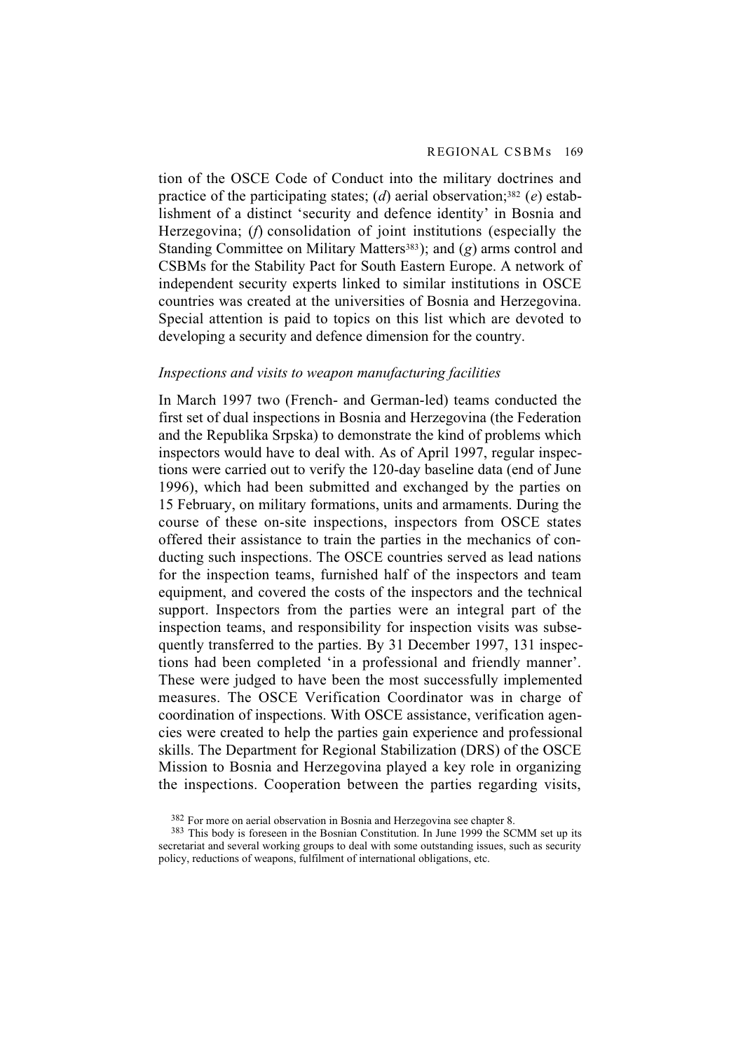tion of the OSCE Code of Conduct into the military doctrines and practice of the participating states; (*d*) aerial observation;[382] (*e*) establishment of a distinct 'security and defence identity' in Bosnia and Herzegovina; (*f*) consolidation of joint institutions (especially the Standing Committee on Military Matters[383]); and (*g*) arms control and CSBMs for the Stability Pact for South Eastern Europe. A network of independent security experts linked to similar institutions in OSCE countries was created at the universities of Bosnia and Herzegovina. Special attention is paid to topics on this list which are devoted to developing a security and defence dimension for the country.

*Inspections and visits to weapon manufacturing facilities*

In March 1997 two (French- and German-led) teams conducted the first set of dual inspections in Bosnia and Herzegovina (the Federation and the Republika Srpska) to demonstrate the kind of problems which inspectors would have to deal with. As of April 1997, regular inspections were carried out to verify the 120-day baseline data (end of June 1996), which had been submitted and exchanged by the parties on 15 February, on military formations, units and armaments. During the course of these on-site inspections, inspectors from OSCE states offered their assistance to train the parties in the mechanics of conducting such inspections. The OSCE countries served as lead nations for the inspection teams, furnished half of the inspectors and team equipment, and covered the costs of the inspectors and the technical support. Inspectors from the parties were an integral part of the inspection teams, and responsibility for inspection visits was subsequently transferred to the parties. By 31 December 1997, 131 inspections had been completed 'in a professional and friendly manner'. These were judged to have been the most successfully implemented measures. The OSCE Verification Coordinator was in charge of coordination of inspections. With OSCE assistance, verification agencies were created to help the parties gain experience and professional skills. The Department for Regional Stabilization (DRS) of the OSCE Mission to Bosnia and Herzegovina played a key role in organizing the inspections. Cooperation between the parties regarding visits,

[382] For more on aerial observation in Bosnia and Herzegovina see chapter 8.

[383] This body is foreseen in the Bosnian Constitution. In June 1999 the SCMM set up its secretariat and several working groups to deal with some outstanding issues, such as security policy, reductions of weapons, fulfilment of international obligations, etc.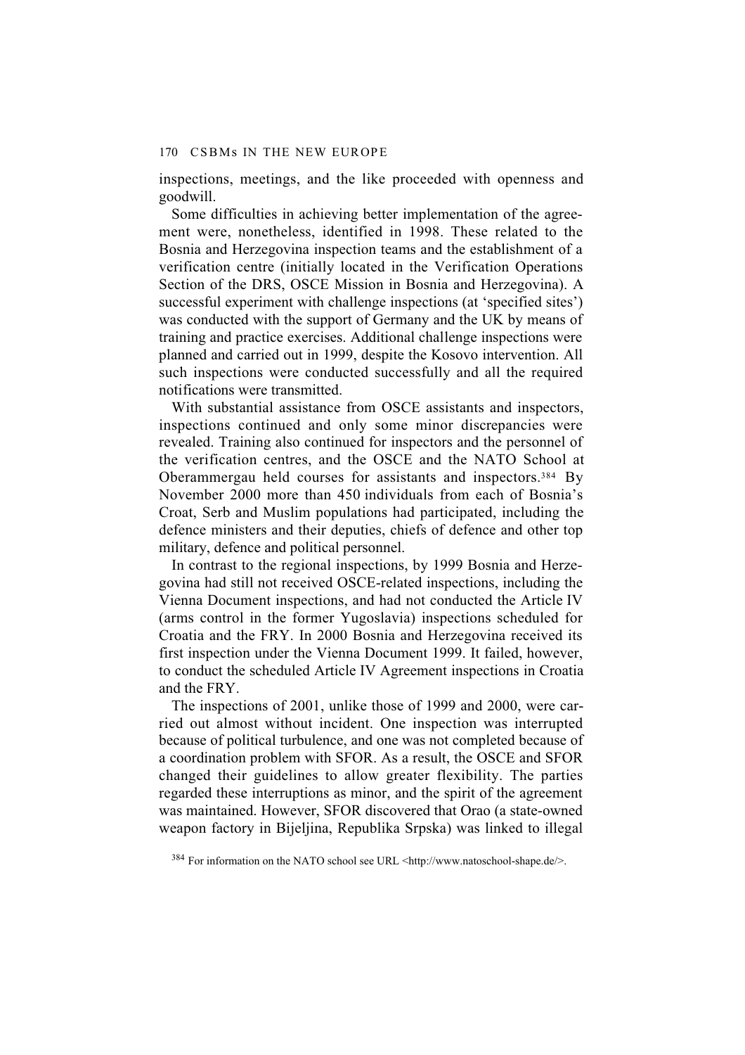inspections, meetings, and the like proceeded with openness and goodwill.

Some difficulties in achieving better implementation of the agreement were, nonetheless, identified in 1998. These related to the Bosnia and Herzegovina inspection teams and the establishment of a verification centre (initially located in the Verification Operations Section of the DRS, OSCE Mission in Bosnia and Herzegovina). A successful experiment with challenge inspections (at 'specified sites') was conducted with the support of Germany and the UK by means of training and practice exercises. Additional challenge inspections were planned and carried out in 1999, despite the Kosovo intervention. All such inspections were conducted successfully and all the required notifications were transmitted.

With substantial assistance from OSCE assistants and inspectors, inspections continued and only some minor discrepancies were revealed. Training also continued for inspectors and the personnel of the verification centres, and the OSCE and the NATO School at Oberammergau held courses for assistants and inspectors.[384] By November 2000 more than 450 individuals from each of Bosnia's Croat, Serb and Muslim populations had participated, including the defence ministers and their deputies, chiefs of defence and other top military, defence and political personnel.

In contrast to the regional inspections, by 1999 Bosnia and Herzegovina had still not received OSCE-related inspections, including the Vienna Document inspections, and had not conducted the Article IV (arms control in the former Yugoslavia) inspections scheduled for Croatia and the FRY. In 2000 Bosnia and Herzegovina received its first inspection under the Vienna Document 1999. It failed, however, to conduct the scheduled Article IV Agreement inspections in Croatia and the FRY.

The inspections of 2001, unlike those of 1999 and 2000, were carried out almost without incident. One inspection was interrupted because of political turbulence, and one was not completed because of a coordination problem with SFOR. As a result, the OSCE and SFOR changed their guidelines to allow greater flexibility. The parties regarded these interruptions as minor, and the spirit of the agreement was maintained. However, SFOR discovered that Orao (a state-owned weapon factory in Bijeljina, Republika Srpska) was linked to illegal

[384] For information on the NATO school see URL <http://www.natoschool-shape.de/>.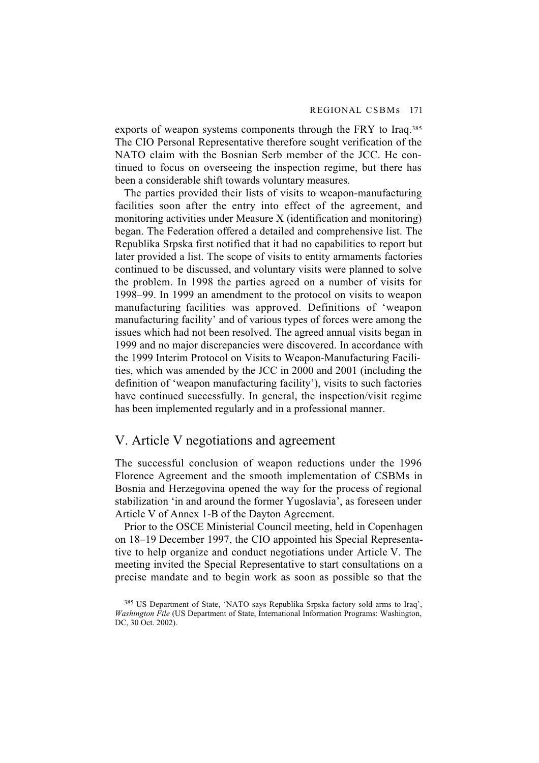exports of weapon systems components through the FRY to Iraq.[385] The CIO Personal Representative therefore sought verification of the NATO claim with the Bosnian Serb member of the JCC. He continued to focus on overseeing the inspection regime, but there has been a considerable shift towards voluntary measures.

The parties provided their lists of visits to weapon-manufacturing facilities soon after the entry into effect of the agreement, and monitoring activities under Measure X (identification and monitoring) began. The Federation offered a detailed and comprehensive list. The Republika Srpska first notified that it had no capabilities to report but later provided a list. The scope of visits to entity armaments factories continued to be discussed, and voluntary visits were planned to solve the problem. In 1998 the parties agreed on a number of visits for 1998–99. In 1999 an amendment to the protocol on visits to weapon manufacturing facilities was approved. Definitions of 'weapon manufacturing facility' and of various types of forces were among the issues which had not been resolved. The agreed annual visits began in 1999 and no major discrepancies were discovered. In accordance with the 1999 Interim Protocol on Visits to Weapon-Manufacturing Facilities, which was amended by the JCC in 2000 and 2001 (including the definition of 'weapon manufacturing facility'), visits to such factories have continued successfully. In general, the inspection/visit regime has been implemented regularly and in a professional manner.

## V. Article V negotiations and agreement

The successful conclusion of weapon reductions under the 1996 Florence Agreement and the smooth implementation of CSBMs in Bosnia and Herzegovina opened the way for the process of regional stabilization 'in and around the former Yugoslavia', as foreseen under Article V of Annex 1-B of the Dayton Agreement.

Prior to the OSCE Ministerial Council meeting, held in Copenhagen on 18–19 December 1997, the CIO appointed his Special Representative to help organize and conduct negotiations under Article V. The meeting invited the Special Representative to start consultations on a precise mandate and to begin work as soon as possible so that the

[385] US Department of State, 'NATO says Republika Srpska factory sold arms to Iraq', *Washington File* (US Department of State, International Information Programs: Washington, DC, 30 Oct. 2002).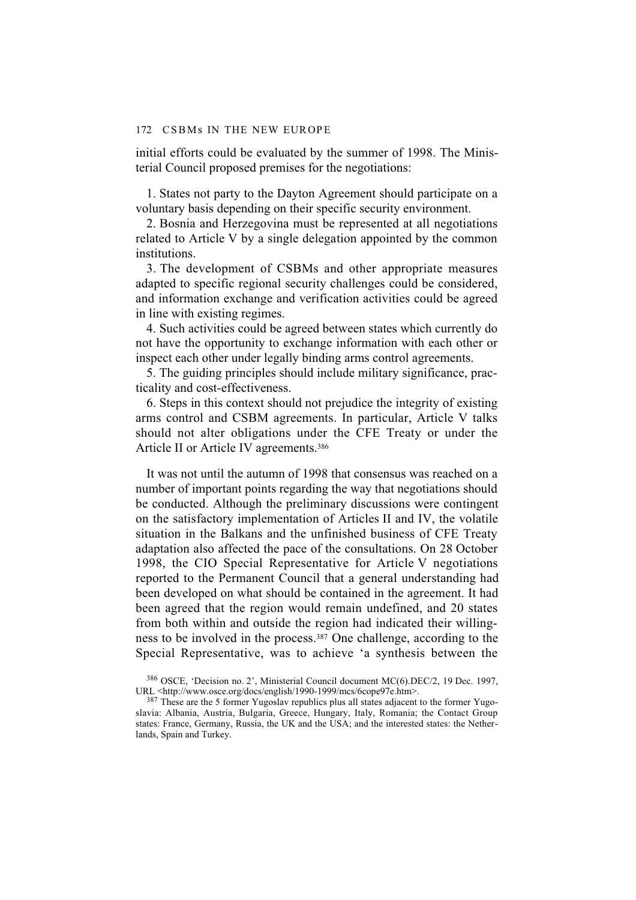initial efforts could be evaluated by the summer of 1998. The Ministerial Council proposed premises for the negotiations:

1. States not party to the Dayton Agreement should participate on a voluntary basis depending on their specific security environment.
2. Bosnia and Herzegovina must be represented at all negotiations related to Article V by a single delegation appointed by the common institutions.
3. The development of CSBMs and other appropriate measures adapted to specific regional security challenges could be considered, and information exchange and verification activities could be agreed in line with existing regimes.
4. Such activities could be agreed between states which currently do not have the opportunity to exchange information with each other or inspect each other under legally binding arms control agreements.
5. The guiding principles should include military significance, practicality and cost-effectiveness.
6. Steps in this context should not prejudice the integrity of existing arms control and CSBM agreements. In particular, Article V talks should not alter obligations under the CFE Treaty or under the Article II or Article IV agreements.[386]

It was not until the autumn of 1998 that consensus was reached on a number of important points regarding the way that negotiations should be conducted. Although the preliminary discussions were contingent on the satisfactory implementation of Articles II and IV, the volatile situation in the Balkans and the unfinished business of CFE Treaty adaptation also affected the pace of the consultations. On 28 October 1998, the CIO Special Representative for Article V negotiations reported to the Permanent Council that a general understanding had been developed on what should be contained in the agreement. It had been agreed that the region would remain undefined, and 20 states from both within and outside the region had indicated their willingness to be involved in the process.[387] One challenge, according to the Special Representative, was to achieve 'a synthesis between the

[386] OSCE, 'Decision no. 2', Ministerial Council document MC(6).DEC/2, 19 Dec. 1997, URL <http://www.osce.org/docs/english/1990-1999/mcs/6cope97e.htm>.

[387] These are the 5 former Yugoslav republics plus all states adjacent to the former Yugoslavia: Albania, Austria, Bulgaria, Greece, Hungary, Italy, Romania; the Contact Group states: France, Germany, Russia, the UK and the USA; and the interested states: the Netherlands, Spain and Turkey.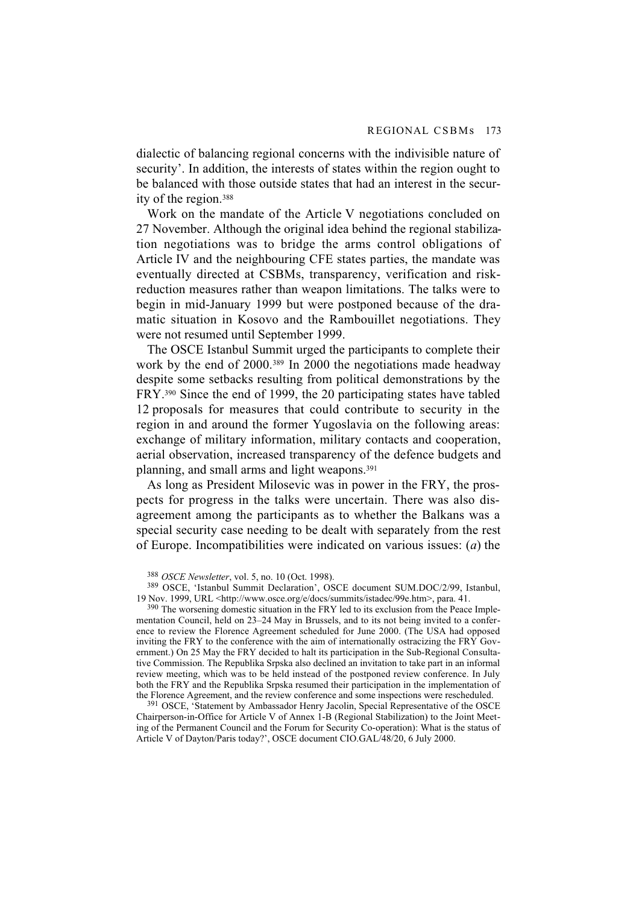dialectic of balancing regional concerns with the indivisible nature of security'. In addition, the interests of states within the region ought to be balanced with those outside states that had an interest in the security of the region.[388]

Work on the mandate of the Article V negotiations concluded on 27 November. Although the original idea behind the regional stabilization negotiations was to bridge the arms control obligations of Article IV and the neighbouring CFE states parties, the mandate was eventually directed at CSBMs, transparency, verification and risk-reduction measures rather than weapon limitations. The talks were to begin in mid-January 1999 but were postponed because of the dramatic situation in Kosovo and the Rambouillet negotiations. They were not resumed until September 1999.

The OSCE Istanbul Summit urged the participants to complete their work by the end of 2000.[389] In 2000 the negotiations made headway despite some setbacks resulting from political demonstrations by the FRY.[390] Since the end of 1999, the 20 participating states have tabled 12 proposals for measures that could contribute to security in the region in and around the former Yugoslavia on the following areas: exchange of military information, military contacts and cooperation, aerial observation, increased transparency of the defence budgets and planning, and small arms and light weapons.[391]

As long as President Milosevic was in power in the FRY, the prospects for progress in the talks were uncertain. There was also disagreement among the participants as to whether the Balkans was a special security case needing to be dealt with separately from the rest of Europe. Incompatibilities were indicated on various issues: (*a*) the

---

[388] *OSCE Newsletter*, vol. 5, no. 10 (Oct. 1998).

[389] OSCE, 'Istanbul Summit Declaration', OSCE document SUM.DOC/2/99, Istanbul, 19 Nov. 1999, URL <http://www.osce.org/e/docs/summits/istadec/99e.htm>, para. 41.

[390] The worsening domestic situation in the FRY led to its exclusion from the Peace Implementation Council, held on 23–24 May in Brussels, and to its not being invited to a conference to review the Florence Agreement scheduled for June 2000. (The USA had opposed inviting the FRY to the conference with the aim of internationally ostracizing the FRY Government.) On 25 May the FRY decided to halt its participation in the Sub-Regional Consultative Commission. The Republika Srpska also declined an invitation to take part in an informal review meeting, which was to be held instead of the postponed review conference. In July both the FRY and the Republika Srpska resumed their participation in the implementation of the Florence Agreement, and the review conference and some inspections were rescheduled.

[391] OSCE, 'Statement by Ambassador Henry Jacolin, Special Representative of the OSCE Chairperson-in-Office for Article V of Annex 1-B (Regional Stabilization) to the Joint Meeting of the Permanent Council and the Forum for Security Co-operation): What is the status of Article V of Dayton/Paris today?', OSCE document CIO.GAL/48/20, 6 July 2000.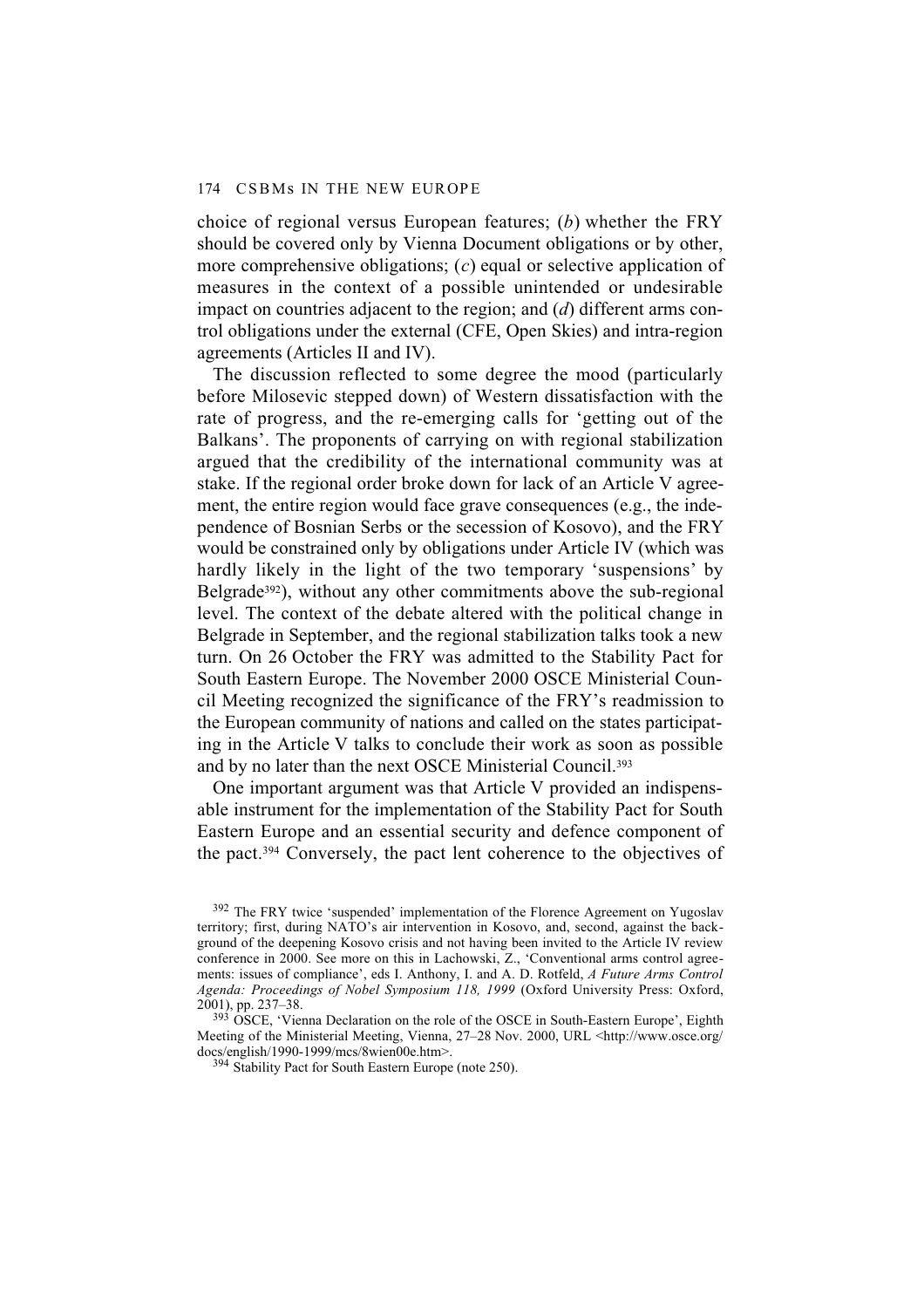choice of regional versus European features; (*b*) whether the FRY should be covered only by Vienna Document obligations or by other, more comprehensive obligations; (*c*) equal or selective application of measures in the context of a possible unintended or undesirable impact on countries adjacent to the region; and (*d*) different arms control obligations under the external (CFE, Open Skies) and intra-region agreements (Articles II and IV).

The discussion reflected to some degree the mood (particularly before Milosevic stepped down) of Western dissatisfaction with the rate of progress, and the re-emerging calls for 'getting out of the Balkans'. The proponents of carrying on with regional stabilization argued that the credibility of the international community was at stake. If the regional order broke down for lack of an Article V agreement, the entire region would face grave consequences (e.g., the independence of Bosnian Serbs or the secession of Kosovo), and the FRY would be constrained only by obligations under Article IV (which was hardly likely in the light of the two temporary 'suspensions' by Belgrade[392]), without any other commitments above the sub-regional level. The context of the debate altered with the political change in Belgrade in September, and the regional stabilization talks took a new turn. On 26 October the FRY was admitted to the Stability Pact for South Eastern Europe. The November 2000 OSCE Ministerial Council Meeting recognized the significance of the FRY's readmission to the European community of nations and called on the states participating in the Article V talks to conclude their work as soon as possible and by no later than the next OSCE Ministerial Council.[393]

One important argument was that Article V provided an indispensable instrument for the implementation of the Stability Pact for South Eastern Europe and an essential security and defence component of the pact.[394] Conversely, the pact lent coherence to the objectives of

[392] The FRY twice 'suspended' implementation of the Florence Agreement on Yugoslav territory; first, during NATO's air intervention in Kosovo, and, second, against the background of the deepening Kosovo crisis and not having been invited to the Article IV review conference in 2000. See more on this in Lachowski, Z., 'Conventional arms control agreements: issues of compliance', eds I. Anthony, I. and A. D. Rotfeld, *A Future Arms Control Agenda: Proceedings of Nobel Symposium 118, 1999* (Oxford University Press: Oxford, 2001), pp. 237–38.

[393] OSCE, 'Vienna Declaration on the role of the OSCE in South-Eastern Europe', Eighth Meeting of the Ministerial Meeting, Vienna, 27–28 Nov. 2000, URL <http://www.osce.org/docs/english/1990-1999/mcs/8wien00e.htm>.

[394] Stability Pact for South Eastern Europe (note 250).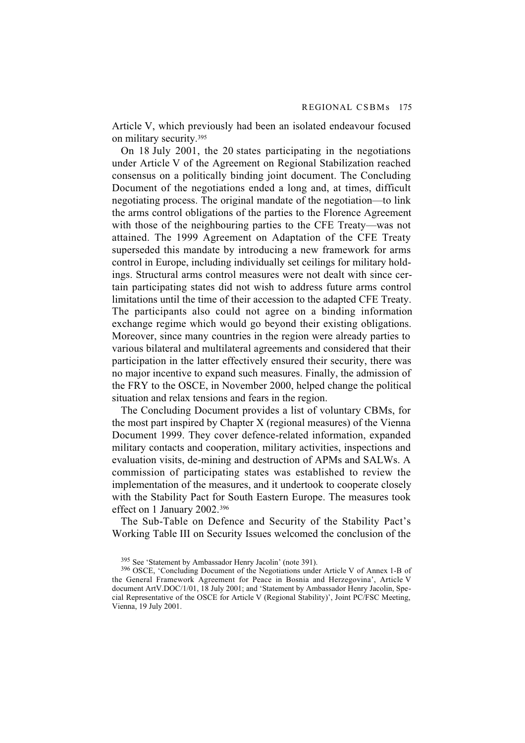Article V, which previously had been an isolated endeavour focused on military security.[395]

On 18 July 2001, the 20 states participating in the negotiations under Article V of the Agreement on Regional Stabilization reached consensus on a politically binding joint document. The Concluding Document of the negotiations ended a long and, at times, difficult negotiating process. The original mandate of the negotiation—to link the arms control obligations of the parties to the Florence Agreement with those of the neighbouring parties to the CFE Treaty—was not attained. The 1999 Agreement on Adaptation of the CFE Treaty superseded this mandate by introducing a new framework for arms control in Europe, including individually set ceilings for military holdings. Structural arms control measures were not dealt with since certain participating states did not wish to address future arms control limitations until the time of their accession to the adapted CFE Treaty. The participants also could not agree on a binding information exchange regime which would go beyond their existing obligations. Moreover, since many countries in the region were already parties to various bilateral and multilateral agreements and considered that their participation in the latter effectively ensured their security, there was no major incentive to expand such measures. Finally, the admission of the FRY to the OSCE, in November 2000, helped change the political situation and relax tensions and fears in the region.

The Concluding Document provides a list of voluntary CBMs, for the most part inspired by Chapter X (regional measures) of the Vienna Document 1999. They cover defence-related information, expanded military contacts and cooperation, military activities, inspections and evaluation visits, de-mining and destruction of APMs and SALWs. A commission of participating states was established to review the implementation of the measures, and it undertook to cooperate closely with the Stability Pact for South Eastern Europe. The measures took effect on 1 January 2002.[396]

The Sub-Table on Defence and Security of the Stability Pact's Working Table III on Security Issues welcomed the conclusion of the

[395] See 'Statement by Ambassador Henry Jacolin' (note 391).

[396] OSCE, 'Concluding Document of the Negotiations under Article V of Annex 1-B of the General Framework Agreement for Peace in Bosnia and Herzegovina', Article V document ArtV.DOC/1/01, 18 July 2001; and 'Statement by Ambassador Henry Jacolin, Special Representative of the OSCE for Article V (Regional Stability)', Joint PC/FSC Meeting, Vienna, 19 July 2001.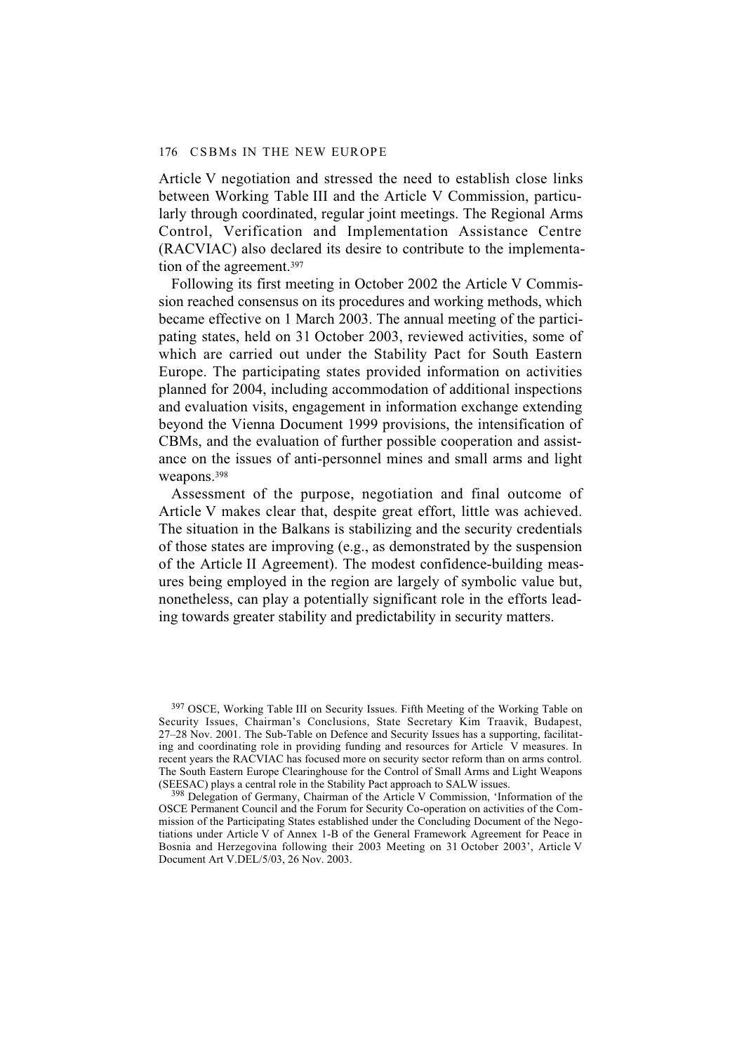Article V negotiation and stressed the need to establish close links between Working Table III and the Article V Commission, particularly through coordinated, regular joint meetings. The Regional Arms Control, Verification and Implementation Assistance Centre (RACVIAC) also declared its desire to contribute to the implementation of the agreement.[397]

Following its first meeting in October 2002 the Article V Commission reached consensus on its procedures and working methods, which became effective on 1 March 2003. The annual meeting of the participating states, held on 31 October 2003, reviewed activities, some of which are carried out under the Stability Pact for South Eastern Europe. The participating states provided information on activities planned for 2004, including accommodation of additional inspections and evaluation visits, engagement in information exchange extending beyond the Vienna Document 1999 provisions, the intensification of CBMs, and the evaluation of further possible cooperation and assistance on the issues of anti-personnel mines and small arms and light weapons.[398]

Assessment of the purpose, negotiation and final outcome of Article V makes clear that, despite great effort, little was achieved. The situation in the Balkans is stabilizing and the security credentials of those states are improving (e.g., as demonstrated by the suspension of the Article II Agreement). The modest confidence-building measures being employed in the region are largely of symbolic value but, nonetheless, can play a potentially significant role in the efforts leading towards greater stability and predictability in security matters.

[397] OSCE, Working Table III on Security Issues. Fifth Meeting of the Working Table on Security Issues, Chairman's Conclusions, State Secretary Kim Traavik, Budapest, 27–28 Nov. 2001. The Sub-Table on Defence and Security Issues has a supporting, facilitating and coordinating role in providing funding and resources for Article V measures. In recent years the RACVIAC has focused more on security sector reform than on arms control. The South Eastern Europe Clearinghouse for the Control of Small Arms and Light Weapons (SEESAC) plays a central role in the Stability Pact approach to SALW issues.

[398] Delegation of Germany, Chairman of the Article V Commission, 'Information of the OSCE Permanent Council and the Forum for Security Co-operation on activities of the Commission of the Participating States established under the Concluding Document of the Negotiations under Article V of Annex 1-B of the General Framework Agreement for Peace in Bosnia and Herzegovina following their 2003 Meeting on 31 October 2003', Article V Document Art V.DEL/5/03, 26 Nov. 2003.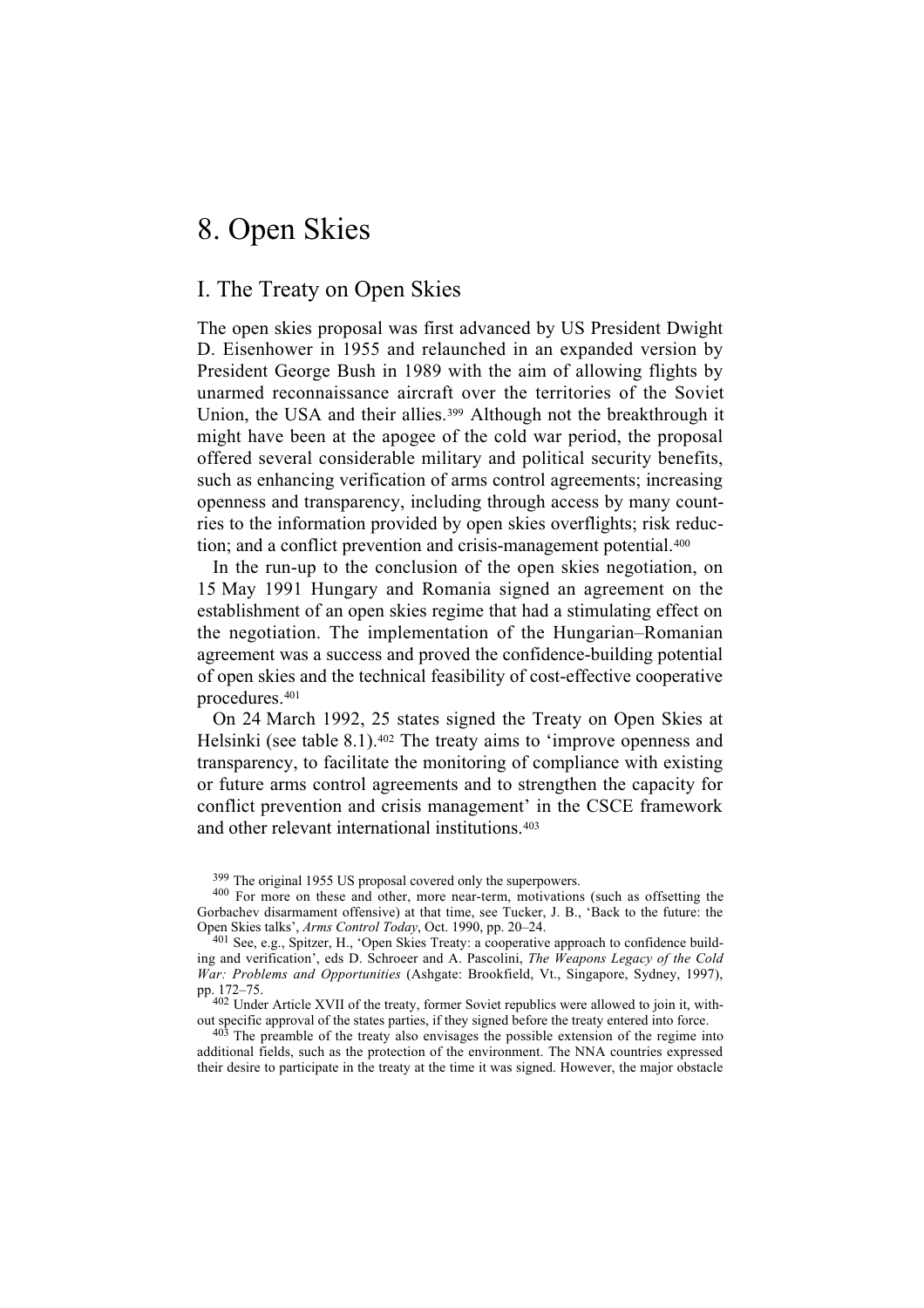# 8. Open Skies

## I. The Treaty on Open Skies

The open skies proposal was first advanced by US President Dwight D. Eisenhower in 1955 and relaunched in an expanded version by President George Bush in 1989 with the aim of allowing flights by unarmed reconnaissance aircraft over the territories of the Soviet Union, the USA and their allies.[399] Although not the breakthrough it might have been at the apogee of the cold war period, the proposal offered several considerable military and political security benefits, such as enhancing verification of arms control agreements; increasing openness and transparency, including through access by many countries to the information provided by open skies overflights; risk reduction; and a conflict prevention and crisis-management potential.[400]

In the run-up to the conclusion of the open skies negotiation, on 15 May 1991 Hungary and Romania signed an agreement on the establishment of an open skies regime that had a stimulating effect on the negotiation. The implementation of the Hungarian–Romanian agreement was a success and proved the confidence-building potential of open skies and the technical feasibility of cost-effective cooperative procedures.[401]

On 24 March 1992, 25 states signed the Treaty on Open Skies at Helsinki (see table 8.1).[402] The treaty aims to 'improve openness and transparency, to facilitate the monitoring of compliance with existing or future arms control agreements and to strengthen the capacity for conflict prevention and crisis management' in the CSCE framework and other relevant international institutions.[403]

---

[399] The original 1955 US proposal covered only the superpowers.

[400] For more on these and other, more near-term, motivations (such as offsetting the Gorbachev disarmament offensive) at that time, see Tucker, J. B., 'Back to the future: the Open Skies talks', *Arms Control Today*, Oct. 1990, pp. 20–24.

[401] See, e.g., Spitzer, H., 'Open Skies Treaty: a cooperative approach to confidence building and verification', eds D. Schroeer and A. Pascolini, *The Weapons Legacy of the Cold War: Problems and Opportunities* (Ashgate: Brookfield, Vt., Singapore, Sydney, 1997), pp. 172–75.

[402] Under Article XVII of the treaty, former Soviet republics were allowed to join it, without specific approval of the states parties, if they signed before the treaty entered into force.

[403] The preamble of the treaty also envisages the possible extension of the regime into additional fields, such as the protection of the environment. The NNA countries expressed their desire to participate in the treaty at the time it was signed. However, the major obstacle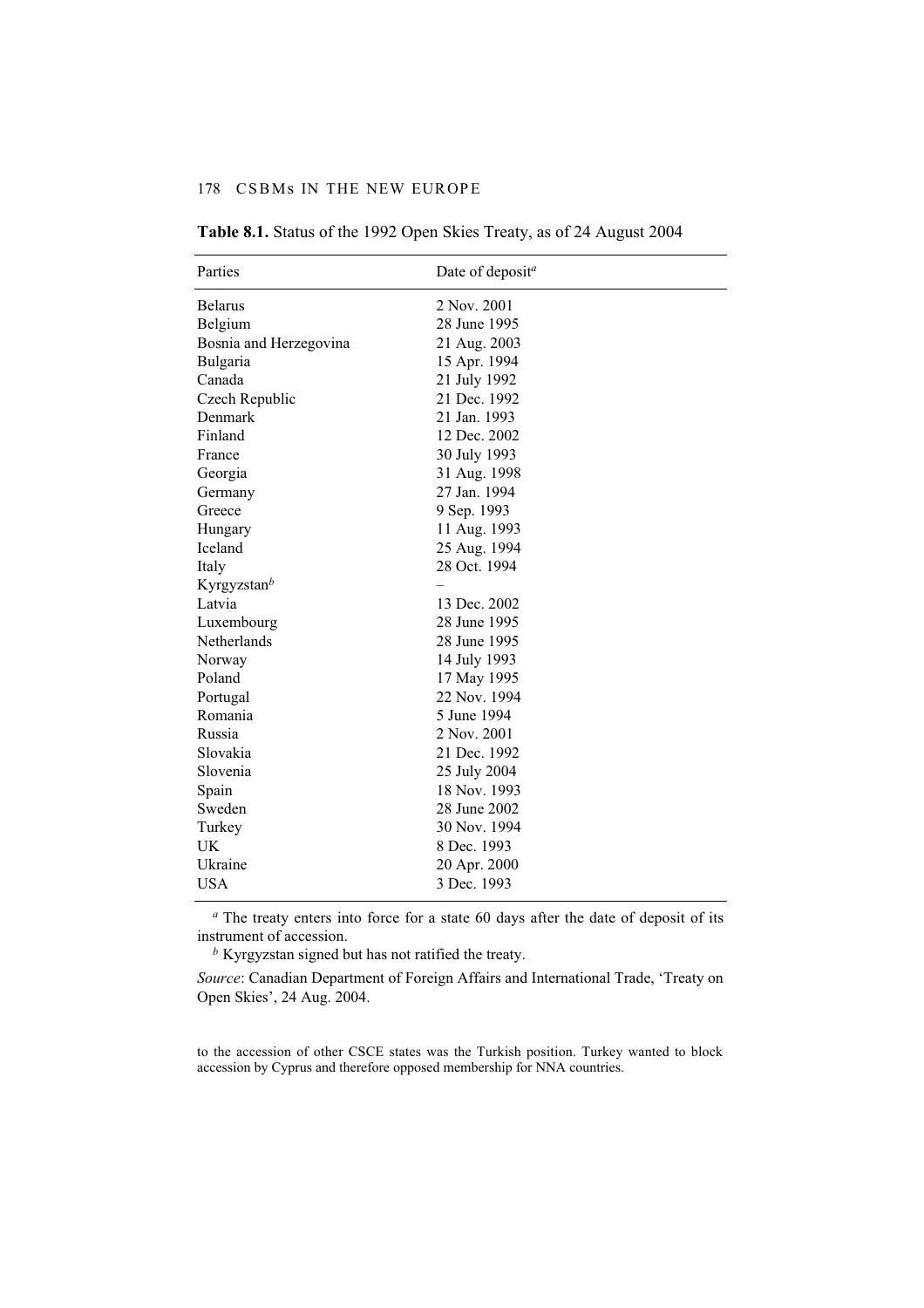**Table 8.1.** Status of the 1992 Open Skies Treaty, as of 24 August 2004

| Parties | Date of deposit[a] |
|---|---|
| Belarus | 2 Nov. 2001 |
| Belgium | 28 June 1995 |
| Bosnia and Herzegovina | 21 Aug. 2003 |
| Bulgaria | 15 Apr. 1994 |
| Canada | 21 July 1992 |
| Czech Republic | 21 Dec. 1992 |
| Denmark | 21 Jan. 1993 |
| Finland | 12 Dec. 2002 |
| France | 30 July 1993 |
| Georgia | 31 Aug. 1998 |
| Germany | 27 Jan. 1994 |
| Greece | 9 Sep. 1993 |
| Hungary | 11 Aug. 1993 |
| Iceland | 25 Aug. 1994 |
| Italy | 28 Oct. 1994 |
| Kyrgyzstan[b] | – |
| Latvia | 13 Dec. 2002 |
| Luxembourg | 28 June 1995 |
| Netherlands | 28 June 1995 |
| Norway | 14 July 1993 |
| Poland | 17 May 1995 |
| Portugal | 22 Nov. 1994 |
| Romania | 5 June 1994 |
| Russia | 2 Nov. 2001 |
| Slovakia | 21 Dec. 1992 |
| Slovenia | 25 July 2004 |
| Spain | 18 Nov. 1993 |
| Sweden | 28 June 2002 |
| Turkey | 30 Nov. 1994 |
| UK | 8 Dec. 1993 |
| Ukraine | 20 Apr. 2000 |
| USA | 3 Dec. 1993 |

[a] The treaty enters into force for a state 60 days after the date of deposit of its instrument of accession.

[b] Kyrgyzstan signed but has not ratified the treaty.

*Source*: Canadian Department of Foreign Affairs and International Trade, 'Treaty on Open Skies', 24 Aug. 2004.

to the accession of other CSCE states was the Turkish position. Turkey wanted to block accession by Cyprus and therefore opposed membership for NNA countries.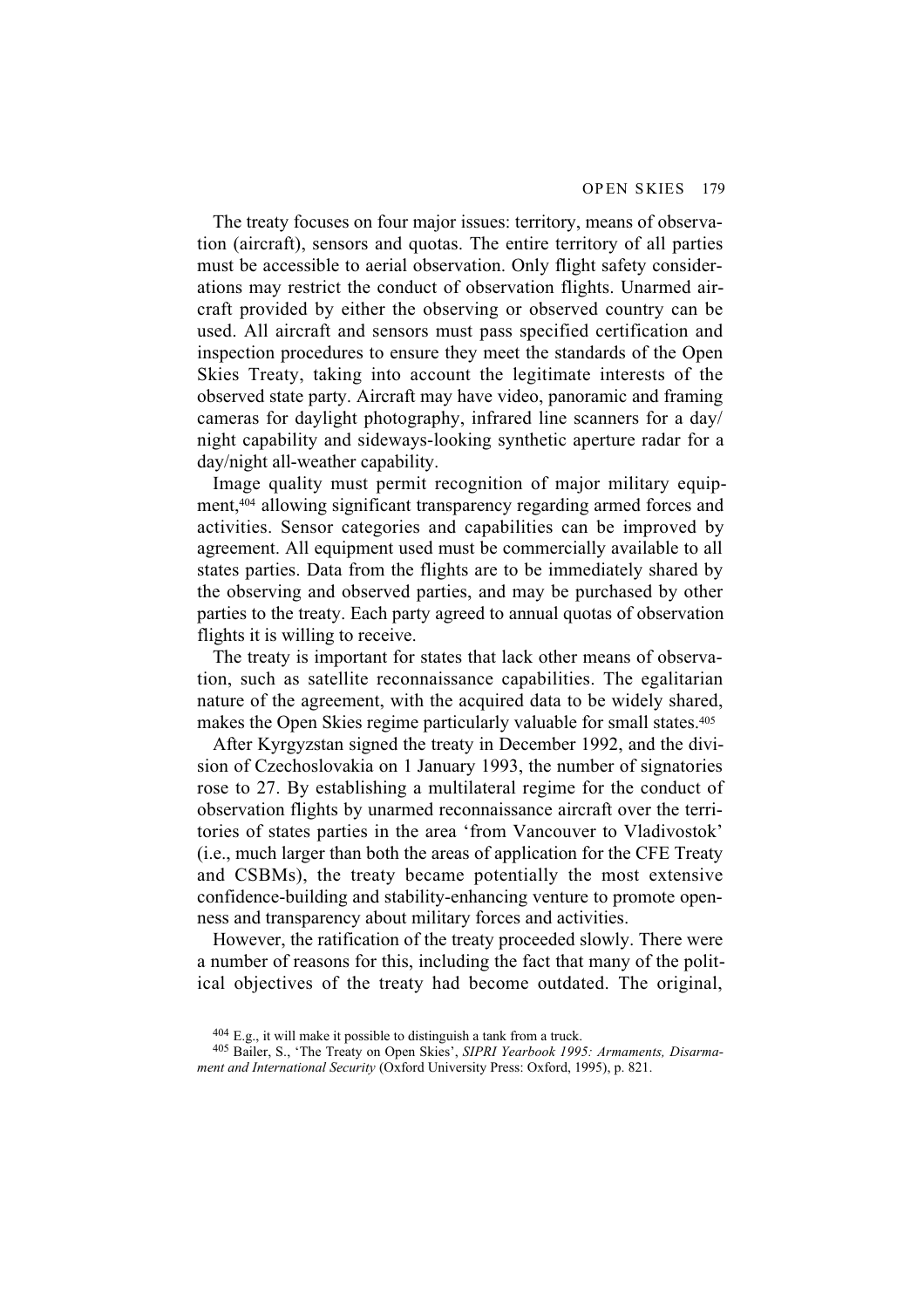The treaty focuses on four major issues: territory, means of observation (aircraft), sensors and quotas. The entire territory of all parties must be accessible to aerial observation. Only flight safety considerations may restrict the conduct of observation flights. Unarmed aircraft provided by either the observing or observed country can be used. All aircraft and sensors must pass specified certification and inspection procedures to ensure they meet the standards of the Open Skies Treaty, taking into account the legitimate interests of the observed state party. Aircraft may have video, panoramic and framing cameras for daylight photography, infrared line scanners for a day/night capability and sideways-looking synthetic aperture radar for a day/night all-weather capability.

Image quality must permit recognition of major military equipment,[404] allowing significant transparency regarding armed forces and activities. Sensor categories and capabilities can be improved by agreement. All equipment used must be commercially available to all states parties. Data from the flights are to be immediately shared by the observing and observed parties, and may be purchased by other parties to the treaty. Each party agreed to annual quotas of observation flights it is willing to receive.

The treaty is important for states that lack other means of observation, such as satellite reconnaissance capabilities. The egalitarian nature of the agreement, with the acquired data to be widely shared, makes the Open Skies regime particularly valuable for small states.[405]

After Kyrgyzstan signed the treaty in December 1992, and the division of Czechoslovakia on 1 January 1993, the number of signatories rose to 27. By establishing a multilateral regime for the conduct of observation flights by unarmed reconnaissance aircraft over the territories of states parties in the area 'from Vancouver to Vladivostok' (i.e., much larger than both the areas of application for the CFE Treaty and CSBMs), the treaty became potentially the most extensive confidence-building and stability-enhancing venture to promote openness and transparency about military forces and activities.

However, the ratification of the treaty proceeded slowly. There were a number of reasons for this, including the fact that many of the political objectives of the treaty had become outdated. The original,

[404] E.g., it will make it possible to distinguish a tank from a truck.

[405] Bailer, S., 'The Treaty on Open Skies', *SIPRI Yearbook 1995: Armaments, Disarmament and International Security* (Oxford University Press: Oxford, 1995), p. 821.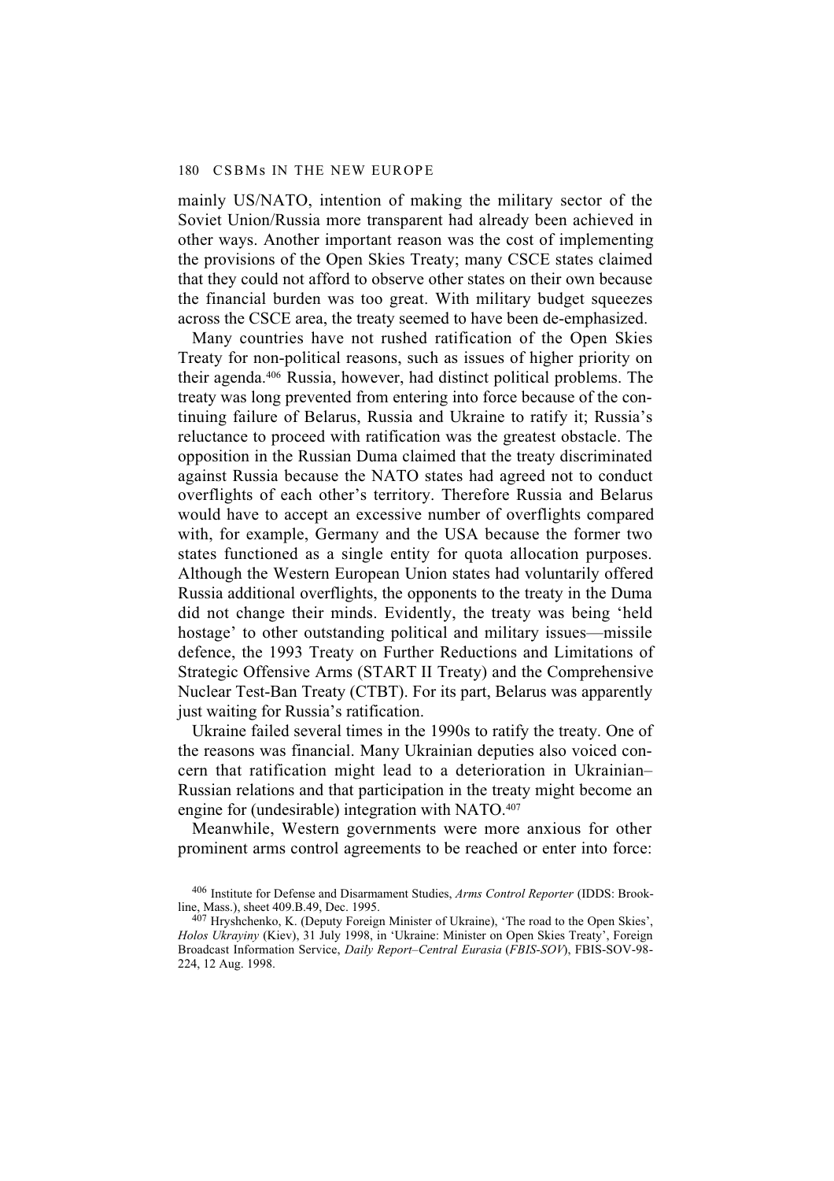mainly US/NATO, intention of making the military sector of the Soviet Union/Russia more transparent had already been achieved in other ways. Another important reason was the cost of implementing the provisions of the Open Skies Treaty; many CSCE states claimed that they could not afford to observe other states on their own because the financial burden was too great. With military budget squeezes across the CSCE area, the treaty seemed to have been de-emphasized.

Many countries have not rushed ratification of the Open Skies Treaty for non-political reasons, such as issues of higher priority on their agenda.[406] Russia, however, had distinct political problems. The treaty was long prevented from entering into force because of the continuing failure of Belarus, Russia and Ukraine to ratify it; Russia's reluctance to proceed with ratification was the greatest obstacle. The opposition in the Russian Duma claimed that the treaty discriminated against Russia because the NATO states had agreed not to conduct overflights of each other's territory. Therefore Russia and Belarus would have to accept an excessive number of overflights compared with, for example, Germany and the USA because the former two states functioned as a single entity for quota allocation purposes. Although the Western European Union states had voluntarily offered Russia additional overflights, the opponents to the treaty in the Duma did not change their minds. Evidently, the treaty was being 'held hostage' to other outstanding political and military issues—missile defence, the 1993 Treaty on Further Reductions and Limitations of Strategic Offensive Arms (START II Treaty) and the Comprehensive Nuclear Test-Ban Treaty (CTBT). For its part, Belarus was apparently just waiting for Russia's ratification.

Ukraine failed several times in the 1990s to ratify the treaty. One of the reasons was financial. Many Ukrainian deputies also voiced concern that ratification might lead to a deterioration in Ukrainian–Russian relations and that participation in the treaty might become an engine for (undesirable) integration with NATO.[407]

Meanwhile, Western governments were more anxious for other prominent arms control agreements to be reached or enter into force:

[406] Institute for Defense and Disarmament Studies, *Arms Control Reporter* (IDDS: Brookline, Mass.), sheet 409.B.49, Dec. 1995.

[407] Hryshchenko, K. (Deputy Foreign Minister of Ukraine), 'The road to the Open Skies', *Holos Ukrayiny* (Kiev), 31 July 1998, in 'Ukraine: Minister on Open Skies Treaty', Foreign Broadcast Information Service, *Daily Report–Central Eurasia* (*FBIS-SOV*), FBIS-SOV-98-224, 12 Aug. 1998.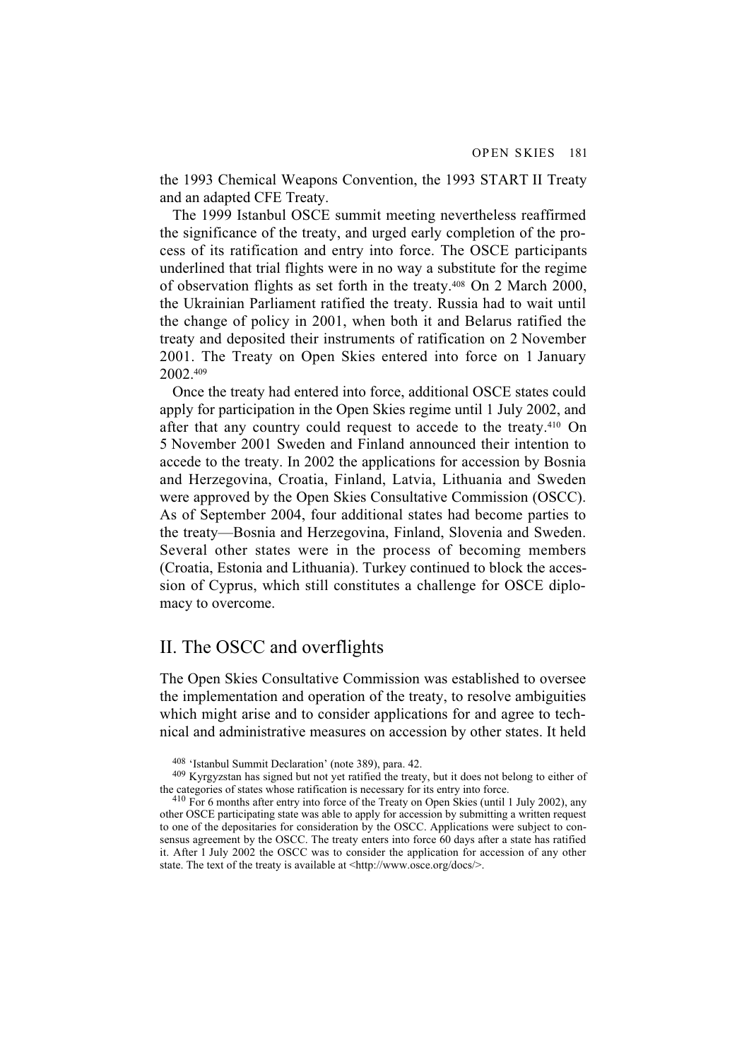the 1993 Chemical Weapons Convention, the 1993 START II Treaty and an adapted CFE Treaty.

The 1999 Istanbul OSCE summit meeting nevertheless reaffirmed the significance of the treaty, and urged early completion of the process of its ratification and entry into force. The OSCE participants underlined that trial flights were in no way a substitute for the regime of observation flights as set forth in the treaty.[408] On 2 March 2000, the Ukrainian Parliament ratified the treaty. Russia had to wait until the change of policy in 2001, when both it and Belarus ratified the treaty and deposited their instruments of ratification on 2 November 2001. The Treaty on Open Skies entered into force on 1 January 2002.[409]

Once the treaty had entered into force, additional OSCE states could apply for participation in the Open Skies regime until 1 July 2002, and after that any country could request to accede to the treaty.[410] On 5 November 2001 Sweden and Finland announced their intention to accede to the treaty. In 2002 the applications for accession by Bosnia and Herzegovina, Croatia, Finland, Latvia, Lithuania and Sweden were approved by the Open Skies Consultative Commission (OSCC). As of September 2004, four additional states had become parties to the treaty—Bosnia and Herzegovina, Finland, Slovenia and Sweden. Several other states were in the process of becoming members (Croatia, Estonia and Lithuania). Turkey continued to block the accession of Cyprus, which still constitutes a challenge for OSCE diplomacy to overcome.

## II. The OSCC and overflights

The Open Skies Consultative Commission was established to oversee the implementation and operation of the treaty, to resolve ambiguities which might arise and to consider applications for and agree to technical and administrative measures on accession by other states. It held

[408] 'Istanbul Summit Declaration' (note 389), para. 42.

[409] Kyrgyzstan has signed but not yet ratified the treaty, but it does not belong to either of the categories of states whose ratification is necessary for its entry into force.

[410] For 6 months after entry into force of the Treaty on Open Skies (until 1 July 2002), any other OSCE participating state was able to apply for accession by submitting a written request to one of the depositaries for consideration by the OSCC. Applications were subject to consensus agreement by the OSCC. The treaty enters into force 60 days after a state has ratified it. After 1 July 2002 the OSCC was to consider the application for accession of any other state. The text of the treaty is available at <http://www.osce.org/docs/>.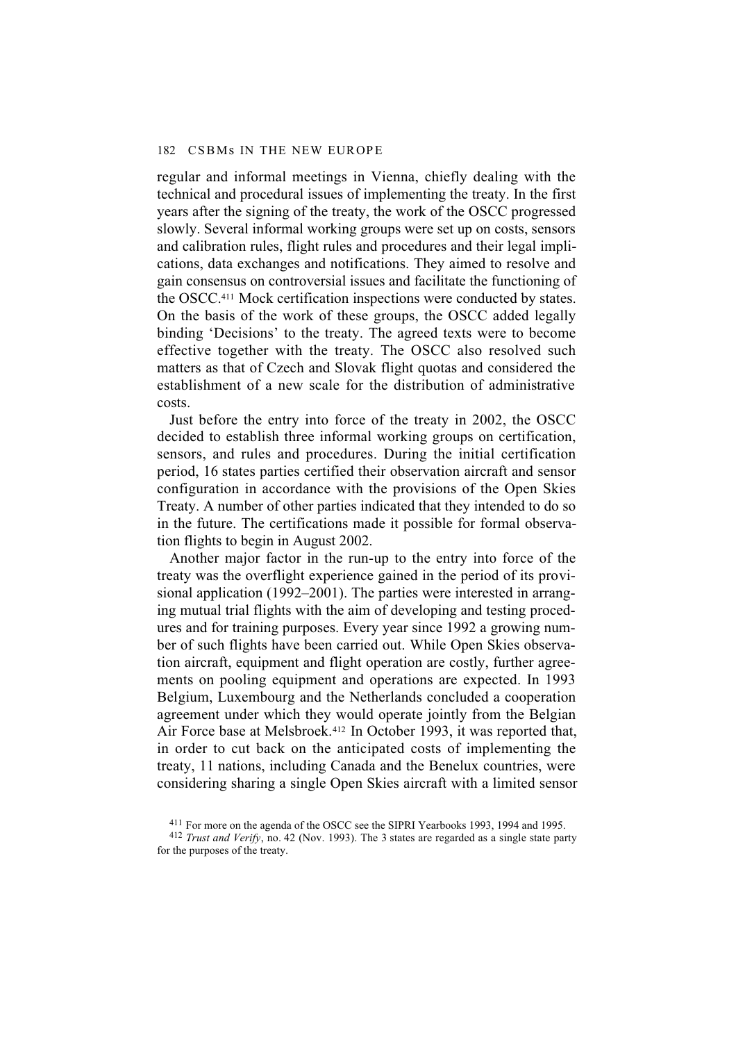regular and informal meetings in Vienna, chiefly dealing with the technical and procedural issues of implementing the treaty. In the first years after the signing of the treaty, the work of the OSCC progressed slowly. Several informal working groups were set up on costs, sensors and calibration rules, flight rules and procedures and their legal implications, data exchanges and notifications. They aimed to resolve and gain consensus on controversial issues and facilitate the functioning of the OSCC.[411] Mock certification inspections were conducted by states. On the basis of the work of these groups, the OSCC added legally binding 'Decisions' to the treaty. The agreed texts were to become effective together with the treaty. The OSCC also resolved such matters as that of Czech and Slovak flight quotas and considered the establishment of a new scale for the distribution of administrative costs.

Just before the entry into force of the treaty in 2002, the OSCC decided to establish three informal working groups on certification, sensors, and rules and procedures. During the initial certification period, 16 states parties certified their observation aircraft and sensor configuration in accordance with the provisions of the Open Skies Treaty. A number of other parties indicated that they intended to do so in the future. The certifications made it possible for formal observation flights to begin in August 2002.

Another major factor in the run-up to the entry into force of the treaty was the overflight experience gained in the period of its provisional application (1992–2001). The parties were interested in arranging mutual trial flights with the aim of developing and testing procedures and for training purposes. Every year since 1992 a growing number of such flights have been carried out. While Open Skies observation aircraft, equipment and flight operation are costly, further agreements on pooling equipment and operations are expected. In 1993 Belgium, Luxembourg and the Netherlands concluded a cooperation agreement under which they would operate jointly from the Belgian Air Force base at Melsbroek.[412] In October 1993, it was reported that, in order to cut back on the anticipated costs of implementing the treaty, 11 nations, including Canada and the Benelux countries, were considering sharing a single Open Skies aircraft with a limited sensor

[411] For more on the agenda of the OSCC see the SIPRI Yearbooks 1993, 1994 and 1995.

[412] *Trust and Verify*, no. 42 (Nov. 1993). The 3 states are regarded as a single state party for the purposes of the treaty.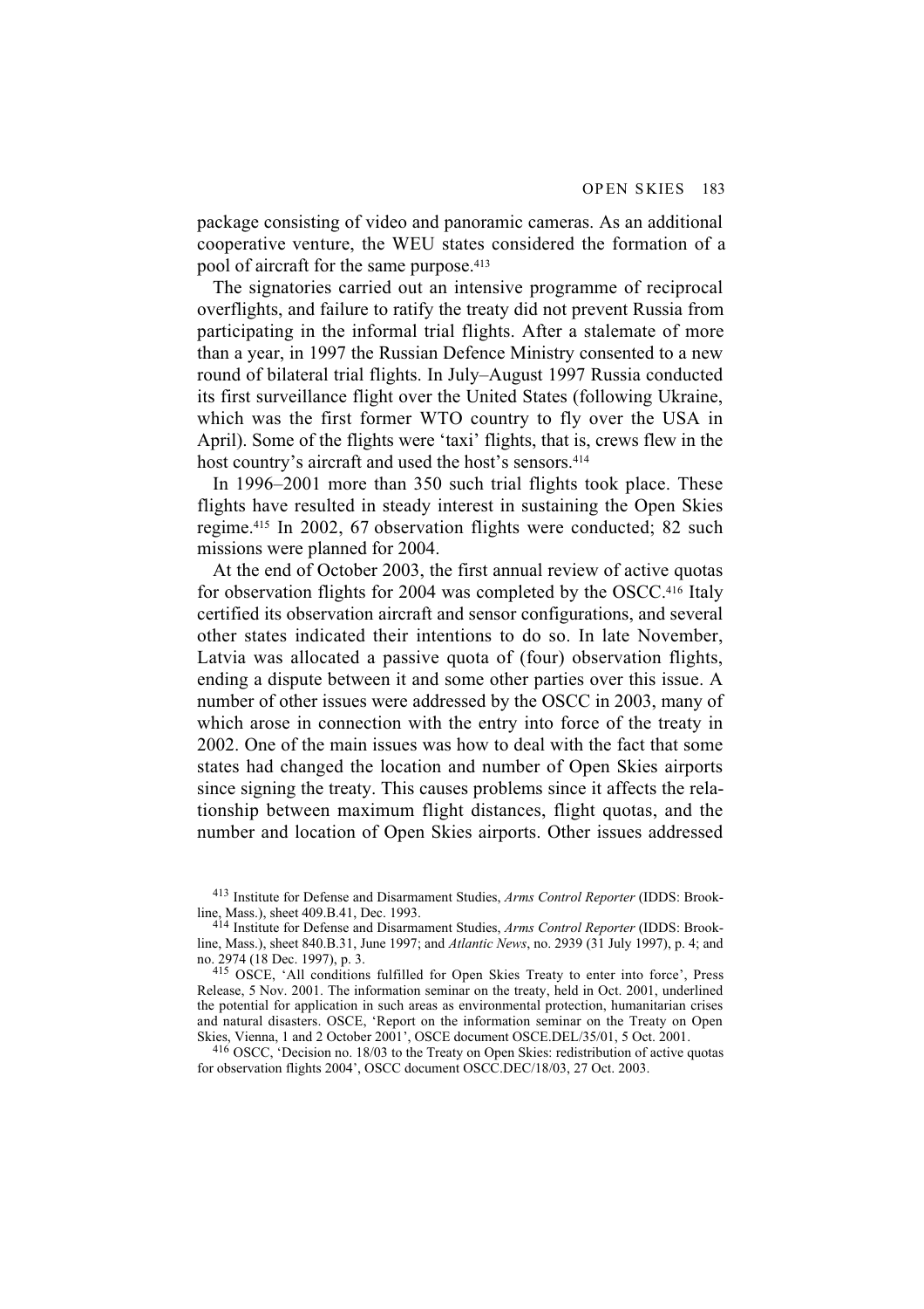package consisting of video and panoramic cameras. As an additional cooperative venture, the WEU states considered the formation of a pool of aircraft for the same purpose.[413]

The signatories carried out an intensive programme of reciprocal overflights, and failure to ratify the treaty did not prevent Russia from participating in the informal trial flights. After a stalemate of more than a year, in 1997 the Russian Defence Ministry consented to a new round of bilateral trial flights. In July–August 1997 Russia conducted its first surveillance flight over the United States (following Ukraine, which was the first former WTO country to fly over the USA in April). Some of the flights were 'taxi' flights, that is, crews flew in the host country's aircraft and used the host's sensors.[414]

In 1996–2001 more than 350 such trial flights took place. These flights have resulted in steady interest in sustaining the Open Skies regime.[415] In 2002, 67 observation flights were conducted; 82 such missions were planned for 2004.

At the end of October 2003, the first annual review of active quotas for observation flights for 2004 was completed by the OSCC.[416] Italy certified its observation aircraft and sensor configurations, and several other states indicated their intentions to do so. In late November, Latvia was allocated a passive quota of (four) observation flights, ending a dispute between it and some other parties over this issue. A number of other issues were addressed by the OSCC in 2003, many of which arose in connection with the entry into force of the treaty in 2002. One of the main issues was how to deal with the fact that some states had changed the location and number of Open Skies airports since signing the treaty. This causes problems since it affects the relationship between maximum flight distances, flight quotas, and the number and location of Open Skies airports. Other issues addressed

[413] Institute for Defense and Disarmament Studies, *Arms Control Reporter* (IDDS: Brookline, Mass.), sheet 409.B.41, Dec. 1993.

[414] Institute for Defense and Disarmament Studies, *Arms Control Reporter* (IDDS: Brookline, Mass.), sheet 840.B.31, June 1997; and *Atlantic News*, no. 2939 (31 July 1997), p. 4; and no. 2974 (18 Dec. 1997), p. 3.

[415] OSCE, 'All conditions fulfilled for Open Skies Treaty to enter into force', Press Release, 5 Nov. 2001. The information seminar on the treaty, held in Oct. 2001, underlined the potential for application in such areas as environmental protection, humanitarian crises and natural disasters. OSCE, 'Report on the information seminar on the Treaty on Open Skies, Vienna, 1 and 2 October 2001', OSCE document OSCE.DEL/35/01, 5 Oct. 2001.

[416] OSCC, 'Decision no. 18/03 to the Treaty on Open Skies: redistribution of active quotas for observation flights 2004', OSCC document OSCC.DEC/18/03, 27 Oct. 2003.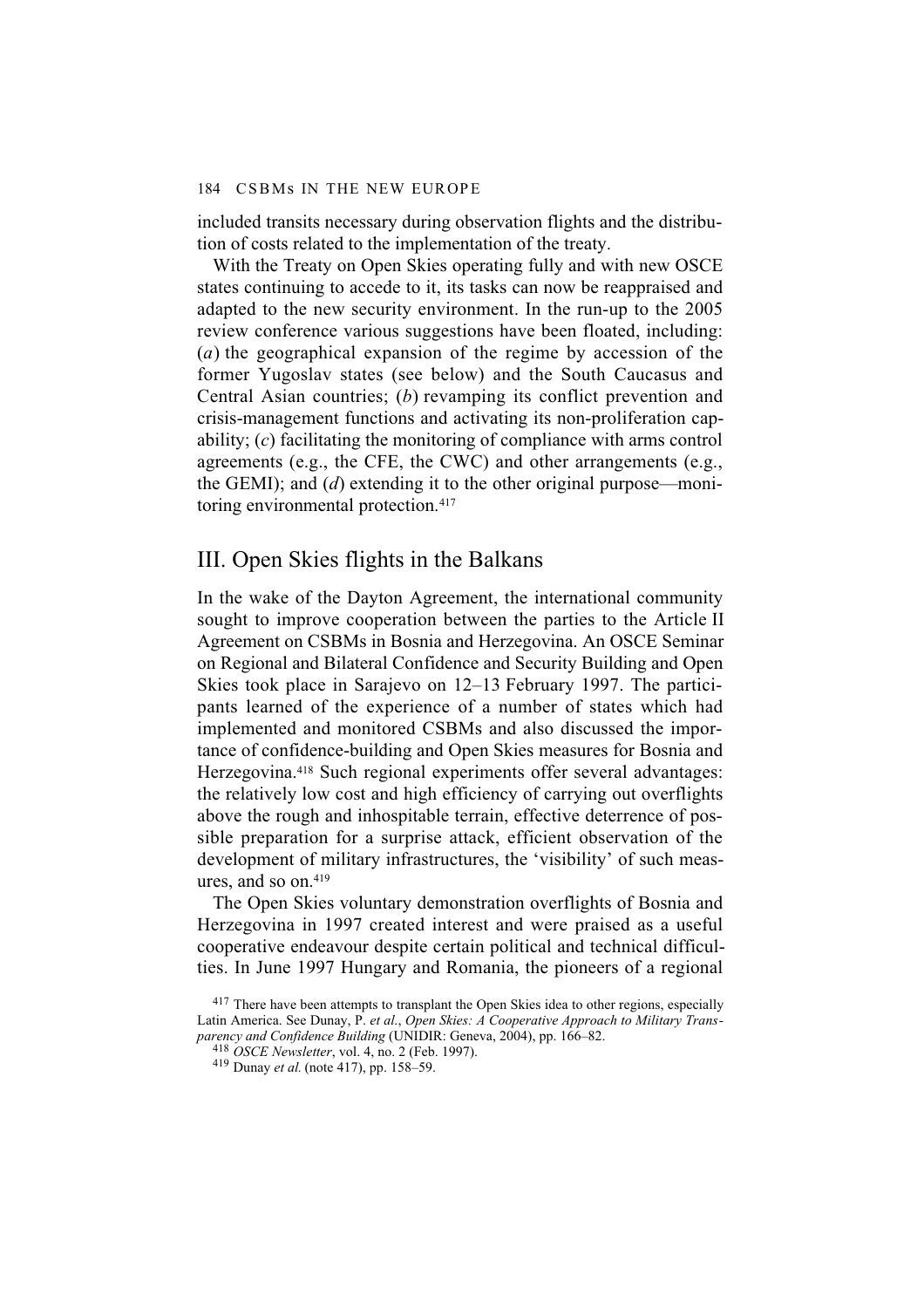included transits necessary during observation flights and the distribution of costs related to the implementation of the treaty.

With the Treaty on Open Skies operating fully and with new OSCE states continuing to accede to it, its tasks can now be reappraised and adapted to the new security environment. In the run-up to the 2005 review conference various suggestions have been floated, including: (*a*) the geographical expansion of the regime by accession of the former Yugoslav states (see below) and the South Caucasus and Central Asian countries; (*b*) revamping its conflict prevention and crisis-management functions and activating its non-proliferation capability; (*c*) facilitating the monitoring of compliance with arms control agreements (e.g., the CFE, the CWC) and other arrangements (e.g., the GEMI); and (*d*) extending it to the other original purpose—monitoring environmental protection.[417]

## III. Open Skies flights in the Balkans

In the wake of the Dayton Agreement, the international community sought to improve cooperation between the parties to the Article II Agreement on CSBMs in Bosnia and Herzegovina. An OSCE Seminar on Regional and Bilateral Confidence and Security Building and Open Skies took place in Sarajevo on 12–13 February 1997. The participants learned of the experience of a number of states which had implemented and monitored CSBMs and also discussed the importance of confidence-building and Open Skies measures for Bosnia and Herzegovina.[418] Such regional experiments offer several advantages: the relatively low cost and high efficiency of carrying out overflights above the rough and inhospitable terrain, effective deterrence of possible preparation for a surprise attack, efficient observation of the development of military infrastructures, the 'visibility' of such measures, and so on.[419]

The Open Skies voluntary demonstration overflights of Bosnia and Herzegovina in 1997 created interest and were praised as a useful cooperative endeavour despite certain political and technical difficulties. In June 1997 Hungary and Romania, the pioneers of a regional

[417] There have been attempts to transplant the Open Skies idea to other regions, especially Latin America. See Dunay, P. *et al.*, *Open Skies: A Cooperative Approach to Military Transparency and Confidence Building* (UNIDIR: Geneva, 2004), pp. 166–82.

[418] *OSCE Newsletter*, vol. 4, no. 2 (Feb. 1997).

[419] Dunay *et al.* (note 417), pp. 158–59.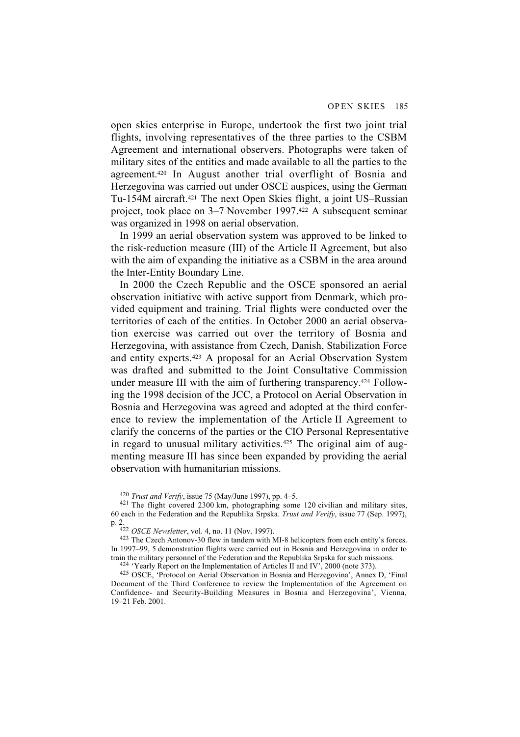open skies enterprise in Europe, undertook the first two joint trial flights, involving representatives of the three parties to the CSBM Agreement and international observers. Photographs were taken of military sites of the entities and made available to all the parties to the agreement.[420] In August another trial overflight of Bosnia and Herzegovina was carried out under OSCE auspices, using the German Tu-154M aircraft.[421] The next Open Skies flight, a joint US–Russian project, took place on 3–7 November 1997.[422] A subsequent seminar was organized in 1998 on aerial observation.

In 1999 an aerial observation system was approved to be linked to the risk-reduction measure (III) of the Article II Agreement, but also with the aim of expanding the initiative as a CSBM in the area around the Inter-Entity Boundary Line.

In 2000 the Czech Republic and the OSCE sponsored an aerial observation initiative with active support from Denmark, which provided equipment and training. Trial flights were conducted over the territories of each of the entities. In October 2000 an aerial observation exercise was carried out over the territory of Bosnia and Herzegovina, with assistance from Czech, Danish, Stabilization Force and entity experts.[423] A proposal for an Aerial Observation System was drafted and submitted to the Joint Consultative Commission under measure III with the aim of furthering transparency.[424] Following the 1998 decision of the JCC, a Protocol on Aerial Observation in Bosnia and Herzegovina was agreed and adopted at the third conference to review the implementation of the Article II Agreement to clarify the concerns of the parties or the CIO Personal Representative in regard to unusual military activities.[425] The original aim of augmenting measure III has since been expanded by providing the aerial observation with humanitarian missions.

[420] *Trust and Verify*, issue 75 (May/June 1997), pp. 4–5.

[421] The flight covered 2300 km, photographing some 120 civilian and military sites, 60 each in the Federation and the Republika Srpska. *Trust and Verify*, issue 77 (Sep. 1997), p. 2.

[422] *OSCE Newsletter*, vol. 4, no. 11 (Nov. 1997).

[423] The Czech Antonov-30 flew in tandem with MI-8 helicopters from each entity's forces. In 1997–99, 5 demonstration flights were carried out in Bosnia and Herzegovina in order to train the military personnel of the Federation and the Republika Srpska for such missions.

[424] 'Yearly Report on the Implementation of Articles II and IV', 2000 (note 373).

[425] OSCE, 'Protocol on Aerial Observation in Bosnia and Herzegovina', Annex D, 'Final Document of the Third Conference to review the Implementation of the Agreement on Confidence- and Security-Building Measures in Bosnia and Herzegovina', Vienna, 19–21 Feb. 2001.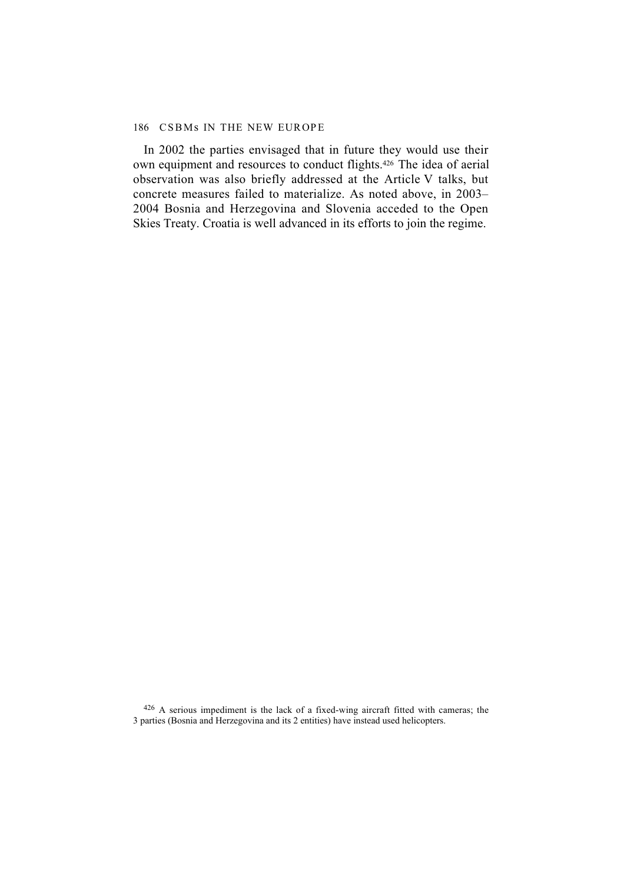In 2002 the parties envisaged that in future they would use their own equipment and resources to conduct flights.[426] The idea of aerial observation was also briefly addressed at the Article V talks, but concrete measures failed to materialize. As noted above, in 2003–2004 Bosnia and Herzegovina and Slovenia acceded to the Open Skies Treaty. Croatia is well advanced in its efforts to join the regime.

[426] A serious impediment is the lack of a fixed-wing aircraft fitted with cameras; the 3 parties (Bosnia and Herzegovina and its 2 entities) have instead used helicopters.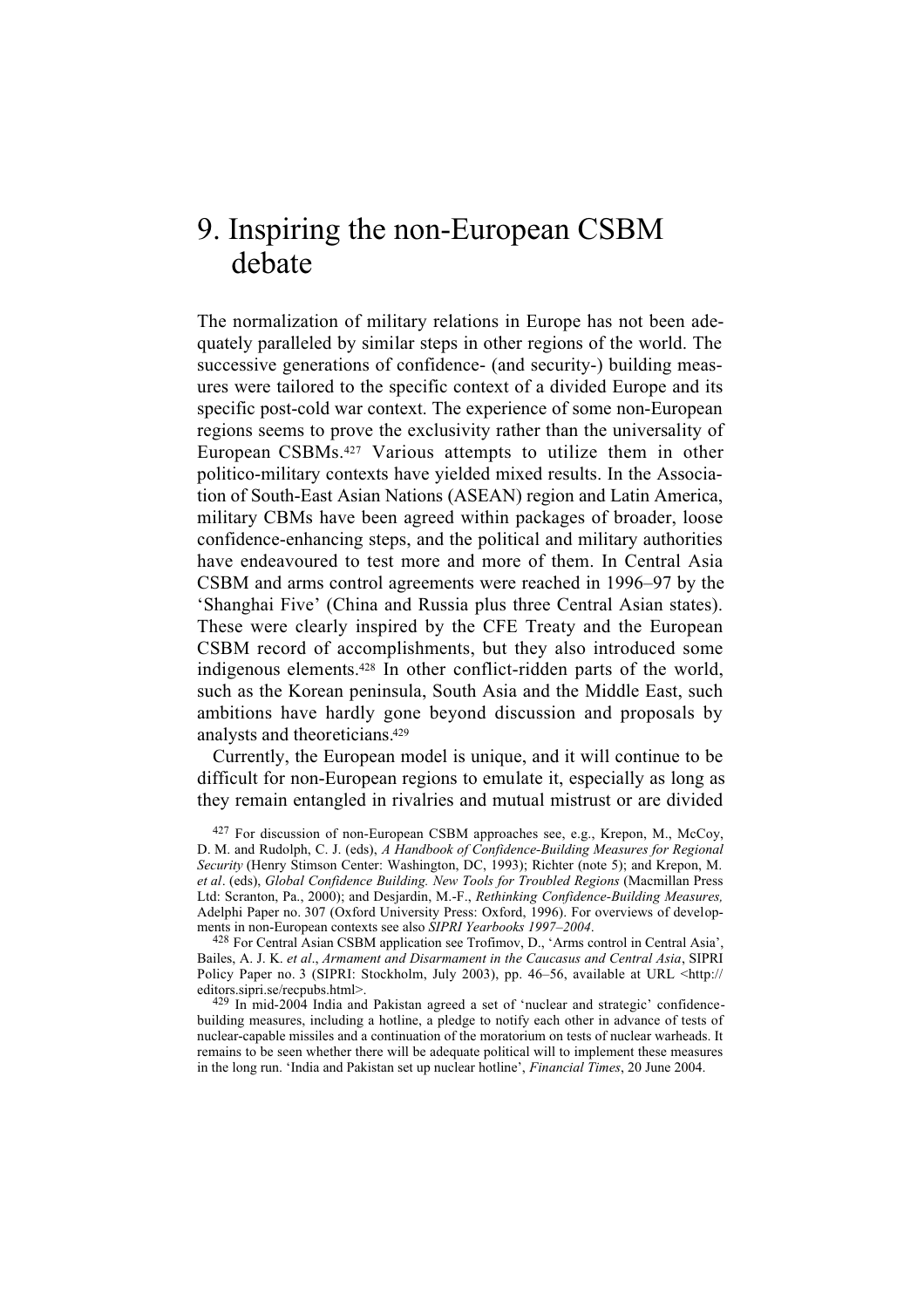# 9. Inspiring the non-European CSBM debate

The normalization of military relations in Europe has not been adequately paralleled by similar steps in other regions of the world. The successive generations of confidence- (and security-) building measures were tailored to the specific context of a divided Europe and its specific post-cold war context. The experience of some non-European regions seems to prove the exclusivity rather than the universality of European CSBMs.[427] Various attempts to utilize them in other politico-military contexts have yielded mixed results. In the Association of South-East Asian Nations (ASEAN) region and Latin America, military CBMs have been agreed within packages of broader, loose confidence-enhancing steps, and the political and military authorities have endeavoured to test more and more of them. In Central Asia CSBM and arms control agreements were reached in 1996–97 by the 'Shanghai Five' (China and Russia plus three Central Asian states). These were clearly inspired by the CFE Treaty and the European CSBM record of accomplishments, but they also introduced some indigenous elements.[428] In other conflict-ridden parts of the world, such as the Korean peninsula, South Asia and the Middle East, such ambitions have hardly gone beyond discussion and proposals by analysts and theoreticians.[429]

Currently, the European model is unique, and it will continue to be difficult for non-European regions to emulate it, especially as long as they remain entangled in rivalries and mutual mistrust or are divided

[427] For discussion of non-European CSBM approaches see, e.g., Krepon, M., McCoy, D. M. and Rudolph, C. J. (eds), *A Handbook of Confidence-Building Measures for Regional Security* (Henry Stimson Center: Washington, DC, 1993); Richter (note 5); and Krepon, M. *et al*. (eds), *Global Confidence Building. New Tools for Troubled Regions* (Macmillan Press Ltd: Scranton, Pa., 2000); and Desjardin, M.-F., *Rethinking Confidence-Building Measures,* Adelphi Paper no. 307 (Oxford University Press: Oxford, 1996). For overviews of developments in non-European contexts see also *SIPRI Yearbooks 1997–2004*.

[428] For Central Asian CSBM application see Trofimov, D., 'Arms control in Central Asia', Bailes, A. J. K. *et al*., *Armament and Disarmament in the Caucasus and Central Asia*, SIPRI Policy Paper no. 3 (SIPRI: Stockholm, July 2003), pp. 46–56, available at URL <http://editors.sipri.se/recpubs.html>.

[429] In mid-2004 India and Pakistan agreed a set of 'nuclear and strategic' confidence-building measures, including a hotline, a pledge to notify each other in advance of tests of nuclear-capable missiles and a continuation of the moratorium on tests of nuclear warheads. It remains to be seen whether there will be adequate political will to implement these measures in the long run. 'India and Pakistan set up nuclear hotline', *Financial Times*, 20 June 2004.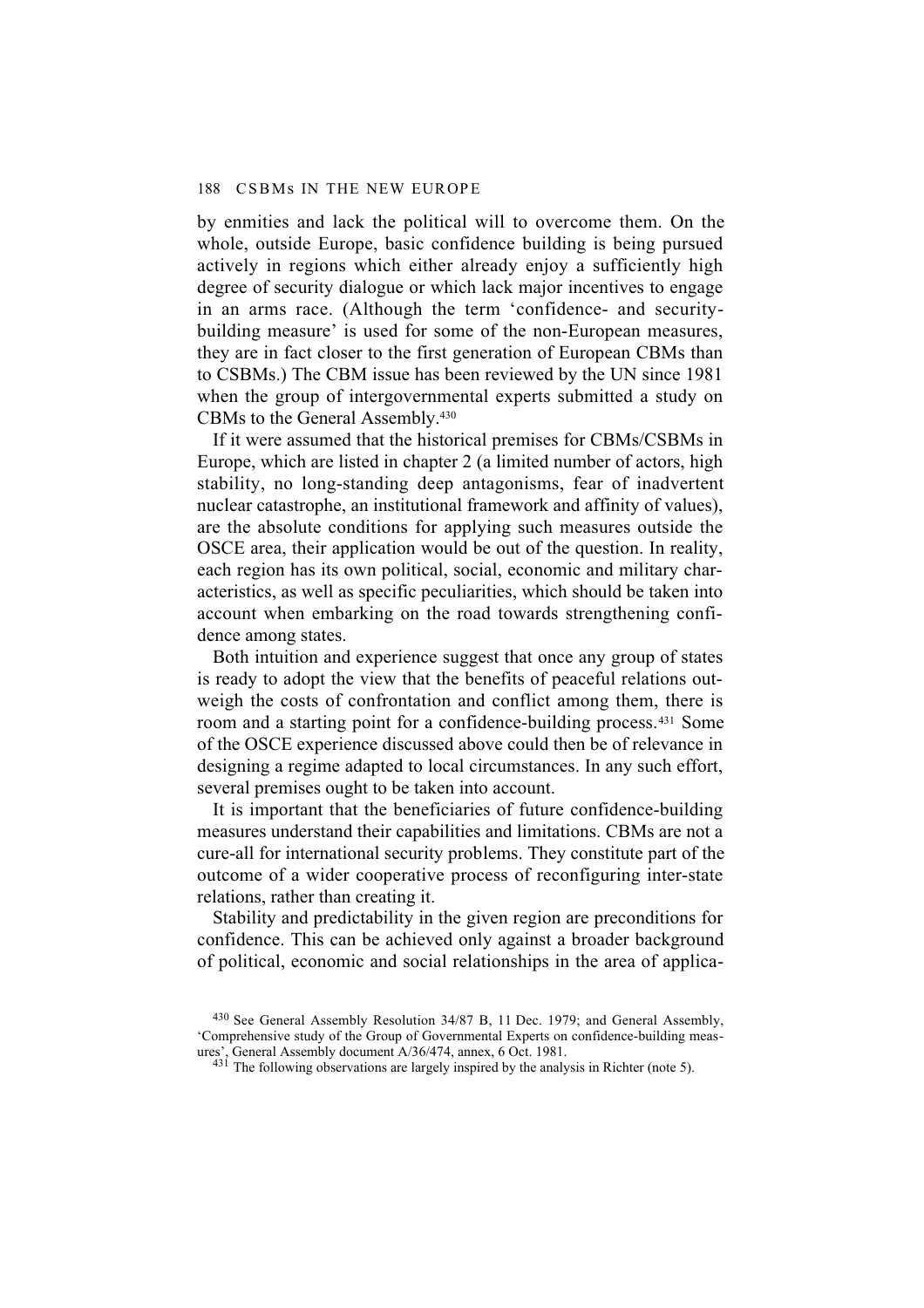by enmities and lack the political will to overcome them. On the whole, outside Europe, basic confidence building is being pursued actively in regions which either already enjoy a sufficiently high degree of security dialogue or which lack major incentives to engage in an arms race. (Although the term 'confidence- and security-building measure' is used for some of the non-European measures, they are in fact closer to the first generation of European CBMs than to CSBMs.) The CBM issue has been reviewed by the UN since 1981 when the group of intergovernmental experts submitted a study on CBMs to the General Assembly.[430]

If it were assumed that the historical premises for CBMs/CSBMs in Europe, which are listed in chapter 2 (a limited number of actors, high stability, no long-standing deep antagonisms, fear of inadvertent nuclear catastrophe, an institutional framework and affinity of values), are the absolute conditions for applying such measures outside the OSCE area, their application would be out of the question. In reality, each region has its own political, social, economic and military characteristics, as well as specific peculiarities, which should be taken into account when embarking on the road towards strengthening confidence among states.

Both intuition and experience suggest that once any group of states is ready to adopt the view that the benefits of peaceful relations outweigh the costs of confrontation and conflict among them, there is room and a starting point for a confidence-building process.[431] Some of the OSCE experience discussed above could then be of relevance in designing a regime adapted to local circumstances. In any such effort, several premises ought to be taken into account.

It is important that the beneficiaries of future confidence-building measures understand their capabilities and limitations. CBMs are not a cure-all for international security problems. They constitute part of the outcome of a wider cooperative process of reconfiguring inter-state relations, rather than creating it.

Stability and predictability in the given region are preconditions for confidence. This can be achieved only against a broader background of political, economic and social relationships in the area of applica-

---

[430] See General Assembly Resolution 34/87 B, 11 Dec. 1979; and General Assembly, 'Comprehensive study of the Group of Governmental Experts on confidence-building measures', General Assembly document A/36/474, annex, 6 Oct. 1981.

[431] The following observations are largely inspired by the analysis in Richter (note 5).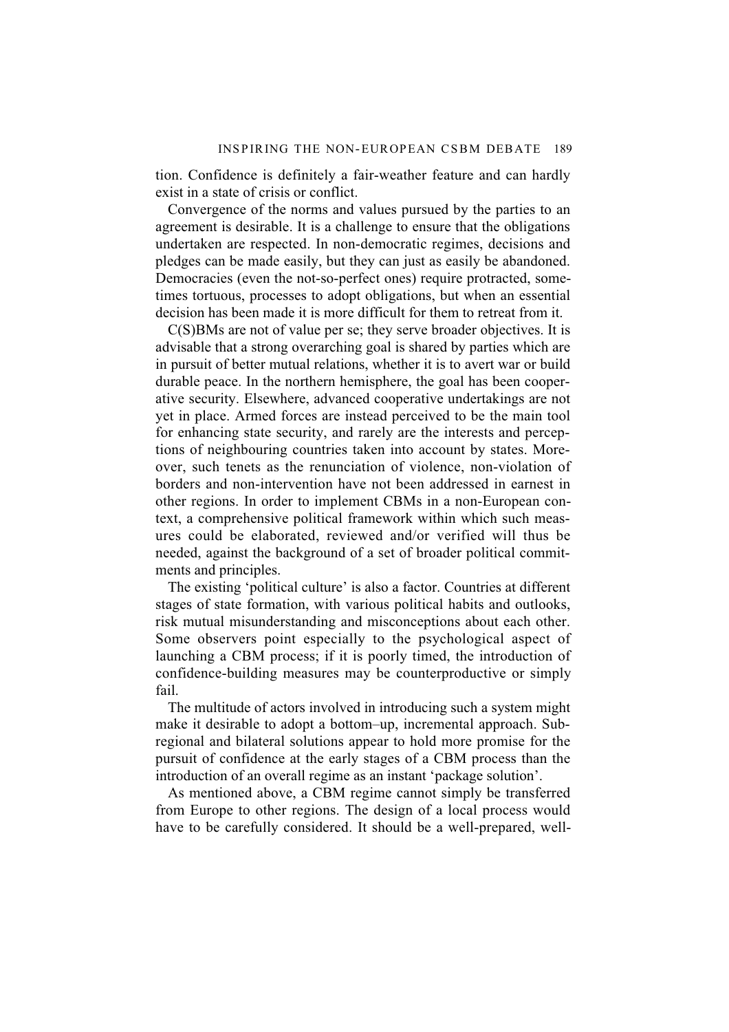tion. Confidence is definitely a fair-weather feature and can hardly exist in a state of crisis or conflict.

Convergence of the norms and values pursued by the parties to an agreement is desirable. It is a challenge to ensure that the obligations undertaken are respected. In non-democratic regimes, decisions and pledges can be made easily, but they can just as easily be abandoned. Democracies (even the not-so-perfect ones) require protracted, sometimes tortuous, processes to adopt obligations, but when an essential decision has been made it is more difficult for them to retreat from it.

C(S)BMs are not of value per se; they serve broader objectives. It is advisable that a strong overarching goal is shared by parties which are in pursuit of better mutual relations, whether it is to avert war or build durable peace. In the northern hemisphere, the goal has been cooperative security. Elsewhere, advanced cooperative undertakings are not yet in place. Armed forces are instead perceived to be the main tool for enhancing state security, and rarely are the interests and perceptions of neighbouring countries taken into account by states. Moreover, such tenets as the renunciation of violence, non-violation of borders and non-intervention have not been addressed in earnest in other regions. In order to implement CBMs in a non-European context, a comprehensive political framework within which such measures could be elaborated, reviewed and/or verified will thus be needed, against the background of a set of broader political commitments and principles.

The existing 'political culture' is also a factor. Countries at different stages of state formation, with various political habits and outlooks, risk mutual misunderstanding and misconceptions about each other. Some observers point especially to the psychological aspect of launching a CBM process; if it is poorly timed, the introduction of confidence-building measures may be counterproductive or simply fail.

The multitude of actors involved in introducing such a system might make it desirable to adopt a bottom–up, incremental approach. Sub-regional and bilateral solutions appear to hold more promise for the pursuit of confidence at the early stages of a CBM process than the introduction of an overall regime as an instant 'package solution'.

As mentioned above, a CBM regime cannot simply be transferred from Europe to other regions. The design of a local process would have to be carefully considered. It should be a well-prepared, well-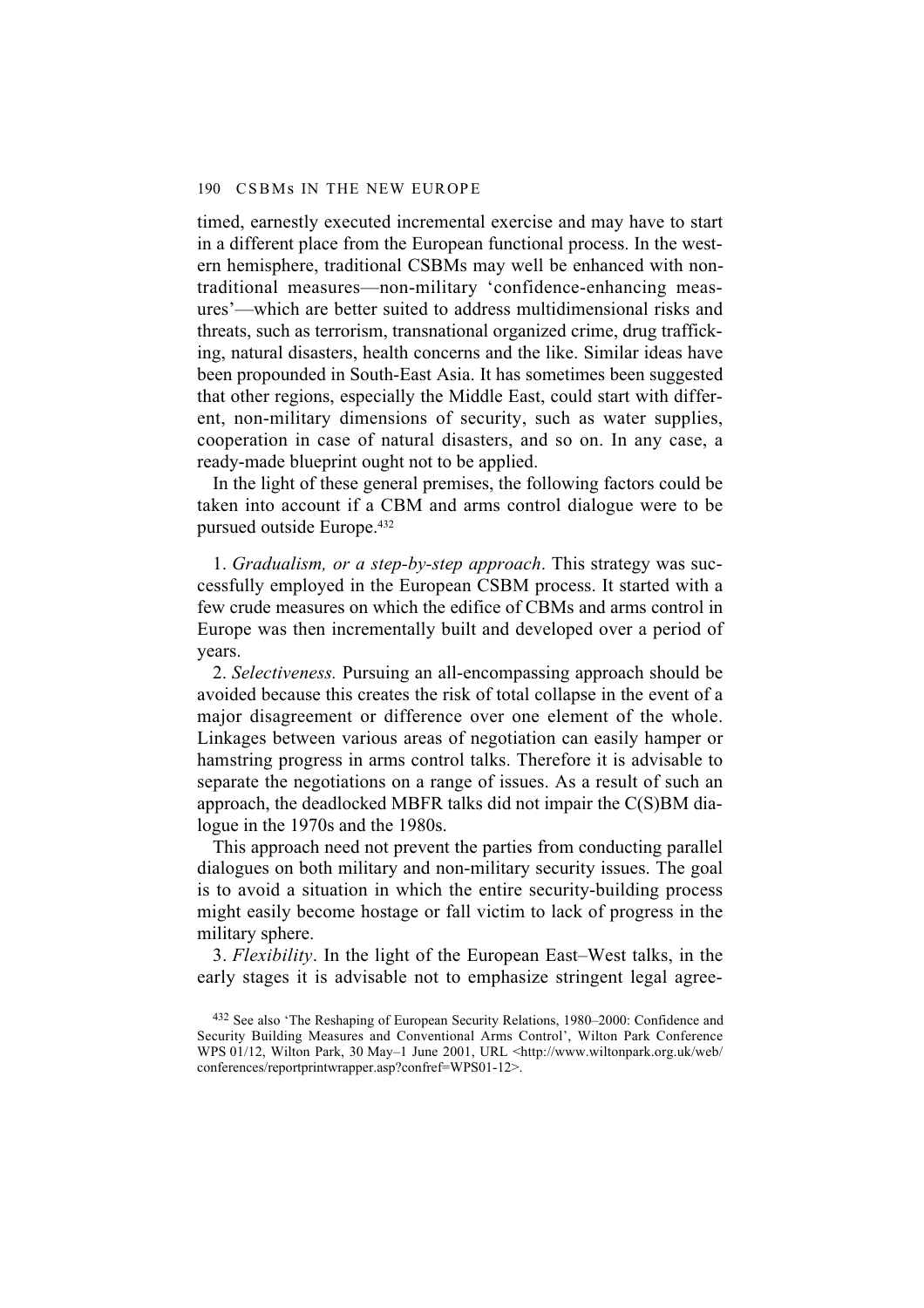timed, earnestly executed incremental exercise and may have to start in a different place from the European functional process. In the western hemisphere, traditional CSBMs may well be enhanced with non-traditional measures—non-military 'confidence-enhancing measures'—which are better suited to address multidimensional risks and threats, such as terrorism, transnational organized crime, drug trafficking, natural disasters, health concerns and the like. Similar ideas have been propounded in South-East Asia. It has sometimes been suggested that other regions, especially the Middle East, could start with different, non-military dimensions of security, such as water supplies, cooperation in case of natural disasters, and so on. In any case, a ready-made blueprint ought not to be applied.

In the light of these general premises, the following factors could be taken into account if a CBM and arms control dialogue were to be pursued outside Europe.[432]

1. *Gradualism, or a step-by-step approach*. This strategy was successfully employed in the European CSBM process. It started with a few crude measures on which the edifice of CBMs and arms control in Europe was then incrementally built and developed over a period of years.

2. *Selectiveness.* Pursuing an all-encompassing approach should be avoided because this creates the risk of total collapse in the event of a major disagreement or difference over one element of the whole. Linkages between various areas of negotiation can easily hamper or hamstring progress in arms control talks. Therefore it is advisable to separate the negotiations on a range of issues. As a result of such an approach, the deadlocked MBFR talks did not impair the C(S)BM dialogue in the 1970s and the 1980s.

This approach need not prevent the parties from conducting parallel dialogues on both military and non-military security issues. The goal is to avoid a situation in which the entire security-building process might easily become hostage or fall victim to lack of progress in the military sphere.

3. *Flexibility*. In the light of the European East–West talks, in the early stages it is advisable not to emphasize stringent legal agree-

[432] See also 'The Reshaping of European Security Relations, 1980–2000: Confidence and Security Building Measures and Conventional Arms Control', Wilton Park Conference WPS 01/12, Wilton Park, 30 May–1 June 2001, URL <http://www.wiltonpark.org.uk/web/conferences/reportprintwrapper.asp?confref=WPS01-12>.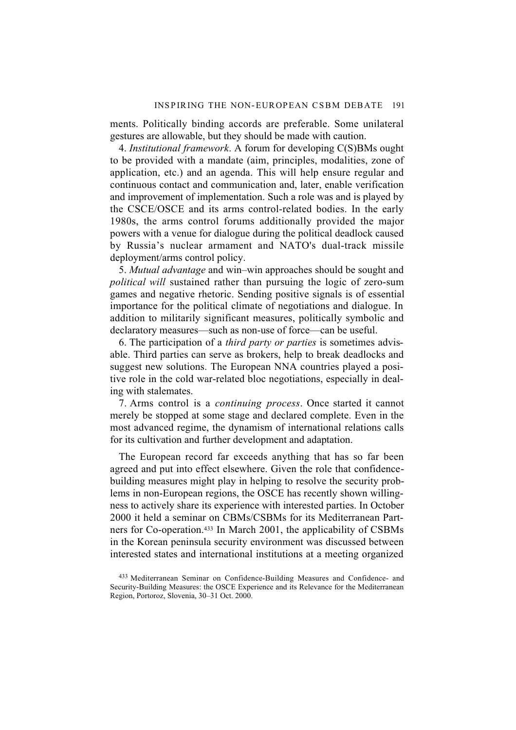ments. Politically binding accords are preferable. Some unilateral gestures are allowable, but they should be made with caution.

4. *Institutional framework*. A forum for developing C(S)BMs ought to be provided with a mandate (aim, principles, modalities, zone of application, etc.) and an agenda. This will help ensure regular and continuous contact and communication and, later, enable verification and improvement of implementation. Such a role was and is played by the CSCE/OSCE and its arms control-related bodies. In the early 1980s, the arms control forums additionally provided the major powers with a venue for dialogue during the political deadlock caused by Russia's nuclear armament and NATO's dual-track missile deployment/arms control policy.

5. *Mutual advantage* and win–win approaches should be sought and *political will* sustained rather than pursuing the logic of zero-sum games and negative rhetoric. Sending positive signals is of essential importance for the political climate of negotiations and dialogue. In addition to militarily significant measures, politically symbolic and declaratory measures—such as non-use of force—can be useful.

6. The participation of a *third party or parties* is sometimes advisable. Third parties can serve as brokers, help to break deadlocks and suggest new solutions. The European NNA countries played a positive role in the cold war-related bloc negotiations, especially in dealing with stalemates.

7. Arms control is a *continuing process*. Once started it cannot merely be stopped at some stage and declared complete. Even in the most advanced regime, the dynamism of international relations calls for its cultivation and further development and adaptation.

The European record far exceeds anything that has so far been agreed and put into effect elsewhere. Given the role that confidence-building measures might play in helping to resolve the security problems in non-European regions, the OSCE has recently shown willingness to actively share its experience with interested parties. In October 2000 it held a seminar on CBMs/CSBMs for its Mediterranean Partners for Co-operation.[433] In March 2001, the applicability of CSBMs in the Korean peninsula security environment was discussed between interested states and international institutions at a meeting organized

[433] Mediterranean Seminar on Confidence-Building Measures and Confidence- and Security-Building Measures: the OSCE Experience and its Relevance for the Mediterranean Region, Portoroz, Slovenia, 30–31 Oct. 2000.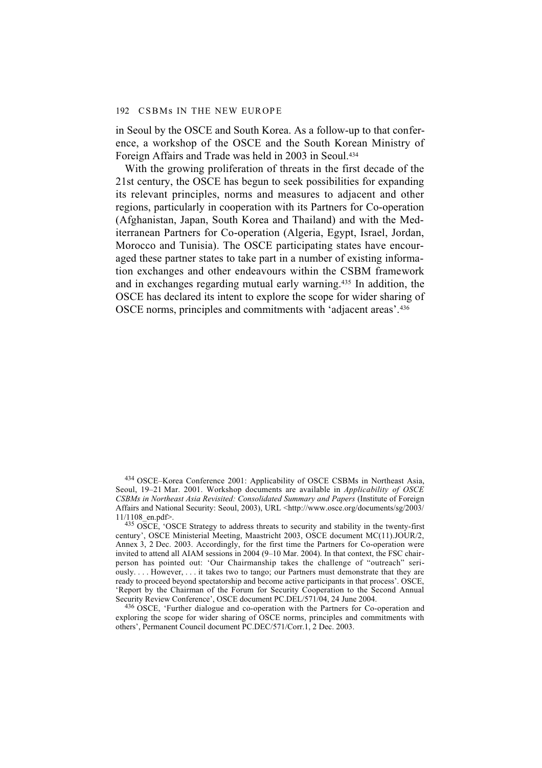in Seoul by the OSCE and South Korea. As a follow-up to that conference, a workshop of the OSCE and the South Korean Ministry of Foreign Affairs and Trade was held in 2003 in Seoul.[434]

With the growing proliferation of threats in the first decade of the 21st century, the OSCE has begun to seek possibilities for expanding its relevant principles, norms and measures to adjacent and other regions, particularly in cooperation with its Partners for Co-operation (Afghanistan, Japan, South Korea and Thailand) and with the Mediterranean Partners for Co-operation (Algeria, Egypt, Israel, Jordan, Morocco and Tunisia). The OSCE participating states have encouraged these partner states to take part in a number of existing information exchanges and other endeavours within the CSBM framework and in exchanges regarding mutual early warning.[435] In addition, the OSCE has declared its intent to explore the scope for wider sharing of OSCE norms, principles and commitments with 'adjacent areas'.[436]

[434] OSCE–Korea Conference 2001: Applicability of OSCE CSBMs in Northeast Asia, Seoul, 19–21 Mar. 2001. Workshop documents are available in *Applicability of OSCE CSBMs in Northeast Asia Revisited: Consolidated Summary and Papers* (Institute of Foreign Affairs and National Security: Seoul, 2003), URL <http://www.osce.org/documents/sg/2003/11/1108_en.pdf>.

[435] OSCE, 'OSCE Strategy to address threats to security and stability in the twenty-first century', OSCE Ministerial Meeting, Maastricht 2003, OSCE document MC(11).JOUR/2, Annex 3, 2 Dec. 2003. Accordingly, for the first time the Partners for Co-operation were invited to attend all AIAM sessions in 2004 (9–10 Mar. 2004). In that context, the FSC chairperson has pointed out: 'Our Chairmanship takes the challenge of "outreach" seriously. . . . However, . . . it takes two to tango; our Partners must demonstrate that they are ready to proceed beyond spectatorship and become active participants in that process'. OSCE, 'Report by the Chairman of the Forum for Security Cooperation to the Second Annual Security Review Conference', OSCE document PC.DEL/571/04, 24 June 2004.

[436] OSCE, 'Further dialogue and co-operation with the Partners for Co-operation and exploring the scope for wider sharing of OSCE norms, principles and commitments with others', Permanent Council document PC.DEC/571/Corr.1, 2 Dec. 2003.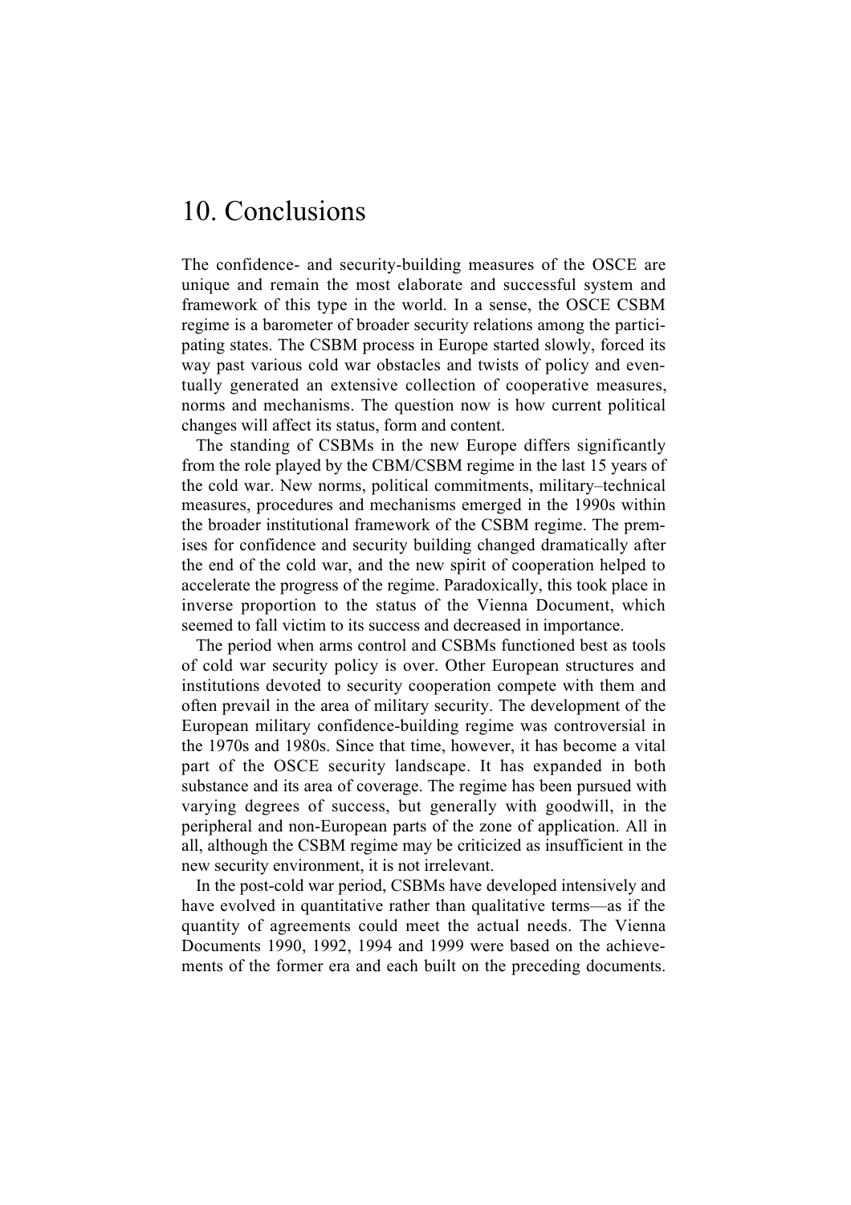# 10. Conclusions

The confidence- and security-building measures of the OSCE are unique and remain the most elaborate and successful system and framework of this type in the world. In a sense, the OSCE CSBM regime is a barometer of broader security relations among the participating states. The CSBM process in Europe started slowly, forced its way past various cold war obstacles and twists of policy and eventually generated an extensive collection of cooperative measures, norms and mechanisms. The question now is how current political changes will affect its status, form and content.

The standing of CSBMs in the new Europe differs significantly from the role played by the CBM/CSBM regime in the last 15 years of the cold war. New norms, political commitments, military–technical measures, procedures and mechanisms emerged in the 1990s within the broader institutional framework of the CSBM regime. The premises for confidence and security building changed dramatically after the end of the cold war, and the new spirit of cooperation helped to accelerate the progress of the regime. Paradoxically, this took place in inverse proportion to the status of the Vienna Document, which seemed to fall victim to its success and decreased in importance.

The period when arms control and CSBMs functioned best as tools of cold war security policy is over. Other European structures and institutions devoted to security cooperation compete with them and often prevail in the area of military security. The development of the European military confidence-building regime was controversial in the 1970s and 1980s. Since that time, however, it has become a vital part of the OSCE security landscape. It has expanded in both substance and its area of coverage. The regime has been pursued with varying degrees of success, but generally with goodwill, in the peripheral and non-European parts of the zone of application. All in all, although the CSBM regime may be criticized as insufficient in the new security environment, it is not irrelevant.

In the post-cold war period, CSBMs have developed intensively and have evolved in quantitative rather than qualitative terms—as if the quantity of agreements could meet the actual needs. The Vienna Documents 1990, 1992, 1994 and 1999 were based on the achievements of the former era and each built on the preceding documents.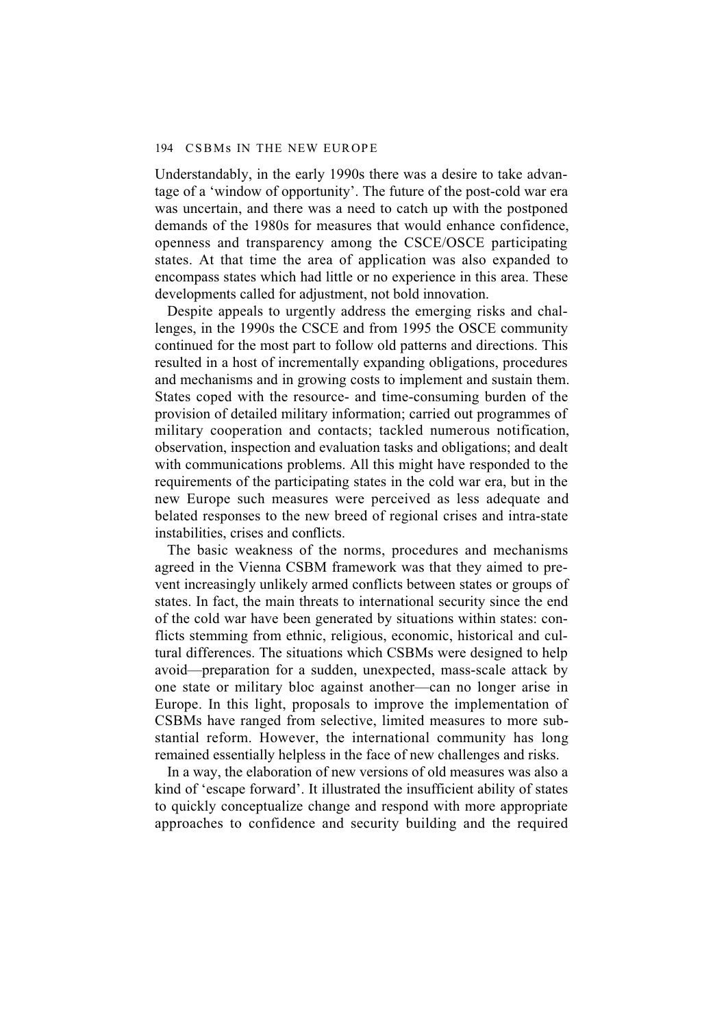Understandably, in the early 1990s there was a desire to take advantage of a 'window of opportunity'. The future of the post-cold war era was uncertain, and there was a need to catch up with the postponed demands of the 1980s for measures that would enhance confidence, openness and transparency among the CSCE/OSCE participating states. At that time the area of application was also expanded to encompass states which had little or no experience in this area. These developments called for adjustment, not bold innovation.

Despite appeals to urgently address the emerging risks and challenges, in the 1990s the CSCE and from 1995 the OSCE community continued for the most part to follow old patterns and directions. This resulted in a host of incrementally expanding obligations, procedures and mechanisms and in growing costs to implement and sustain them. States coped with the resource- and time-consuming burden of the provision of detailed military information; carried out programmes of military cooperation and contacts; tackled numerous notification, observation, inspection and evaluation tasks and obligations; and dealt with communications problems. All this might have responded to the requirements of the participating states in the cold war era, but in the new Europe such measures were perceived as less adequate and belated responses to the new breed of regional crises and intra-state instabilities, crises and conflicts.

The basic weakness of the norms, procedures and mechanisms agreed in the Vienna CSBM framework was that they aimed to prevent increasingly unlikely armed conflicts between states or groups of states. In fact, the main threats to international security since the end of the cold war have been generated by situations within states: conflicts stemming from ethnic, religious, economic, historical and cultural differences. The situations which CSBMs were designed to help avoid—preparation for a sudden, unexpected, mass-scale attack by one state or military bloc against another—can no longer arise in Europe. In this light, proposals to improve the implementation of CSBMs have ranged from selective, limited measures to more substantial reform. However, the international community has long remained essentially helpless in the face of new challenges and risks.

In a way, the elaboration of new versions of old measures was also a kind of 'escape forward'. It illustrated the insufficient ability of states to quickly conceptualize change and respond with more appropriate approaches to confidence and security building and the required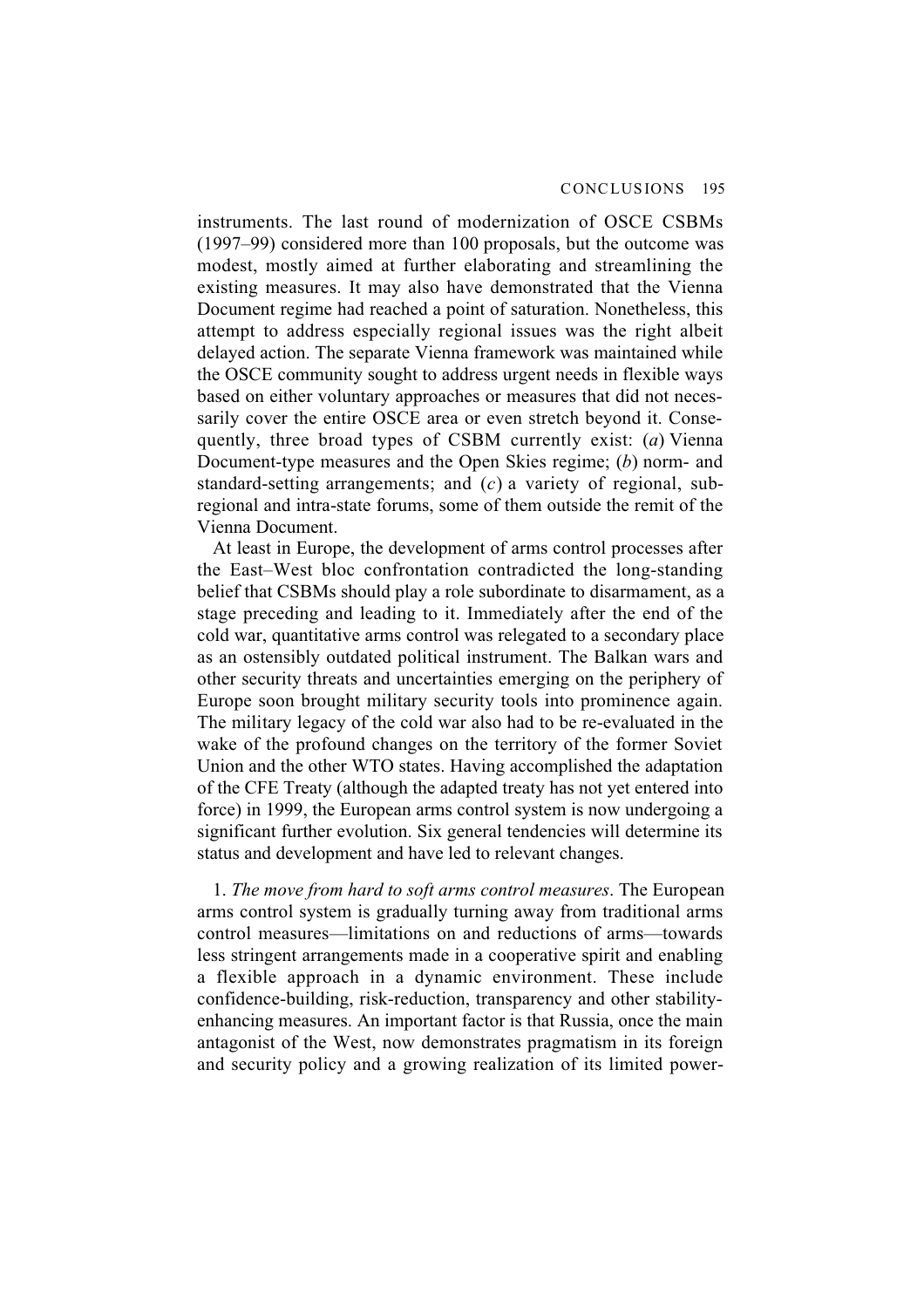instruments. The last round of modernization of OSCE CSBMs (1997–99) considered more than 100 proposals, but the outcome was modest, mostly aimed at further elaborating and streamlining the existing measures. It may also have demonstrated that the Vienna Document regime had reached a point of saturation. Nonetheless, this attempt to address especially regional issues was the right albeit delayed action. The separate Vienna framework was maintained while the OSCE community sought to address urgent needs in flexible ways based on either voluntary approaches or measures that did not necessarily cover the entire OSCE area or even stretch beyond it. Consequently, three broad types of CSBM currently exist: (*a*) Vienna Document-type measures and the Open Skies regime; (*b*) norm- and standard-setting arrangements; and (*c*) a variety of regional, subregional and intra-state forums, some of them outside the remit of the Vienna Document.

At least in Europe, the development of arms control processes after the East–West bloc confrontation contradicted the long-standing belief that CSBMs should play a role subordinate to disarmament, as a stage preceding and leading to it. Immediately after the end of the cold war, quantitative arms control was relegated to a secondary place as an ostensibly outdated political instrument. The Balkan wars and other security threats and uncertainties emerging on the periphery of Europe soon brought military security tools into prominence again. The military legacy of the cold war also had to be re-evaluated in the wake of the profound changes on the territory of the former Soviet Union and the other WTO states. Having accomplished the adaptation of the CFE Treaty (although the adapted treaty has not yet entered into force) in 1999, the European arms control system is now undergoing a significant further evolution. Six general tendencies will determine its status and development and have led to relevant changes.

1. *The move from hard to soft arms control measures*. The European arms control system is gradually turning away from traditional arms control measures—limitations on and reductions of arms—towards less stringent arrangements made in a cooperative spirit and enabling a flexible approach in a dynamic environment. These include confidence-building, risk-reduction, transparency and other stability-enhancing measures. An important factor is that Russia, once the main antagonist of the West, now demonstrates pragmatism in its foreign and security policy and a growing realization of its limited power-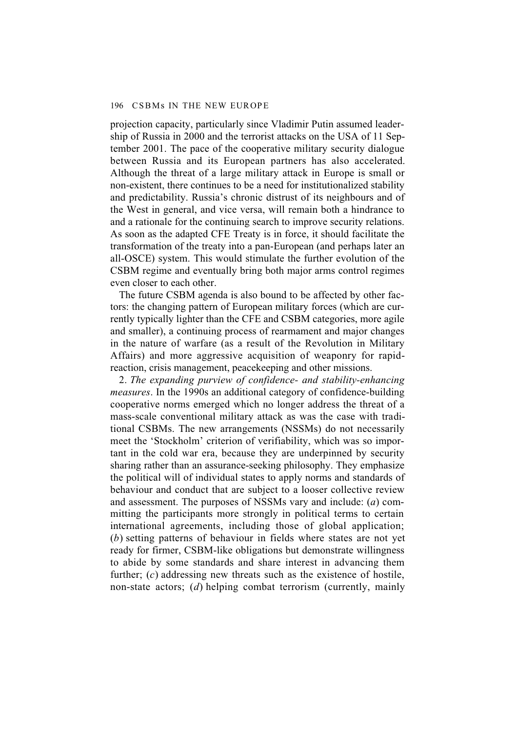projection capacity, particularly since Vladimir Putin assumed leadership of Russia in 2000 and the terrorist attacks on the USA of 11 September 2001. The pace of the cooperative military security dialogue between Russia and its European partners has also accelerated. Although the threat of a large military attack in Europe is small or non-existent, there continues to be a need for institutionalized stability and predictability. Russia's chronic distrust of its neighbours and of the West in general, and vice versa, will remain both a hindrance to and a rationale for the continuing search to improve security relations. As soon as the adapted CFE Treaty is in force, it should facilitate the transformation of the treaty into a pan-European (and perhaps later an all-OSCE) system. This would stimulate the further evolution of the CSBM regime and eventually bring both major arms control regimes even closer to each other.

The future CSBM agenda is also bound to be affected by other factors: the changing pattern of European military forces (which are currently typically lighter than the CFE and CSBM categories, more agile and smaller), a continuing process of rearmament and major changes in the nature of warfare (as a result of the Revolution in Military Affairs) and more aggressive acquisition of weaponry for rapid-reaction, crisis management, peacekeeping and other missions.

2. *The expanding purview of confidence- and stability-enhancing measures*. In the 1990s an additional category of confidence-building cooperative norms emerged which no longer address the threat of a mass-scale conventional military attack as was the case with traditional CSBMs. The new arrangements (NSSMs) do not necessarily meet the 'Stockholm' criterion of verifiability, which was so important in the cold war era, because they are underpinned by security sharing rather than an assurance-seeking philosophy. They emphasize the political will of individual states to apply norms and standards of behaviour and conduct that are subject to a looser collective review and assessment. The purposes of NSSMs vary and include: (*a*) committing the participants more strongly in political terms to certain international agreements, including those of global application; (*b*) setting patterns of behaviour in fields where states are not yet ready for firmer, CSBM-like obligations but demonstrate willingness to abide by some standards and share interest in advancing them further; (*c*) addressing new threats such as the existence of hostile, non-state actors; (*d*) helping combat terrorism (currently, mainly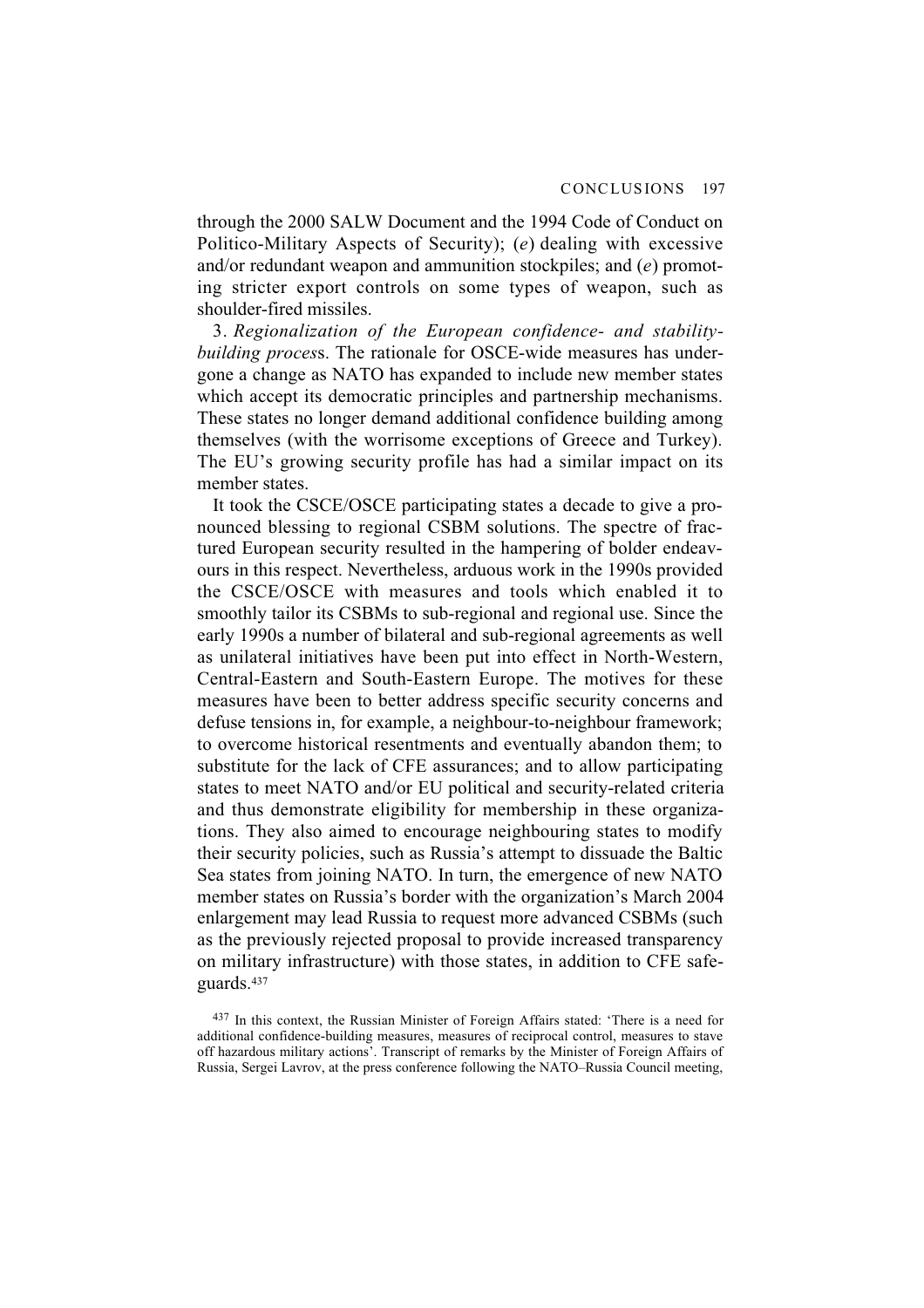through the 2000 SALW Document and the 1994 Code of Conduct on Politico-Military Aspects of Security); (*e*) dealing with excessive and/or redundant weapon and ammunition stockpiles; and (*e*) promoting stricter export controls on some types of weapon, such as shoulder-fired missiles.

3. *Regionalization of the European confidence- and stability-building process*. The rationale for OSCE-wide measures has undergone a change as NATO has expanded to include new member states which accept its democratic principles and partnership mechanisms. These states no longer demand additional confidence building among themselves (with the worrisome exceptions of Greece and Turkey). The EU's growing security profile has had a similar impact on its member states.

It took the CSCE/OSCE participating states a decade to give a pronounced blessing to regional CSBM solutions. The spectre of fractured European security resulted in the hampering of bolder endeavours in this respect. Nevertheless, arduous work in the 1990s provided the CSCE/OSCE with measures and tools which enabled it to smoothly tailor its CSBMs to sub-regional and regional use. Since the early 1990s a number of bilateral and sub-regional agreements as well as unilateral initiatives have been put into effect in North-Western, Central-Eastern and South-Eastern Europe. The motives for these measures have been to better address specific security concerns and defuse tensions in, for example, a neighbour-to-neighbour framework; to overcome historical resentments and eventually abandon them; to substitute for the lack of CFE assurances; and to allow participating states to meet NATO and/or EU political and security-related criteria and thus demonstrate eligibility for membership in these organizations. They also aimed to encourage neighbouring states to modify their security policies, such as Russia's attempt to dissuade the Baltic Sea states from joining NATO. In turn, the emergence of new NATO member states on Russia's border with the organization's March 2004 enlargement may lead Russia to request more advanced CSBMs (such as the previously rejected proposal to provide increased transparency on military infrastructure) with those states, in addition to CFE safeguards.[437]

[437] In this context, the Russian Minister of Foreign Affairs stated: 'There is a need for additional confidence-building measures, measures of reciprocal control, measures to stave off hazardous military actions'. Transcript of remarks by the Minister of Foreign Affairs of Russia, Sergei Lavrov, at the press conference following the NATO–Russia Council meeting,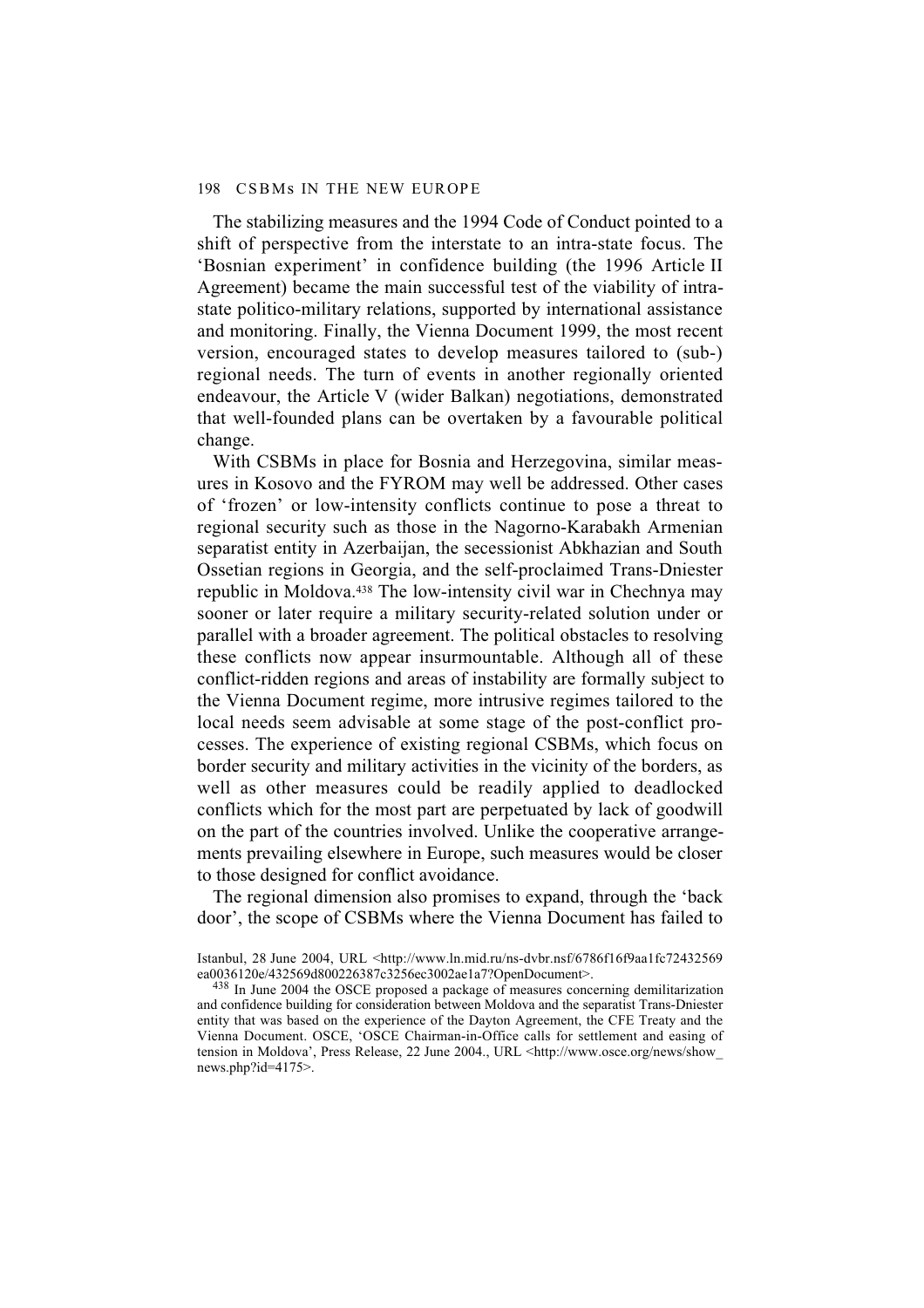The stabilizing measures and the 1994 Code of Conduct pointed to a shift of perspective from the interstate to an intra-state focus. The 'Bosnian experiment' in confidence building (the 1996 Article II Agreement) became the main successful test of the viability of intra-state politico-military relations, supported by international assistance and monitoring. Finally, the Vienna Document 1999, the most recent version, encouraged states to develop measures tailored to (sub-) regional needs. The turn of events in another regionally oriented endeavour, the Article V (wider Balkan) negotiations, demonstrated that well-founded plans can be overtaken by a favourable political change.

With CSBMs in place for Bosnia and Herzegovina, similar measures in Kosovo and the FYROM may well be addressed. Other cases of 'frozen' or low-intensity conflicts continue to pose a threat to regional security such as those in the Nagorno-Karabakh Armenian separatist entity in Azerbaijan, the secessionist Abkhazian and South Ossetian regions in Georgia, and the self-proclaimed Trans-Dniester republic in Moldova.[438] The low-intensity civil war in Chechnya may sooner or later require a military security-related solution under or parallel with a broader agreement. The political obstacles to resolving these conflicts now appear insurmountable. Although all of these conflict-ridden regions and areas of instability are formally subject to the Vienna Document regime, more intrusive regimes tailored to the local needs seem advisable at some stage of the post-conflict processes. The experience of existing regional CSBMs, which focus on border security and military activities in the vicinity of the borders, as well as other measures could be readily applied to deadlocked conflicts which for the most part are perpetuated by lack of goodwill on the part of the countries involved. Unlike the cooperative arrangements prevailing elsewhere in Europe, such measures would be closer to those designed for conflict avoidance.

The regional dimension also promises to expand, through the 'back door', the scope of CSBMs where the Vienna Document has failed to

Istanbul, 28 June 2004, URL <http://www.ln.mid.ru/ns-dvbr.nsf/6786f16f9aa1fc72432569ea0036120e/432569d800226387c3256ec3002ae1a7?OpenDocument>.

[438] In June 2004 the OSCE proposed a package of measures concerning demilitarization and confidence building for consideration between Moldova and the separatist Trans-Dniester entity that was based on the experience of the Dayton Agreement, the CFE Treaty and the Vienna Document. OSCE, 'OSCE Chairman-in-Office calls for settlement and easing of tension in Moldova', Press Release, 22 June 2004., URL <http://www.osce.org/news/show_news.php?id=4175>.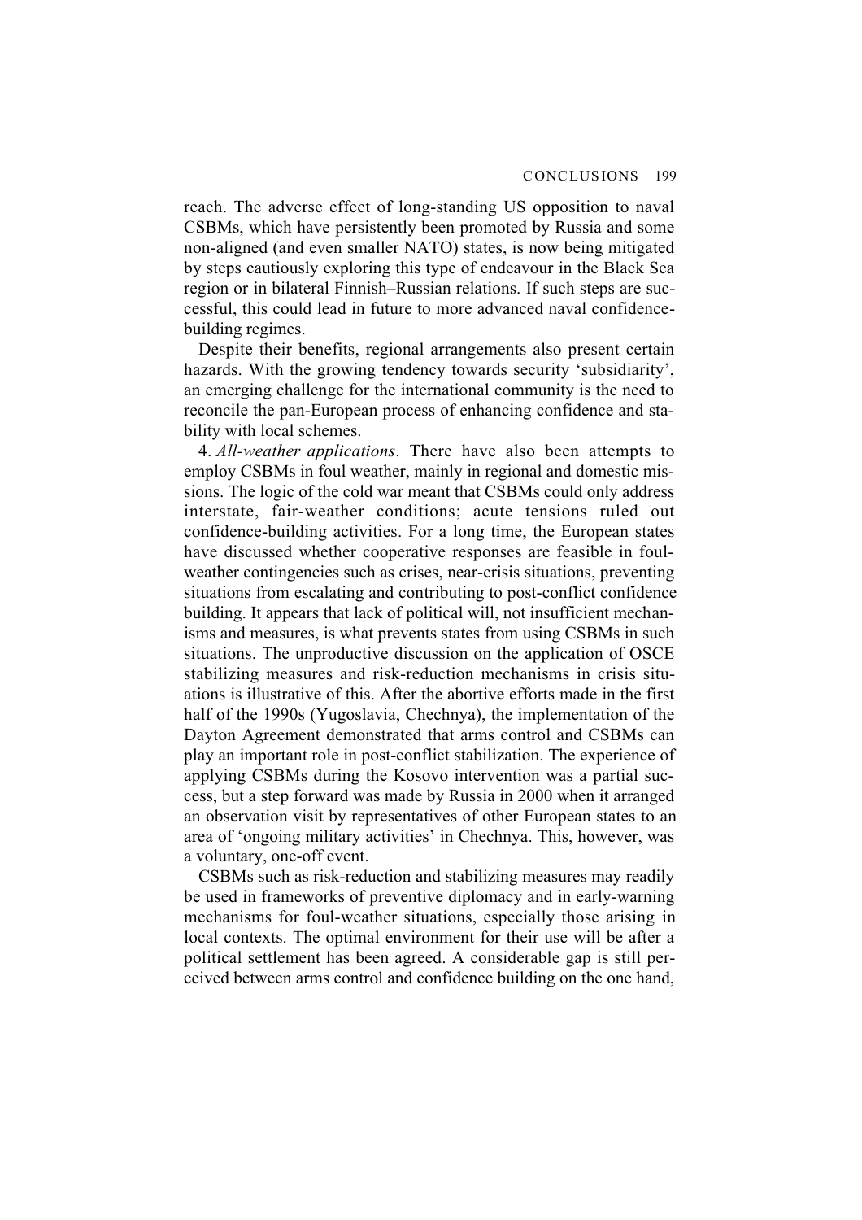reach. The adverse effect of long-standing US opposition to naval CSBMs, which have persistently been promoted by Russia and some non-aligned (and even smaller NATO) states, is now being mitigated by steps cautiously exploring this type of endeavour in the Black Sea region or in bilateral Finnish–Russian relations. If such steps are successful, this could lead in future to more advanced naval confidence-building regimes.

Despite their benefits, regional arrangements also present certain hazards. With the growing tendency towards security 'subsidiarity', an emerging challenge for the international community is the need to reconcile the pan-European process of enhancing confidence and stability with local schemes.

4. *All-weather applications*. There have also been attempts to employ CSBMs in foul weather, mainly in regional and domestic missions. The logic of the cold war meant that CSBMs could only address interstate, fair-weather conditions; acute tensions ruled out confidence-building activities. For a long time, the European states have discussed whether cooperative responses are feasible in foul-weather contingencies such as crises, near-crisis situations, preventing situations from escalating and contributing to post-conflict confidence building. It appears that lack of political will, not insufficient mechanisms and measures, is what prevents states from using CSBMs in such situations. The unproductive discussion on the application of OSCE stabilizing measures and risk-reduction mechanisms in crisis situations is illustrative of this. After the abortive efforts made in the first half of the 1990s (Yugoslavia, Chechnya), the implementation of the Dayton Agreement demonstrated that arms control and CSBMs can play an important role in post-conflict stabilization. The experience of applying CSBMs during the Kosovo intervention was a partial success, but a step forward was made by Russia in 2000 when it arranged an observation visit by representatives of other European states to an area of 'ongoing military activities' in Chechnya. This, however, was a voluntary, one-off event.

CSBMs such as risk-reduction and stabilizing measures may readily be used in frameworks of preventive diplomacy and in early-warning mechanisms for foul-weather situations, especially those arising in local contexts. The optimal environment for their use will be after a political settlement has been agreed. A considerable gap is still perceived between arms control and confidence building on the one hand,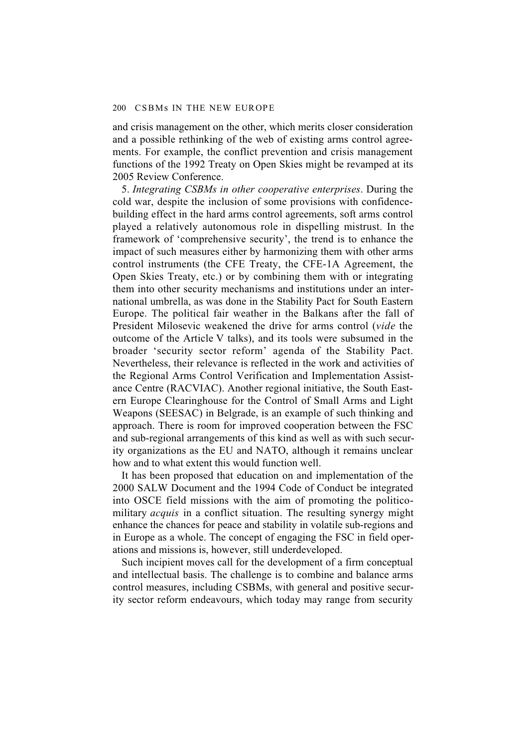and crisis management on the other, which merits closer consideration and a possible rethinking of the web of existing arms control agreements. For example, the conflict prevention and crisis management functions of the 1992 Treaty on Open Skies might be revamped at its 2005 Review Conference.

5. *Integrating CSBMs in other cooperative enterprises*. During the cold war, despite the inclusion of some provisions with confidence-building effect in the hard arms control agreements, soft arms control played a relatively autonomous role in dispelling mistrust. In the framework of 'comprehensive security', the trend is to enhance the impact of such measures either by harmonizing them with other arms control instruments (the CFE Treaty, the CFE-1A Agreement, the Open Skies Treaty, etc.) or by combining them with or integrating them into other security mechanisms and institutions under an international umbrella, as was done in the Stability Pact for South Eastern Europe. The political fair weather in the Balkans after the fall of President Milosevic weakened the drive for arms control (*vide* the outcome of the Article V talks), and its tools were subsumed in the broader 'security sector reform' agenda of the Stability Pact. Nevertheless, their relevance is reflected in the work and activities of the Regional Arms Control Verification and Implementation Assistance Centre (RACVIAC). Another regional initiative, the South Eastern Europe Clearinghouse for the Control of Small Arms and Light Weapons (SEESAC) in Belgrade, is an example of such thinking and approach. There is room for improved cooperation between the FSC and sub-regional arrangements of this kind as well as with such security organizations as the EU and NATO, although it remains unclear how and to what extent this would function well.

It has been proposed that education on and implementation of the 2000 SALW Document and the 1994 Code of Conduct be integrated into OSCE field missions with the aim of promoting the politico-military *acquis* in a conflict situation. The resulting synergy might enhance the chances for peace and stability in volatile sub-regions and in Europe as a whole. The concept of engaging the FSC in field operations and missions is, however, still underdeveloped.

Such incipient moves call for the development of a firm conceptual and intellectual basis. The challenge is to combine and balance arms control measures, including CSBMs, with general and positive security sector reform endeavours, which today may range from security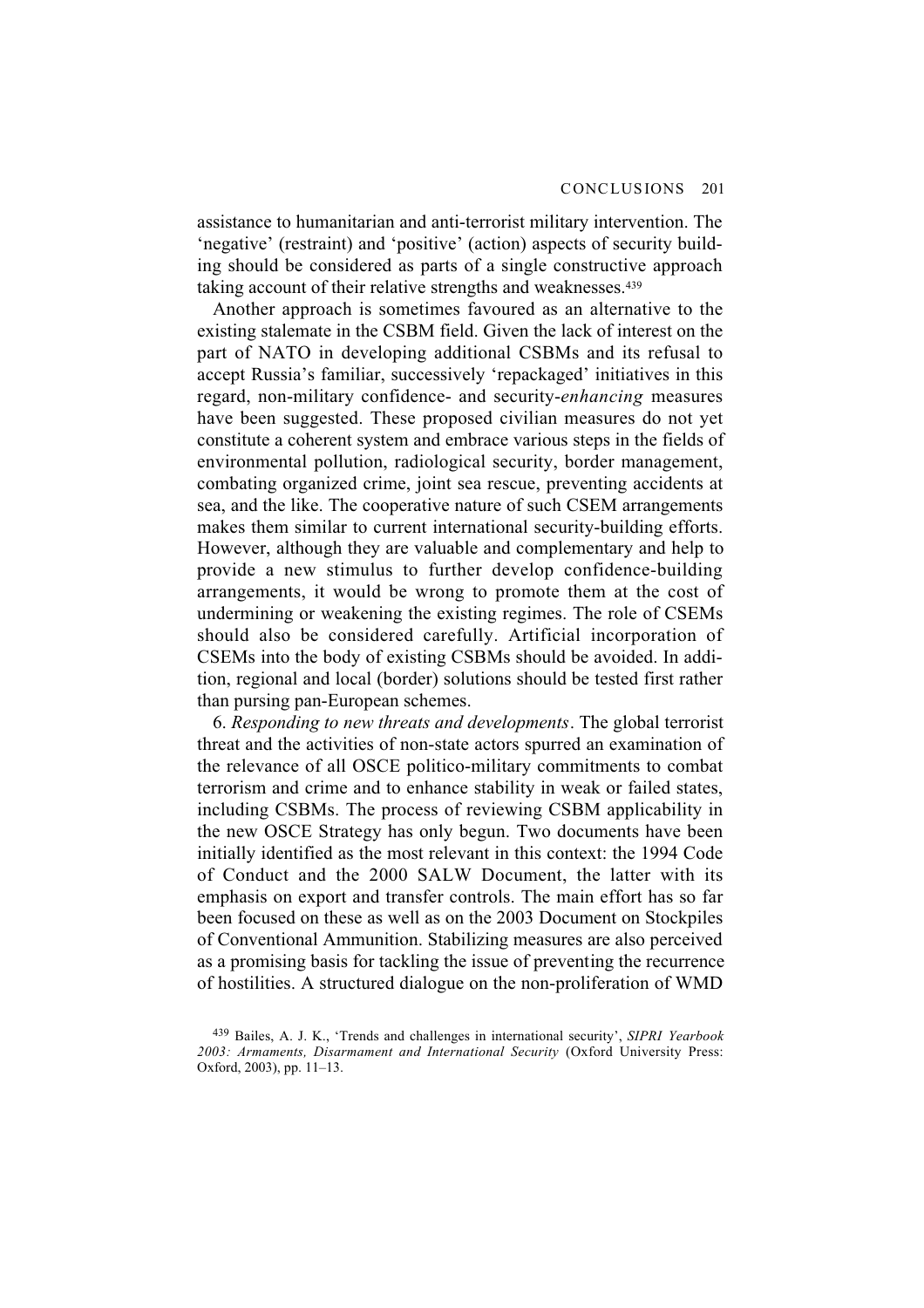assistance to humanitarian and anti-terrorist military intervention. The 'negative' (restraint) and 'positive' (action) aspects of security building should be considered as parts of a single constructive approach taking account of their relative strengths and weaknesses.[439]

Another approach is sometimes favoured as an alternative to the existing stalemate in the CSBM field. Given the lack of interest on the part of NATO in developing additional CSBMs and its refusal to accept Russia's familiar, successively 'repackaged' initiatives in this regard, non-military confidence- and security-*enhancing* measures have been suggested. These proposed civilian measures do not yet constitute a coherent system and embrace various steps in the fields of environmental pollution, radiological security, border management, combating organized crime, joint sea rescue, preventing accidents at sea, and the like. The cooperative nature of such CSEM arrangements makes them similar to current international security-building efforts. However, although they are valuable and complementary and help to provide a new stimulus to further develop confidence-building arrangements, it would be wrong to promote them at the cost of undermining or weakening the existing regimes. The role of CSEMs should also be considered carefully. Artificial incorporation of CSEMs into the body of existing CSBMs should be avoided. In addition, regional and local (border) solutions should be tested first rather than pursing pan-European schemes.

6. *Responding to new threats and developments*. The global terrorist threat and the activities of non-state actors spurred an examination of the relevance of all OSCE politico-military commitments to combat terrorism and crime and to enhance stability in weak or failed states, including CSBMs. The process of reviewing CSBM applicability in the new OSCE Strategy has only begun. Two documents have been initially identified as the most relevant in this context: the 1994 Code of Conduct and the 2000 SALW Document, the latter with its emphasis on export and transfer controls. The main effort has so far been focused on these as well as on the 2003 Document on Stockpiles of Conventional Ammunition. Stabilizing measures are also perceived as a promising basis for tackling the issue of preventing the recurrence of hostilities. A structured dialogue on the non-proliferation of WMD

[439] Bailes, A. J. K., 'Trends and challenges in international security', *SIPRI Yearbook 2003: Armaments, Disarmament and International Security* (Oxford University Press: Oxford, 2003), pp. 11–13.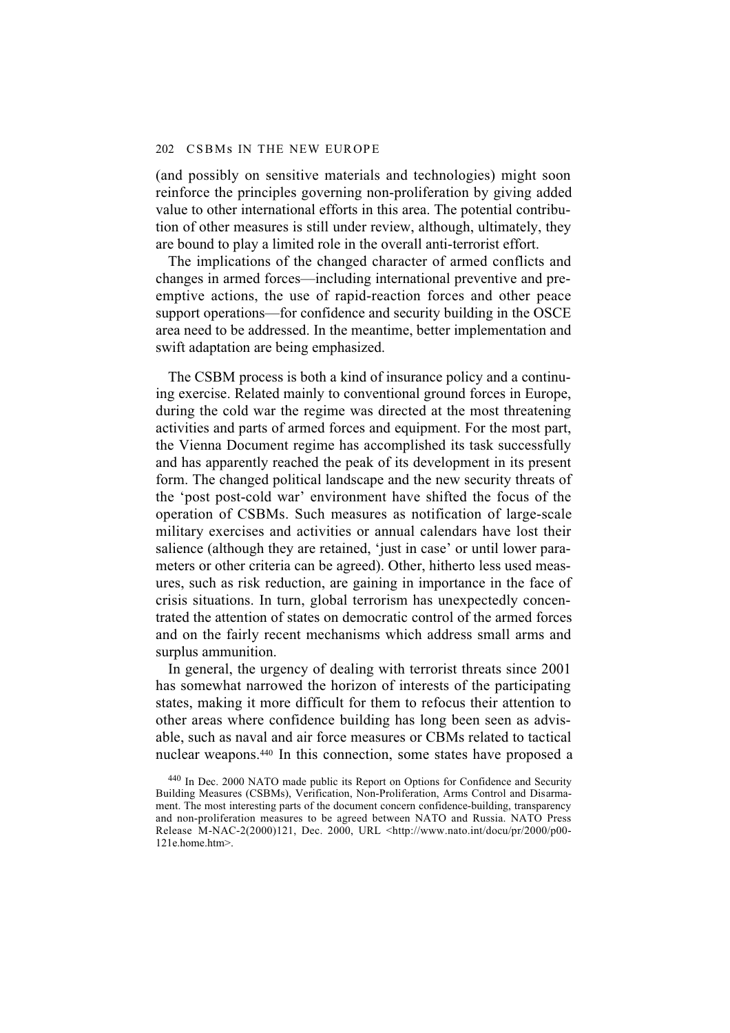(and possibly on sensitive materials and technologies) might soon reinforce the principles governing non-proliferation by giving added value to other international efforts in this area. The potential contribution of other measures is still under review, although, ultimately, they are bound to play a limited role in the overall anti-terrorist effort.

The implications of the changed character of armed conflicts and changes in armed forces—including international preventive and pre-emptive actions, the use of rapid-reaction forces and other peace support operations—for confidence and security building in the OSCE area need to be addressed. In the meantime, better implementation and swift adaptation are being emphasized.

The CSBM process is both a kind of insurance policy and a continuing exercise. Related mainly to conventional ground forces in Europe, during the cold war the regime was directed at the most threatening activities and parts of armed forces and equipment. For the most part, the Vienna Document regime has accomplished its task successfully and has apparently reached the peak of its development in its present form. The changed political landscape and the new security threats of the 'post post-cold war' environment have shifted the focus of the operation of CSBMs. Such measures as notification of large-scale military exercises and activities or annual calendars have lost their salience (although they are retained, 'just in case' or until lower parameters or other criteria can be agreed). Other, hitherto less used measures, such as risk reduction, are gaining in importance in the face of crisis situations. In turn, global terrorism has unexpectedly concentrated the attention of states on democratic control of the armed forces and on the fairly recent mechanisms which address small arms and surplus ammunition.

In general, the urgency of dealing with terrorist threats since 2001 has somewhat narrowed the horizon of interests of the participating states, making it more difficult for them to refocus their attention to other areas where confidence building has long been seen as advisable, such as naval and air force measures or CBMs related to tactical nuclear weapons.[440] In this connection, some states have proposed a

[440] In Dec. 2000 NATO made public its Report on Options for Confidence and Security Building Measures (CSBMs), Verification, Non-Proliferation, Arms Control and Disarmament. The most interesting parts of the document concern confidence-building, transparency and non-proliferation measures to be agreed between NATO and Russia. NATO Press Release M-NAC-2(2000)121, Dec. 2000, URL <http://www.nato.int/docu/pr/2000/p00-121e.home.htm>.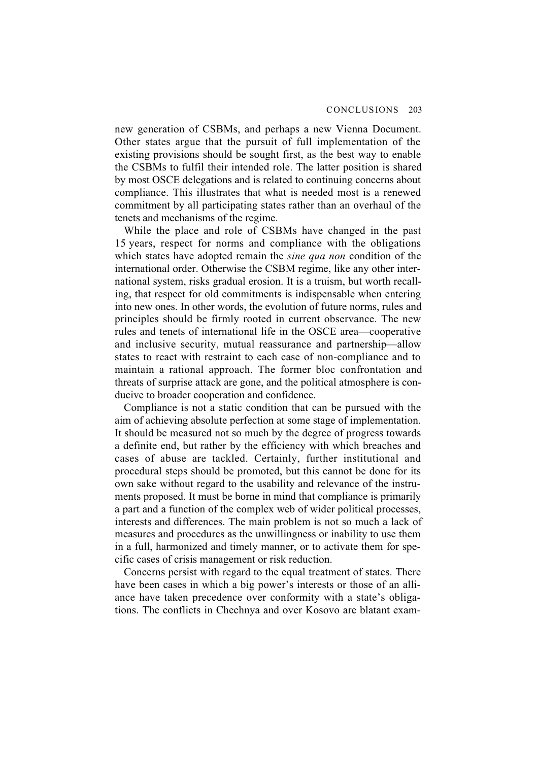new generation of CSBMs, and perhaps a new Vienna Document. Other states argue that the pursuit of full implementation of the existing provisions should be sought first, as the best way to enable the CSBMs to fulfil their intended role. The latter position is shared by most OSCE delegations and is related to continuing concerns about compliance. This illustrates that what is needed most is a renewed commitment by all participating states rather than an overhaul of the tenets and mechanisms of the regime.

While the place and role of CSBMs have changed in the past 15 years, respect for norms and compliance with the obligations which states have adopted remain the *sine qua non* condition of the international order. Otherwise the CSBM regime, like any other international system, risks gradual erosion. It is a truism, but worth recalling, that respect for old commitments is indispensable when entering into new ones. In other words, the evolution of future norms, rules and principles should be firmly rooted in current observance. The new rules and tenets of international life in the OSCE area—cooperative and inclusive security, mutual reassurance and partnership—allow states to react with restraint to each case of non-compliance and to maintain a rational approach. The former bloc confrontation and threats of surprise attack are gone, and the political atmosphere is conducive to broader cooperation and confidence.

Compliance is not a static condition that can be pursued with the aim of achieving absolute perfection at some stage of implementation. It should be measured not so much by the degree of progress towards a definite end, but rather by the efficiency with which breaches and cases of abuse are tackled. Certainly, further institutional and procedural steps should be promoted, but this cannot be done for its own sake without regard to the usability and relevance of the instruments proposed. It must be borne in mind that compliance is primarily a part and a function of the complex web of wider political processes, interests and differences. The main problem is not so much a lack of measures and procedures as the unwillingness or inability to use them in a full, harmonized and timely manner, or to activate them for specific cases of crisis management or risk reduction.

Concerns persist with regard to the equal treatment of states. There have been cases in which a big power's interests or those of an alliance have taken precedence over conformity with a state's obligations. The conflicts in Chechnya and over Kosovo are blatant exam-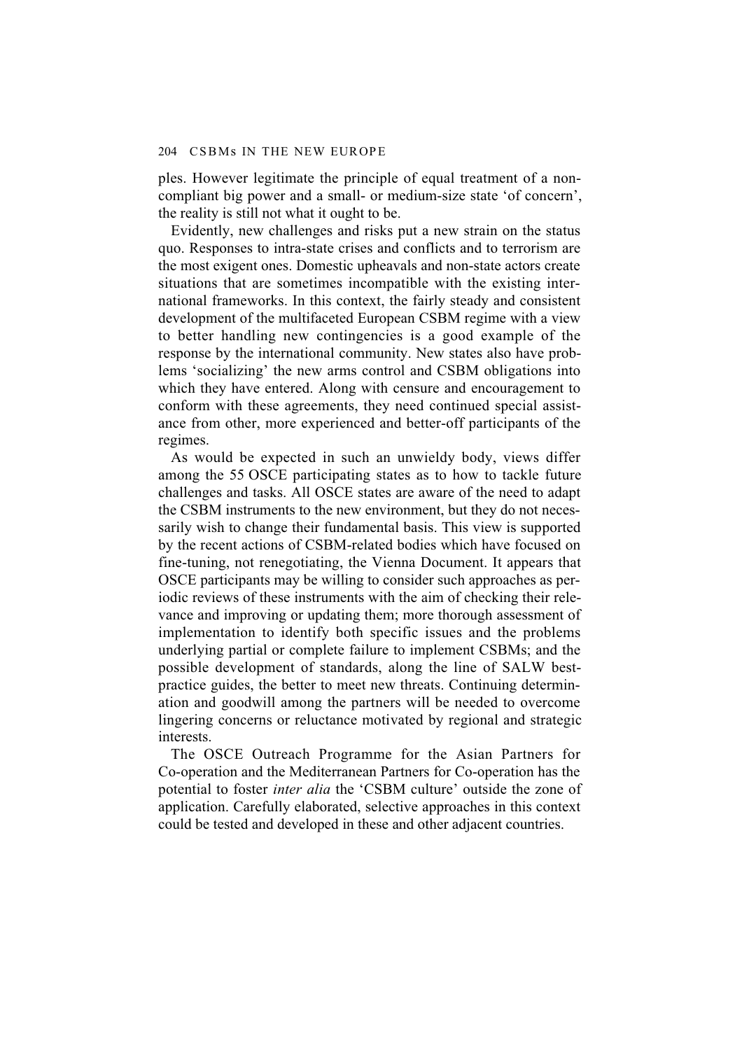ples. However legitimate the principle of equal treatment of a non-compliant big power and a small- or medium-size state 'of concern', the reality is still not what it ought to be.

Evidently, new challenges and risks put a new strain on the status quo. Responses to intra-state crises and conflicts and to terrorism are the most exigent ones. Domestic upheavals and non-state actors create situations that are sometimes incompatible with the existing international frameworks. In this context, the fairly steady and consistent development of the multifaceted European CSBM regime with a view to better handling new contingencies is a good example of the response by the international community. New states also have problems 'socializing' the new arms control and CSBM obligations into which they have entered. Along with censure and encouragement to conform with these agreements, they need continued special assistance from other, more experienced and better-off participants of the regimes.

As would be expected in such an unwieldy body, views differ among the 55 OSCE participating states as to how to tackle future challenges and tasks. All OSCE states are aware of the need to adapt the CSBM instruments to the new environment, but they do not necessarily wish to change their fundamental basis. This view is supported by the recent actions of CSBM-related bodies which have focused on fine-tuning, not renegotiating, the Vienna Document. It appears that OSCE participants may be willing to consider such approaches as periodic reviews of these instruments with the aim of checking their relevance and improving or updating them; more thorough assessment of implementation to identify both specific issues and the problems underlying partial or complete failure to implement CSBMs; and the possible development of standards, along the line of SALW best-practice guides, the better to meet new threats. Continuing determination and goodwill among the partners will be needed to overcome lingering concerns or reluctance motivated by regional and strategic interests.

The OSCE Outreach Programme for the Asian Partners for Co-operation and the Mediterranean Partners for Co-operation has the potential to foster *inter alia* the 'CSBM culture' outside the zone of application. Carefully elaborated, selective approaches in this context could be tested and developed in these and other adjacent countries.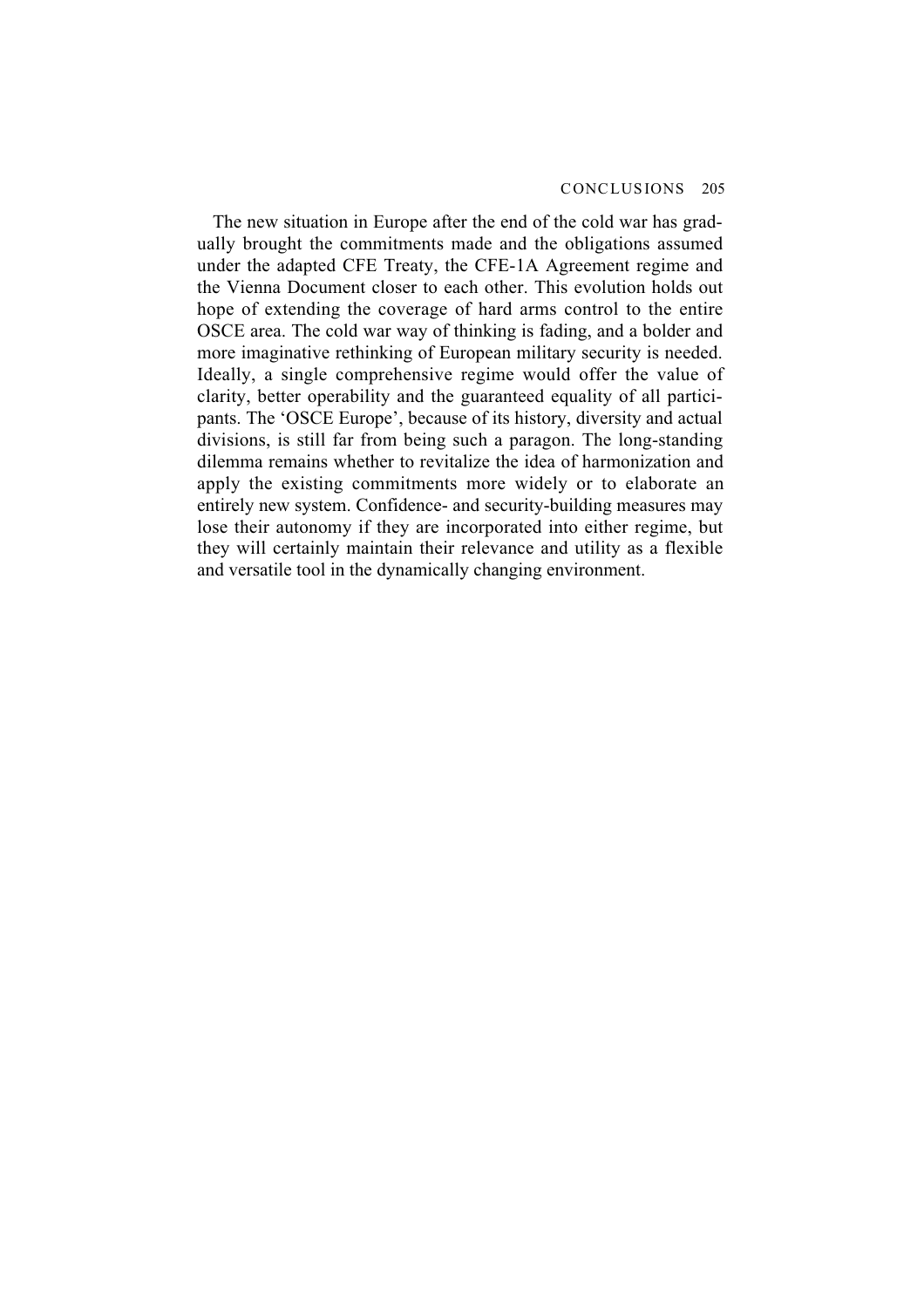The new situation in Europe after the end of the cold war has gradually brought the commitments made and the obligations assumed under the adapted CFE Treaty, the CFE-1A Agreement regime and the Vienna Document closer to each other. This evolution holds out hope of extending the coverage of hard arms control to the entire OSCE area. The cold war way of thinking is fading, and a bolder and more imaginative rethinking of European military security is needed. Ideally, a single comprehensive regime would offer the value of clarity, better operability and the guaranteed equality of all participants. The 'OSCE Europe', because of its history, diversity and actual divisions, is still far from being such a paragon. The long-standing dilemma remains whether to revitalize the idea of harmonization and apply the existing commitments more widely or to elaborate an entirely new system. Confidence- and security-building measures may lose their autonomy if they are incorporated into either regime, but they will certainly maintain their relevance and utility as a flexible and versatile tool in the dynamically changing environment.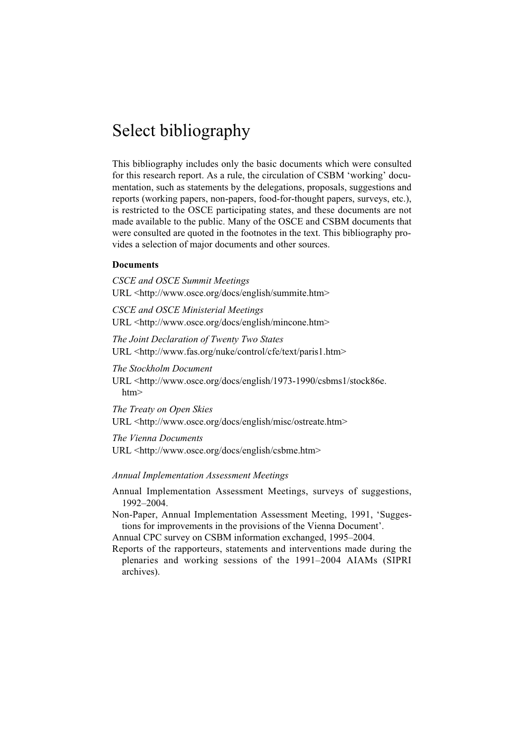# Select bibliography

This bibliography includes only the basic documents which were consulted for this research report. As a rule, the circulation of CSBM 'working' documentation, such as statements by the delegations, proposals, suggestions and reports (working papers, non-papers, food-for-thought papers, surveys, etc.), is restricted to the OSCE participating states, and these documents are not made available to the public. Many of the OSCE and CSBM documents that were consulted are quoted in the footnotes in the text. This bibliography provides a selection of major documents and other sources.

**Documents**

*CSCE and OSCE Summit Meetings*
URL <http://www.osce.org/docs/english/summite.htm>

*CSCE and OSCE Ministerial Meetings*
URL <http://www.osce.org/docs/english/mincone.htm>

*The Joint Declaration of Twenty Two States*
URL <http://www.fas.org/nuke/control/cfe/text/paris1.htm>

*The Stockholm Document*
URL <http://www.osce.org/docs/english/1973-1990/csbms1/stock86e.htm>

*The Treaty on Open Skies*
URL <http://www.osce.org/docs/english/misc/ostreate.htm>

*The Vienna Documents*
URL <http://www.osce.org/docs/english/csbme.htm>

*Annual Implementation Assessment Meetings*

Annual Implementation Assessment Meetings, surveys of suggestions, 1992–2004.

Non-Paper, Annual Implementation Assessment Meeting, 1991, 'Suggestions for improvements in the provisions of the Vienna Document'.

Annual CPC survey on CSBM information exchanged, 1995–2004.

Reports of the rapporteurs, statements and interventions made during the plenaries and working sessions of the 1991–2004 AIAMs (SIPRI archives).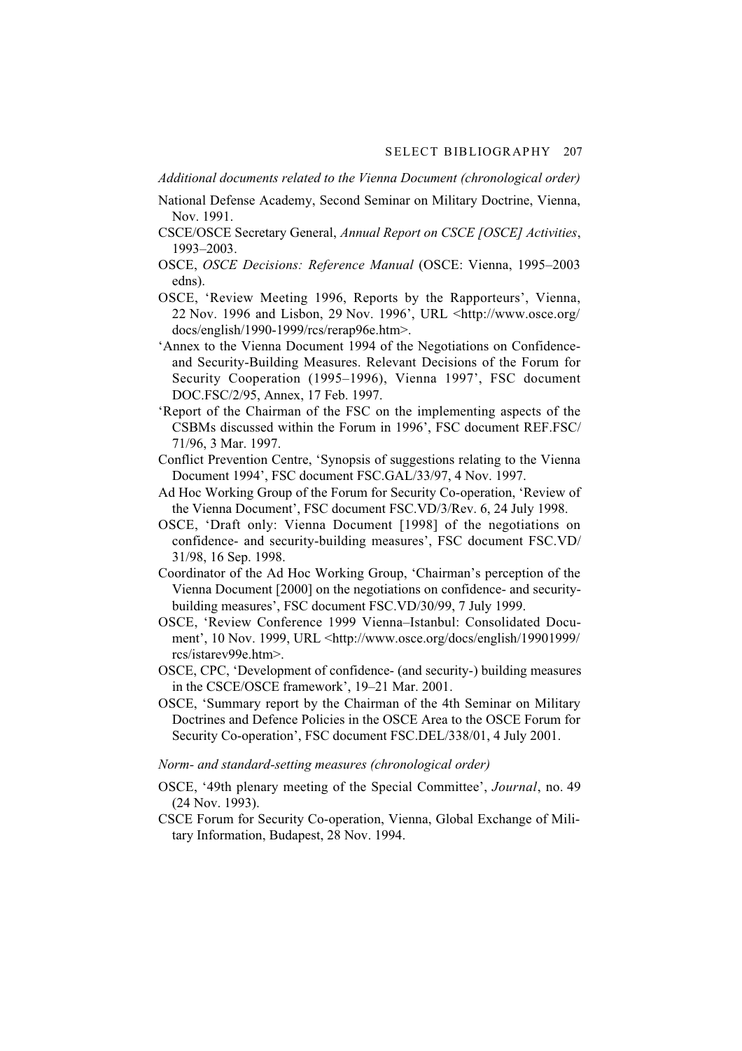*Additional documents related to the Vienna Document (chronological order)*

National Defense Academy, Second Seminar on Military Doctrine, Vienna, Nov. 1991.

CSCE/OSCE Secretary General, *Annual Report on CSCE [OSCE] Activities*, 1993–2003.

OSCE, *OSCE Decisions: Reference Manual* (OSCE: Vienna, 1995–2003 edns).

OSCE, 'Review Meeting 1996, Reports by the Rapporteurs', Vienna, 22 Nov. 1996 and Lisbon, 29 Nov. 1996', URL <http://www.osce.org/docs/english/1990-1999/rcs/rerap96e.htm>.

'Annex to the Vienna Document 1994 of the Negotiations on Confidence- and Security-Building Measures. Relevant Decisions of the Forum for Security Cooperation (1995–1996), Vienna 1997', FSC document DOC.FSC/2/95, Annex, 17 Feb. 1997.

'Report of the Chairman of the FSC on the implementing aspects of the CSBMs discussed within the Forum in 1996', FSC document REF.FSC/71/96, 3 Mar. 1997.

Conflict Prevention Centre, 'Synopsis of suggestions relating to the Vienna Document 1994', FSC document FSC.GAL/33/97, 4 Nov. 1997.

Ad Hoc Working Group of the Forum for Security Co-operation, 'Review of the Vienna Document', FSC document FSC.VD/3/Rev. 6, 24 July 1998.

OSCE, 'Draft only: Vienna Document [1998] of the negotiations on confidence- and security-building measures', FSC document FSC.VD/31/98, 16 Sep. 1998.

Coordinator of the Ad Hoc Working Group, 'Chairman's perception of the Vienna Document [2000] on the negotiations on confidence- and security-building measures', FSC document FSC.VD/30/99, 7 July 1999.

OSCE, 'Review Conference 1999 Vienna–Istanbul: Consolidated Document', 10 Nov. 1999, URL <http://www.osce.org/docs/english/19901999/rcs/istarev99e.htm>.

OSCE, CPC, 'Development of confidence- (and security-) building measures in the CSCE/OSCE framework', 19–21 Mar. 2001.

OSCE, 'Summary report by the Chairman of the 4th Seminar on Military Doctrines and Defence Policies in the OSCE Area to the OSCE Forum for Security Co-operation', FSC document FSC.DEL/338/01, 4 July 2001.

*Norm- and standard-setting measures (chronological order)*

OSCE, '49th plenary meeting of the Special Committee', *Journal*, no. 49 (24 Nov. 1993).

CSCE Forum for Security Co-operation, Vienna, Global Exchange of Military Information, Budapest, 28 Nov. 1994.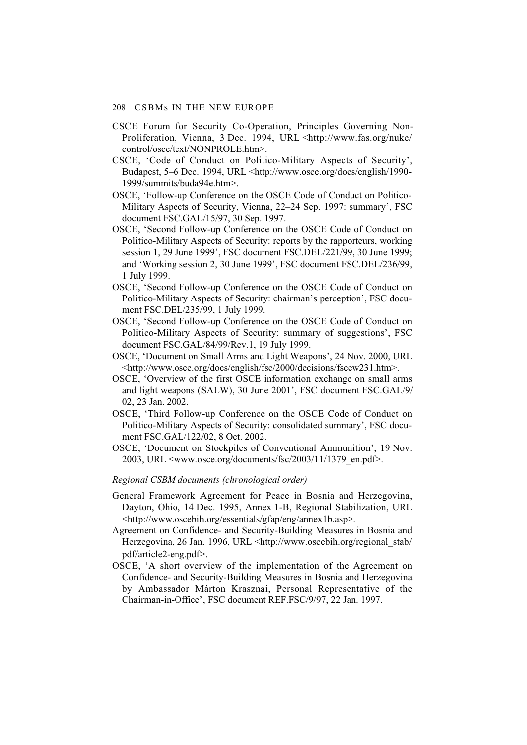CSCE Forum for Security Co-Operation, Principles Governing Non-Proliferation, Vienna, 3 Dec. 1994, URL <http://www.fas.org/nuke/control/osce/text/NONPROLE.htm>.

CSCE, 'Code of Conduct on Politico-Military Aspects of Security', Budapest, 5–6 Dec. 1994, URL <http://www.osce.org/docs/english/1990-1999/summits/buda94e.htm>.

OSCE, 'Follow-up Conference on the OSCE Code of Conduct on Politico-Military Aspects of Security, Vienna, 22–24 Sep. 1997: summary', FSC document FSC.GAL/15/97, 30 Sep. 1997.

OSCE, 'Second Follow-up Conference on the OSCE Code of Conduct on Politico-Military Aspects of Security: reports by the rapporteurs, working session 1, 29 June 1999', FSC document FSC.DEL/221/99, 30 June 1999; and 'Working session 2, 30 June 1999', FSC document FSC.DEL/236/99, 1 July 1999.

OSCE, 'Second Follow-up Conference on the OSCE Code of Conduct on Politico-Military Aspects of Security: chairman's perception', FSC document FSC.DEL/235/99, 1 July 1999.

OSCE, 'Second Follow-up Conference on the OSCE Code of Conduct on Politico-Military Aspects of Security: summary of suggestions', FSC document FSC.GAL/84/99/Rev.1, 19 July 1999.

OSCE, 'Document on Small Arms and Light Weapons', 24 Nov. 2000, URL <http://www.osce.org/docs/english/fsc/2000/decisions/fscew231.htm>.

OSCE, 'Overview of the first OSCE information exchange on small arms and light weapons (SALW), 30 June 2001', FSC document FSC.GAL/9/02, 23 Jan. 2002.

OSCE, 'Third Follow-up Conference on the OSCE Code of Conduct on Politico-Military Aspects of Security: consolidated summary', FSC document FSC.GAL/122/02, 8 Oct. 2002.

OSCE, 'Document on Stockpiles of Conventional Ammunition', 19 Nov. 2003, URL <www.osce.org/documents/fsc/2003/11/1379_en.pdf>.

*Regional CSBM documents (chronological order)*

General Framework Agreement for Peace in Bosnia and Herzegovina, Dayton, Ohio, 14 Dec. 1995, Annex 1-B, Regional Stabilization, URL <http://www.oscebih.org/essentials/gfap/eng/annex1b.asp>.

Agreement on Confidence- and Security-Building Measures in Bosnia and Herzegovina, 26 Jan. 1996, URL <http://www.oscebih.org/regional_stab/pdf/article2-eng.pdf>.

OSCE, 'A short overview of the implementation of the Agreement on Confidence- and Security-Building Measures in Bosnia and Herzegovina by Ambassador Márton Krasznai, Personal Representative of the Chairman-in-Office', FSC document REF.FSC/9/97, 22 Jan. 1997.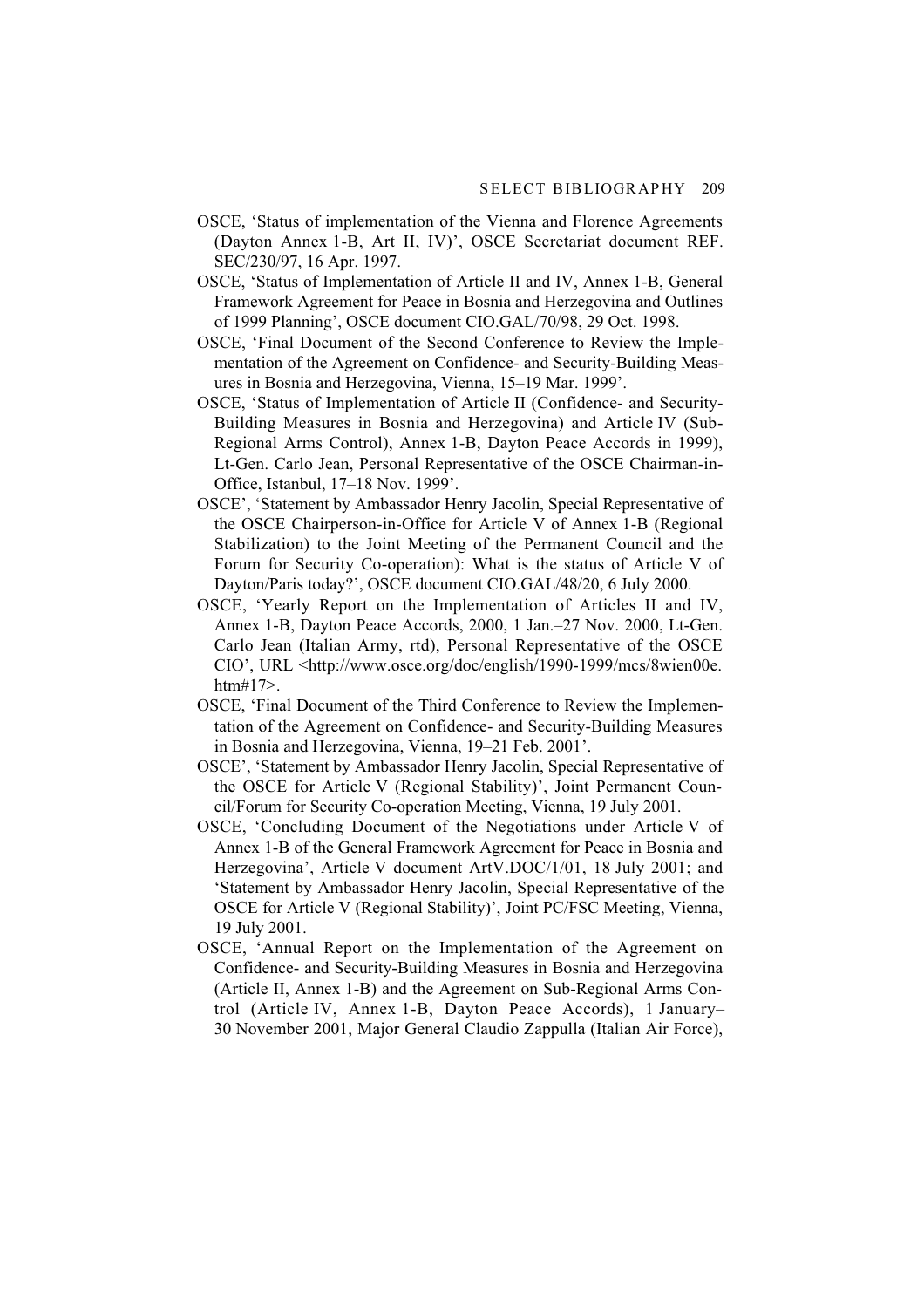OSCE, 'Status of implementation of the Vienna and Florence Agreements (Dayton Annex 1-B, Art II, IV)', OSCE Secretariat document REF. SEC/230/97, 16 Apr. 1997.

OSCE, 'Status of Implementation of Article II and IV, Annex 1-B, General Framework Agreement for Peace in Bosnia and Herzegovina and Outlines of 1999 Planning', OSCE document CIO.GAL/70/98, 29 Oct. 1998.

OSCE, 'Final Document of the Second Conference to Review the Implementation of the Agreement on Confidence- and Security-Building Measures in Bosnia and Herzegovina, Vienna, 15–19 Mar. 1999'.

OSCE, 'Status of Implementation of Article II (Confidence- and Security-Building Measures in Bosnia and Herzegovina) and Article IV (Sub-Regional Arms Control), Annex 1-B, Dayton Peace Accords in 1999), Lt-Gen. Carlo Jean, Personal Representative of the OSCE Chairman-in-Office, Istanbul, 17–18 Nov. 1999'.

OSCE', 'Statement by Ambassador Henry Jacolin, Special Representative of the OSCE Chairperson-in-Office for Article V of Annex 1-B (Regional Stabilization) to the Joint Meeting of the Permanent Council and the Forum for Security Co-operation): What is the status of Article V of Dayton/Paris today?', OSCE document CIO.GAL/48/20, 6 July 2000.

OSCE, 'Yearly Report on the Implementation of Articles II and IV, Annex 1-B, Dayton Peace Accords, 2000, 1 Jan.–27 Nov. 2000, Lt-Gen. Carlo Jean (Italian Army, rtd), Personal Representative of the OSCE CIO', URL <http://www.osce.org/doc/english/1990-1999/mcs/8wien00e.htm#17>.

OSCE, 'Final Document of the Third Conference to Review the Implementation of the Agreement on Confidence- and Security-Building Measures in Bosnia and Herzegovina, Vienna, 19–21 Feb. 2001'.

OSCE', 'Statement by Ambassador Henry Jacolin, Special Representative of the OSCE for Article V (Regional Stability)', Joint Permanent Council/Forum for Security Co-operation Meeting, Vienna, 19 July 2001.

OSCE, 'Concluding Document of the Negotiations under Article V of Annex 1-B of the General Framework Agreement for Peace in Bosnia and Herzegovina', Article V document ArtV.DOC/1/01, 18 July 2001; and 'Statement by Ambassador Henry Jacolin, Special Representative of the OSCE for Article V (Regional Stability)', Joint PC/FSC Meeting, Vienna, 19 July 2001.

OSCE, 'Annual Report on the Implementation of the Agreement on Confidence- and Security-Building Measures in Bosnia and Herzegovina (Article II, Annex 1-B) and the Agreement on Sub-Regional Arms Control (Article IV, Annex 1-B, Dayton Peace Accords), 1 January–30 November 2001, Major General Claudio Zappulla (Italian Air Force),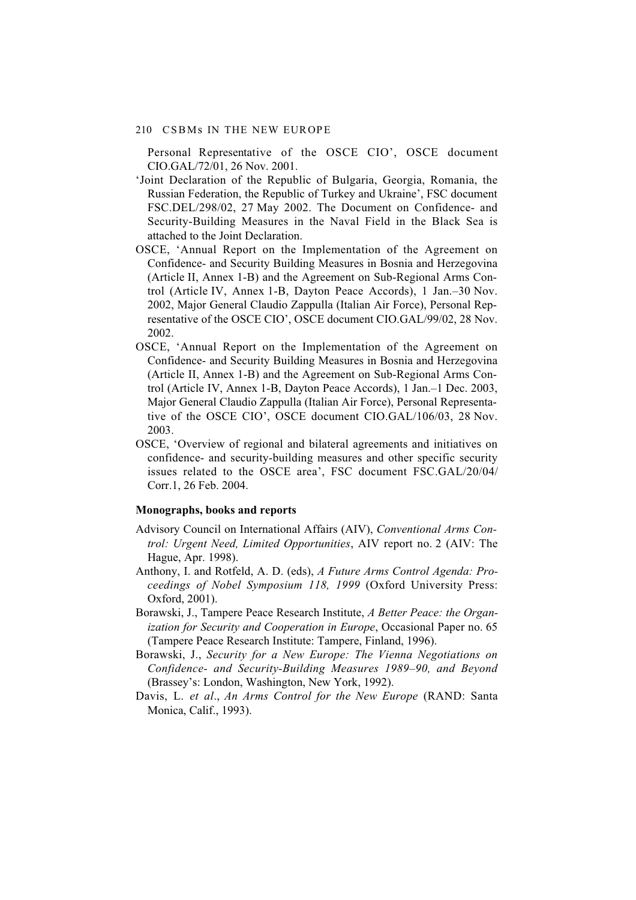Personal Representative of the OSCE CIO', OSCE document CIO.GAL/72/01, 26 Nov. 2001.

'Joint Declaration of the Republic of Bulgaria, Georgia, Romania, the Russian Federation, the Republic of Turkey and Ukraine', FSC document FSC.DEL/298/02, 27 May 2002. The Document on Confidence- and Security-Building Measures in the Naval Field in the Black Sea is attached to the Joint Declaration.

OSCE, 'Annual Report on the Implementation of the Agreement on Confidence- and Security Building Measures in Bosnia and Herzegovina (Article II, Annex 1-B) and the Agreement on Sub-Regional Arms Control (Article IV, Annex 1-B, Dayton Peace Accords), 1 Jan.–30 Nov. 2002, Major General Claudio Zappulla (Italian Air Force), Personal Representative of the OSCE CIO', OSCE document CIO.GAL/99/02, 28 Nov. 2002.

OSCE, 'Annual Report on the Implementation of the Agreement on Confidence- and Security Building Measures in Bosnia and Herzegovina (Article II, Annex 1-B) and the Agreement on Sub-Regional Arms Control (Article IV, Annex 1-B, Dayton Peace Accords), 1 Jan.–1 Dec. 2003, Major General Claudio Zappulla (Italian Air Force), Personal Representative of the OSCE CIO', OSCE document CIO.GAL/106/03, 28 Nov. 2003.

OSCE, 'Overview of regional and bilateral agreements and initiatives on confidence- and security-building measures and other specific security issues related to the OSCE area', FSC document FSC.GAL/20/04/Corr.1, 26 Feb. 2004.

**Monographs, books and reports**

Advisory Council on International Affairs (AIV), *Conventional Arms Control: Urgent Need, Limited Opportunities*, AIV report no. 2 (AIV: The Hague, Apr. 1998).

Anthony, I. and Rotfeld, A. D. (eds), *A Future Arms Control Agenda: Proceedings of Nobel Symposium 118, 1999* (Oxford University Press: Oxford, 2001).

Borawski, J., Tampere Peace Research Institute, *A Better Peace: the Organization for Security and Cooperation in Europe*, Occasional Paper no. 65 (Tampere Peace Research Institute: Tampere, Finland, 1996).

Borawski, J., *Security for a New Europe: The Vienna Negotiations on Confidence- and Security-Building Measures 1989–90, and Beyond* (Brassey's: London, Washington, New York, 1992).

Davis, L. *et al*., *An Arms Control for the New Europe* (RAND: Santa Monica, Calif., 1993).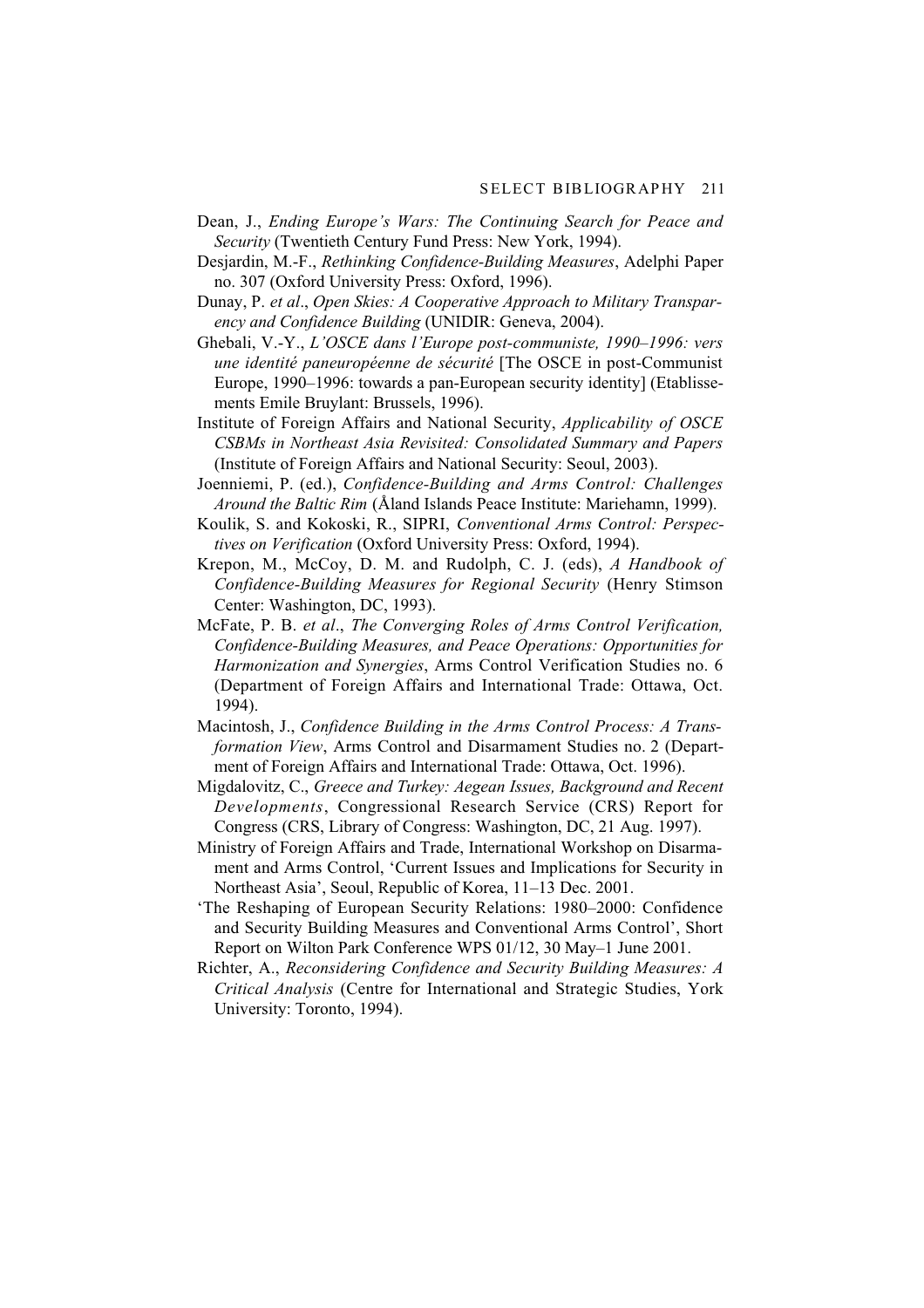Dean, J., *Ending Europe's Wars: The Continuing Search for Peace and Security* (Twentieth Century Fund Press: New York, 1994).

Desjardin, M.-F., *Rethinking Confidence-Building Measures*, Adelphi Paper no. 307 (Oxford University Press: Oxford, 1996).

Dunay, P. *et al*., *Open Skies: A Cooperative Approach to Military Transparency and Confidence Building* (UNIDIR: Geneva, 2004).

Ghebali, V.-Y., *L'OSCE dans l'Europe post-communiste, 1990–1996: vers une identité paneuropéenne de sécurité* [The OSCE in post-Communist Europe, 1990–1996: towards a pan-European security identity] (Etablissements Emile Bruylant: Brussels, 1996).

Institute of Foreign Affairs and National Security, *Applicability of OSCE CSBMs in Northeast Asia Revisited: Consolidated Summary and Papers* (Institute of Foreign Affairs and National Security: Seoul, 2003).

Joenniemi, P. (ed.), *Confidence-Building and Arms Control: Challenges Around the Baltic Rim* (Åland Islands Peace Institute: Mariehamn, 1999).

Koulik, S. and Kokoski, R., SIPRI, *Conventional Arms Control: Perspectives on Verification* (Oxford University Press: Oxford, 1994).

Krepon, M., McCoy, D. M. and Rudolph, C. J. (eds), *A Handbook of Confidence-Building Measures for Regional Security* (Henry Stimson Center: Washington, DC, 1993).

McFate, P. B. *et al*., *The Converging Roles of Arms Control Verification, Confidence-Building Measures, and Peace Operations: Opportunities for Harmonization and Synergies*, Arms Control Verification Studies no. 6 (Department of Foreign Affairs and International Trade: Ottawa, Oct. 1994).

Macintosh, J., *Confidence Building in the Arms Control Process: A Transformation View*, Arms Control and Disarmament Studies no. 2 (Department of Foreign Affairs and International Trade: Ottawa, Oct. 1996).

Migdalovitz, C., *Greece and Turkey: Aegean Issues, Background and Recent Developments*, Congressional Research Service (CRS) Report for Congress (CRS, Library of Congress: Washington, DC, 21 Aug. 1997).

Ministry of Foreign Affairs and Trade, International Workshop on Disarmament and Arms Control, 'Current Issues and Implications for Security in Northeast Asia', Seoul, Republic of Korea, 11–13 Dec. 2001.

'The Reshaping of European Security Relations: 1980–2000: Confidence and Security Building Measures and Conventional Arms Control', Short Report on Wilton Park Conference WPS 01/12, 30 May–1 June 2001.

Richter, A., *Reconsidering Confidence and Security Building Measures: A Critical Analysis* (Centre for International and Strategic Studies, York University: Toronto, 1994).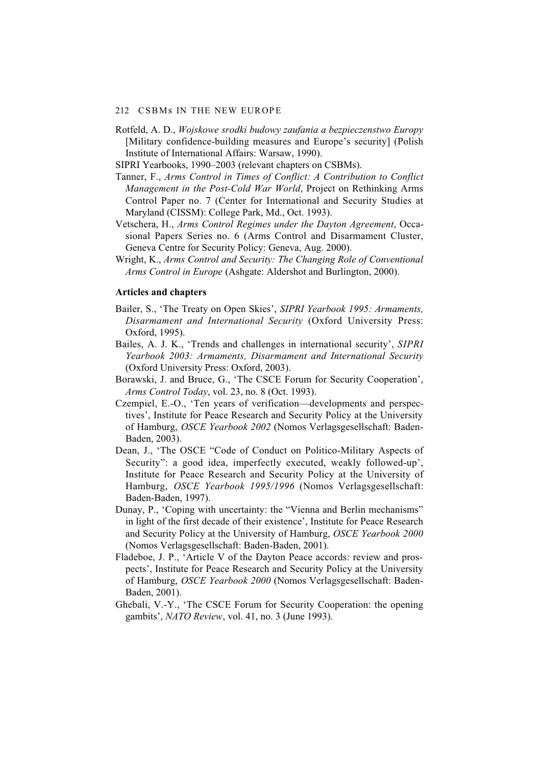Rotfeld, A. D., *Wojskowe srodki budowy zaufania a bezpieczenstwo Europy* [Military confidence-building measures and Europe's security] (Polish Institute of International Affairs: Warsaw, 1990).

SIPRI Yearbooks, 1990–2003 (relevant chapters on CSBMs).

Tanner, F., *Arms Control in Times of Conflict: A Contribution to Conflict Management in the Post-Cold War World*, Project on Rethinking Arms Control Paper no. 7 (Center for International and Security Studies at Maryland (CISSM): College Park, Md., Oct. 1993).

Vetschera, H., *Arms Control Regimes under the Dayton Agreement*, Occasional Papers Series no. 6 (Arms Control and Disarmament Cluster, Geneva Centre for Security Policy: Geneva, Aug. 2000).

Wright, K., *Arms Control and Security: The Changing Role of Conventional Arms Control in Europe* (Ashgate: Aldershot and Burlington, 2000).

**Articles and chapters**

Bailer, S., 'The Treaty on Open Skies', *SIPRI Yearbook 1995: Armaments, Disarmament and International Security* (Oxford University Press: Oxford, 1995).

Bailes, A. J. K., 'Trends and challenges in international security', *SIPRI Yearbook 2003: Armaments, Disarmament and International Security* (Oxford University Press: Oxford, 2003).

Borawski, J. and Bruce, G., 'The CSCE Forum for Security Cooperation', *Arms Control Today*, vol. 23, no. 8 (Oct. 1993).

Czempiel, E.-O., 'Ten years of verification—developments and perspectives', Institute for Peace Research and Security Policy at the University of Hamburg, *OSCE Yearbook 2002* (Nomos Verlagsgesellschaft: Baden-Baden, 2003).

Dean, J., 'The OSCE "Code of Conduct on Politico-Military Aspects of Security": a good idea, imperfectly executed, weakly followed-up', Institute for Peace Research and Security Policy at the University of Hamburg, *OSCE Yearbook 1995/1996* (Nomos Verlagsgesellschaft: Baden-Baden, 1997).

Dunay, P., 'Coping with uncertainty: the "Vienna and Berlin mechanisms" in light of the first decade of their existence', Institute for Peace Research and Security Policy at the University of Hamburg, *OSCE Yearbook 2000* (Nomos Verlagsgesellschaft: Baden-Baden, 2001).

Fladeboe, J. P., 'Article V of the Dayton Peace accords: review and prospects', Institute for Peace Research and Security Policy at the University of Hamburg, *OSCE Yearbook 2000* (Nomos Verlagsgesellschaft: Baden-Baden, 2001).

Ghebali, V.-Y., 'The CSCE Forum for Security Cooperation: the opening gambits', *NATO Review*, vol. 41, no. 3 (June 1993).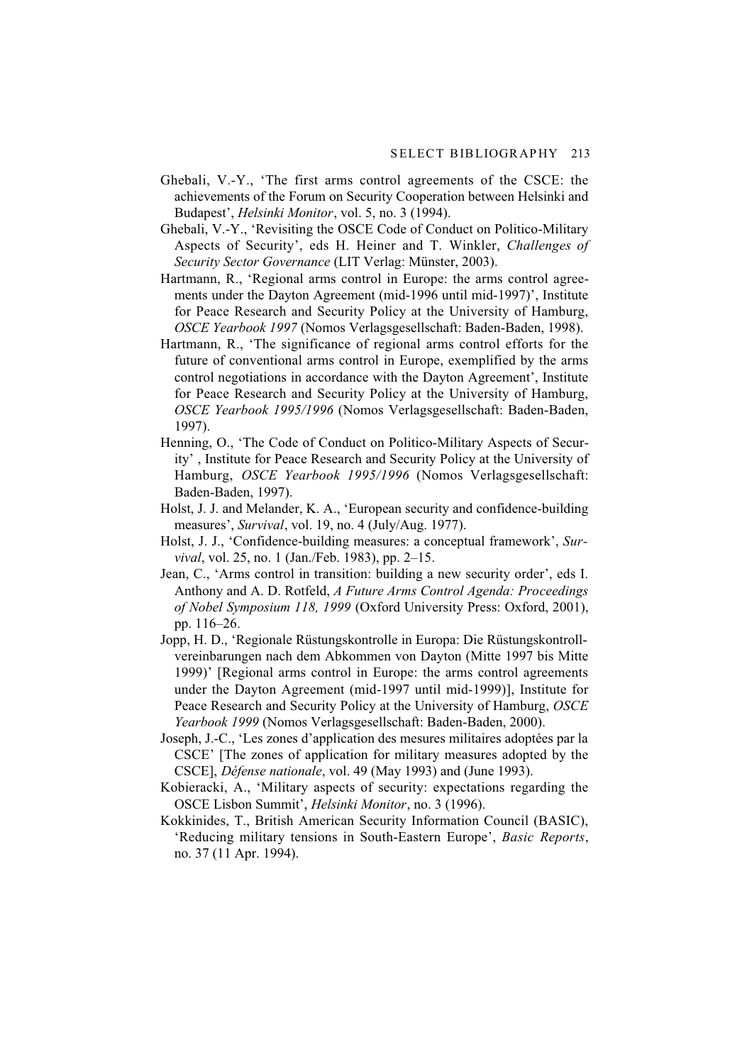Ghebali, V.-Y., 'The first arms control agreements of the CSCE: the achievements of the Forum on Security Cooperation between Helsinki and Budapest', *Helsinki Monitor*, vol. 5, no. 3 (1994).

Ghebali, V.-Y., 'Revisiting the OSCE Code of Conduct on Politico-Military Aspects of Security', eds H. Heiner and T. Winkler, *Challenges of Security Sector Governance* (LIT Verlag: Münster, 2003).

Hartmann, R., 'Regional arms control in Europe: the arms control agreements under the Dayton Agreement (mid-1996 until mid-1997)', Institute for Peace Research and Security Policy at the University of Hamburg, *OSCE Yearbook 1997* (Nomos Verlagsgesellschaft: Baden-Baden, 1998).

Hartmann, R., 'The significance of regional arms control efforts for the future of conventional arms control in Europe, exemplified by the arms control negotiations in accordance with the Dayton Agreement', Institute for Peace Research and Security Policy at the University of Hamburg, *OSCE Yearbook 1995/1996* (Nomos Verlagsgesellschaft: Baden-Baden, 1997).

Henning, O., 'The Code of Conduct on Politico-Military Aspects of Security' , Institute for Peace Research and Security Policy at the University of Hamburg, *OSCE Yearbook 1995/1996* (Nomos Verlagsgesellschaft: Baden-Baden, 1997).

Holst, J. J. and Melander, K. A., 'European security and confidence-building measures', *Survival*, vol. 19, no. 4 (July/Aug. 1977).

Holst, J. J., 'Confidence-building measures: a conceptual framework', *Survival*, vol. 25, no. 1 (Jan./Feb. 1983), pp. 2–15.

Jean, C., 'Arms control in transition: building a new security order', eds I. Anthony and A. D. Rotfeld, *A Future Arms Control Agenda: Proceedings of Nobel Symposium 118, 1999* (Oxford University Press: Oxford, 2001), pp. 116–26.

Jopp, H. D., 'Regionale Rüstungskontrolle in Europa: Die Rüstungskontrollvereinbarungen nach dem Abkommen von Dayton (Mitte 1997 bis Mitte 1999)' [Regional arms control in Europe: the arms control agreements under the Dayton Agreement (mid-1997 until mid-1999)], Institute for Peace Research and Security Policy at the University of Hamburg, *OSCE Yearbook 1999* (Nomos Verlagsgesellschaft: Baden-Baden, 2000).

Joseph, J.-C., 'Les zones d'application des mesures militaires adoptées par la CSCE' [The zones of application for military measures adopted by the CSCE], *Défense nationale*, vol. 49 (May 1993) and (June 1993).

Kobieracki, A., 'Military aspects of security: expectations regarding the OSCE Lisbon Summit', *Helsinki Monitor*, no. 3 (1996).

Kokkinides, T., British American Security Information Council (BASIC), 'Reducing military tensions in South-Eastern Europe', *Basic Reports*, no. 37 (11 Apr. 1994).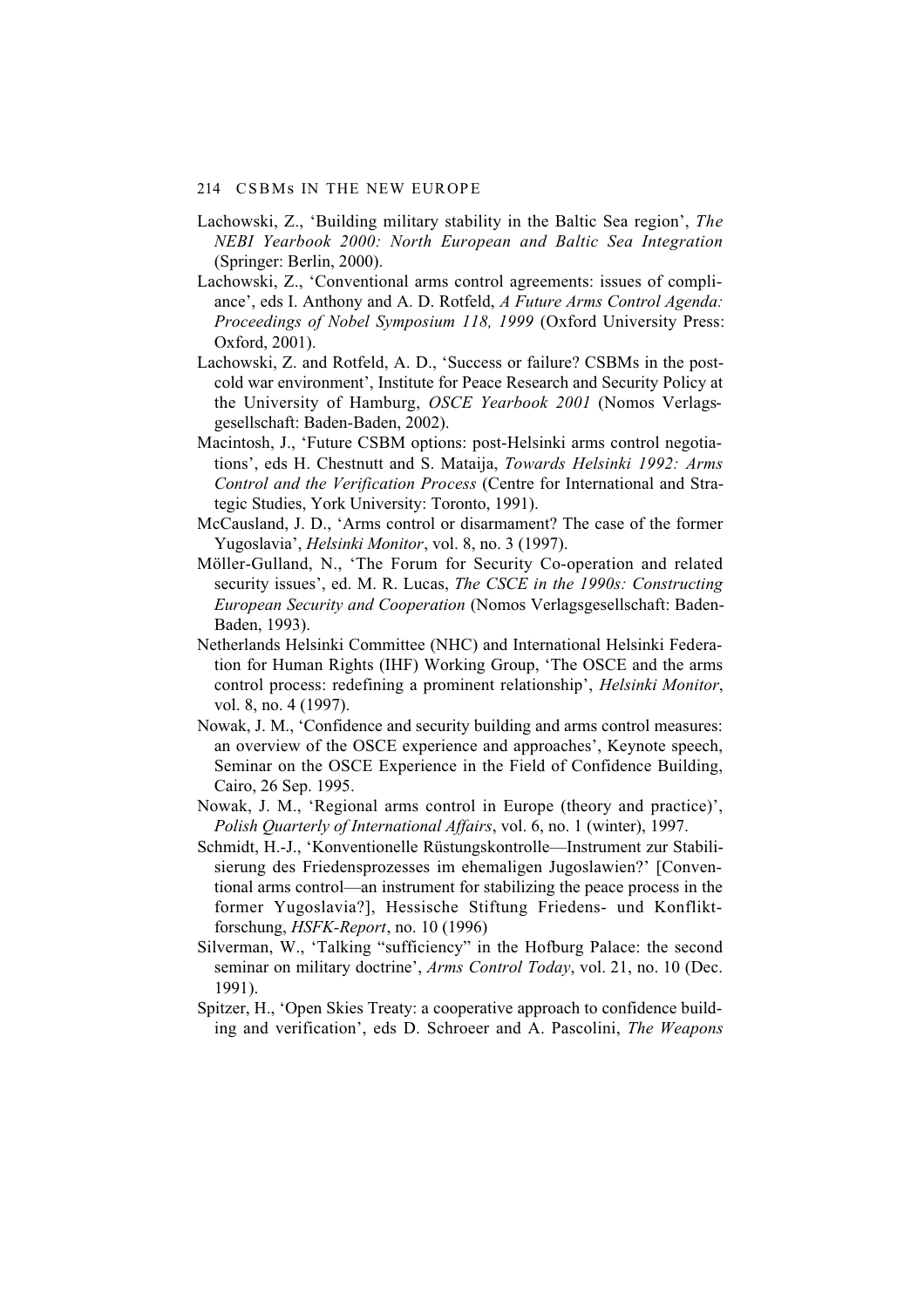Lachowski, Z., 'Building military stability in the Baltic Sea region', *The NEBI Yearbook 2000: North European and Baltic Sea Integration* (Springer: Berlin, 2000).

Lachowski, Z., 'Conventional arms control agreements: issues of compliance', eds I. Anthony and A. D. Rotfeld, *A Future Arms Control Agenda: Proceedings of Nobel Symposium 118, 1999* (Oxford University Press: Oxford, 2001).

Lachowski, Z. and Rotfeld, A. D., 'Success or failure? CSBMs in the post-cold war environment', Institute for Peace Research and Security Policy at the University of Hamburg, *OSCE Yearbook 2001* (Nomos Verlagsgesellschaft: Baden-Baden, 2002).

Macintosh, J., 'Future CSBM options: post-Helsinki arms control negotiations', eds H. Chestnutt and S. Mataija, *Towards Helsinki 1992: Arms Control and the Verification Process* (Centre for International and Strategic Studies, York University: Toronto, 1991).

McCausland, J. D., 'Arms control or disarmament? The case of the former Yugoslavia', *Helsinki Monitor*, vol. 8, no. 3 (1997).

Möller-Gulland, N., 'The Forum for Security Co-operation and related security issues', ed. M. R. Lucas, *The CSCE in the 1990s: Constructing European Security and Cooperation* (Nomos Verlagsgesellschaft: Baden-Baden, 1993).

Netherlands Helsinki Committee (NHC) and International Helsinki Federation for Human Rights (IHF) Working Group, 'The OSCE and the arms control process: redefining a prominent relationship', *Helsinki Monitor*, vol. 8, no. 4 (1997).

Nowak, J. M., 'Confidence and security building and arms control measures: an overview of the OSCE experience and approaches', Keynote speech, Seminar on the OSCE Experience in the Field of Confidence Building, Cairo, 26 Sep. 1995.

Nowak, J. M., 'Regional arms control in Europe (theory and practice)', *Polish Quarterly of International Affairs*, vol. 6, no. 1 (winter), 1997.

Schmidt, H.-J., 'Konventionelle Rüstungskontrolle—Instrument zur Stabilisierung des Friedensprozesses im ehemaligen Jugoslawien?' [Conventional arms control—an instrument for stabilizing the peace process in the former Yugoslavia?], Hessische Stiftung Friedens- und Konfliktforschung, *HSFK-Report*, no. 10 (1996)

Silverman, W., 'Talking "sufficiency" in the Hofburg Palace: the second seminar on military doctrine', *Arms Control Today*, vol. 21, no. 10 (Dec. 1991).

Spitzer, H., 'Open Skies Treaty: a cooperative approach to confidence building and verification', eds D. Schroeer and A. Pascolini, *The Weapons*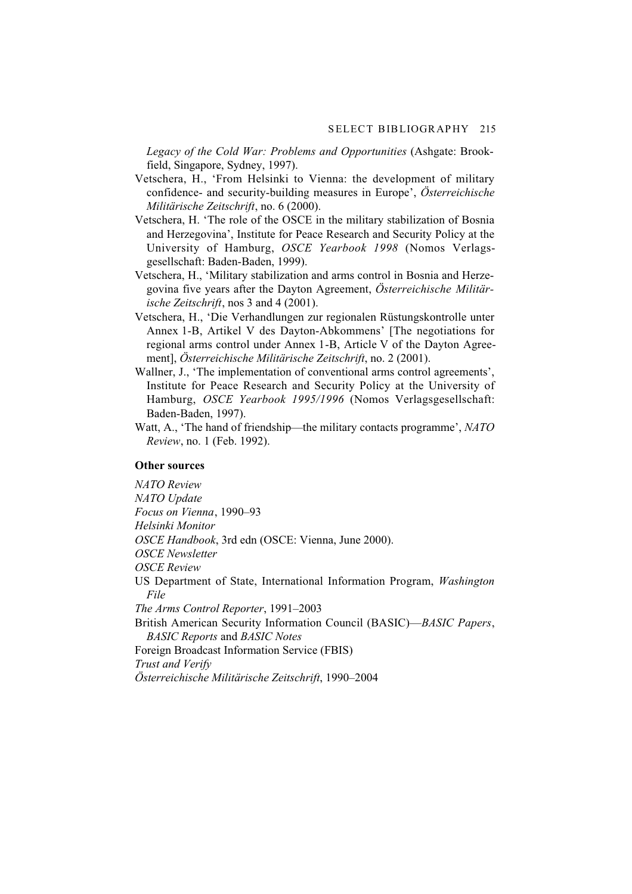*Legacy of the Cold War: Problems and Opportunities* (Ashgate: Brookfield, Singapore, Sydney, 1997).

Vetschera, H., 'From Helsinki to Vienna: the development of military confidence- and security-building measures in Europe', *Österreichische Militärische Zeitschrift*, no. 6 (2000).

Vetschera, H. 'The role of the OSCE in the military stabilization of Bosnia and Herzegovina', Institute for Peace Research and Security Policy at the University of Hamburg, *OSCE Yearbook 1998* (Nomos Verlagsgesellschaft: Baden-Baden, 1999).

Vetschera, H., 'Military stabilization and arms control in Bosnia and Herzegovina five years after the Dayton Agreement, *Österreichische Militärische Zeitschrift*, nos 3 and 4 (2001).

Vetschera, H., 'Die Verhandlungen zur regionalen Rüstungskontrolle unter Annex 1-B, Artikel V des Dayton-Abkommens' [The negotiations for regional arms control under Annex 1-B, Article V of the Dayton Agreement], *Österreichische Militärische Zeitschrift*, no. 2 (2001).

Wallner, J., 'The implementation of conventional arms control agreements', Institute for Peace Research and Security Policy at the University of Hamburg, *OSCE Yearbook 1995/1996* (Nomos Verlagsgesellschaft: Baden-Baden, 1997).

Watt, A., 'The hand of friendship—the military contacts programme', *NATO Review*, no. 1 (Feb. 1992).

**Other sources**

*NATO Review*

*NATO Update*

*Focus on Vienna*, 1990–93

*Helsinki Monitor*

*OSCE Handbook*, 3rd edn (OSCE: Vienna, June 2000).

*OSCE Newsletter*

*OSCE Review*

US Department of State, International Information Program, *Washington File*

*The Arms Control Reporter*, 1991–2003

British American Security Information Council (BASIC)—*BASIC Papers*, *BASIC Reports* and *BASIC Notes*

Foreign Broadcast Information Service (FBIS)

*Trust and Verify*

*Österreichische Militärische Zeitschrift*, 1990–2004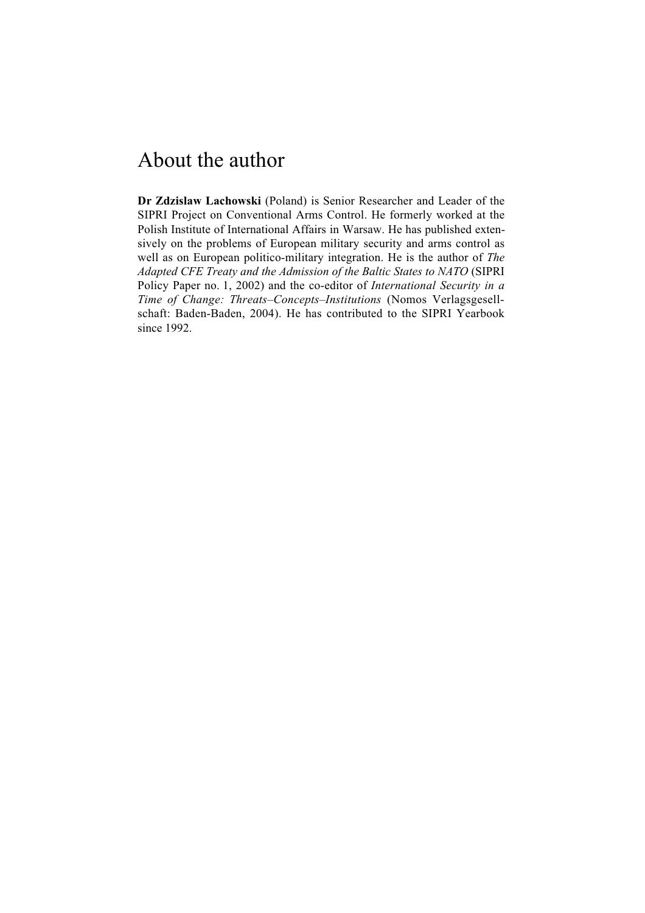# About the author

**Dr Zdzislaw Lachowski** (Poland) is Senior Researcher and Leader of the SIPRI Project on Conventional Arms Control. He formerly worked at the Polish Institute of International Affairs in Warsaw. He has published extensively on the problems of European military security and arms control as well as on European politico-military integration. He is the author of *The Adapted CFE Treaty and the Admission of the Baltic States to NATO* (SIPRI Policy Paper no. 1, 2002) and the co-editor of *International Security in a Time of Change: Threats–Concepts–Institutions* (Nomos Verlagsgesellschaft: Baden-Baden, 2004). He has contributed to the SIPRI Yearbook since 1992.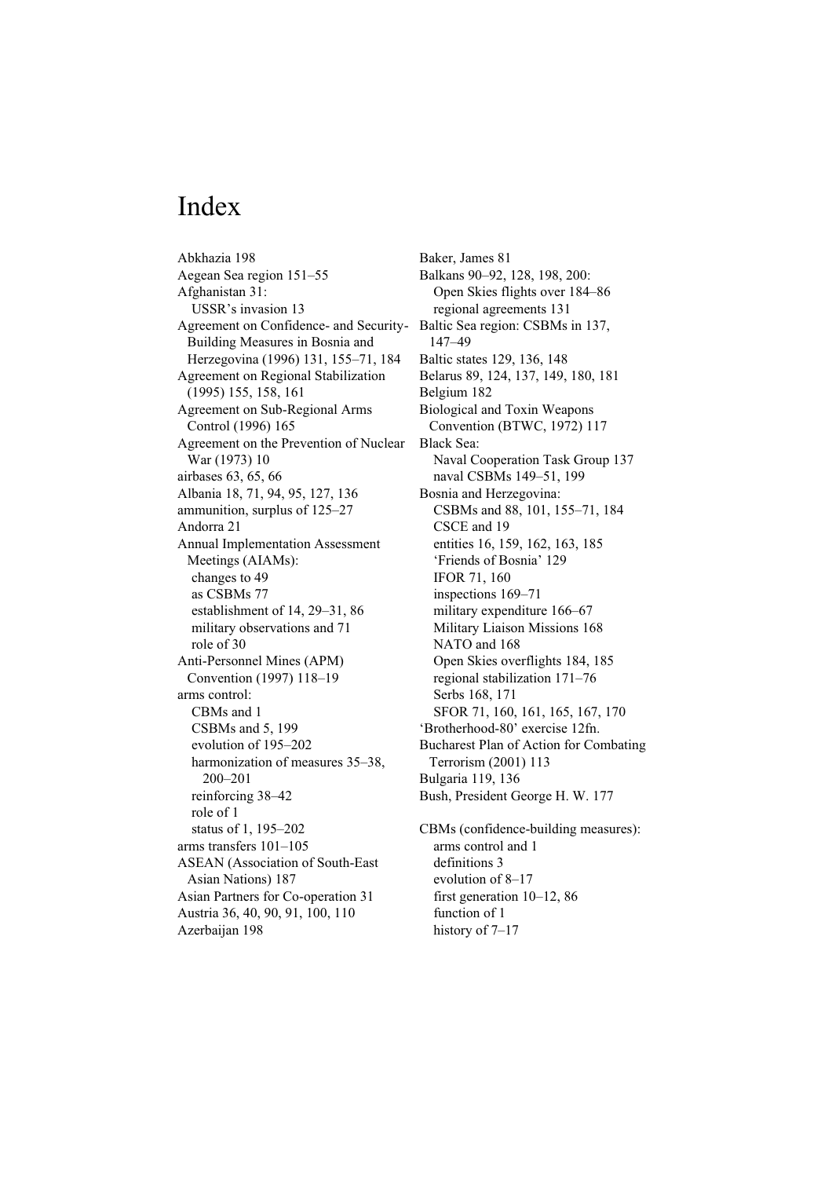# Index

Abkhazia 198
Aegean Sea region 151–55
Afghanistan 31:
  USSR's invasion 13
Agreement on Confidence- and Security-Building Measures in Bosnia and Herzegovina (1996) 131, 155–71, 184
Agreement on Regional Stabilization (1995) 155, 158, 161
Agreement on Sub-Regional Arms Control (1996) 165
Agreement on the Prevention of Nuclear War (1973) 10
airbases 63, 65, 66
Albania 18, 71, 94, 95, 127, 136
ammunition, surplus of 125–27
Andorra 21
Annual Implementation Assessment Meetings (AIAMs):
  changes to 49
  as CSBMs 77
  establishment of 14, 29–31, 86
  military observations and 71
  role of 30
Anti-Personnel Mines (APM) Convention (1997) 118–19
arms control:
  CBMs and 1
  CSBMs and 5, 199
  evolution of 195–202
  harmonization of measures 35–38, 200–201
  reinforcing 38–42
  role of 1
  status of 1, 195–202
arms transfers 101–105
ASEAN (Association of South-East Asian Nations) 187
Asian Partners for Co-operation 31
Austria 36, 40, 90, 91, 100, 110
Azerbaijan 198

Baker, James 81
Balkans 90–92, 128, 198, 200:
  Open Skies flights over 184–86
  regional agreements 131
Baltic Sea region: CSBMs in 137, 147–49
Baltic states 129, 136, 148
Belarus 89, 124, 137, 149, 180, 181
Belgium 182
Biological and Toxin Weapons Convention (BTWC, 1972) 117
Black Sea:
  Naval Cooperation Task Group 137
  naval CSBMs 149–51, 199
Bosnia and Herzegovina:
  CSBMs and 88, 101, 155–71, 184
  CSCE and 19
  entities 16, 159, 162, 163, 185
  'Friends of Bosnia' 129
  IFOR 71, 160
  inspections 169–71
  military expenditure 166–67
  Military Liaison Missions 168
  NATO and 168
  Open Skies overflights 184, 185
  regional stabilization 171–76
  Serbs 168, 171
  SFOR 71, 160, 161, 165, 167, 170
'Brotherhood-80' exercise 12fn.
Bucharest Plan of Action for Combating Terrorism (2001) 113
Bulgaria 119, 136
Bush, President George H. W. 177

CBMs (confidence-building measures):
  arms control and 1
  definitions 3
  evolution of 8–17
  first generation 10–12, 86
  function of 1
  history of 7–17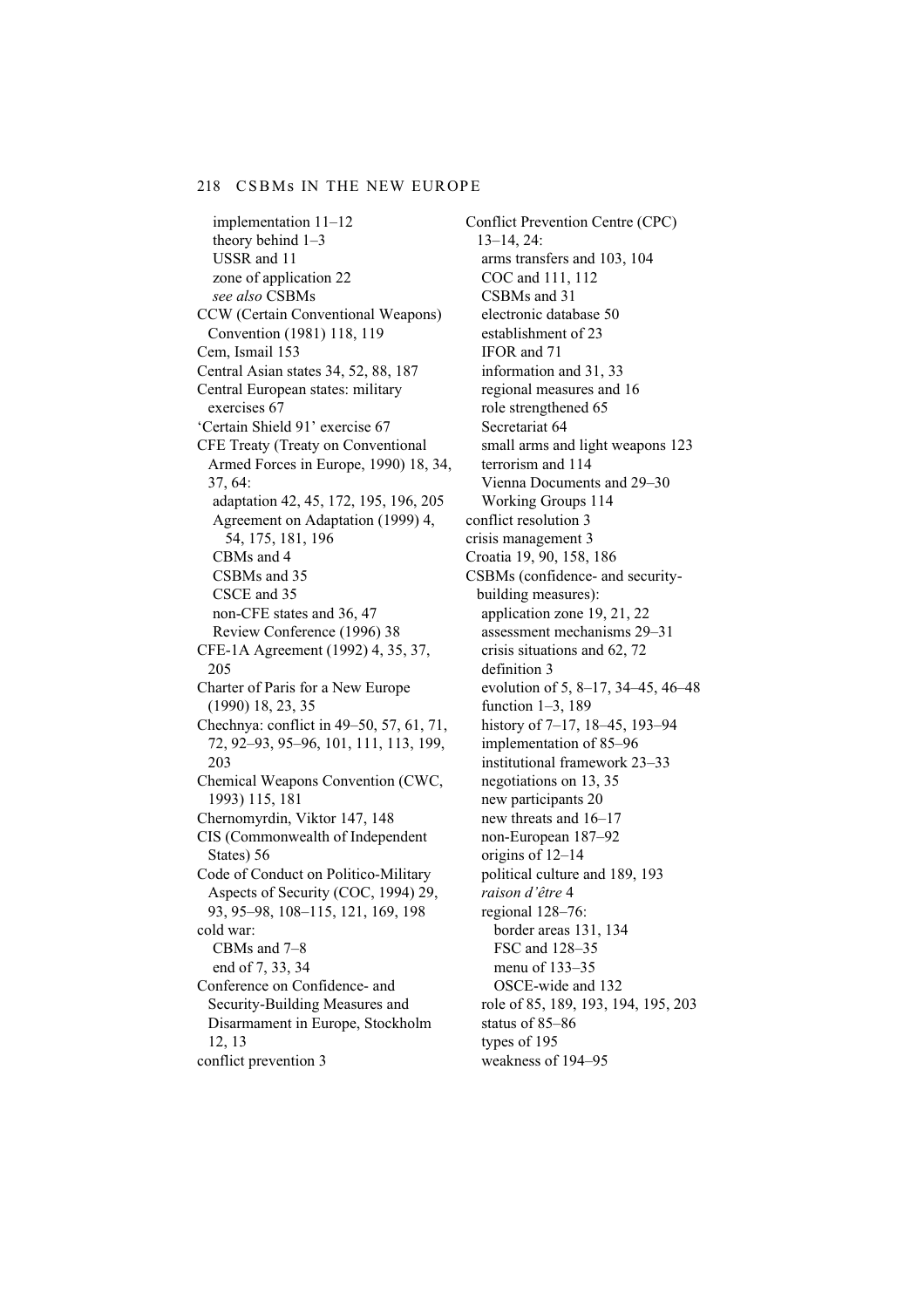implementation 11–12
theory behind 1–3
USSR and 11
zone of application 22
*see also* CSBMs

CCW (Certain Conventional Weapons) Convention (1981) 118, 119
Cem, Ismail 153
Central Asian states 34, 52, 88, 187
Central European states: military exercises 67
'Certain Shield 91' exercise 67
CFE Treaty (Treaty on Conventional Armed Forces in Europe, 1990) 18, 34, 37, 64:
adaptation 42, 45, 172, 195, 196, 205
Agreement on Adaptation (1999) 4, 54, 175, 181, 196
CBMs and 4
CSBMs and 35
CSCE and 35
non-CFE states and 36, 47
Review Conference (1996) 38

CFE-1A Agreement (1992) 4, 35, 37, 205
Charter of Paris for a New Europe (1990) 18, 23, 35
Chechnya: conflict in 49–50, 57, 61, 71, 72, 92–93, 95–96, 101, 111, 113, 199, 203
Chemical Weapons Convention (CWC, 1993) 115, 181
Chernomyrdin, Viktor 147, 148
CIS (Commonwealth of Independent States) 56
Code of Conduct on Politico-Military Aspects of Security (COC, 1994) 29, 93, 95–98, 108–115, 121, 169, 198
cold war:
CBMs and 7–8
end of 7, 33, 34

Conference on Confidence- and Security-Building Measures and Disarmament in Europe, Stockholm 12, 13
conflict prevention 3
Conflict Prevention Centre (CPC) 13–14, 24:
arms transfers and 103, 104
COC and 111, 112
CSBMs and 31
electronic database 50
establishment of 23
IFOR and 71
information and 31, 33
regional measures and 16
role strengthened 65
Secretariat 64
small arms and light weapons 123
terrorism and 114
Vienna Documents and 29–30
Working Groups 114

conflict resolution 3
crisis management 3
Croatia 19, 90, 158, 186
CSBMs (confidence- and security-building measures):
application zone 19, 21, 22
assessment mechanisms 29–31
crisis situations and 62, 72
definition 3
evolution of 5, 8–17, 34–45, 46–48
function 1–3, 189
history of 7–17, 18–45, 193–94
implementation of 85–96
institutional framework 23–33
negotiations on 13, 35
new participants 20
new threats and 16–17
non-European 187–92
origins of 12–14
political culture and 189, 193
*raison d'être* 4
regional 128–76:
border areas 131, 134
FSC and 128–35
menu of 133–35
OSCE-wide and 132
role of 85, 189, 193, 194, 195, 203
status of 85–86
types of 195
weakness of 194–95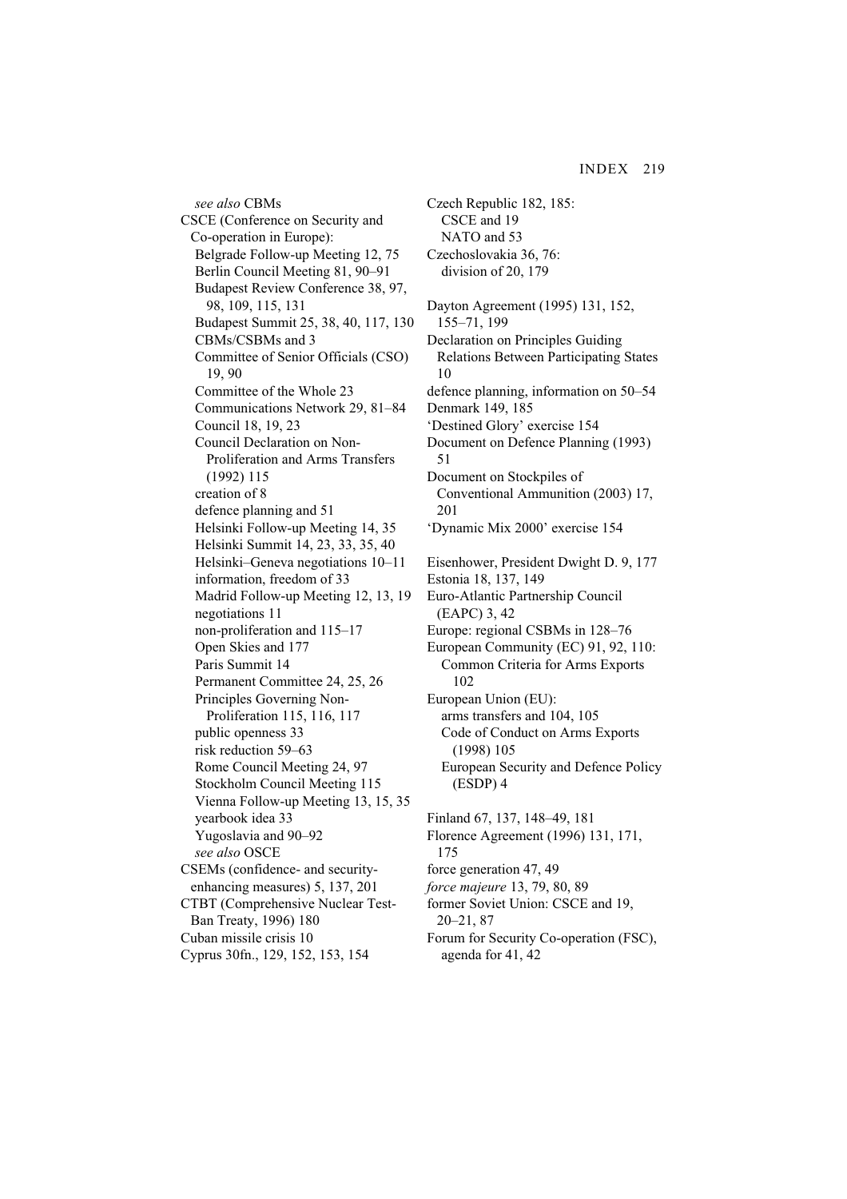*see also* CBMs

CSCE (Conference on Security and Co-operation in Europe):
- Belgrade Follow-up Meeting 12, 75
- Berlin Council Meeting 81, 90–91
- Budapest Review Conference 38, 97, 98, 109, 115, 131
- Budapest Summit 25, 38, 40, 117, 130
- CBMs/CSBMs and 3
- Committee of Senior Officials (CSO) 19, 90
- Committee of the Whole 23
- Communications Network 29, 81–84
- Council 18, 19, 23
- Council Declaration on Non-Proliferation and Arms Transfers (1992) 115
- creation of 8
- defence planning and 51
- Helsinki Follow-up Meeting 14, 35
- Helsinki Summit 14, 23, 33, 35, 40
- Helsinki–Geneva negotiations 10–11
- information, freedom of 33
- Madrid Follow-up Meeting 12, 13, 19
- negotiations 11
- non-proliferation and 115–17
- Open Skies and 177
- Paris Summit 14
- Permanent Committee 24, 25, 26
- Principles Governing Non-Proliferation 115, 116, 117
- public openness 33
- risk reduction 59–63
- Rome Council Meeting 24, 97
- Stockholm Council Meeting 115
- Vienna Follow-up Meeting 13, 15, 35
- yearbook idea 33
- Yugoslavia and 90–92
- *see also* OSCE

CSEMs (confidence- and security-enhancing measures) 5, 137, 201

CTBT (Comprehensive Nuclear Test-Ban Treaty, 1996) 180

Cuban missile crisis 10

Cyprus 30fn., 129, 152, 153, 154

Czech Republic 182, 185:
- CSCE and 19
- NATO and 53

Czechoslovakia 36, 76:
- division of 20, 179

Dayton Agreement (1995) 131, 152, 155–71, 199

Declaration on Principles Guiding Relations Between Participating States 10

defence planning, information on 50–54

Denmark 149, 185

'Destined Glory' exercise 154

Document on Defence Planning (1993) 51

Document on Stockpiles of Conventional Ammunition (2003) 17, 201

'Dynamic Mix 2000' exercise 154

Eisenhower, President Dwight D. 9, 177

Estonia 18, 137, 149

Euro-Atlantic Partnership Council (EAPC) 3, 42

Europe: regional CSBMs in 128–76

European Community (EC) 91, 92, 110:
- Common Criteria for Arms Exports 102

European Union (EU):
- arms transfers and 104, 105
- Code of Conduct on Arms Exports (1998) 105
- European Security and Defence Policy (ESDP) 4

Finland 67, 137, 148–49, 181

Florence Agreement (1996) 131, 171, 175

force generation 47, 49

*force majeure* 13, 79, 80, 89

former Soviet Union: CSCE and 19, 20–21, 87

Forum for Security Co-operation (FSC), agenda for 41, 42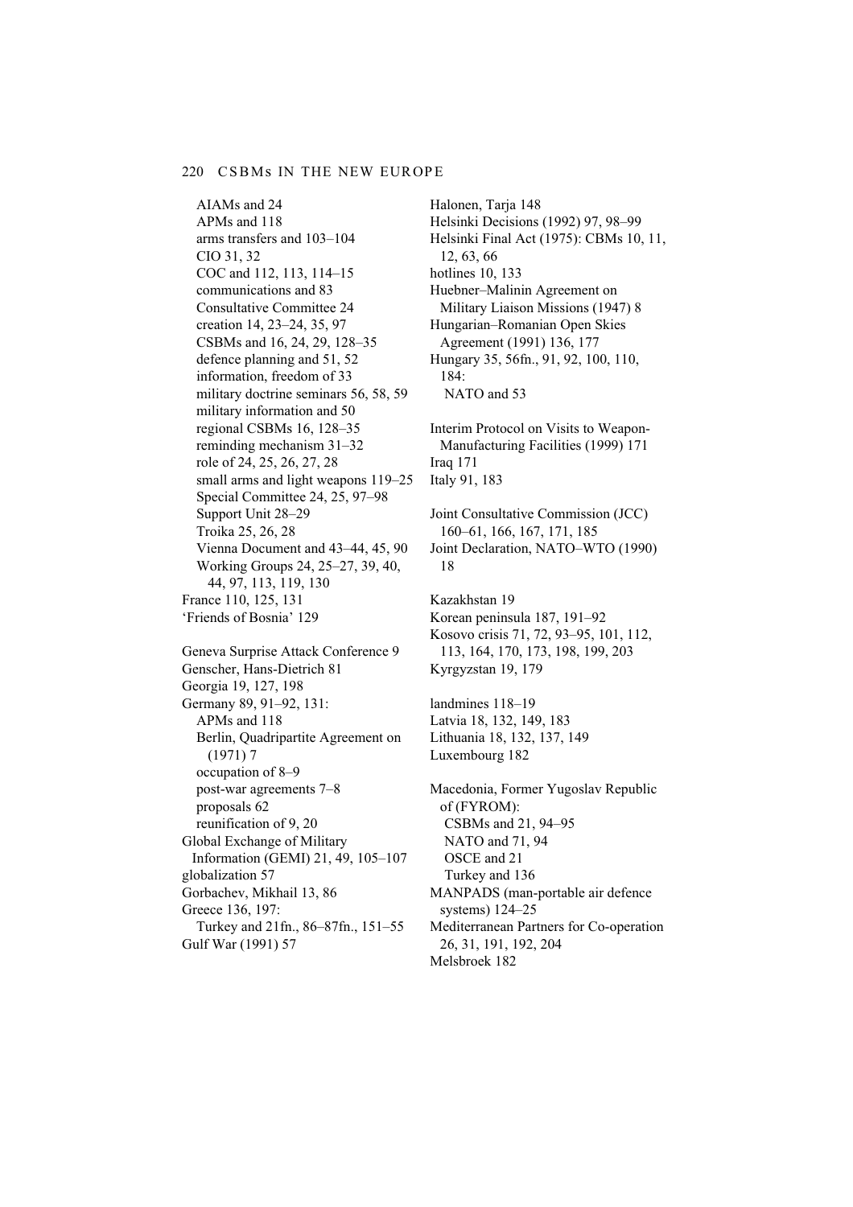AIAMs and 24
APMs and 118
arms transfers and 103–104
CIO 31, 32
COC and 112, 113, 114–15
communications and 83
Consultative Committee 24
creation 14, 23–24, 35, 97
CSBMs and 16, 24, 29, 128–35
defence planning and 51, 52
information, freedom of 33
military doctrine seminars 56, 58, 59
military information and 50
regional CSBMs 16, 128–35
reminding mechanism 31–32
role of 24, 25, 26, 27, 28
small arms and light weapons 119–25
Special Committee 24, 25, 97–98
Support Unit 28–29
Troika 25, 26, 28
Vienna Document and 43–44, 45, 90
Working Groups 24, 25–27, 39, 40, 44, 97, 113, 119, 130

France 110, 125, 131
'Friends of Bosnia' 129

Geneva Surprise Attack Conference 9
Genscher, Hans-Dietrich 81
Georgia 19, 127, 198
Germany 89, 91–92, 131:
APMs and 118
Berlin, Quadripartite Agreement on (1971) 7
occupation of 8–9
post-war agreements 7–8
proposals 62
reunification of 9, 20
Global Exchange of Military Information (GEMI) 21, 49, 105–107
globalization 57
Gorbachev, Mikhail 13, 86
Greece 136, 197:
Turkey and 21fn., 86–87fn., 151–55
Gulf War (1991) 57

Halonen, Tarja 148
Helsinki Decisions (1992) 97, 98–99
Helsinki Final Act (1975): CBMs 10, 11, 12, 63, 66
hotlines 10, 133
Huebner–Malinin Agreement on Military Liaison Missions (1947) 8
Hungarian–Romanian Open Skies Agreement (1991) 136, 177
Hungary 35, 56fn., 91, 92, 100, 110, 184:
NATO and 53

Interim Protocol on Visits to Weapon-Manufacturing Facilities (1999) 171
Iraq 171
Italy 91, 183

Joint Consultative Commission (JCC) 160–61, 166, 167, 171, 185
Joint Declaration, NATO–WTO (1990) 18

Kazakhstan 19
Korean peninsula 187, 191–92
Kosovo crisis 71, 72, 93–95, 101, 112, 113, 164, 170, 173, 198, 199, 203
Kyrgyzstan 19, 179

landmines 118–19
Latvia 18, 132, 149, 183
Lithuania 18, 132, 137, 149
Luxembourg 182

Macedonia, Former Yugoslav Republic of (FYROM):
CSBMs and 21, 94–95
NATO and 71, 94
OSCE and 21
Turkey and 136
MANPADS (man-portable air defence systems) 124–25
Mediterranean Partners for Co-operation 26, 31, 191, 192, 204
Melsbroek 182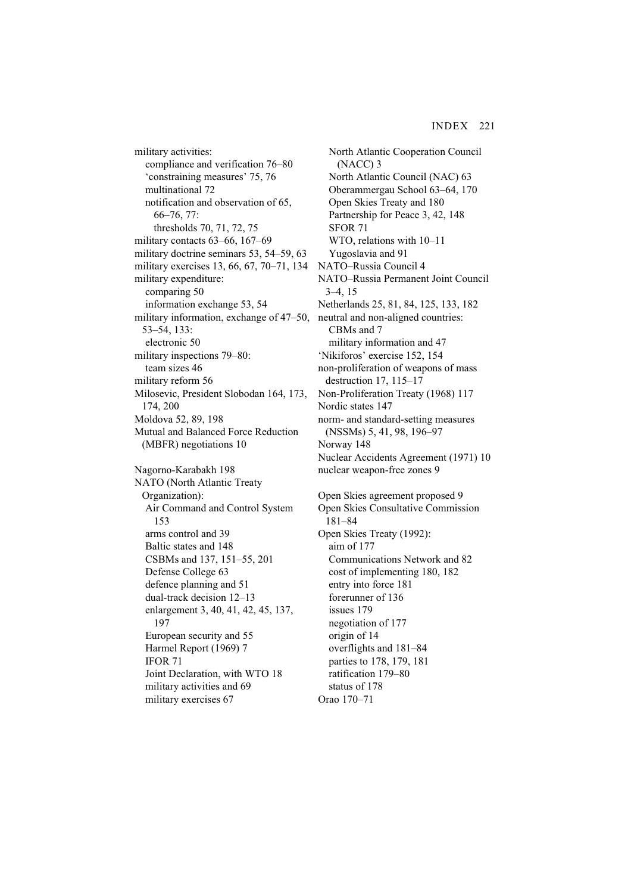military activities:
  compliance and verification 76–80
  'constraining measures' 75, 76
  multinational 72
  notification and observation of 65, 66–76, 77:
    thresholds 70, 71, 72, 75
military contacts 63–66, 167–69
military doctrine seminars 53, 54–59, 63
military exercises 13, 66, 67, 70–71, 134
military expenditure:
  comparing 50
  information exchange 53, 54
military information, exchange of 47–50, 53–54, 133:
  electronic 50
military inspections 79–80:
  team sizes 46
military reform 56
Milosevic, President Slobodan 164, 173, 174, 200
Moldova 52, 89, 198
Mutual and Balanced Force Reduction (MBFR) negotiations 10

Nagorno-Karabakh 198
NATO (North Atlantic Treaty Organization):
  Air Command and Control System 153
  arms control and 39
  Baltic states and 148
  CSBMs and 137, 151–55, 201
  Defense College 63
  defence planning and 51
  dual-track decision 12–13
  enlargement 3, 40, 41, 42, 45, 137, 197
  European security and 55
  Harmel Report (1969) 7
  IFOR 71
  Joint Declaration, with WTO 18
  military activities and 69
  military exercises 67
  North Atlantic Cooperation Council (NACC) 3
  North Atlantic Council (NAC) 63
  Oberammergau School 63–64, 170
  Open Skies Treaty and 180
  Partnership for Peace 3, 42, 148
  SFOR 71
  WTO, relations with 10–11
  Yugoslavia and 91
NATO–Russia Council 4
NATO–Russia Permanent Joint Council 3–4, 15
Netherlands 25, 81, 84, 125, 133, 182
neutral and non-aligned countries:
  CBMs and 7
  military information and 47
'Nikiforos' exercise 152, 154
non-proliferation of weapons of mass destruction 17, 115–17
Non-Proliferation Treaty (1968) 117
Nordic states 147
norm- and standard-setting measures (NSSMs) 5, 41, 98, 196–97
Norway 148
Nuclear Accidents Agreement (1971) 10
nuclear weapon-free zones 9

Open Skies agreement proposed 9
Open Skies Consultative Commission 181–84
Open Skies Treaty (1992):
  aim of 177
  Communications Network and 82
  cost of implementing 180, 182
  entry into force 181
  forerunner of 136
  issues 179
  negotiation of 177
  origin of 14
  overflights and 181–84
  parties to 178, 179, 181
  ratification 179–80
  status of 178
Orao 170–71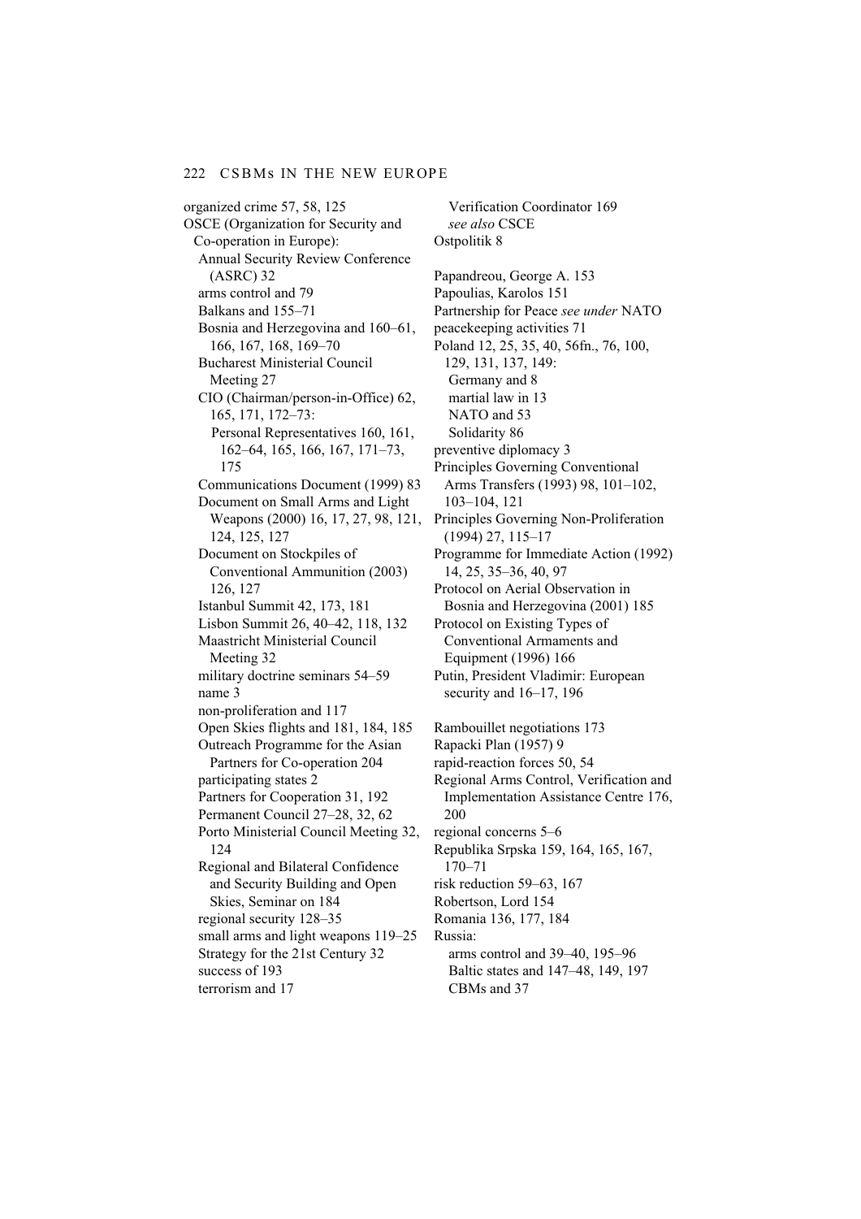organized crime 57, 58, 125
OSCE (Organization for Security and Co-operation in Europe):
  Annual Security Review Conference (ASRC) 32
  arms control and 79
  Balkans and 155–71
  Bosnia and Herzegovina and 160–61, 166, 167, 168, 169–70
  Bucharest Ministerial Council Meeting 27
  CIO (Chairman/person-in-Office) 62, 165, 171, 172–73:
    Personal Representatives 160, 161, 162–64, 165, 166, 167, 171–73, 175
  Communications Document (1999) 83
  Document on Small Arms and Light Weapons (2000) 16, 17, 27, 98, 121, 124, 125, 127
  Document on Stockpiles of Conventional Ammunition (2003) 126, 127
  Istanbul Summit 42, 173, 181
  Lisbon Summit 26, 40–42, 118, 132
  Maastricht Ministerial Council Meeting 32
  military doctrine seminars 54–59
  name 3
  non-proliferation and 117
  Open Skies flights and 181, 184, 185
  Outreach Programme for the Asian Partners for Co-operation 204
  participating states 2
  Partners for Cooperation 31, 192
  Permanent Council 27–28, 32, 62
  Porto Ministerial Council Meeting 32, 124
  Regional and Bilateral Confidence and Security Building and Open Skies, Seminar on 184
  regional security 128–35
  small arms and light weapons 119–25
  Strategy for the 21st Century 32
  success of 193
  terrorism and 17
  Verification Coordinator 169
  *see also* CSCE
Ostpolitik 8

Papandreou, George A. 153
Papoulias, Karolos 151
Partnership for Peace *see under* NATO
peacekeeping activities 71
Poland 12, 25, 35, 40, 56fn., 76, 100, 129, 131, 137, 149:
  Germany and 8
  martial law in 13
  NATO and 53
  Solidarity 86
preventive diplomacy 3
Principles Governing Conventional Arms Transfers (1993) 98, 101–102, 103–104, 121
Principles Governing Non-Proliferation (1994) 27, 115–17
Programme for Immediate Action (1992) 14, 25, 35–36, 40, 97
Protocol on Aerial Observation in Bosnia and Herzegovina (2001) 185
Protocol on Existing Types of Conventional Armaments and Equipment (1996) 166
Putin, President Vladimir: European security and 16–17, 196

Rambouillet negotiations 173
Rapacki Plan (1957) 9
rapid-reaction forces 50, 54
Regional Arms Control, Verification and Implementation Assistance Centre 176, 200
regional concerns 5–6
Republika Srpska 159, 164, 165, 167, 170–71
risk reduction 59–63, 167
Robertson, Lord 154
Romania 136, 177, 184
Russia:
  arms control and 39–40, 195–96
  Baltic states and 147–48, 149, 197
  CBMs and 37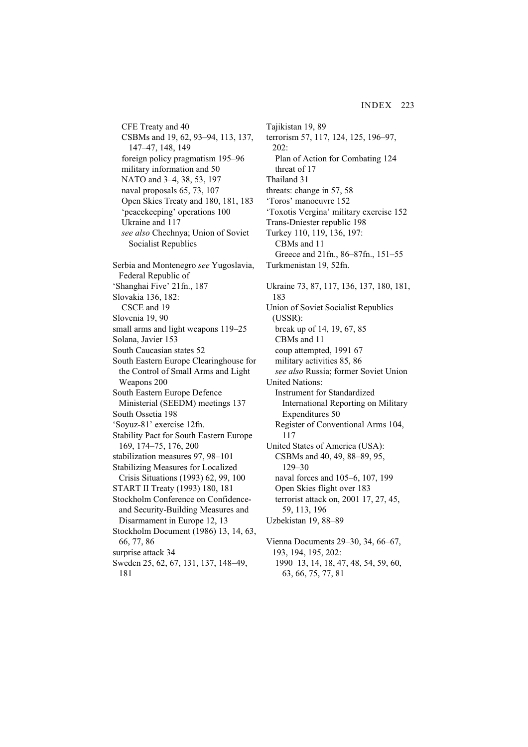CFE Treaty and 40
CSBMs and 19, 62, 93–94, 113, 137, 147–47, 148, 149
foreign policy pragmatism 195–96
military information and 50
NATO and 3–4, 38, 53, 197
naval proposals 65, 73, 107
Open Skies Treaty and 180, 181, 183
'peacekeeping' operations 100
Ukraine and 117
*see also* Chechnya; Union of Soviet Socialist Republics

Serbia and Montenegro *see* Yugoslavia, Federal Republic of
'Shanghai Five' 21fn., 187
Slovakia 136, 182:
CSCE and 19
Slovenia 19, 90
small arms and light weapons 119–25
Solana, Javier 153
South Caucasian states 52
South Eastern Europe Clearinghouse for the Control of Small Arms and Light Weapons 200
South Eastern Europe Defence Ministerial (SEEDM) meetings 137
South Ossetia 198
'Soyuz-81' exercise 12fn.
Stability Pact for South Eastern Europe 169, 174–75, 176, 200
stabilization measures 97, 98–101
Stabilizing Measures for Localized Crisis Situations (1993) 62, 99, 100
START II Treaty (1993) 180, 181
Stockholm Conference on Confidence- and Security-Building Measures and Disarmament in Europe 12, 13
Stockholm Document (1986) 13, 14, 63, 66, 77, 86
surprise attack 34
Sweden 25, 62, 67, 131, 137, 148–49, 181

Tajikistan 19, 89
terrorism 57, 117, 124, 125, 196–97, 202:
Plan of Action for Combating 124
threat of 17
Thailand 31
threats: change in 57, 58
'Toros' manoeuvre 152
'Toxotis Vergina' military exercise 152
Trans-Dniester republic 198
Turkey 110, 119, 136, 197:
CBMs and 11
Greece and 21fn., 86–87fn., 151–55
Turkmenistan 19, 52fn.

Ukraine 73, 87, 117, 136, 137, 180, 181, 183
Union of Soviet Socialist Republics (USSR):
break up of 14, 19, 67, 85
CBMs and 11
coup attempted, 1991 67
military activities 85, 86
*see also* Russia; former Soviet Union
United Nations:
Instrument for Standardized International Reporting on Military Expenditures 50
Register of Conventional Arms 104, 117
United States of America (USA):
CSBMs and 40, 49, 88–89, 95, 129–30
naval forces and 105–6, 107, 199
Open Skies flight over 183
terrorist attack on, 2001 17, 27, 45, 59, 113, 196
Uzbekistan 19, 88–89

Vienna Documents 29–30, 34, 66–67, 193, 194, 195, 202:
1990 13, 14, 18, 47, 48, 54, 59, 60, 63, 66, 75, 77, 81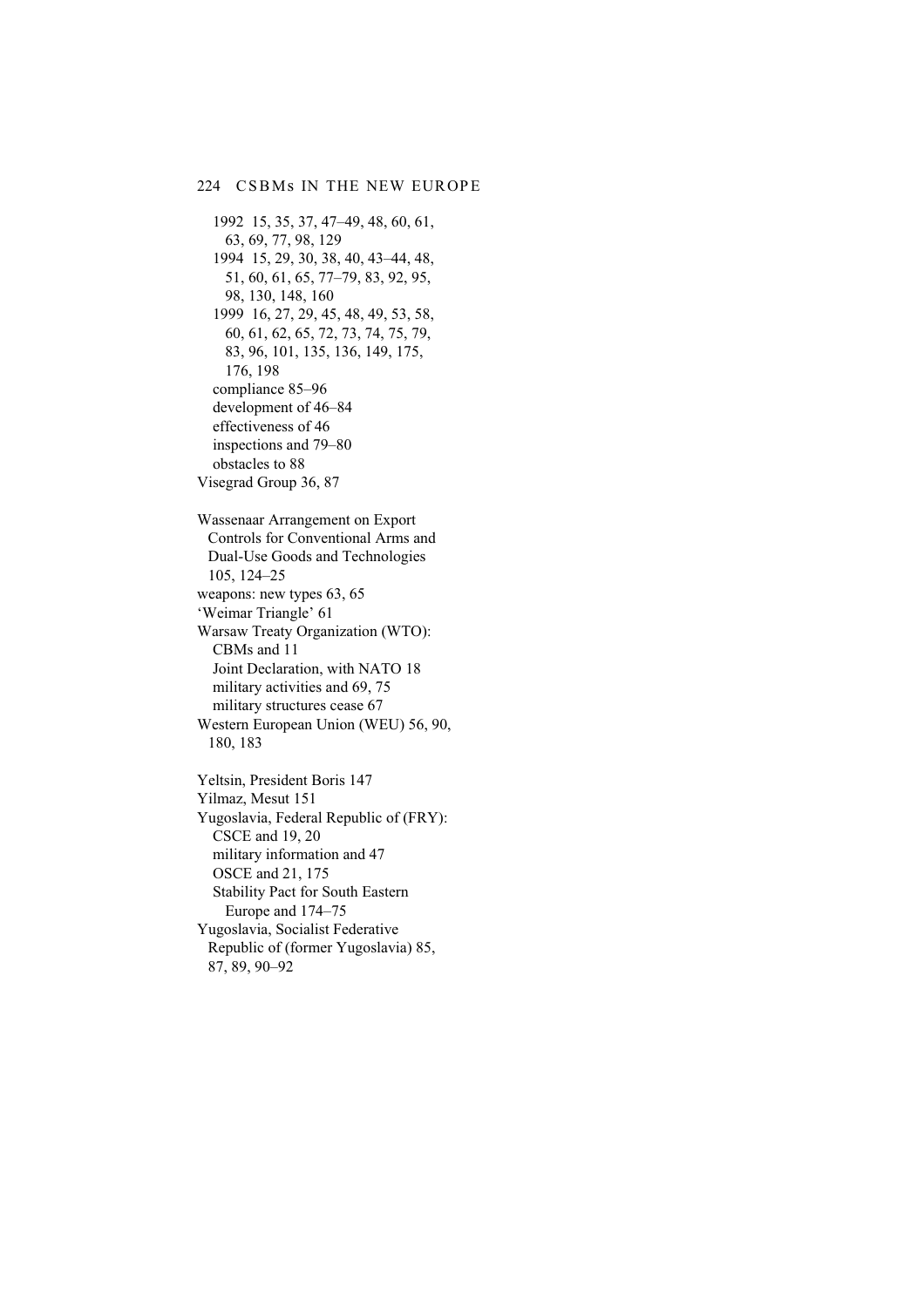1992 15, 35, 37, 47–49, 48, 60, 61, 63, 69, 77, 98, 129
1994 15, 29, 30, 38, 40, 43–44, 48, 51, 60, 61, 65, 77–79, 83, 92, 95, 98, 130, 148, 160
1999 16, 27, 29, 45, 48, 49, 53, 58, 60, 61, 62, 65, 72, 73, 74, 75, 79, 83, 96, 101, 135, 136, 149, 175, 176, 198
compliance 85–96
development of 46–84
effectiveness of 46
inspections and 79–80
obstacles to 88

Visegrad Group 36, 87

Wassenaar Arrangement on Export Controls for Conventional Arms and Dual-Use Goods and Technologies 105, 124–25
weapons: new types 63, 65
'Weimar Triangle' 61
Warsaw Treaty Organization (WTO):
CBMs and 11
Joint Declaration, with NATO 18
military activities and 69, 75
military structures cease 67
Western European Union (WEU) 56, 90, 180, 183

Yeltsin, President Boris 147
Yilmaz, Mesut 151
Yugoslavia, Federal Republic of (FRY):
CSCE and 19, 20
military information and 47
OSCE and 21, 175
Stability Pact for South Eastern Europe and 174–75
Yugoslavia, Socialist Federative Republic of (former Yugoslavia) 85, 87, 89, 90–92